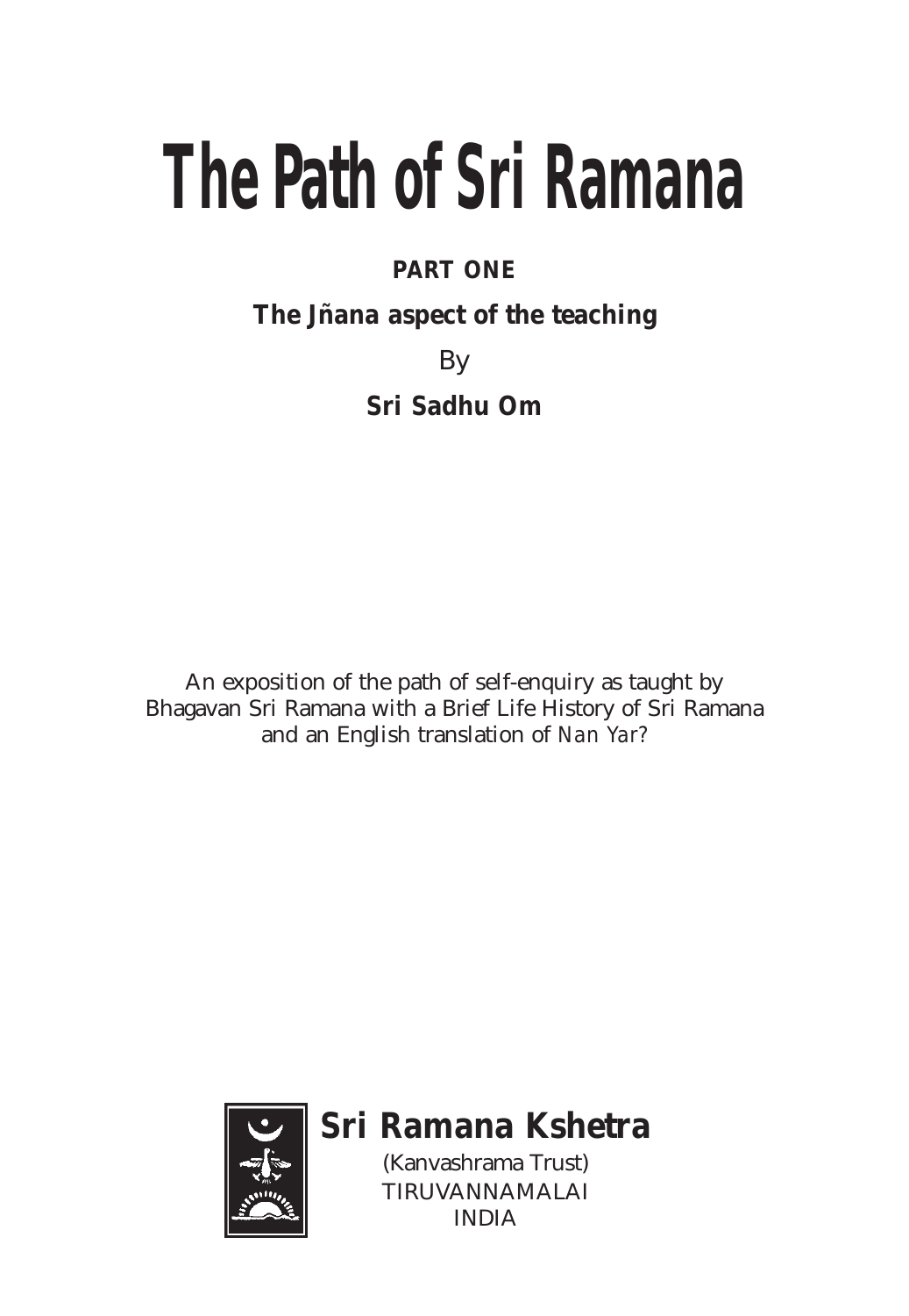# The Path of Sri Ramana

**PART ONE**

**The Jñana aspect of the teaching**

By

**Sri Sadhu Om**

An exposition of the path of self-enquiry as taught by Bhagavan Sri Ramana with a Brief Life History of Sri Ramana and an English translation of *Nan Yar*?

**Sri Ramana Kshetra**

(Kanvashrama Trust)
TIRUVANNAMALAI
INDIA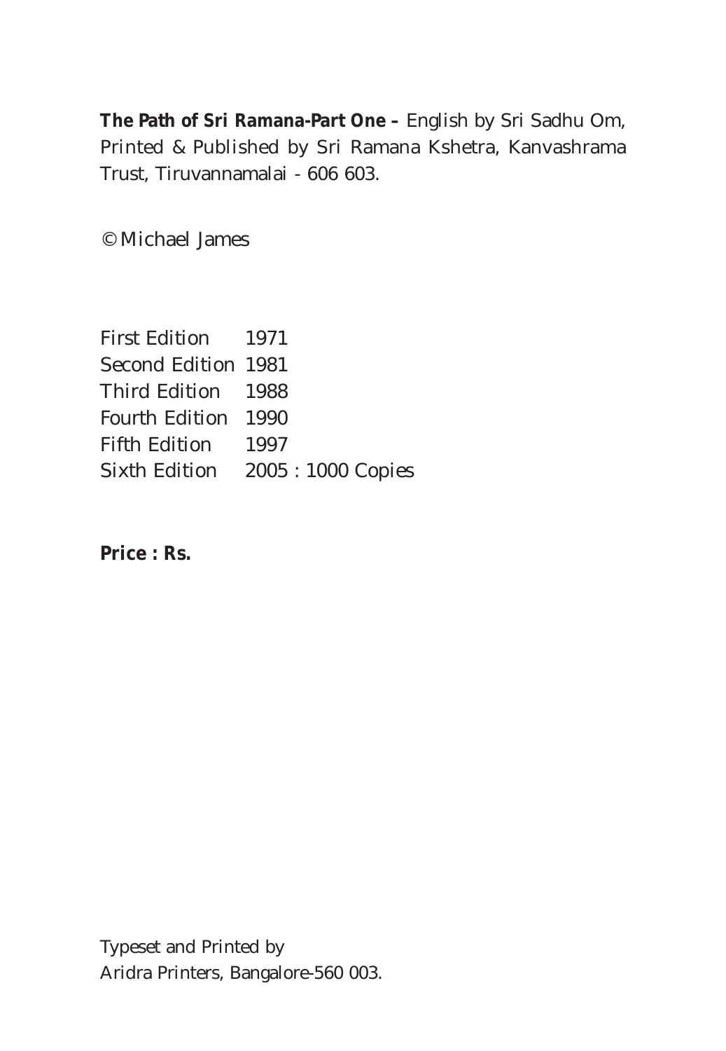**The Path of Sri Ramana-Part One –** English by Sri Sadhu Om, Printed & Published by Sri Ramana Kshetra, Kanvashrama Trust, Tiruvannamalai - 606 603.

© Michael James

First Edition 1971
Second Edition 1981
Third Edition 1988
Fourth Edition 1990
Fifth Edition 1997
Sixth Edition 2005 : 1000 Copies

**Price : Rs.**

Typeset and Printed by
Aridra Printers, Bangalore-560 003.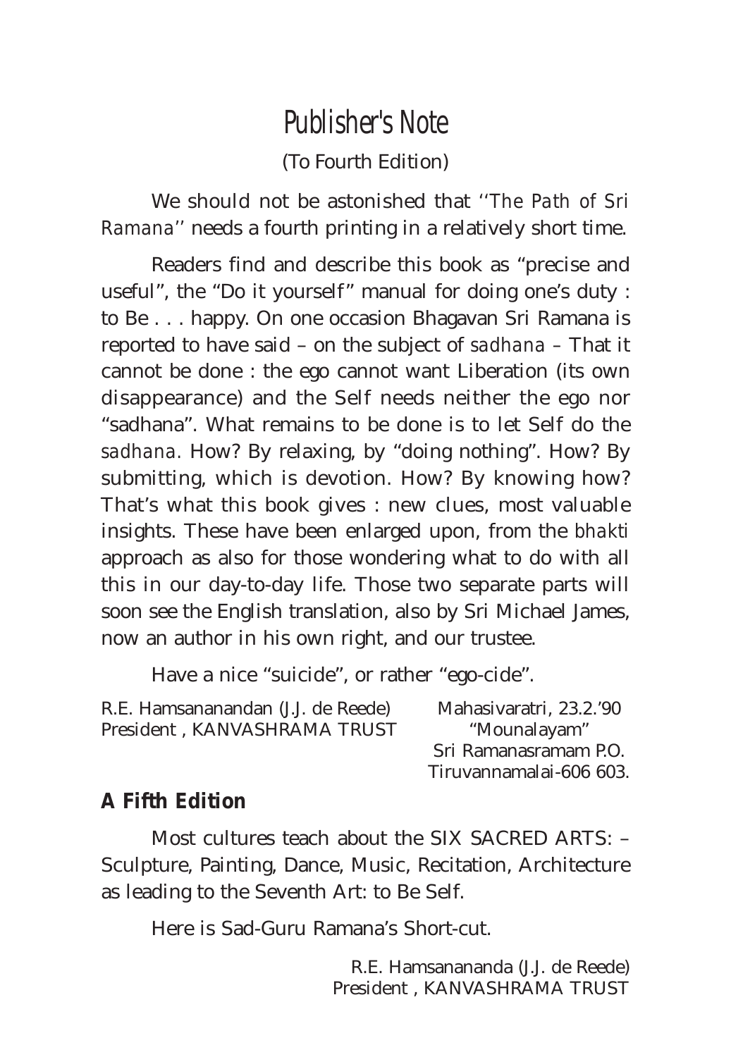# Publisher's Note

(To Fourth Edition)

We should not be astonished that ''*The Path of Sri Ramana*'' needs a fourth printing in a relatively short time.

Readers find and describe this book as "precise and useful", the "Do it yourself" manual for doing one's duty : to Be . . . happy. On one occasion Bhagavan Sri Ramana is reported to have said – on the subject of *sadhana* – That it cannot be done : the ego cannot want Liberation (its own disappearance) and the Self needs neither the ego nor "sadhana". What remains to be done is to let Self do the *sadhana*. How? By relaxing, by "doing nothing". How? By submitting, which is devotion. How? By knowing how? That's what this book gives : new clues, most valuable insights. These have been enlarged upon, from the *bhakti* approach as also for those wondering what to do with all this in our day-to-day life. Those two separate parts will soon see the English translation, also by Sri Michael James, now an author in his own right, and our trustee.

Have a nice "suicide", or rather "ego-cide".

R.E. Hamsananandan (J.J. de Reede)
President , KANVASHRAMA TRUST

Mahasivaratri, 23.2.'90
"Mounalayam"
Sri Ramanasramam P.O.
Tiruvannamalai-606 603.

**A Fifth Edition**

Most cultures teach about the SIX SACRED ARTS: – Sculpture, Painting, Dance, Music, Recitation, Architecture as leading to the Seventh Art: to Be Self.

Here is Sad-Guru Ramana's Short-cut.

R.E. Hamsanananda (J.J. de Reede)
President , KANVASHRAMA TRUST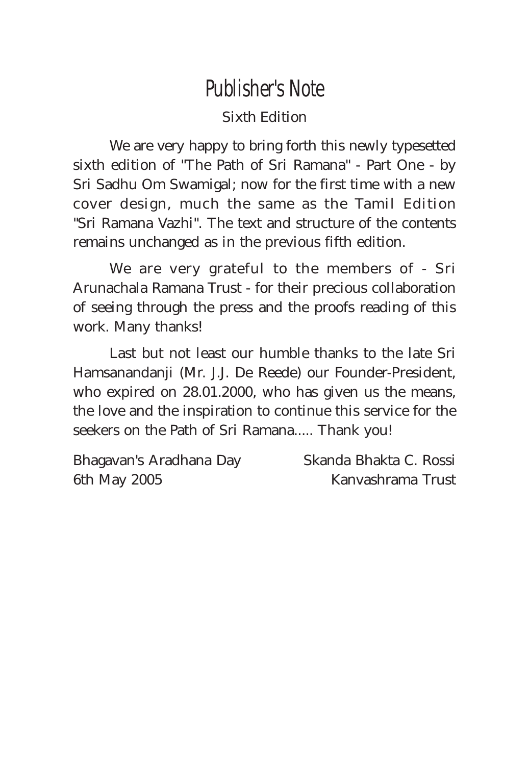# Publisher's Note

Sixth Edition

We are very happy to bring forth this newly typesetted sixth edition of "The Path of Sri Ramana" - Part One - by Sri Sadhu Om Swamigal; now for the first time with a new cover design, much the same as the Tamil Edition "Sri Ramana Vazhi". The text and structure of the contents remains unchanged as in the previous fifth edition.

We are very grateful to the members of - Sri Arunachala Ramana Trust - for their precious collaboration of seeing through the press and the proofs reading of this work. Many thanks!

Last but not least our humble thanks to the late Sri Hamsanandanji (Mr. J.J. De Reede) our Founder-President, who expired on 28.01.2000, who has given us the means, the love and the inspiration to continue this service for the seekers on the Path of Sri Ramana..... Thank you!

Bhagavan's Aradhana Day
6th May 2005

Skanda Bhakta C. Rossi
Kanvashrama Trust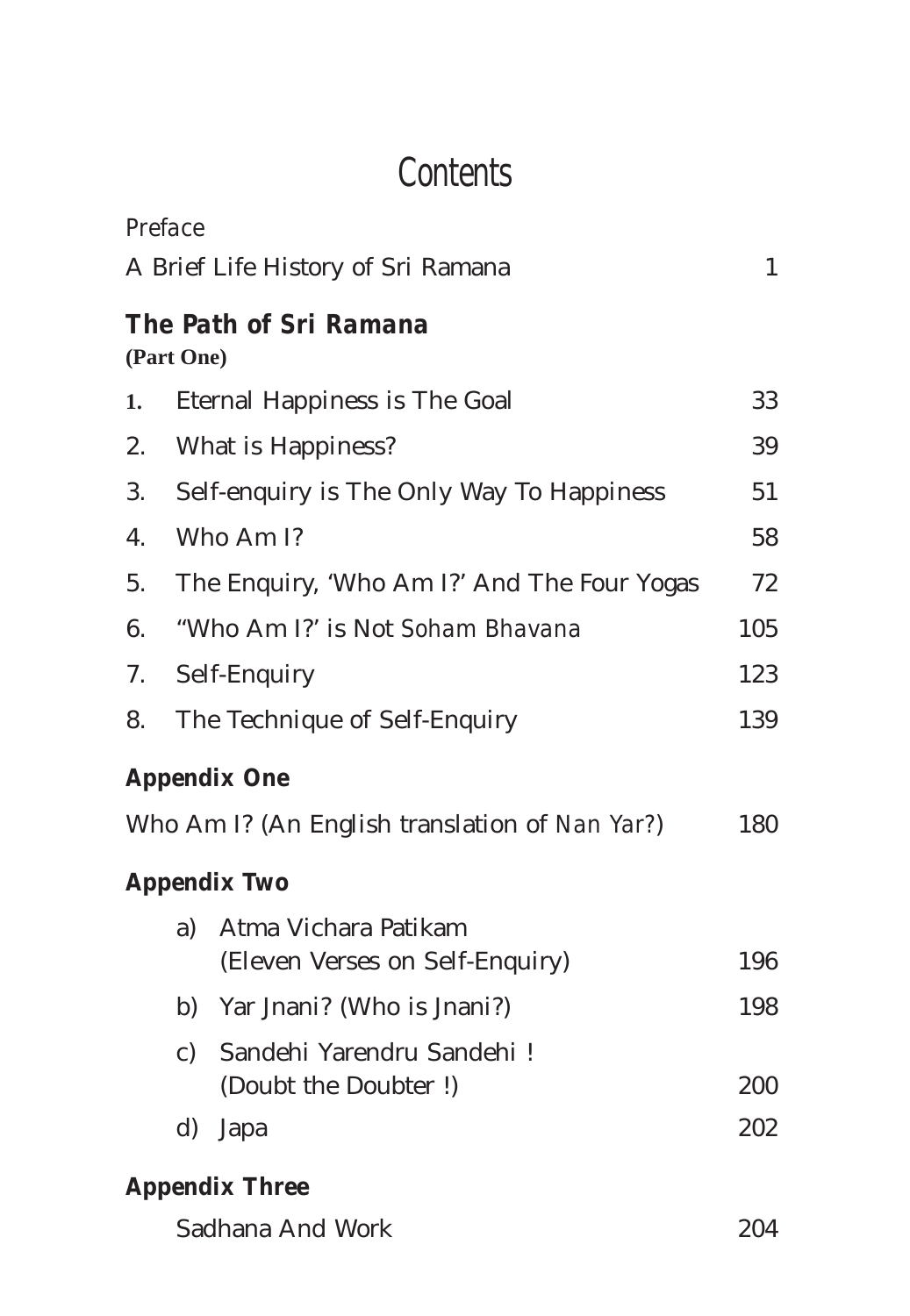# Contents

*Preface*

| | | |
|---|---|---|
| A Brief Life History of Sri Ramana | | 1 |

## *The Path of Sri Ramana*

**(Part One)**

| | | |
|---|---|---|
| 1. | Eternal Happiness is The Goal | 33 |
| 2. | What is Happiness? | 39 |
| 3. | Self-enquiry is The Only Way To Happiness | 51 |
| 4. | Who Am I? | 58 |
| 5. | The Enquiry, 'Who Am I?' And The Four Yogas | 72 |
| 6. | "Who Am I?' is Not *Soham Bhavana* | 105 |
| 7. | Self-Enquiry | 123 |
| 8. | The Technique of Self-Enquiry | 139 |

**Appendix One**

| | |
|---|---|
| Who Am I? (An English translation of *Nan Yar?*) | 180 |

**Appendix Two**

| | | |
|---|---|---|
| a) | Atma Vichara Patikam (Eleven Verses on Self-Enquiry) | 196 |
| b) | Yar Jnani? (Who is Jnani?) | 198 |
| c) | Sandehi Yarendru Sandehi ! (Doubt the Doubter !) | 200 |
| d) | Japa | 202 |

**Appendix Three**

| | |
|---|---|
| Sadhana And Work | 204 |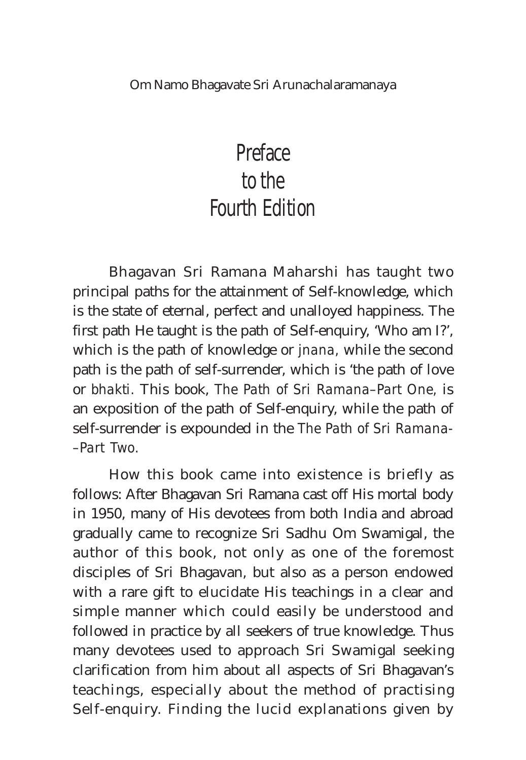Om Namo Bhagavate Sri Arunachalaramanaya

# Preface to the Fourth Edition

Bhagavan Sri Ramana Maharshi has taught two principal paths for the attainment of Self-knowledge, which is the state of eternal, perfect and unalloyed happiness. The first path He taught is the path of Self-enquiry, 'Who am I?', which is the path of knowledge or *jnana,* while the second path is the path of self-surrender, which is 'the path of love or *bhakti.* This book, *The Path of Sri Ramana–Part One,* is an exposition of the path of Self-enquiry, while the path of self-surrender is expounded in the *The Path of Sri Ramana––Part Two.*

How this book came into existence is briefly as follows: After Bhagavan Sri Ramana cast off His mortal body in 1950, many of His devotees from both India and abroad gradually came to recognize Sri Sadhu Om Swamigal, the author of this book, not only as one of the foremost disciples of Sri Bhagavan, but also as a person endowed with a rare gift to elucidate His teachings in a clear and simple manner which could easily be understood and followed in practice by all seekers of true knowledge. Thus many devotees used to approach Sri Swamigal seeking clarification from him about all aspects of Sri Bhagavan's teachings, especially about the method of practising Self-enquiry. Finding the lucid explanations given by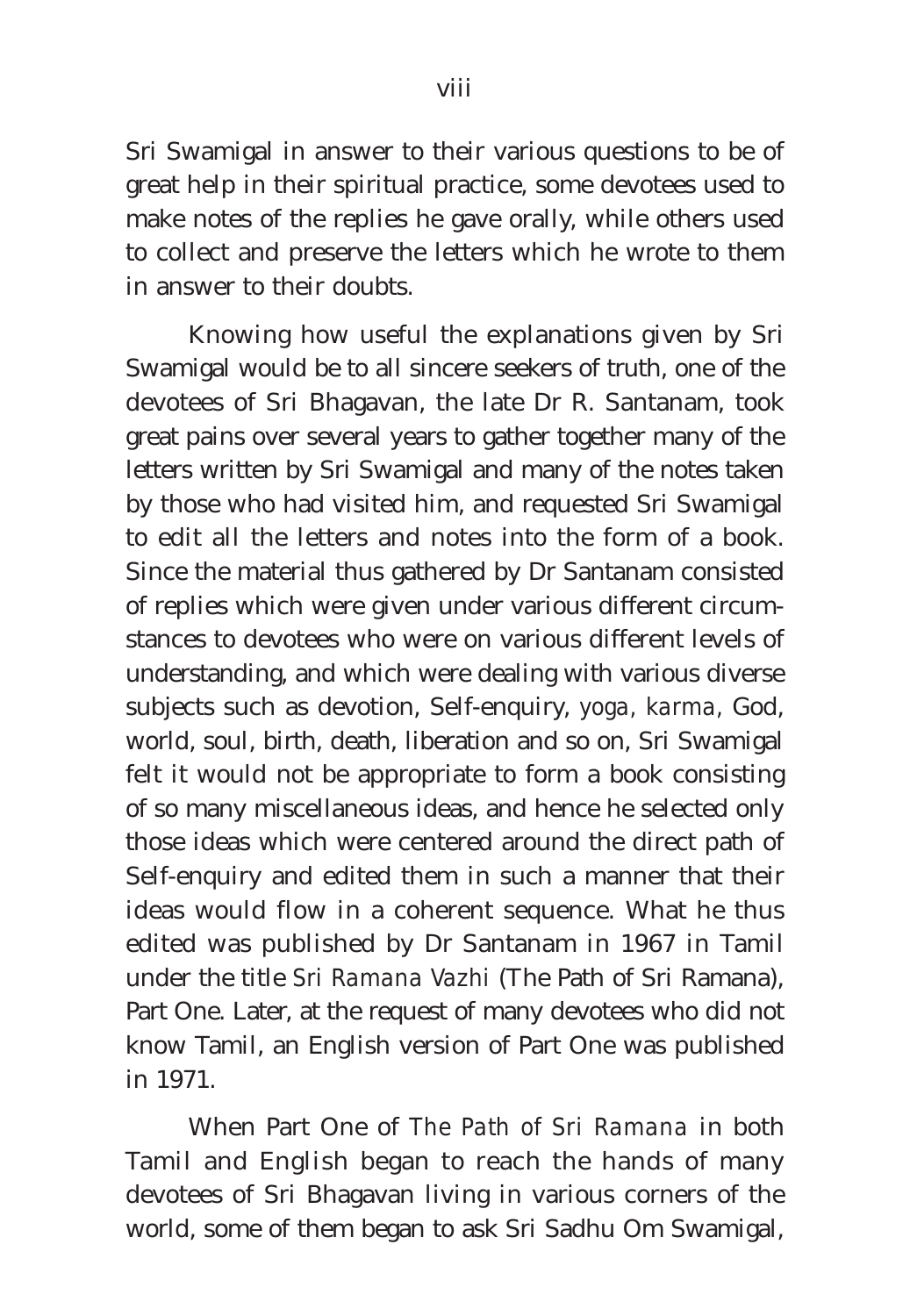Sri Swamigal in answer to their various questions to be of great help in their spiritual practice, some devotees used to make notes of the replies he gave orally, while others used to collect and preserve the letters which he wrote to them in answer to their doubts.

Knowing how useful the explanations given by Sri Swamigal would be to all sincere seekers of truth, one of the devotees of Sri Bhagavan, the late Dr R. Santanam, took great pains over several years to gather together many of the letters written by Sri Swamigal and many of the notes taken by those who had visited him, and requested Sri Swamigal to edit all the letters and notes into the form of a book. Since the material thus gathered by Dr Santanam consisted of replies which were given under various different circumstances to devotees who were on various different levels of understanding, and which were dealing with various diverse subjects such as devotion, Self-enquiry, *yoga*, *karma*, God, world, soul, birth, death, liberation and so on, Sri Swamigal felt it would not be appropriate to form a book consisting of so many miscellaneous ideas, and hence he selected only those ideas which were centered around the direct path of Self-enquiry and edited them in such a manner that their ideas would flow in a coherent sequence. What he thus edited was published by Dr Santanam in 1967 in Tamil under the title *Sri Ramana Vazhi* (The Path of Sri Ramana), Part One. Later, at the request of many devotees who did not know Tamil, an English version of Part One was published in 1971.

When Part One of *The Path of Sri Ramana* in both Tamil and English began to reach the hands of many devotees of Sri Bhagavan living in various corners of the world, some of them began to ask Sri Sadhu Om Swamigal,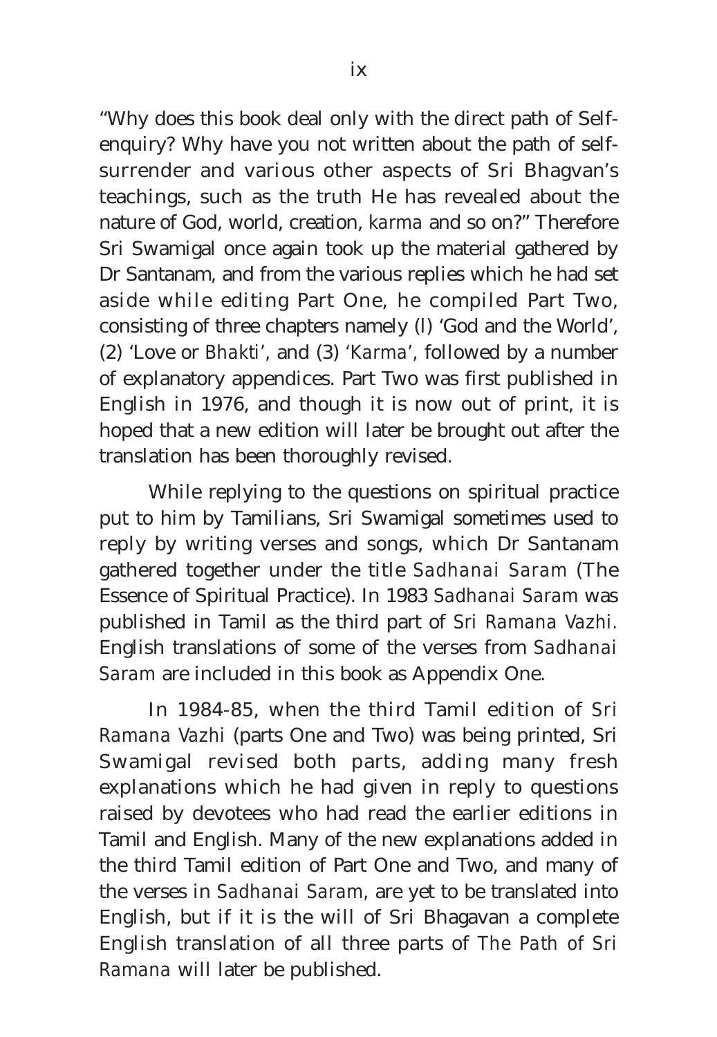"Why does this book deal only with the direct path of Self-enquiry? Why have you not written about the path of self-surrender and various other aspects of Sri Bhagvan's teachings, such as the truth He has revealed about the nature of God, world, creation, *karma* and so on?" Therefore Sri Swamigal once again took up the material gathered by Dr Santanam, and from the various replies which he had set aside while editing Part One, he compiled Part Two, consisting of three chapters namely (l) 'God and the World', (2) 'Love or *Bhakti*', and (3) '*Karma*', followed by a number of explanatory appendices. Part Two was first published in English in 1976, and though it is now out of print, it is hoped that a new edition will later be brought out after the translation has been thoroughly revised.

While replying to the questions on spiritual practice put to him by Tamilians, Sri Swamigal sometimes used to reply by writing verses and songs, which Dr Santanam gathered together under the title *Sadhanai Saram* (The Essence of Spiritual Practice). In 1983 *Sadhanai Saram* was published in Tamil as the third part of *Sri Ramana Vazhi*. English translations of some of the verses from *Sadhanai Saram* are included in this book as Appendix One.

In 1984-85, when the third Tamil edition of *Sri Ramana Vazhi* (parts One and Two) was being printed, Sri Swamigal revised both parts, adding many fresh explanations which he had given in reply to questions raised by devotees who had read the earlier editions in Tamil and English. Many of the new explanations added in the third Tamil edition of Part One and Two, and many of the verses in *Sadhanai Saram*, are yet to be translated into English, but if it is the will of Sri Bhagavan a complete English translation of all three parts of *The Path of Sri Ramana* will later be published.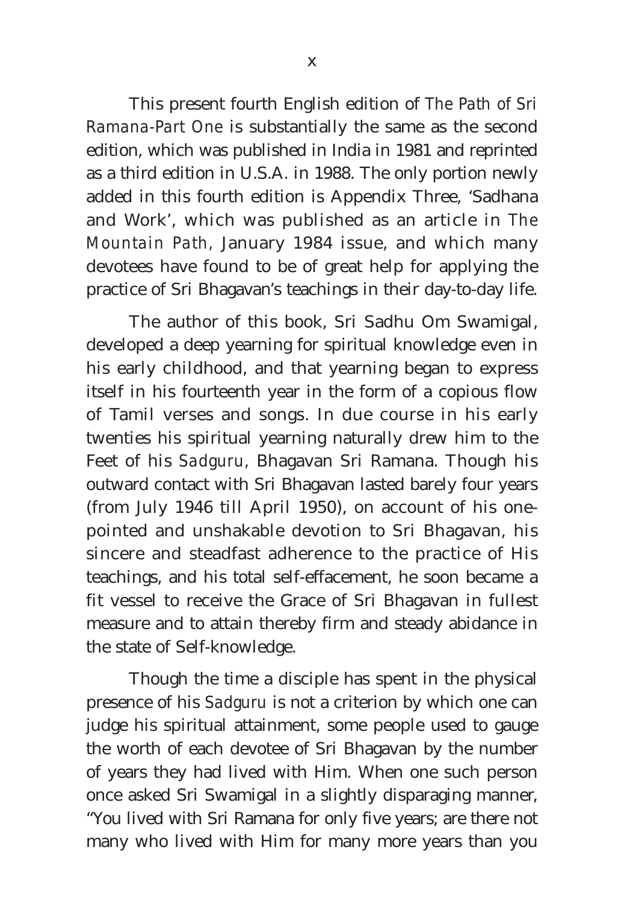This present fourth English edition of *The Path of Sri Ramana-Part One* is substantially the same as the second edition, which was published in India in 1981 and reprinted as a third edition in U.S.A. in 1988. The only portion newly added in this fourth edition is Appendix Three, 'Sadhana and Work', which was published as an article in *The Mountain Path*, January 1984 issue, and which many devotees have found to be of great help for applying the practice of Sri Bhagavan's teachings in their day-to-day life.

The author of this book, Sri Sadhu Om Swamigal, developed a deep yearning for spiritual knowledge even in his early childhood, and that yearning began to express itself in his fourteenth year in the form of a copious flow of Tamil verses and songs. In due course in his early twenties his spiritual yearning naturally drew him to the Feet of his *Sadguru*, Bhagavan Sri Ramana. Though his outward contact with Sri Bhagavan lasted barely four years (from July 1946 till April 1950), on account of his one-pointed and unshakable devotion to Sri Bhagavan, his sincere and steadfast adherence to the practice of His teachings, and his total self-effacement, he soon became a fit vessel to receive the Grace of Sri Bhagavan in fullest measure and to attain thereby firm and steady abidance in the state of Self-knowledge.

Though the time a disciple has spent in the physical presence of his *Sadguru* is not a criterion by which one can judge his spiritual attainment, some people used to gauge the worth of each devotee of Sri Bhagavan by the number of years they had lived with Him. When one such person once asked Sri Swamigal in a slightly disparaging manner, "You lived with Sri Ramana for only five years; are there not many who lived with Him for many more years than you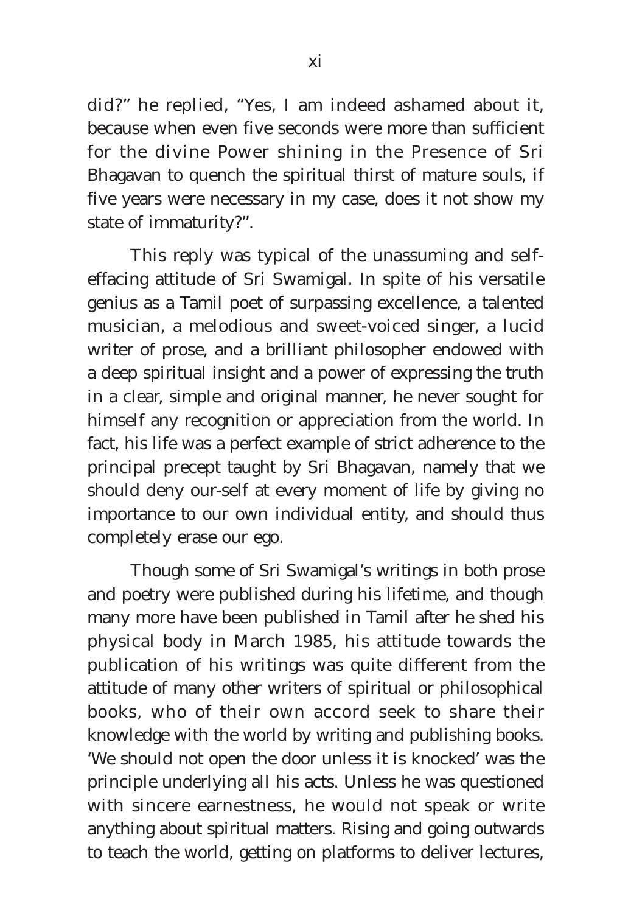did?" he replied, "Yes, I am indeed ashamed about it, because when even five seconds were more than sufficient for the divine Power shining in the Presence of Sri Bhagavan to quench the spiritual thirst of mature souls, if five years were necessary in my case, does it not show my state of immaturity?".

This reply was typical of the unassuming and self-effacing attitude of Sri Swamigal. In spite of his versatile genius as a Tamil poet of surpassing excellence, a talented musician, a melodious and sweet-voiced singer, a lucid writer of prose, and a brilliant philosopher endowed with a deep spiritual insight and a power of expressing the truth in a clear, simple and original manner, he never sought for himself any recognition or appreciation from the world. In fact, his life was a perfect example of strict adherence to the principal precept taught by Sri Bhagavan, namely that we should deny our-self at every moment of life by giving no importance to our own individual entity, and should thus completely erase our ego.

Though some of Sri Swamigal's writings in both prose and poetry were published during his lifetime, and though many more have been published in Tamil after he shed his physical body in March 1985, his attitude towards the publication of his writings was quite different from the attitude of many other writers of spiritual or philosophical books, who of their own accord seek to share their knowledge with the world by writing and publishing books. 'We should not open the door unless it is knocked' was the principle underlying all his acts. Unless he was questioned with sincere earnestness, he would not speak or write anything about spiritual matters. Rising and going outwards to teach the world, getting on platforms to deliver lectures,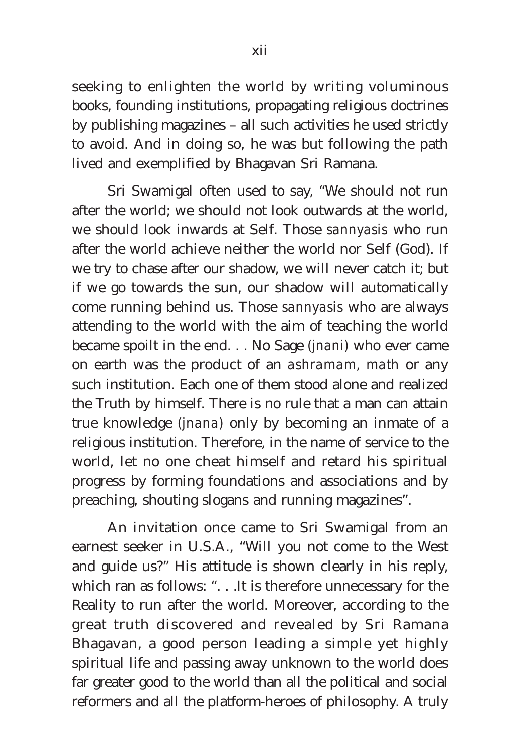seeking to enlighten the world by writing voluminous books, founding institutions, propagating religious doctrines by publishing magazines – all such activities he used strictly to avoid. And in doing so, he was but following the path lived and exemplified by Bhagavan Sri Ramana.

Sri Swamigal often used to say, "We should not run after the world; we should not look outwards at the world, we should look inwards at Self. Those *sannyasis* who run after the world achieve neither the world nor Self (God). If we try to chase after our shadow, we will never catch it; but if we go towards the sun, our shadow will automatically come running behind us. Those *sannyasis* who are always attending to the world with the aim of teaching the world became spoilt in the end. . . No Sage *(jnani)* who ever came on earth was the product of an *ashramam*, *math* or any such institution. Each one of them stood alone and realized the Truth by himself. There is no rule that a man can attain true knowledge *(jnana)* only by becoming an inmate of a religious institution. Therefore, in the name of service to the world, let no one cheat himself and retard his spiritual progress by forming foundations and associations and by preaching, shouting slogans and running magazines".

An invitation once came to Sri Swamigal from an earnest seeker in U.S.A., "Will you not come to the West and guide us?" His attitude is shown clearly in his reply, which ran as follows: ". . .It is therefore unnecessary for the Reality to run after the world. Moreover, according to the great truth discovered and revealed by Sri Ramana Bhagavan, a good person leading a simple yet highly spiritual life and passing away unknown to the world does far greater good to the world than all the political and social reformers and all the platform-heroes of philosophy. A truly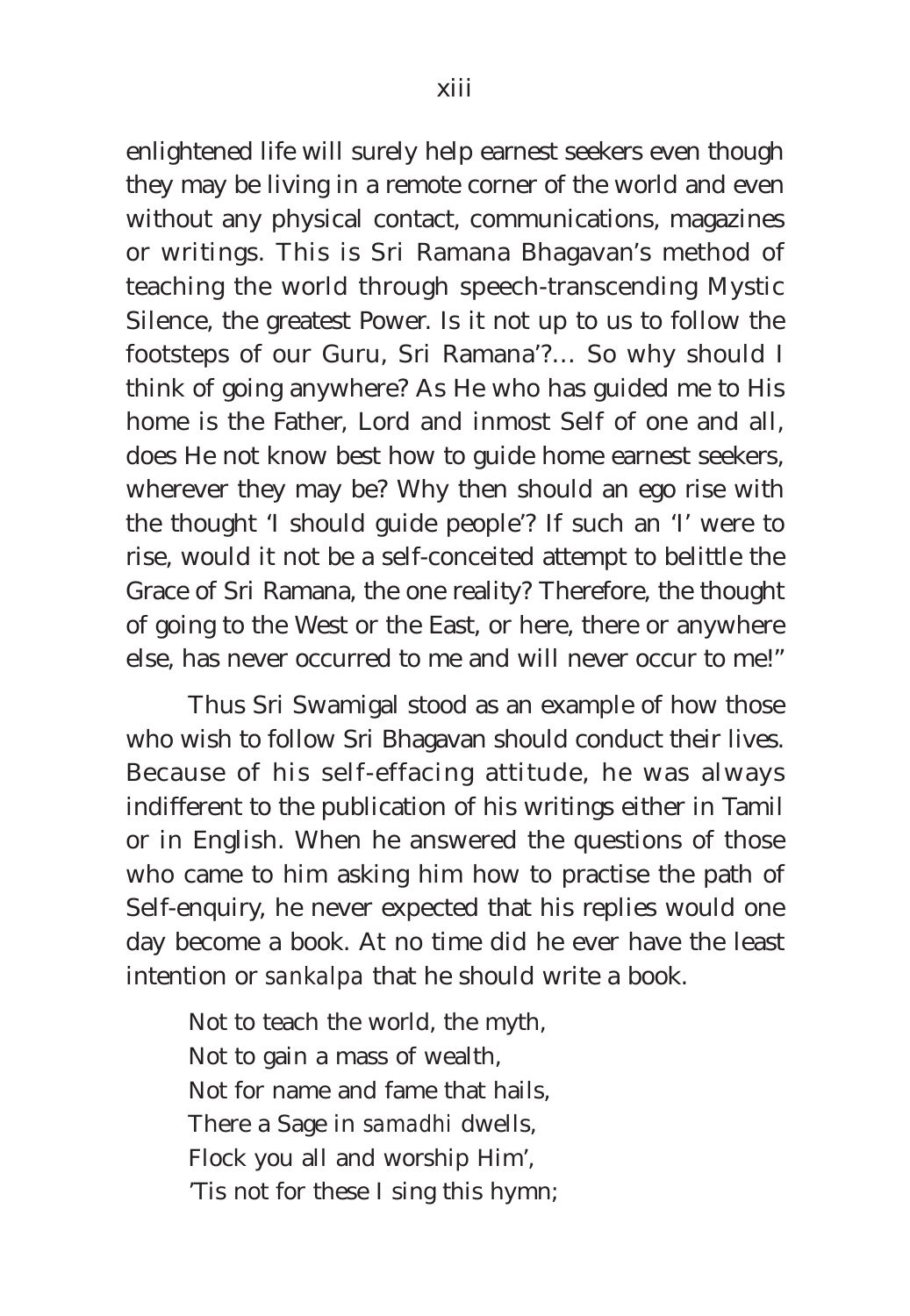enlightened life will surely help earnest seekers even though they may be living in a remote corner of the world and even without any physical contact, communications, magazines or writings. This is Sri Ramana Bhagavan's method of teaching the world through speech-transcending Mystic Silence, the greatest Power. Is it not up to us to follow the footsteps of our Guru, Sri Ramana'?… So why should I think of going anywhere? As He who has guided me to His home is the Father, Lord and inmost Self of one and all, does He not know best how to guide home earnest seekers, wherever they may be? Why then should an ego rise with the thought 'I should guide people'? If such an 'I' were to rise, would it not be a self-conceited attempt to belittle the Grace of Sri Ramana, the one reality? Therefore, the thought of going to the West or the East, or here, there or anywhere else, has never occurred to me and will never occur to me!"

Thus Sri Swamigal stood as an example of how those who wish to follow Sri Bhagavan should conduct their lives. Because of his self-effacing attitude, he was always indifferent to the publication of his writings either in Tamil or in English. When he answered the questions of those who came to him asking him how to practise the path of Self-enquiry, he never expected that his replies would one day become a book. At no time did he ever have the least intention or *sankalpa* that he should write a book.

> Not to teach the world, the myth,
> Not to gain a mass of wealth,
> Not for name and fame that hails,
> There a Sage in *samadhi* dwells,
> Flock you all and worship Him',
> 'Tis not for these I sing this hymn;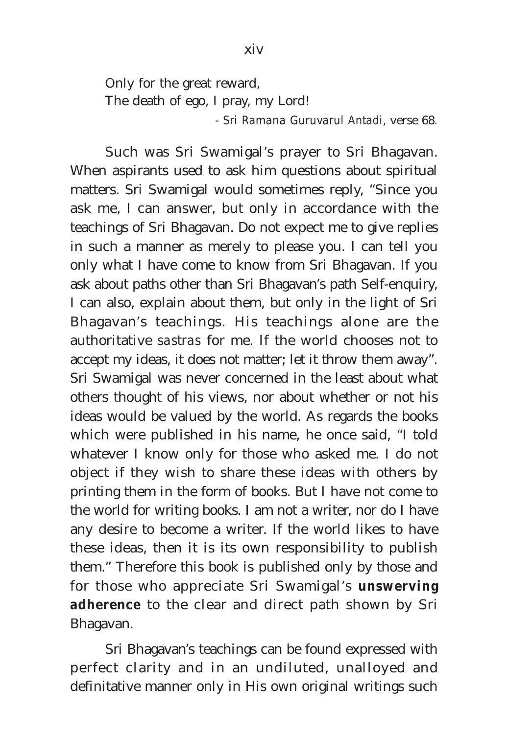Only for the great reward,  
The death of ego, I pray, my Lord!

- *Sri Ramana Guruvarul Antadi*, verse 68.

Such was Sri Swamigal's prayer to Sri Bhagavan. When aspirants used to ask him questions about spiritual matters. Sri Swamigal would sometimes reply, "Since you ask me, I can answer, but only in accordance with the teachings of Sri Bhagavan. Do not expect me to give replies in such a manner as merely to please you. I can tell you only what I have come to know from Sri Bhagavan. If you ask about paths other than Sri Bhagavan's path Self-enquiry, I can also, explain about them, but only in the light of Sri Bhagavan's teachings. His teachings alone are the authoritative *sastras* for me. If the world chooses not to accept my ideas, it does not matter; let it throw them away". Sri Swamigal was never concerned in the least about what others thought of his views, nor about whether or not his ideas would be valued by the world. As regards the books which were published in his name, he once said, "I told whatever I know only for those who asked me. I do not object if they wish to share these ideas with others by printing them in the form of books. But I have not come to the world for writing books. I am not a writer, nor do I have any desire to become a writer. If the world likes to have these ideas, then it is its own responsibility to publish them." Therefore this book is published only by those and for those who appreciate Sri Swamigal's **unswerving adherence** to the clear and direct path shown by Sri Bhagavan.

Sri Bhagavan's teachings can be found expressed with perfect clarity and in an undiluted, unalloyed and definitative manner only in His own original writings such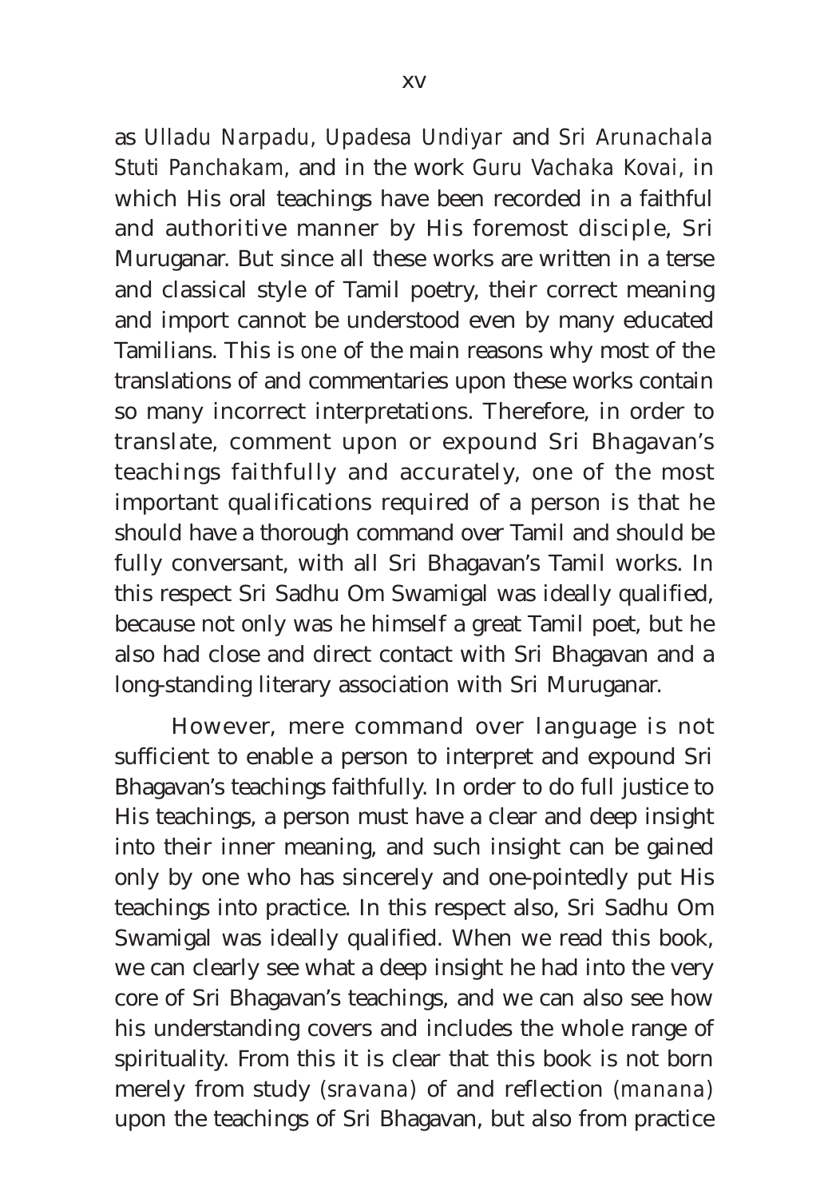as *Ulladu Narpadu*, *Upadesa Undiyar* and *Sri Arunachala Stuti Panchakam*, and in the work *Guru Vachaka Kovai*, in which His oral teachings have been recorded in a faithful and authoritive manner by His foremost disciple, Sri Muruganar. But since all these works are written in a terse and classical style of Tamil poetry, their correct meaning and import cannot be understood even by many educated Tamilians. This is *one* of the main reasons why most of the translations of and commentaries upon these works contain so many incorrect interpretations. Therefore, in order to translate, comment upon or expound Sri Bhagavan's teachings faithfully and accurately, one of the most important qualifications required of a person is that he should have a thorough command over Tamil and should be fully conversant, with all Sri Bhagavan's Tamil works. In this respect Sri Sadhu Om Swamigal was ideally qualified, because not only was he himself a great Tamil poet, but he also had close and direct contact with Sri Bhagavan and a long-standing literary association with Sri Muruganar.

However, mere command over language is not sufficient to enable a person to interpret and expound Sri Bhagavan's teachings faithfully. In order to do full justice to His teachings, a person must have a clear and deep insight into their inner meaning, and such insight can be gained only by one who has sincerely and one-pointedly put His teachings into practice. In this respect also, Sri Sadhu Om Swamigal was ideally qualified. When we read this book, we can clearly see what a deep insight he had into the very core of Sri Bhagavan's teachings, and we can also see how his understanding covers and includes the whole range of spirituality. From this it is clear that this book is not born merely from study (*sravana*) of and reflection (*manana*) upon the teachings of Sri Bhagavan, but also from practice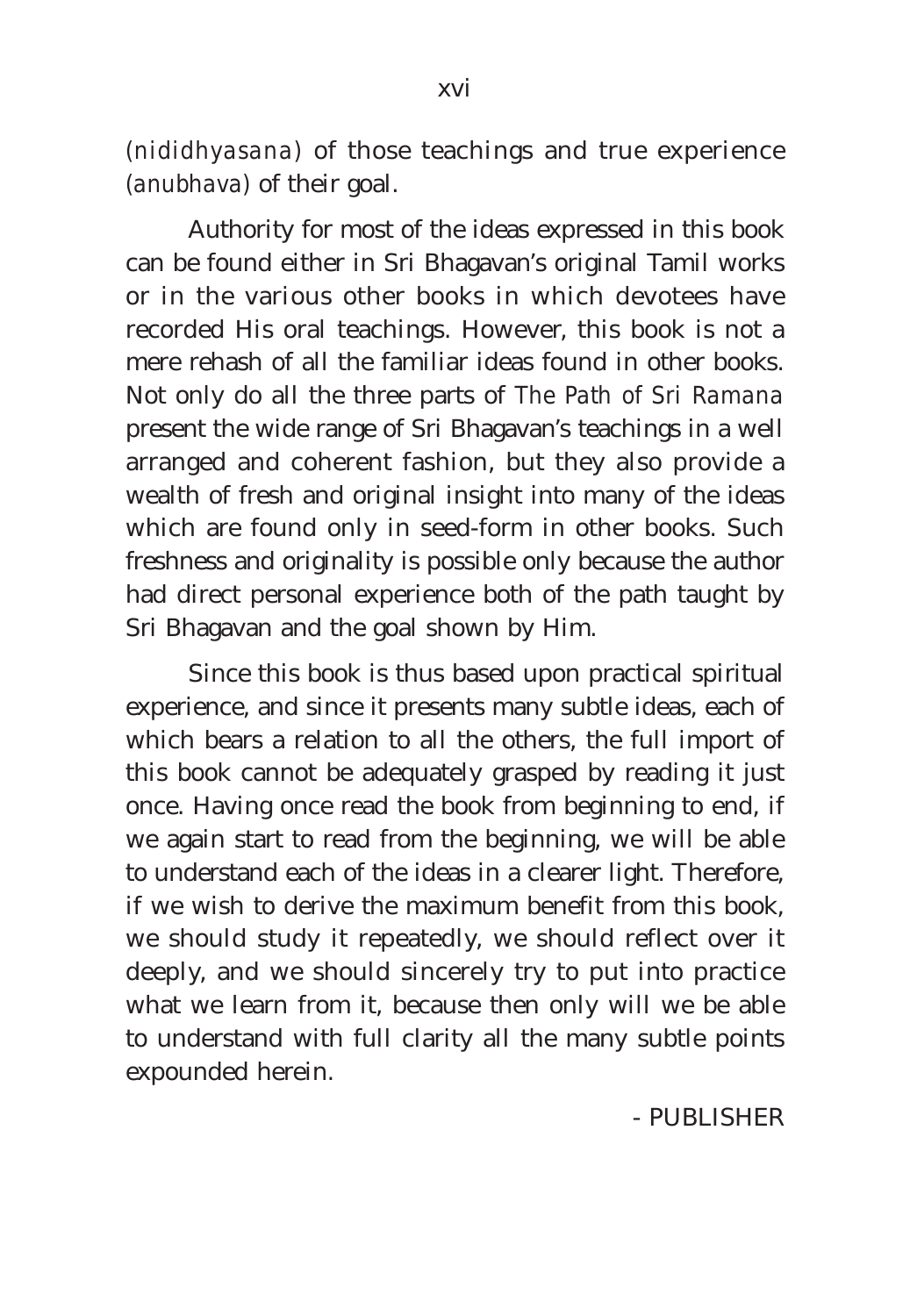*(nididhyasana)* of those teachings and true experience *(anubhava)* of their goal.

Authority for most of the ideas expressed in this book can be found either in Sri Bhagavan's original Tamil works or in the various other books in which devotees have recorded His oral teachings. However, this book is not a mere rehash of all the familiar ideas found in other books. Not only do all the three parts of *The Path of Sri Ramana* present the wide range of Sri Bhagavan's teachings in a well arranged and coherent fashion, but they also provide a wealth of fresh and original insight into many of the ideas which are found only in seed-form in other books. Such freshness and originality is possible only because the author had direct personal experience both of the path taught by Sri Bhagavan and the goal shown by Him.

Since this book is thus based upon practical spiritual experience, and since it presents many subtle ideas, each of which bears a relation to all the others, the full import of this book cannot be adequately grasped by reading it just once. Having once read the book from beginning to end, if we again start to read from the beginning, we will be able to understand each of the ideas in a clearer light. Therefore, if we wish to derive the maximum benefit from this book, we should study it repeatedly, we should reflect over it deeply, and we should sincerely try to put into practice what we learn from it, because then only will we be able to understand with full clarity all the many subtle points expounded herein.

- PUBLISHER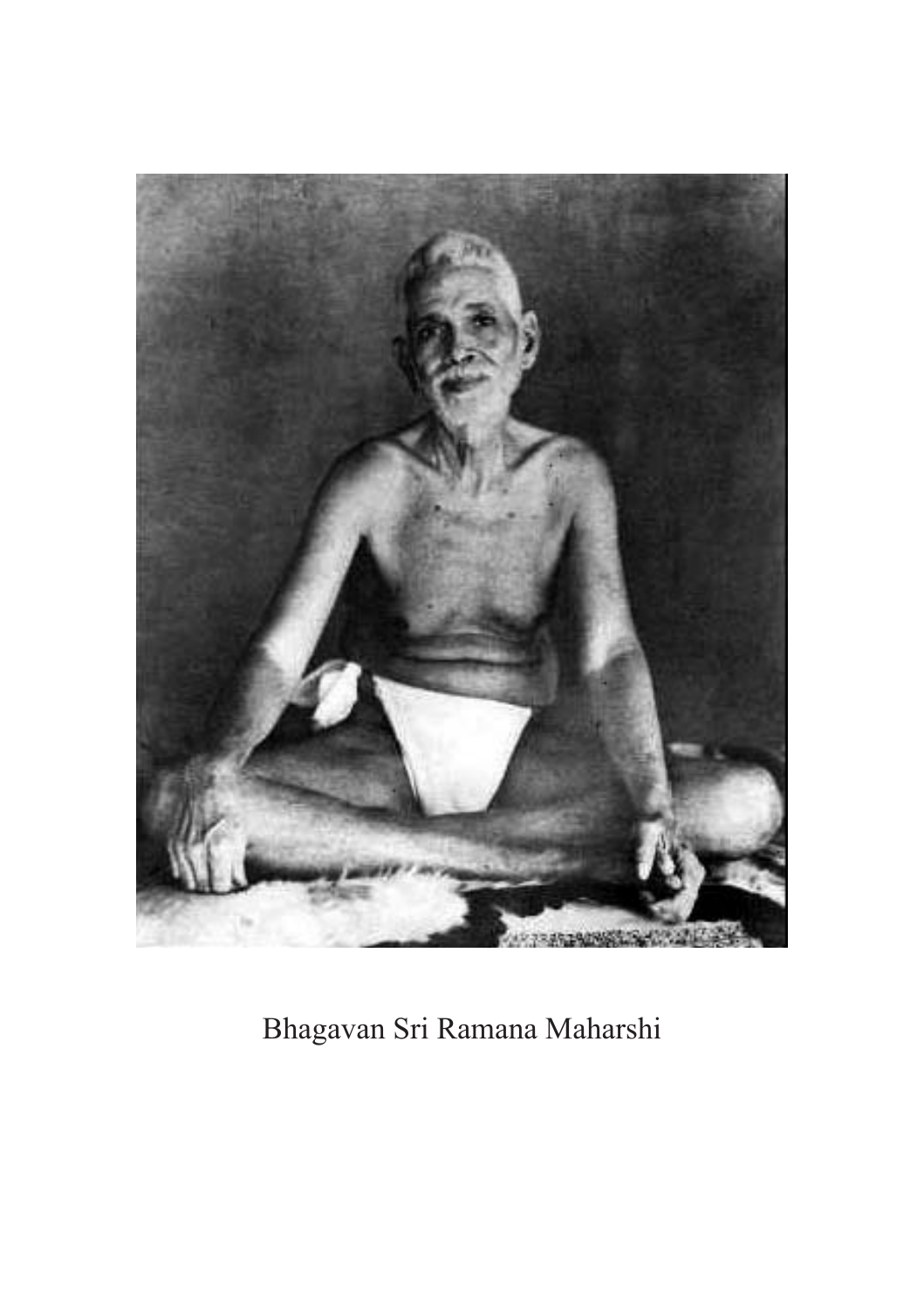Bhagavan Sri Ramana Maharshi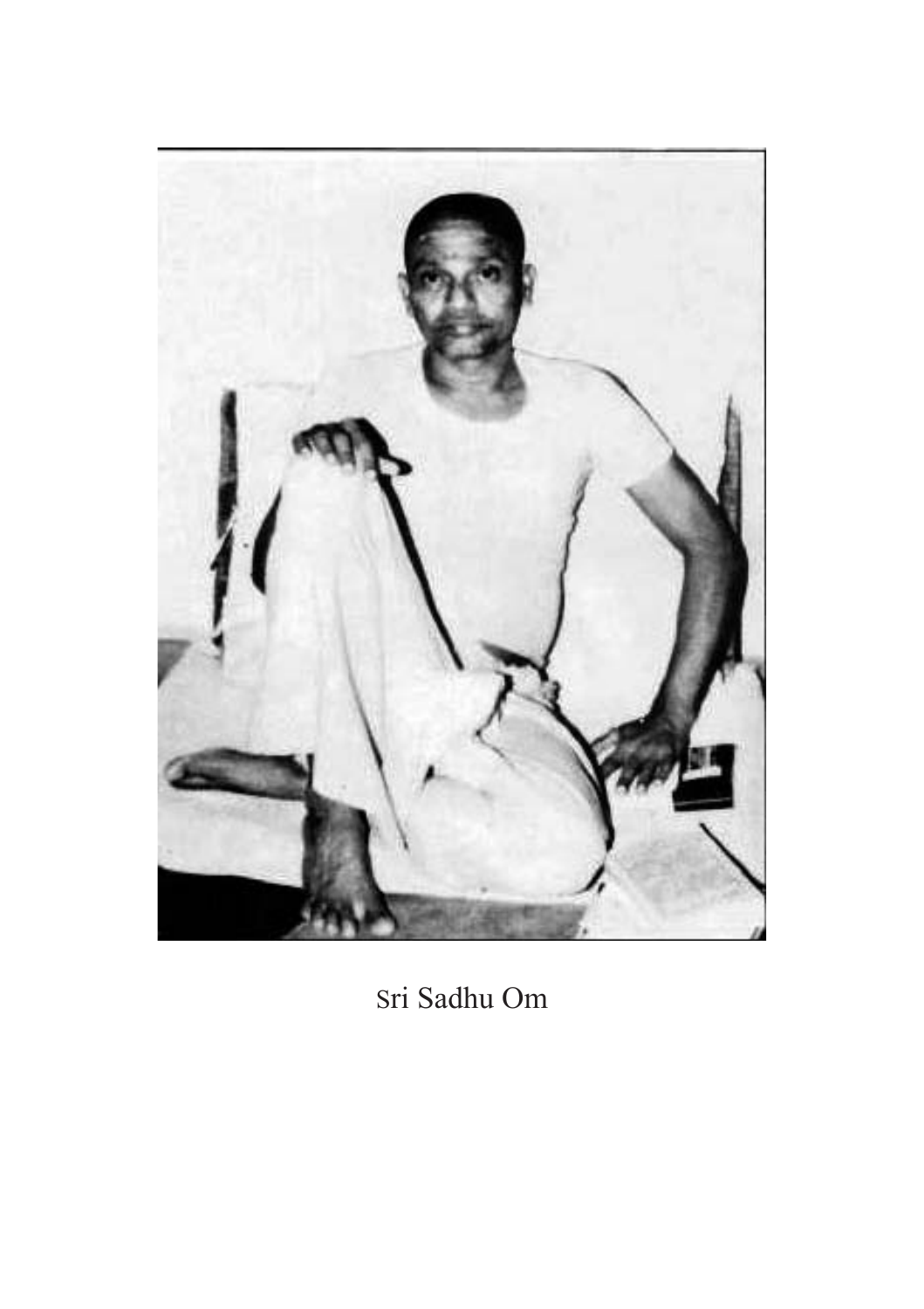Sri Sadhu Om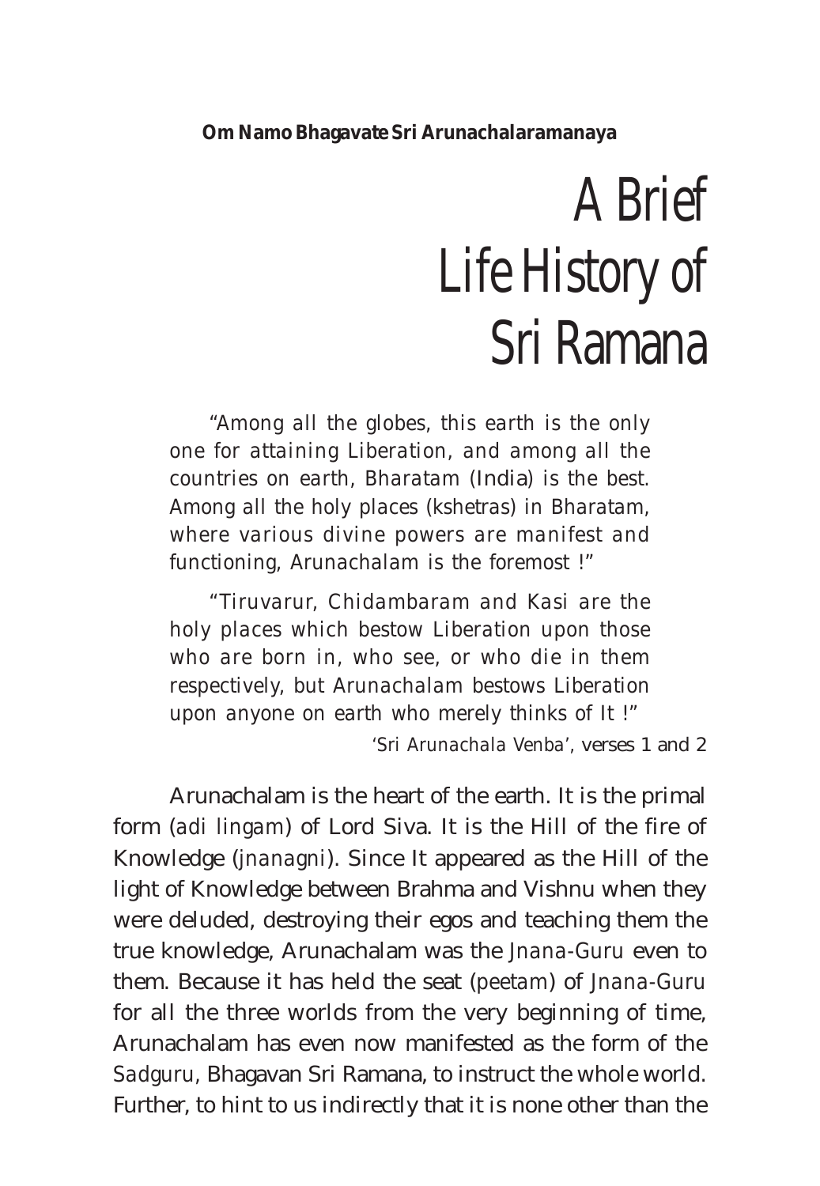**Om Namo Bhagavate Sri Arunachalaramanaya**

# A Brief Life History of Sri Ramana

> *"Among all the globes, this earth is the only one for attaining Liberation, and among all the countries on earth, Bharatam* (India) *is the best. Among all the holy places (kshetras) in Bharatam, where various divine powers are manifest and functioning, Arunachalam is the foremost !"*
>
> *"Tiruvarur, Chidambaram and Kasi are the holy places which bestow Liberation upon those who are born in, who see, or who die in them respectively, but Arunachalam bestows Liberation upon anyone on earth who merely thinks of It !"*
>
> *'Sri Arunachala Venba'*, verses 1 and 2

Arunachalam is the heart of the earth. It is the primal form (*adi lingam*) of Lord Siva. It is the Hill of the fire of Knowledge (*jnanagni*). Since It appeared as the Hill of the light of Knowledge between Brahma and Vishnu when they were deluded, destroying their egos and teaching them the true knowledge, Arunachalam was the *Jnana-Guru* even to them. Because it has held the seat (*peetam*) of *Jnana-Guru* for all the three worlds from the very beginning of time, Arunachalam has even now manifested as the form of the *Sadguru*, Bhagavan Sri Ramana, to instruct the whole world. Further, to hint to us indirectly that it is none other than the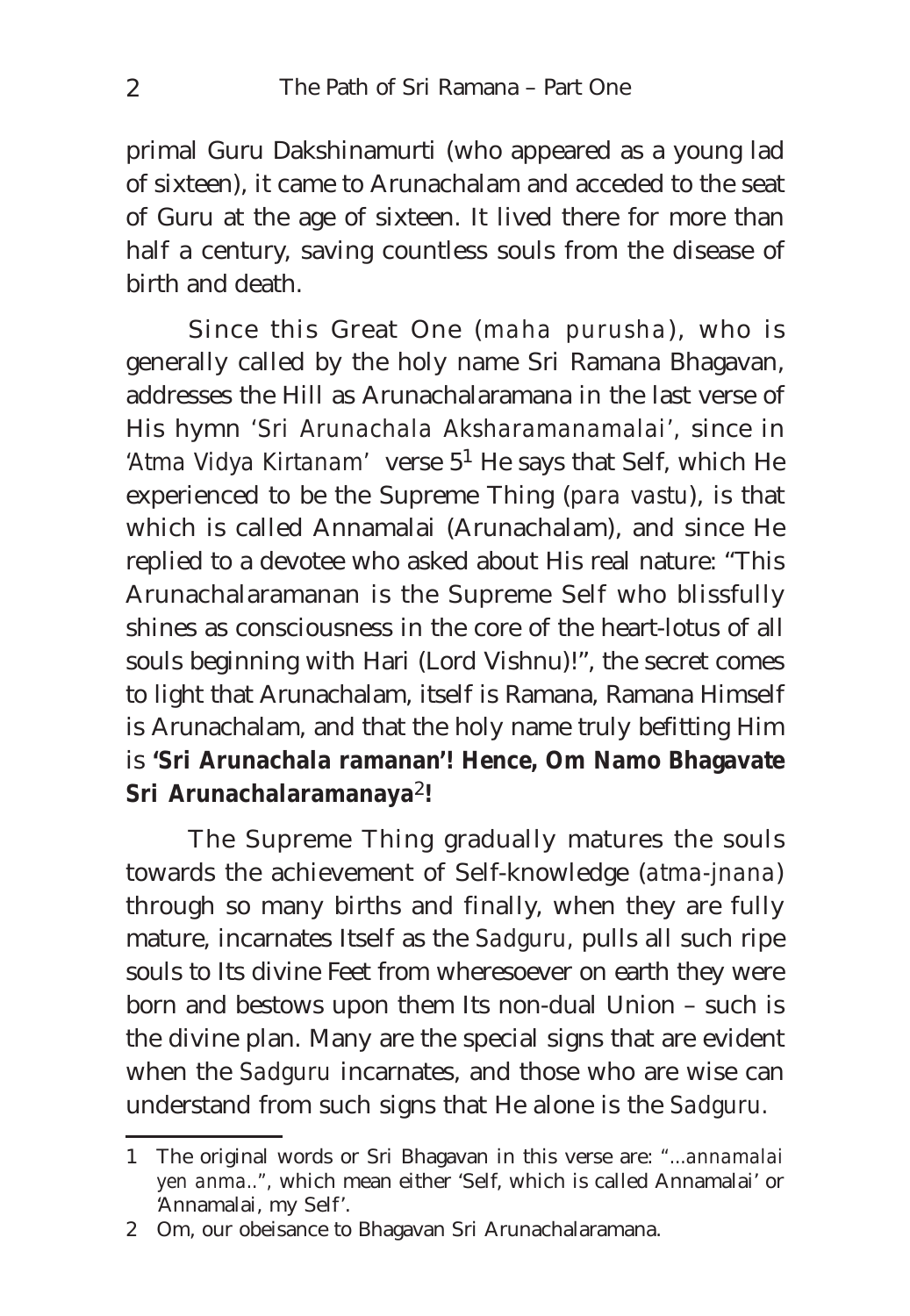primal Guru Dakshinamurti (who appeared as a young lad of sixteen), it came to Arunachalam and acceded to the seat of Guru at the age of sixteen. It lived there for more than half a century, saving countless souls from the disease of birth and death.

Since this Great One (*maha purusha*), who is generally called by the holy name Sri Ramana Bhagavan, addresses the Hill as Arunachalaramana in the last verse of His hymn '*Sri Arunachala Aksharamanamalai*', since in '*Atma Vidya Kirtanam*' verse 5[1] He says that Self, which He experienced to be the Supreme Thing (*para vastu*), is that which is called Annamalai (Arunachalam), and since He replied to a devotee who asked about His real nature: "This Arunachalaramanan is the Supreme Self who blissfully shines as consciousness in the core of the heart-lotus of all souls beginning with Hari (Lord Vishnu)!", the secret comes to light that Arunachalam, itself is Ramana, Ramana Himself is Arunachalam, and that the holy name truly befitting Him is **'Sri Arunachala ramanan'! Hence, Om Namo Bhagavate Sri Arunachalaramanaya[2]!**

The Supreme Thing gradually matures the souls towards the achievement of Self-knowledge (*atma-jnana*) through so many births and finally, when they are fully mature, incarnates Itself as the *Sadguru*, pulls all such ripe souls to Its divine Feet from wheresoever on earth they were born and bestows upon them Its non-dual Union – such is the divine plan. Many are the special signs that are evident when the *Sadguru* incarnates, and those who are wise can understand from such signs that He alone is the *Sadguru*.

---

1 The original words or Sri Bhagavan in this verse are: "...*annamalai yen anma*..", which mean either 'Self, which is called Annamalai' or 'Annamalai, my Self'.

2 Om, our obeisance to Bhagavan Sri Arunachalaramana.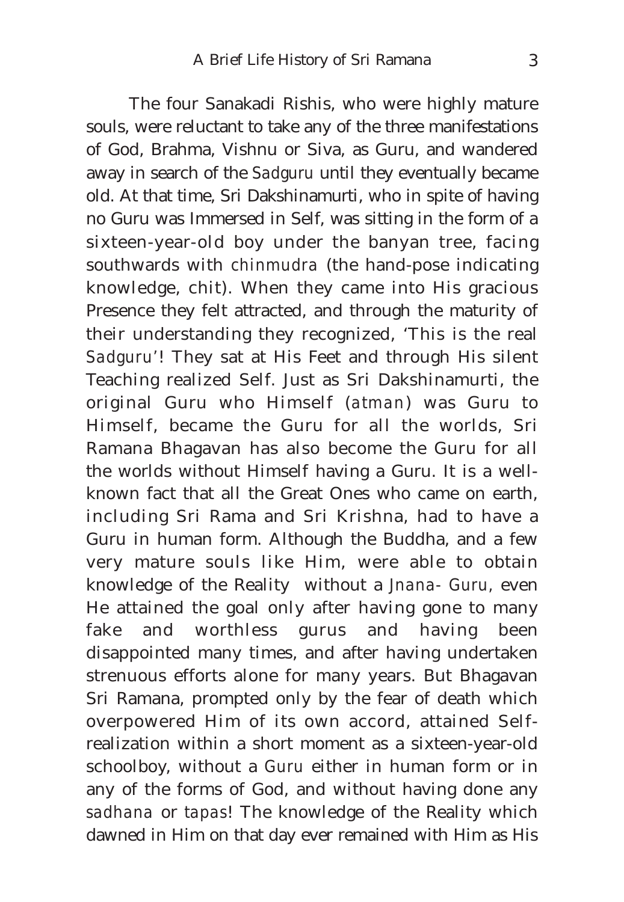The four Sanakadi Rishis, who were highly mature souls, were reluctant to take any of the three manifestations of God, Brahma, Vishnu or Siva, as Guru, and wandered away in search of the *Sadguru* until they eventually became old. At that time, Sri Dakshinamurti, who in spite of having no Guru was Immersed in Self, was sitting in the form of a sixteen-year-old boy under the banyan tree, facing southwards with *chinmudra* (the hand-pose indicating knowledge, chit). When they came into His gracious Presence they felt attracted, and through the maturity of their understanding they recognized, 'This is the real *Sadguru*'! They sat at His Feet and through His silent Teaching realized Self. Just as Sri Dakshinamurti, the original Guru who Himself (*atman*) was Guru to Himself, became the Guru for all the worlds, Sri Ramana Bhagavan has also become the Guru for all the worlds without Himself having a Guru. It is a well-known fact that all the Great Ones who came on earth, including Sri Rama and Sri Krishna, had to have a Guru in human form. Although the Buddha, and a few very mature souls like Him, were able to obtain knowledge of the Reality without a *Jnana- Guru*, even He attained the goal only after having gone to many fake and worthless gurus and having been disappointed many times, and after having undertaken strenuous efforts alone for many years. But Bhagavan Sri Ramana, prompted only by the fear of death which overpowered Him of its own accord, attained Self-realization within a short moment as a sixteen-year-old schoolboy, without a *Guru* either in human form or in any of the forms of God, and without having done any *sadhana* or *tapas*! The knowledge of the Reality which dawned in Him on that day ever remained with Him as His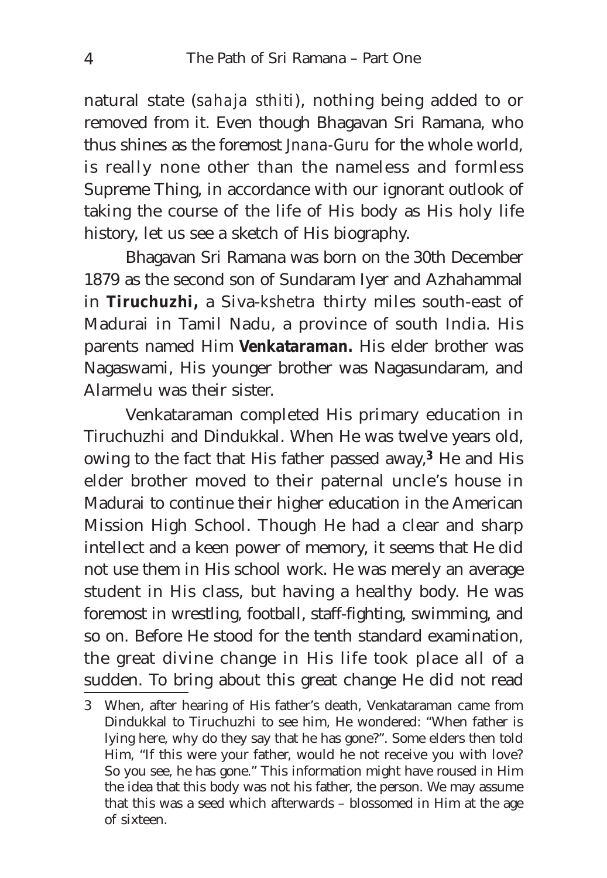natural state (*sahaja sthiti*), nothing being added to or removed from it. Even though Bhagavan Sri Ramana, who thus shines as the foremost *Jnana-Guru* for the whole world, is really none other than the nameless and formless Supreme Thing, in accordance with our ignorant outlook of taking the course of the life of His body as His holy life history, let us see a sketch of His biography.

Bhagavan Sri Ramana was born on the 30th December 1879 as the second son of Sundaram Iyer and Azhahammal in **Tiruchuzhi,** a Siva-*kshetra* thirty miles south-east of Madurai in Tamil Nadu, a province of south India. His parents named Him **Venkataraman.** His elder brother was Nagaswami, His younger brother was Nagasundaram, and Alarmelu was their sister.

Venkataraman completed His primary education in Tiruchuzhi and Dindukkal. When He was twelve years old, owing to the fact that His father passed away,[3] He and His elder brother moved to their paternal uncle's house in Madurai to continue their higher education in the American Mission High School. Though He had a clear and sharp intellect and a keen power of memory, it seems that He did not use them in His school work. He was merely an average student in His class, but having a healthy body. He was foremost in wrestling, football, staff-fighting, swimming, and so on. Before He stood for the tenth standard examination, the great divine change in His life took place all of a sudden. To bring about this great change He did not read

---

3 When, after hearing of His father's death, Venkataraman came from Dindukkal to Tiruchuzhi to see him, He wondered: "When father is lying here, why do they say that he has gone?". Some elders then told Him, "If this were your father, would he not receive you with love? So you see, he has gone." This information might have roused in Him the idea that this body was not his father, the person. We may assume that this was a seed which afterwards – blossomed in Him at the age of sixteen.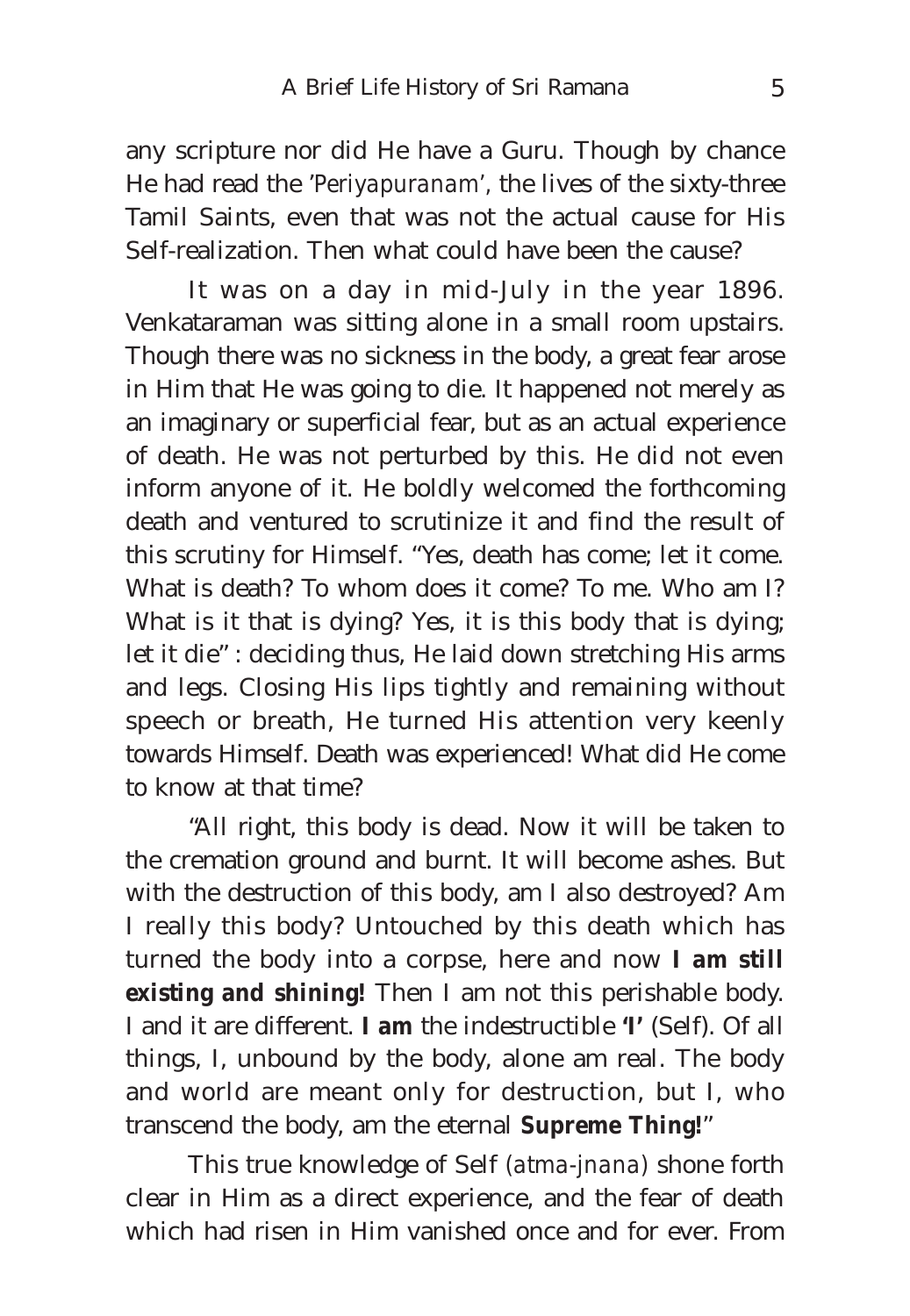any scripture nor did He have a Guru. Though by chance He had read the *'Periyapuranam'*, the lives of the sixty-three Tamil Saints, even that was not the actual cause for His Self-realization. Then what could have been the cause?

It was on a day in mid-July in the year 1896. Venkataraman was sitting alone in a small room upstairs. Though there was no sickness in the body, a great fear arose in Him that He was going to die. It happened not merely as an imaginary or superficial fear, but as an actual experience of death. He was not perturbed by this. He did not even inform anyone of it. He boldly welcomed the forthcoming death and ventured to scrutinize it and find the result of this scrutiny for Himself. "Yes, death has come; let it come. What is death? To whom does it come? To me. Who am I? What is it that is dying? Yes, it is this body that is dying; let it die" : deciding thus, He laid down stretching His arms and legs. Closing His lips tightly and remaining without speech or breath, He turned His attention very keenly towards Himself. Death was experienced! What did He come to know at that time?

"All right, this body is dead. Now it will be taken to the cremation ground and burnt. It will become ashes. But with the destruction of this body, am I also destroyed? Am I really this body? Untouched by this death which has turned the body into a corpse, here and now **I am still existing and shining!** Then I am not this perishable body. I and it are different. **I am** the indestructible **'I'** (Self). Of all things, I, unbound by the body, alone am real. The body and world are meant only for destruction, but I, who transcend the body, am the eternal **Supreme Thing!**"

This true knowledge of Self (*atma-jnana*) shone forth clear in Him as a direct experience, and the fear of death which had risen in Him vanished once and for ever. From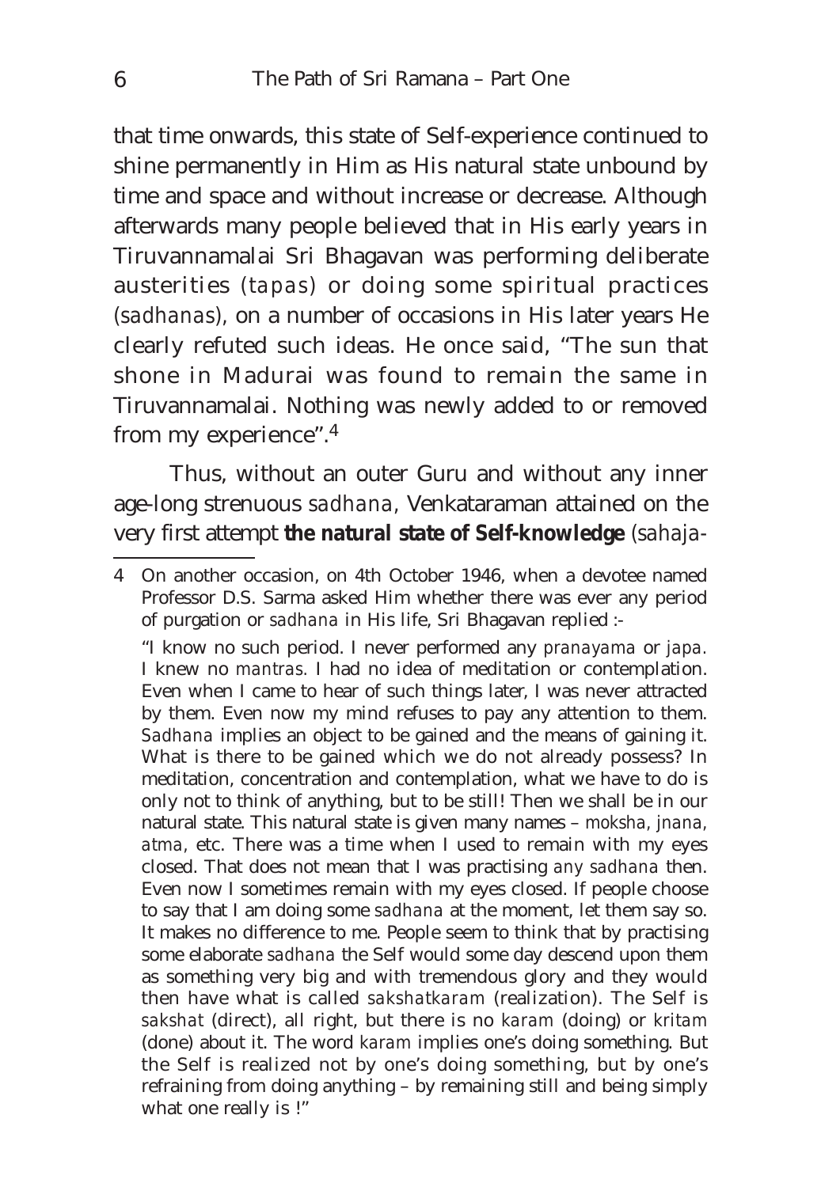that time onwards, this state of Self-experience continued to shine permanently in Him as His natural state unbound by time and space and without increase or decrease. Although afterwards many people believed that in His early years in Tiruvannamalai Sri Bhagavan was performing deliberate austerities (*tapas*) or doing some spiritual practices (*sadhanas*), on a number of occasions in His later years He clearly refuted such ideas. He once said, "The sun that shone in Madurai was found to remain the same in Tiruvannamalai. Nothing was newly added to or removed from my experience".[4]

Thus, without an outer Guru and without any inner age-long strenuous *sadhana*, Venkataraman attained on the very first attempt **the natural state of Self-knowledge** (*sahaja-*

---

4 On another occasion, on 4th October 1946, when a devotee named Professor D.S. Sarma asked Him whether there was ever any period of purgation or *sadhana* in His life, Sri Bhagavan replied :-

"I know no such period. I never performed any *pranayama* or *japa*. I knew no *mantras*. I had no idea of meditation or contemplation. Even when I came to hear of such things later, I was never attracted by them. Even now my mind refuses to pay any attention to them. *Sadhana* implies an object to be gained and the means of gaining it. What is there to be gained which we do not already possess? In meditation, concentration and contemplation, what we have to do is only not to think of anything, but to be still! Then we shall be in our natural state. This natural state is given many names – *moksha*, *jnana*, *atma*, etc. There was a time when I used to remain with my eyes closed. That does not mean that I was practising *any sadhana* then. Even now I sometimes remain with my eyes closed. If people choose to say that I am doing some *sadhana* at the moment, let them say so. It makes no difference to me. People seem to think that by practising some elaborate *sadhana* the Self would some day descend upon them as something very big and with tremendous glory and they would then have what is called *sakshatkaram* (realization). The Self is *sakshat* (direct), all right, but there is no *karam* (doing) or *kritam* (done) about it. The word *karam* implies one's doing something. But the Self is realized not by one's doing something, but by one's refraining from doing anything – by remaining still and being simply what one really is !"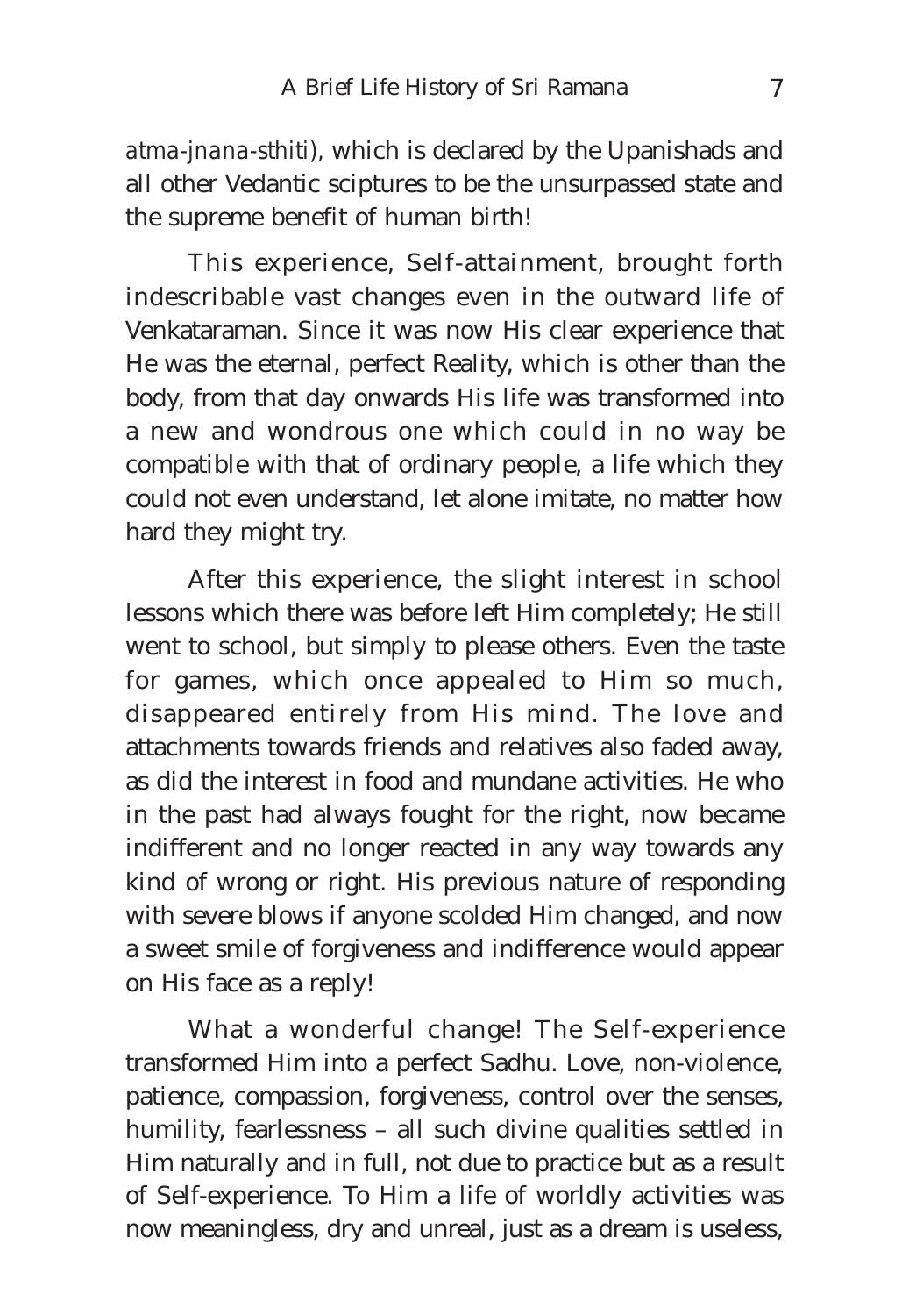*atma-jnana-sthiti*), which is declared by the Upanishads and all other Vedantic sciptures to be the unsurpassed state and the supreme benefit of human birth!

This experience, Self-attainment, brought forth indescribable vast changes even in the outward life of Venkataraman. Since it was now His clear experience that He was the eternal, perfect Reality, which is other than the body, from that day onwards His life was transformed into a new and wondrous one which could in no way be compatible with that of ordinary people, a life which they could not even understand, let alone imitate, no matter how hard they might try.

After this experience, the slight interest in school lessons which there was before left Him completely; He still went to school, but simply to please others. Even the taste for games, which once appealed to Him so much, disappeared entirely from His mind. The love and attachments towards friends and relatives also faded away, as did the interest in food and mundane activities. He who in the past had always fought for the right, now became indifferent and no longer reacted in any way towards any kind of wrong or right. His previous nature of responding with severe blows if anyone scolded Him changed, and now a sweet smile of forgiveness and indifference would appear on His face as a reply!

What a wonderful change! The Self-experience transformed Him into a perfect Sadhu. Love, non-violence, patience, compassion, forgiveness, control over the senses, humility, fearlessness – all such divine qualities settled in Him naturally and in full, not due to practice but as a result of Self-experience. To Him a life of worldly activities was now meaningless, dry and unreal, just as a dream is useless,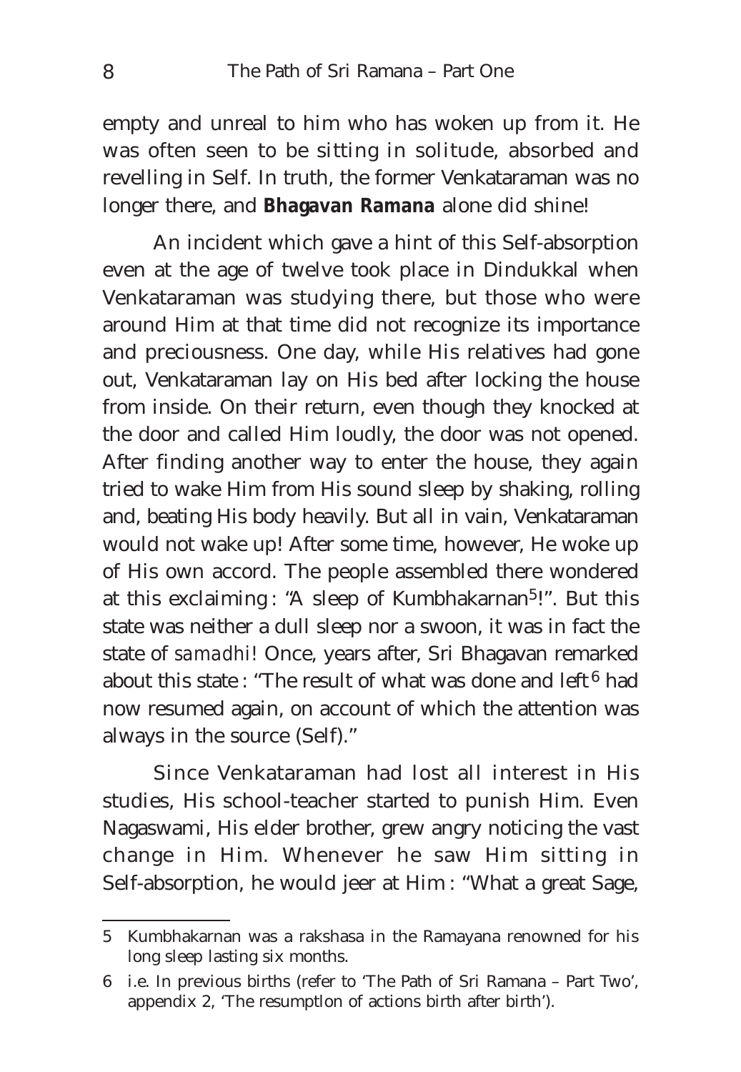empty and unreal to him who has woken up from it. He was often seen to be sitting in solitude, absorbed and revelling in Self. In truth, the former Venkataraman was no longer there, and **Bhagavan Ramana** alone did shine!

An incident which gave a hint of this Self-absorption even at the age of twelve took place in Dindukkal when Venkataraman was studying there, but those who were around Him at that time did not recognize its importance and preciousness. One day, while His relatives had gone out, Venkataraman lay on His bed after locking the house from inside. On their return, even though they knocked at the door and called Him loudly, the door was not opened. After finding another way to enter the house, they again tried to wake Him from His sound sleep by shaking, rolling and, beating His body heavily. But all in vain, Venkataraman would not wake up! After some time, however, He woke up of His own accord. The people assembled there wondered at this exclaiming : "A sleep of Kumbhakarnan[5]!". But this state was neither a dull sleep nor a swoon, it was in fact the state of *samadhi*! Once, years after, Sri Bhagavan remarked about this state : "The result of what was done and left[6] had now resumed again, on account of which the attention was always in the source (Self)."

Since Venkataraman had lost all interest in His studies, His school-teacher started to punish Him. Even Nagaswami, His elder brother, grew angry noticing the vast change in Him. Whenever he saw Him sitting in Self-absorption, he would jeer at Him : "What a great Sage,

---

5 Kumbhakarnan was a rakshasa in the Ramayana renowned for his long sleep lasting six months.

6 i.e. In previous births (refer to 'The Path of Sri Ramana – Part Two', appendix 2, 'The resumptlon of actions birth after birth').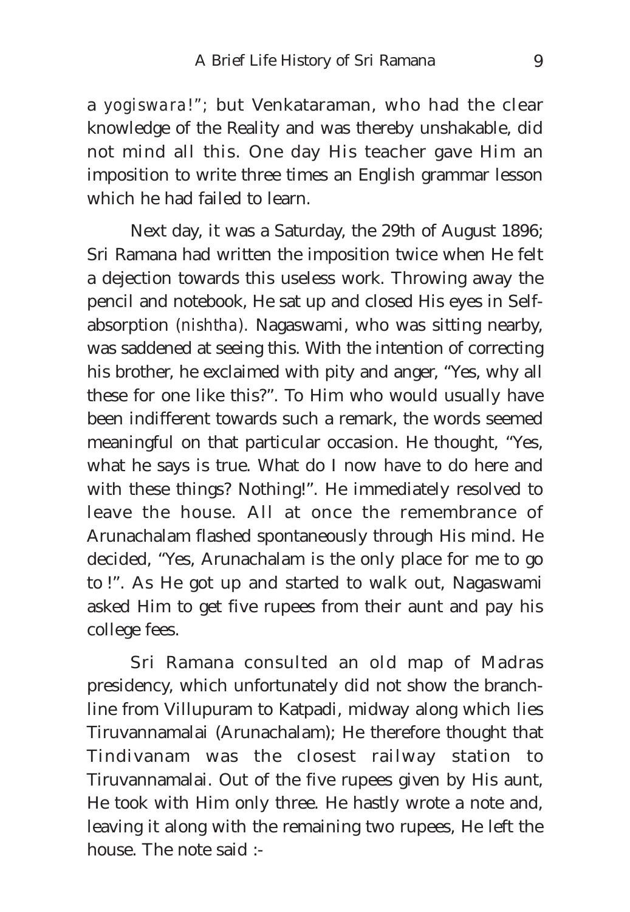a *yogiswara*!"; but Venkataraman, who had the clear knowledge of the Reality and was thereby unshakable, did not mind all this. One day His teacher gave Him an imposition to write three times an English grammar lesson which he had failed to learn.

Next day, it was a Saturday, the 29th of August 1896; Sri Ramana had written the imposition twice when He felt a dejection towards this useless work. Throwing away the pencil and notebook, He sat up and closed His eyes in Self-absorption *(nishtha)*. Nagaswami, who was sitting nearby, was saddened at seeing this. With the intention of correcting his brother, he exclaimed with pity and anger, "Yes, why all these for one like this?". To Him who would usually have been indifferent towards such a remark, the words seemed meaningful on that particular occasion. He thought, "Yes, what he says is true. What do I now have to do here and with these things? Nothing!". He immediately resolved to leave the house. All at once the remembrance of Arunachalam flashed spontaneously through His mind. He decided, "Yes, Arunachalam is the only place for me to go to !". As He got up and started to walk out, Nagaswami asked Him to get five rupees from their aunt and pay his college fees.

Sri Ramana consulted an old map of Madras presidency, which unfortunately did not show the branch-line from Villupuram to Katpadi, midway along which lies Tiruvannamalai (Arunachalam); He therefore thought that Tindivanam was the closest railway station to Tiruvannamalai. Out of the five rupees given by His aunt, He took with Him only three. He hastly wrote a note and, leaving it along with the remaining two rupees, He left the house. The note said :-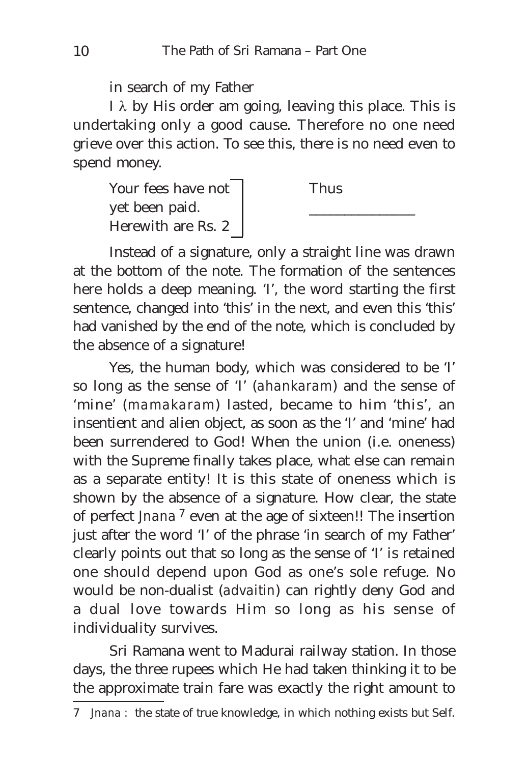in search of my Father

I $\lambda$ by His order am going, leaving this place. This is undertaking only a good cause. Therefore no one need grieve over this action. To see this, there is no need even to spend money.

Your fees have not yet been paid. Herewith are Rs. 2

Thus
_______________

Instead of a signature, only a straight line was drawn at the bottom of the note. The formation of the sentences here holds a deep meaning. 'I', the word starting the first sentence, changed into 'this' in the next, and even this 'this' had vanished by the end of the note, which is concluded by the absence of a signature!

Yes, the human body, which was considered to be 'I' so long as the sense of 'I' (*ahankaram*) and the sense of 'mine' (*mamakaram*) lasted, became to him 'this', an insentient and alien object, as soon as the 'I' and 'mine' had been surrendered to God! When the union (i.e. oneness) with the Supreme finally takes place, what else can remain as a separate entity! It is this state of oneness which is shown by the absence of a signature. How clear, the state of perfect *Jnana* [7] even at the age of sixteen!! The insertion just after the word 'I' of the phrase 'in search of my Father' clearly points out that so long as the sense of 'I' is retained one should depend upon God as one's sole refuge. No would be non-dualist (*advaitin*) can rightly deny God and a dual love towards Him so long as his sense of individuality survives.

Sri Ramana went to Madurai railway station. In those days, the three rupees which He had taken thinking it to be the approximate train fare was exactly the right amount to

7 *Jnana* : the state of true knowledge, in which nothing exists but Self.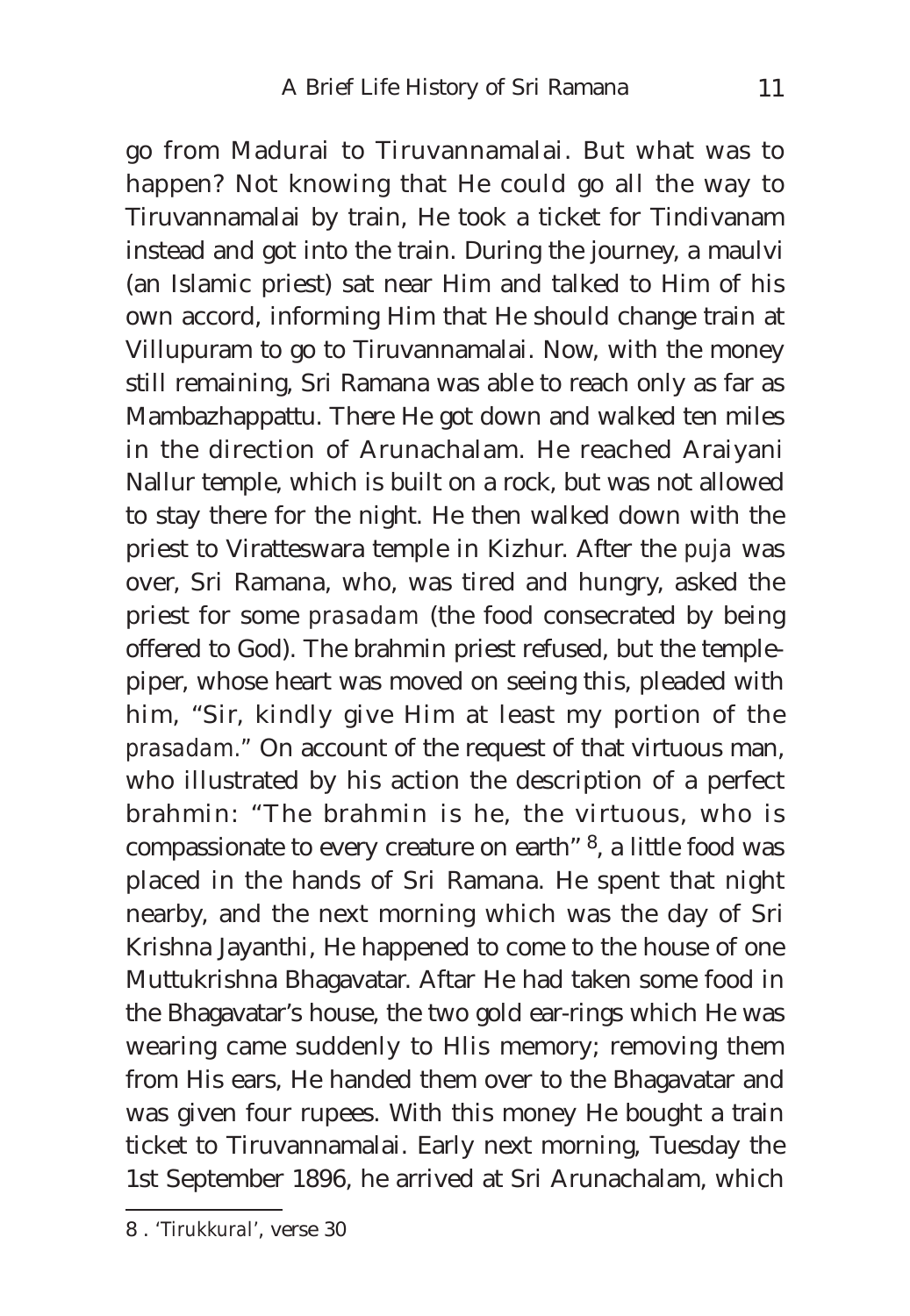go from Madurai to Tiruvannamalai. But what was to happen? Not knowing that He could go all the way to Tiruvannamalai by train, He took a ticket for Tindivanam instead and got into the train. During the journey, a maulvi (an Islamic priest) sat near Him and talked to Him of his own accord, informing Him that He should change train at Villupuram to go to Tiruvannamalai. Now, with the money still remaining, Sri Ramana was able to reach only as far as Mambazhappattu. There He got down and walked ten miles in the direction of Arunachalam. He reached Araiyani Nallur temple, which is built on a rock, but was not allowed to stay there for the night. He then walked down with the priest to Viratteswara temple in Kizhur. After the *puja* was over, Sri Ramana, who, was tired and hungry, asked the priest for some *prasadam* (the food consecrated by being offered to God). The brahmin priest refused, but the temple-piper, whose heart was moved on seeing this, pleaded with him, "Sir, kindly give Him at least my portion of the *prasadam*." On account of the request of that virtuous man, who illustrated by his action the description of a perfect brahmin: "The brahmin is he, the virtuous, who is compassionate to every creature on earth" [8], a little food was placed in the hands of Sri Ramana. He spent that night nearby, and the next morning which was the day of Sri Krishna Jayanthi, He happened to come to the house of one Muttukrishna Bhagavatar. Aftar He had taken some food in the Bhagavatar's house, the two gold ear-rings which He was wearing came suddenly to Hlis memory; removing them from His ears, He handed them over to the Bhagavatar and was given four rupees. With this money He bought a train ticket to Tiruvannamalai. Early next morning, Tuesday the 1st September 1896, he arrived at Sri Arunachalam, which

---

8 . '*Tirukkural*', verse 30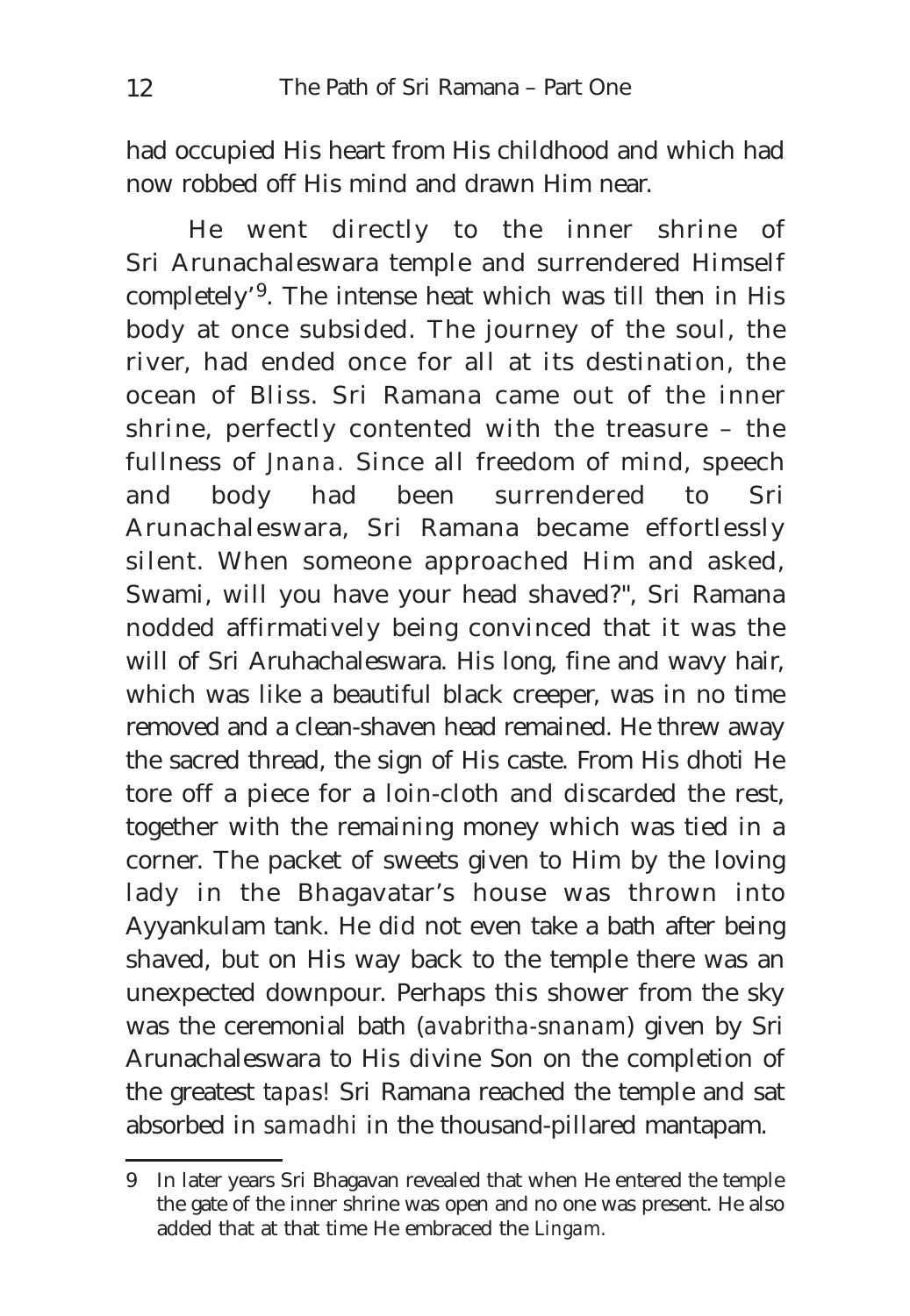had occupied His heart from His childhood and which had now robbed off His mind and drawn Him near.

He went directly to the inner shrine of Sri Arunachaleswara temple and surrendered Himself completely'[9]. The intense heat which was till then in His body at once subsided. The journey of the soul, the river, had ended once for all at its destination, the ocean of Bliss. Sri Ramana came out of the inner shrine, perfectly contented with the treasure – the fullness of *Jnana.* Since all freedom of mind, speech and body had been surrendered to Sri Arunachaleswara, Sri Ramana became effortlessly silent. When someone approached Him and asked, Swami, will you have your head shaved?", Sri Ramana nodded affirmatively being convinced that it was the will of Sri Aruhachaleswara. His long, fine and wavy hair, which was like a beautiful black creeper, was in no time removed and a clean-shaven head remained. He threw away the sacred thread, the sign of His caste. From His dhoti He tore off a piece for a loin-cloth and discarded the rest, together with the remaining money which was tied in a corner. The packet of sweets given to Him by the loving lady in the Bhagavatar's house was thrown into Ayyankulam tank. He did not even take a bath after being shaved, but on His way back to the temple there was an unexpected downpour. Perhaps this shower from the sky was the ceremonial bath (*avabritha-snanam*) given by Sri Arunachaleswara to His divine Son on the completion of the greatest *tapas*! Sri Ramana reached the temple and sat absorbed in *samadhi* in the thousand-pillared mantapam.

---

9 In later years Sri Bhagavan revealed that when He entered the temple the gate of the inner shrine was open and no one was present. He also added that at that time He embraced the *Lingam*.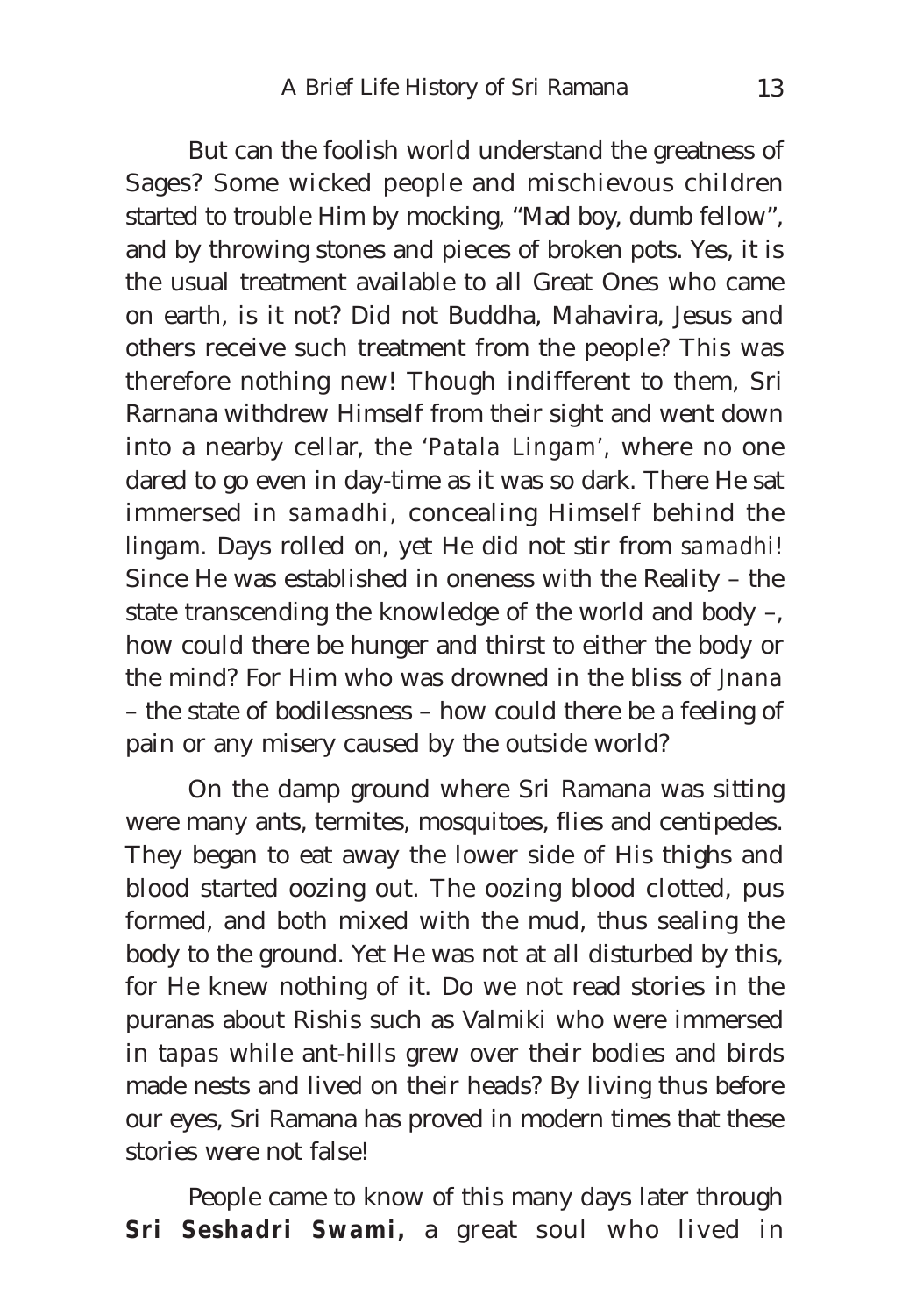But can the foolish world understand the greatness of Sages? Some wicked people and mischievous children started to trouble Him by mocking, "Mad boy, dumb fellow", and by throwing stones and pieces of broken pots. Yes, it is the usual treatment available to all Great Ones who came on earth, is it not? Did not Buddha, Mahavira, Jesus and others receive such treatment from the people? This was therefore nothing new! Though indifferent to them, Sri Rarnana withdrew Himself from their sight and went down into a nearby cellar, the '*Patala Lingam*', where no one dared to go even in day-time as it was so dark. There He sat immersed in *samadhi*, concealing Himself behind the *lingam*. Days rolled on, yet He did not stir from *samadhi*! Since He was established in oneness with the Reality – the state transcending the knowledge of the world and body –, how could there be hunger and thirst to either the body or the mind? For Him who was drowned in the bliss of *Jnana* – the state of bodilessness – how could there be a feeling of pain or any misery caused by the outside world?

On the damp ground where Sri Ramana was sitting were many ants, termites, mosquitoes, flies and centipedes. They began to eat away the lower side of His thighs and blood started oozing out. The oozing blood clotted, pus formed, and both mixed with the mud, thus sealing the body to the ground. Yet He was not at all disturbed by this, for He knew nothing of it. Do we not read stories in the puranas about Rishis such as Valmiki who were immersed in *tapas* while ant-hills grew over their bodies and birds made nests and lived on their heads? By living thus before our eyes, Sri Ramana has proved in modern times that these stories were not false!

People came to know of this many days later through **Sri Seshadri Swami,** a great soul who lived in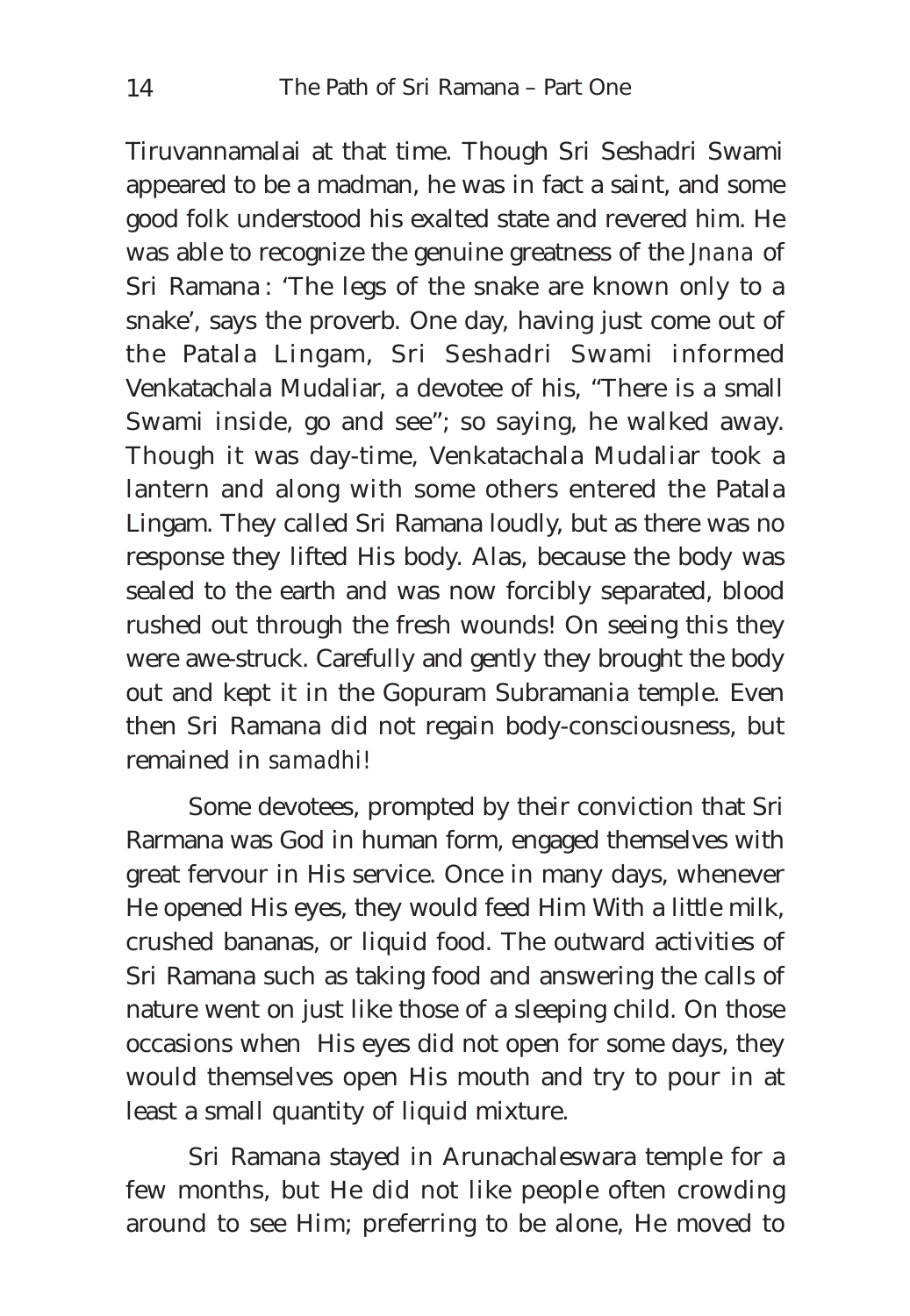Tiruvannamalai at that time. Though Sri Seshadri Swami appeared to be a madman, he was in fact a saint, and some good folk understood his exalted state and revered him. He was able to recognize the genuine greatness of the *Jnana* of Sri Ramana : 'The legs of the snake are known only to a snake', says the proverb. One day, having just come out of the Patala Lingam, Sri Seshadri Swami informed Venkatachala Mudaliar, a devotee of his, "There is a small Swami inside, go and see"; so saying, he walked away. Though it was day-time, Venkatachala Mudaliar took a lantern and along with some others entered the Patala Lingam. They called Sri Ramana loudly, but as there was no response they lifted His body. Alas, because the body was sealed to the earth and was now forcibly separated, blood rushed out through the fresh wounds! On seeing this they were awe-struck. Carefully and gently they brought the body out and kept it in the Gopuram Subramania temple. Even then Sri Ramana did not regain body-consciousness, but remained in *samadhi*!

Some devotees, prompted by their conviction that Sri Rarmana was God in human form, engaged themselves with great fervour in His service. Once in many days, whenever He opened His eyes, they would feed Him With a little milk, crushed bananas, or liquid food. The outward activities of Sri Ramana such as taking food and answering the calls of nature went on just like those of a sleeping child. On those occasions when His eyes did not open for some days, they would themselves open His mouth and try to pour in at least a small quantity of liquid mixture.

Sri Ramana stayed in Arunachaleswara temple for a few months, but He did not like people often crowding around to see Him; preferring to be alone, He moved to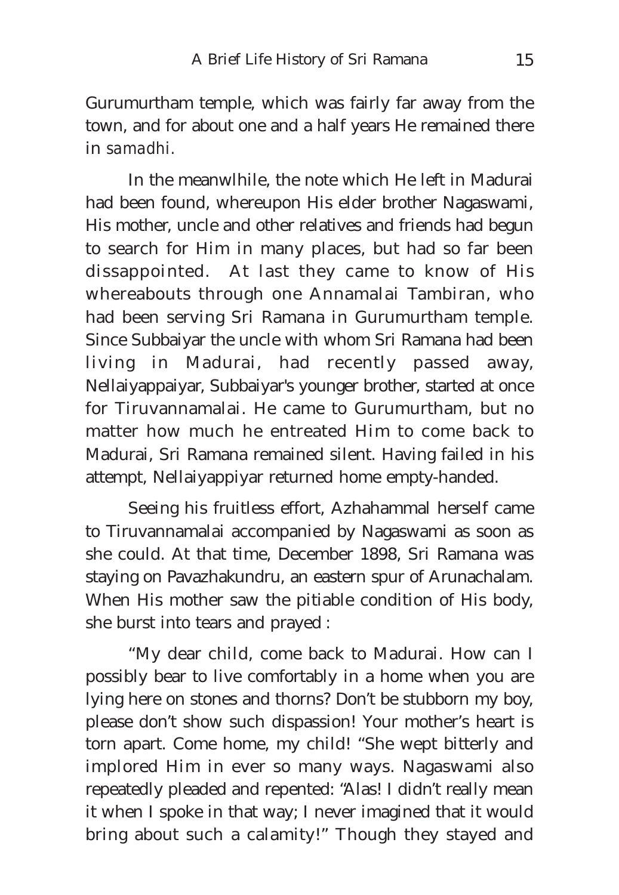Gurumurtham temple, which was fairly far away from the town, and for about one and a half years He remained there in *samadhi.*

In the meanwlhile, the note which He left in Madurai had been found, whereupon His elder brother Nagaswami, His mother, uncle and other relatives and friends had begun to search for Him in many places, but had so far been dissappointed. At last they came to know of His whereabouts through one Annamalai Tambiran, who had been serving Sri Ramana in Gurumurtham temple. Since Subbaiyar the uncle with whom Sri Ramana had been living in Madurai, had recently passed away, Nellaiyappaiyar, Subbaiyar's younger brother, started at once for Tiruvannamalai. He came to Gurumurtham, but no matter how much he entreated Him to come back to Madurai, Sri Ramana remained silent. Having failed in his attempt, Nellaiyappiyar returned home empty-handed.

Seeing his fruitless effort, Azhahammal herself came to Tiruvannamalai accompanied by Nagaswami as soon as she could. At that time, December 1898, Sri Ramana was staying on Pavazhakundru, an eastern spur of Arunachalam. When His mother saw the pitiable condition of His body, she burst into tears and prayed :

"My dear child, come back to Madurai. How can I possibly bear to live comfortably in a home when you are lying here on stones and thorns? Don't be stubborn my boy, please don't show such dispassion! Your mother's heart is torn apart. Come home, my child! "She wept bitterly and implored Him in ever so many ways. Nagaswami also repeatedly pleaded and repented: "Alas! I didn't really mean it when I spoke in that way; I never imagined that it would bring about such a calamity!" Though they stayed and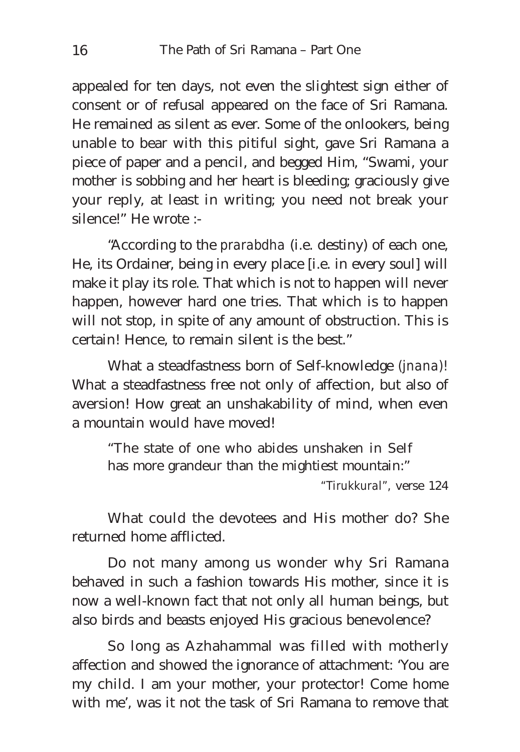appealed for ten days, not even the slightest sign either of consent or of refusal appeared on the face of Sri Ramana. He remained as silent as ever. Some of the onlookers, being unable to bear with this pitiful sight, gave Sri Ramana a piece of paper and a pencil, and begged Him, "Swami, your mother is sobbing and her heart is bleeding; graciously give your reply, at least in writing; you need not break your silence!" He wrote :-

"According to the *prarabdha* (i.e. destiny) of each one, He, its Ordainer, being in every place [i.e. in every soul] will make it play its role. That which is not to happen will never happen, however hard one tries. That which is to happen will not stop, in spite of any amount of obstruction. This is certain! Hence, to remain silent is the best."

What a steadfastness born of Self-knowledge (*jnana*)! What a steadfastness free not only of affection, but also of aversion! How great an unshakability of mind, when even a mountain would have moved!

> "The state of one who abides unshaken in Self
> has more grandeur than the mightiest mountain:"
>
> *"Tirukkural"*, verse 124

What could the devotees and His mother do? She returned home afflicted.

Do not many among us wonder why Sri Ramana behaved in such a fashion towards His mother, since it is now a well-known fact that not only all human beings, but also birds and beasts enjoyed His gracious benevolence?

So long as Azhahammal was filled with motherly affection and showed the ignorance of attachment: 'You are my child. I am your mother, your protector! Come home with me', was it not the task of Sri Ramana to remove that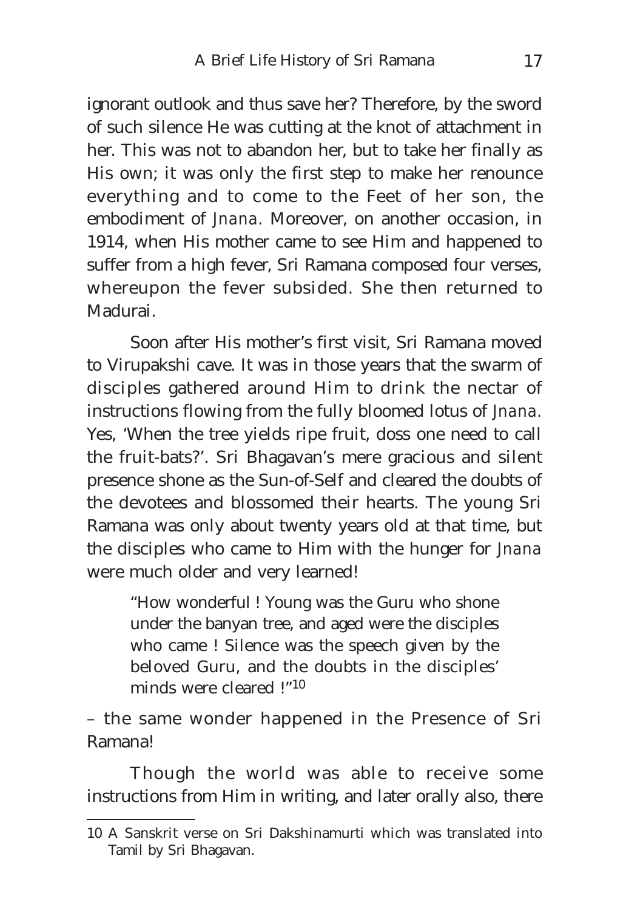ignorant outlook and thus save her? Therefore, by the sword of such silence He was cutting at the knot of attachment in her. This was not to abandon her, but to take her finally as His own; it was only the first step to make her renounce everything and to come to the Feet of her son, the embodiment of *Jnana*. Moreover, on another occasion, in 1914, when His mother came to see Him and happened to suffer from a high fever, Sri Ramana composed four verses, whereupon the fever subsided. She then returned to Madurai.

Soon after His mother's first visit, Sri Ramana moved to Virupakshi cave. It was in those years that the swarm of disciples gathered around Him to drink the nectar of instructions flowing from the fully bloomed lotus of *Jnana*. Yes, 'When the tree yields ripe fruit, doss one need to call the fruit-bats?'. Sri Bhagavan's mere gracious and silent presence shone as the Sun-of-Self and cleared the doubts of the devotees and blossomed their hearts. The young Sri Ramana was only about twenty years old at that time, but the disciples who came to Him with the hunger for *Jnana* were much older and very learned!

> "How wonderful ! Young was the Guru who shone under the banyan tree, and aged were the disciples who came ! Silence was the speech given by the beloved Guru, and the doubts in the disciples' minds were cleared !"[10]

– the same wonder happened in the Presence of Sri Ramana!

Though the world was able to receive some instructions from Him in writing, and later orally also, there

---

[10] A Sanskrit verse on Sri Dakshinamurti which was translated into Tamil by Sri Bhagavan.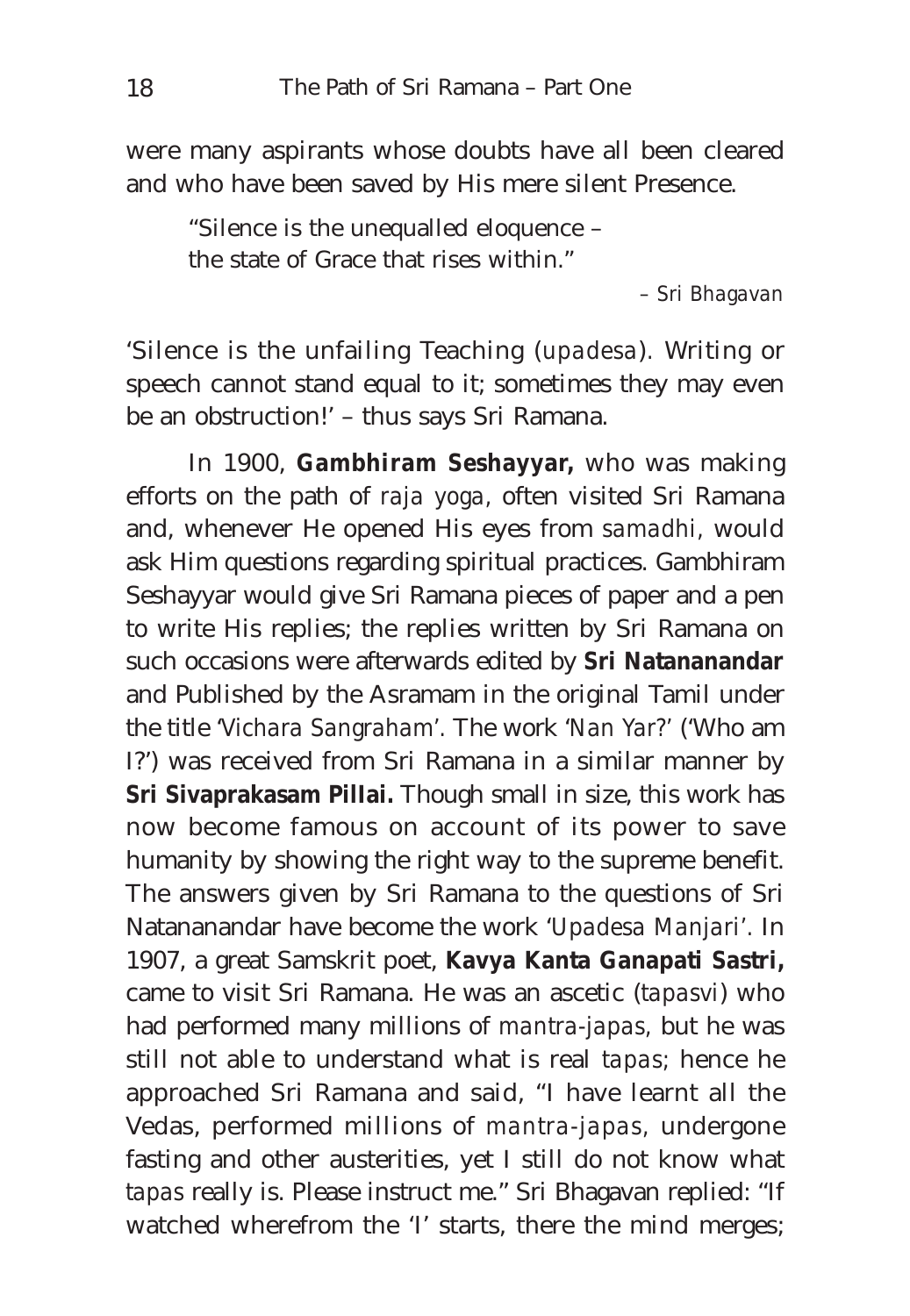were many aspirants whose doubts have all been cleared and who have been saved by His mere silent Presence.

> "Silence is the unequalled eloquence –
> the state of Grace that rises within."
>
> – *Sri Bhagavan*

'Silence is the unfailing Teaching (*upadesa*). Writing or speech cannot stand equal to it; sometimes they may even be an obstruction!' – thus says Sri Ramana.

In 1900, **Gambhiram Seshayyar,** who was making efforts on the path of *raja yoga*, often visited Sri Ramana and, whenever He opened His eyes from *samadhi*, would ask Him questions regarding spiritual practices. Gambhiram Seshayyar would give Sri Ramana pieces of paper and a pen to write His replies; the replies written by Sri Ramana on such occasions were afterwards edited by **Sri Natananandar** and Published by the Asramam in the original Tamil under the title '*Vichara Sangraham*'. The work '*Nan Yar*?' ('Who am I?') was received from Sri Ramana in a similar manner by **Sri Sivaprakasam Pillai.** Though small in size, this work has now become famous on account of its power to save humanity by showing the right way to the supreme benefit. The answers given by Sri Ramana to the questions of Sri Natananandar have become the work '*Upadesa Manjari*'. In 1907, a great Samskrit poet, **Kavya Kanta Ganapati Sastri,** came to visit Sri Ramana. He was an ascetic (*tapasvi*) who had performed many millions of *mantra-japas*, but he was still not able to understand what is real *tapas*; hence he approached Sri Ramana and said, "I have learnt all the Vedas, performed millions of *mantra-japas,* undergone fasting and other austerities, yet I still do not know what *tapas* really is. Please instruct me." Sri Bhagavan replied: "If watched wherefrom the 'I' starts, there the mind merges;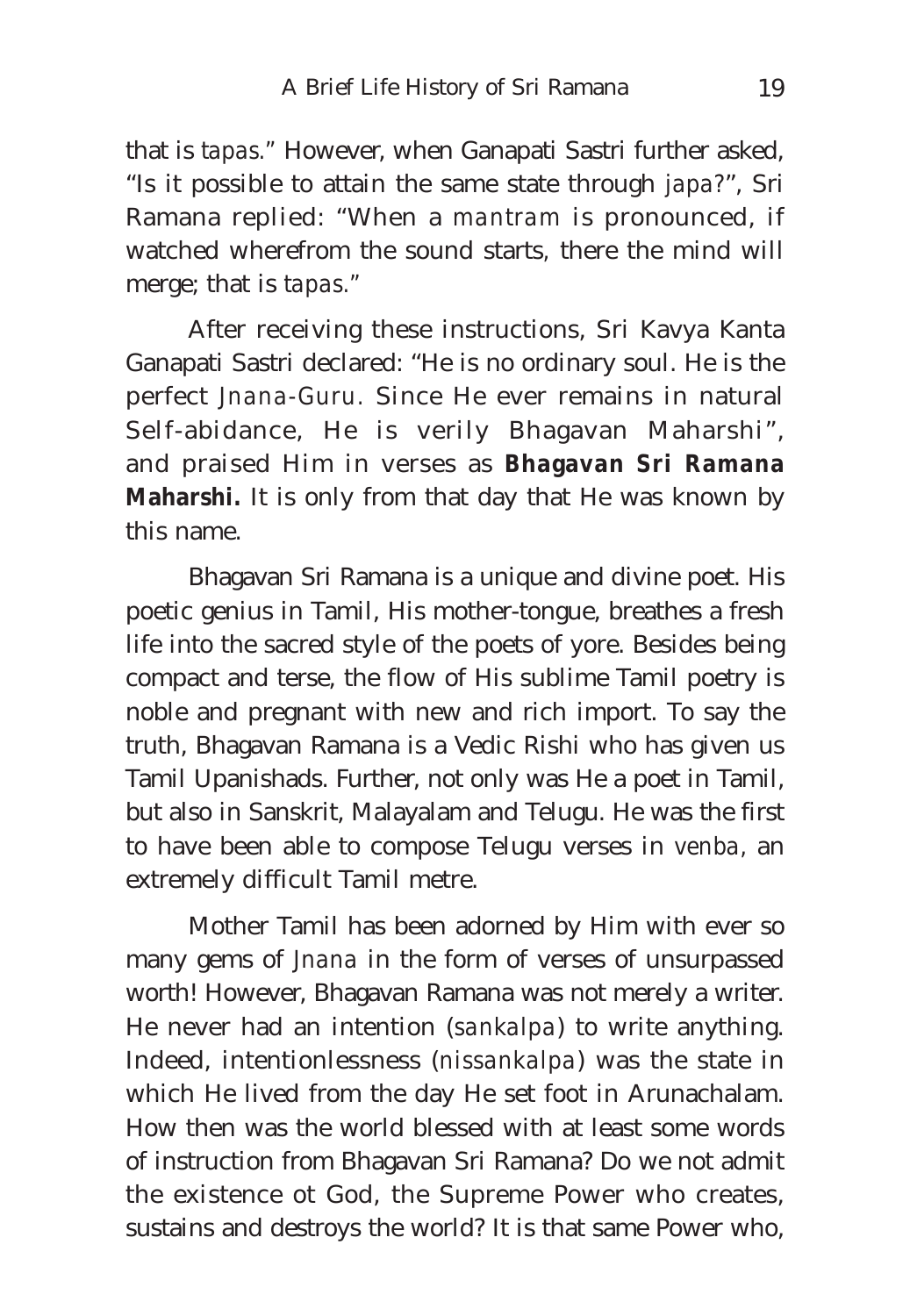that is *tapas*." However, when Ganapati Sastri further asked, "Is it possible to attain the same state through *japa*?", Sri Ramana replied: "When a *mantram* is pronounced, if watched wherefrom the sound starts, there the mind will merge; that is *tapas*."

After receiving these instructions, Sri Kavya Kanta Ganapati Sastri declared: "He is no ordinary soul. He is the perfect *Jnana-Guru*. Since He ever remains in natural Self-abidance, He is verily Bhagavan Maharshi", and praised Him in verses as **Bhagavan Sri Ramana Maharshi.** It is only from that day that He was known by this name.

Bhagavan Sri Ramana is a unique and divine poet. His poetic genius in Tamil, His mother-tongue, breathes a fresh life into the sacred style of the poets of yore. Besides being compact and terse, the flow of His sublime Tamil poetry is noble and pregnant with new and rich import. To say the truth, Bhagavan Ramana is a Vedic Rishi who has given us Tamil Upanishads. Further, not only was He a poet in Tamil, but also in Sanskrit, Malayalam and Telugu. He was the first to have been able to compose Telugu verses in *venba*, an extremely difficult Tamil metre.

Mother Tamil has been adorned by Him with ever so many gems of *Jnana* in the form of verses of unsurpassed worth! However, Bhagavan Ramana was not merely a writer. He never had an intention (*sankalpa*) to write anything. Indeed, intentionlessness (*nissankalpa*) was the state in which He lived from the day He set foot in Arunachalam. How then was the world blessed with at least some words of instruction from Bhagavan Sri Ramana? Do we not admit the existence ot God, the Supreme Power who creates, sustains and destroys the world? It is that same Power who,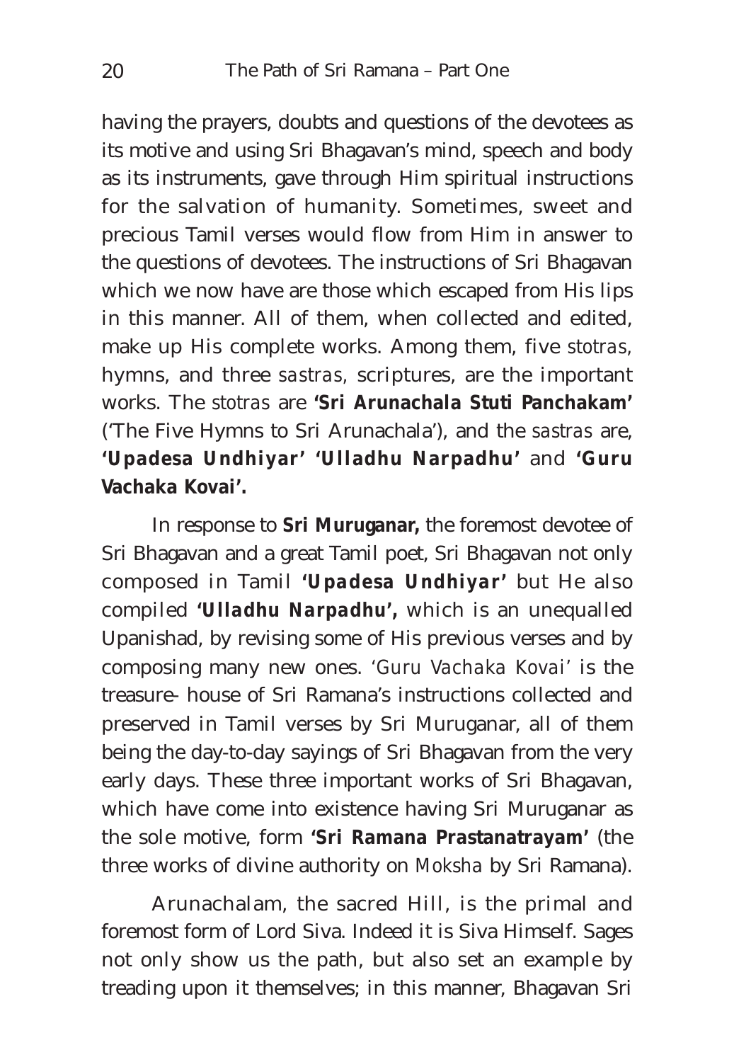having the prayers, doubts and questions of the devotees as its motive and using Sri Bhagavan's mind, speech and body as its instruments, gave through Him spiritual instructions for the salvation of humanity. Sometimes, sweet and precious Tamil verses would flow from Him in answer to the questions of devotees. The instructions of Sri Bhagavan which we now have are those which escaped from His lips in this manner. All of them, when collected and edited, make up His complete works. Among them, five *stotras*, hymns, and three *sastras,* scriptures, are the important works. The *stotras* are **'Sri Arunachala Stuti Panchakam'** ('The Five Hymns to Sri Arunachala'), and the *sastras* are, **'Upadesa Undhiyar' 'Ulladhu Narpadhu'** and **'Guru Vachaka Kovai'.**

In response to **Sri Muruganar,** the foremost devotee of Sri Bhagavan and a great Tamil poet, Sri Bhagavan not only composed in Tamil **'Upadesa Undhiyar'** but He also compiled **'Ulladhu Narpadhu',** which is an unequalled Upanishad, by revising some of His previous verses and by composing many new ones. *'Guru Vachaka Kovai'* is the treasure- house of Sri Ramana's instructions collected and preserved in Tamil verses by Sri Muruganar, all of them being the day-to-day sayings of Sri Bhagavan from the very early days. These three important works of Sri Bhagavan, which have come into existence having Sri Muruganar as the sole motive, form **'Sri Ramana Prastanatrayam'** (the three works of divine authority on *Moksha* by Sri Ramana).

Arunachalam, the sacred Hill, is the primal and foremost form of Lord Siva. Indeed it is Siva Himself. Sages not only show us the path, but also set an example by treading upon it themselves; in this manner, Bhagavan Sri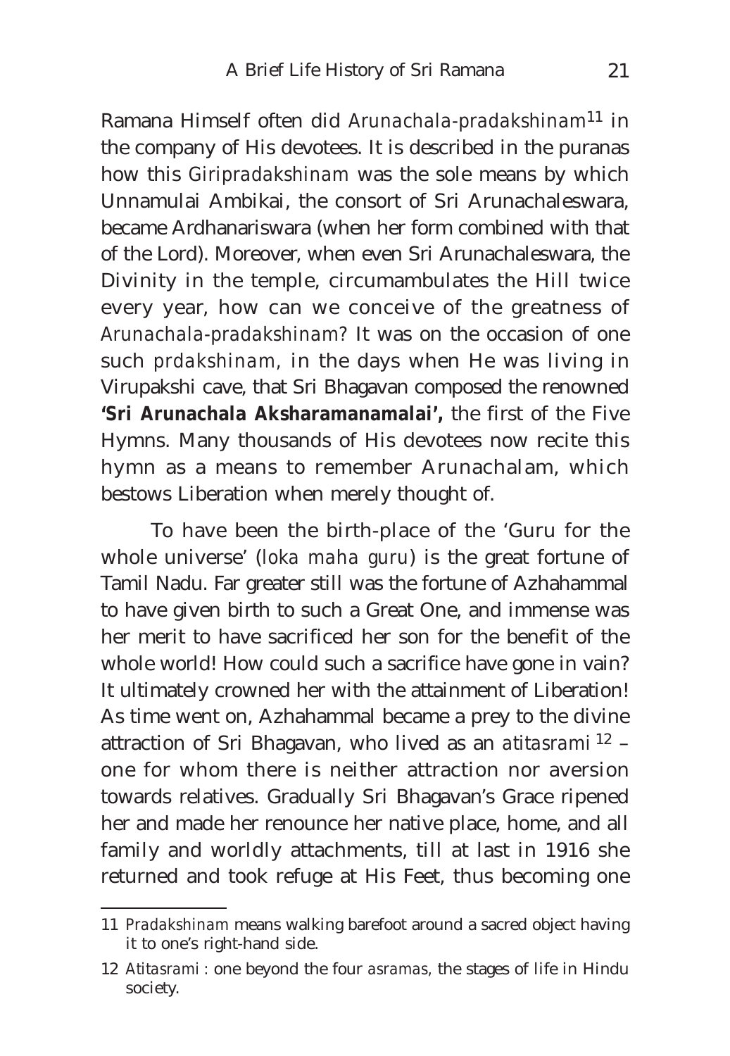Ramana Himself often did *Arunachala-pradakshinam*[11] in the company of His devotees. It is described in the puranas how this *Giripradakshinam* was the sole means by which Unnamulai Ambikai, the consort of Sri Arunachaleswara, became Ardhanariswara (when her form combined with that of the Lord). Moreover, when even Sri Arunachaleswara, the Divinity in the temple, circumambulates the Hill twice every year, how can we conceive of the greatness of *Arunachala-pradakshinam*? It was on the occasion of one such *prdakshinam*, in the days when He was living in Virupakshi cave, that Sri Bhagavan composed the renowned **'Sri Arunachala Aksharamanamalai',** the first of the Five Hymns. Many thousands of His devotees now recite this hymn as a means to remember Arunachalam, which bestows Liberation when merely thought of.

To have been the birth-place of the 'Guru for the whole universe' (*loka maha guru*) is the great fortune of Tamil Nadu. Far greater still was the fortune of Azhahammal to have given birth to such a Great One, and immense was her merit to have sacrificed her son for the benefit of the whole world! How could such a sacrifice have gone in vain? It ultimately crowned her with the attainment of Liberation! As time went on, Azhahammal became a prey to the divine attraction of Sri Bhagavan, who lived as an *atitasrami*[12] – one for whom there is neither attraction nor aversion towards relatives. Gradually Sri Bhagavan's Grace ripened her and made her renounce her native place, home, and all family and worldly attachments, till at last in 1916 she returned and took refuge at His Feet, thus becoming one

---

11 *Pradakshinam* means walking barefoot around a sacred object having it to one's right-hand side.

12 *Atitasrami* : one beyond the four *asramas*, the stages of life in Hindu society.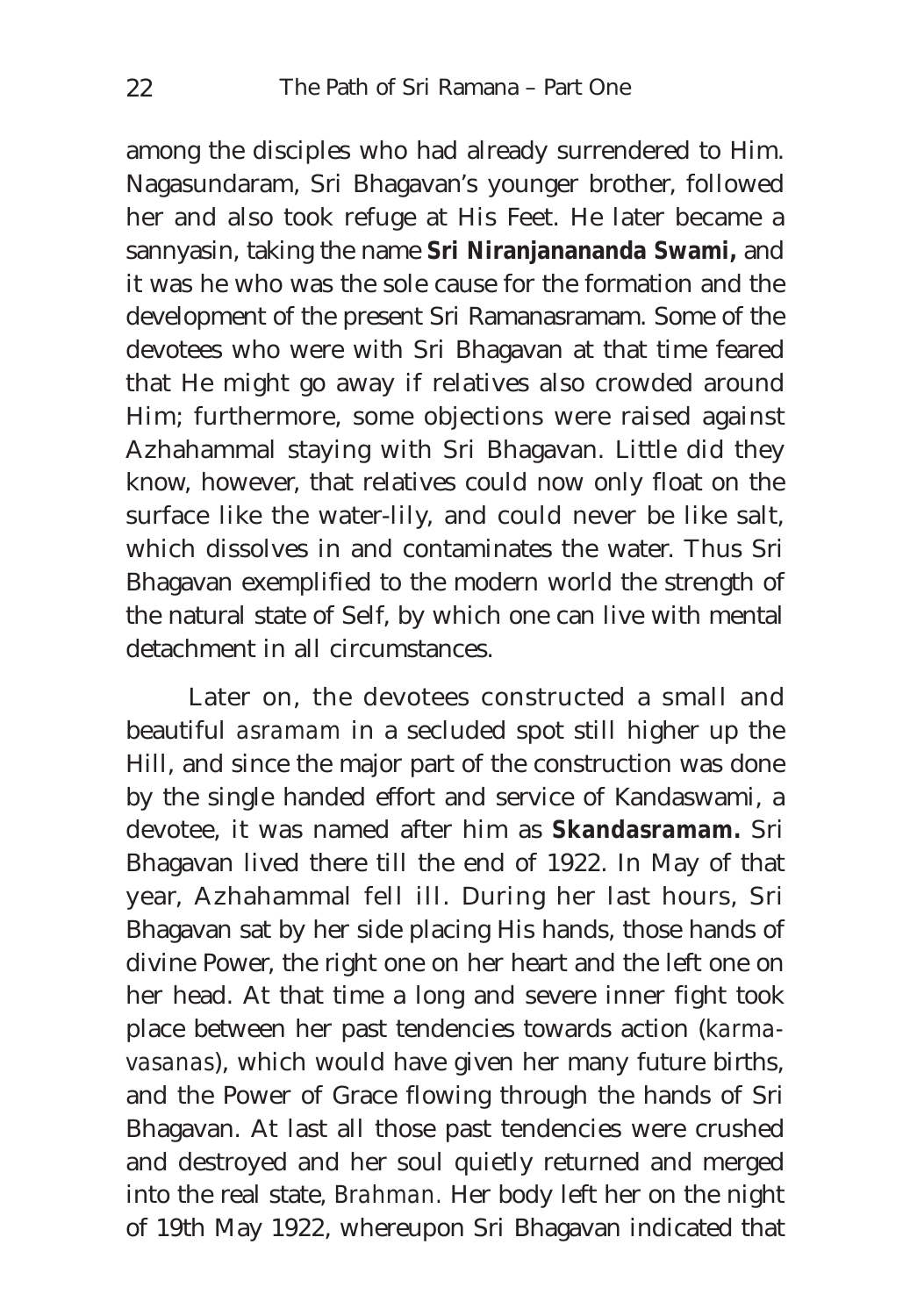among the disciples who had already surrendered to Him. Nagasundaram, Sri Bhagavan's younger brother, followed her and also took refuge at His Feet. He later became a sannyasin, taking the name **Sri Niranjanananda Swami,** and it was he who was the sole cause for the formation and the development of the present Sri Ramanasramam. Some of the devotees who were with Sri Bhagavan at that time feared that He might go away if relatives also crowded around Him; furthermore, some objections were raised against Azhahammal staying with Sri Bhagavan. Little did they know, however, that relatives could now only float on the surface like the water-lily, and could never be like salt, which dissolves in and contaminates the water. Thus Sri Bhagavan exemplified to the modern world the strength of the natural state of Self, by which one can live with mental detachment in all circumstances.

Later on, the devotees constructed a small and beautiful *asramam* in a secluded spot still higher up the Hill, and since the major part of the construction was done by the single handed effort and service of Kandaswami, a devotee, it was named after him as **Skandasramam.** Sri Bhagavan lived there till the end of 1922. In May of that year, Azhahammal fell ill. During her last hours, Sri Bhagavan sat by her side placing His hands, those hands of divine Power, the right one on her heart and the left one on her head. At that time a long and severe inner fight took place between her past tendencies towards action (*karma-vasanas*), which would have given her many future births, and the Power of Grace flowing through the hands of Sri Bhagavan. At last all those past tendencies were crushed and destroyed and her soul quietly returned and merged into the real state, *Brahman.* Her body left her on the night of 19th May 1922, whereupon Sri Bhagavan indicated that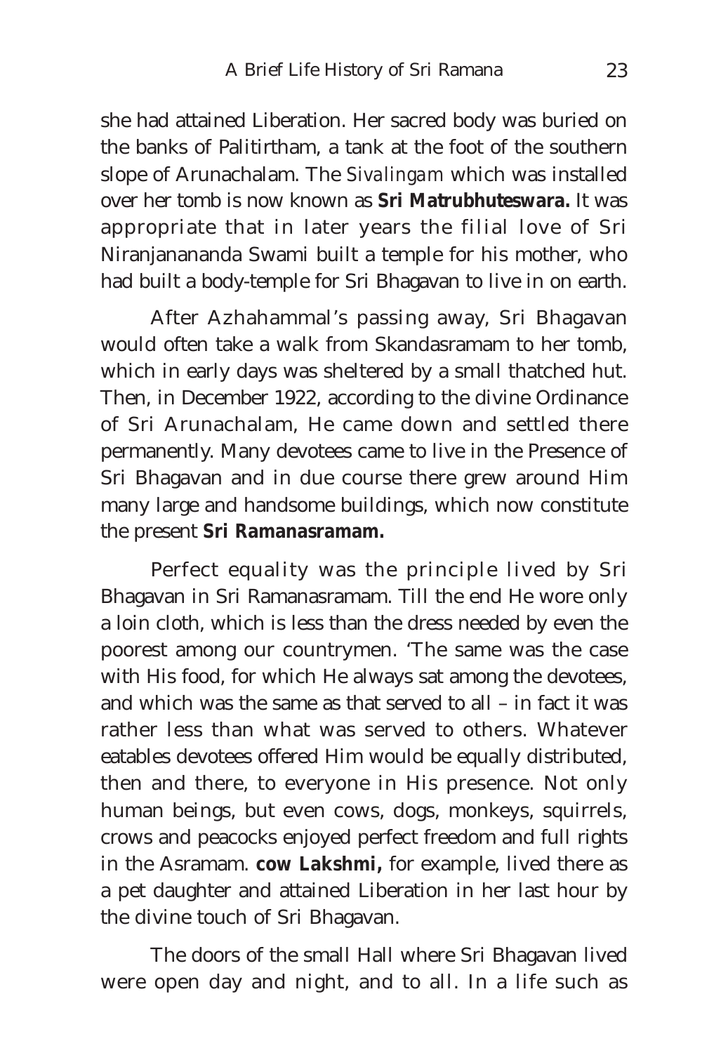she had attained Liberation. Her sacred body was buried on the banks of Palitirtham, a tank at the foot of the southern slope of Arunachalam. The *Sivalingam* which was installed over her tomb is now known as **Sri Matrubhuteswara.** It was appropriate that in later years the filial love of Sri Niranjanananda Swami built a temple for his mother, who had built a body-temple for Sri Bhagavan to live in on earth.

After Azhahammal's passing away, Sri Bhagavan would often take a walk from Skandasramam to her tomb, which in early days was sheltered by a small thatched hut. Then, in December 1922, according to the divine Ordinance of Sri Arunachalam, He came down and settled there permanently. Many devotees came to live in the Presence of Sri Bhagavan and in due course there grew around Him many large and handsome buildings, which now constitute the present **Sri Ramanasramam.**

Perfect equality was the principle lived by Sri Bhagavan in Sri Ramanasramam. Till the end He wore only a loin cloth, which is less than the dress needed by even the poorest among our countrymen. 'The same was the case with His food, for which He always sat among the devotees, and which was the same as that served to all – in fact it was rather less than what was served to others. Whatever eatables devotees offered Him would be equally distributed, then and there, to everyone in His presence. Not only human beings, but even cows, dogs, monkeys, squirrels, crows and peacocks enjoyed perfect freedom and full rights in the Asramam. **cow Lakshmi,** for example, lived there as a pet daughter and attained Liberation in her last hour by the divine touch of Sri Bhagavan.

The doors of the small Hall where Sri Bhagavan lived were open day and night, and to all. In a life such as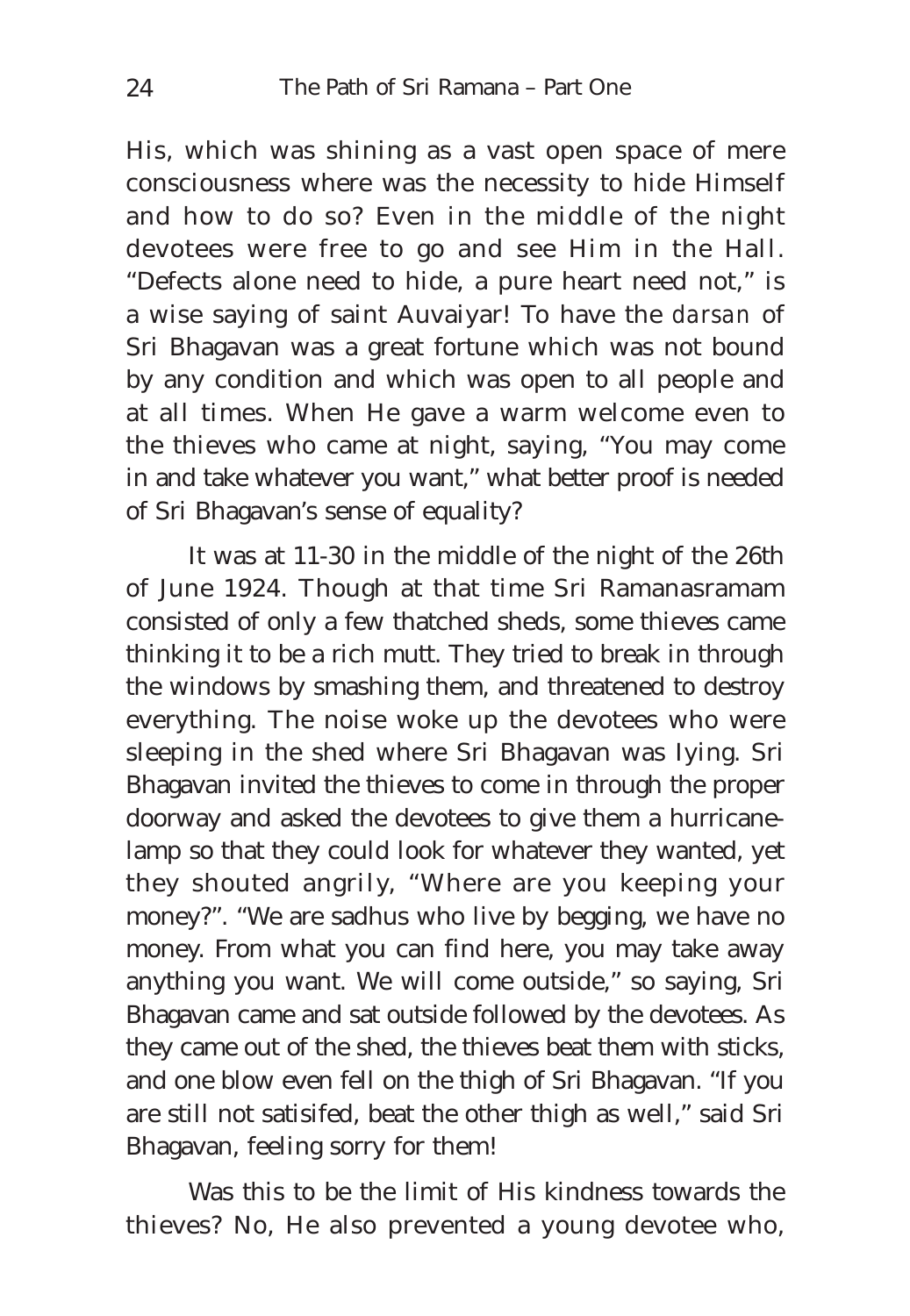His, which was shining as a vast open space of mere consciousness where was the necessity to hide Himself and how to do so? Even in the middle of the night devotees were free to go and see Him in the Hall. "Defects alone need to hide, a pure heart need not," is a wise saying of saint Auvaiyar! To have the *darsan* of Sri Bhagavan was a great fortune which was not bound by any condition and which was open to all people and at all times. When He gave a warm welcome even to the thieves who came at night, saying, "You may come in and take whatever you want," what better proof is needed of Sri Bhagavan's sense of equality?

It was at 11-30 in the middle of the night of the 26th of June 1924. Though at that time Sri Ramanasramam consisted of only a few thatched sheds, some thieves came thinking it to be a rich mutt. They tried to break in through the windows by smashing them, and threatened to destroy everything. The noise woke up the devotees who were sleeping in the shed where Sri Bhagavan was lying. Sri Bhagavan invited the thieves to come in through the proper doorway and asked the devotees to give them a hurricane-lamp so that they could look for whatever they wanted, yet they shouted angrily, "Where are you keeping your money?". "We are sadhus who live by begging, we have no money. From what you can find here, you may take away anything you want. We will come outside," so saying, Sri Bhagavan came and sat outside followed by the devotees. As they came out of the shed, the thieves beat them with sticks, and one blow even fell on the thigh of Sri Bhagavan. "If you are still not satisifed, beat the other thigh as well," said Sri Bhagavan, feeling sorry for them!

Was this to be the limit of His kindness towards the thieves? No, He also prevented a young devotee who,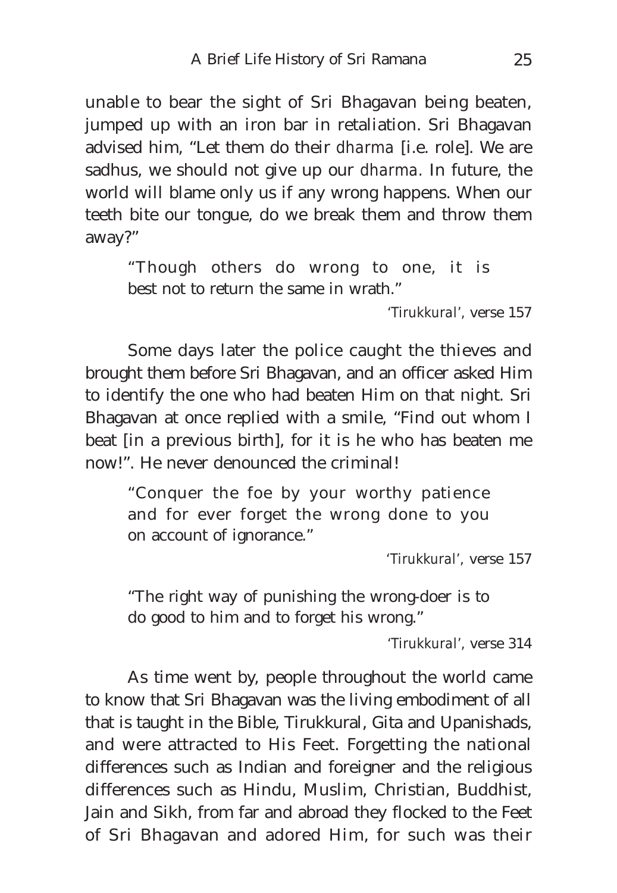unable to bear the sight of Sri Bhagavan being beaten, jumped up with an iron bar in retaliation. Sri Bhagavan advised him, "Let them do their *dharma* [i.e. role]. We are sadhus, we should not give up our *dharma*. In future, the world will blame only us if any wrong happens. When our teeth bite our tongue, do we break them and throw them away?"

> "Though others do wrong to one, it is best not to return the same in wrath."
>
> *'Tirukkural'*, verse 157

Some days later the police caught the thieves and brought them before Sri Bhagavan, and an officer asked Him to identify the one who had beaten Him on that night. Sri Bhagavan at once replied with a smile, "Find out whom I beat [in a previous birth], for it is he who has beaten me now!". He never denounced the criminal!

> "Conquer the foe by your worthy patience and for ever forget the wrong done to you on account of ignorance."
>
> *'Tirukkural'*, verse 157

> "The right way of punishing the wrong-doer is to do good to him and to forget his wrong."
>
> *'Tirukkural'*, verse 314

As time went by, people throughout the world came to know that Sri Bhagavan was the living embodiment of all that is taught in the Bible, Tirukkural, Gita and Upanishads, and were attracted to His Feet. Forgetting the national differences such as Indian and foreigner and the religious differences such as Hindu, Muslim, Christian, Buddhist, Jain and Sikh, from far and abroad they flocked to the Feet of Sri Bhagavan and adored Him, for such was their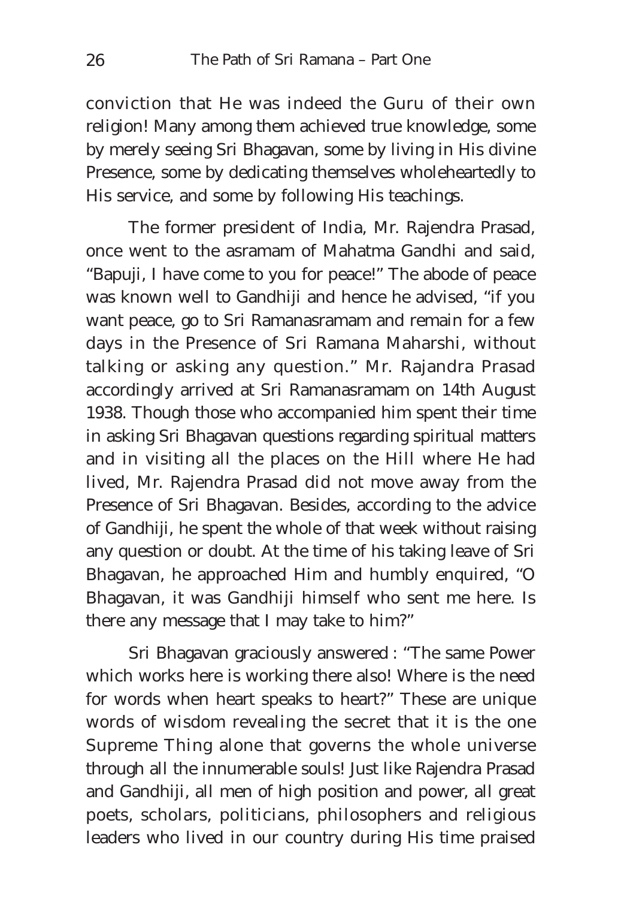conviction that He was indeed the Guru of their own religion! Many among them achieved true knowledge, some by merely seeing Sri Bhagavan, some by living in His divine Presence, some by dedicating themselves wholeheartedly to His service, and some by following His teachings.

The former president of India, Mr. Rajendra Prasad, once went to the asramam of Mahatma Gandhi and said, "Bapuji, I have come to you for peace!" The abode of peace was known well to Gandhiji and hence he advised, "if you want peace, go to Sri Ramanasramam and remain for a few days in the Presence of Sri Ramana Maharshi, without talking or asking any question." Mr. Rajandra Prasad accordingly arrived at Sri Ramanasramam on 14th August 1938. Though those who accompanied him spent their time in asking Sri Bhagavan questions regarding spiritual matters and in visiting all the places on the Hill where He had lived, Mr. Rajendra Prasad did not move away from the Presence of Sri Bhagavan. Besides, according to the advice of Gandhiji, he spent the whole of that week without raising any question or doubt. At the time of his taking leave of Sri Bhagavan, he approached Him and humbly enquired, "O Bhagavan, it was Gandhiji himself who sent me here. Is there any message that I may take to him?"

Sri Bhagavan graciously answered : "The same Power which works here is working there also! Where is the need for words when heart speaks to heart?" These are unique words of wisdom revealing the secret that it is the one Supreme Thing alone that governs the whole universe through all the innumerable souls! Just like Rajendra Prasad and Gandhiji, all men of high position and power, all great poets, scholars, politicians, philosophers and religious leaders who lived in our country during His time praised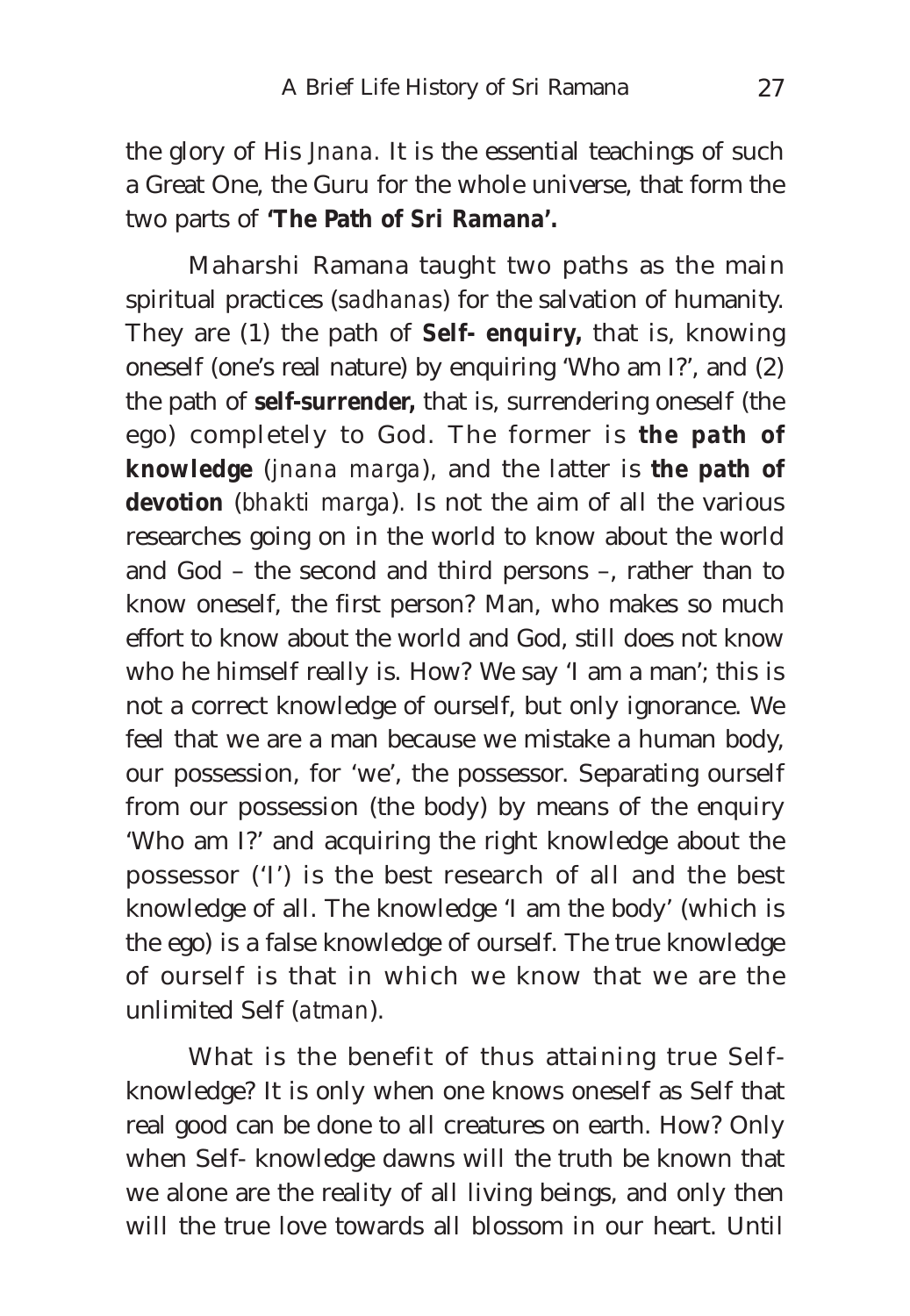the glory of His *Jnana*. It is the essential teachings of such a Great One, the Guru for the whole universe, that form the two parts of **'The Path of Sri Ramana'.**

Maharshi Ramana taught two paths as the main spiritual practices (*sadhanas*) for the salvation of humanity. They are (1) the path of **Self- enquiry,** that is, knowing oneself (one's real nature) by enquiring 'Who am I?', and (2) the path of **self-surrender,** that is, surrendering oneself (the ego) completely to God. The former is ***the path of knowledge*** (*jnana marga*), and the latter is **the path of devotion** (*bhakti marga*). Is not the aim of all the various researches going on in the world to know about the world and God – the second and third persons –, rather than to know oneself, the first person? Man, who makes so much effort to know about the world and God, still does not know who he himself really is. How? We say 'I am a man'; this is not a correct knowledge of ourself, but only ignorance. We feel that we are a man because we mistake a human body, our possession, for 'we', the possessor. Separating ourself from our possession (the body) by means of the enquiry 'Who am I?' and acquiring the right knowledge about the possessor ('I') is the best research of all and the best knowledge of all. The knowledge 'I am the body' (which is the ego) is a false knowledge of ourself. The true knowledge of ourself is that in which we know that we are the unlimited Self (*atman*).

What is the benefit of thus attaining true Self-knowledge? It is only when one knows oneself as Self that real good can be done to all creatures on earth. How? Only when Self- knowledge dawns will the truth be known that we alone are the reality of all living beings, and only then will the true love towards all blossom in our heart. Until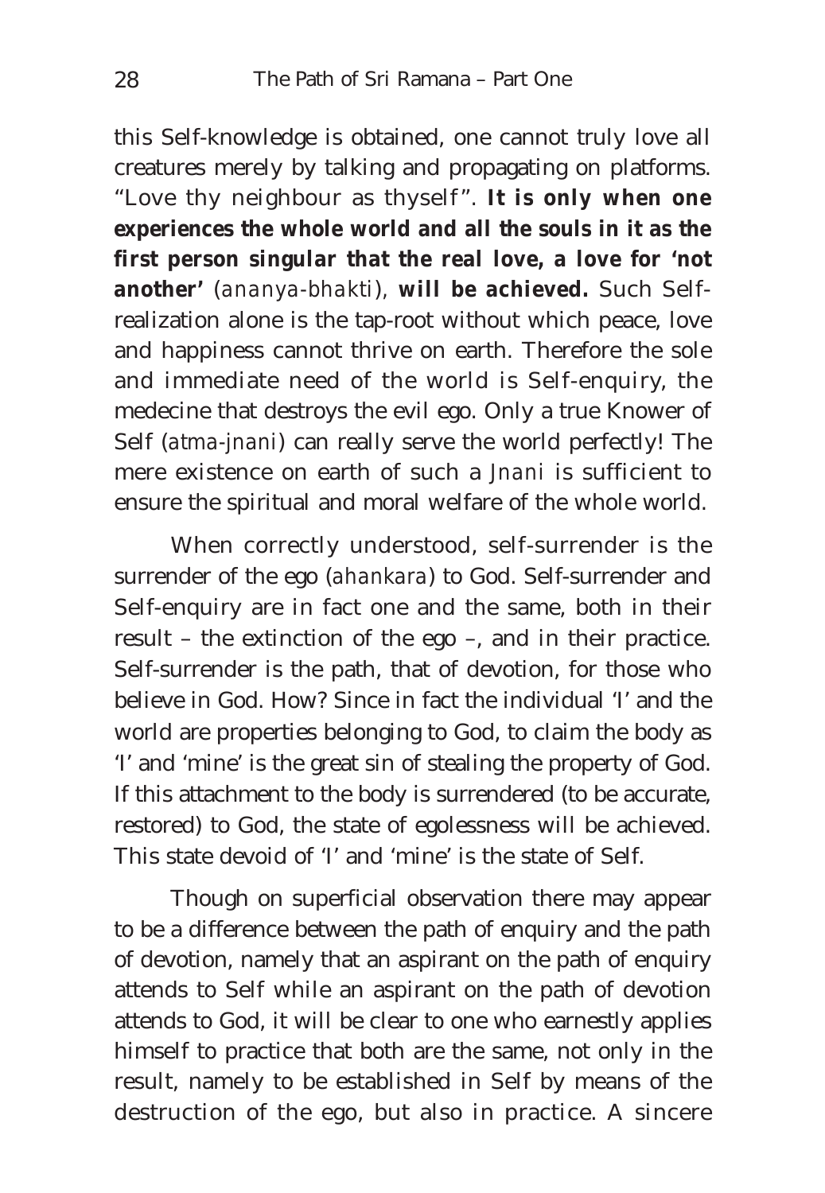this Self-knowledge is obtained, one cannot truly love all creatures merely by talking and propagating on platforms. "Love thy neighbour as thyself". **It is only when one experiences the whole world and all the souls in it as the first person singular that the real love, a love for 'not another'** (*ananya-bhakti*), **will be achieved.** Such Self-realization alone is the tap-root without which peace, love and happiness cannot thrive on earth. Therefore the sole and immediate need of the world is Self-enquiry, the medecine that destroys the evil ego. Only a true Knower of Self (*atma-jnani*) can really serve the world perfectly! The mere existence on earth of such a *Jnani* is sufficient to ensure the spiritual and moral welfare of the whole world.

When correctly understood, self-surrender is the surrender of the ego (*ahankara*) to God. Self-surrender and Self-enquiry are in fact one and the same, both in their result – the extinction of the ego –, and in their practice. Self-surrender is the path, that of devotion, for those who believe in God. How? Since in fact the individual 'I' and the world are properties belonging to God, to claim the body as 'I' and 'mine' is the great sin of stealing the property of God. If this attachment to the body is surrendered (to be accurate, restored) to God, the state of egolessness will be achieved. This state devoid of 'I' and 'mine' is the state of Self.

Though on superficial observation there may appear to be a difference between the path of enquiry and the path of devotion, namely that an aspirant on the path of enquiry attends to Self while an aspirant on the path of devotion attends to God, it will be clear to one who earnestly applies himself to practice that both are the same, not only in the result, namely to be established in Self by means of the destruction of the ego, but also in practice. A sincere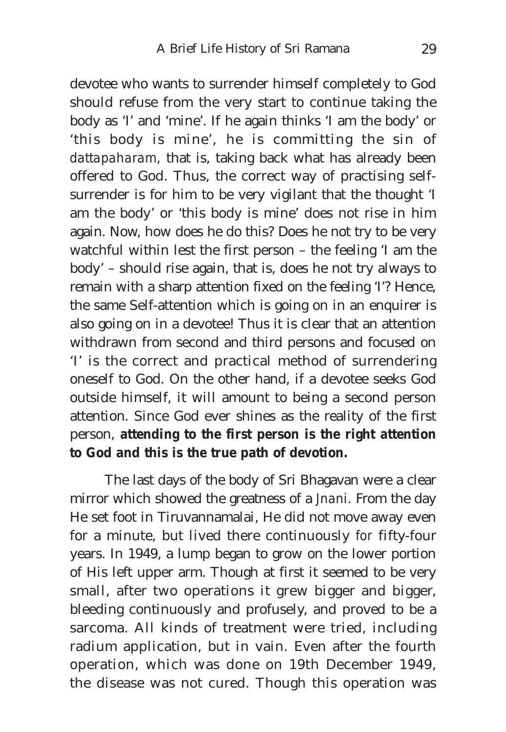devotee who wants to surrender himself completely to God should refuse from the very start to continue taking the body as 'I' and 'mine'. If he again thinks 'I am the body' or 'this body is mine', he is committing the sin of *dattapaharam*, that is, taking back what has already been offered to God. Thus, the correct way of practising self-surrender is for him to be very vigilant that the thought 'I am the body' or 'this body is mine' does not rise in him again. Now, how does he do this? Does he not try to be very watchful within lest the first person – the feeling 'I am the body' – should rise again, that is, does he not try always to remain with a sharp attention fixed on the feeling 'I'? Hence, the same Self-attention which is going on in an enquirer is also going on in a devotee! Thus it is clear that an attention withdrawn from second and third persons and focused on 'I' is the correct and practical method of surrendering oneself to God. On the other hand, if a devotee seeks God outside himself, it will amount to being a second person attention. Since God ever shines as the reality of the first person, **attending to the first person is the right attention to God and this is the true path of devotion.**

The last days of the body of Sri Bhagavan were a clear mirror which showed the greatness of a *Jnani*. From the day He set foot in Tiruvannamalai, He did not move away even for a minute, but lived there continuously for fifty-four years. In 1949, a lump began to grow on the lower portion of His left upper arm. Though at first it seemed to be very small, after two operations it grew bigger and bigger, bleeding continuously and profusely, and proved to be a sarcoma. All kinds of treatment were tried, including radium application, but in vain. Even after the fourth operation, which was done on 19th December 1949, the disease was not cured. Though this operation was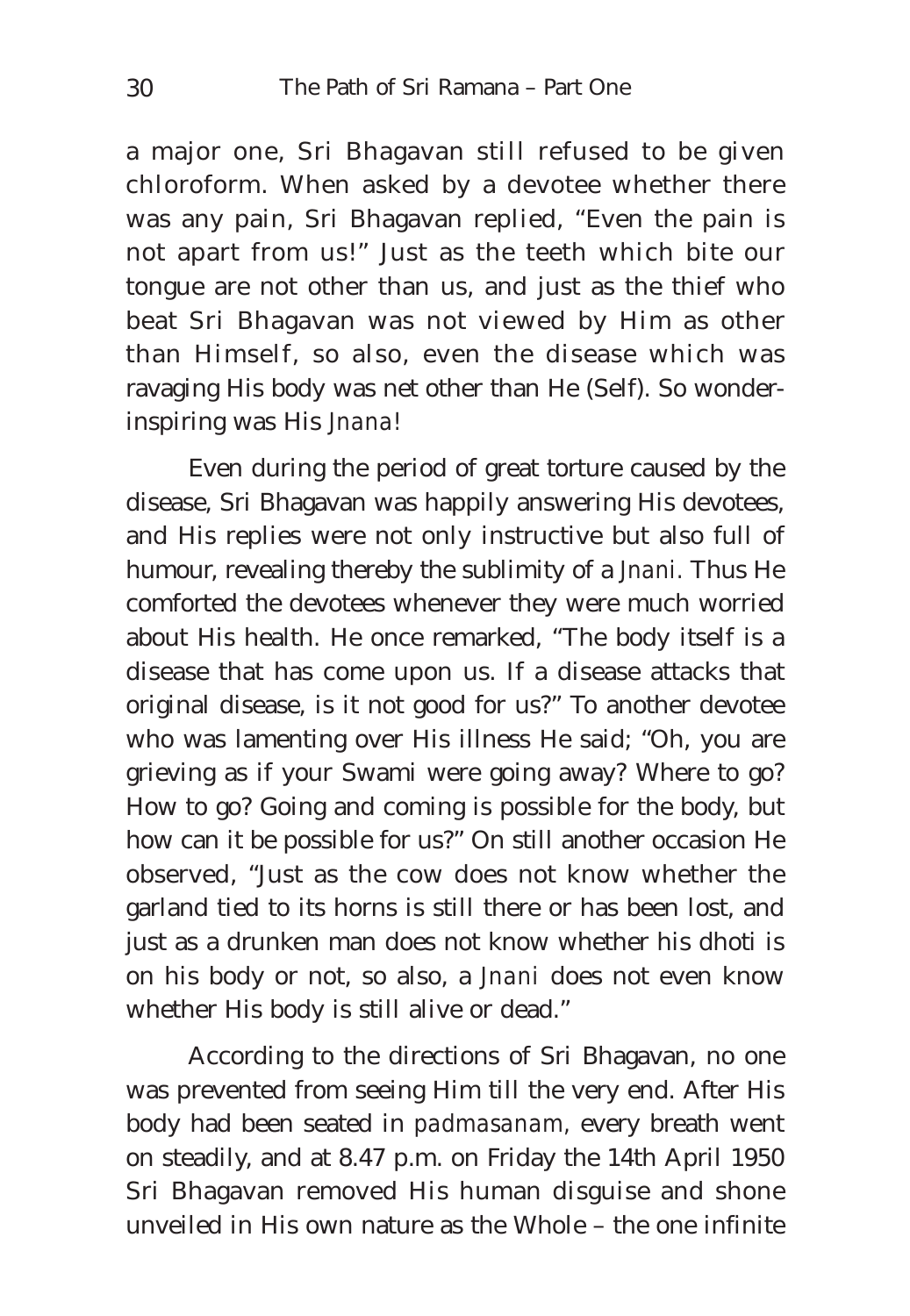a major one, Sri Bhagavan still refused to be given chloroform. When asked by a devotee whether there was any pain, Sri Bhagavan replied, "Even the pain is not apart from us!" Just as the teeth which bite our tongue are not other than us, and just as the thief who beat Sri Bhagavan was not viewed by Him as other than Himself, so also, even the disease which was ravaging His body was net other than He (Self). So wonder-inspiring was His *Jnana*!

Even during the period of great torture caused by the disease, Sri Bhagavan was happily answering His devotees, and His replies were not only instructive but also full of humour, revealing thereby the sublimity of a *Jnani*. Thus He comforted the devotees whenever they were much worried about His health. He once remarked, "The body itself is a disease that has come upon us. If a disease attacks that original disease, is it not good for us?" To another devotee who was lamenting over His illness He said; "Oh, you are grieving as if your Swami were going away? Where to go? How to go? Going and coming is possible for the body, but how can it be possible for us?" On still another occasion He observed, "Just as the cow does not know whether the garland tied to its horns is still there or has been lost, and just as a drunken man does not know whether his dhoti is on his body or not, so also, a *Jnani* does not even know whether His body is still alive or dead."

According to the directions of Sri Bhagavan, no one was prevented from seeing Him till the very end. After His body had been seated in *padmasanam*, every breath went on steadily, and at 8.47 p.m. on Friday the 14th April 1950 Sri Bhagavan removed His human disguise and shone unveiled in His own nature as the Whole – the one infinite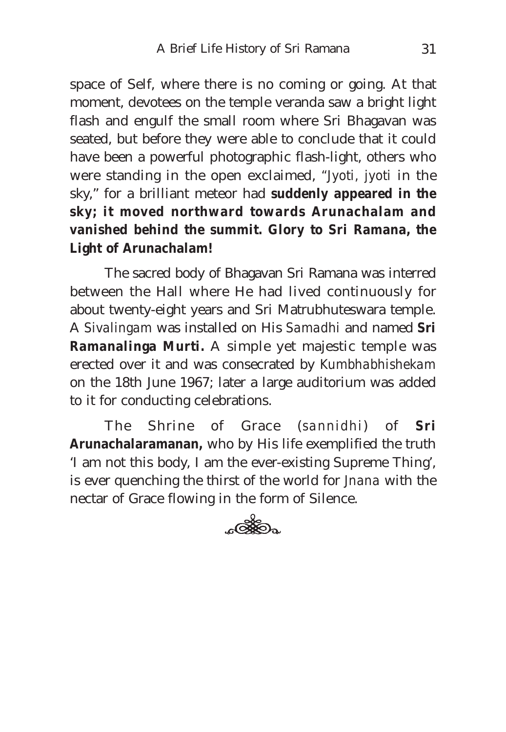space of Self, where there is no coming or going. At that moment, devotees on the temple veranda saw a bright light flash and engulf the small room where Sri Bhagavan was seated, but before they were able to conclude that it could have been a powerful photographic flash-light, others who were standing in the open exclaimed, "*Jyoti*, *jyoti* in the sky," for a brilliant meteor had **suddenly appeared in the sky; it moved northward towards Arunachalam and vanished behind the summit. Glory to Sri Ramana, the Light of Arunachalam!**

The sacred body of Bhagavan Sri Ramana was interred between the Hall where He had lived continuously for about twenty-eight years and Sri Matrubhuteswara temple. A *Sivalingam* was installed on His *Samadhi* and named **Sri Ramanalinga Murti.** A simple yet majestic temple was erected over it and was consecrated by *Kumbhabhishekam* on the 18th June 1967; later a large auditorium was added to it for conducting celebrations.

The Shrine of Grace (*sannidhi*) of **Sri Arunachalaramanan,** who by His life exemplified the truth 'I am not this body, I am the ever-existing Supreme Thing', is ever quenching the thirst of the world for *Jnana* with the nectar of Grace flowing in the form of Silence.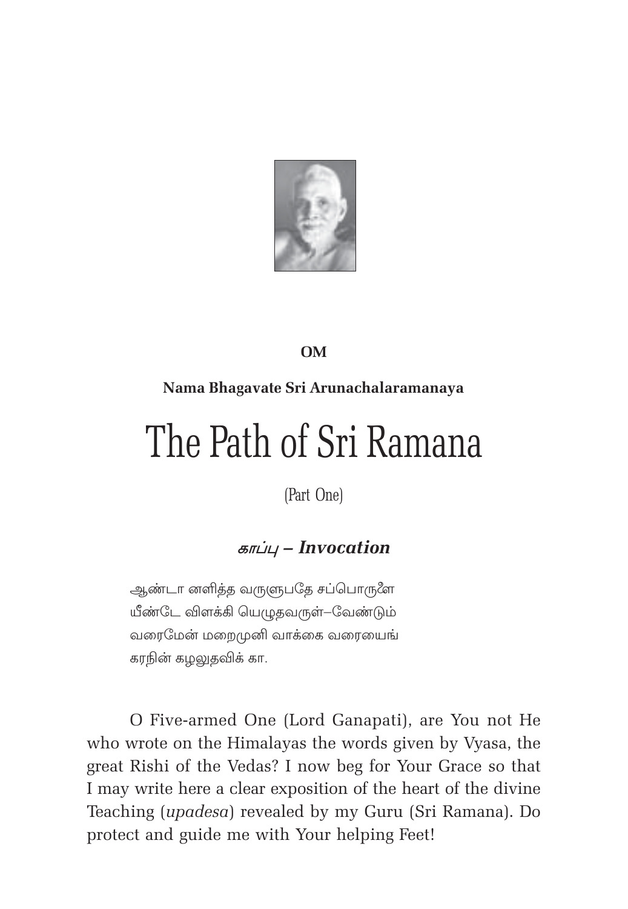**OM**

**Nama Bhagavate Sri Arunachalaramanaya**

# The Path of Sri Ramana

(Part One)

## *காப்பு* – *Invocation*

ஆண்டா னளித்த வருளுபதே சப்பொருளை
யீண்டே விளக்கி யெழுதவருள்–வேண்டும்
வரைமேன் மறைமுனி வாக்கை வரையைங்
கரநின் கழலுதவிக் கா.

O Five-armed One (Lord Ganapati), are You not He who wrote on the Himalayas the words given by Vyasa, the great Rishi of the Vedas? I now beg for Your Grace so that I may write here a clear exposition of the heart of the divine Teaching (*upadesa*) revealed by my Guru (Sri Ramana). Do protect and guide me with Your helping Feet!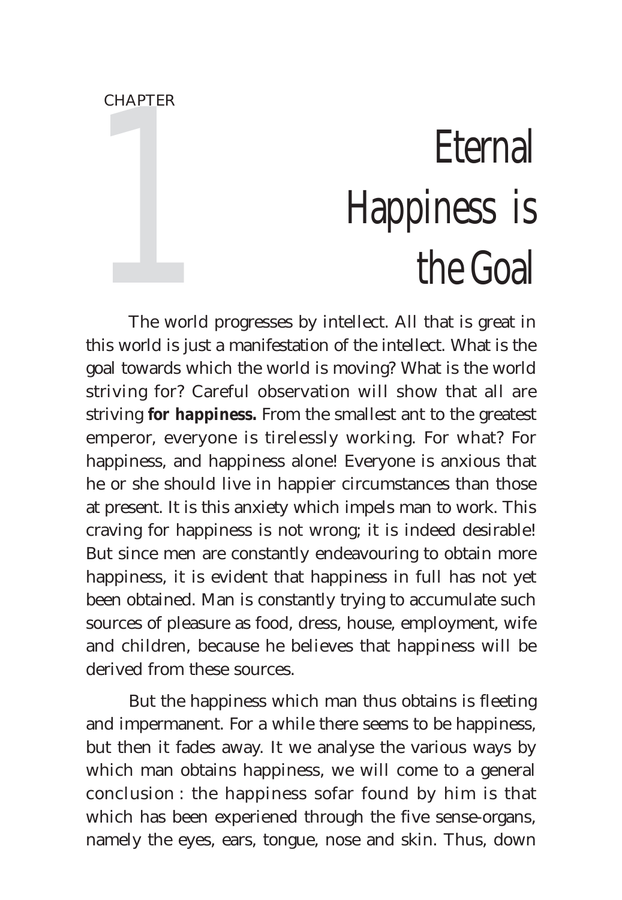CHAPTER 1

# Eternal Happiness is the Goal

The world progresses by intellect. All that is great in this world is just a manifestation of the intellect. What is the goal towards which the world is moving? What is the world striving for? Careful observation will show that all are striving **for happiness.** From the smallest ant to the greatest emperor, everyone is tirelessly working. For what? For happiness, and happiness alone! Everyone is anxious that he or she should live in happier circumstances than those at present. It is this anxiety which impels man to work. This craving for happiness is not wrong; it is indeed desirable! But since men are constantly endeavouring to obtain more happiness, it is evident that happiness in full has not yet been obtained. Man is constantly trying to accumulate such sources of pleasure as food, dress, house, employment, wife and children, because he believes that happiness will be derived from these sources.

But the happiness which man thus obtains is fleeting and impermanent. For a while there seems to be happiness, but then it fades away. It we analyse the various ways by which man obtains happiness, we will come to a general conclusion : the happiness sofar found by him is that which has been experiened through the five sense-organs, namely the eyes, ears, tongue, nose and skin. Thus, down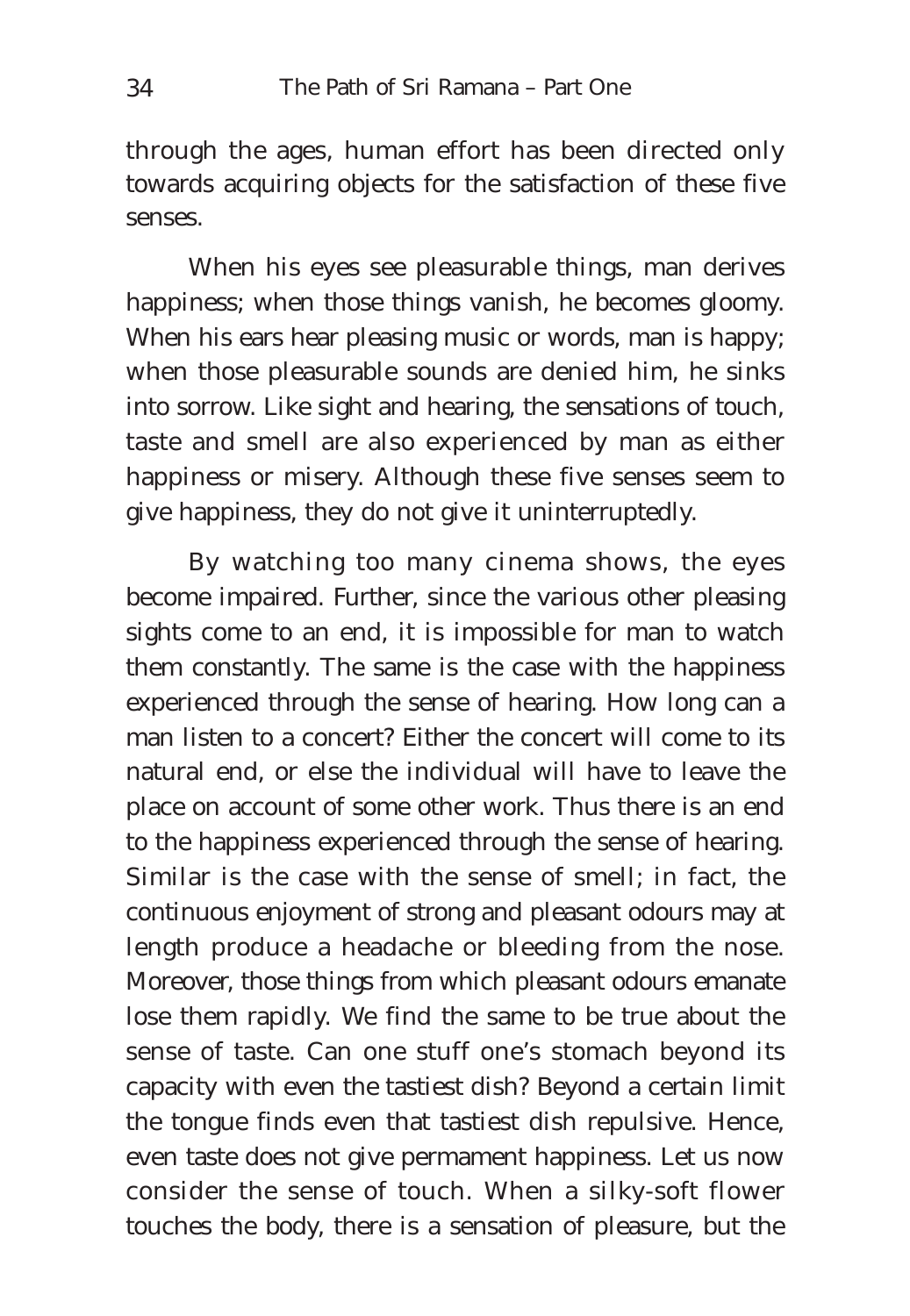through the ages, human effort has been directed only towards acquiring objects for the satisfaction of these five senses.

When his eyes see pleasurable things, man derives happiness; when those things vanish, he becomes gloomy. When his ears hear pleasing music or words, man is happy; when those pleasurable sounds are denied him, he sinks into sorrow. Like sight and hearing, the sensations of touch, taste and smell are also experienced by man as either happiness or misery. Although these five senses seem to give happiness, they do not give it uninterruptedly.

By watching too many cinema shows, the eyes become impaired. Further, since the various other pleasing sights come to an end, it is impossible for man to watch them constantly. The same is the case with the happiness experienced through the sense of hearing. How long can a man listen to a concert? Either the concert will come to its natural end, or else the individual will have to leave the place on account of some other work. Thus there is an end to the happiness experienced through the sense of hearing. Similar is the case with the sense of smell; in fact, the continuous enjoyment of strong and pleasant odours may at length produce a headache or bleeding from the nose. Moreover, those things from which pleasant odours emanate lose them rapidly. We find the same to be true about the sense of taste. Can one stuff one's stomach beyond its capacity with even the tastiest dish? Beyond a certain limit the tongue finds even that tastiest dish repulsive. Hence, even taste does not give permament happiness. Let us now consider the sense of touch. When a silky-soft flower touches the body, there is a sensation of pleasure, but the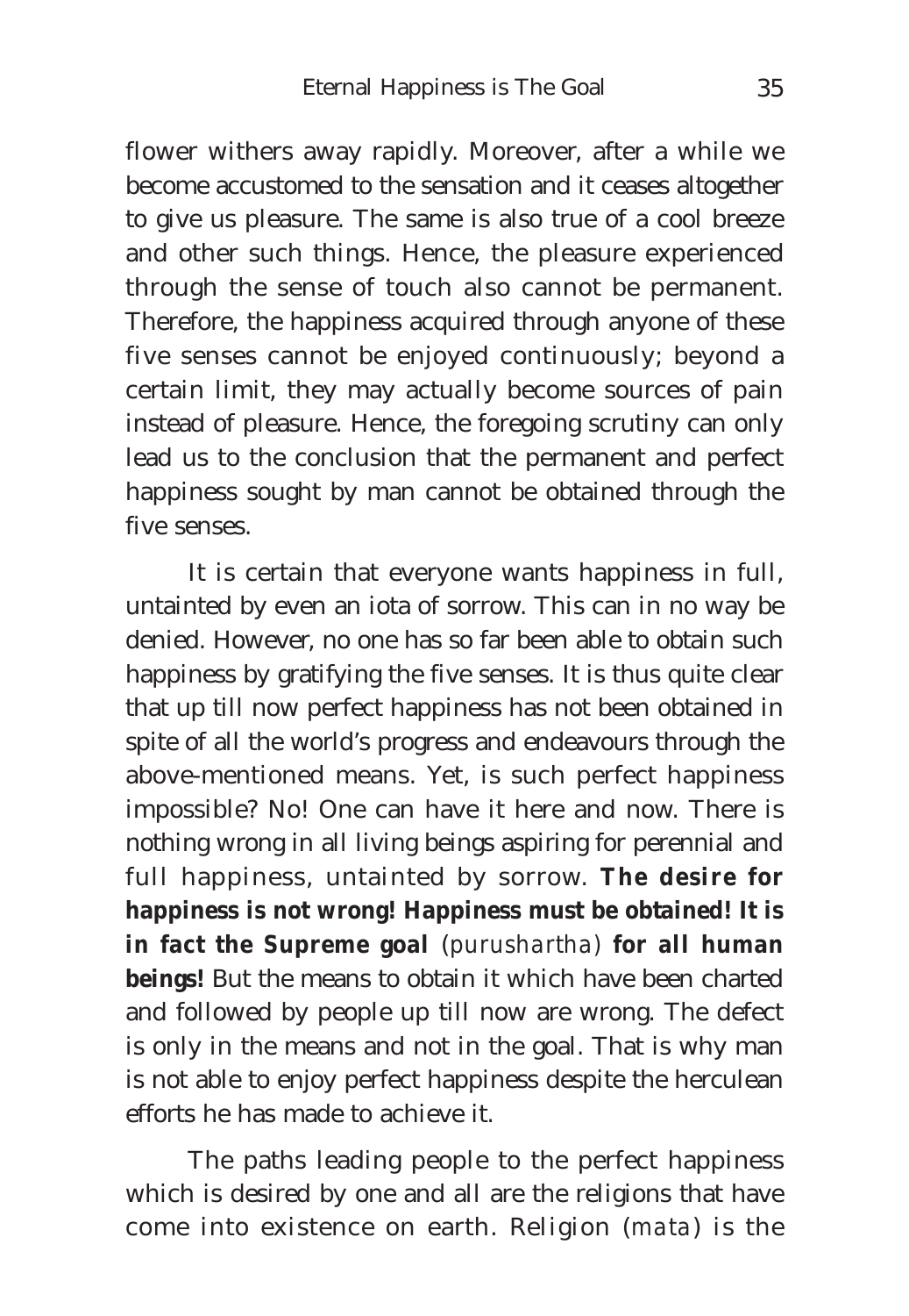flower withers away rapidly. Moreover, after a while we become accustomed to the sensation and it ceases altogether to give us pleasure. The same is also true of a cool breeze and other such things. Hence, the pleasure experienced through the sense of touch also cannot be permanent. Therefore, the happiness acquired through anyone of these five senses cannot be enjoyed continuously; beyond a certain limit, they may actually become sources of pain instead of pleasure. Hence, the foregoing scrutiny can only lead us to the conclusion that the permanent and perfect happiness sought by man cannot be obtained through the five senses.

It is certain that everyone wants happiness in full, untainted by even an iota of sorrow. This can in no way be denied. However, no one has so far been able to obtain such happiness by gratifying the five senses. It is thus quite clear that up till now perfect happiness has not been obtained in spite of all the world's progress and endeavours through the above-mentioned means. Yet, is such perfect happiness impossible? No! One can have it here and now. There is nothing wrong in all living beings aspiring for perennial and full happiness, untainted by sorrow. **The desire for happiness is not wrong! Happiness must be obtained! It is in fact the Supreme goal** (*purushartha*) **for all human beings!** But the means to obtain it which have been charted and followed by people up till now are wrong. The defect is only in the means and not in the goal. That is why man is not able to enjoy perfect happiness despite the herculean efforts he has made to achieve it.

The paths leading people to the perfect happiness which is desired by one and all are the religions that have come into existence on earth. Religion (*mata*) is the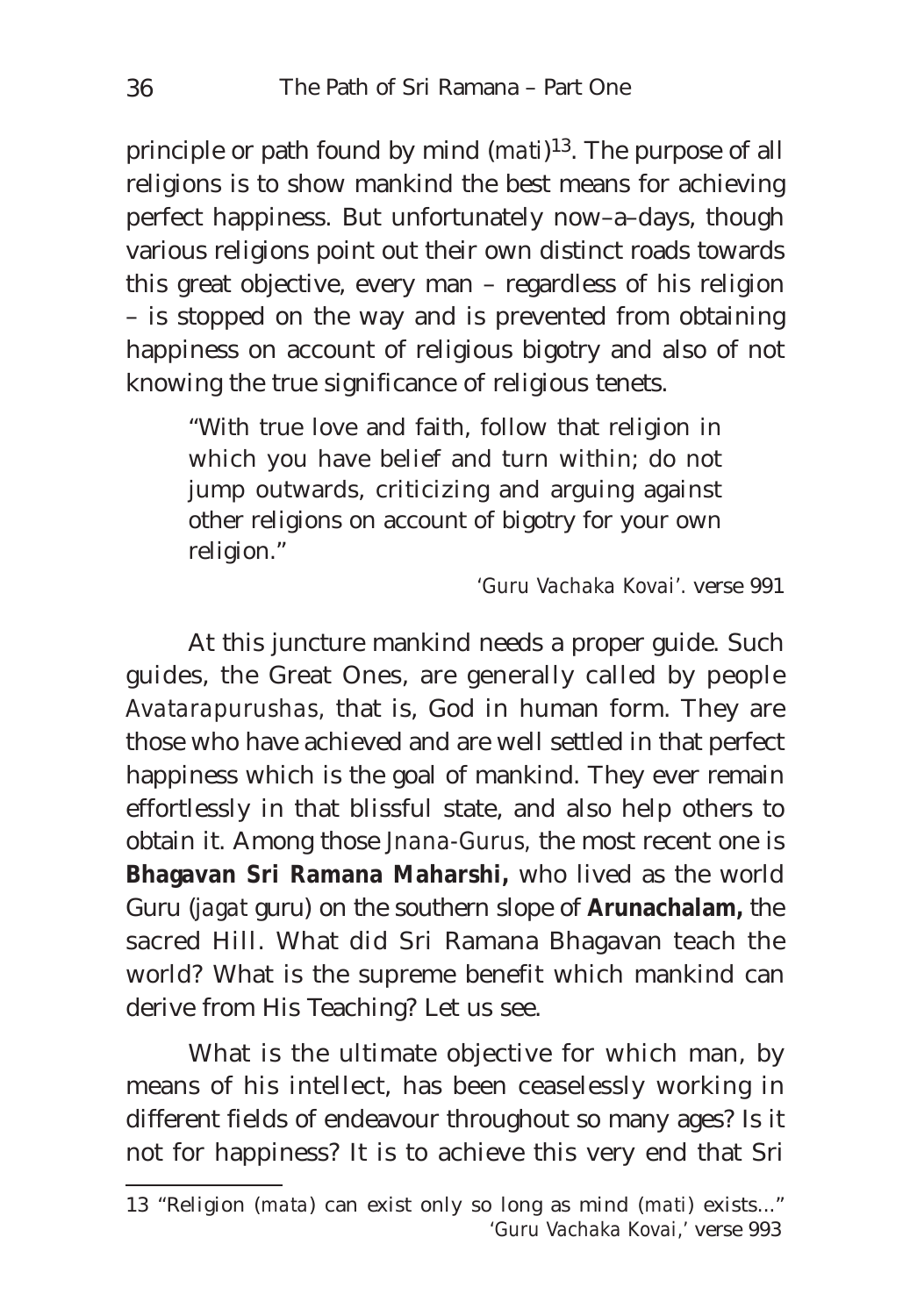principle or path found by mind (*mati*)[13]. The purpose of all religions is to show mankind the best means for achieving perfect happiness. But unfortunately now–a–days, though various religions point out their own distinct roads towards this great objective, every man – regardless of his religion – is stopped on the way and is prevented from obtaining happiness on account of religious bigotry and also of not knowing the true significance of religious tenets.

> "With true love and faith, follow that religion in which you have belief and turn within; do not jump outwards, criticizing and arguing against other religions on account of bigotry for your own religion."
>
> *'Guru Vachaka Kovai'*. verse 991

At this juncture mankind needs a proper guide. Such guides, the Great Ones, are generally called by people *Avatarapurushas*, that is, God in human form. They are those who have achieved and are well settled in that perfect happiness which is the goal of mankind. They ever remain effortlessly in that blissful state, and also help others to obtain it. Among those *Jnana-Gurus*, the most recent one is **Bhagavan Sri Ramana Maharshi,** who lived as the world Guru (*jagat* guru) on the southern slope of **Arunachalam,** the sacred Hill. What did Sri Ramana Bhagavan teach the world? What is the supreme benefit which mankind can derive from His Teaching? Let us see.

What is the ultimate objective for which man, by means of his intellect, has been ceaselessly working in different fields of endeavour throughout so many ages? Is it not for happiness? It is to achieve this very end that Sri

---

13 "Religion (*mata*) can exist only so long as mind (*mati*) exists..." *'Guru Vachaka Kovai,'* verse 993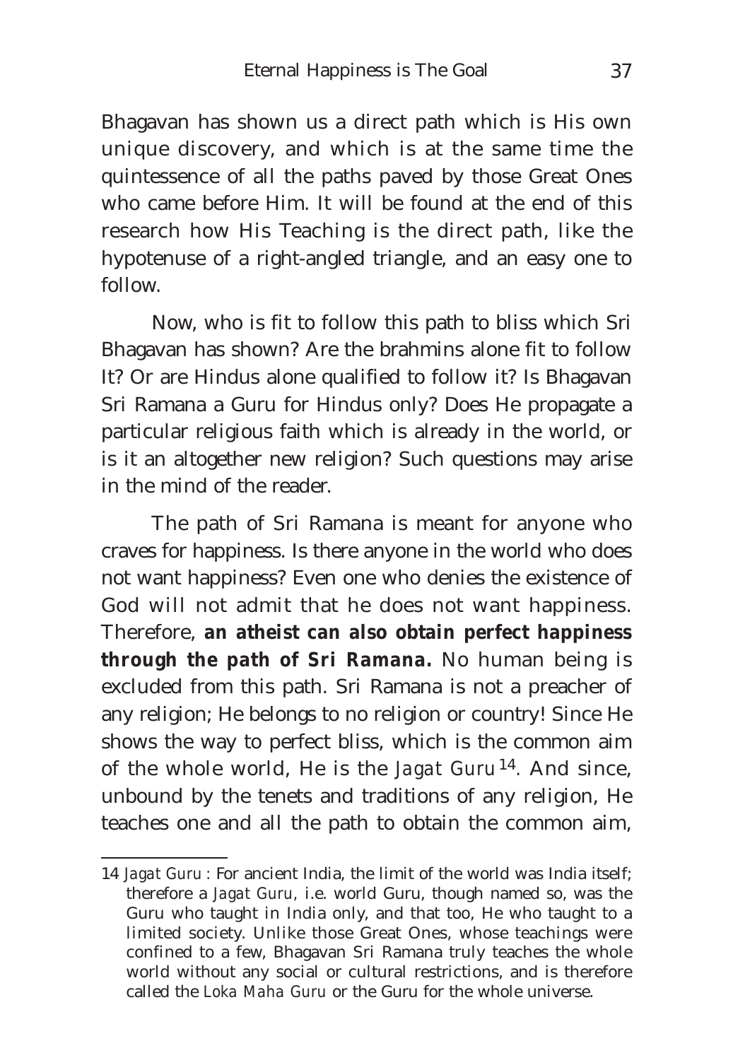Bhagavan has shown us a direct path which is His own unique discovery, and which is at the same time the quintessence of all the paths paved by those Great Ones who came before Him. It will be found at the end of this research how His Teaching is the direct path, like the hypotenuse of a right-angled triangle, and an easy one to follow.

Now, who is fit to follow this path to bliss which Sri Bhagavan has shown? Are the brahmins alone fit to follow It? Or are Hindus alone qualified to follow it? Is Bhagavan Sri Ramana a Guru for Hindus only? Does He propagate a particular religious faith which is already in the world, or is it an altogether new religion? Such questions may arise in the mind of the reader.

The path of Sri Ramana is meant for anyone who craves for happiness. Is there anyone in the world who does not want happiness? Even one who denies the existence of God will not admit that he does not want happiness. Therefore, **an atheist can also obtain perfect happiness through the path of Sri Ramana.** No human being is excluded from this path. Sri Ramana is not a preacher of any religion; He belongs to no religion or country! Since He shows the way to perfect bliss, which is the common aim of the whole world, He is the *Jagat Guru*[14]. And since, unbound by the tenets and traditions of any religion, He teaches one and all the path to obtain the common aim,

---

14 *Jagat Guru* : For ancient India, the limit of the world was India itself; therefore a *Jagat Guru*, i.e. world Guru, though named so, was the Guru who taught in India only, and that too, He who taught to a limited society. Unlike those Great Ones, whose teachings were confined to a few, Bhagavan Sri Ramana truly teaches the whole world without any social or cultural restrictions, and is therefore called the *Loka Maha Guru* or the Guru for the whole universe.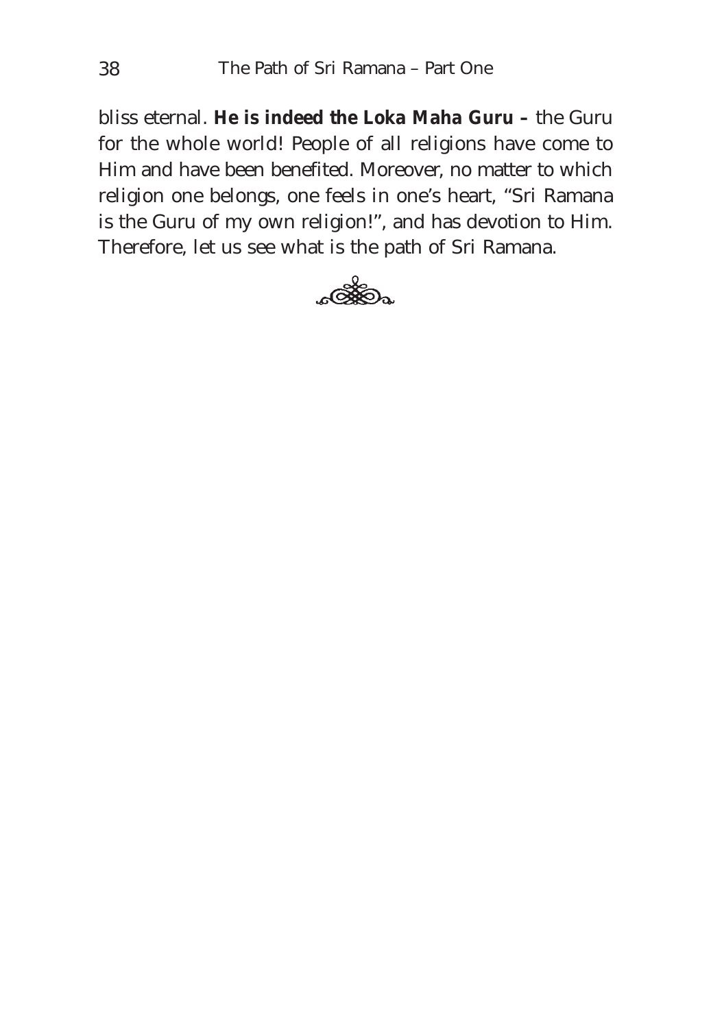bliss eternal. **He is indeed the Loka Maha Guru –** the Guru for the whole world! People of all religions have come to Him and have been benefited. Moreover, no matter to which religion one belongs, one feels in one's heart, "Sri Ramana is the Guru of my own religion!", and has devotion to Him. Therefore, let us see what is the path of Sri Ramana.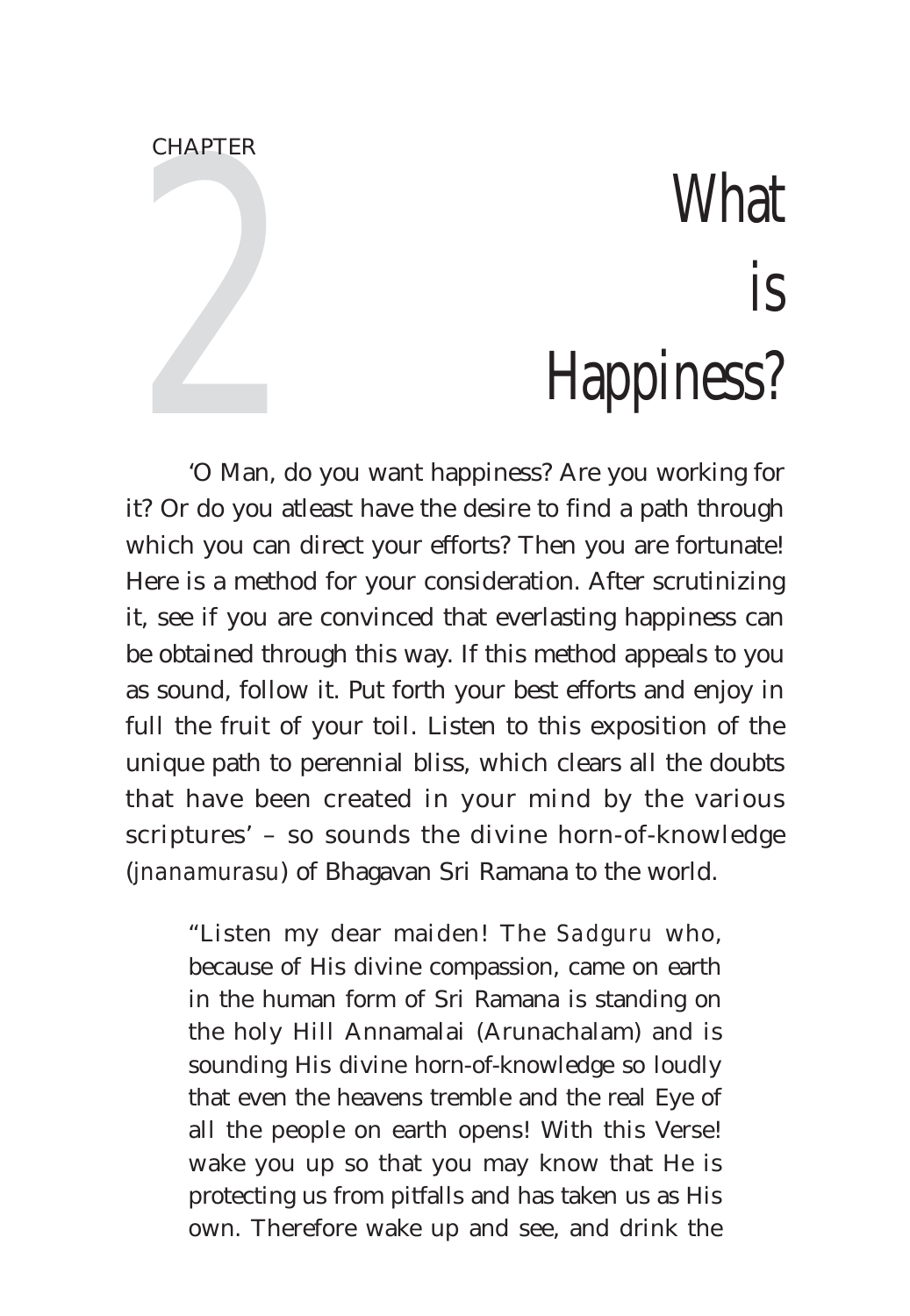CHAPTER 2

# What is Happiness?

'O Man, do you want happiness? Are you working for it? Or do you atleast have the desire to find a path through which you can direct your efforts? Then you are fortunate! Here is a method for your consideration. After scrutinizing it, see if you are convinced that everlasting happiness can be obtained through this way. If this method appeals to you as sound, follow it. Put forth your best efforts and enjoy in full the fruit of your toil. Listen to this exposition of the unique path to perennial bliss, which clears all the doubts that have been created in your mind by the various scriptures' – so sounds the divine horn-of-knowledge (*jnanamurasu*) of Bhagavan Sri Ramana to the world.

> "Listen my dear maiden! The *Sadguru* who, because of His divine compassion, came on earth in the human form of Sri Ramana is standing on the holy Hill Annamalai (Arunachalam) and is sounding His divine horn-of-knowledge so loudly that even the heavens tremble and the real Eye of all the people on earth opens! With this Verse! wake you up so that you may know that He is protecting us from pitfalls and has taken us as His own. Therefore wake up and see, and drink the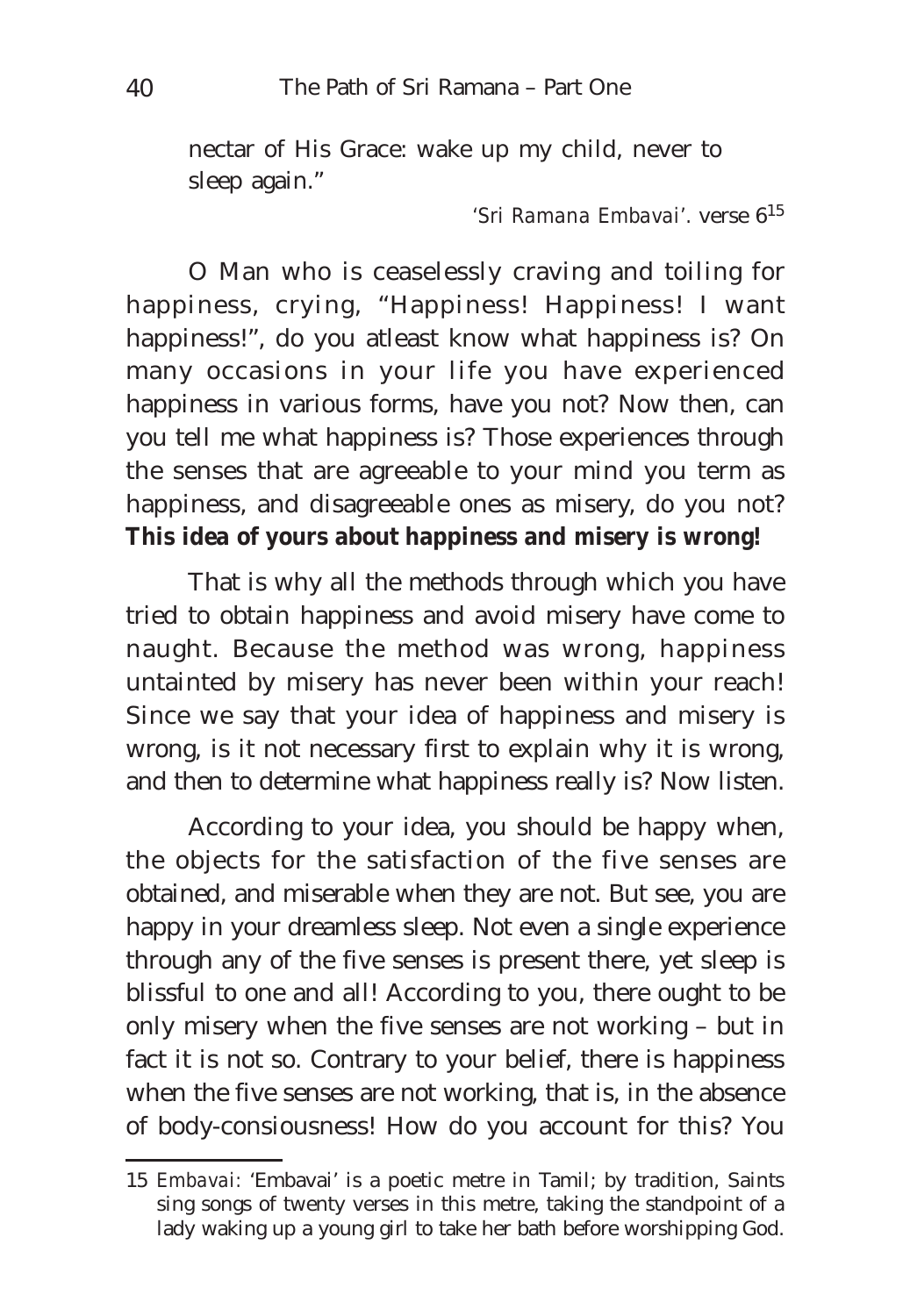nectar of His Grace: wake up my child, never to sleep again."

*'Sri Ramana Embavai'*. verse 6[15]

O Man who is ceaselessly craving and toiling for happiness, crying, "Happiness! Happiness! I want happiness!", do you atleast know what happiness is? On many occasions in your life you have experienced happiness in various forms, have you not? Now then, can you tell me what happiness is? Those experiences through the senses that are agreeable to your mind you term as happiness, and disagreeable ones as misery, do you not? **This idea of yours about happiness and misery is wrong!**

That is why all the methods through which you have tried to obtain happiness and avoid misery have come to naught. Because the method was wrong, happiness untainted by misery has never been within your reach! Since we say that your idea of happiness and misery is wrong, is it not necessary first to explain why it is wrong, and then to determine what happiness really is? Now listen.

According to your idea, you should be happy when, the objects for the satisfaction of the five senses are obtained, and miserable when they are not. But see, you are happy in your dreamless sleep. Not even a single experience through any of the five senses is present there, yet sleep is blissful to one and all! According to you, there ought to be only misery when the five senses are not working – but in fact it is not so. Contrary to your belief, there is happiness when the five senses are not working, that is, in the absence of body-consiousness! How do you account for this? You

---

15 *Embavai*: 'Embavai' is a poetic metre in Tamil; by tradition, Saints sing songs of twenty verses in this metre, taking the standpoint of a lady waking up a young girl to take her bath before worshipping God.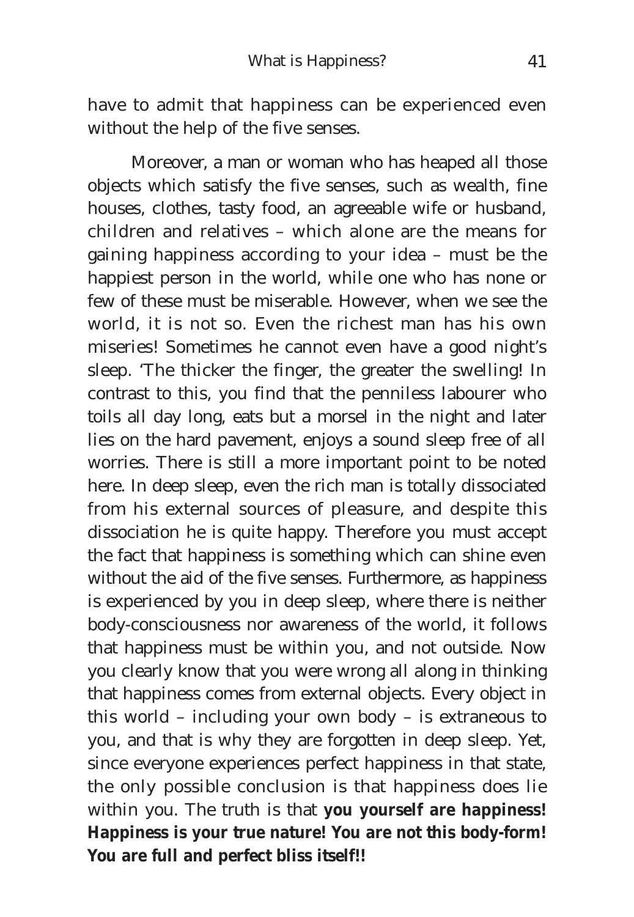have to admit that happiness can be experienced even without the help of the five senses.

Moreover, a man or woman who has heaped all those objects which satisfy the five senses, such as wealth, fine houses, clothes, tasty food, an agreeable wife or husband, children and relatives – which alone are the means for gaining happiness according to your idea – must be the happiest person in the world, while one who has none or few of these must be miserable. However, when we see the world, it is not so. Even the richest man has his own miseries! Sometimes he cannot even have a good night's sleep. 'The thicker the finger, the greater the swelling! In contrast to this, you find that the penniless labourer who toils all day long, eats but a morsel in the night and later lies on the hard pavement, enjoys a sound sleep free of all worries. There is still a more important point to be noted here. In deep sleep, even the rich man is totally dissociated from his external sources of pleasure, and despite this dissociation he is quite happy. Therefore you must accept the fact that happiness is something which can shine even without the aid of the five senses. Furthermore, as happiness is experienced by you in deep sleep, where there is neither body-consciousness nor awareness of the world, it follows that happiness must be within you, and not outside. Now you clearly know that you were wrong all along in thinking that happiness comes from external objects. Every object in this world – including your own body – is extraneous to you, and that is why they are forgotten in deep sleep. Yet, since everyone experiences perfect happiness in that state, the only possible conclusion is that happiness does lie within you. The truth is that **you yourself are happiness! Happiness is your true nature! You are not this body-form! You are full and perfect bliss itself!!**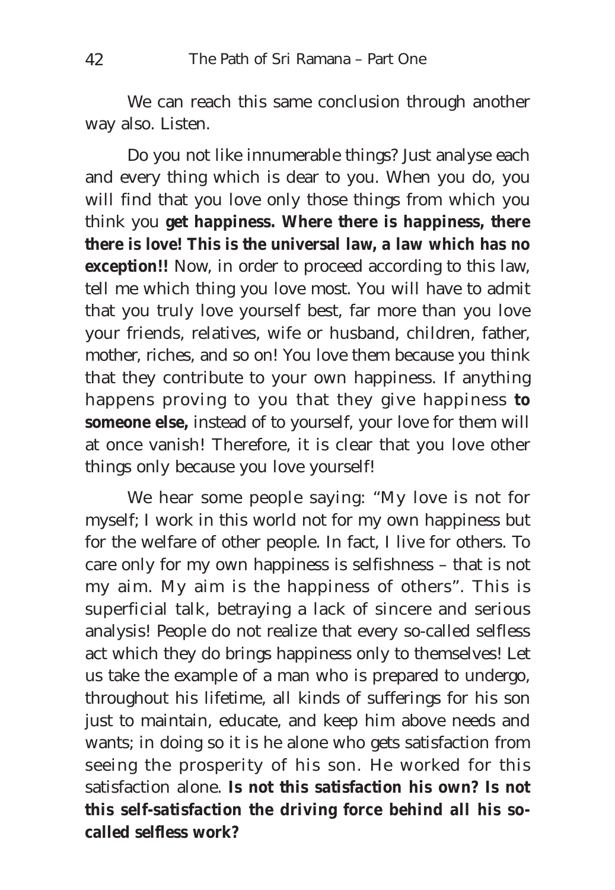We can reach this same conclusion through another way also. Listen.

Do you not like innumerable things? Just analyse each and every thing which is dear to you. When you do, you will find that you love only those things from which you think you **get happiness. Where there is happiness, there there is love! This is the universal law, a law which has no exception!!** Now, in order to proceed according to this law, tell me which thing you love most. You will have to admit that you truly love yourself best, far more than you love your friends, relatives, wife or husband, children, father, mother, riches, and so on! You love them because you think that they contribute to your own happiness. If anything happens proving to you that they give happiness **to someone else,** instead of to yourself, your love for them will at once vanish! Therefore, it is clear that you love other things only because you love yourself!

We hear some people saying: "My love is not for myself; I work in this world not for my own happiness but for the welfare of other people. In fact, I live for others. To care only for my own happiness is selfishness – that is not my aim. My aim is the happiness of others". This is superficial talk, betraying a lack of sincere and serious analysis! People do not realize that every so-called selfless act which they do brings happiness only to themselves! Let us take the example of a man who is prepared to undergo, throughout his lifetime, all kinds of sufferings for his son just to maintain, educate, and keep him above needs and wants; in doing so it is he alone who gets satisfaction from seeing the prosperity of his son. He worked for this satisfaction alone. **Is not this satisfaction his own? Is not this self-satisfaction the driving force behind all his so-called selfless work?**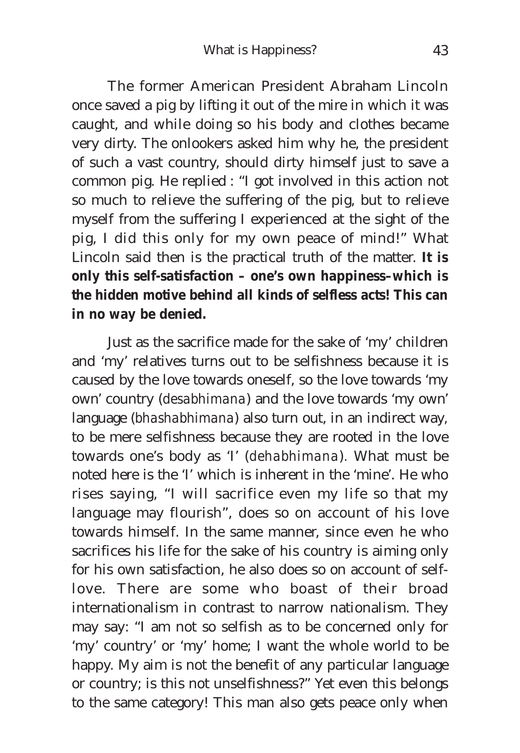The former American President Abraham Lincoln once saved a pig by lifting it out of the mire in which it was caught, and while doing so his body and clothes became very dirty. The onlookers asked him why he, the president of such a vast country, should dirty himself just to save a common pig. He replied : "I got involved in this action not so much to relieve the suffering of the pig, but to relieve myself from the suffering I experienced at the sight of the pig, I did this only for my own peace of mind!" What Lincoln said then is the practical truth of the matter. **It is only this self-satisfaction – one's own happiness–which is the hidden motive behind all kinds of selfless acts! This can in no way be denied.**

Just as the sacrifice made for the sake of 'my' children and 'my' relatives turns out to be selfishness because it is caused by the love towards oneself, so the love towards 'my own' country (*desabhimana*) and the love towards 'my own' language (*bhashabhimana*) also turn out, in an indirect way, to be mere selfishness because they are rooted in the love towards one's body as 'I' (*dehabhimana*). What must be noted here is the 'I' which is inherent in the 'mine'. He who rises saying, "I will sacrifice even my life so that my language may flourish", does so on account of his love towards himself. In the same manner, since even he who sacrifices his life for the sake of his country is aiming only for his own satisfaction, he also does so on account of self-love. There are some who boast of their broad internationalism in contrast to narrow nationalism. They may say: "I am not so selfish as to be concerned only for 'my' country' or 'my' home; I want the whole world to be happy. My aim is not the benefit of any particular language or country; is this not unselfishness?" Yet even this belongs to the same category! This man also gets peace only when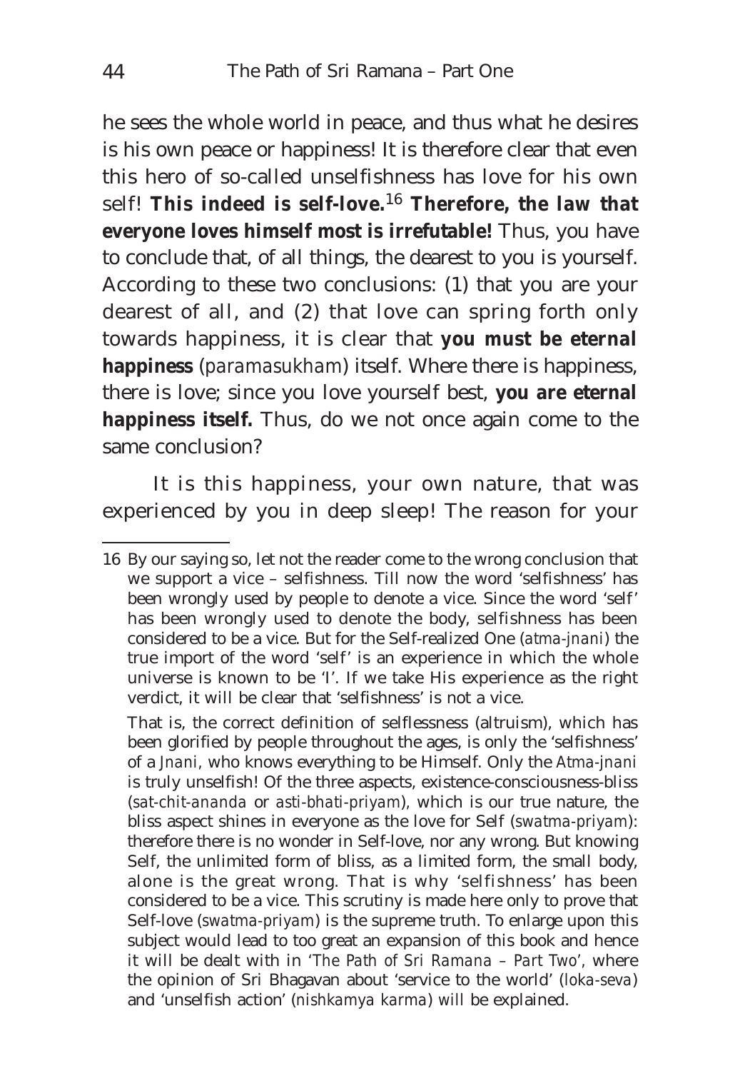he sees the whole world in peace, and thus what he desires is his own peace or happiness! It is therefore clear that even this hero of so-called unselfishness has love for his own self! **This indeed is self-love.**[16] **Therefore, the law that everyone loves himself most is irrefutable!** Thus, you have to conclude that, of all things, the dearest to you is yourself. According to these two conclusions: (1) that you are your dearest of all, and (2) that love can spring forth only towards happiness, it is clear that **you must be eternal happiness** (*paramasukham*) itself. Where there is happiness, there is love; since you love yourself best, **you are eternal happiness itself.** Thus, do we not once again come to the same conclusion?

It is this happiness, your own nature, that was experienced by you in deep sleep! The reason for your

---

16 By our saying so, let not the reader come to the wrong conclusion that we support a vice – selfishness. Till now the word 'selfishness' has been wrongly used by people to denote a vice. Since the word 'self' has been wrongly used to denote the body, selfishness has been considered to be a vice. But for the Self-realized One (*atma-jnani*) the true import of the word 'self' is an experience in which the whole universe is known to be 'I'. If we take His experience as the right verdict, it will be clear that 'selfishness' is not a vice.

That is, the correct definition of selflessness (altruism), which has been glorified by people throughout the ages, is only the 'selfishness' of a *Jnani*, who knows everything to be Himself. Only the *Atma-jnani* is truly unselfish! Of the three aspects, existence-consciousness-bliss (*sat-chit-ananda* or *asti-bhati-priyam*), which is our true nature, the bliss aspect shines in everyone as the love for Self (*swatma-priyam*): therefore there is no wonder in Self-love, nor any wrong. But knowing Self, the unlimited form of bliss, as a limited form, the small body, alone is the great wrong. That is why 'selfishness' has been considered to be a vice. This scrutiny is made here only to prove that Self-love (*swatma-priyam*) is the supreme truth. To enlarge upon this subject would lead to too great an expansion of this book and hence it will be dealt with in '*The Path of Sri Ramana – Part Two*', where the opinion of Sri Bhagavan about 'service to the world' (*loka-seva*) and 'unselfish action' (*nishkamya karma*) will be explained.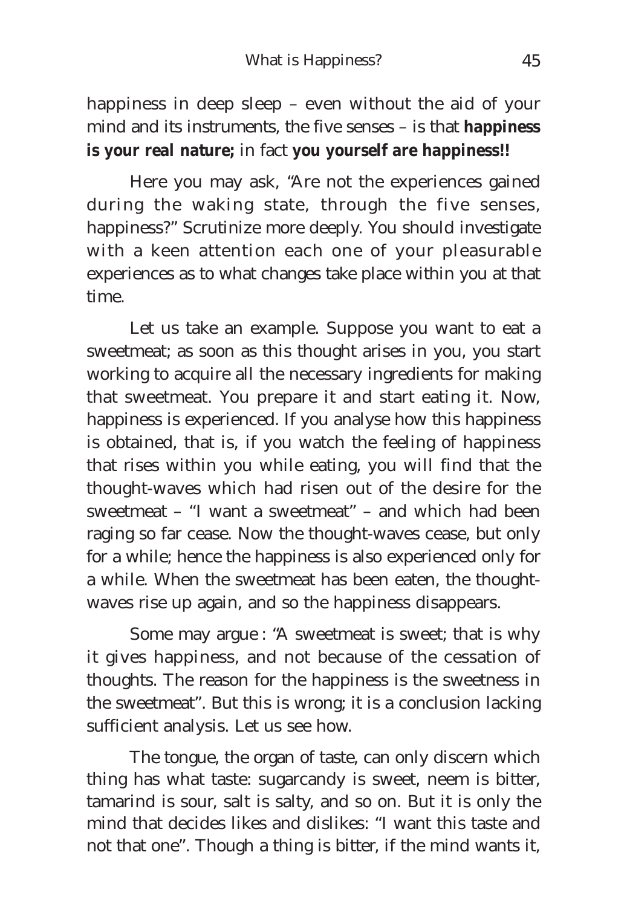happiness in deep sleep – even without the aid of your mind and its instruments, the five senses – is that **happiness is your real nature;** in fact **you yourself are happiness!!**

Here you may ask, "Are not the experiences gained during the waking state, through the five senses, happiness?" Scrutinize more deeply. You should investigate with a keen attention each one of your pleasurable experiences as to what changes take place within you at that time.

Let us take an example. Suppose you want to eat a sweetmeat; as soon as this thought arises in you, you start working to acquire all the necessary ingredients for making that sweetmeat. You prepare it and start eating it. Now, happiness is experienced. If you analyse how this happiness is obtained, that is, if you watch the feeling of happiness that rises within you while eating, you will find that the thought-waves which had risen out of the desire for the sweetmeat – "I want a sweetmeat" – and which had been raging so far cease. Now the thought-waves cease, but only for a while; hence the happiness is also experienced only for a while. When the sweetmeat has been eaten, the thought-waves rise up again, and so the happiness disappears.

Some may argue : "A sweetmeat is sweet; that is why it gives happiness, and not because of the cessation of thoughts. The reason for the happiness is the sweetness in the sweetmeat". But this is wrong; it is a conclusion lacking sufficient analysis. Let us see how.

The tongue, the organ of taste, can only discern which thing has what taste: sugarcandy is sweet, neem is bitter, tamarind is sour, salt is salty, and so on. But it is only the mind that decides likes and dislikes: "I want this taste and not that one". Though a thing is bitter, if the mind wants it,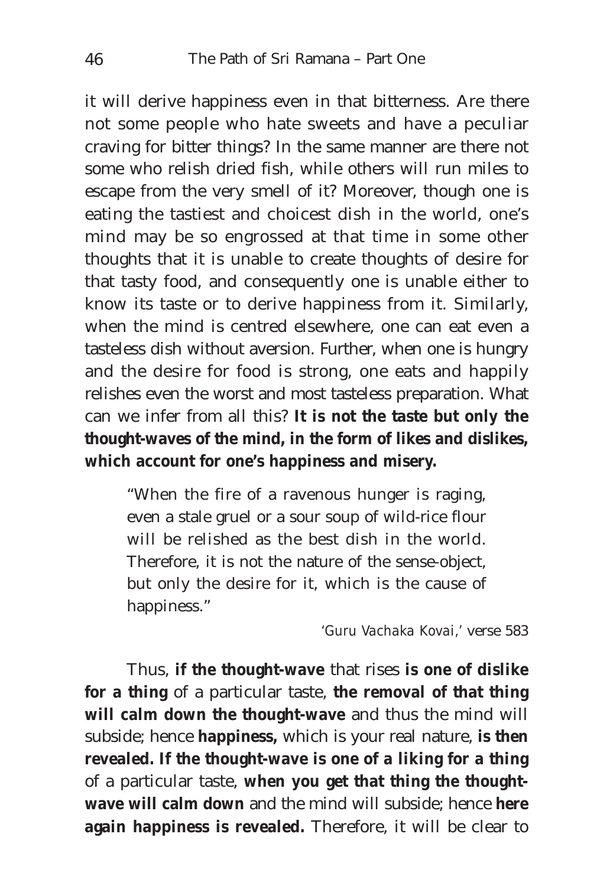it will derive happiness even in that bitterness. Are there not some people who hate sweets and have a peculiar craving for bitter things? In the same manner are there not some who relish dried fish, while others will run miles to escape from the very smell of it? Moreover, though one is eating the tastiest and choicest dish in the world, one's mind may be so engrossed at that time in some other thoughts that it is unable to create thoughts of desire for that tasty food, and consequently one is unable either to know its taste or to derive happiness from it. Similarly, when the mind is centred elsewhere, one can eat even a tasteless dish without aversion. Further, when one is hungry and the desire for food is strong, one eats and happily relishes even the worst and most tasteless preparation. What can we infer from all this? **It is not the taste but only the thought-waves of the mind, in the form of likes and dislikes, which account for one's happiness and misery.**

> "When the fire of a ravenous hunger is raging, even a stale gruel or a sour soup of wild-rice flour will be relished as the best dish in the world. Therefore, it is not the nature of the sense-object, but only the desire for it, which is the cause of happiness."
>
> *'Guru Vachaka Kovai,'* verse 583

Thus, **if the thought-wave** that rises **is one of dislike for a thing** of a particular taste, **the removal of that thing will calm down the thought-wave** and thus the mind will subside; hence **happiness,** which is your real nature, **is then revealed. If the thought-wave is one of a liking for a thing** of a particular taste, **when you get that thing the thought-wave will calm down** and the mind will subside; hence **here again happiness is revealed.** Therefore, it will be clear to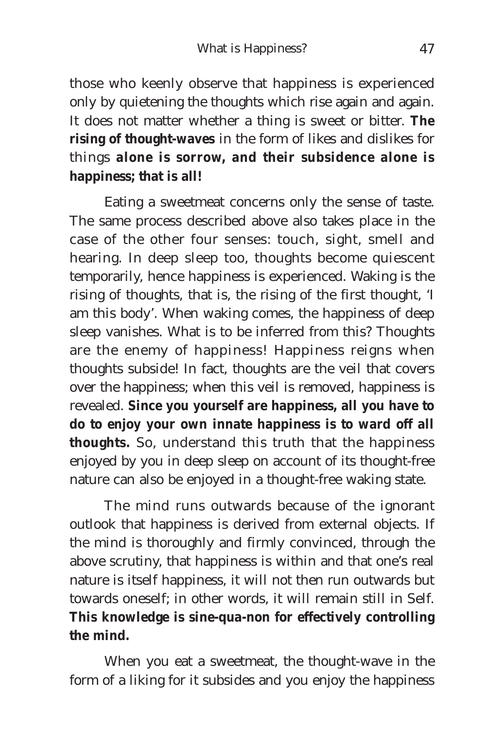those who keenly observe that happiness is experienced only by quietening the thoughts which rise again and again. It does not matter whether a thing is sweet or bitter. **The rising of thought-waves** in the form of likes and dislikes for things **alone is sorrow, and their subsidence alone is happiness; that is all!**

Eating a sweetmeat concerns only the sense of taste. The same process described above also takes place in the case of the other four senses: touch, sight, smell and hearing. In deep sleep too, thoughts become quiescent temporarily, hence happiness is experienced. Waking is the rising of thoughts, that is, the rising of the first thought, 'I am this body'. When waking comes, the happiness of deep sleep vanishes. What is to be inferred from this? Thoughts are the enemy of happiness! Happiness reigns when thoughts subside! In fact, thoughts are the veil that covers over the happiness; when this veil is removed, happiness is revealed. **Since you yourself are happiness, all you have to do to enjoy your own innate happiness is to ward off all thoughts.** So, understand this truth that the happiness enjoyed by you in deep sleep on account of its thought-free nature can also be enjoyed in a thought-free waking state.

The mind runs outwards because of the ignorant outlook that happiness is derived from external objects. If the mind is thoroughly and firmly convinced, through the above scrutiny, that happiness is within and that one's real nature is itself happiness, it will not then run outwards but towards oneself; in other words, it will remain still in Self. **This knowledge is sine-qua-non for effectively controlling the mind.**

When you eat a sweetmeat, the thought-wave in the form of a liking for it subsides and you enjoy the happiness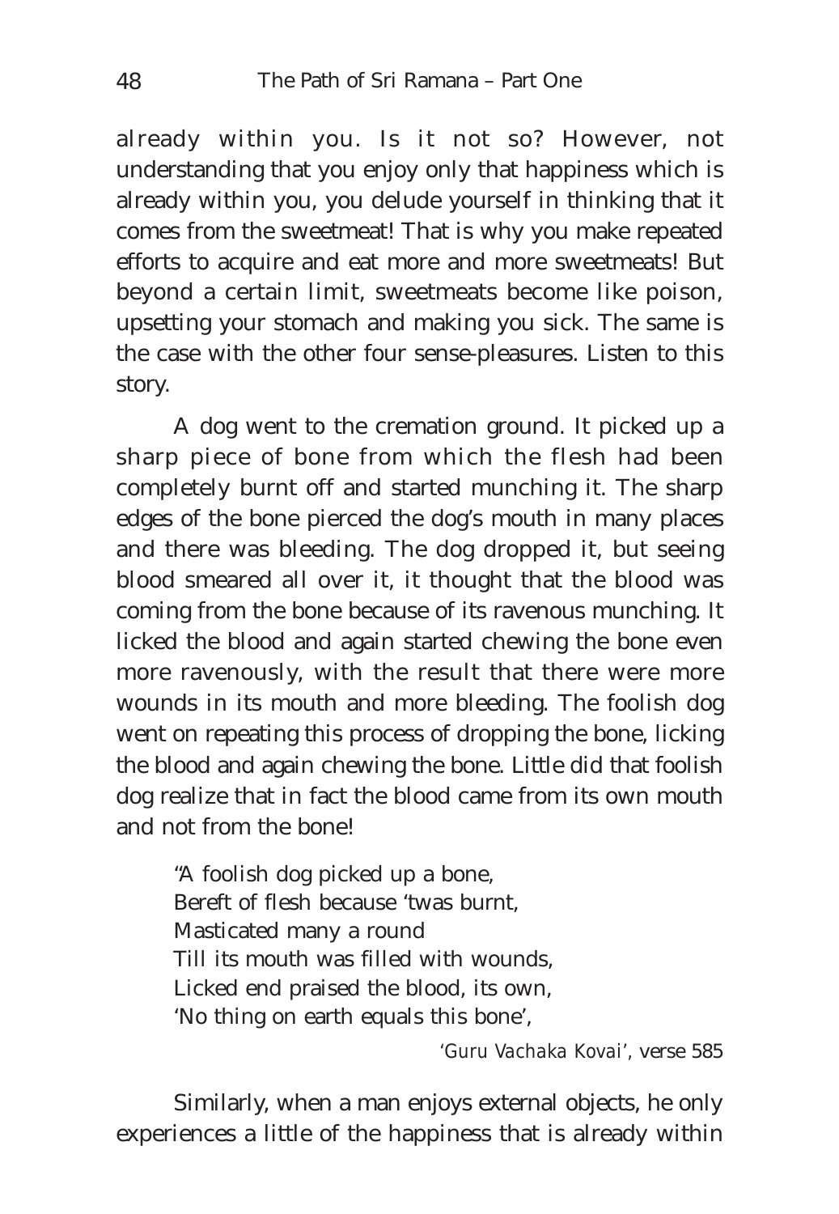already within you. Is it not so? However, not understanding that you enjoy only that happiness which is already within you, you delude yourself in thinking that it comes from the sweetmeat! That is why you make repeated efforts to acquire and eat more and more sweetmeats! But beyond a certain limit, sweetmeats become like poison, upsetting your stomach and making you sick. The same is the case with the other four sense-pleasures. Listen to this story.

A dog went to the cremation ground. It picked up a sharp piece of bone from which the flesh had been completely burnt off and started munching it. The sharp edges of the bone pierced the dog's mouth in many places and there was bleeding. The dog dropped it, but seeing blood smeared all over it, it thought that the blood was coming from the bone because of its ravenous munching. It licked the blood and again started chewing the bone even more ravenously, with the result that there were more wounds in its mouth and more bleeding. The foolish dog went on repeating this process of dropping the bone, licking the blood and again chewing the bone. Little did that foolish dog realize that in fact the blood came from its own mouth and not from the bone!

> "A foolish dog picked up a bone,
> Bereft of flesh because 'twas burnt,
> Masticated many a round
> Till its mouth was filled with wounds,
> Licked end praised the blood, its own,
> 'No thing on earth equals this bone',
>
> *'Guru Vachaka Kovai'*, verse 585

Similarly, when a man enjoys external objects, he only experiences a little of the happiness that is already within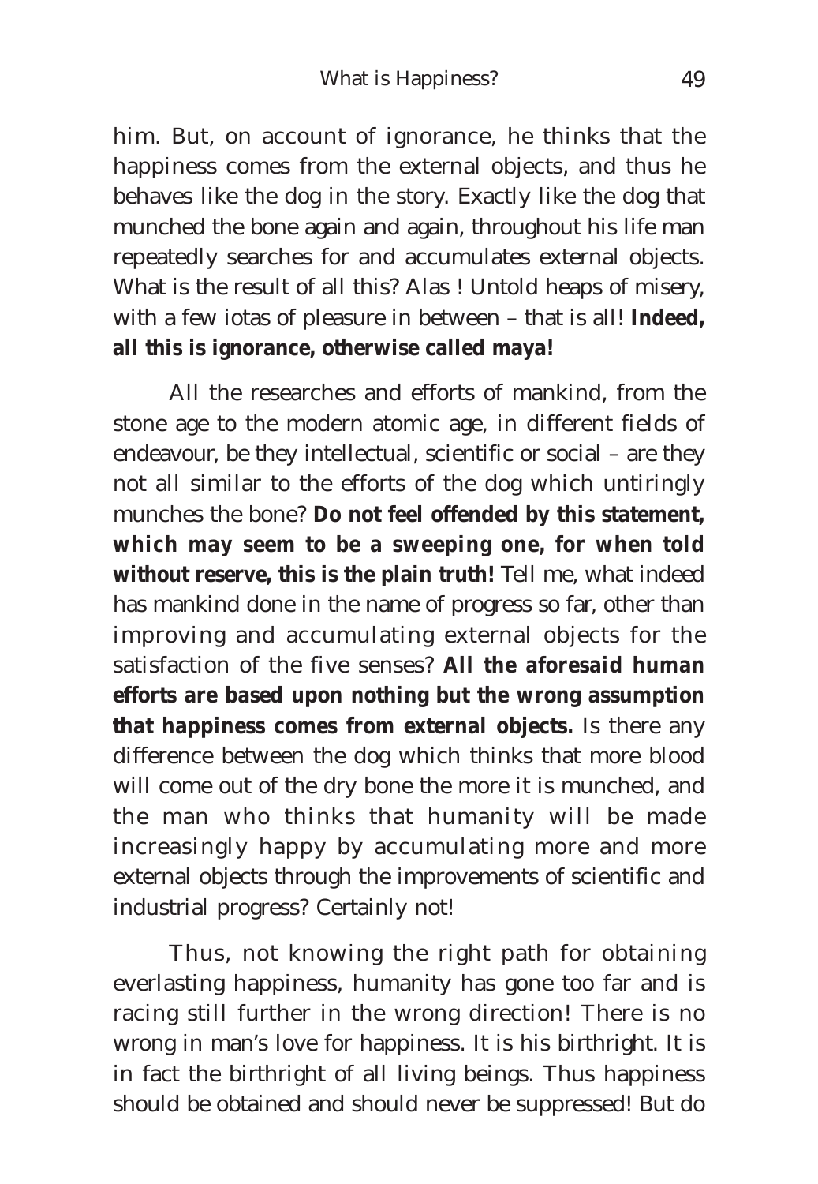him. But, on account of ignorance, he thinks that the happiness comes from the external objects, and thus he behaves like the dog in the story. Exactly like the dog that munched the bone again and again, throughout his life man repeatedly searches for and accumulates external objects. What is the result of all this? Alas ! Untold heaps of misery, with a few iotas of pleasure in between – that is all! **Indeed, all this is ignorance, otherwise called maya!**

All the researches and efforts of mankind, from the stone age to the modern atomic age, in different fields of endeavour, be they intellectual, scientific or social – are they not all similar to the efforts of the dog which untiringly munches the bone? **Do not feel offended by this statement, which may seem to be a sweeping one, for when told without reserve, this is the plain truth!** Tell me, what indeed has mankind done in the name of progress so far, other than improving and accumulating external objects for the satisfaction of the five senses? **All the aforesaid human efforts are based upon nothing but the wrong assumption that happiness comes from external objects.** Is there any difference between the dog which thinks that more blood will come out of the dry bone the more it is munched, and the man who thinks that humanity will be made increasingly happy by accumulating more and more external objects through the improvements of scientific and industrial progress? Certainly not!

Thus, not knowing the right path for obtaining everlasting happiness, humanity has gone too far and is racing still further in the wrong direction! There is no wrong in man's love for happiness. It is his birthright. It is in fact the birthright of all living beings. Thus happiness should be obtained and should never be suppressed! But do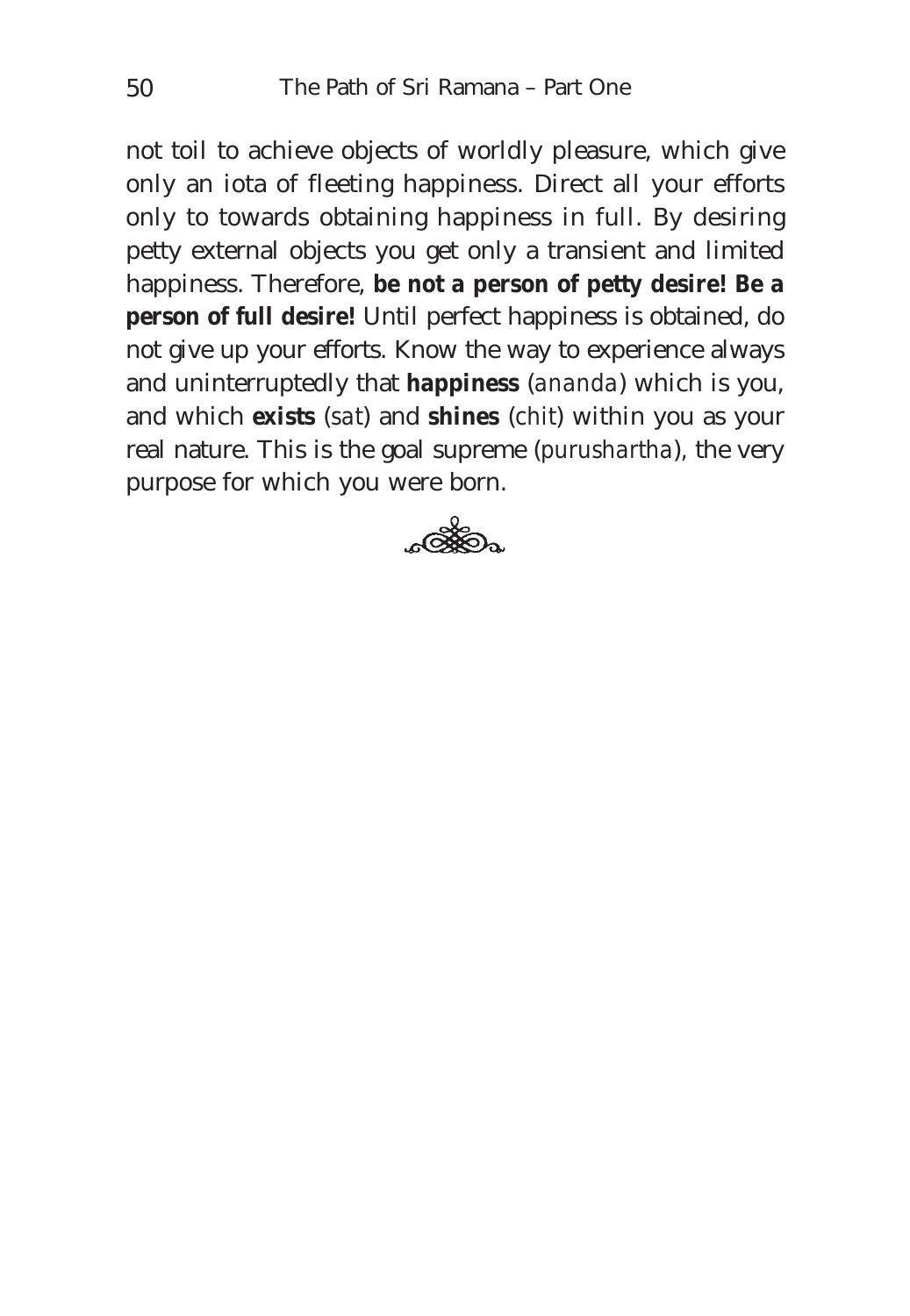not toil to achieve objects of worldly pleasure, which give only an iota of fleeting happiness. Direct all your efforts only to towards obtaining happiness in full. By desiring petty external objects you get only a transient and limited happiness. Therefore, **be not a person of petty desire! Be a person of full desire!** Until perfect happiness is obtained, do not give up your efforts. Know the way to experience always and uninterruptedly that **happiness** (*ananda*) which is you, and which **exists** (*sat*) and **shines** (*chit*) within you as your real nature. This is the goal supreme (*purushartha*), the very purpose for which you were born.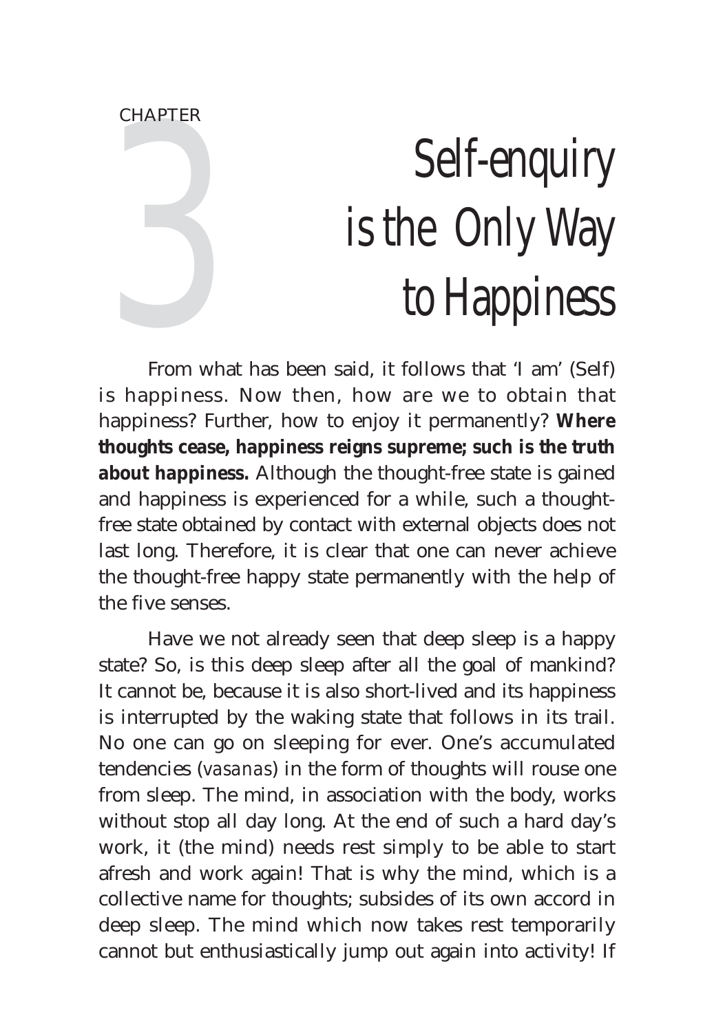CHAPTER 3

# Self-enquiry is the Only Way to Happiness

From what has been said, it follows that 'I am' (Self) is happiness. Now then, how are we to obtain that happiness? Further, how to enjoy it permanently? **Where thoughts cease, happiness reigns supreme; such is the truth about happiness.** Although the thought-free state is gained and happiness is experienced for a while, such a thought-free state obtained by contact with external objects does not last long. Therefore, it is clear that one can never achieve the thought-free happy state permanently with the help of the five senses.

Have we not already seen that deep sleep is a happy state? So, is this deep sleep after all the goal of mankind? It cannot be, because it is also short-lived and its happiness is interrupted by the waking state that follows in its trail. No one can go on sleeping for ever. One's accumulated tendencies (*vasanas*) in the form of thoughts will rouse one from sleep. The mind, in association with the body, works without stop all day long. At the end of such a hard day's work, it (the mind) needs rest simply to be able to start afresh and work again! That is why the mind, which is a collective name for thoughts; subsides of its own accord in deep sleep. The mind which now takes rest temporarily cannot but enthusiastically jump out again into activity! If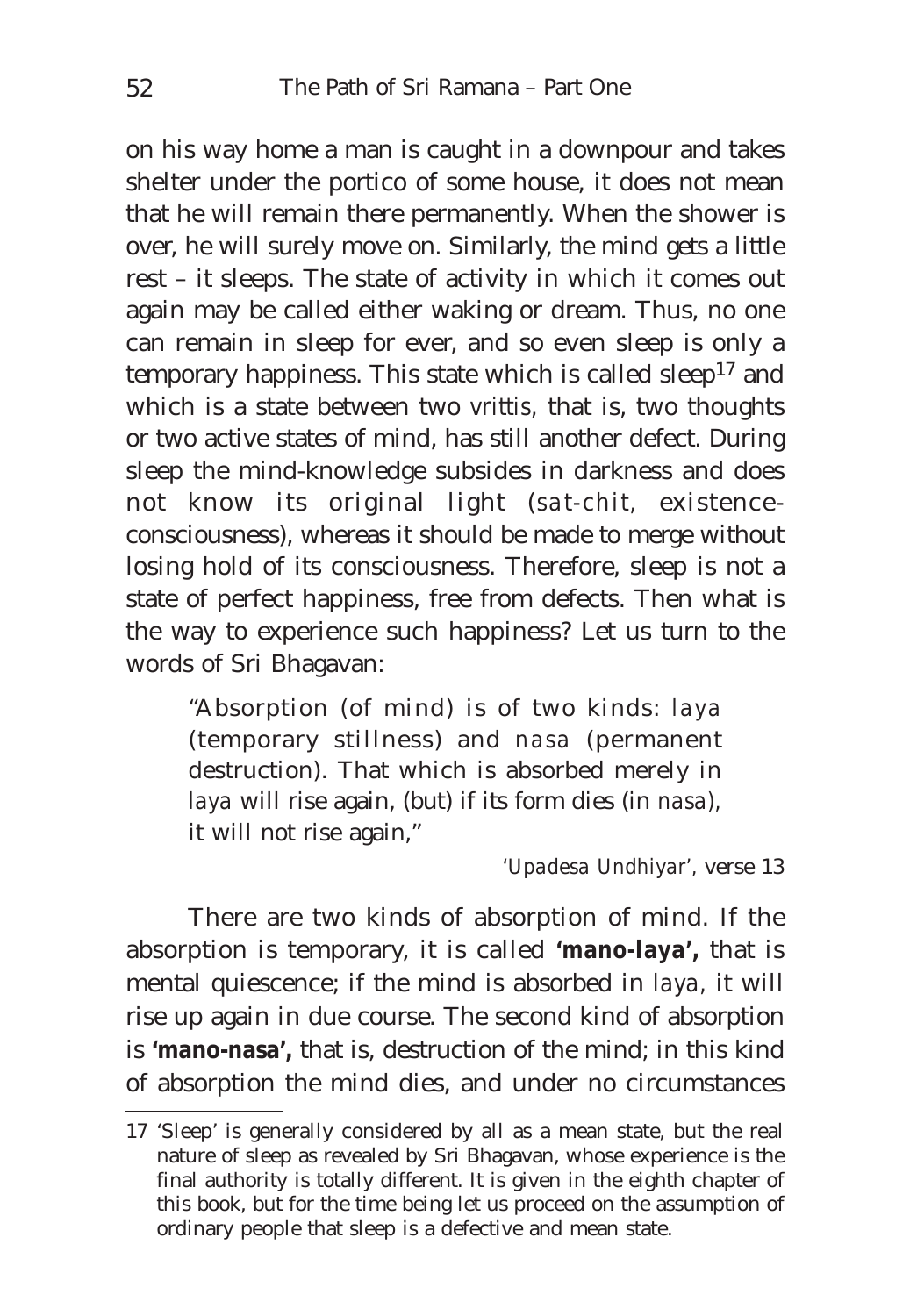on his way home a man is caught in a downpour and takes shelter under the portico of some house, it does not mean that he will remain there permanently. When the shower is over, he will surely move on. Similarly, the mind gets a little rest – it sleeps. The state of activity in which it comes out again may be called either waking or dream. Thus, no one can remain in sleep for ever, and so even sleep is only a temporary happiness. This state which is called sleep[17] and which is a state between two *vrittis*, that is, two thoughts or two active states of mind, has still another defect. During sleep the mind-knowledge subsides in darkness and does not know its original light (*sat-chit*, existence-consciousness), whereas it should be made to merge without losing hold of its consciousness. Therefore, sleep is not a state of perfect happiness, free from defects. Then what is the way to experience such happiness? Let us turn to the words of Sri Bhagavan:

> "Absorption (of mind) is of two kinds: *laya* (temporary stillness) and *nasa* (permanent destruction). That which is absorbed merely in *laya* will rise again, (but) if its form dies (in *nasa*), it will not rise again,"
>
> *'Upadesa Undhiyar'*, verse 13

There are two kinds of absorption of mind. If the absorption is temporary, it is called **'mano-laya',** that is mental quiescence; if the mind is absorbed in *laya*, it will rise up again in due course. The second kind of absorption is **'mano-nasa',** that is, destruction of the mind; in this kind of absorption the mind dies, and under no circumstances

---

17 'Sleep' is generally considered by all as a mean state, but the real nature of sleep as revealed by Sri Bhagavan, whose experience is the final authority is totally different. It is given in the eighth chapter of this book, but for the time being let us proceed on the assumption of ordinary people that sleep is a defective and mean state.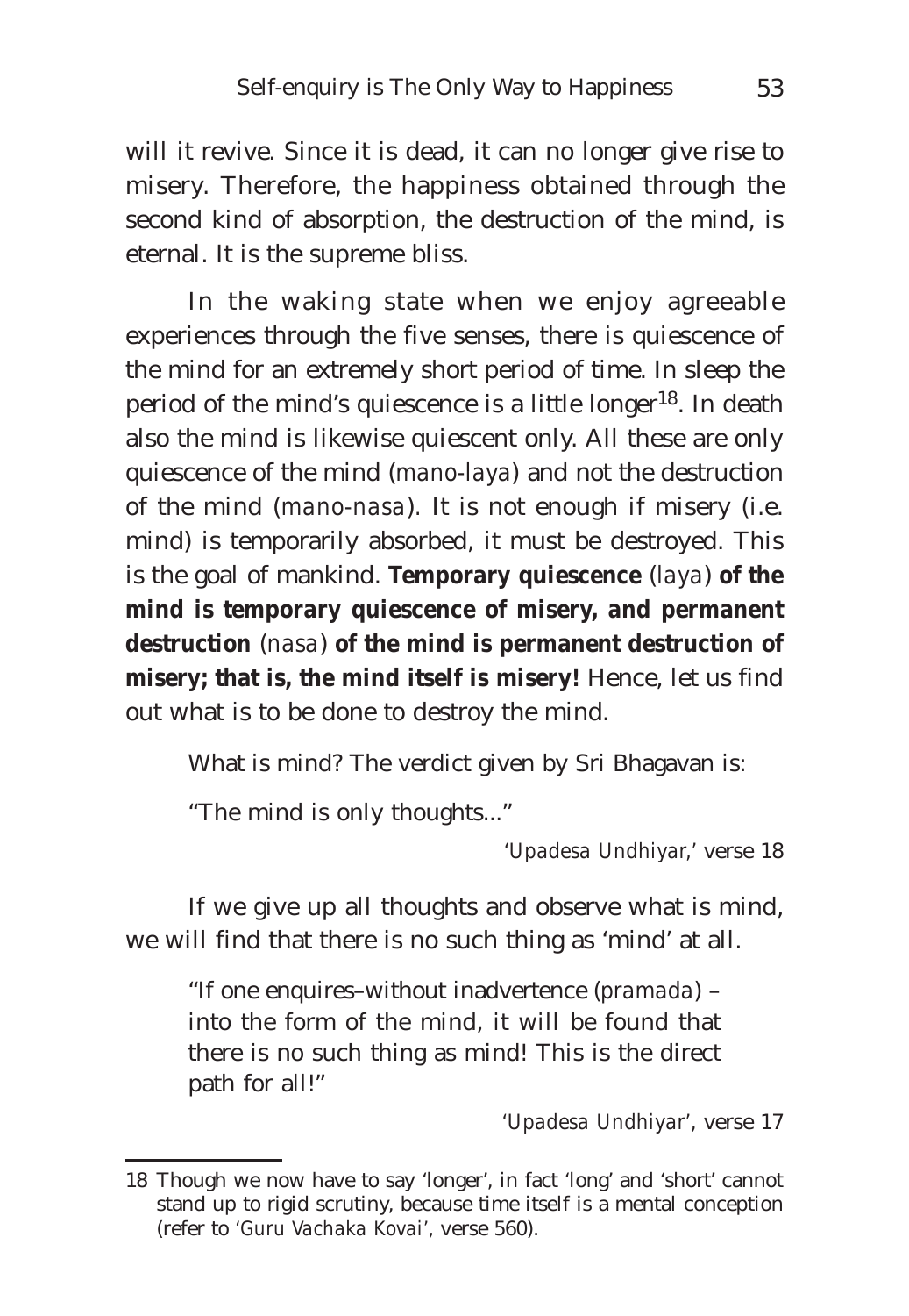will it revive. Since it is dead, it can no longer give rise to misery. Therefore, the happiness obtained through the second kind of absorption, the destruction of the mind, is eternal. It is the supreme bliss.

In the waking state when we enjoy agreeable experiences through the five senses, there is quiescence of the mind for an extremely short period of time. In sleep the period of the mind's quiescence is a little longer[18]. In death also the mind is likewise quiescent only. All these are only quiescence of the mind (*mano-laya*) and not the destruction of the mind (*mano-nasa*). It is not enough if misery (i.e. mind) is temporarily absorbed, it must be destroyed. This is the goal of mankind. **Temporary quiescence** (*laya*) **of the mind is temporary quiescence of misery, and permanent destruction** (*nasa*) **of the mind is permanent destruction of misery; that is, the mind itself is misery!** Hence, let us find out what is to be done to destroy the mind.

What is mind? The verdict given by Sri Bhagavan is:

"The mind is only thoughts..."

*'Upadesa Undhiyar,'* verse 18

If we give up all thoughts and observe what is mind, we will find that there is no such thing as 'mind' at all.

> "If one enquires–without inadvertence (*pramada*) – into the form of the mind, it will be found that there is no such thing as mind! This is the direct path for all!"

*'Upadesa Undhiyar'*, verse 17

---

18 Though we now have to say 'longer', in fact 'long' and 'short' cannot stand up to rigid scrutiny, because time itself is a mental conception (refer to '*Guru Vachaka Kovai*', verse 560).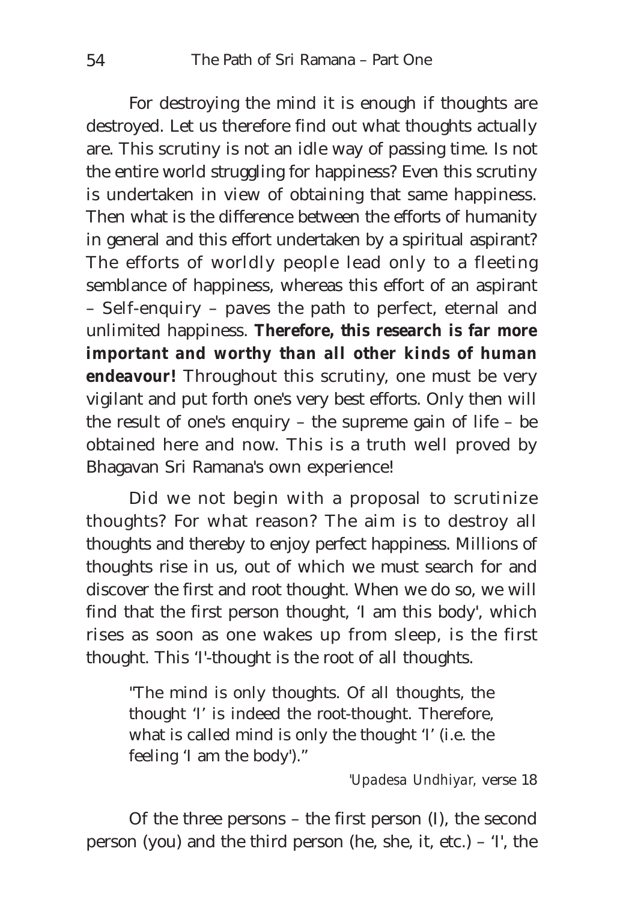For destroying the mind it is enough if thoughts are destroyed. Let us therefore find out what thoughts actually are. This scrutiny is not an idle way of passing time. Is not the entire world struggling for happiness? Even this scrutiny is undertaken in view of obtaining that same happiness. Then what is the difference between the efforts of humanity in general and this effort undertaken by a spiritual aspirant? The efforts of worldly people lead only to a fleeting semblance of happiness, whereas this effort of an aspirant – Self-enquiry – paves the path to perfect, eternal and unlimited happiness. **Therefore, this research is far more important and worthy than all other kinds of human endeavour!** Throughout this scrutiny, one must be very vigilant and put forth one's very best efforts. Only then will the result of one's enquiry – the supreme gain of life – be obtained here and now. This is a truth well proved by Bhagavan Sri Ramana's own experience!

Did we not begin with a proposal to scrutinize thoughts? For what reason? The aim is to destroy all thoughts and thereby to enjoy perfect happiness. Millions of thoughts rise in us, out of which we must search for and discover the first and root thought. When we do so, we will find that the first person thought, 'I am this body', which rises as soon as one wakes up from sleep, is the first thought. This 'I'-thought is the root of all thoughts.

> "The mind is only thoughts. Of all thoughts, the thought 'I' is indeed the root-thought. Therefore, what is called mind is only the thought 'I' (i.e. the feeling 'I am the body')."
>
> *'Upadesa Undhiyar*, verse 18

Of the three persons – the first person (I), the second person (you) and the third person (he, she, it, etc.) – 'I', the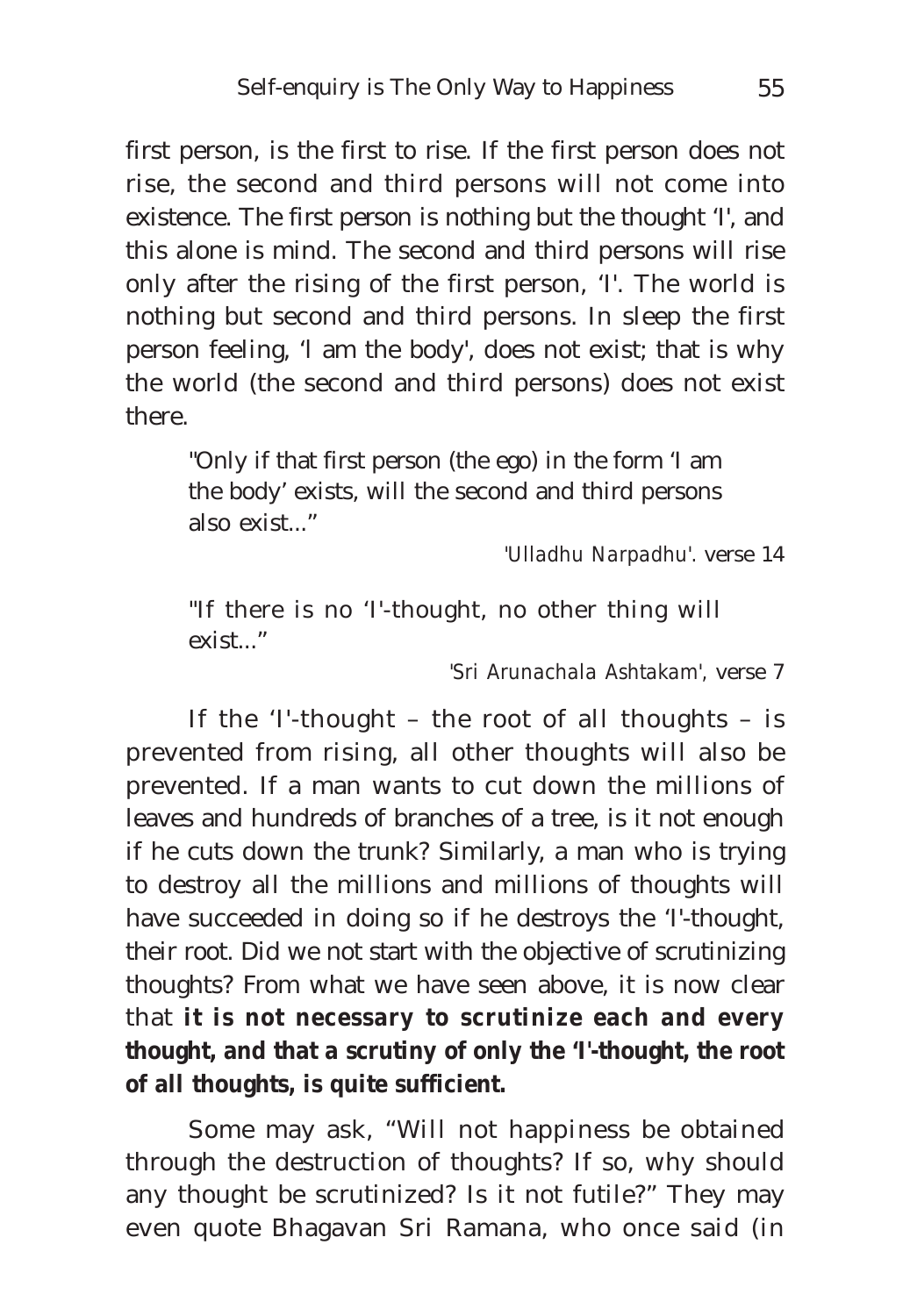first person, is the first to rise. If the first person does not rise, the second and third persons will not come into existence. The first person is nothing but the thought 'I', and this alone is mind. The second and third persons will rise only after the rising of the first person, 'I'. The world is nothing but second and third persons. In sleep the first person feeling, 'I am the body', does not exist; that is why the world (the second and third persons) does not exist there.

> "Only if that first person (the ego) in the form 'I am the body' exists, will the second and third persons also exist..."
>
> *'Ulladhu Narpadhu'.* verse 14

> "If there is no 'I'-thought, no other thing will exist..."
>
> *'Sri Arunachala Ashtakam',* verse 7

If the 'I'-thought – the root of all thoughts – is prevented from rising, all other thoughts will also be prevented. If a man wants to cut down the millions of leaves and hundreds of branches of a tree, is it not enough if he cuts down the trunk? Similarly, a man who is trying to destroy all the millions and millions of thoughts will have succeeded in doing so if he destroys the 'I'-thought, their root. Did we not start with the objective of scrutinizing thoughts? From what we have seen above, it is now clear that **it is not necessary to scrutinize each and every thought, and that a scrutiny of only the 'I'-thought, the root of all thoughts, is quite sufficient.**

Some may ask, "Will not happiness be obtained through the destruction of thoughts? If so, why should any thought be scrutinized? Is it not futile?" They may even quote Bhagavan Sri Ramana, who once said (in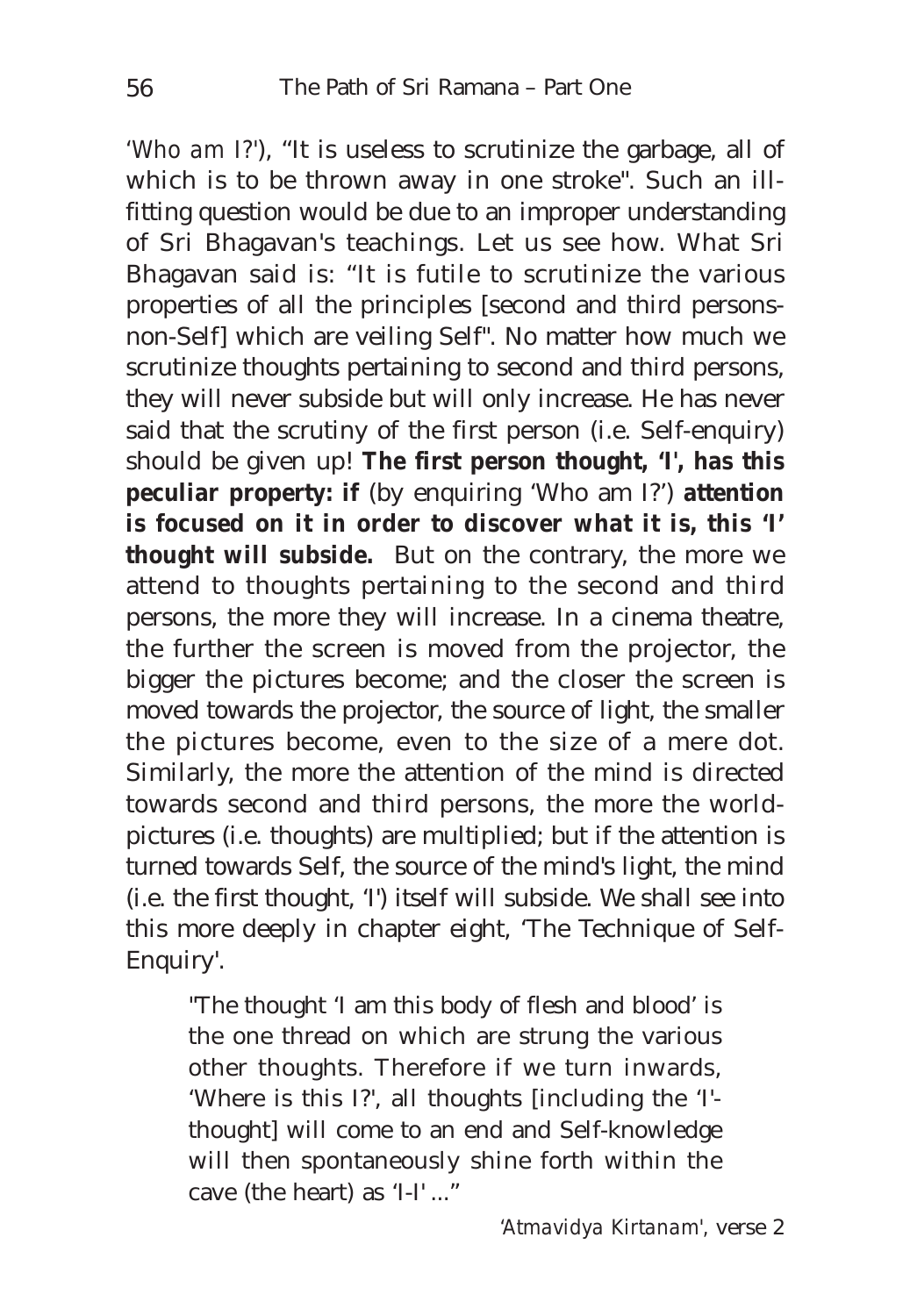*'Who am I?'*), "It is useless to scrutinize the garbage, all of which is to be thrown away in one stroke". Such an ill-fitting question would be due to an improper understanding of Sri Bhagavan's teachings. Let us see how. What Sri Bhagavan said is: "It is futile to scrutinize the various properties of all the principles [second and third persons-non-Self] which are veiling Self". No matter how much we scrutinize thoughts pertaining to second and third persons, they will never subside but will only increase. He has never said that the scrutiny of the first person (i.e. Self-enquiry) should be given up! **The first person thought, 'I', has this peculiar property: if** (by enquiring 'Who am I?') **attention is focused on it in order to discover what it is, this 'I' thought will subside.** But on the contrary, the more we attend to thoughts pertaining to the second and third persons, the more they will increase. In a cinema theatre, the further the screen is moved from the projector, the bigger the pictures become; and the closer the screen is moved towards the projector, the source of light, the smaller the pictures become, even to the size of a mere dot. Similarly, the more the attention of the mind is directed towards second and third persons, the more the world-pictures (i.e. thoughts) are multiplied; but if the attention is turned towards Self, the source of the mind's light, the mind (i.e. the first thought, 'I') itself will subside. We shall see into this more deeply in chapter eight, 'The Technique of Self-Enquiry'.

> "The thought 'I am this body of flesh and blood' is the one thread on which are strung the various other thoughts. Therefore if we turn inwards, 'Where is this I?', all thoughts [including the 'I'-thought] will come to an end and Self-knowledge will then spontaneously shine forth within the cave (the heart) as 'I-I' ..."
>
> *'Atmavidya Kirtanam'*, verse 2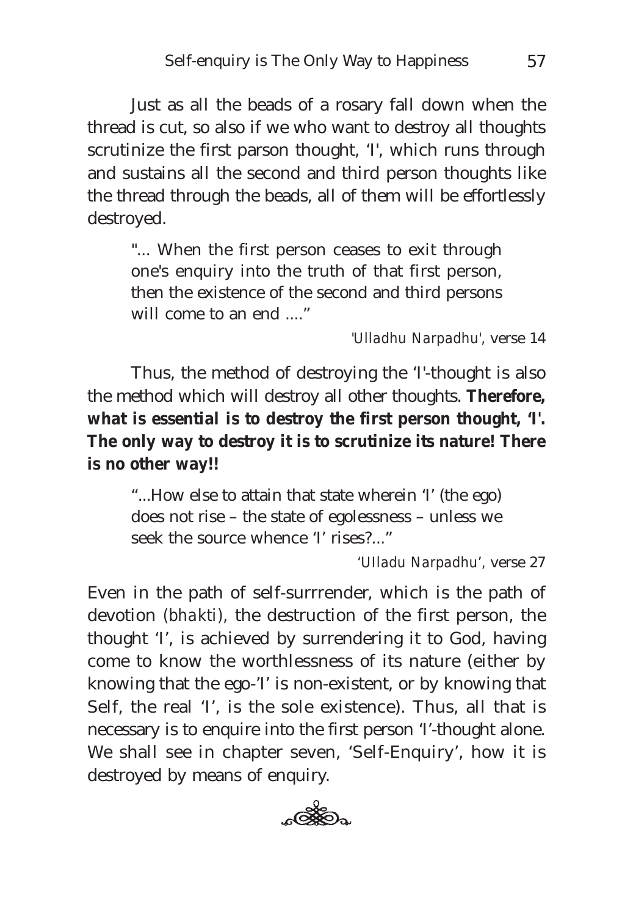Just as all the beads of a rosary fall down when the thread is cut, so also if we who want to destroy all thoughts scrutinize the first parson thought, 'I', which runs through and sustains all the second and third person thoughts like the thread through the beads, all of them will be effortlessly destroyed.

> "... When the first person ceases to exit through one's enquiry into the truth of that first person, then the existence of the second and third persons will come to an end ...."
>
> *'Ulladhu Narpadhu'*, verse 14

Thus, the method of destroying the 'I'-thought is also the method which will destroy all other thoughts. **Therefore, what is essential is to destroy the first person thought, 'I'. The only way to destroy it is to scrutinize its nature! There is no other way!!**

> "...How else to attain that state wherein 'I' (the ego) does not rise – the state of egolessness – unless we seek the source whence 'I' rises?..."
>
> *'Ulladu Narpadhu'*, verse 27

Even in the path of self-surrrender, which is the path of devotion (*bhakti*), the destruction of the first person, the thought 'I', is achieved by surrendering it to God, having come to know the worthlessness of its nature (either by knowing that the ego-'I' is non-existent, or by knowing that Self, the real 'I', is the sole existence). Thus, all that is necessary is to enquire into the first person 'I'-thought alone. We shall see in chapter seven, 'Self-Enquiry', how it is destroyed by means of enquiry.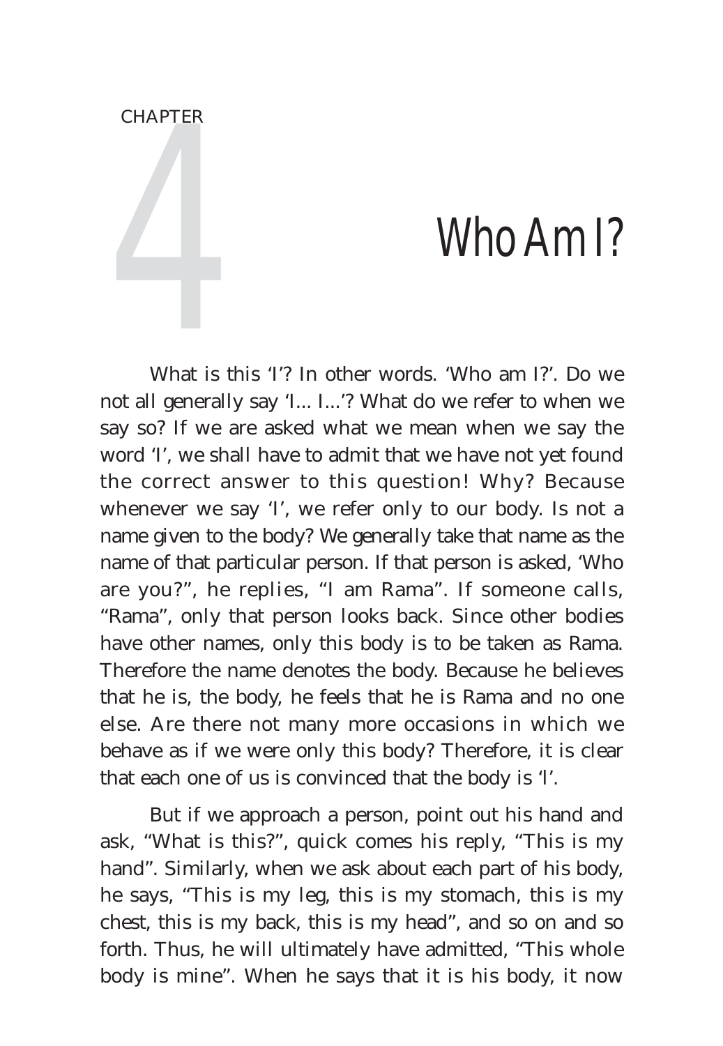CHAPTER 4

# Who Am I?

What is this 'I'? In other words. 'Who am I?'. Do we not all generally say 'I... I...'? What do we refer to when we say so? If we are asked what we mean when we say the word 'I', we shall have to admit that we have not yet found the correct answer to this question! Why? Because whenever we say 'I', we refer only to our body. Is not a name given to the body? We generally take that name as the name of that particular person. If that person is asked, 'Who are you?", he replies, "I am Rama". If someone calls, "Rama", only that person looks back. Since other bodies have other names, only this body is to be taken as Rama. Therefore the name denotes the body. Because he believes that he is, the body, he feels that he is Rama and no one else. Are there not many more occasions in which we behave as if we were only this body? Therefore, it is clear that each one of us is convinced that the body is 'I'.

But if we approach a person, point out his hand and ask, "What is this?", quick comes his reply, "This is my hand". Similarly, when we ask about each part of his body, he says, "This is my leg, this is my stomach, this is my chest, this is my back, this is my head", and so on and so forth. Thus, he will ultimately have admitted, "This whole body is mine". When he says that it is his body, it now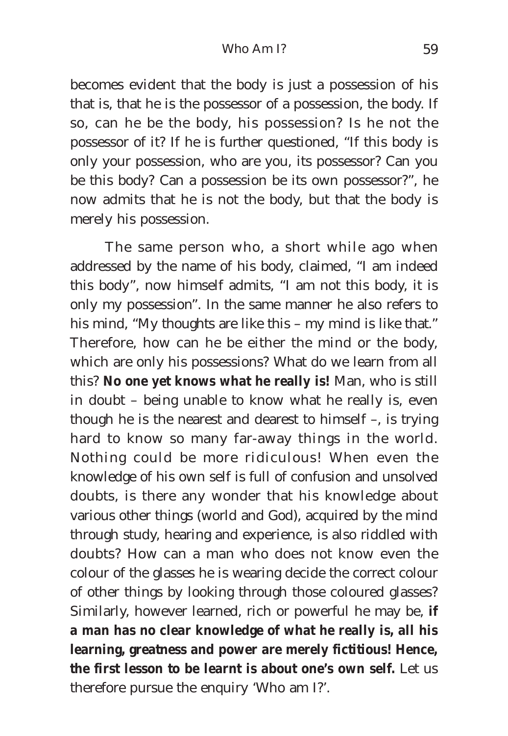becomes evident that the body is just a possession of his that is, that he is the possessor of a possession, the body. If so, can he be the body, his possession? Is he not the possessor of it? If he is further questioned, "If this body is only your possession, who are you, its possessor? Can you be this body? Can a possession be its own possessor?", he now admits that he is not the body, but that the body is merely his possession.

The same person who, a short while ago when addressed by the name of his body, claimed, "I am indeed this body", now himself admits, "I am not this body, it is only my possession". In the same manner he also refers to his mind, "My thoughts are like this – my mind is like that." Therefore, how can he be either the mind or the body, which are only his possessions? What do we learn from all this? **No one yet knows what he really is!** Man, who is still in doubt – being unable to know what he really is, even though he is the nearest and dearest to himself –, is trying hard to know so many far-away things in the world. Nothing could be more ridiculous! When even the knowledge of his own self is full of confusion and unsolved doubts, is there any wonder that his knowledge about various other things (world and God), acquired by the mind through study, hearing and experience, is also riddled with doubts? How can a man who does not know even the colour of the glasses he is wearing decide the correct colour of other things by looking through those coloured glasses? Similarly, however learned, rich or powerful he may be, **if a man has no clear knowledge of what he really is, all his learning, greatness and power are merely fictitious! Hence, the first lesson to be learnt is about one's own self.** Let us therefore pursue the enquiry 'Who am I?'.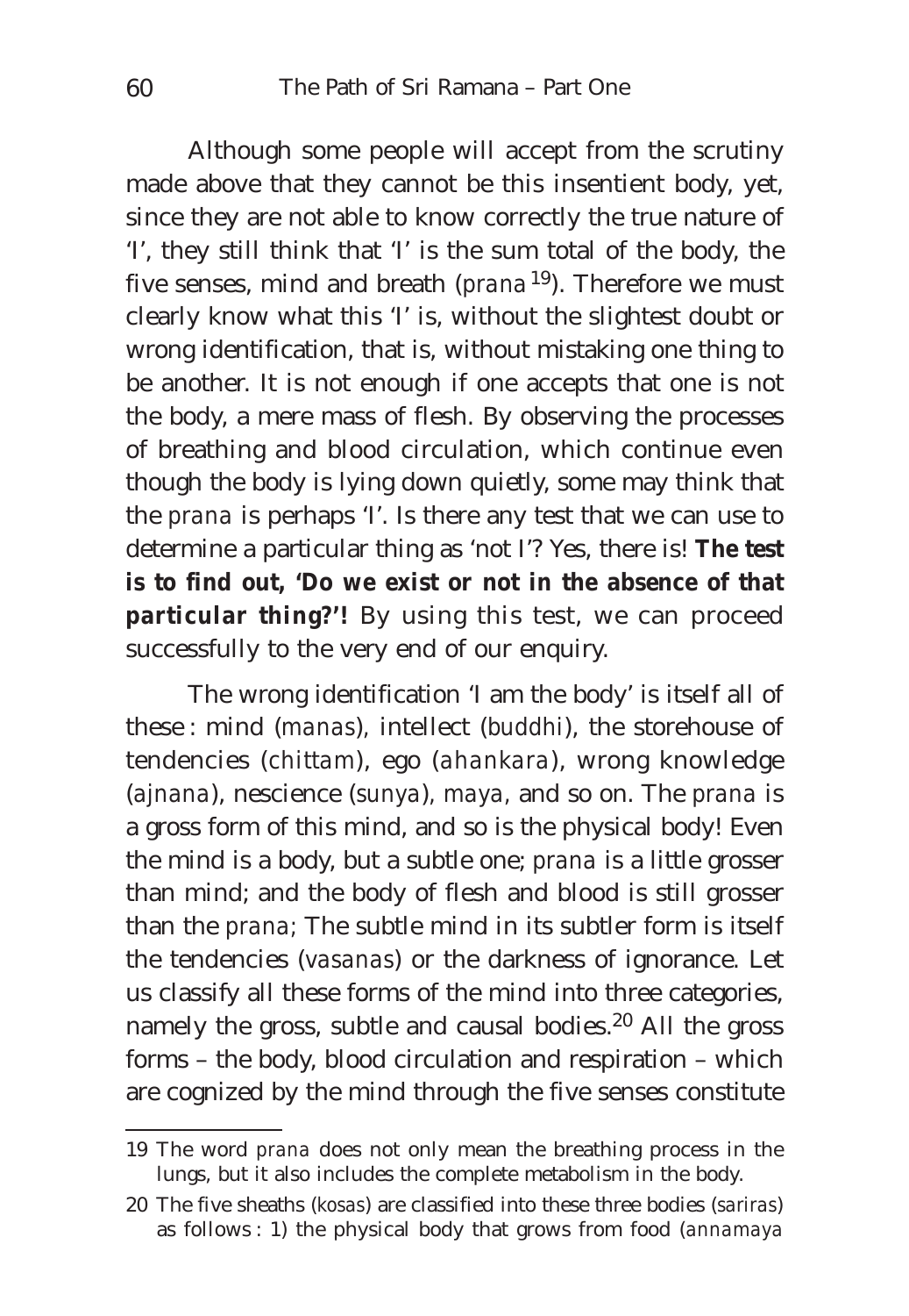Although some people will accept from the scrutiny made above that they cannot be this insentient body, yet, since they are not able to know correctly the true nature of 'I', they still think that 'I' is the sum total of the body, the five senses, mind and breath (*prana*[19]). Therefore we must clearly know what this 'I' is, without the slightest doubt or wrong identification, that is, without mistaking one thing to be another. It is not enough if one accepts that one is not the body, a mere mass of flesh. By observing the processes of breathing and blood circulation, which continue even though the body is lying down quietly, some may think that the *prana* is perhaps 'I'. Is there any test that we can use to determine a particular thing as 'not I'? Yes, there is! **The test is to find out, 'Do we exist or not in the absence of that particular thing?'!** By using this test, we can proceed successfully to the very end of our enquiry.

The wrong identification 'I am the body' is itself all of these : mind (*manas*), intellect (*buddhi*), the storehouse of tendencies (*chittam*), ego (*ahankara*), wrong knowledge (*ajnana*), nescience (*sunya*), *maya*, and so on. The *prana* is a gross form of this mind, and so is the physical body! Even the mind is a body, but a subtle one; *prana* is a little grosser than mind; and the body of flesh and blood is still grosser than the *prana*; The subtle mind in its subtler form is itself the tendencies (*vasanas*) or the darkness of ignorance. Let us classify all these forms of the mind into three categories, namely the gross, subtle and causal bodies.[20] All the gross forms – the body, blood circulation and respiration – which are cognized by the mind through the five senses constitute

---

19 The word *prana* does not only mean the breathing process in the lungs, but it also includes the complete metabolism in the body.

20 The five sheaths (*kosas*) are classified into these three bodies (*sariras*) as follows : 1) the physical body that grows from food (*annamaya*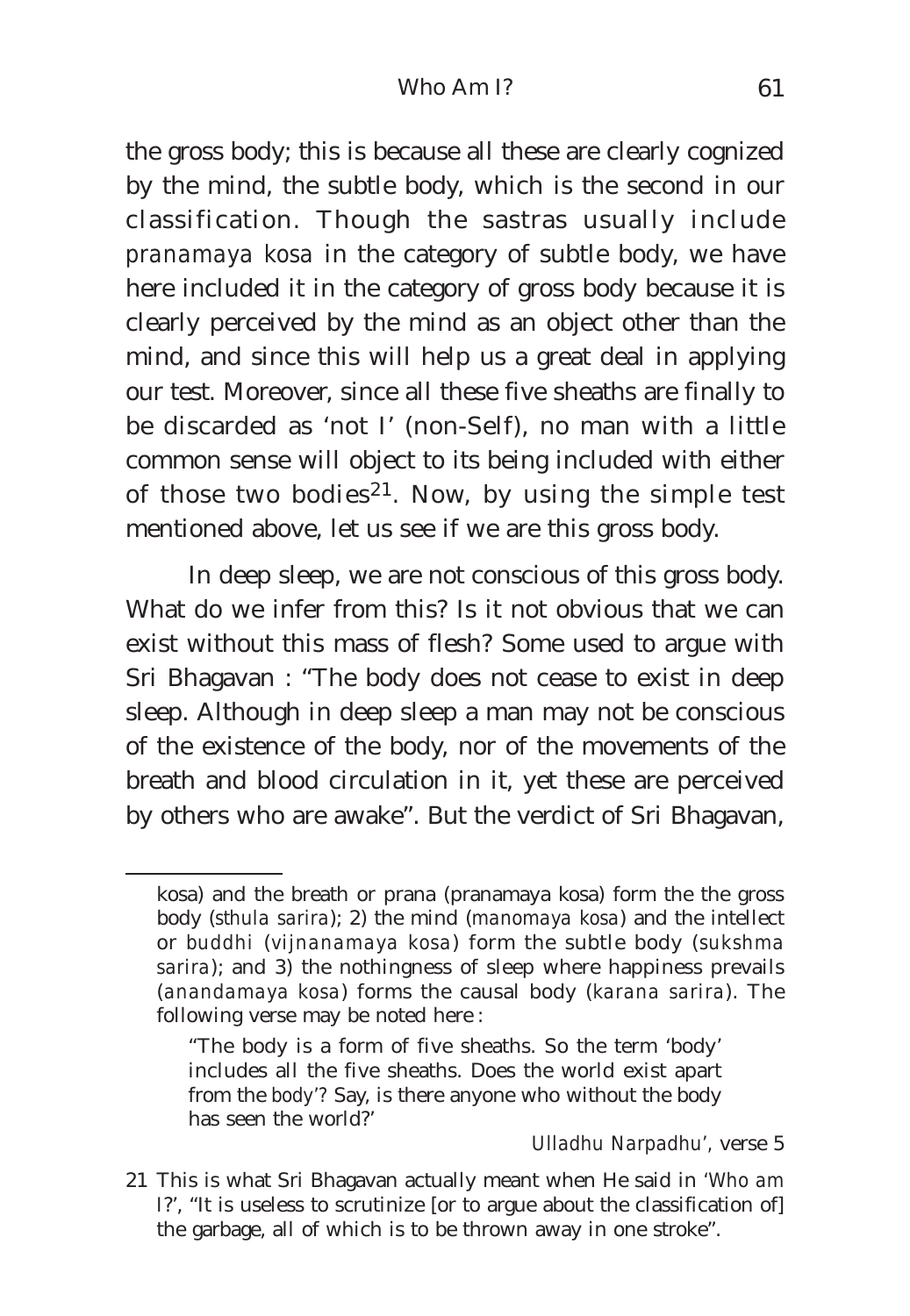the gross body; this is because all these are clearly cognized by the mind, the subtle body, which is the second in our classification. Though the sastras usually include *pranamaya kosa* in the category of subtle body, we have here included it in the category of gross body because it is clearly perceived by the mind as an object other than the mind, and since this will help us a great deal in applying our test. Moreover, since all these five sheaths are finally to be discarded as 'not I' (non-Self), no man with a little common sense will object to its being included with either of those two bodies[21]. Now, by using the simple test mentioned above, let us see if we are this gross body.

In deep sleep, we are not conscious of this gross body. What do we infer from this? Is it not obvious that we can exist without this mass of flesh? Some used to argue with Sri Bhagavan : "The body does not cease to exist in deep sleep. Although in deep sleep a man may not be conscious of the existence of the body, nor of the movements of the breath and blood circulation in it, yet these are perceived by others who are awake". But the verdict of Sri Bhagavan,

---

kosa) and the breath or prana (pranamaya kosa) form the the gross body (*sthula sarira*); 2) the mind (*manomaya kosa*) and the intellect or *buddhi* (*vijnanamaya kosa*) form the subtle body (*sukshma sarira*); and 3) the nothingness of sleep where happiness prevails (*anandamaya kosa*) forms the causal body (*karana sarira*). The following verse may be noted here :

> "The body is a form of five sheaths. So the term 'body' includes all the five sheaths. Does the world exist apart from the body'? Say, is there anyone who without the body has seen the world?'
>
> *Ulladhu Narpadhu'*, verse 5

21 This is what Sri Bhagavan actually meant when He said in '*Who am I?*', "It is useless to scrutinize [or to argue about the classification of] the garbage, all of which is to be thrown away in one stroke".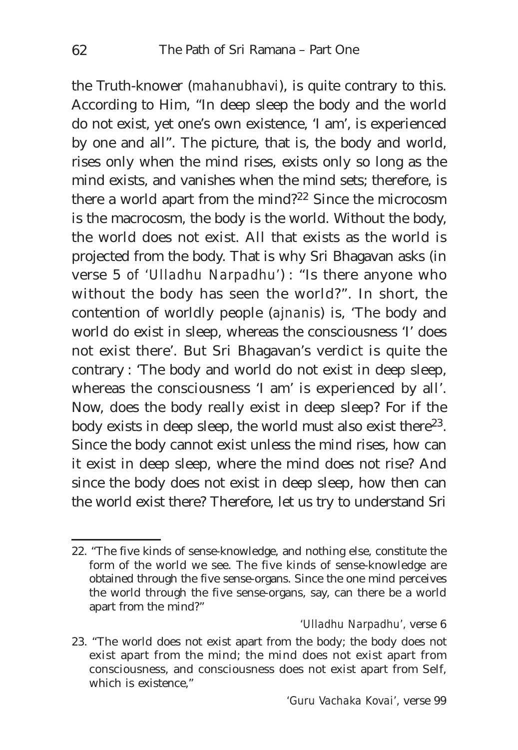the Truth-knower (*mahanubhavi*), is quite contrary to this. According to Him, "In deep sleep the body and the world do not exist, yet one's own existence, 'I am', is experienced by one and all". The picture, that is, the body and world, rises only when the mind rises, exists only so long as the mind exists, and vanishes when the mind sets; therefore, is there a world apart from the mind?[22] Since the microcosm is the macrocosm, the body is the world. Without the body, the world does not exist. All that exists as the world is projected from the body. That is why Sri Bhagavan asks (in verse 5 of '*Ulladhu Narpadhu*') : "Is there anyone who without the body has seen the world?". In short, the contention of worldly people (*ajnanis*) is, 'The body and world do exist in sleep, whereas the consciousness 'I' does not exist there'. But Sri Bhagavan's verdict is quite the contrary : 'The body and world do not exist in deep sleep, whereas the consciousness 'I am' is experienced by all'. Now, does the body really exist in deep sleep? For if the body exists in deep sleep, the world must also exist there[23]. Since the body cannot exist unless the mind rises, how can it exist in deep sleep, where the mind does not rise? And since the body does not exist in deep sleep, how then can the world exist there? Therefore, let us try to understand Sri

---

22. "The five kinds of sense-knowledge, and nothing else, constitute the form of the world we see. The five kinds of sense-knowledge are obtained through the five sense-organs. Since the one mind perceives the world through the five sense-organs, say, can there be a world apart from the mind?"

'*Ulladhu Narpadhu*', verse 6

23. "The world does not exist apart from the body; the body does not exist apart from the mind; the mind does not exist apart from consciousness, and consciousness does not exist apart from Self, which is existence,"

'*Guru Vachaka Kovai*', verse 99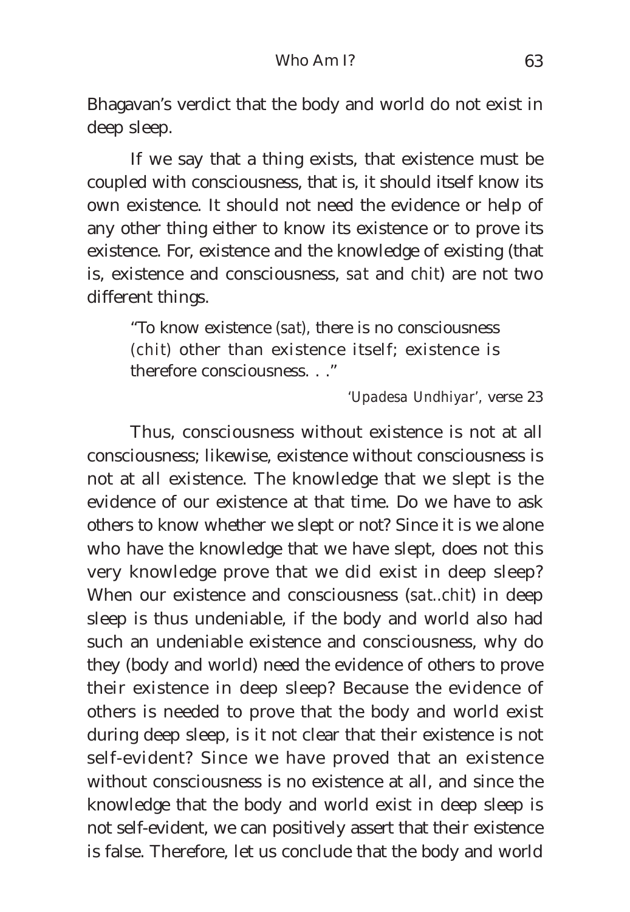Bhagavan's verdict that the body and world do not exist in deep sleep.

If we say that a thing exists, that existence must be coupled with consciousness, that is, it should itself know its own existence. It should not need the evidence or help of any other thing either to know its existence or to prove its existence. For, existence and the knowledge of existing (that is, existence and consciousness, *sat* and *chit*) are not two different things.

> "To know existence (*sat*), there is no consciousness (*chit*) other than existence itself; existence is therefore consciousness. . ."
>
> '*Upadesa Undhiyar*', verse 23

Thus, consciousness without existence is not at all consciousness; likewise, existence without consciousness is not at all existence. The knowledge that we slept is the evidence of our existence at that time. Do we have to ask others to know whether we slept or not? Since it is we alone who have the knowledge that we have slept, does not this very knowledge prove that we did exist in deep sleep? When our existence and consciousness (*sat..chit*) in deep sleep is thus undeniable, if the body and world also had such an undeniable existence and consciousness, why do they (body and world) need the evidence of others to prove their existence in deep sleep? Because the evidence of others is needed to prove that the body and world exist during deep sleep, is it not clear that their existence is not self-evident? Since we have proved that an existence without consciousness is no existence at all, and since the knowledge that the body and world exist in deep sleep is not self-evident, we can positively assert that their existence is false. Therefore, let us conclude that the body and world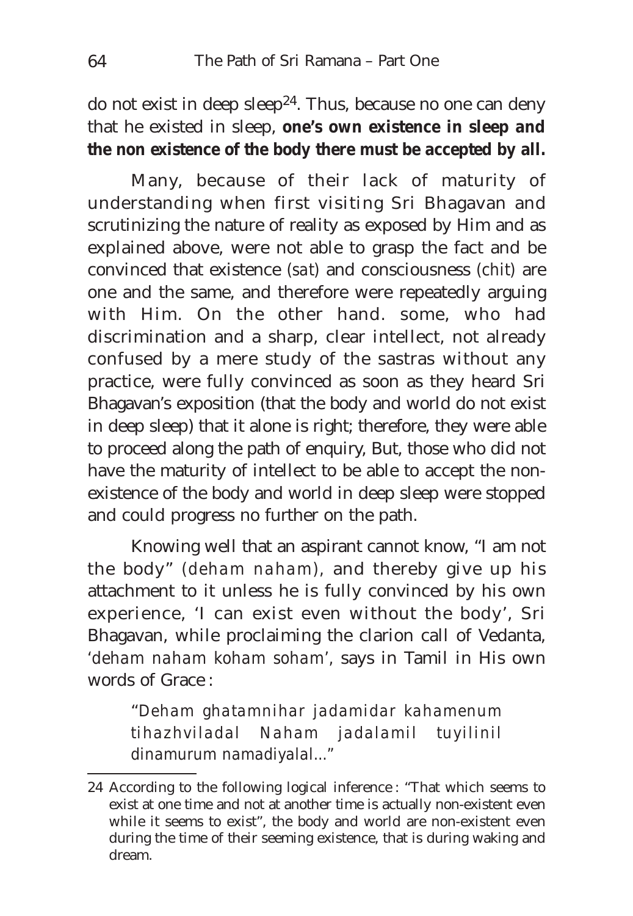do not exist in deep sleep[24]. Thus, because no one can deny that he existed in sleep, **one's own existence in sleep and the non existence of the body there must be accepted by all.**

Many, because of their lack of maturity of understanding when first visiting Sri Bhagavan and scrutinizing the nature of reality as exposed by Him and as explained above, were not able to grasp the fact and be convinced that existence *(sat)* and consciousness *(chit)* are one and the same, and therefore were repeatedly arguing with Him. On the other hand. some, who had discrimination and a sharp, clear intellect, not already confused by a mere study of the sastras without any practice, were fully convinced as soon as they heard Sri Bhagavan's exposition (that the body and world do not exist in deep sleep) that it alone is right; therefore, they were able to proceed along the path of enquiry, But, those who did not have the maturity of intellect to be able to accept the non-existence of the body and world in deep sleep were stopped and could progress no further on the path.

Knowing well that an aspirant cannot know, "I am not the body" *(deham naham)*, and thereby give up his attachment to it unless he is fully convinced by his own experience, 'I can exist even without the body', Sri Bhagavan, while proclaiming the clarion call of Vedanta, '*deham naham koham soham*', says in Tamil in His own words of Grace :

> "*Deham ghatamnihar jadamidar kahamenum tihazhviladal Naham jadalamil tuyilinil dinamurum namadiyalal...*"

---

24 According to the following logical inference : "That which seems to exist at one time and not at another time is actually non-existent even while it seems to exist", the body and world are non-existent even during the time of their seeming existence, that is during waking and dream.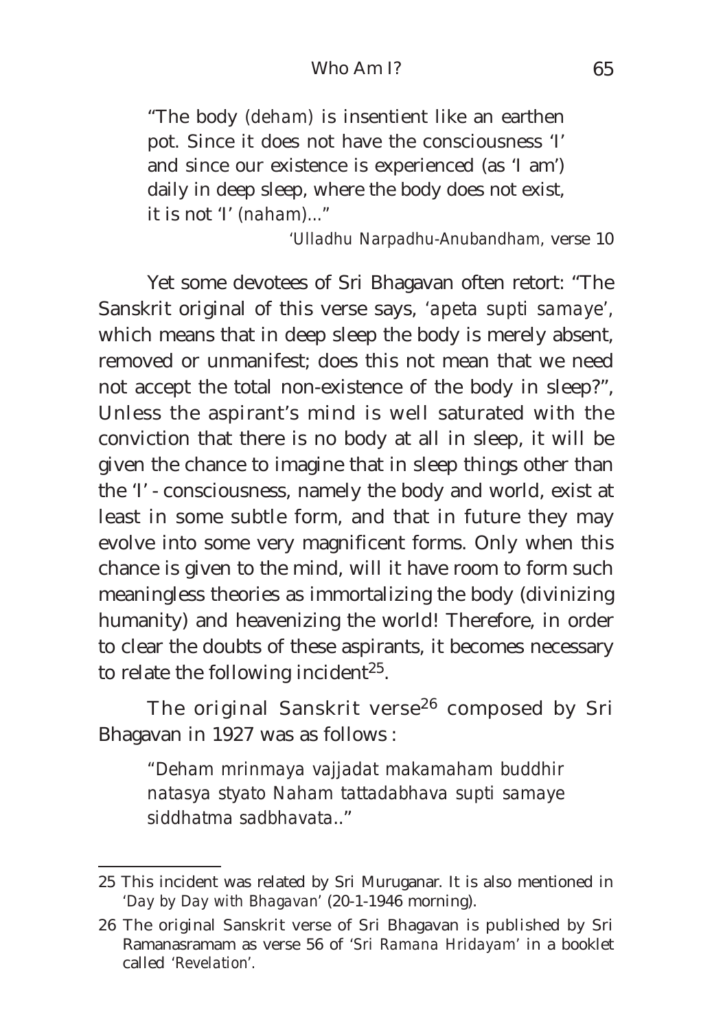"The body *(deham)* is insentient like an earthen pot. Since it does not have the consciousness 'I' and since our existence is experienced (as 'I am') daily in deep sleep, where the body does not exist, it is not 'I' *(naham)*..."

*'Ulladhu Narpadhu-Anubandham,* verse 10

Yet some devotees of Sri Bhagavan often retort: "The Sanskrit original of this verse says, '*apeta supti samaye*', which means that in deep sleep the body is merely absent, removed or unmanifest; does this not mean that we need not accept the total non-existence of the body in sleep?", Unless the aspirant's mind is well saturated with the conviction that there is no body at all in sleep, it will be given the chance to imagine that in sleep things other than the 'I' - consciousness, namely the body and world, exist at least in some subtle form, and that in future they may evolve into some very magnificent forms. Only when this chance is given to the mind, will it have room to form such meaningless theories as immortalizing the body (divinizing humanity) and heavenizing the world! Therefore, in order to clear the doubts of these aspirants, it becomes necessary to relate the following incident[25].

The original Sanskrit verse[26] composed by Sri Bhagavan in 1927 was as follows :

"*Deham mrinmaya vajjadat makamaham buddhir natasya styato Naham tattadabhava supti samaye siddhatma sadbhavata*.."

---

25 This incident was related by Sri Muruganar. It is also mentioned in '*Day by Day with Bhagavan*' (20-1-1946 morning).

26 The original Sanskrit verse of Sri Bhagavan is published by Sri Ramanasramam as verse 56 of '*Sri Ramana Hridayam*' in a booklet called '*Revelation*'.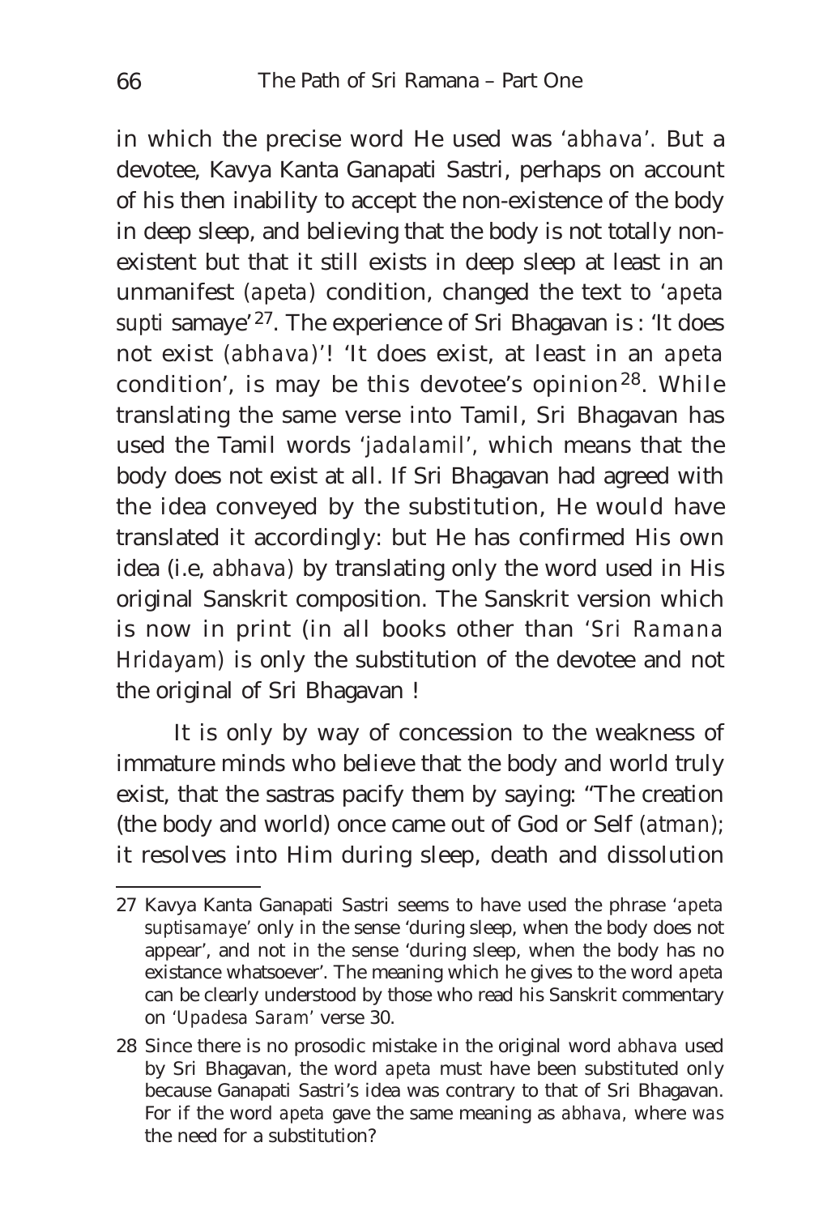in which the precise word He used was '*abhava*'. But a devotee, Kavya Kanta Ganapati Sastri, perhaps on account of his then inability to accept the non-existence of the body in deep sleep, and believing that the body is not totally non-existent but that it still exists in deep sleep at least in an unmanifest (*apeta*) condition, changed the text to '*apeta supti* samaye'[27]. The experience of Sri Bhagavan is : 'It does not exist (*abhava*)'! 'It does exist, at least in an *apeta* condition', is may be this devotee's opinion[28]. While translating the same verse into Tamil, Sri Bhagavan has used the Tamil words '*jadalamil*', which means that the body does not exist at all. If Sri Bhagavan had agreed with the idea conveyed by the substitution, He would have translated it accordingly: but He has confirmed His own idea (i.e, *abhava*) by translating only the word used in His original Sanskrit composition. The Sanskrit version which is now in print (in all books other than '*Sri Ramana Hridayam*) is only the substitution of the devotee and not the original of Sri Bhagavan !

It is only by way of concession to the weakness of immature minds who believe that the body and world truly exist, that the sastras pacify them by saying: "The creation (the body and world) once came out of God or Self (*atman*); it resolves into Him during sleep, death and dissolution

---

27 Kavya Kanta Ganapati Sastri seems to have used the phrase '*apeta suptisamaye*' only in the sense 'during sleep, when the body does not appear', and not in the sense 'during sleep, when the body has no existance whatsoever'. The meaning which he gives to the word *apeta* can be clearly understood by those who read his Sanskrit commentary on '*Upadesa Saram*' verse 30.

28 Since there is no prosodic mistake in the original word *abhava* used by Sri Bhagavan, the word *apeta* must have been substituted only because Ganapati Sastri's idea was contrary to that of Sri Bhagavan. For if the word *apeta* gave the same meaning as *abhava*, where *was* the need for a substitution?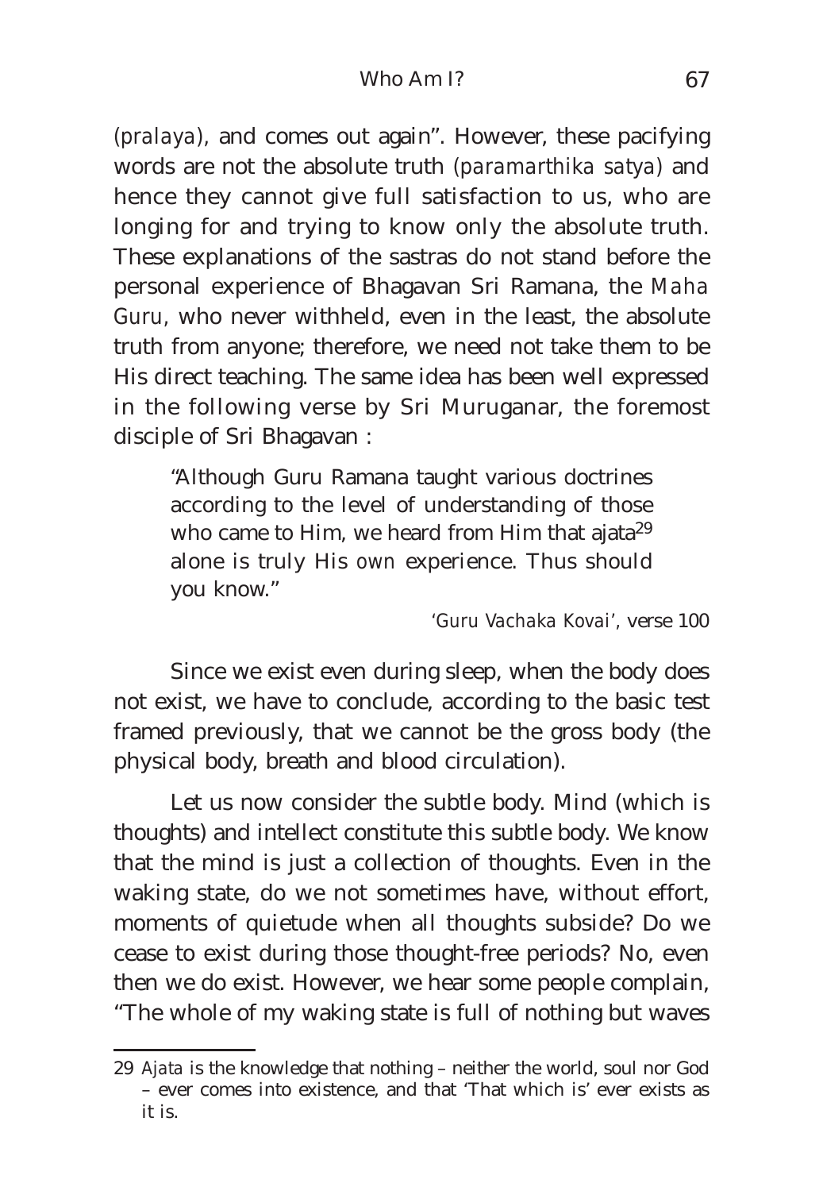(*pralaya*), and comes out again". However, these pacifying words are not the absolute truth (*paramarthika satya*) and hence they cannot give full satisfaction to us, who are longing for and trying to know only the absolute truth. These explanations of the sastras do not stand before the personal experience of Bhagavan Sri Ramana, the *Maha Guru*, who never withheld, even in the least, the absolute truth from anyone; therefore, we need not take them to be His direct teaching. The same idea has been well expressed in the following verse by Sri Muruganar, the foremost disciple of Sri Bhagavan :

> "Although Guru Ramana taught various doctrines according to the level of understanding of those who came to Him, we heard from Him that ajata[29] alone is truly His *own* experience. Thus should you know."
>
> *'Guru Vachaka Kovai'*, verse 100

Since we exist even during sleep, when the body does not exist, we have to conclude, according to the basic test framed previously, that we cannot be the gross body (the physical body, breath and blood circulation).

Let us now consider the subtle body. Mind (which is thoughts) and intellect constitute this subtle body. We know that the mind is just a collection of thoughts. Even in the waking state, do we not sometimes have, without effort, moments of quietude when all thoughts subside? Do we cease to exist during those thought-free periods? No, even then we do exist. However, we hear some people complain, "The whole of my waking state is full of nothing but waves

---

29 *Ajata* is the knowledge that nothing – neither the world, soul nor God – ever comes into existence, and that 'That which is' ever exists as it is.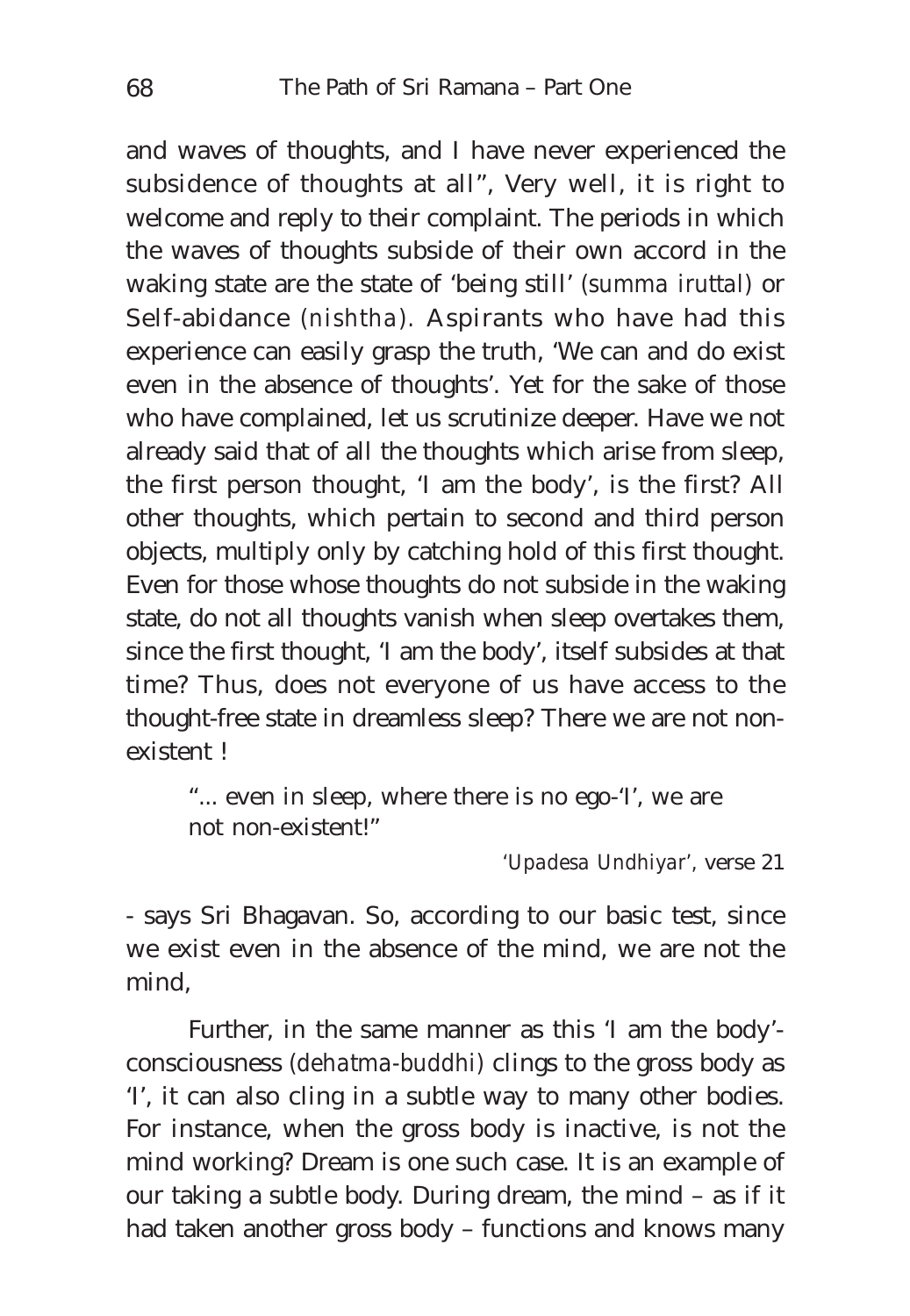and waves of thoughts, and I have never experienced the subsidence of thoughts at all", Very well, it is right to welcome and reply to their complaint. The periods in which the waves of thoughts subside of their own accord in the waking state are the state of 'being still' (*summa iruttal*) or Self-abidance (*nishtha*). Aspirants who have had this experience can easily grasp the truth, 'We can and do exist even in the absence of thoughts'. Yet for the sake of those who have complained, let us scrutinize deeper. Have we not already said that of all the thoughts which arise from sleep, the first person thought, 'I am the body', is the first? All other thoughts, which pertain to second and third person objects, multiply only by catching hold of this first thought. Even for those whose thoughts do not subside in the waking state, do not all thoughts vanish when sleep overtakes them, since the first thought, 'I am the body', itself subsides at that time? Thus, does not everyone of us have access to the thought-free state in dreamless sleep? There we are not non-existent !

> "... even in sleep, where there is no ego-'I', we are not non-existent!"
>
> *'Upadesa Undhiyar'*, verse 21

- says Sri Bhagavan. So, according to our basic test, since we exist even in the absence of the mind, we are not the mind,

Further, in the same manner as this 'I am the body'-consciousness (*dehatma-buddhi*) clings to the gross body as 'I', it can also cling in a subtle way to many other bodies. For instance, when the gross body is inactive, is not the mind working? Dream is one such case. It is an example of our taking a subtle body. During dream, the mind – as if it had taken another gross body – functions and knows many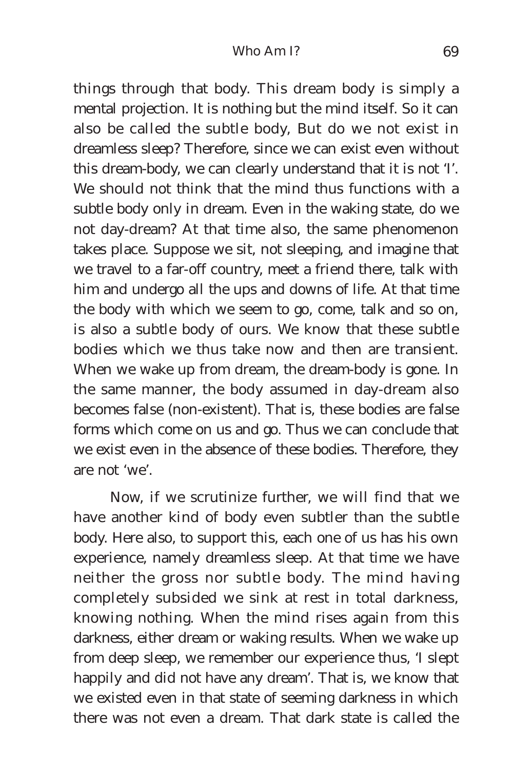things through that body. This dream body is simply a mental projection. It is nothing but the mind itself. So it can also be called the subtle body, But do we not exist in dreamless sleep? Therefore, since we can exist even without this dream-body, we can clearly understand that it is not 'I'. We should not think that the mind thus functions with a subtle body only in dream. Even in the waking state, do we not day-dream? At that time also, the same phenomenon takes place. Suppose we sit, not sleeping, and imagine that we travel to a far-off country, meet a friend there, talk with him and undergo all the ups and downs of life. At that time the body with which we seem to go, come, talk and so on, is also a subtle body of ours. We know that these subtle bodies which we thus take now and then are transient. When we wake up from dream, the dream-body is gone. In the same manner, the body assumed in day-dream also becomes false (non-existent). That is, these bodies are false forms which come on us and go. Thus we can conclude that we exist even in the absence of these bodies. Therefore, they are not 'we'.

Now, if we scrutinize further, we will find that we have another kind of body even subtler than the subtle body. Here also, to support this, each one of us has his own experience, namely dreamless sleep. At that time we have neither the gross nor subtle body. The mind having completely subsided we sink at rest in total darkness, knowing nothing. When the mind rises again from this darkness, either dream or waking results. When we wake up from deep sleep, we remember our experience thus, 'I slept happily and did not have any dream'. That is, we know that we existed even in that state of seeming darkness in which there was not even a dream. That dark state is called the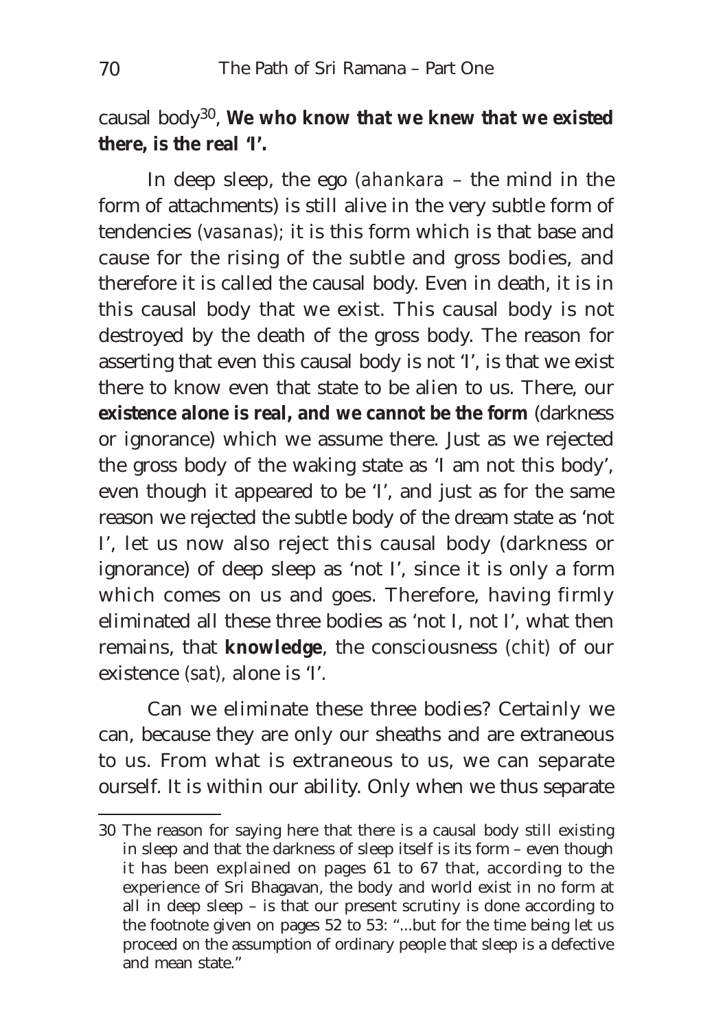causal body[30], **We who know that we knew that we existed there, is the real 'I'.**

In deep sleep, the ego (*ahankara* – the mind in the form of attachments) is still alive in the very subtle form of tendencies (*vasanas*); it is this form which is that base and cause for the rising of the subtle and gross bodies, and therefore it is called the causal body. Even in death, it is in this causal body that we exist. This causal body is not destroyed by the death of the gross body. The reason for asserting that even this causal body is not 'I', is that we exist there to know even that state to be alien to us. There, our **existence alone is real, and we cannot be the form** (darkness or ignorance) which we assume there. Just as we rejected the gross body of the waking state as 'I am not this body', even though it appeared to be 'I', and just as for the same reason we rejected the subtle body of the dream state as 'not I', let us now also reject this causal body (darkness or ignorance) of deep sleep as 'not I', since it is only a form which comes on us and goes. Therefore, having firmly eliminated all these three bodies as 'not I, not I', what then remains, that **knowledge**, the consciousness (*chit*) of our existence (*sat*), alone is 'I'.

Can we eliminate these three bodies? Certainly we can, because they are only our sheaths and are extraneous to us. From what is extraneous to us, we can separate ourself. It is within our ability. Only when we thus separate

---

30 The reason for saying here that there is a causal body still existing in sleep and that the darkness of sleep itself is its form – even though it has been explained on pages 61 to 67 that, according to the experience of Sri Bhagavan, the body and world exist in no form at all in deep sleep – is that our present scrutiny is done according to the footnote given on pages 52 to 53: "...but for the time being let us proceed on the assumption of ordinary people that sleep is a defective and mean state."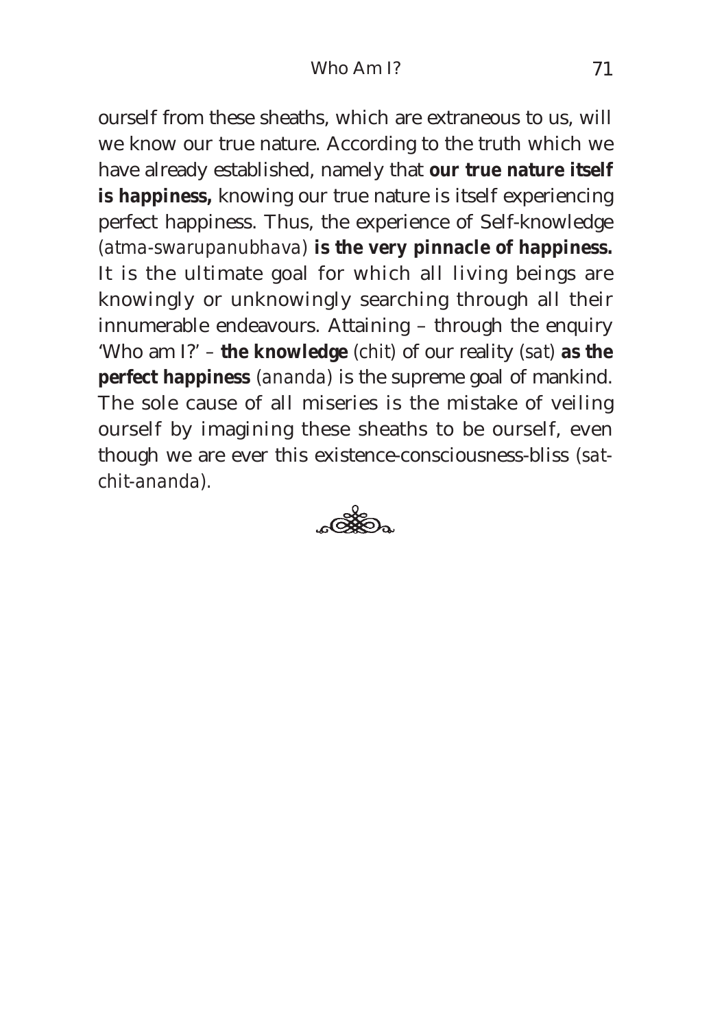ourself from these sheaths, which are extraneous to us, will we know our true nature. According to the truth which we have already established, namely that **our true nature itself is happiness,** knowing our true nature is itself experiencing perfect happiness. Thus, the experience of Self-knowledge *(atma-swarupanubhava)* **is the very pinnacle of happiness.** It is the ultimate goal for which all living beings are knowingly or unknowingly searching through all their innumerable endeavours. Attaining – through the enquiry 'Who am I?' – **the knowledge** *(chit)* of our reality *(sat)* **as the perfect happiness** *(ananda)* is the supreme goal of mankind. The sole cause of all miseries is the mistake of veiling ourself by imagining these sheaths to be ourself, even though we are ever this existence-consciousness-bliss *(sat-chit-ananda)*.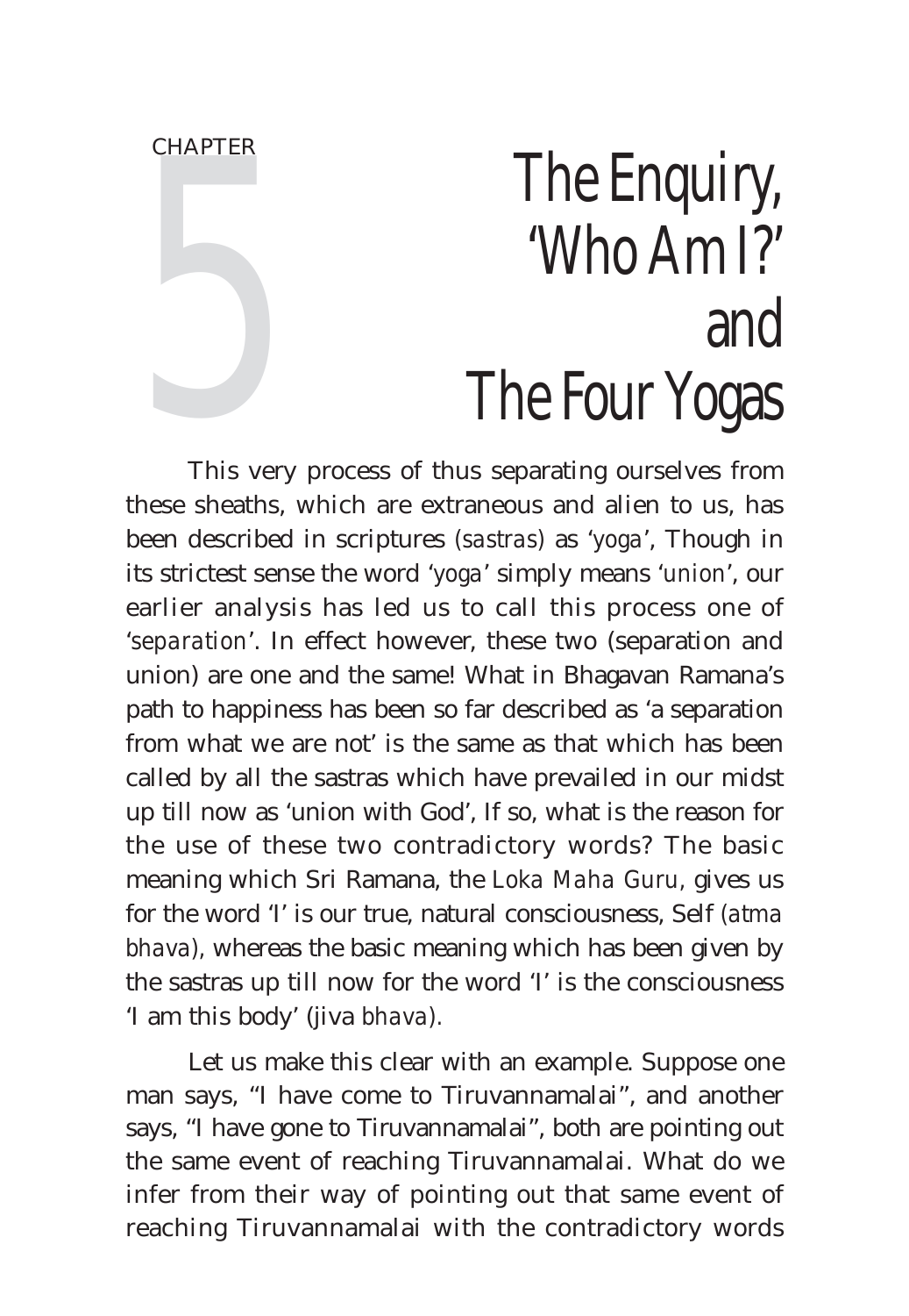CHAPTER 5

# The Enquiry, 'Who Am I?' and The Four Yogas

This very process of thus separating ourselves from these sheaths, which are extraneous and alien to us, has been described in scriptures (*sastras*) as '*yoga*', Though in its strictest sense the word '*yoga*' simply means '*union*', our earlier analysis has led us to call this process one of '*separation*'. In effect however, these two (separation and union) are one and the same! What in Bhagavan Ramana's path to happiness has been so far described as 'a separation from what we are not' is the same as that which has been called by all the sastras which have prevailed in our midst up till now as 'union with God', If so, what is the reason for the use of these two contradictory words? The basic meaning which Sri Ramana, the *Loka Maha Guru*, gives us for the word 'I' is our true, natural consciousness, Self (*atma bhava*), whereas the basic meaning which has been given by the sastras up till now for the word 'I' is the consciousness 'I am this body' (jiva *bhava*).

Let us make this clear with an example. Suppose one man says, "I have come to Tiruvannamalai", and another says, "I have gone to Tiruvannamalai", both are pointing out the same event of reaching Tiruvannamalai. What do we infer from their way of pointing out that same event of reaching Tiruvannamalai with the contradictory words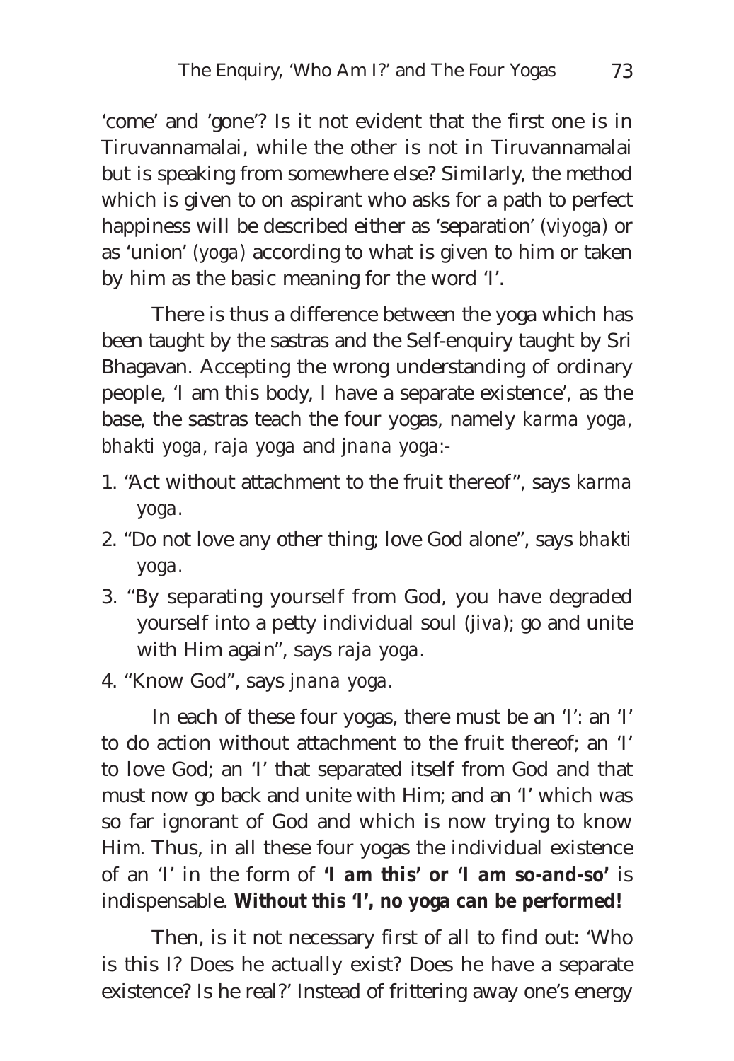'come' and 'gone'? Is it not evident that the first one is in Tiruvannamalai, while the other is not in Tiruvannamalai but is speaking from somewhere else? Similarly, the method which is given to on aspirant who asks for a path to perfect happiness will be described either as 'separation' (*viyoga*) or as 'union' (*yoga*) according to what is given to him or taken by him as the basic meaning for the word 'I'.

There is thus a difference between the yoga which has been taught by the sastras and the Self-enquiry taught by Sri Bhagavan. Accepting the wrong understanding of ordinary people, 'I am this body, I have a separate existence', as the base, the sastras teach the four yogas, namely *karma yoga*, *bhakti yoga*, *raja yoga* and *jnana yoga*:-

1. "Act without attachment to the fruit thereof", says *karma yoga*.
2. "Do not love any other thing; love God alone", says *bhakti yoga*.
3. "By separating yourself from God, you have degraded yourself into a petty individual soul (*jiva*); go and unite with Him again", says *raja yoga*.
4. "Know God", says *jnana yoga*.

In each of these four yogas, there must be an 'I': an 'I' to do action without attachment to the fruit thereof; an 'I' to love God; an 'I' that separated itself from God and that must now go back and unite with Him; and an 'I' which was so far ignorant of God and which is now trying to know Him. Thus, in all these four yogas the individual existence of an 'I' in the form of ***'I am this' or 'I am so-and-so'*** is indispensable. **Without this 'I', no yoga can be performed!**

Then, is it not necessary first of all to find out: 'Who is this I? Does he actually exist? Does he have a separate existence? Is he real?' Instead of frittering away one's energy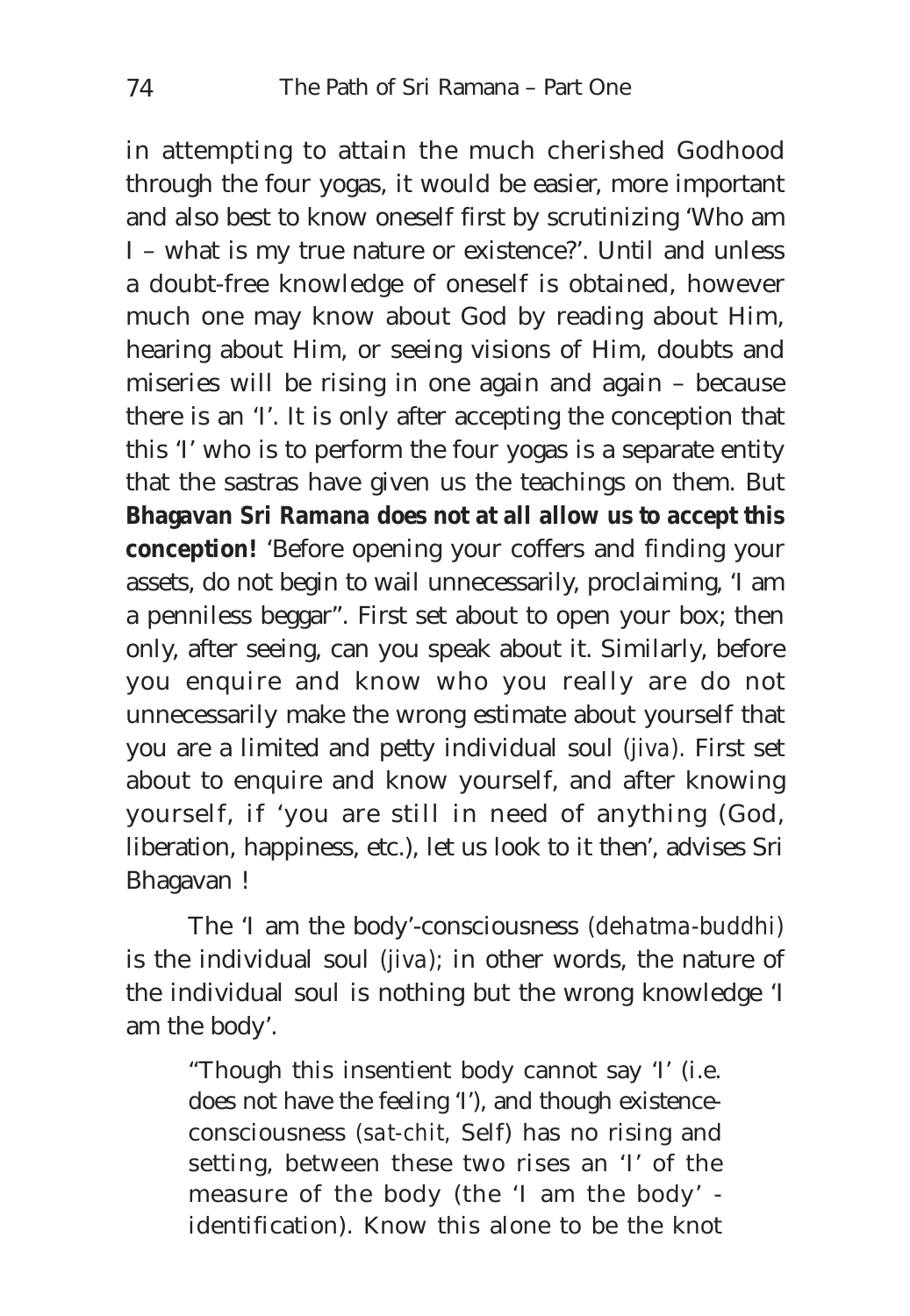in attempting to attain the much cherished Godhood through the four yogas, it would be easier, more important and also best to know oneself first by scrutinizing 'Who am I – what is my true nature or existence?'. Until and unless a doubt-free knowledge of oneself is obtained, however much one may know about God by reading about Him, hearing about Him, or seeing visions of Him, doubts and miseries will be rising in one again and again – because there is an 'I'. It is only after accepting the conception that this 'I' who is to perform the four yogas is a separate entity that the sastras have given us the teachings on them. But **Bhagavan Sri Ramana does not at all allow us to accept this conception!** 'Before opening your coffers and finding your assets, do not begin to wail unnecessarily, proclaiming, 'I am a penniless beggar". First set about to open your box; then only, after seeing, can you speak about it. Similarly, before you enquire and know who you really are do not unnecessarily make the wrong estimate about yourself that you are a limited and petty individual soul *(jiva)*. First set about to enquire and know yourself, and after knowing yourself, if 'you are still in need of anything (God, liberation, happiness, etc.), let us look to it then', advises Sri Bhagavan !

The 'I am the body'-consciousness *(dehatma-buddhi)* is the individual soul *(jiva)*; in other words, the nature of the individual soul is nothing but the wrong knowledge 'I am the body'.

> "Though this insentient body cannot say 'I' (i.e. does not have the feeling 'I'), and though existence-consciousness *(sat-chit,* Self) has no rising and setting, between these two rises an 'I' of the measure of the body (the 'I am the body' - identification). Know this alone to be the knot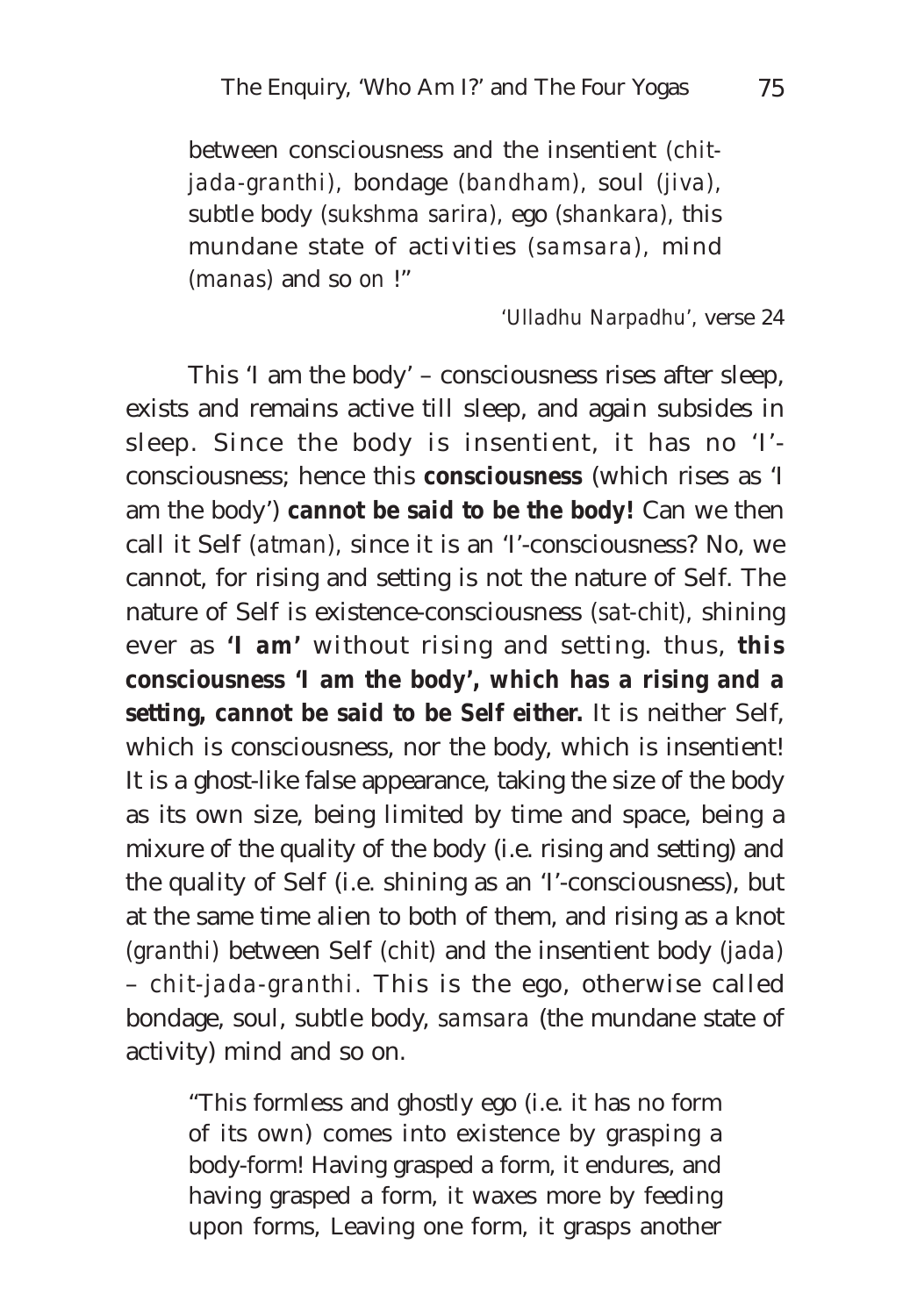between consciousness and the insentient (*chit-jada-granthi*), bondage (*bandham*), soul (*jiva*), subtle body (*sukshma sarira*), ego (*shankara*), this mundane state of activities (*samsara*), mind (*manas*) and so on !"

*'Ulladhu Narpadhu'*, verse 24

This 'I am the body' – consciousness rises after sleep, exists and remains active till sleep, and again subsides in sleep. Since the body is insentient, it has no 'I'-consciousness; hence this **consciousness** (which rises as 'I am the body') **cannot be said to be the body!** Can we then call it Self (*atman*), since it is an 'I'-consciousness? No, we cannot, for rising and setting is not the nature of Self. The nature of Self is existence-consciousness (*sat-chit*), shining ever as ***'I am'*** without rising and setting. thus, ***this* consciousness 'I am the body', which has a rising and a setting, cannot be said to be Self either.** It is neither Self, which is consciousness, nor the body, which is insentient! It is a ghost-like false appearance, taking the size of the body as its own size, being limited by time and space, being a mixure of the quality of the body (i.e. rising and setting) and the quality of Self (i.e. shining as an 'I'-consciousness), but at the same time alien to both of them, and rising as a knot (*granthi*) between Self (*chit*) and the insentient body (*jada*) – *chit-jada-granthi*. This is the ego, otherwise called bondage, soul, subtle body, *samsara* (the mundane state of activity) mind and so on.

"This formless and ghostly ego (i.e. it has no form of its own) comes into existence by grasping a body-form! Having grasped a form, it endures, and having grasped a form, it waxes more by feeding upon forms, Leaving one form, it grasps another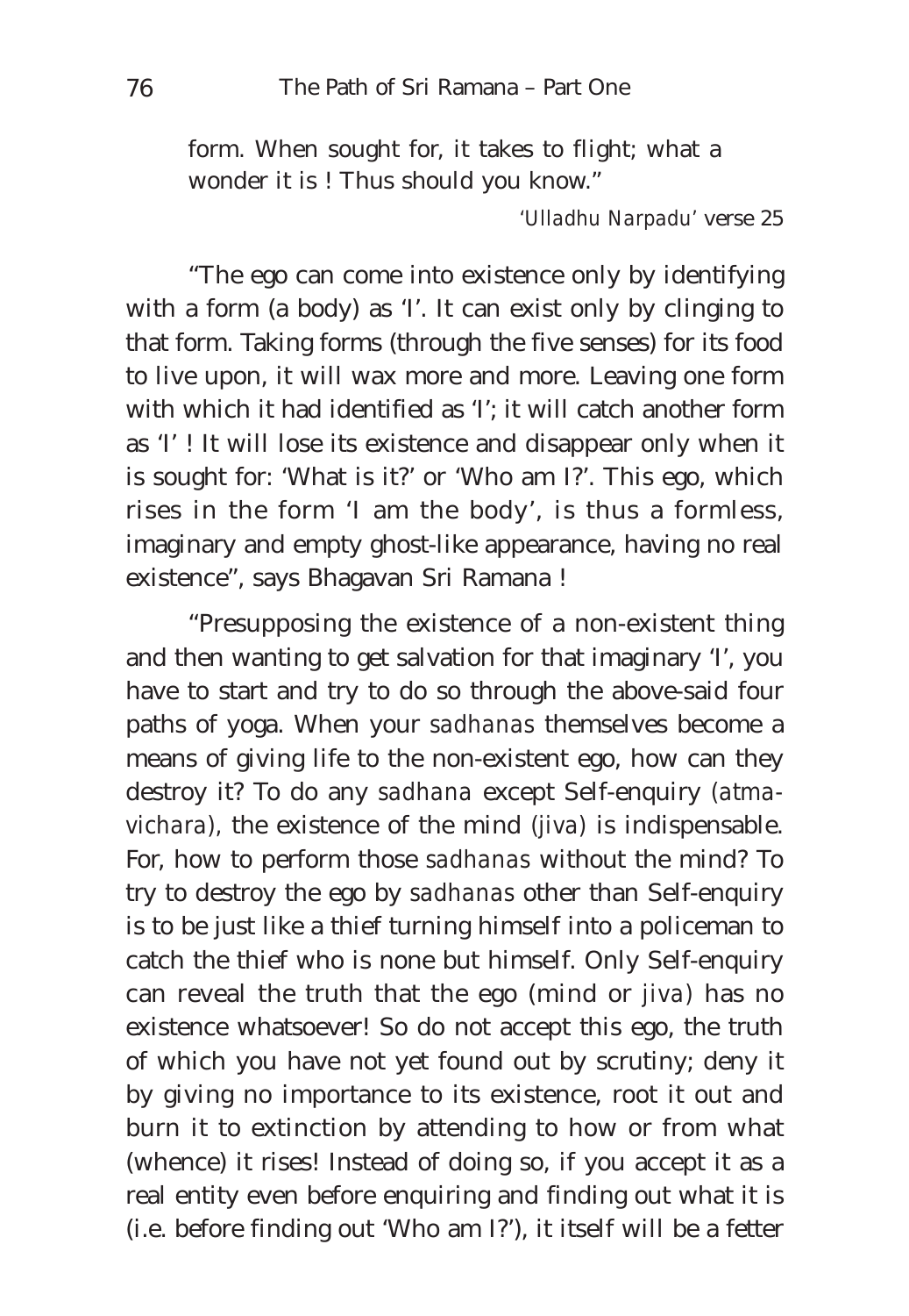form. When sought for, it takes to flight; what a wonder it is ! Thus should you know."

*'Ulladhu Narpadu'* verse 25

"The ego can come into existence only by identifying with a form (a body) as 'I'. It can exist only by clinging to that form. Taking forms (through the five senses) for its food to live upon, it will wax more and more. Leaving one form with which it had identified as 'I'; it will catch another form as 'I' ! It will lose its existence and disappear only when it is sought for: 'What is it?' or 'Who am I?'. This ego, which rises in the form 'I am the body', is thus a formless, imaginary and empty ghost-like appearance, having no real existence", says Bhagavan Sri Ramana !

"Presupposing the existence of a non-existent thing and then wanting to get salvation for that imaginary 'I', you have to start and try to do so through the above-said four paths of yoga. When your *sadhanas* themselves become a means of giving life to the non-existent ego, how can they destroy it? To do any *sadhana* except Self-enquiry (*atma-vichara*), the existence of the mind (*jiva*) is indispensable. For, how to perform those *sadhanas* without the mind? To try to destroy the ego by *sadhanas* other than Self-enquiry is to be just like a thief turning himself into a policeman to catch the thief who is none but himself. Only Self-enquiry can reveal the truth that the ego (mind or *jiva*) has no existence whatsoever! So do not accept this ego, the truth of which you have not yet found out by scrutiny; deny it by giving no importance to its existence, root it out and burn it to extinction by attending to how or from what (whence) it rises! Instead of doing so, if you accept it as a real entity even before enquiring and finding out what it is (i.e. before finding out 'Who am I?'), it itself will be a fetter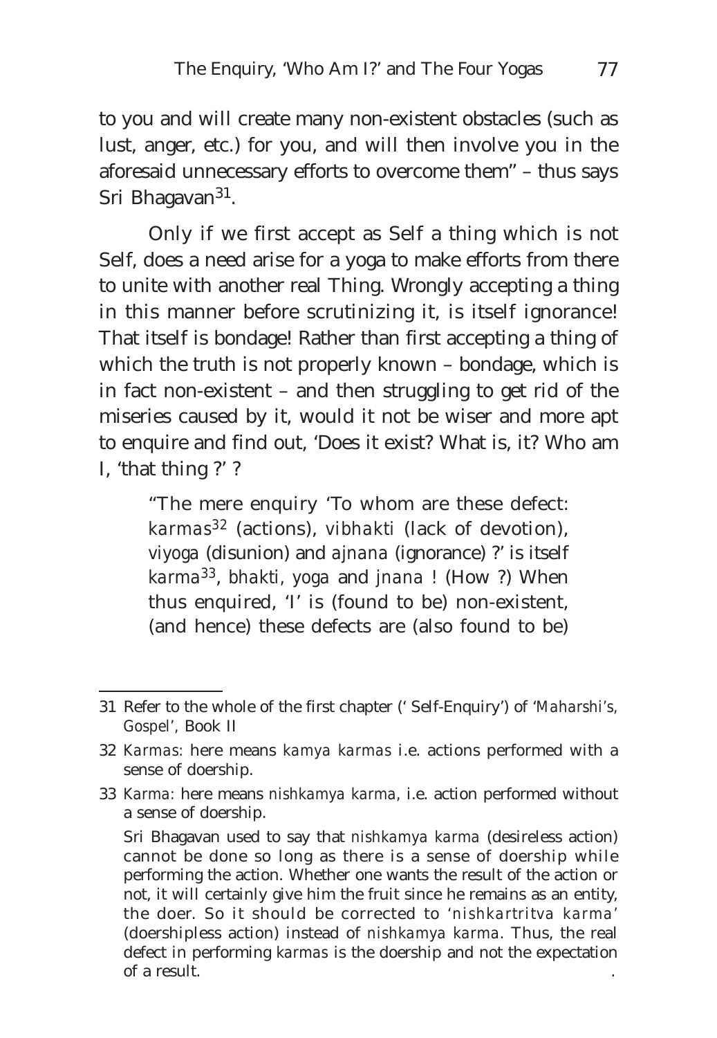to you and will create many non-existent obstacles (such as lust, anger, etc.) for you, and will then involve you in the aforesaid unnecessary efforts to overcome them" – thus says Sri Bhagavan[31].

Only if we first accept as Self a thing which is not Self, does a need arise for a yoga to make efforts from there to unite with another real Thing. Wrongly accepting a thing in this manner before scrutinizing it, is itself ignorance! That itself is bondage! Rather than first accepting a thing of which the truth is not properly known – bondage, which is in fact non-existent – and then struggling to get rid of the miseries caused by it, would it not be wiser and more apt to enquire and find out, 'Does it exist? What is, it? Who am I, 'that thing ?' ?

> "The mere enquiry 'To whom are these defect: *karmas*[32] (actions), *vibhakti* (lack of devotion), *viyoga* (disunion) and *ajnana* (ignorance) ?' is itself *karma*[33], *bhakti*, *yoga* and *jnana* ! (How ?) When thus enquired, 'I' is (found to be) non-existent, (and hence) these defects are (also found to be)

---

31 Refer to the whole of the first chapter (' Self-Enquiry') of '*Maharshi's, Gospel*', Book II

32 *Karmas*: here means *kamya karmas* i.e. actions performed with a sense of doership.

33 *Karma*: here means *nishkamya karma*, i.e. action performed without a sense of doership.

Sri Bhagavan used to say that *nishkamya karma* (desireless action) cannot be done so long as there is a sense of doership while performing the action. Whether one wants the result of the action or not, it will certainly give him the fruit since he remains as an entity, the doer. So it should be corrected to '*nishkartritva karma*' (doershipless action) instead of *nishkamya karma*. Thus, the real defect in performing *karmas* is the doership and not the expectation of a result.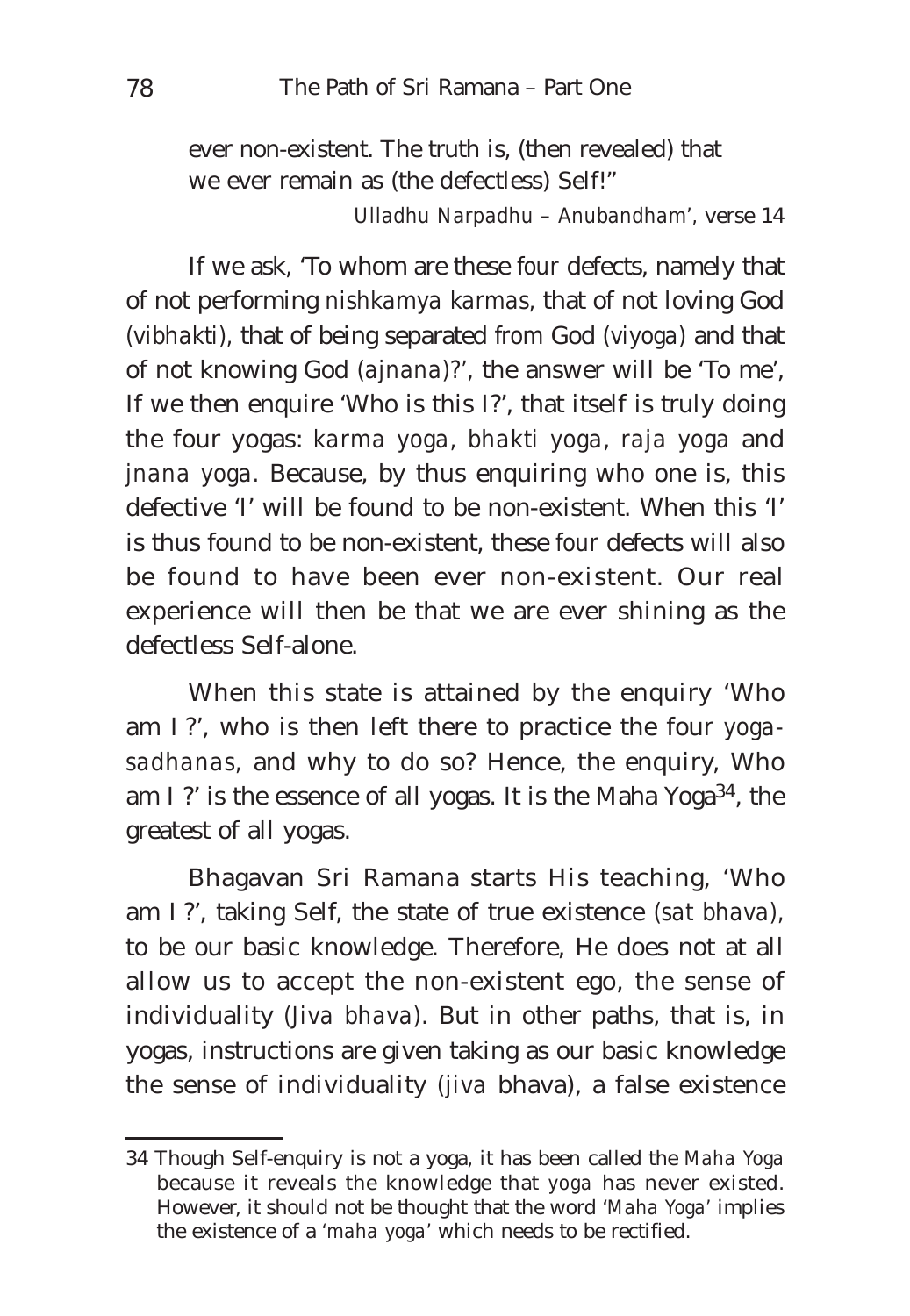ever non-existent. The truth is, (then revealed) that we ever remain as (the defectless) Self!"

*Ulladhu Narpadhu – Anubandham'*, verse 14

If we ask, 'To whom are these four defects, namely that of not performing *nishkamya karmas*, that of not loving God (*vibhakti*), that of being separated from God (*viyoga*) and that of not knowing God (*ajnana*)?', the answer will be 'To me', If we then enquire 'Who is this I?', that itself is truly doing the four yogas: *karma yoga*, *bhakti yoga*, *raja yoga* and *jnana yoga*. Because, by thus enquiring who one is, this defective 'I' will be found to be non-existent. When this 'I' is thus found to be non-existent, these four defects will also be found to have been ever non-existent. Our real experience will then be that we are ever shining as the defectless Self-alone.

When this state is attained by the enquiry 'Who am I ?', who is then left there to practice the four *yoga-sadhanas*, and why to do so? Hence, the enquiry, Who am I ?' is the essence of all yogas. It is the Maha Yoga[34], the greatest of all yogas.

Bhagavan Sri Ramana starts His teaching, 'Who am I ?', taking Self, the state of true existence (*sat bhava*), to be our basic knowledge. Therefore, He does not at all allow us to accept the non-existent ego, the sense of individuality (*Jiva bhava*). But in other paths, that is, in yogas, instructions are given taking as our basic knowledge the sense of individuality (*jiva* bhava), a false existence

---

34 Though Self-enquiry is not a yoga, it has been called the *Maha Yoga* because it reveals the knowledge that *yoga* has never existed. However, it should not be thought that the word '*Maha Yoga*' implies the existence of a '*maha yoga*' which needs to be rectified.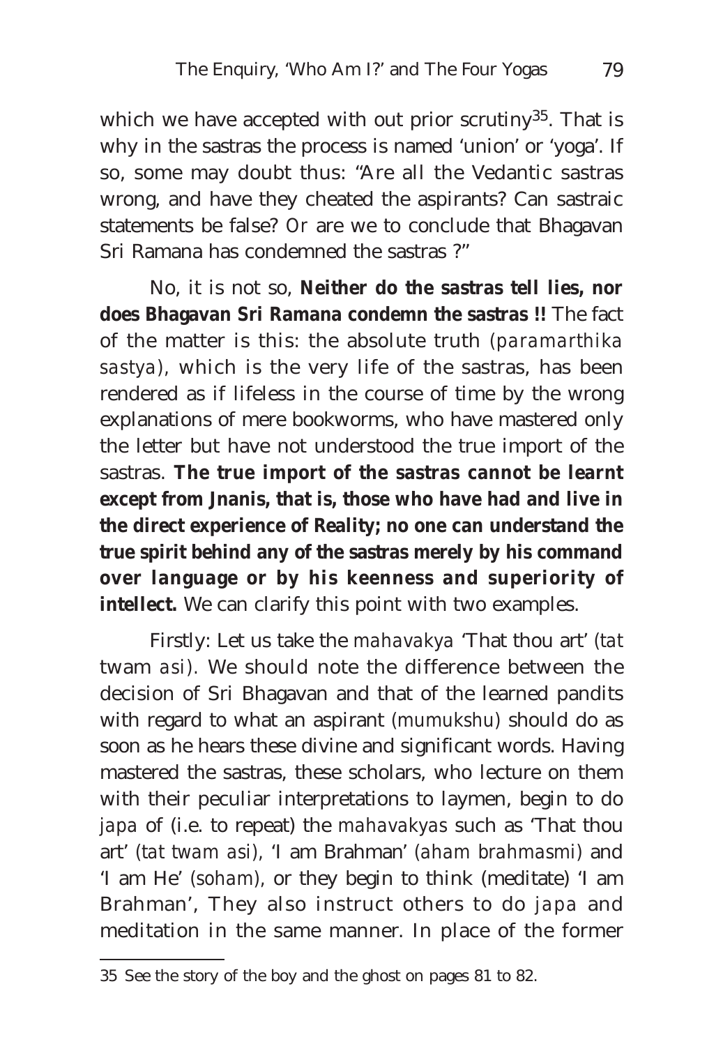which we have accepted with out prior scrutiny[35]. That is why in the sastras the process is named 'union' or 'yoga'. If so, some may doubt thus: "Are all the Vedantic sastras wrong, and have they cheated the aspirants? Can sastraic statements be false? Or are we to conclude that Bhagavan Sri Ramana has condemned the sastras ?"

No, it is not so, **Neither do the sastras tell lies, nor does Bhagavan Sri Ramana condemn the sastras !!** The fact of the matter is this: the absolute truth (*paramarthika sastya*), which is the very life of the sastras, has been rendered as if lifeless in the course of time by the wrong explanations of mere bookworms, who have mastered only the letter but have not understood the true import of the sastras. **The true import of the sastras cannot be learnt except from Jnanis, that is, those who have had and live in the direct experience of Reality; no one can understand the true spirit behind any of the sastras merely by his command over language or by his keenness and superiority of intellect.** We can clarify this point with two examples.

Firstly: Let us take the *mahavakya* 'That thou art' (*tat* twam *asi*). We should note the difference between the decision of Sri Bhagavan and that of the learned pandits with regard to what an aspirant (*mumukshu*) should do as soon as he hears these divine and significant words. Having mastered the sastras, these scholars, who lecture on them with their peculiar interpretations to laymen, begin to do *japa* of (i.e. to repeat) the *mahavakyas* such as 'That thou art' (*tat twam asi*), 'I am Brahman' (*aham brahmasmi*) and 'I am He' (*soham*), or they begin to think (meditate) 'I am Brahman', They also instruct others to do *japa* and meditation in the same manner. In place of the former

---

35 See the story of the boy and the ghost on pages 81 to 82.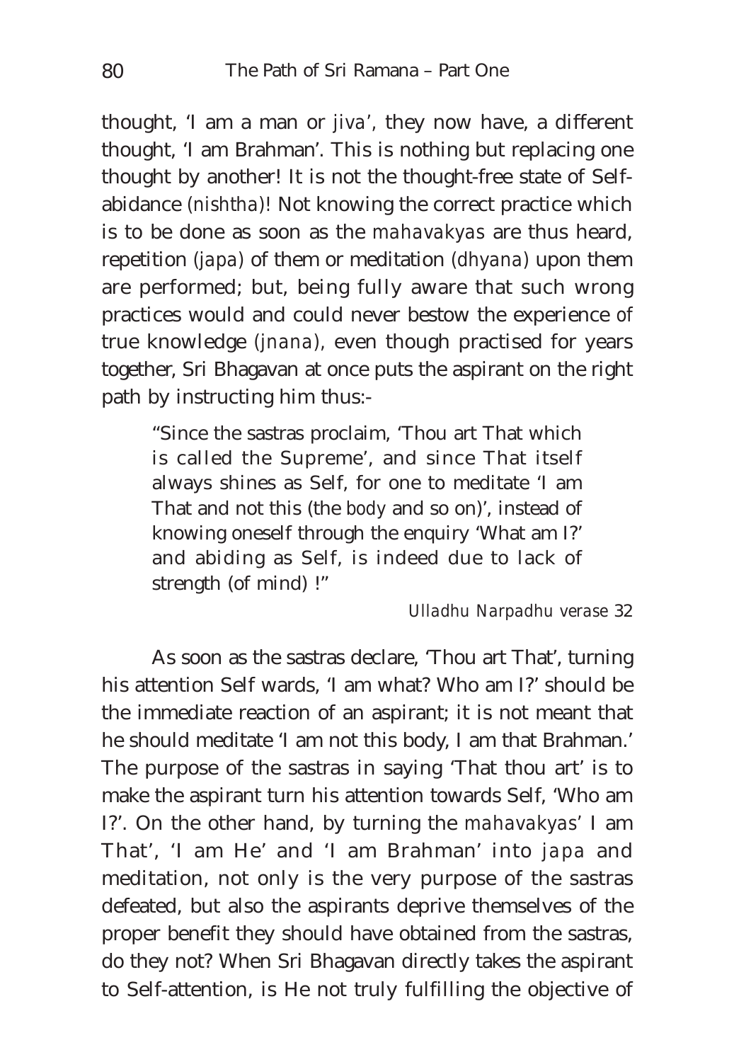thought, 'I am a man or *jiva*', they now have, a different thought, 'I am Brahman'. This is nothing but replacing one thought by another! It is not the thought-free state of Self-abidance (*nishtha*)! Not knowing the correct practice which is to be done as soon as the *mahavakyas* are thus heard, repetition (*japa*) of them or meditation (*dhyana*) upon them are performed; but, being fully aware that such wrong practices would and could never bestow the experience of true knowledge (*jnana*), even though practised for years together, Sri Bhagavan at once puts the aspirant on the right path by instructing him thus:-

> "Since the sastras proclaim, 'Thou art That which is called the Supreme', and since That itself always shines as Self, for one to meditate 'I am That and not this (the *body* and so on)', instead of knowing oneself through the enquiry 'What am I?' and abiding as Self, is indeed due to lack of strength (of mind) !"
>
> *Ulladhu Narpadhu verase* 32

As soon as the sastras declare, 'Thou art That', turning his attention Self wards, 'I am what? Who am I?' should be the immediate reaction of an aspirant; it is not meant that he should meditate 'I am not this body, I am that Brahman.' The purpose of the sastras in saying 'That thou art' is to make the aspirant turn his attention towards Self, 'Who am I?'. On the other hand, by turning the *mahavakyas*' I am That', 'I am He' and 'I am Brahman' into *japa* and meditation, not only is the very purpose of the sastras defeated, but also the aspirants deprive themselves of the proper benefit they should have obtained from the sastras, do they not? When Sri Bhagavan directly takes the aspirant to Self-attention, is He not truly fulfilling the objective of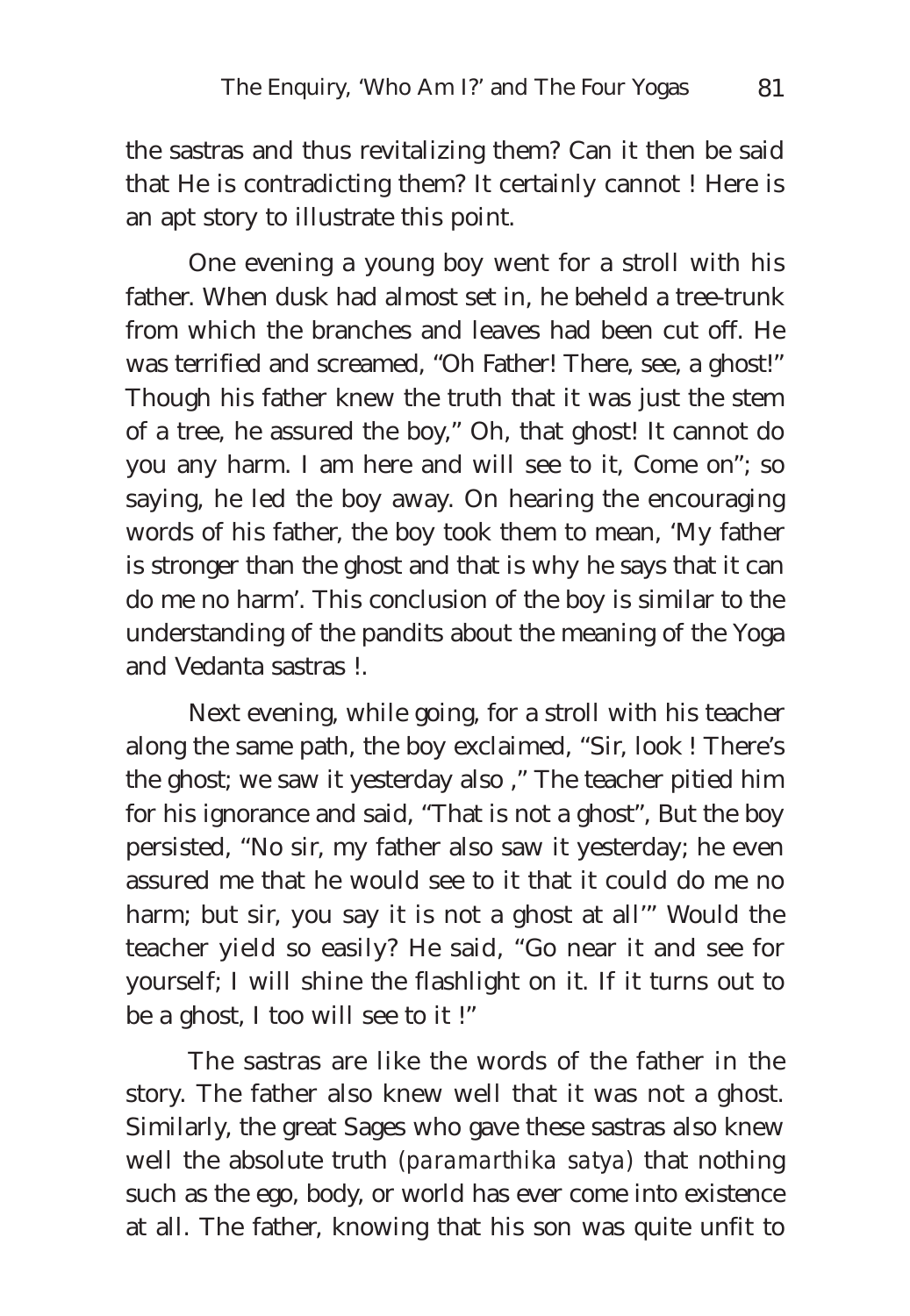the sastras and thus revitalizing them? Can it then be said that He is contradicting them? It certainly cannot ! Here is an apt story to illustrate this point.

One evening a young boy went for a stroll with his father. When dusk had almost set in, he beheld a tree-trunk from which the branches and leaves had been cut off. He was terrified and screamed, "Oh Father! There, see, a ghost!" Though his father knew the truth that it was just the stem of a tree, he assured the boy," Oh, that ghost! It cannot do you any harm. I am here and will see to it, Come on"; so saying, he led the boy away. On hearing the encouraging words of his father, the boy took them to mean, 'My father is stronger than the ghost and that is why he says that it can do me no harm'. This conclusion of the boy is similar to the understanding of the pandits about the meaning of the Yoga and Vedanta sastras !.

Next evening, while going, for a stroll with his teacher along the same path, the boy exclaimed, "Sir, look ! There's the ghost; we saw it yesterday also ," The teacher pitied him for his ignorance and said, "That is not a ghost", But the boy persisted, "No sir, my father also saw it yesterday; he even assured me that he would see to it that it could do me no harm; but sir, you say it is not a ghost at all'" Would the teacher yield so easily? He said, "Go near it and see for yourself; I will shine the flashlight on it. If it turns out to be a ghost, I too will see to it !"

The sastras are like the words of the father in the story. The father also knew well that it was not a ghost. Similarly, the great Sages who gave these sastras also knew well the absolute truth (*paramarthika satya*) that nothing such as the ego, body, or world has ever come into existence at all. The father, knowing that his son was quite unfit to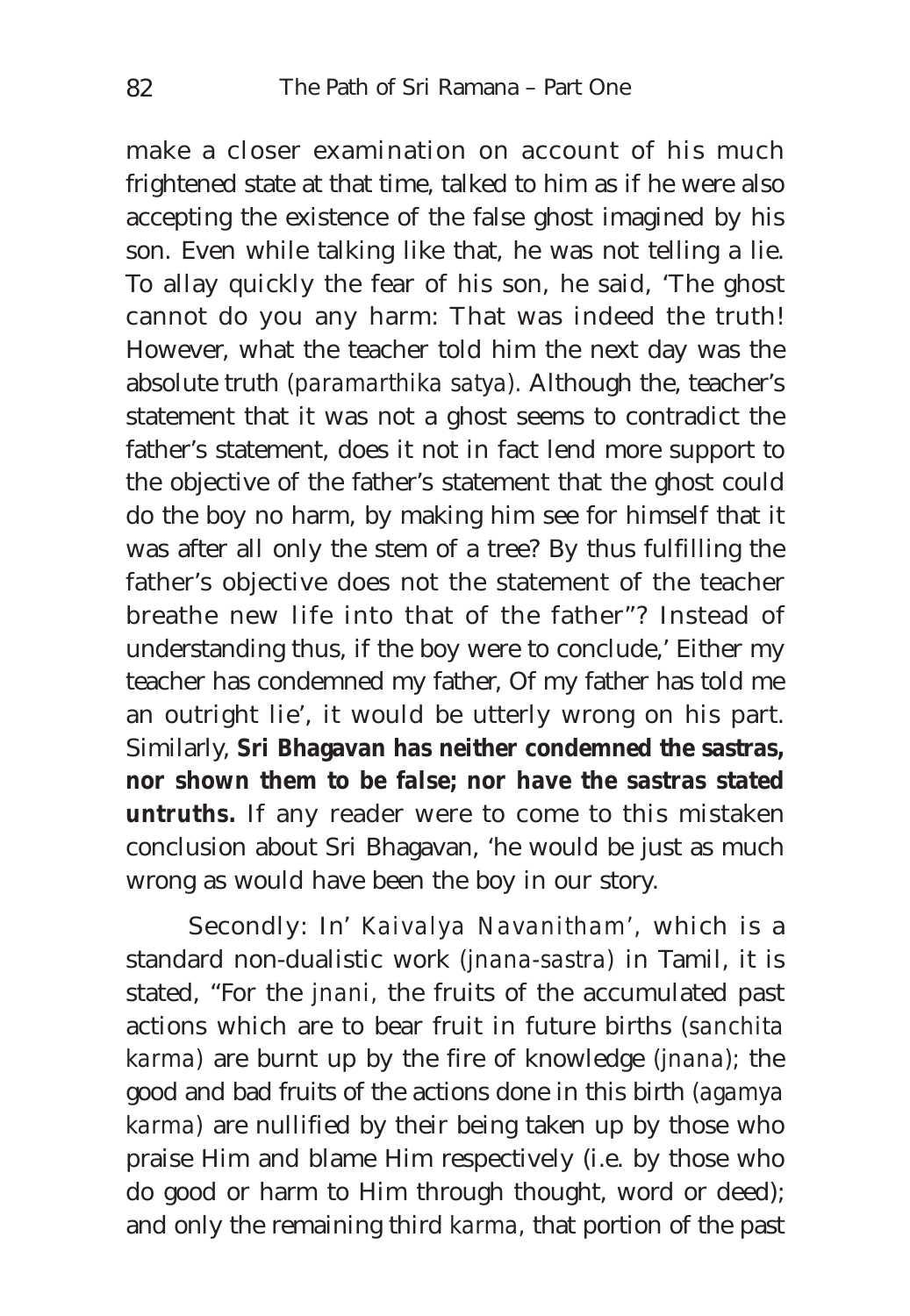make a closer examination on account of his much frightened state at that time, talked to him as if he were also accepting the existence of the false ghost imagined by his son. Even while talking like that, he was not telling a lie. To allay quickly the fear of his son, he said, 'The ghost cannot do you any harm: That was indeed the truth! However, what the teacher told him the next day was the absolute truth *(paramarthika satya)*. Although the, teacher's statement that it was not a ghost seems to contradict the father's statement, does it not in fact lend more support to the objective of the father's statement that the ghost could do the boy no harm, by making him see for himself that it was after all only the stem of a tree? By thus fulfilling the father's objective does not the statement of the teacher breathe new life into that of the father"? Instead of understanding thus, if the boy were to conclude,' Either my teacher has condemned my father, Of my father has told me an outright lie', it would be utterly wrong on his part. Similarly, **Sri Bhagavan has neither condemned the sastras, nor shown them to be false; nor have the sastras stated untruths.** If any reader were to come to this mistaken conclusion about Sri Bhagavan, 'he would be just as much wrong as would have been the boy in our story.

Secondly: In' *Kaivalya Navanitham'*, which is a standard non-dualistic work *(jnana-sastra)* in Tamil, it is stated, "For the *jnani*, the fruits of the accumulated past actions which are to bear fruit in future births *(sanchita karma)* are burnt up by the fire of knowledge *(jnana)*; the good and bad fruits of the actions done in this birth *(agamya karma)* are nullified by their being taken up by those who praise Him and blame Him respectively (i.e. by those who do good or harm to Him through thought, word or deed); and only the remaining third *karma*, that portion of the past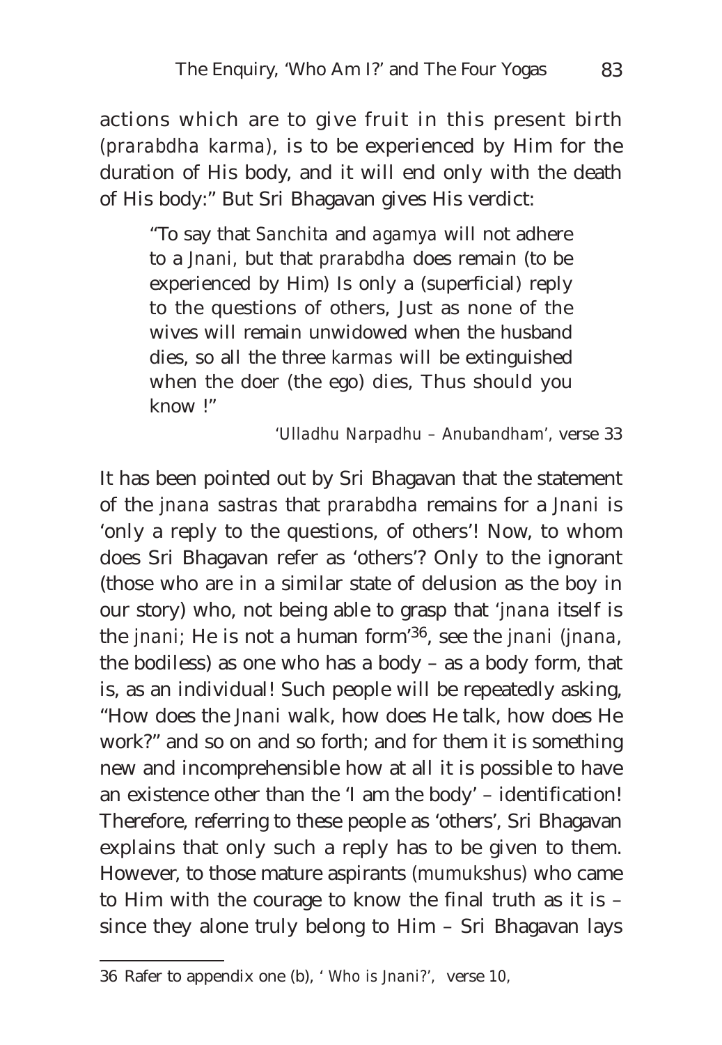actions which are to give fruit in this present birth (*prarabdha karma*), is to be experienced by Him for the duration of His body, and it will end only with the death of His body:" But Sri Bhagavan gives His verdict:

> "To say that *Sanchita* and *agamya* will not adhere to a *Jnani*, but that *prarabdha* does remain (to be experienced by Him) Is only a (superficial) reply to the questions of others, Just as none of the wives will remain unwidowed when the husband dies, so all the three *karmas* will be extinguished when the doer (the ego) dies, Thus should you know !"
>
> *'Ulladhu Narpadhu – Anubandham'*, verse 33

It has been pointed out by Sri Bhagavan that the statement of the *jnana sastras* that *prarabdha* remains for a *Jnani* is 'only a reply to the questions, of others'! Now, to whom does Sri Bhagavan refer as 'others'? Only to the ignorant (those who are in a similar state of delusion as the boy in our story) who, not being able to grasp that '*jnana* itself is the *jnani*; He is not a human form'[36], see the *jnani* (*jnana*, the bodiless) as one who has a body – as a body form, that is, as an individual! Such people will be repeatedly asking, "How does the *Jnani* walk, how does He talk, how does He work?" and so on and so forth; and for them it is something new and incomprehensible how at all it is possible to have an existence other than the 'I am the body' – identification! Therefore, referring to these people as 'others', Sri Bhagavan explains that only such a reply has to be given to them. However, to those mature aspirants (*mumukshus*) who came to Him with the courage to know the final truth as it is – since they alone truly belong to Him – Sri Bhagavan lays

---

36 Rafer to appendix one (b), '*Who is Jnani?*', verse 10,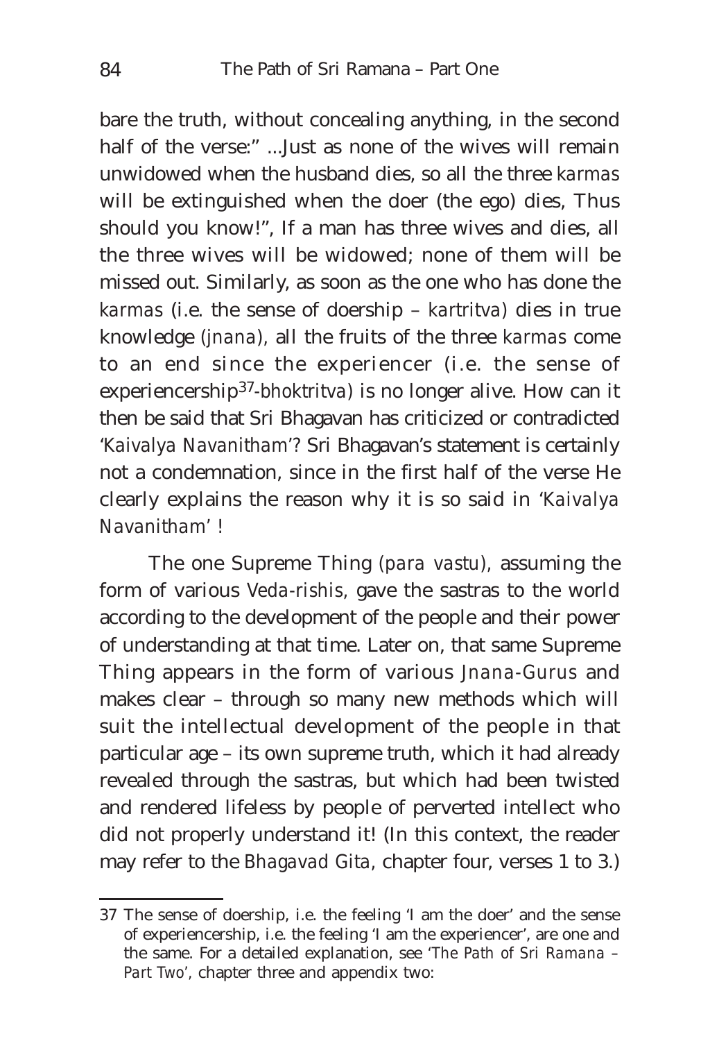bare the truth, without concealing anything, in the second half of the verse:" ...Just as none of the wives will remain unwidowed when the husband dies, so all the three *karmas* will be extinguished when the doer (the ego) dies, Thus should you know!", If a man has three wives and dies, all the three wives will be widowed; none of them will be missed out. Similarly, as soon as the one who has done the *karmas* (i.e. the sense of doership – *kartritva*) dies in true knowledge (*jnana*), all the fruits of the three *karmas* come to an end since the experiencer (i.e. the sense of experiencership[37]-*bhoktritva*) is no longer alive. How can it then be said that Sri Bhagavan has criticized or contradicted '*Kaivalya Navanitham*'? Sri Bhagavan's statement is certainly not a condemnation, since in the first half of the verse He clearly explains the reason why it is so said in '*Kaivalya Navanitham*' !

The one Supreme Thing (*para vastu*), assuming the form of various *Veda-rishis*, gave the sastras to the world according to the development of the people and their power of understanding at that time. Later on, that same Supreme Thing appears in the form of various *Jnana-Gurus* and makes clear – through so many new methods which will suit the intellectual development of the people in that particular age – its own supreme truth, which it had already revealed through the sastras, but which had been twisted and rendered lifeless by people of perverted intellect who did not properly understand it! (In this context, the reader may refer to the *Bhagavad Gita*, chapter four, verses 1 to 3.)

---

37 The sense of doership, i.e. the feeling 'I am the doer' and the sense of experiencership, i.e. the feeling 'I am the experiencer', are one and the same. For a detailed explanation, see '*The Path of Sri Ramana – Part Two*', chapter three and appendix two: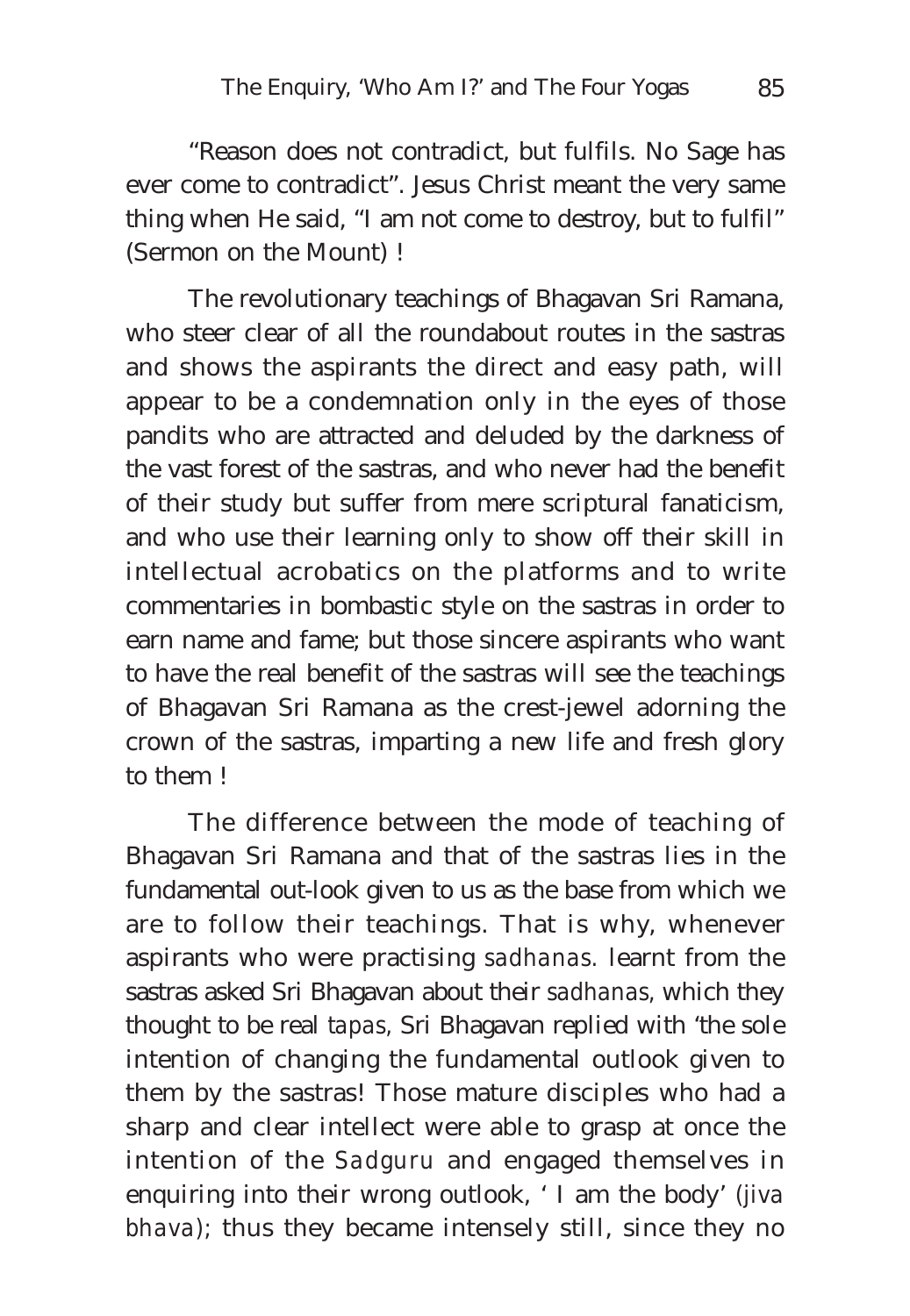"Reason does not contradict, but fulfils. No Sage has ever come to contradict". Jesus Christ meant the very same thing when He said, "I am not come to destroy, but to fulfil" (Sermon on the Mount) !

The revolutionary teachings of Bhagavan Sri Ramana, who steer clear of all the roundabout routes in the sastras and shows the aspirants the direct and easy path, will appear to be a condemnation only in the eyes of those pandits who are attracted and deluded by the darkness of the vast forest of the sastras, and who never had the benefit of their study but suffer from mere scriptural fanaticism, and who use their learning only to show off their skill in intellectual acrobatics on the platforms and to write commentaries in bombastic style on the sastras in order to earn name and fame; but those sincere aspirants who want to have the real benefit of the sastras will see the teachings of Bhagavan Sri Ramana as the crest-jewel adorning the crown of the sastras, imparting a new life and fresh glory to them !

The difference between the mode of teaching of Bhagavan Sri Ramana and that of the sastras lies in the fundamental out-look given to us as the base from which we are to follow their teachings. That is why, whenever aspirants who were practising *sadhanas.* learnt from the sastras asked Sri Bhagavan about their *sadhanas*, which they thought to be real *tapas*, Sri Bhagavan replied with 'the sole intention of changing the fundamental outlook given to them by the sastras! Those mature disciples who had a sharp and clear intellect were able to grasp at once the intention of the *Sadguru* and engaged themselves in enquiring into their wrong outlook, ' I am the body' *(jiva bhava)*; thus they became intensely still, since they no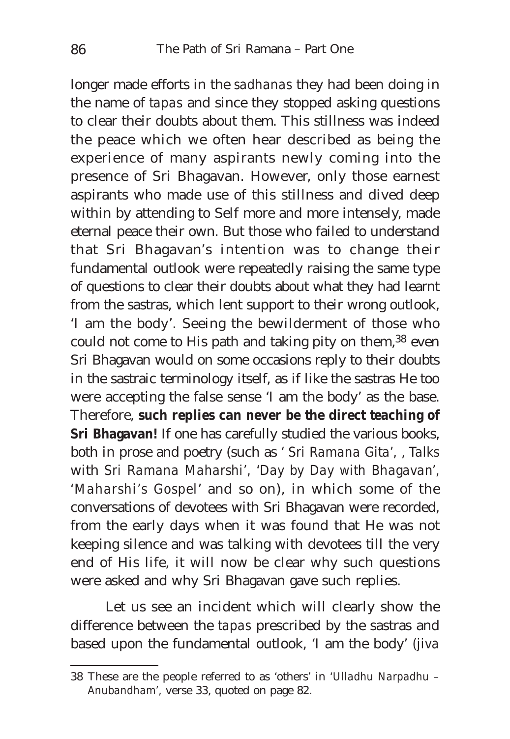longer made efforts in the *sadhanas* they had been doing in the name of *tapas* and since they stopped asking questions to clear their doubts about them. This stillness was indeed the peace which we often hear described as being the experience of many aspirants newly coming into the presence of Sri Bhagavan. However, only those earnest aspirants who made use of this stillness and dived deep within by attending to Self more and more intensely, made eternal peace their own. But those who failed to understand that Sri Bhagavan's intention was to change their fundamental outlook were repeatedly raising the same type of questions to clear their doubts about what they had learnt from the sastras, which lent support to their wrong outlook, 'I am the body'. Seeing the bewilderment of those who could not come to His path and taking pity on them,[38] even Sri Bhagavan would on some occasions reply to their doubts in the sastraic terminology itself, as if like the sastras He too were accepting the false sense 'I am the body' as the base. Therefore, **such replies can never be the direct teaching of Sri Bhagavan!** If one has carefully studied the various books, both in prose and poetry (such as '*Sri Ramana Gita*', , *Talks* with *Sri Ramana Maharshi*', '*Day by Day with Bhagavan*', '*Maharshi's Gospel*' and so on), in which some of the conversations of devotees with Sri Bhagavan were recorded, from the early days when it was found that He was not keeping silence and was talking with devotees till the very end of His life, it will now be clear why such questions were asked and why Sri Bhagavan gave such replies.

Let us see an incident which will clearly show the difference between the *tapas* prescribed by the sastras and based upon the fundamental outlook, 'I am the body' (*jiva*

---

38 These are the people referred to as 'others' in '*Ulladhu Narpadhu – Anubandham*', verse 33, quoted on page 82.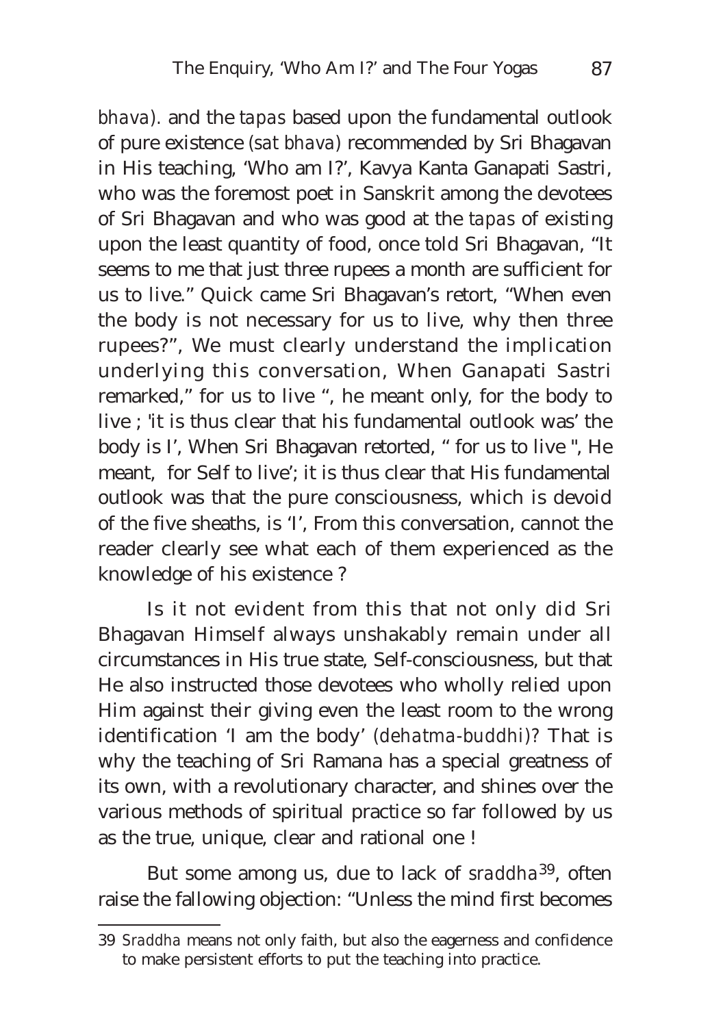*bhava*). and the *tapas* based upon the fundamental outlook of pure existence (*sat bhava*) recommended by Sri Bhagavan in His teaching, 'Who am I?', Kavya Kanta Ganapati Sastri, who was the foremost poet in Sanskrit among the devotees of Sri Bhagavan and who was good at the *tapas* of existing upon the least quantity of food, once told Sri Bhagavan, "It seems to me that just three rupees a month are sufficient for us to live." Quick came Sri Bhagavan's retort, "When even the body is not necessary for us to live, why then three rupees?", We must clearly understand the implication underlying this conversation, When Ganapati Sastri remarked," for us to live ", he meant only, for the body to live ; 'it is thus clear that his fundamental outlook was' the body is I', When Sri Bhagavan retorted, " for us to live ", He meant, for Self to live'; it is thus clear that His fundamental outlook was that the pure consciousness, which is devoid of the five sheaths, is 'I', From this conversation, cannot the reader clearly see what each of them experienced as the knowledge of his existence ?

Is it not evident from this that not only did Sri Bhagavan Himself always unshakably remain under all circumstances in His true state, Self-consciousness, but that He also instructed those devotees who wholly relied upon Him against their giving even the least room to the wrong identification 'I am the body' (*dehatma-buddhi*)? That is why the teaching of Sri Ramana has a special greatness of its own, with a revolutionary character, and shines over the various methods of spiritual practice so far followed by us as the true, unique, clear and rational one !

But some among us, due to lack of *sraddha*[39], often raise the fallowing objection: "Unless the mind first becomes

---

39 *Sraddha* means not only faith, but also the eagerness and confidence to make persistent efforts to put the teaching into practice.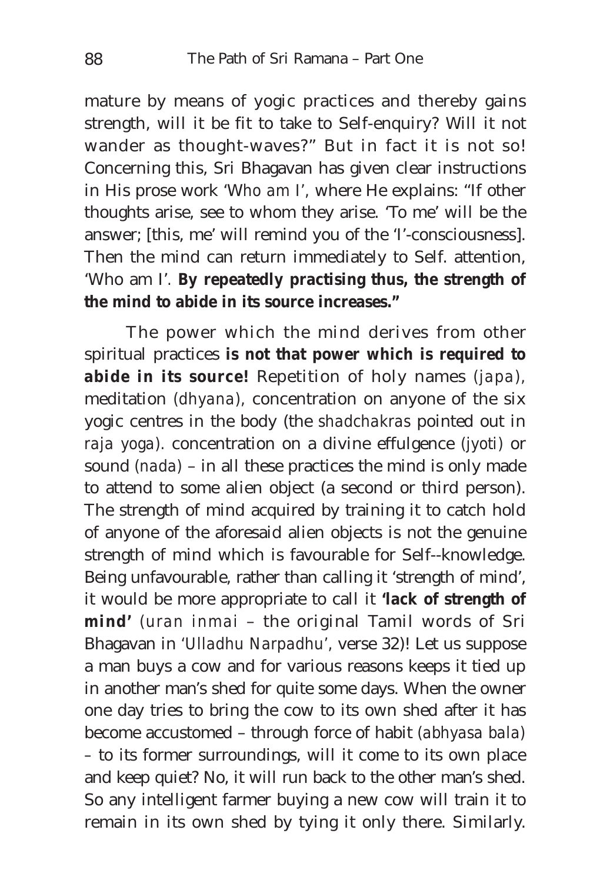mature by means of yogic practices and thereby gains strength, will it be fit to take to Self-enquiry? Will it not wander as thought-waves?" But in fact it is not so! Concerning this, Sri Bhagavan has given clear instructions in His prose work '*Who am I*', where He explains: "If other thoughts arise, see to whom they arise. 'To me' will be the answer; [this, me' will remind you of the 'I'-consciousness]. Then the mind can return immediately to Self. attention, 'Who am I'. **By repeatedly practising thus, the strength of the mind to abide in its source increases."**

The power which the mind derives from other spiritual practices **is not that power which is required to abide in its source!** Repetition of holy names (*japa*), meditation (*dhyana*), concentration on anyone of the six yogic centres in the body (the *shadchakras* pointed out in *raja yoga*). concentration on a divine effulgence (*jyoti*) or sound (*nada*) – in all these practices the mind is only made to attend to some alien object (a second or third person). The strength of mind acquired by training it to catch hold of anyone of the aforesaid alien objects is not the genuine strength of mind which is favourable for Self--knowledge. Being unfavourable, rather than calling it 'strength of mind', it would be more appropriate to call it **'lack of strength of mind'** (*uran inmai* – the original Tamil words of Sri Bhagavan in '*Ulladhu Narpadhu*', verse 32)! Let us suppose a man buys a cow and for various reasons keeps it tied up in another man's shed for quite some days. When the owner one day tries to bring the cow to its own shed after it has become accustomed – through force of habit (*abhyasa bala*) – to its former surroundings, will it come to its own place and keep quiet? No, it will run back to the other man's shed. So any intelligent farmer buying a new cow will train it to remain in its own shed by tying it only there. Similarly.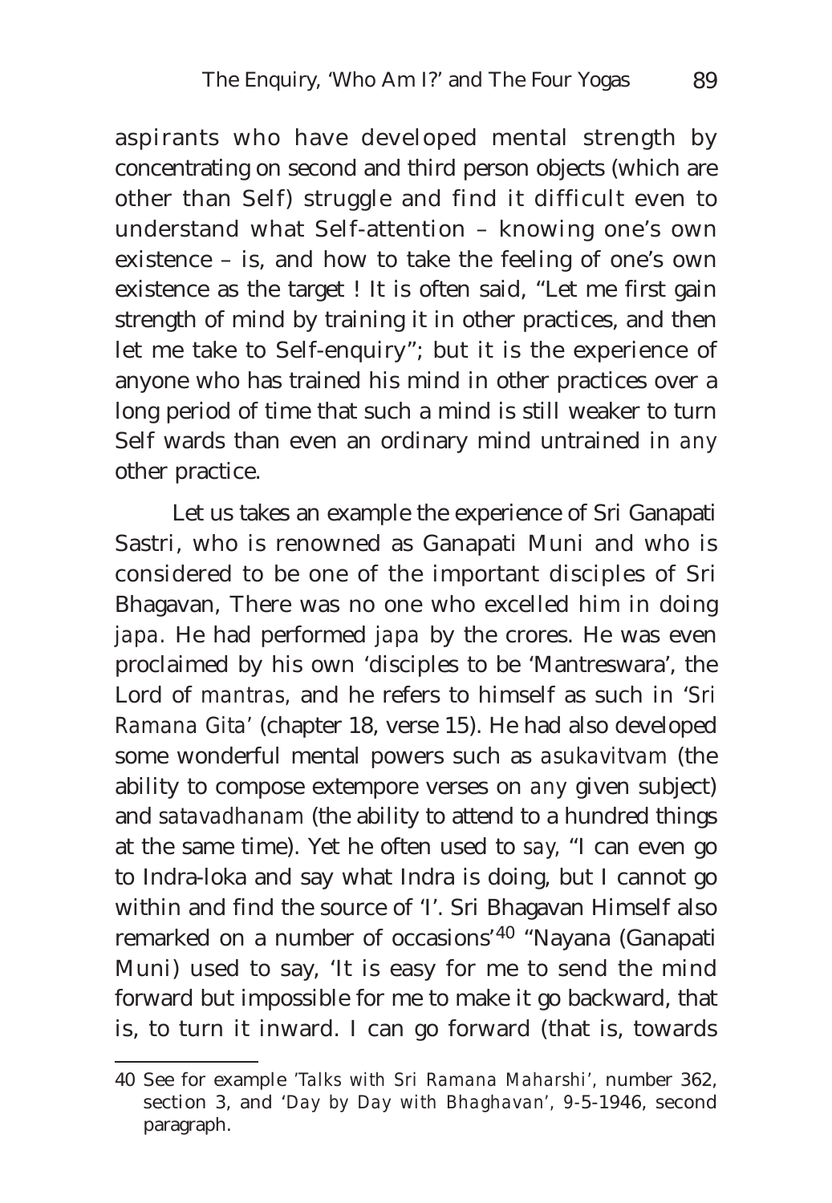aspirants who have developed mental strength by concentrating on second and third person objects (which are other than Self) struggle and find it difficult even to understand what Self-attention – knowing one's own existence – is, and how to take the feeling of one's own existence as the target ! It is often said, "Let me first gain strength of mind by training it in other practices, and then let me take to Self-enquiry"; but it is the experience of anyone who has trained his mind in other practices over a long period of time that such a mind is still weaker to turn Self wards than even an ordinary mind untrained in *any* other practice.

Let us takes an example the experience of Sri Ganapati Sastri, who is renowned as Ganapati Muni and who is considered to be one of the important disciples of Sri Bhagavan, There was no one who excelled him in doing *japa*. He had performed *japa* by the crores. He was even proclaimed by his own 'disciples to be 'Mantreswara', the Lord of *mantras*, and he refers to himself as such in '*Sri Ramana Gita*' (chapter 18, verse 15). He had also developed some wonderful mental powers such as *asukavitvam* (the ability to compose extempore verses on *any* given subject) and *satavadhanam* (the ability to attend to a hundred things at the same time). Yet he often used to say, "I can even go to Indra-loka and say what Indra is doing, but I cannot go within and find the source of 'I'. Sri Bhagavan Himself also remarked on a number of occasions'[40] "Nayana (Ganapati Muni) used to say, 'It is easy for me to send the mind forward but impossible for me to make it go backward, that is, to turn it inward. I can go forward (that is, towards

---

40 See for example '*Talks with Sri Ramana Maharshi*', number 362, section 3, and '*Day by Day with Bhaghavan*', 9-5-1946, second paragraph.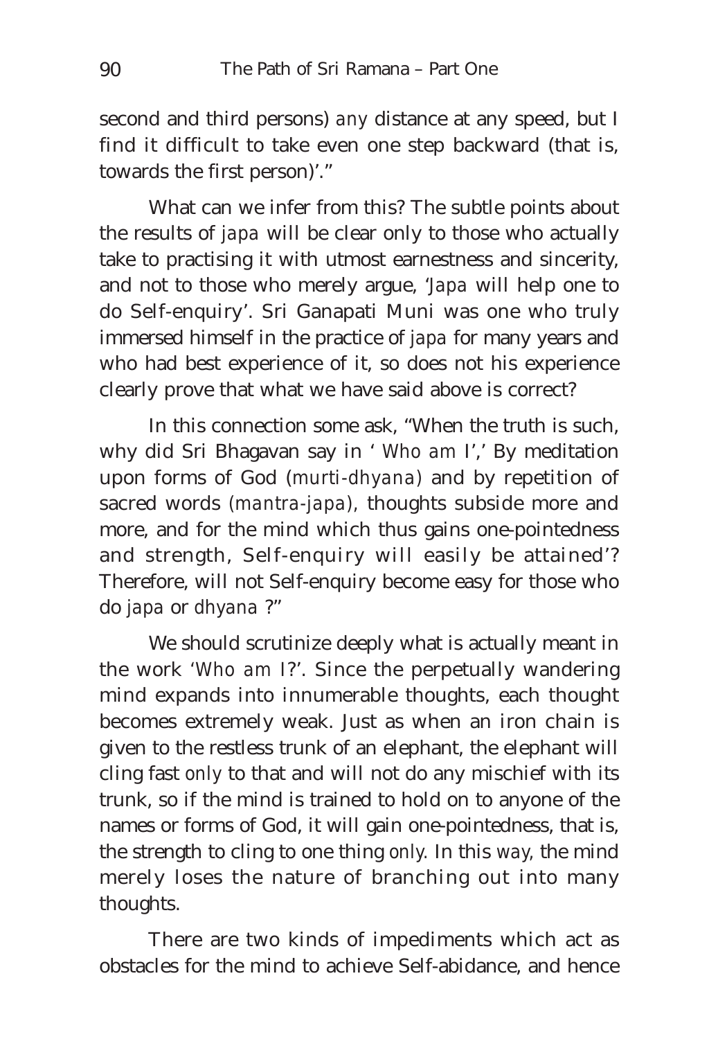second and third persons) *any* distance at any speed, but I find it difficult to take even one step backward (that is, towards the first person)'."

What can we infer from this? The subtle points about the results of *japa* will be clear only to those who actually take to practising it with utmost earnestness and sincerity, and not to those who merely argue, '*Japa* will help one to do Self-enquiry'. Sri Ganapati Muni was one who truly immersed himself in the practice of *japa* for many years and who had best experience of it, so does not his experience clearly prove that what we have said above is correct?

In this connection some ask, "When the truth is such, why did Sri Bhagavan say in ' *Who am I*',' By meditation upon forms of God (*murti-dhyana*) and by repetition of sacred words (*mantra-japa*), thoughts subside more and more, and for the mind which thus gains one-pointedness and strength, Self-enquiry will easily be attained'? Therefore, will not Self-enquiry become easy for those who do *japa* or *dhyana* ?"

We should scrutinize deeply what is actually meant in the work '*Who am I*?'. Since the perpetually wandering mind expands into innumerable thoughts, each thought becomes extremely weak. Just as when an iron chain is given to the restless trunk of an elephant, the elephant will cling fast *only* to that and will not do any mischief with its trunk, so if the mind is trained to hold on to anyone of the names or forms of God, it will gain one-pointedness, that is, the strength to cling to one thing *only*. In this *way*, the mind merely loses the nature of branching out into many thoughts.

There are two kinds of impediments which act as obstacles for the mind to achieve Self-abidance, and hence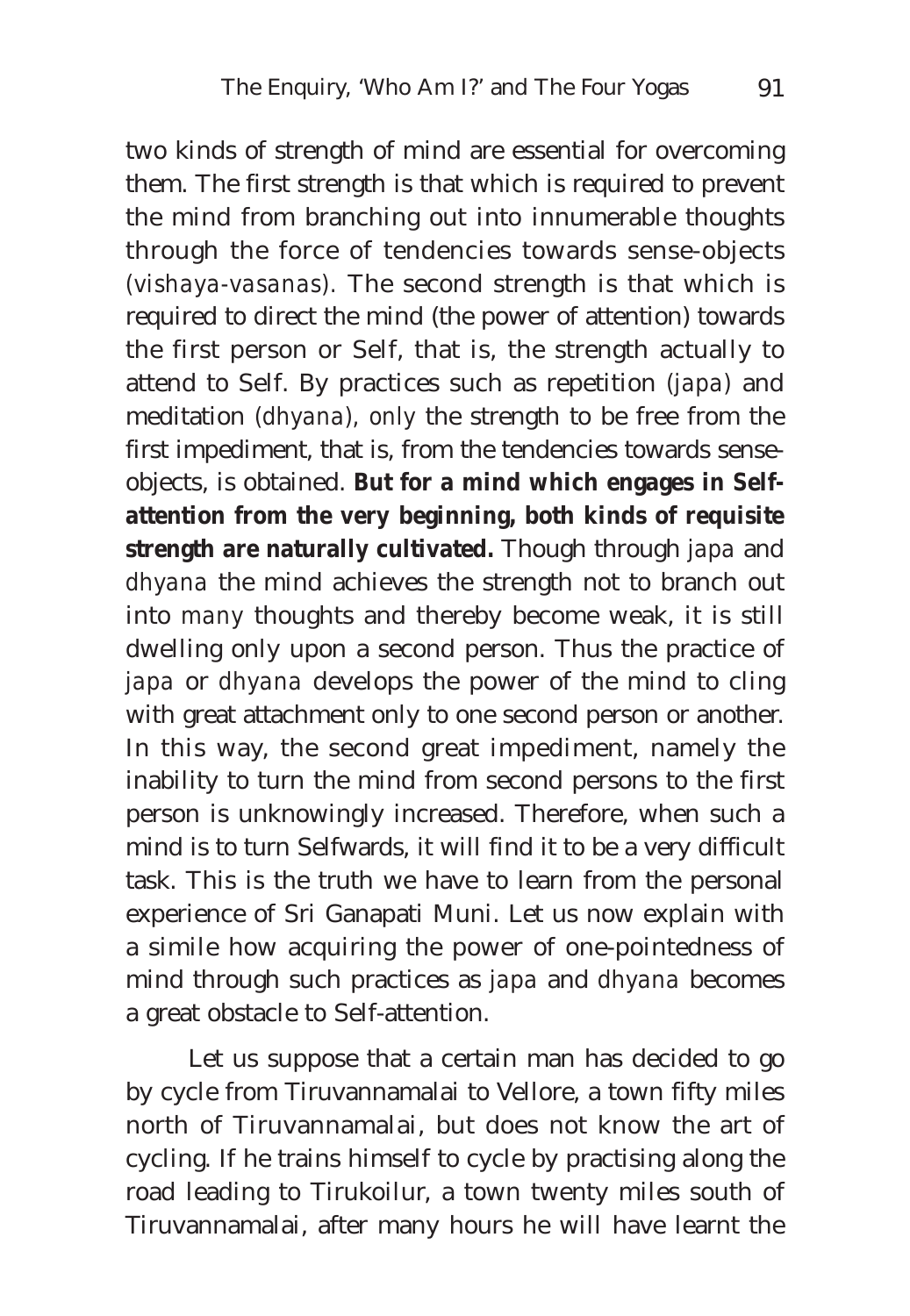two kinds of strength of mind are essential for overcoming them. The first strength is that which is required to prevent the mind from branching out into innumerable thoughts through the force of tendencies towards sense-objects (*vishaya-vasanas*). The second strength is that which is required to direct the mind (the power of attention) towards the first person or Self, that is, the strength actually to attend to Self. By practices such as repetition (*japa*) and meditation (*dhyana*), *only* the strength to be free from the first impediment, that is, from the tendencies towards sense-objects, is obtained. **But for a mind which engages in Self-attention from the very beginning, both kinds of requisite strength are naturally cultivated.** Though through *japa* and *dhyana* the mind achieves the strength not to branch out into *many* thoughts and thereby become weak, it is still dwelling only upon a second person. Thus the practice of *japa* or *dhyana* develops the power of the mind to cling with great attachment only to one second person or another. In this way, the second great impediment, namely the inability to turn the mind from second persons to the first person is unknowingly increased. Therefore, when such a mind is to turn Selfwards, it will find it to be a very difficult task. This is the truth we have to learn from the personal experience of Sri Ganapati Muni. Let us now explain with a simile how acquiring the power of one-pointedness of mind through such practices as *japa* and *dhyana* becomes a great obstacle to Self-attention.

Let us suppose that a certain man has decided to go by cycle from Tiruvannamalai to Vellore, a town fifty miles north of Tiruvannamalai, but does not know the art of cycling. If he trains himself to cycle by practising along the road leading to Tirukoilur, a town twenty miles south of Tiruvannamalai, after many hours he will have learnt the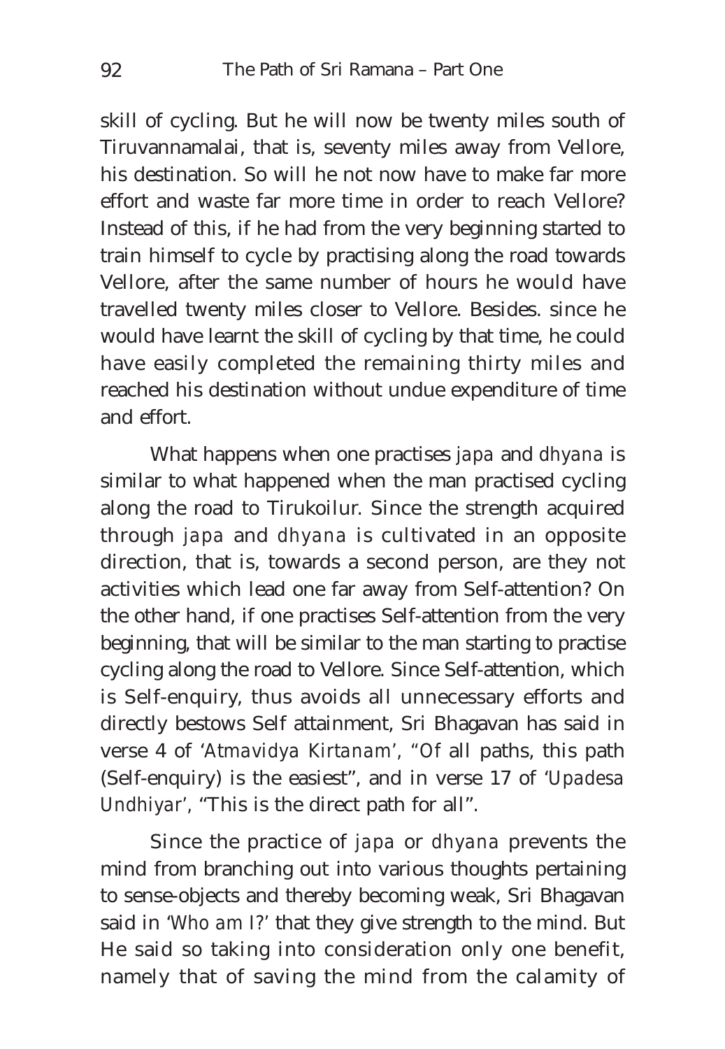skill of cycling. But he will now be twenty miles south of Tiruvannamalai, that is, seventy miles away from Vellore, his destination. So will he not now have to make far more effort and waste far more time in order to reach Vellore? Instead of this, if he had from the very beginning started to train himself to cycle by practising along the road towards Vellore, after the same number of hours he would have travelled twenty miles closer to Vellore. Besides. since he would have learnt the skill of cycling by that time, he could have easily completed the remaining thirty miles and reached his destination without undue expenditure of time and effort.

What happens when one practises *japa* and *dhyana* is similar to what happened when the man practised cycling along the road to Tirukoilur. Since the strength acquired through *japa* and *dhyana* is cultivated in an opposite direction, that is, towards a second person, are they not activities which lead one far away from Self-attention? On the other hand, if one practises Self-attention from the very beginning, that will be similar to the man starting to practise cycling along the road to Vellore. Since Self-attention, which is Self-enquiry, thus avoids all unnecessary efforts and directly bestows Self attainment, Sri Bhagavan has said in verse 4 of '*Atmavidya Kirtanam*', "Of all paths, this path (Self-enquiry) is the easiest", and in verse 17 of '*Upadesa Undhiyar*', "This is the direct path for all".

Since the practice of *japa* or *dhyana* prevents the mind from branching out into various thoughts pertaining to sense-objects and thereby becoming weak, Sri Bhagavan said in '*Who am I?*' that they give strength to the mind. But He said so taking into consideration only one benefit, namely that of saving the mind from the calamity of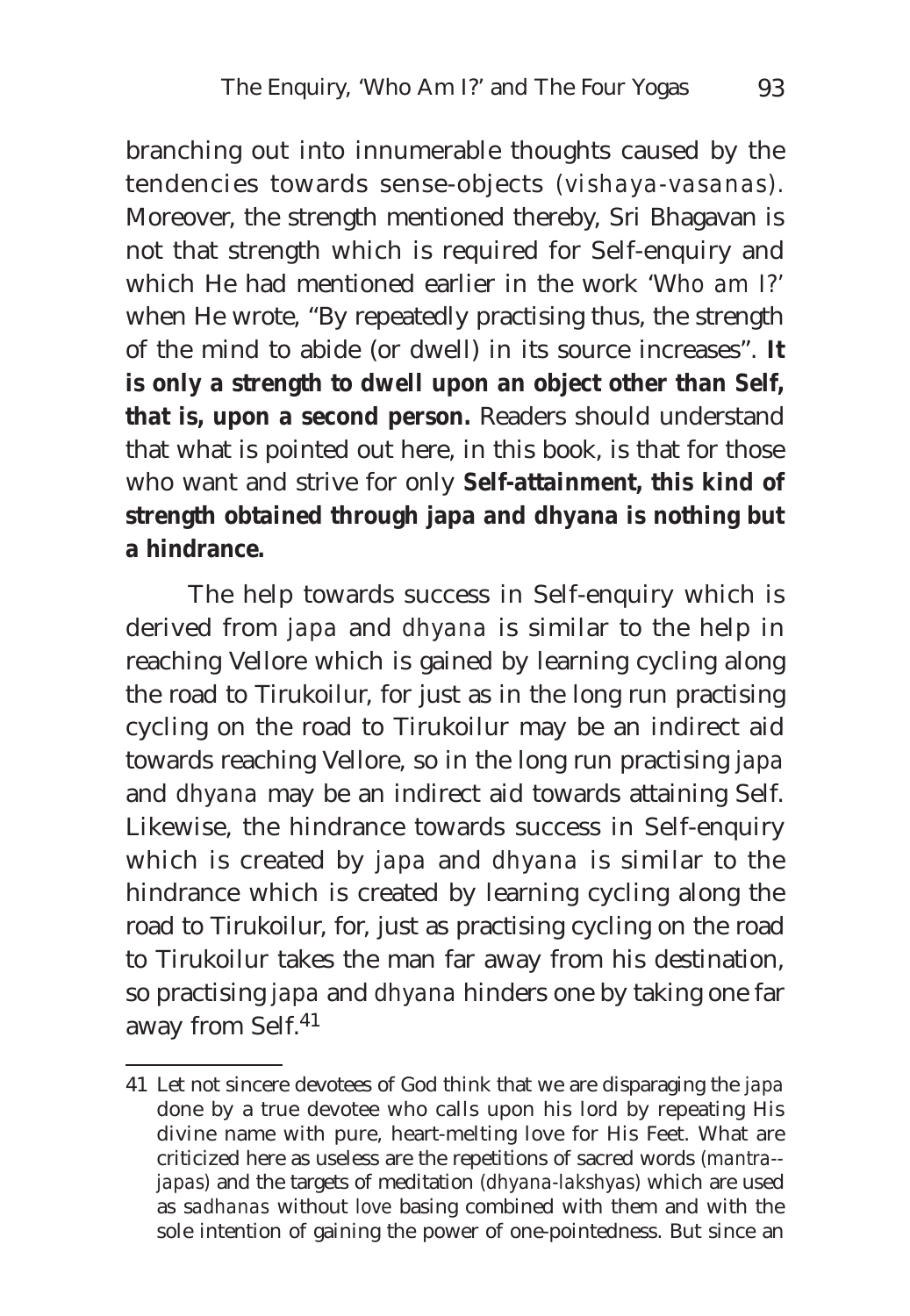branching out into innumerable thoughts caused by the tendencies towards sense-objects (*vishaya-vasanas*). Moreover, the strength mentioned thereby, Sri Bhagavan is not that strength which is required for Self-enquiry and which He had mentioned earlier in the work '*Who am I?*' when He wrote, "By repeatedly practising thus, the strength of the mind to abide (or dwell) in its source increases". **It is only a strength to dwell upon an object other than Self, that is, upon a second person.** Readers should understand that what is pointed out here, in this book, is that for those who want and strive for only **Self-attainment, this kind of strength obtained through japa and dhyana is nothing but a hindrance.**

The help towards success in Self-enquiry which is derived from *japa* and *dhyana* is similar to the help in reaching Vellore which is gained by learning cycling along the road to Tirukoilur, for just as in the long run practising cycling on the road to Tirukoilur may be an indirect aid towards reaching Vellore, so in the long run practising *japa* and *dhyana* may be an indirect aid towards attaining Self. Likewise, the hindrance towards success in Self-enquiry which is created by *japa* and *dhyana* is similar to the hindrance which is created by learning cycling along the road to Tirukoilur, for, just as practising cycling on the road to Tirukoilur takes the man far away from his destination, so practising *japa* and *dhyana* hinders one by taking one far away from Self.[41]

---

41 Let not sincere devotees of God think that we are disparaging the *japa* done by a true devotee who calls upon his lord by repeating His divine name with pure, heart-melting love for His Feet. What are criticized here as useless are the repetitions of sacred words (*mantra--japas*) and the targets of meditation (*dhyana-lakshyas*) which are used as s*adhanas* without *love* basing combined with them and with the sole intention of gaining the power of one-pointedness. But since an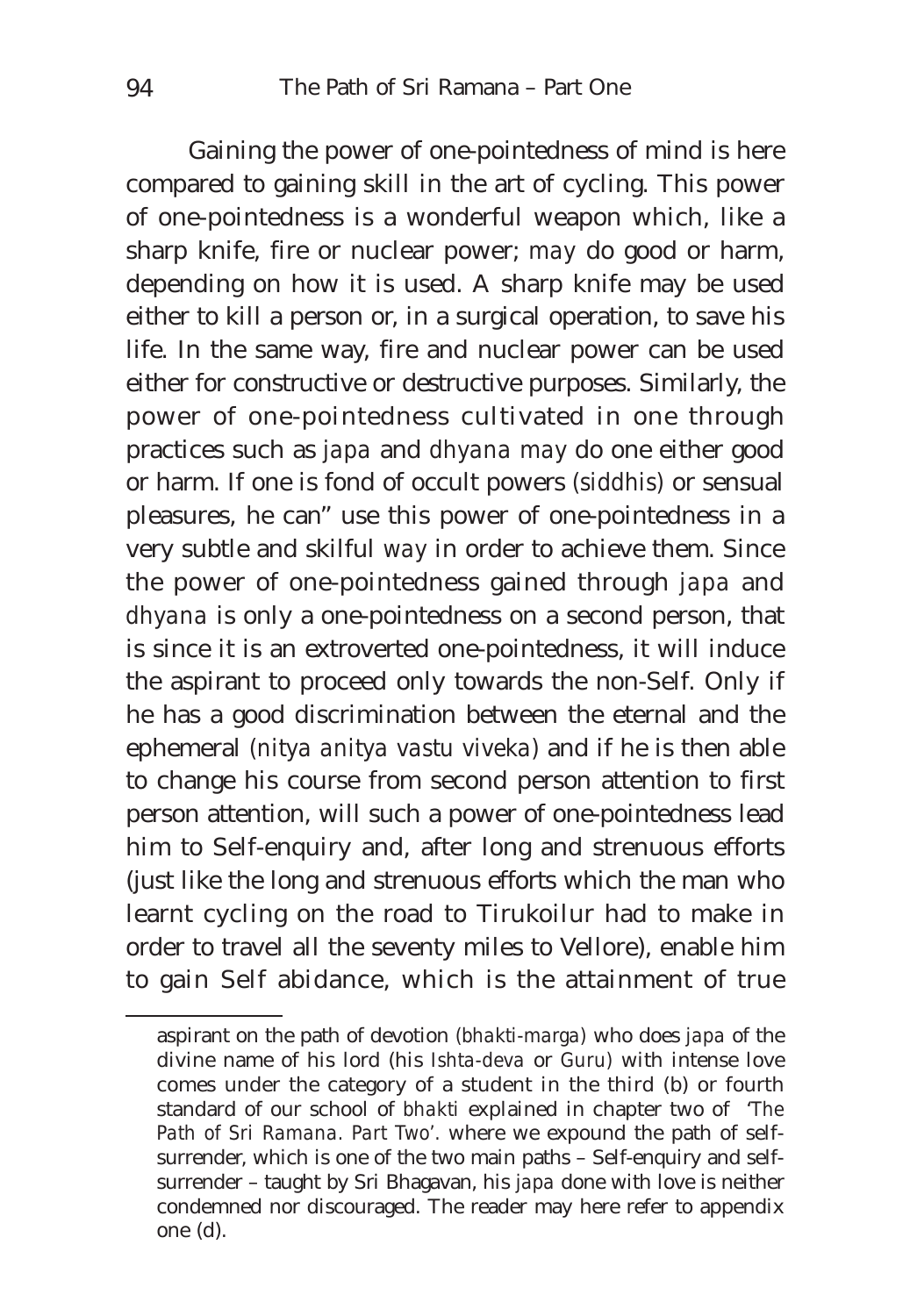Gaining the power of one-pointedness of mind is here compared to gaining skill in the art of cycling. This power of one-pointedness is a wonderful weapon which, like a sharp knife, fire or nuclear power; *may* do good or harm, depending on how it is used. A sharp knife may be used either to kill a person or, in a surgical operation, to save his life. In the same way, fire and nuclear power can be used either for constructive or destructive purposes. Similarly, the power of one-pointedness cultivated in one through practices such as *japa* and *dhyana may* do one either good or harm. If one is fond of occult powers (*siddhis*) or sensual pleasures, he can" use this power of one-pointedness in a very subtle and skilful *way* in order to achieve them. Since the power of one-pointedness gained through *japa* and *dhyana* is only a one-pointedness on a second person, that is since it is an extroverted one-pointedness, it will induce the aspirant to proceed only towards the non-Self. Only if he has a good discrimination between the eternal and the ephemeral (*nitya anitya vastu viveka*) and if he is then able to change his course from second person attention to first person attention, will such a power of one-pointedness lead him to Self-enquiry and, after long and strenuous efforts (just like the long and strenuous efforts which the man who learnt cycling on the road to Tirukoilur had to make in order to travel all the seventy miles to Vellore), enable him to gain Self abidance, which is the attainment of true

---

aspirant on the path of devotion (*bhakti-marga*) who does *japa* of the divine name of his lord (his *Ishta-deva* or *Guru*) with intense love comes under the category of a student in the third (b) or fourth standard of our school of *bhakti* explained in chapter two of 'The *Path of Sri Ramana. Part Two*'. where we expound the path of self-surrender, which is one of the two main paths – Self-enquiry and self-surrender – taught by Sri Bhagavan, his *japa* done with love is neither condemned nor discouraged. The reader may here refer to appendix one (d).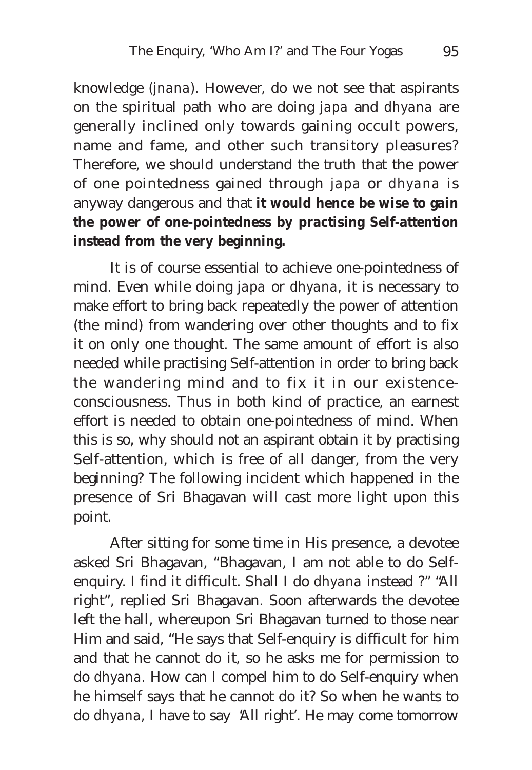knowledge (*jnana*). However, do we not see that aspirants on the spiritual path who are doing *japa* and *dhyana* are generally inclined only towards gaining occult powers, name and fame, and other such transitory pleasures? Therefore, we should understand the truth that the power of one pointedness gained through *japa* or *dhyana* is anyway dangerous and that **it would hence be wise to gain the power of one-pointedness by practising Self-attention instead from the very beginning.**

It is of course essential to achieve one-pointedness of mind. Even while doing *japa* or *dhyana*, it is necessary to make effort to bring back repeatedly the power of attention (the mind) from wandering over other thoughts and to fix it on only one thought. The same amount of effort is also needed while practising Self-attention in order to bring back the wandering mind and to fix it in our existence-consciousness. Thus in both kind of practice, an earnest effort is needed to obtain one-pointedness of mind. When this is so, why should not an aspirant obtain it by practising Self-attention, which is free of all danger, from the very beginning? The following incident which happened in the presence of Sri Bhagavan will cast more light upon this point.

After sitting for some time in His presence, a devotee asked Sri Bhagavan, "Bhagavan, I am not able to do Self-enquiry. I find it difficult. Shall I do *dhyana* instead ?" "All right", replied Sri Bhagavan. Soon afterwards the devotee left the hall, whereupon Sri Bhagavan turned to those near Him and said, "He says that Self-enquiry is difficult for him and that he cannot do it, so he asks me for permission to do *dhyana*. How can I compel him to do Self-enquiry when he himself says that he cannot do it? So when he wants to do *dhyana*, I have to say 'All right'. He may come tomorrow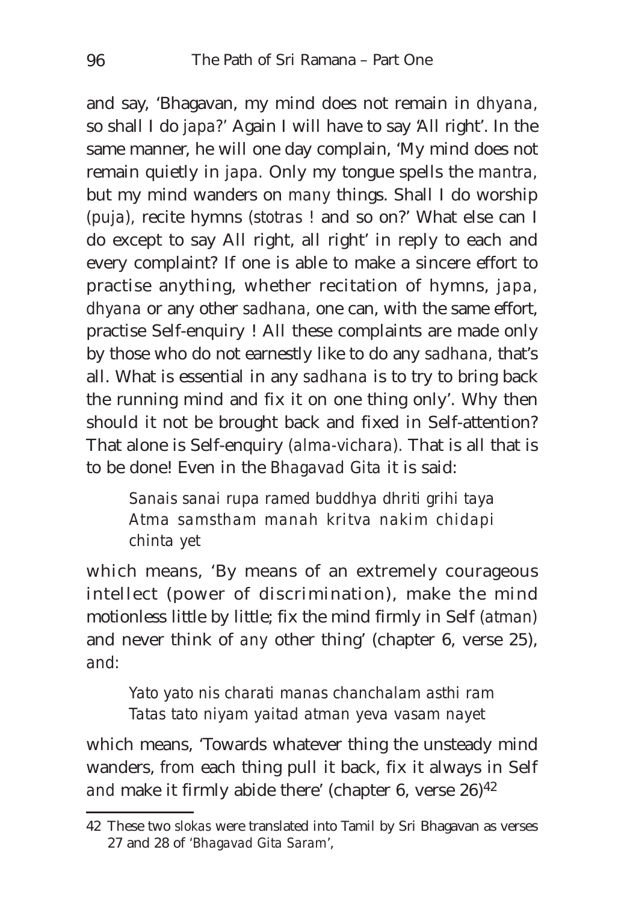and say, 'Bhagavan, my mind does not remain in *dhyana*, so shall I do *japa*?' Again I will have to say 'All right'. In the same manner, he will one day complain, 'My mind does not remain quietly in *japa*. Only my tongue spells the *mantra*, but my mind wanders on many things. Shall I do worship *(puja)*, recite hymns *(stotras* ! and so on?' What else can I do except to say All right, all right' in reply to each and every complaint? If one is able to make a sincere effort to practise anything, whether recitation of hymns, *japa*, *dhyana* or any other *sadhana*, one can, with the same effort, practise Self-enquiry ! All these complaints are made only by those who do not earnestly like to do any *sadhana*, that's all. What is essential in any *sadhana* is to try to bring back the running mind and fix it on one thing only'. Why then should it not be brought back and fixed in Self-attention? That alone is Self-enquiry *(alma-vichara)*. That is all that is to be done! Even in the *Bhagavad Gita* it is said:

> *Sanais sanai rupa ramed buddhya dhriti grihi taya*
> *Atma samstham manah kritva nakim chidapi chinta yet*

which means, 'By means of an extremely courageous intellect (power of discrimination), make the mind motionless little by little; fix the mind firmly in Self *(atman)* and never think of any other thing' (chapter 6, verse 25), and:

> *Yato yato nis charati manas chanchalam asthi ram*
> *Tatas tato niyam yaitad atman yeva vasam nayet*

which means, 'Towards whatever thing the unsteady mind wanders, from each thing pull it back, fix it always in Self and make it firmly abide there' (chapter 6, verse 26)[42]

---

42 These two *slokas* were translated into Tamil by Sri Bhagavan as verses 27 and 28 of '*Bhagavad Gita Saram*',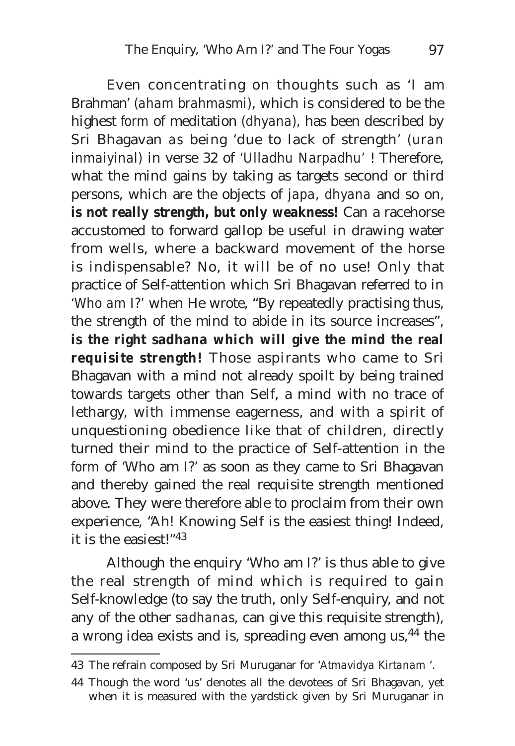Even concentrating on thoughts such as 'I am Brahman' (*aham brahmasmi*), which is considered to be the highest form of meditation (*dhyana*), has been described by Sri Bhagavan as being 'due to lack of strength' (*uran inmaiyinal*) in verse 32 of '*Ulladhu Narpadhu*' ! Therefore, what the mind gains by taking as targets second or third persons, which are the objects of *japa*, *dhyana* and so on, **is not really strength, but only weakness!** Can a racehorse accustomed to forward gallop be useful in drawing water from wells, where a backward movement of the horse is indispensable? No, it will be of no use! Only that practice of Self-attention which Sri Bhagavan referred to in '*Who am I?*' when He wrote, "By repeatedly practising thus, the strength of the mind to abide in its source increases", **is the right sadhana which will give the mind the real requisite strength!** Those aspirants who came to Sri Bhagavan with a mind not already spoilt by being trained towards targets other than Self, a mind with no trace of lethargy, with immense eagerness, and with a spirit of unquestioning obedience like that of children, directly turned their mind to the practice of Self-attention in the form of 'Who am I?' as soon as they came to Sri Bhagavan and thereby gained the real requisite strength mentioned above. They were therefore able to proclaim from their own experience, "Ah! Knowing Self is the easiest thing! Indeed, it is the easiest!"[43]

Although the enquiry 'Who am I?' is thus able to give the real strength of mind which is required to gain Self-knowledge (to say the truth, only Self-enquiry, and not any of the other *sadhanas*, can give this requisite strength), a wrong idea exists and is, spreading even among us,[44] the

---

[43] The refrain composed by Sri Muruganar for '*Atmavidya Kirtanam* '.

[44] Though the word 'us' denotes all the devotees of Sri Bhagavan, yet when it is measured with the yardstick given by Sri Muruganar in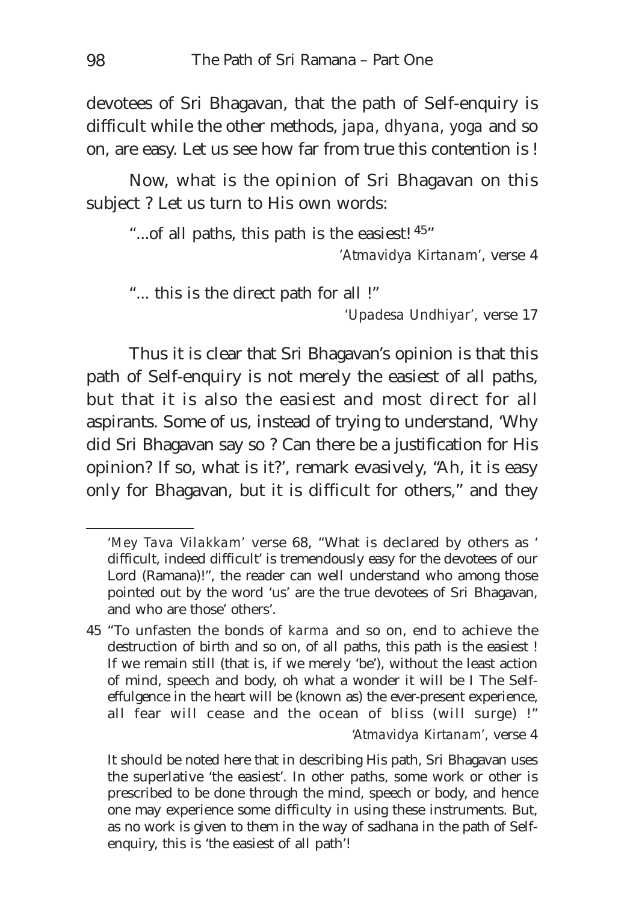devotees of Sri Bhagavan, that the path of Self-enquiry is difficult while the other methods, *japa*, *dhyana*, *yoga* and so on, are easy. Let us see how far from true this contention is !

Now, what is the opinion of Sri Bhagavan on this subject ? Let us turn to His own words:

> "...of all paths, this path is the easiest! [45]"
>
> *'Atmavidya Kirtanam'*, verse 4

> "... this is the direct path for all !"
>
> *'Upadesa Undhiyar'*, verse 17

Thus it is clear that Sri Bhagavan's opinion is that this path of Self-enquiry is not merely the easiest of all paths, but that it is also the easiest and most direct for all aspirants. Some of us, instead of trying to understand, 'Why did Sri Bhagavan say so ? Can there be a justification for His opinion? If so, what is it?', remark evasively, "Ah, it is easy only for Bhagavan, but it is difficult for others," and they

---

*'Mey Tava Vilakkam'* verse 68, "What is declared by others as ' difficult, indeed difficult' is tremendously easy for the devotees of our Lord (Ramana)!", the reader can well understand who among those pointed out by the word 'us' are the true devotees of Sri Bhagavan, and who are those' others'.

45 "To unfasten the bonds of *karma* and so on, end to achieve the destruction of birth and so on, of all paths, this path is the easiest ! If we remain still (that is, if we merely 'be'), without the least action of mind, speech and body, oh what a wonder it will be I The Self-effulgence in the heart will be (known as) the ever-present experience, all fear will cease and the ocean of bliss (will surge) !"

*'Atmavidya Kirtanam'*, verse 4

It should be noted here that in describing His path, Sri Bhagavan uses the superlative 'the easiest'. In other paths, some work or other is prescribed to be done through the mind, speech or body, and hence one may experience some difficulty in using these instruments. But, as no work is given to them in the way of sadhana in the path of Self-enquiry, this is 'the easiest of all path'!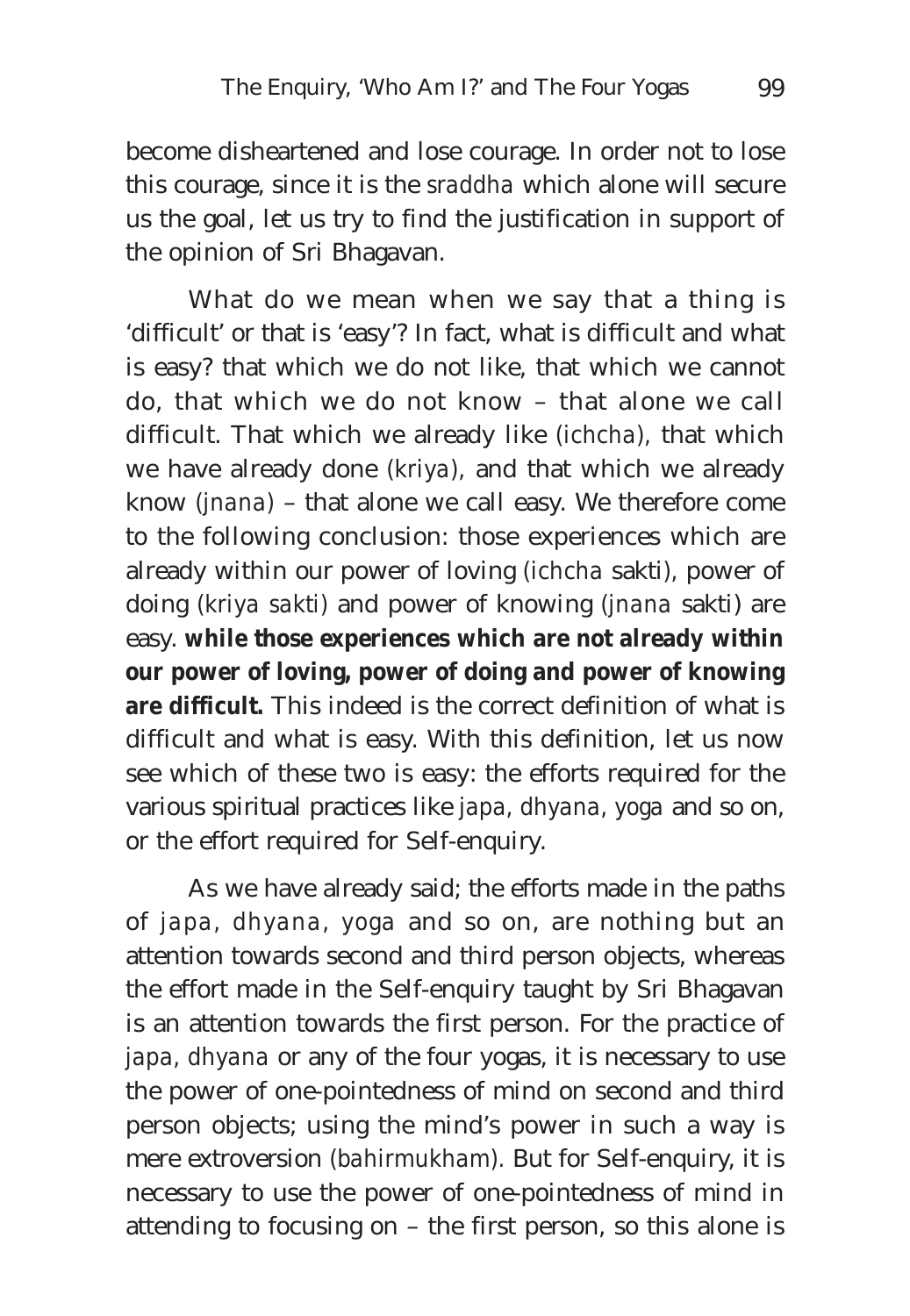become disheartened and lose courage. In order not to lose this courage, since it is the *sraddha* which alone will secure us the goal, let us try to find the justification in support of the opinion of Sri Bhagavan.

What do we mean when we say that a thing is 'difficult' or that is 'easy'? In fact, what is difficult and what is easy? that which we do not like, that which we cannot do, that which we do not know – that alone we call difficult. That which we already like (*ichcha*), that which we have already done (*kriya*), and that which we already know (*jnana*) – that alone we call easy. We therefore come to the following conclusion: those experiences which are already within our power of loving (*ichcha* sakti), power of doing (*kriya sakti*) and power of knowing (*jnana* sakti) are easy. **while those experiences which are not already within our power of loving, power of doing and power of knowing are difficult.** This indeed is the correct definition of what is difficult and what is easy. With this definition, let us now see which of these two is easy: the efforts required for the various spiritual practices like *japa*, *dhyana*, *yoga* and so on, or the effort required for Self-enquiry.

As we have already said; the efforts made in the paths of *japa*, *dhyana*, *yoga* and so on, are nothing but an attention towards second and third person objects, whereas the effort made in the Self-enquiry taught by Sri Bhagavan is an attention towards the first person. For the practice of *japa*, *dhyana* or any of the four yogas, it is necessary to use the power of one-pointedness of mind on second and third person objects; using the mind's power in such a way is mere extroversion (*bahirmukham*). But for Self-enquiry, it is necessary to use the power of one-pointedness of mind in attending to focusing on – the first person, so this alone is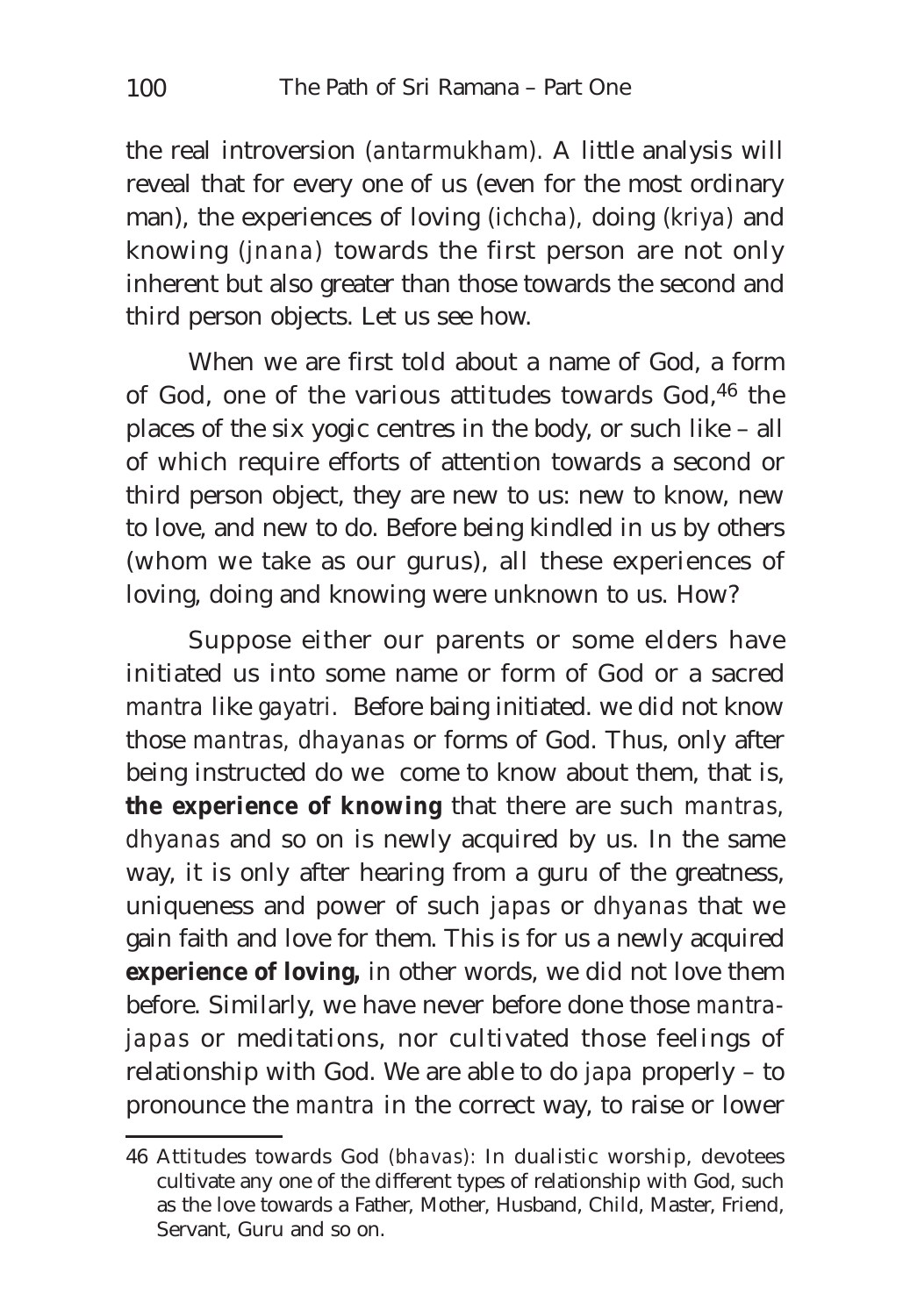the real introversion (*antarmukham*). A little analysis will reveal that for every one of us (even for the most ordinary man), the experiences of loving (*ichcha*), doing (*kriya*) and knowing (*jnana*) towards the first person are not only inherent but also greater than those towards the second and third person objects. Let us see how.

When we are first told about a name of God, a form of God, one of the various attitudes towards God,[46] the places of the six yogic centres in the body, or such like – all of which require efforts of attention towards a second or third person object, they are new to us: new to know, new to love, and new to do. Before being kindled in us by others (whom we take as our gurus), all these experiences of loving, doing and knowing were unknown to us. How?

Suppose either our parents or some elders have initiated us into some name or form of God or a sacred *mantra* like *gayatri*. Before baing initiated. we did not know those *mantras*, *dhayanas* or forms of God. Thus, only after being instructed do we come to know about them, that is, **the experience of knowing** that there are such *mantras*, *dhyanas* and so on is newly acquired by us. In the same way, it is only after hearing from a guru of the greatness, uniqueness and power of such *japas* or *dhyanas* that we gain faith and love for them. This is for us a newly acquired **experience of loving,** in other words, we did not love them before. Similarly, we have never before done those *mantra-japas* or meditations, nor cultivated those feelings of relationship with God. We are able to do *japa* properly – to pronounce the *mantra* in the correct way, to raise or lower

46 Attitudes towards God (*bhavas*): In dualistic worship, devotees cultivate any one of the different types of relationship with God, such as the love towards a Father, Mother, Husband, Child, Master, Friend, Servant, Guru and so on.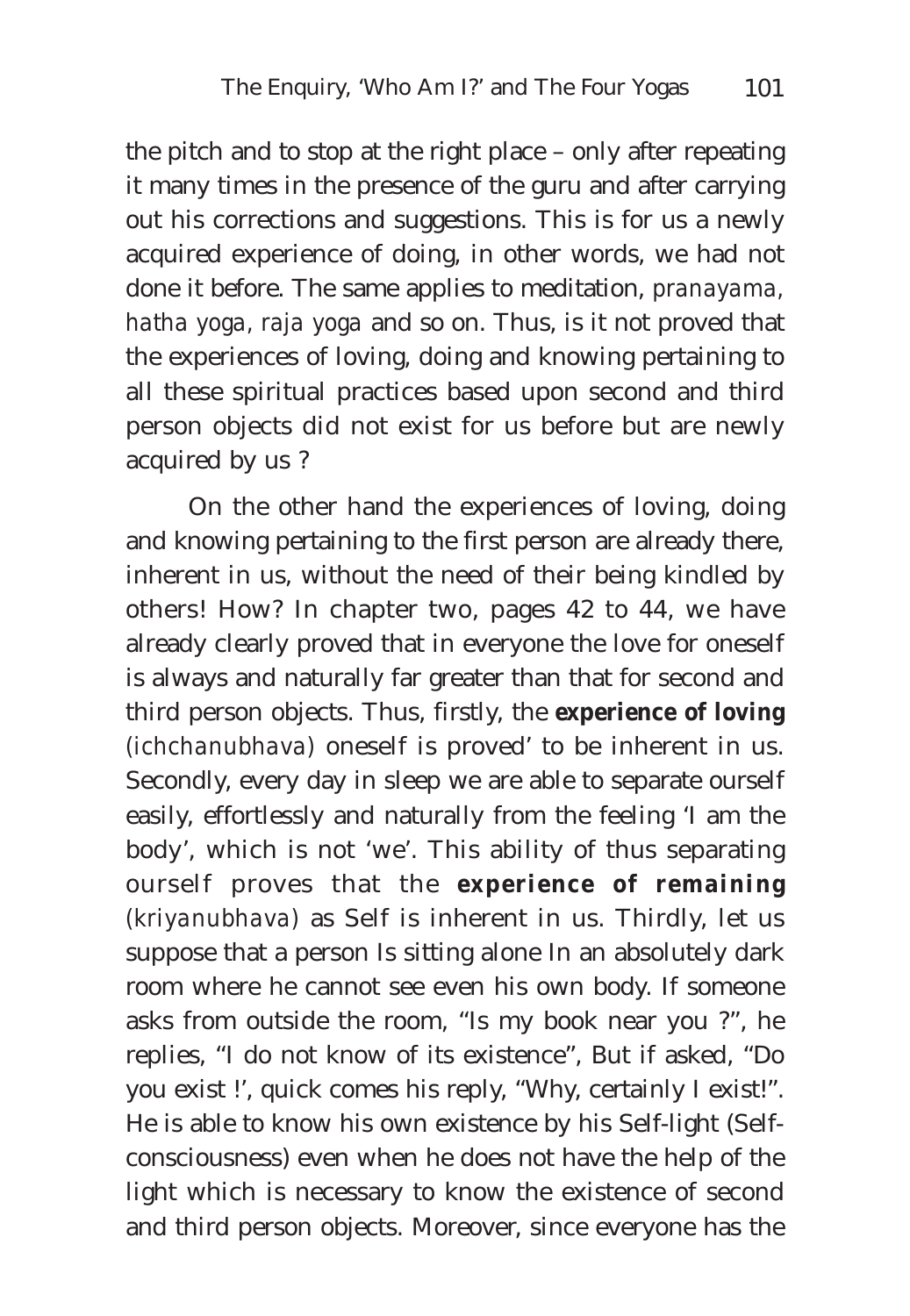the pitch and to stop at the right place – only after repeating it many times in the presence of the guru and after carrying out his corrections and suggestions. This is for us a newly acquired experience of doing, in other words, we had not done it before. The same applies to meditation, *pranayama*, *hatha yoga*, *raja yoga* and so on. Thus, is it not proved that the experiences of loving, doing and knowing pertaining to all these spiritual practices based upon second and third person objects did not exist for us before but are newly acquired by us ?

On the other hand the experiences of loving, doing and knowing pertaining to the first person are already there, inherent in us, without the need of their being kindled by others! How? In chapter two, pages 42 to 44, we have already clearly proved that in everyone the love for oneself is always and naturally far greater than that for second and third person objects. Thus, firstly, the **experience of loving** (*ichchanubhava*) oneself is proved' to be inherent in us. Secondly, every day in sleep we are able to separate ourself easily, effortlessly and naturally from the feeling 'I am the body', which is not 'we'. This ability of thus separating ourself proves that the **experience of remaining** (*kriyanubhava*) as Self is inherent in us. Thirdly, let us suppose that a person Is sitting alone In an absolutely dark room where he cannot see even his own body. If someone asks from outside the room, "Is my book near you ?", he replies, "I do not know of its existence", But if asked, "Do you exist !', quick comes his reply, "Why, certainly I exist!". He is able to know his own existence by his Self-light (Self-consciousness) even when he does not have the help of the light which is necessary to know the existence of second and third person objects. Moreover, since everyone has the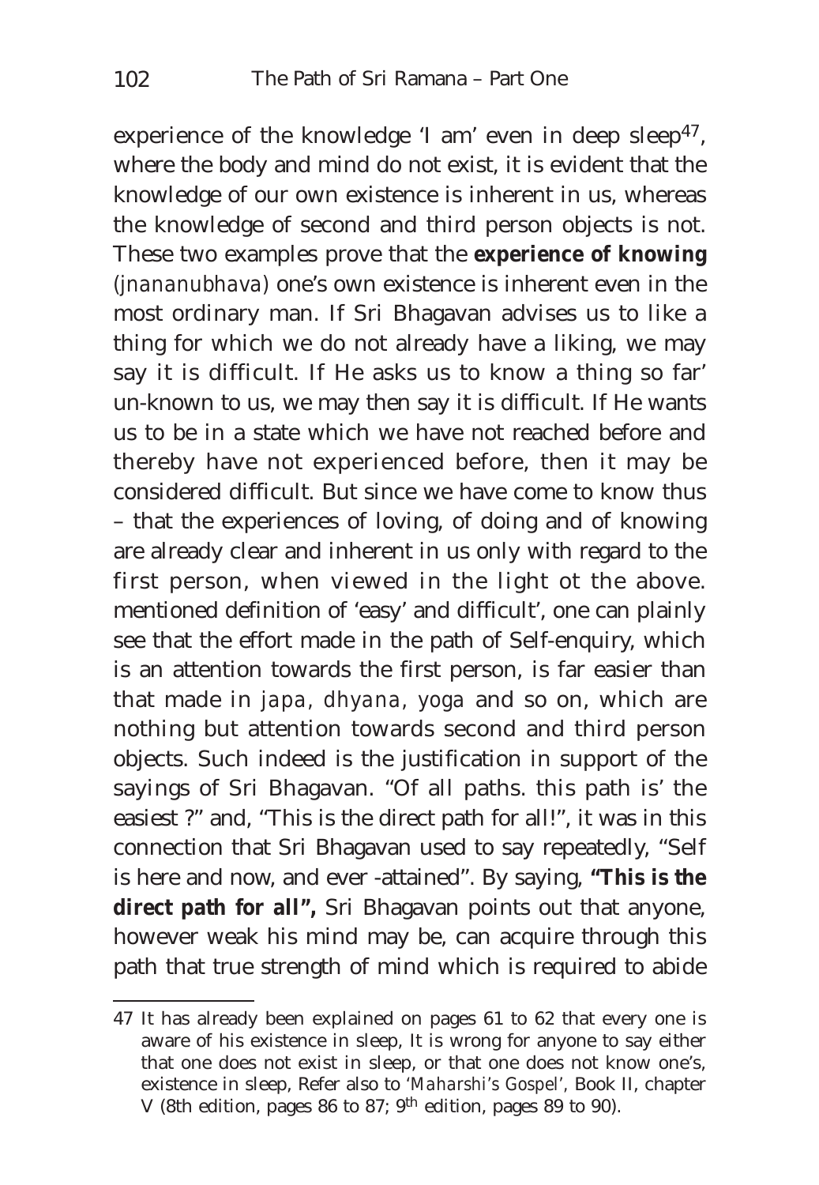experience of the knowledge 'I am' even in deep sleep[47], where the body and mind do not exist, it is evident that the knowledge of our own existence is inherent in us, whereas the knowledge of second and third person objects is not. These two examples prove that the **experience of knowing** (*jnananubhava*) one's own existence is inherent even in the most ordinary man. If Sri Bhagavan advises us to like a thing for which we do not already have a liking, we may say it is difficult. If He asks us to know a thing so far' un-known to us, we may then say it is difficult. If He wants us to be in a state which we have not reached before and thereby have not experienced before, then it may be considered difficult. But since we have come to know thus – that the experiences of loving, of doing and of knowing are already clear and inherent in us only with regard to the first person, when viewed in the light ot the above. mentioned definition of 'easy' and difficult', one can plainly see that the effort made in the path of Self-enquiry, which is an attention towards the first person, is far easier than that made in *japa*, *dhyana*, *yoga* and so on, which are nothing but attention towards second and third person objects. Such indeed is the justification in support of the sayings of Sri Bhagavan. "Of all paths. this path is' the easiest ?" and, "This is the direct path for all!", it was in this connection that Sri Bhagavan used to say repeatedly, "Self is here and now, and ever -attained". By saying, **"This is the direct path for all",** Sri Bhagavan points out that anyone, however weak his mind may be, can acquire through this path that true strength of mind which is required to abide

---

47 It has already been explained on pages 61 to 62 that every one is aware of his existence in sleep, It is wrong for anyone to say either that one does not exist in sleep, or that one does not know one's, existence in sleep, Refer also to '*Maharshi's Gospel*', Book II, chapter V (8th edition, pages 86 to 87; 9th edition, pages 89 to 90).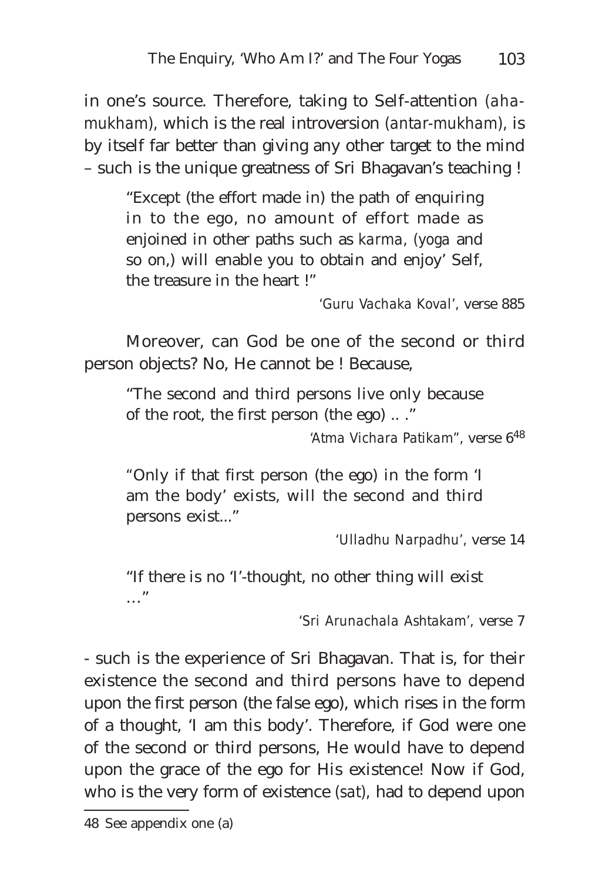in one's source. Therefore, taking to Self-attention *(aha-mukham)*, which is the real introversion *(antar-mukham)*, is by itself far better than giving any other target to the mind – such is the unique greatness of Sri Bhagavan's teaching !

> "Except (the effort made in) the path of enquiring in to the ego, no amount of effort made as enjoined in other paths such as *karma*, *(yoga* and so on,) will enable you to obtain and enjoy' Self, the treasure in the heart !"
>
> *'Guru Vachaka Koval'*, verse 885

Moreover, can God be one of the second or third person objects? No, He cannot be ! Because,

> "The second and third persons live only because of the root, the first person (the ego) .. ."
>
> *'Atma Vichara Patikam"*, verse 6[48]

> "Only if that first person (the ego) in the form 'I am the body' exists, will the second and third persons exist..."
>
> *'Ulladhu Narpadhu'*, verse 14

> "If there is no 'I'-thought, no other thing will exist …"
>
> *'Sri Arunachala Ashtakam'*, verse 7

- such is the experience of Sri Bhagavan. That is, for their existence the second and third persons have to depend upon the first person (the false ego), which rises in the form of a thought, 'I am this body'. Therefore, if God were one of the second or third persons, He would have to depend upon the grace of the ego for His existence! Now if God, who is the very form of existence *(sat)*, had to depend upon

---

48 See appendix one (a)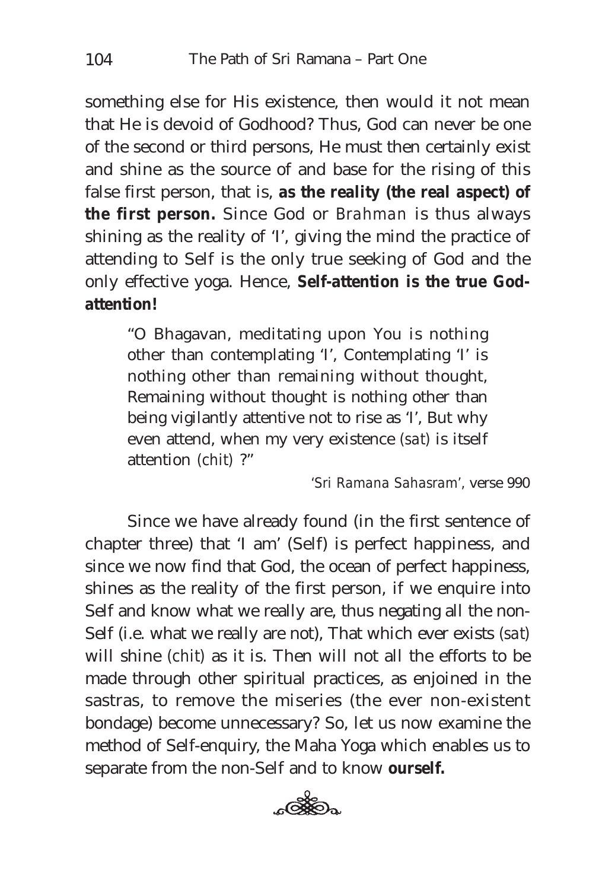something else for His existence, then would it not mean that He is devoid of Godhood? Thus, God can never be one of the second or third persons, He must then certainly exist and shine as the source of and base for the rising of this false first person, that is, **as the reality (the real aspect) of the first person.** Since God or *Brahman* is thus always shining as the reality of 'I', giving the mind the practice of attending to Self is the only true seeking of God and the only effective yoga. Hence, **Self-attention is the true God-attention!**

> "O Bhagavan, meditating upon You is nothing other than contemplating 'I', Contemplating 'I' is nothing other than remaining without thought, Remaining without thought is nothing other than being vigilantly attentive not to rise as 'I', But why even attend, when my very existence (*sat*) is itself attention (*chit*) ?"
>
> *'Sri Ramana Sahasram'*, verse 990

Since we have already found (in the first sentence of chapter three) that 'I am' (Self) is perfect happiness, and since we now find that God, the ocean of perfect happiness, shines as the reality of the first person, if we enquire into Self and know what we really are, thus negating all the non-Self (i.e. what we really are not), That which ever exists (*sat*) will shine (*chit*) as it is. Then will not all the efforts to be made through other spiritual practices, as enjoined in the sastras, to remove the miseries (the ever non-existent bondage) become unnecessary? So, let us now examine the method of Self-enquiry, the Maha Yoga which enables us to separate from the non-Self and to know **ourself.**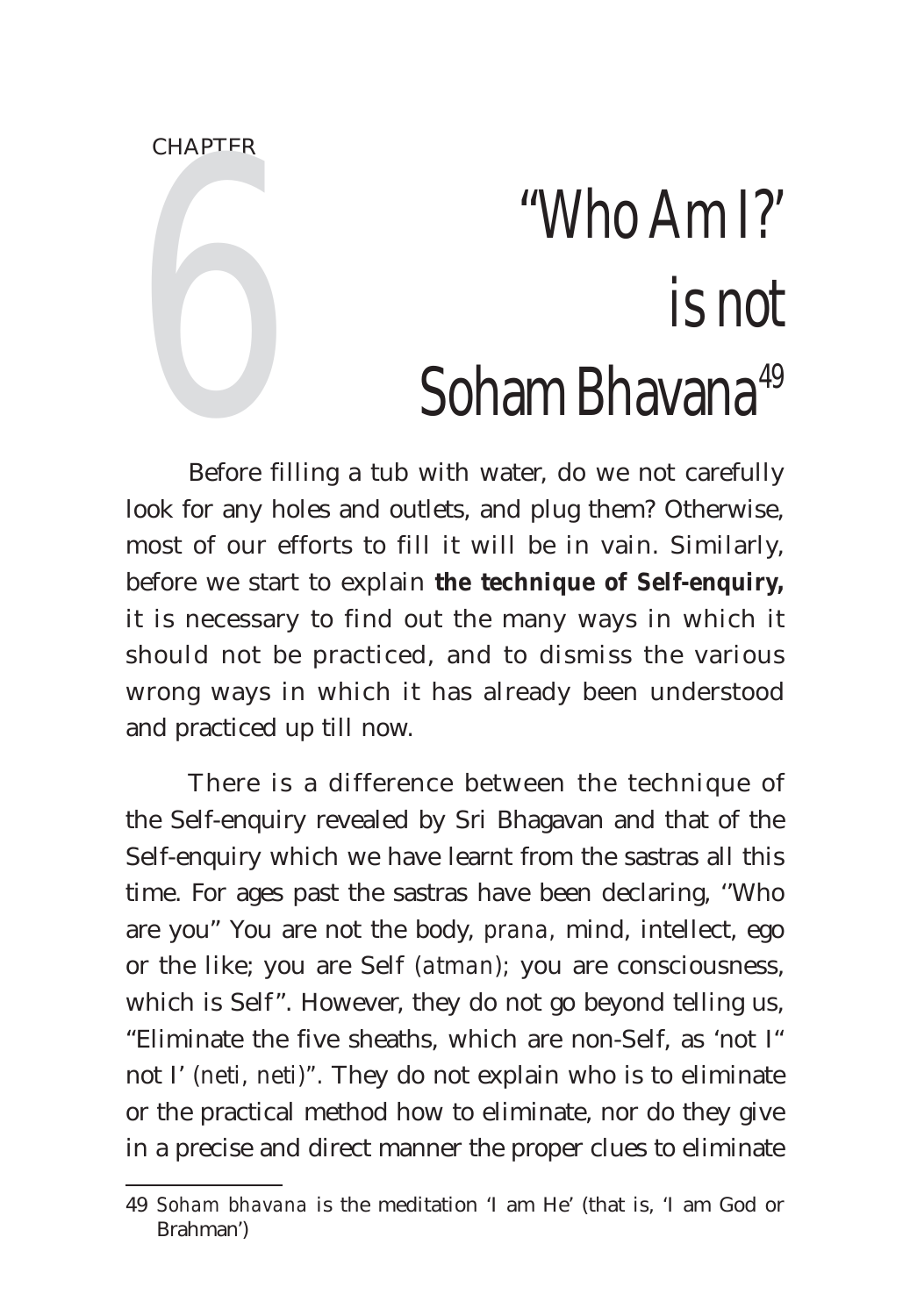CHAPTER 6

# "Who Am I?' is not Soham Bhavana[49]

Before filling a tub with water, do we not carefully look for any holes and outlets, and plug them? Otherwise, most of our efforts to fill it will be in vain. Similarly, before we start to explain **the technique of Self-enquiry,** it is necessary to find out the many ways in which it should not be practiced, and to dismiss the various wrong ways in which it has already been understood and practiced up till now.

There is a difference between the technique of the Self-enquiry revealed by Sri Bhagavan and that of the Self-enquiry which we have learnt from the sastras all this time. For ages past the sastras have been declaring, ''Who are you" You are not the body, *prana*, mind, intellect, ego or the like; you are Self *(atman)*; you are consciousness, which is Self". However, they do not go beyond telling us, "Eliminate the five sheaths, which are non-Self, as 'not I" not I' *(neti, neti)*". They do not explain who is to eliminate or the practical method how to eliminate, nor do they give in a precise and direct manner the proper clues to eliminate

---

49 *Soham bhavana* is the meditation 'I am He' (that is, 'I am God or Brahman')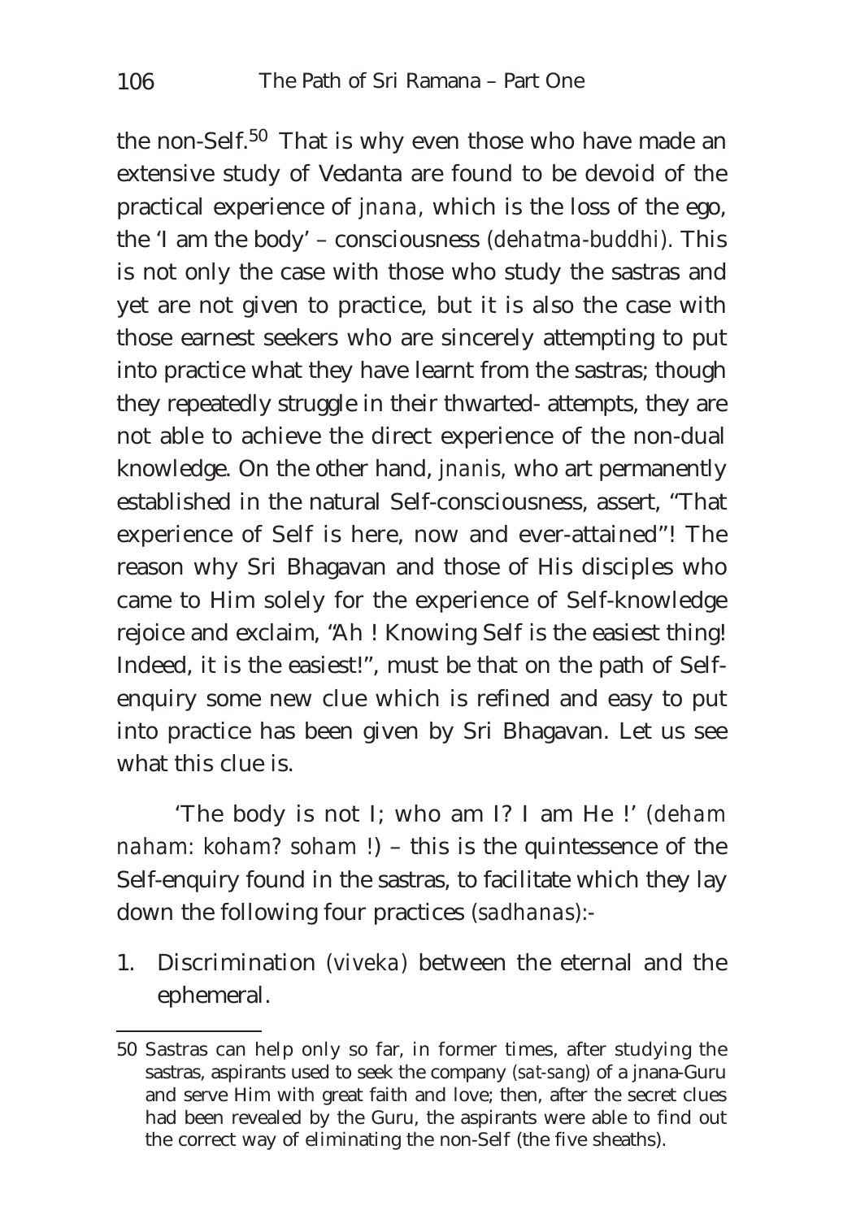the non-Self.[50] That is why even those who have made an extensive study of Vedanta are found to be devoid of the practical experience of *jnana*, which is the loss of the ego, the 'I am the body' – consciousness *(dehatma-buddhi)*. This is not only the case with those who study the sastras and yet are not given to practice, but it is also the case with those earnest seekers who are sincerely attempting to put into practice what they have learnt from the sastras; though they repeatedly struggle in their thwarted- attempts, they are not able to achieve the direct experience of the non-dual knowledge. On the other hand, *jnanis*, who art permanently established in the natural Self-consciousness, assert, "That experience of Self is here, now and ever-attained"! The reason why Sri Bhagavan and those of His disciples who came to Him solely for the experience of Self-knowledge rejoice and exclaim, "Ah ! Knowing Self is the easiest thing! Indeed, it is the easiest!", must be that on the path of Self-enquiry some new clue which is refined and easy to put into practice has been given by Sri Bhagavan. Let us see what this clue is.

'The body is not I; who am I? I am He !' *(deham naham: koham? soham !)* – this is the quintessence of the Self-enquiry found in the sastras, to facilitate which they lay down the following four practices *(sadhanas)*:-

1. Discrimination *(viveka)* between the eternal and the ephemeral.

---

50 Sastras can help only so far, in former times, after studying the sastras, aspirants used to seek the company *(sat-sang)* of a jnana-Guru and serve Him with great faith and love; then, after the secret clues had been revealed by the Guru, the aspirants were able to find out the correct way of eliminating the non-Self (the five sheaths).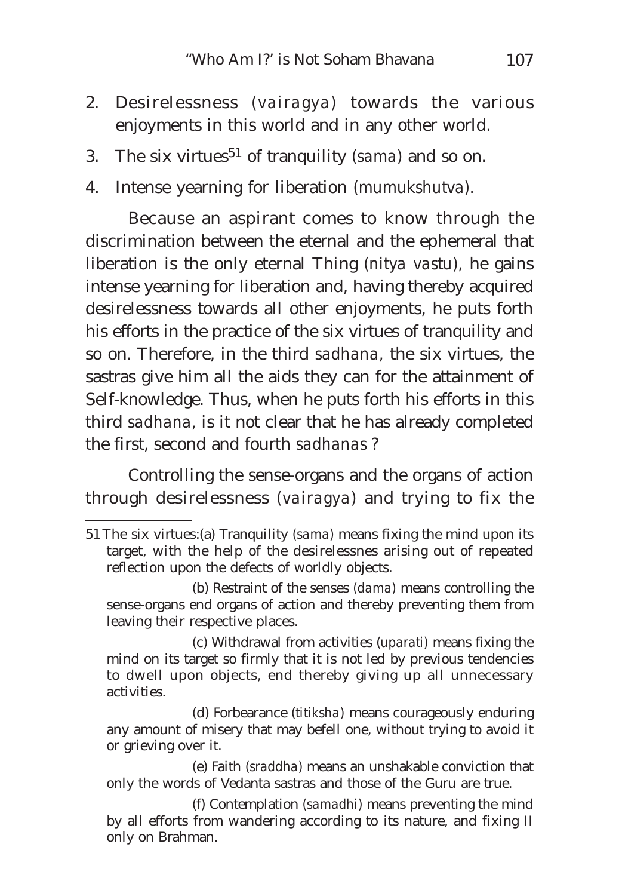2. Desirelessness (*vairagya*) towards the various enjoyments in this world and in any other world.

3. The six virtues[51] of tranquility (*sama*) and so on.

4. Intense yearning for liberation (*mumukshutva*).

Because an aspirant comes to know through the discrimination between the eternal and the ephemeral that liberation is the only eternal Thing (*nitya vastu*), he gains intense yearning for liberation and, having thereby acquired desirelessness towards all other enjoyments, he puts forth his efforts in the practice of the six virtues of tranquility and so on. Therefore, in the third *sadhana*, the six virtues, the sastras give him all the aids they can for the attainment of Self-knowledge. Thus, when he puts forth his efforts in this third *sadhana*, is it not clear that he has already completed the first, second and fourth *sadhanas* ?

Controlling the sense-organs and the organs of action through desirelessness (*vairagya*) and trying to fix the

---

51 The six virtues:(a) Tranquility (*sama*) means fixing the mind upon its target, with the help of the desirelessnes arising out of repeated reflection upon the defects of worldly objects.

(b) Restraint of the senses (*dama*) means controlling the sense-organs end organs of action and thereby preventing them from leaving their respective places.

(c) Withdrawal from activities (*uparati*) means fixing the mind on its target so firmly that it is not led by previous tendencies to dwell upon objects, end thereby giving up all unnecessary activities.

(d) Forbearance (*titiksha*) means courageously enduring any amount of misery that may befell one, without trying to avoid it or grieving over it.

(e) Faith (*sraddha*) means an unshakable conviction that only the words of Vedanta sastras and those of the Guru are true.

(f) Contemplation (*samadhi*) means preventing the mind by all efforts from wandering according to its nature, and fixing II only on Brahman.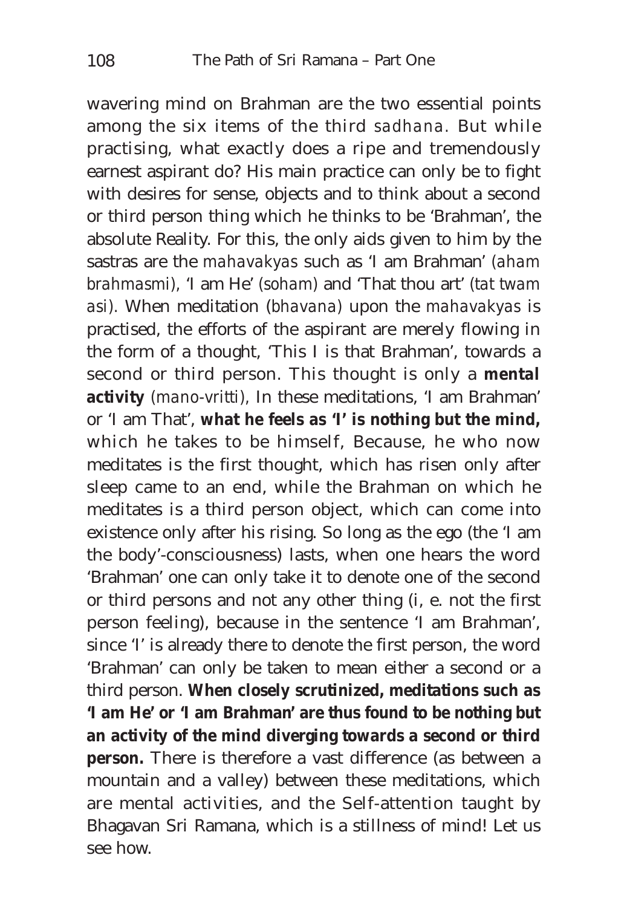wavering mind on Brahman are the two essential points among the six items of the third *sadhana.* But while practising, what exactly does a ripe and tremendously earnest aspirant do? His main practice can only be to fight with desires for sense, objects and to think about a second or third person thing which he thinks to be 'Brahman', the absolute Reality. For this, the only aids given to him by the sastras are the *mahavakyas* such as 'I am Brahman' (*aham brahmasmi*), 'I am He' (*soham*) and 'That thou art' (*tat twam asi*). When meditation (*bhavana*) upon the *mahavakyas* is practised, the efforts of the aspirant are merely flowing in the form of a thought, 'This I is that Brahman', towards a second or third person. This thought is only a **mental activity** (*mano-vritti*), In these meditations, 'I am Brahman' or 'I am That', **what he feels as 'I' is nothing but the mind,** which he takes to be himself, Because, he who now meditates is the first thought, which has risen only after sleep came to an end, while the Brahman on which he meditates is a third person object, which can come into existence only after his rising. So long as the ego (the 'I am the body'-consciousness) lasts, when one hears the word 'Brahman' one can only take it to denote one of the second or third persons and not any other thing (i, e. not the first person feeling), because in the sentence 'I am Brahman', since 'I' is already there to denote the first person, the word 'Brahman' can only be taken to mean either a second or a third person. **When closely scrutinized, meditations such as 'I am He' or 'I am Brahman' are thus found to be nothing but an activity of the mind diverging towards a second or third person.** There is therefore a vast difference (as between a mountain and a valley) between these meditations, which are mental activities, and the Self-attention taught by Bhagavan Sri Ramana, which is a stillness of mind! Let us see how.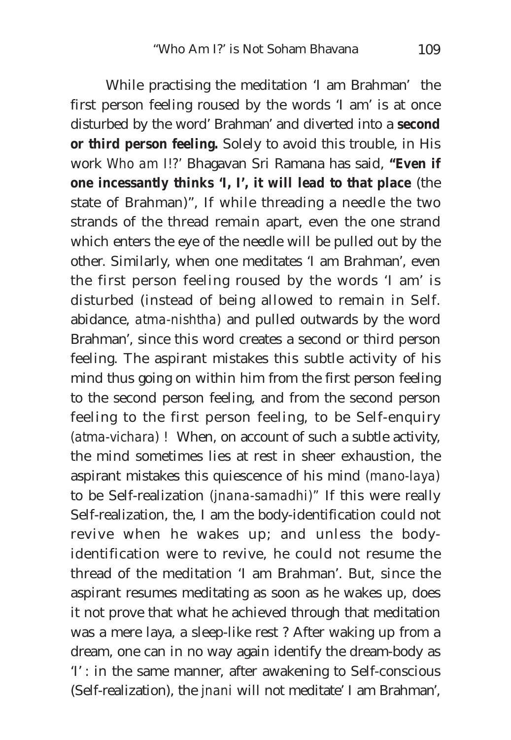While practising the meditation 'I am Brahman' the first person feeling roused by the words 'I am' is at once disturbed by the word' Brahman' and diverted into a **second or third person feeling.** Solely to avoid this trouble, in His work *Who am I!?'* Bhagavan Sri Ramana has said, **"Even if one incessantly thinks 'I, I', it will lead to that place** (the state of Brahman)", If while threading a needle the two strands of the thread remain apart, even the one strand which enters the eye of the needle will be pulled out by the other. Similarly, when one meditates 'I am Brahman', even the first person feeling roused by the words 'I am' is disturbed (instead of being allowed to remain in Self. abidance, *atma-nishtha)* and pulled outwards by the word Brahman', since this word creates a second or third person feeling. The aspirant mistakes this subtle activity of his mind thus going on within him from the first person feeling to the second person feeling, and from the second person feeling to the first person feeling, to be Self-enquiry *(atma-vichara)* ! When, on account of such a subtle activity, the mind sometimes lies at rest in sheer exhaustion, the aspirant mistakes this quiescence of his mind *(mano-laya)* to be Self-realization *(jnana-samadhi)*" If this were really Self-realization, the, I am the body-identification could not revive when he wakes up; and unless the body-identification were to revive, he could not resume the thread of the meditation 'I am Brahman'. But, since the aspirant resumes meditating as soon as he wakes up, does it not prove that what he achieved through that meditation was a mere laya, a sleep-like rest ? After waking up from a dream, one can in no way again identify the dream-body as 'I' : in the same manner, after awakening to Self-conscious (Self-realization), the *jnani* will not meditate' I am Brahman',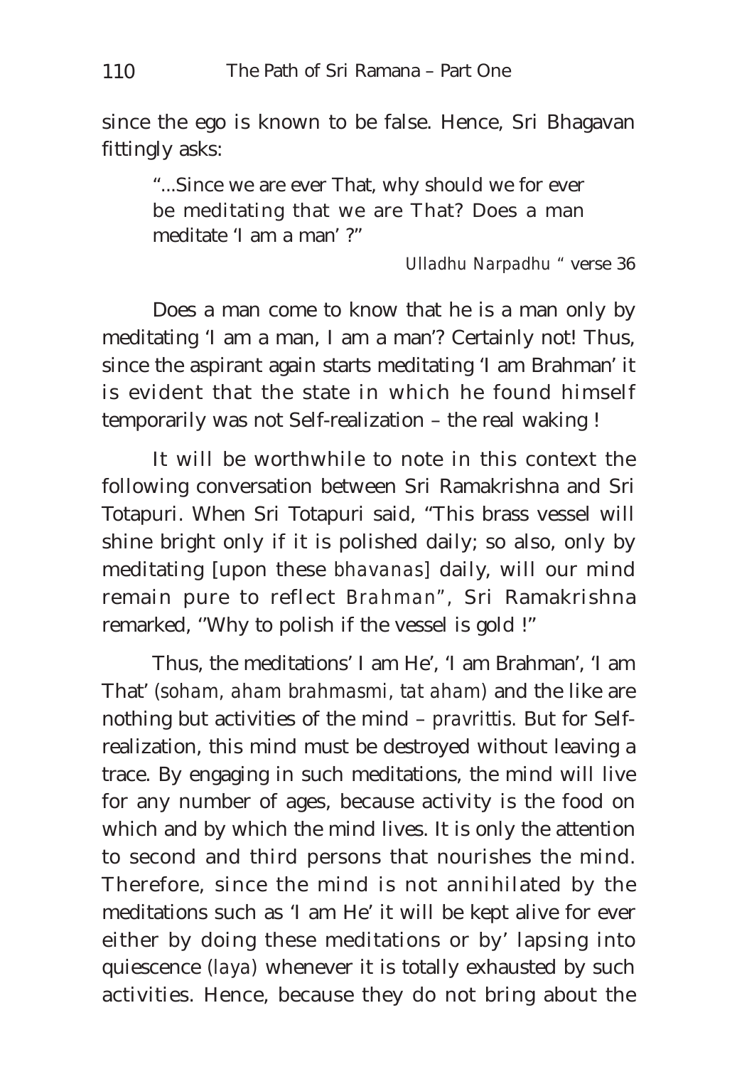since the ego is known to be false. Hence, Sri Bhagavan fittingly asks:

> "...Since we are ever That, why should we for ever be meditating that we are That? Does a man meditate 'I am a man' ?"
>
> *Ulladhu Narpadhu* " verse 36

Does a man come to know that he is a man only by meditating 'I am a man, I am a man'? Certainly not! Thus, since the aspirant again starts meditating 'I am Brahman' it is evident that the state in which he found himself temporarily was not Self-realization – the real waking !

It will be worthwhile to note in this context the following conversation between Sri Ramakrishna and Sri Totapuri. When Sri Totapuri said, "This brass vessel will shine bright only if it is polished daily; so also, only by meditating [upon these *bhavanas*] daily, will our mind remain pure to reflect *Brahman*", Sri Ramakrishna remarked, ''Why to polish if the vessel is gold !"

Thus, the meditations' I am He', 'I am Brahman', 'I am That' (*soham*, *aham brahmasmi*, *tat aham*) and the like are nothing but activities of the mind – *pravrittis.* But for Self-realization, this mind must be destroyed without leaving a trace. By engaging in such meditations, the mind will live for any number of ages, because activity is the food on which and by which the mind lives. It is only the attention to second and third persons that nourishes the mind. Therefore, since the mind is not annihilated by the meditations such as 'I am He' it will be kept alive for ever either by doing these meditations or by' lapsing into quiescence (*laya*) whenever it is totally exhausted by such activities. Hence, because they do not bring about the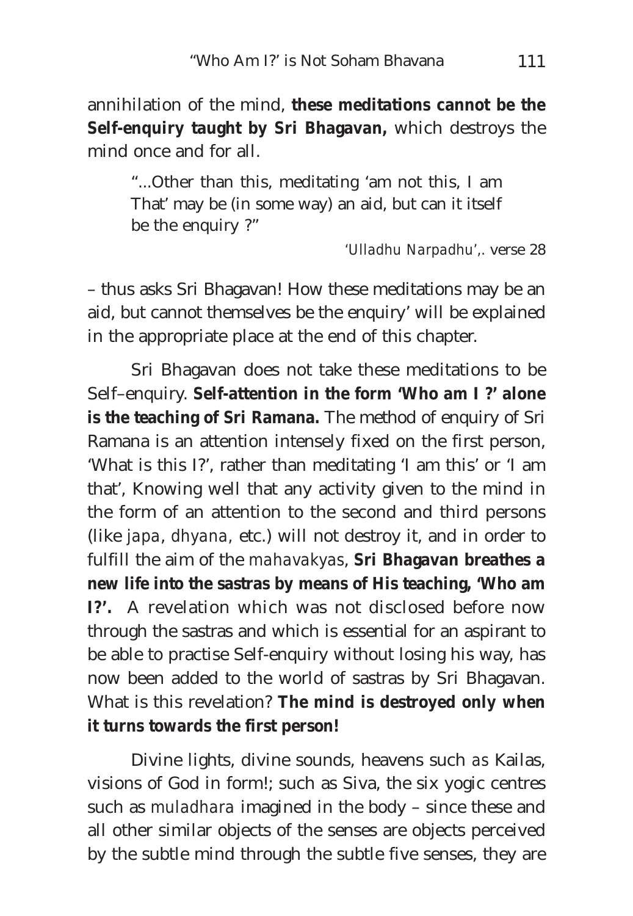annihilation of the mind, **these meditations cannot be the Self-enquiry taught by Sri Bhagavan,** which destroys the mind once and for all.

> "...Other than this, meditating 'am not this, I am That' may be (in some way) an aid, but can it itself be the enquiry ?"
>
> *'Ulladhu Narpadhu'*,. verse 28

– thus asks Sri Bhagavan! How these meditations may be an aid, but cannot themselves be the enquiry' will be explained in the appropriate place at the end of this chapter.

Sri Bhagavan does not take these meditations to be Self–enquiry. **Self-attention in the form 'Who am I ?' alone is the teaching of Sri Ramana.** The method of enquiry of Sri Ramana is an attention intensely fixed on the first person, 'What is this I?', rather than meditating 'I am this' or 'I am that', Knowing well that any activity given to the mind in the form of an attention to the second and third persons (like *japa*, *dhyana*, etc.) will not destroy it, and in order to fulfill the aim of the *mahavakyas*, **Sri Bhagavan breathes a new life into the sastras by means of His teaching, 'Who am I?'.** A revelation which was not disclosed before now through the sastras and which is essential for an aspirant to be able to practise Self-enquiry without losing his way, has now been added to the world of sastras by Sri Bhagavan. What is this revelation? **The mind is destroyed only when it turns towards the first person!**

Divine lights, divine sounds, heavens such as Kailas, visions of God in form!; such as Siva, the six yogic centres such as *muladhara* imagined in the body – since these and all other similar objects of the senses are objects perceived by the subtle mind through the subtle five senses, they are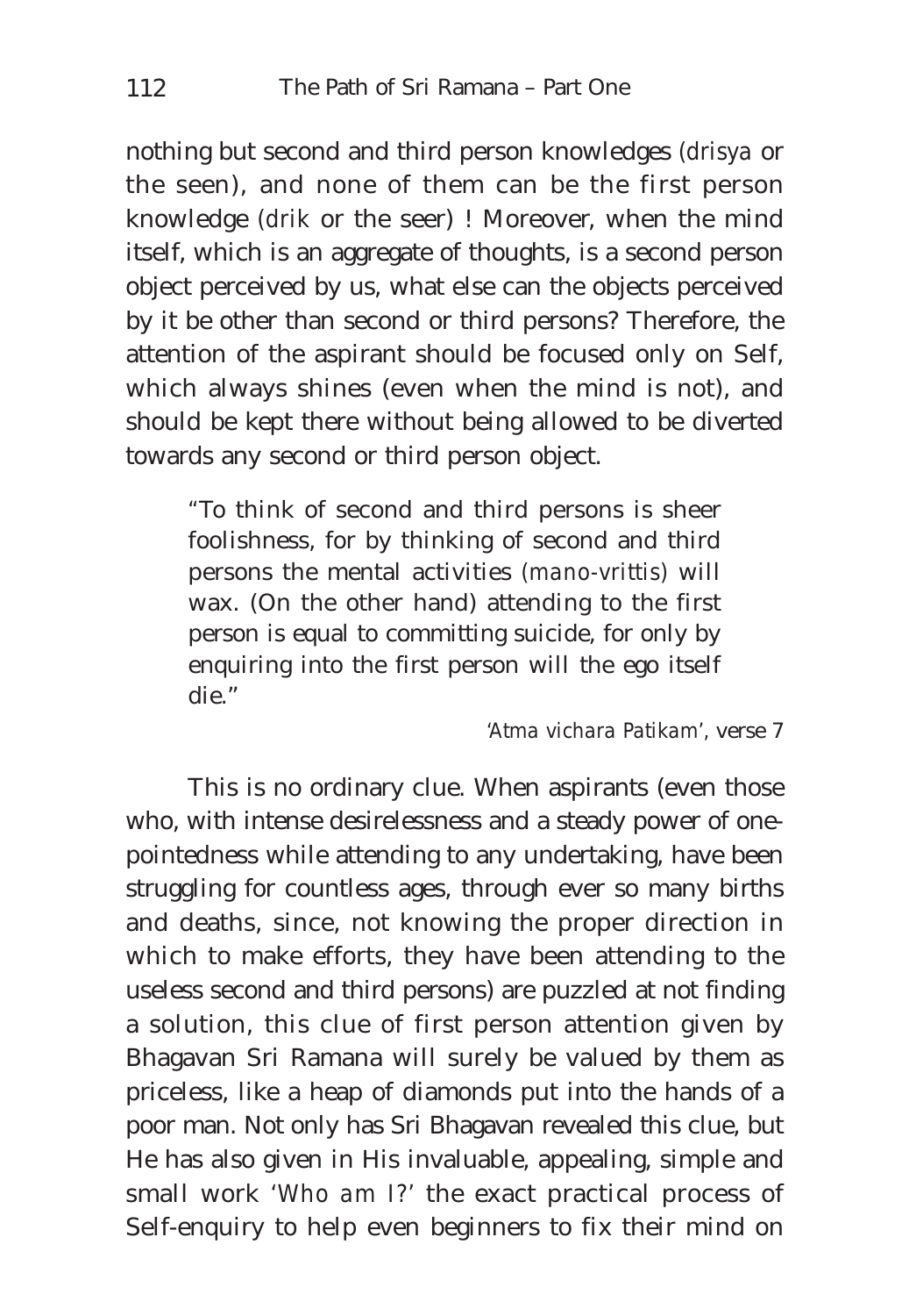nothing but second and third person knowledges (*drisya* or the seen), and none of them can be the first person knowledge (*drik* or the seer) ! Moreover, when the mind itself, which is an aggregate of thoughts, is a second person object perceived by us, what else can the objects perceived by it be other than second or third persons? Therefore, the attention of the aspirant should be focused only on Self, which always shines (even when the mind is not), and should be kept there without being allowed to be diverted towards any second or third person object.

> "To think of second and third persons is sheer foolishness, for by thinking of second and third persons the mental activities (*mano-vrittis*) will wax. (On the other hand) attending to the first person is equal to committing suicide, for only by enquiring into the first person will the ego itself die."
>
> '*Atma vichara Patikam*', verse 7

This is no ordinary clue. When aspirants (even those who, with intense desirelessness and a steady power of one-pointedness while attending to any undertaking, have been struggling for countless ages, through ever so many births and deaths, since, not knowing the proper direction in which to make efforts, they have been attending to the useless second and third persons) are puzzled at not finding a solution, this clue of first person attention given by Bhagavan Sri Ramana will surely be valued by them as priceless, like a heap of diamonds put into the hands of a poor man. Not only has Sri Bhagavan revealed this clue, but He has also given in His invaluable, appealing, simple and small work '*Who am I?*' the exact practical process of Self-enquiry to help even beginners to fix their mind on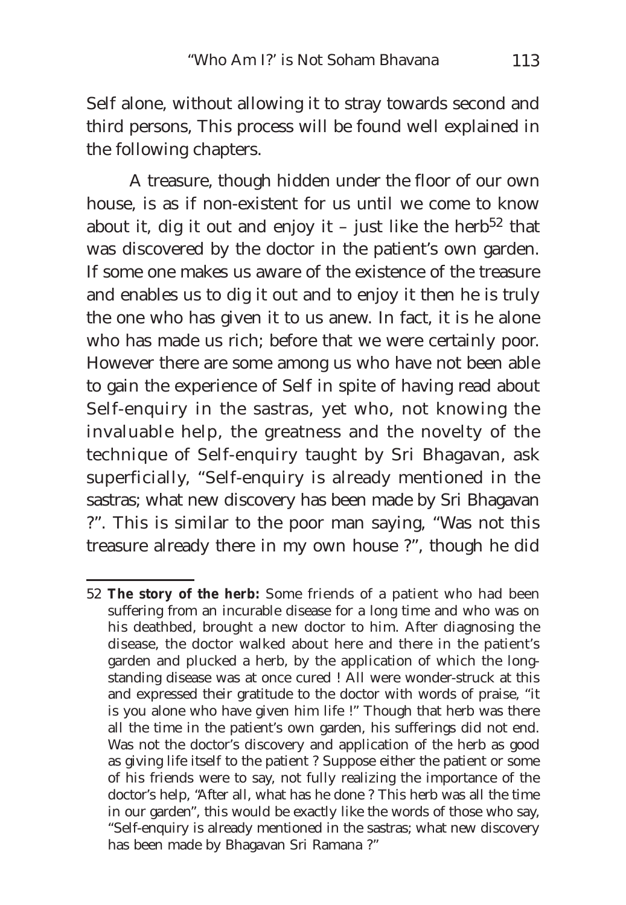Self alone, without allowing it to stray towards second and third persons, This process will be found well explained in the following chapters.

A treasure, though hidden under the floor of our own house, is as if non-existent for us until we come to know about it, dig it out and enjoy it – just like the herb[52] that was discovered by the doctor in the patient's own garden. If some one makes us aware of the existence of the treasure and enables us to dig it out and to enjoy it then he is truly the one who has given it to us anew. In fact, it is he alone who has made us rich; before that we were certainly poor. However there are some among us who have not been able to gain the experience of Self in spite of having read about Self-enquiry in the sastras, yet who, not knowing the invaluable help, the greatness and the novelty of the technique of Self-enquiry taught by Sri Bhagavan, ask superficially, "Self-enquiry is already mentioned in the sastras; what new discovery has been made by Sri Bhagavan ?". This is similar to the poor man saying, "Was not this treasure already there in my own house ?", though he did

---

52 **The story of the herb:** Some friends of a patient who had been suffering from an incurable disease for a long time and who was on his deathbed, brought a new doctor to him. After diagnosing the disease, the doctor walked about here and there in the patient's garden and plucked a herb, by the application of which the long-standing disease was at once cured ! All were wonder-struck at this and expressed their gratitude to the doctor with words of praise, "it is you alone who have given him life !" Though that herb was there all the time in the patient's own garden, his sufferings did not end. Was not the doctor's discovery and application of the herb as good as giving life itself to the patient ? Suppose either the patient or some of his friends were to say, not fully realizing the importance of the doctor's help, "After all, what has he done ? This herb was all the time in our garden", this would be exactly like the words of those who say, "Self-enquiry is already mentioned in the sastras; what new discovery has been made by Bhagavan Sri Ramana ?"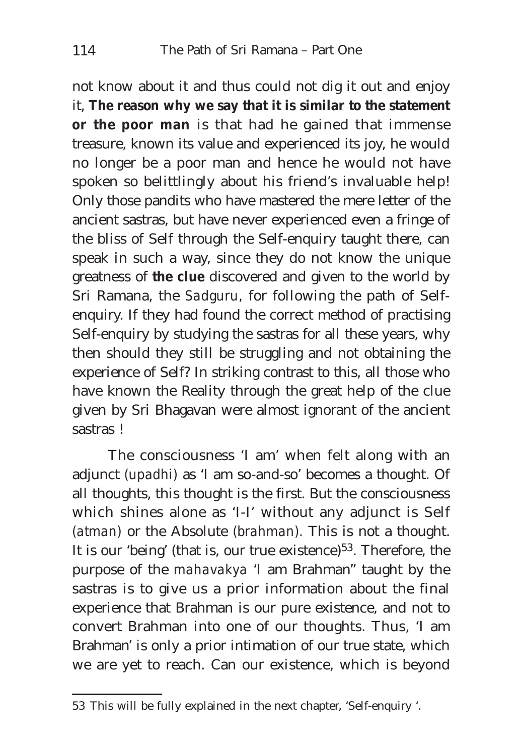not know about it and thus could not dig it out and enjoy it, **The reason why we say that it is similar to the statement or the poor man** is that had he gained that immense treasure, known its value and experienced its joy, he would no longer be a poor man and hence he would not have spoken so belittlingly about his friend's invaluable help! Only those pandits who have mastered the mere letter of the ancient sastras, but have never experienced even a fringe of the bliss of Self through the Self-enquiry taught there, can speak in such a way, since they do not know the unique greatness of **the clue** discovered and given to the world by Sri Ramana, the *Sadguru*, for following the path of Self-enquiry. If they had found the correct method of practising Self-enquiry by studying the sastras for all these years, why then should they still be struggling and not obtaining the experience of Self? In striking contrast to this, all those who have known the Reality through the great help of the clue given by Sri Bhagavan were almost ignorant of the ancient sastras !

The consciousness 'I am' when felt along with an adjunct *(upadhi)* as 'I am so-and-so' becomes a thought. Of all thoughts, this thought is the first. But the consciousness which shines alone as 'I-I' without any adjunct is Self *(atman)* or the Absolute *(brahman)*. This is not a thought. It is our 'being' (that is, our true existence)[53]. Therefore, the purpose of the *mahavakya* 'I am Brahman" taught by the sastras is to give us a prior information about the final experience that Brahman is our pure existence, and not to convert Brahman into one of our thoughts. Thus, 'I am Brahman' is only a prior intimation of our true state, which we are yet to reach. Can our existence, which is beyond

---

53 This will be fully explained in the next chapter, 'Self-enquiry '.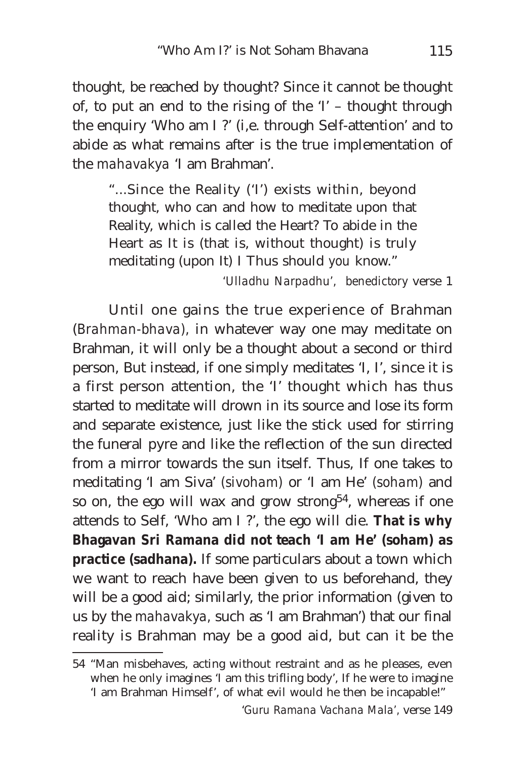thought, be reached by thought? Since it cannot be thought of, to put an end to the rising of the 'I' – thought through the enquiry 'Who am I ?' (i,e. through Self-attention' and to abide as what remains after is the true implementation of the *mahavakya* 'I am Brahman'.

> "...Since the Reality ('I') exists within, beyond thought, who can and how to meditate upon that Reality, which is called the Heart? To abide in the Heart as It is (that is, without thought) is truly meditating (upon It) I Thus should *you* know."
>
> *'Ulladhu Narpadhu', benedictory* verse 1

Until one gains the true experience of Brahman (*Brahman-bhava*), in whatever way one may meditate on Brahman, it will only be a thought about a second or third person, But instead, if one simply meditates 'I, I', since it is a first person attention, the 'I' thought which has thus started to meditate will drown in its source and lose its form and separate existence, just like the stick used for stirring the funeral pyre and like the reflection of the sun directed from a mirror towards the sun itself. Thus, If one takes to meditating 'I am Siva' *(sivoham)* or 'I am He' *(soham)* and so on, the ego will wax and grow strong[54], whereas if one attends to Self, 'Who am I ?', the ego will die. **That is why Bhagavan Sri Ramana did not teach 'I am He' (soham) as practice (sadhana).** If some particulars about a town which we want to reach have been given to us beforehand, they will be a good aid; similarly, the prior information (given to us by the *mahavakya*, such as 'I am Brahman') that our final reality is Brahman may be a good aid, but can it be the

---

54 "Man misbehaves, acting without restraint and as he pleases, even when he only imagines 'I am this trifling body', If he were to imagine 'I am Brahman Himself', of what evil would he then be incapable!"

*'Guru Ramana Vachana Mala'*, verse 149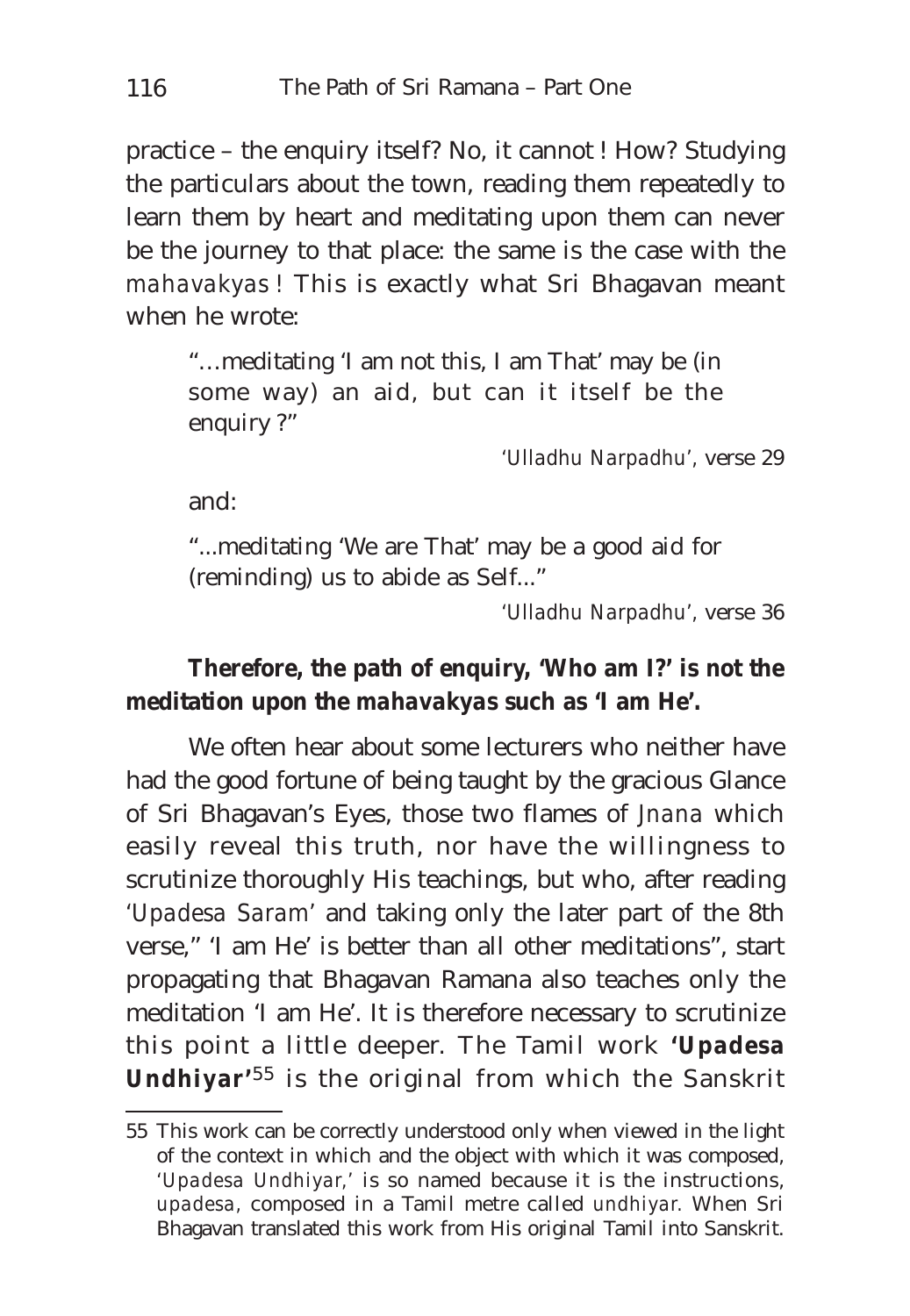practice – the enquiry itself? No, it cannot ! How? Studying the particulars about the town, reading them repeatedly to learn them by heart and meditating upon them can never be the journey to that place: the same is the case with the *mahavakyas* ! This is exactly what Sri Bhagavan meant when he wrote:

> "…meditating 'I am not this, I am That' may be (in some way) an aid, but can it itself be the enquiry ?"
>
> *'Ulladhu Narpadhu'*, verse 29

and:

> "...meditating 'We are That' may be a good aid for (reminding) us to abide as Self..."
>
> *'Ulladhu Narpadhu'*, verse 36

**Therefore, the path of enquiry, 'Who am I?' is not the meditation upon the *mahavakyas* such as 'I am He'.**

We often hear about some lecturers who neither have had the good fortune of being taught by the gracious Glance of Sri Bhagavan's Eyes, those two flames of *Jnana* which easily reveal this truth, nor have the willingness to scrutinize thoroughly His teachings, but who, after reading '*Upadesa Saram*' and taking only the later part of the 8th verse," 'I am He' is better than all other meditations", start propagating that Bhagavan Ramana also teaches only the meditation 'I am He'. It is therefore necessary to scrutinize this point a little deeper. The Tamil work **'Upadesa Undhiyar'**[55] is the original from which the Sanskrit

---

55 This work can be correctly understood only when viewed in the light of the context in which and the object with which it was composed, '*Upadesa Undhiyar*,' is so named because it is the instructions, *upadesa*, composed in a Tamil metre called *undhiyar*. When Sri Bhagavan translated this work from His original Tamil into Sanskrit.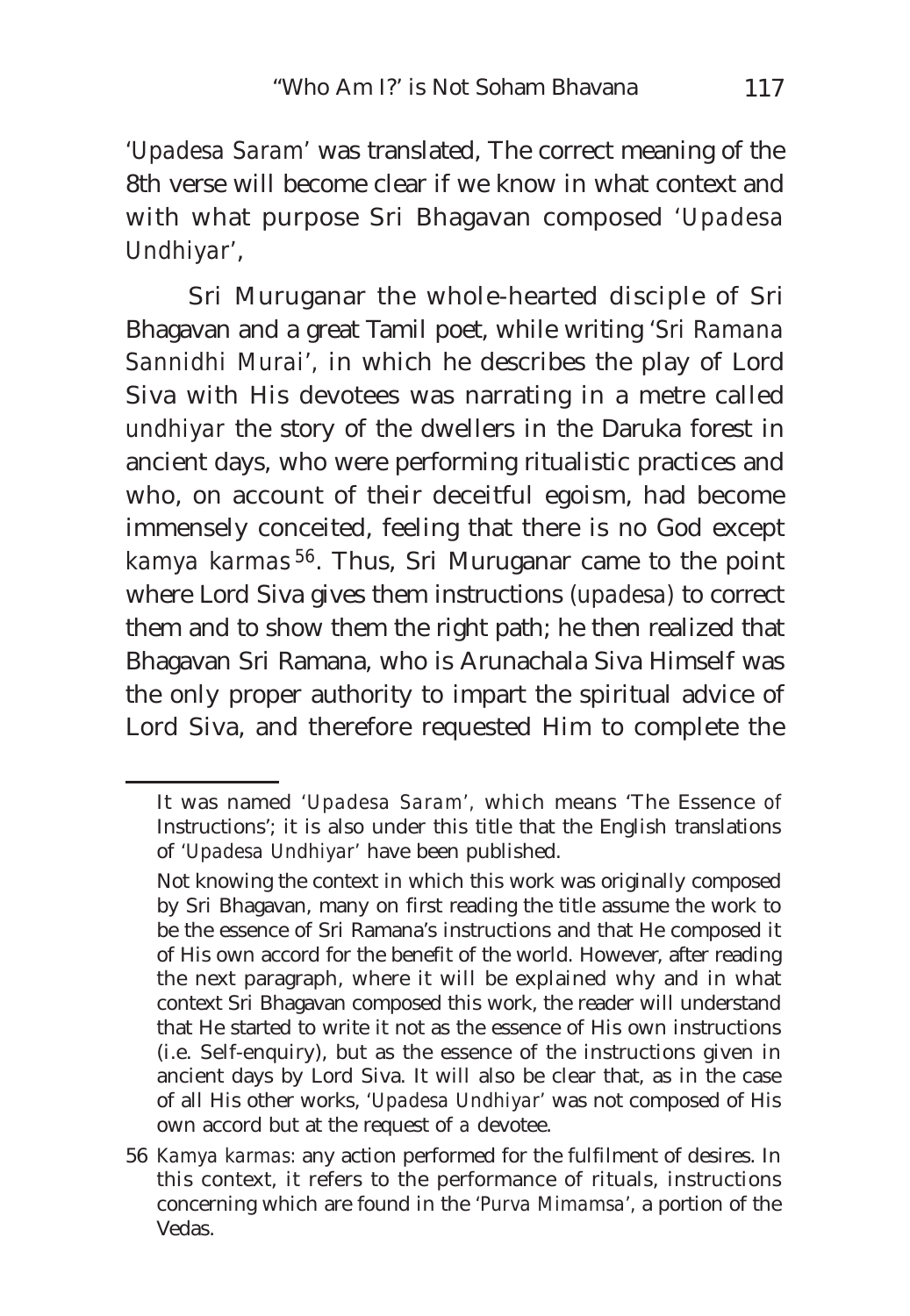'*Upadesa Saram*' was translated, The correct meaning of the 8th verse will become clear if we know in what context and with what purpose Sri Bhagavan composed '*Upadesa Undhiyar*',

Sri Muruganar the whole-hearted disciple of Sri Bhagavan and a great Tamil poet, while writing '*Sri Ramana Sannidhi Murai*', in which he describes the play of Lord Siva with His devotees was narrating in a metre called *undhiyar* the story of the dwellers in the Daruka forest in ancient days, who were performing ritualistic practices and who, on account of their deceitful egoism, had become immensely conceited, feeling that there is no God except *kamya karmas*[56]. Thus, Sri Muruganar came to the point where Lord Siva gives them instructions (*upadesa*) to correct them and to show them the right path; he then realized that Bhagavan Sri Ramana, who is Arunachala Siva Himself was the only proper authority to impart the spiritual advice of Lord Siva, and therefore requested Him to complete the

---

It was named '*Upadesa Saram*', which means 'The Essence of Instructions'; it is also under this title that the English translations of '*Upadesa Undhiyar*' have been published.

Not knowing the context in which this work was originally composed by Sri Bhagavan, many on first reading the title assume the work to be the essence of Sri Ramana's instructions and that He composed it of His own accord for the benefit of the world. However, after reading the next paragraph, where it will be explained why and in what context Sri Bhagavan composed this work, the reader will understand that He started to write it not as the essence of His own instructions (i.e. Self-enquiry), but as the essence of the instructions given in ancient days by Lord Siva. It will also be clear that, as in the case of all His other works, '*Upadesa Undhiyar*' was not composed of His own accord but at the request of a devotee.

56 *Kamya karmas*: any action performed for the fulfilment of desires. In this context, it refers to the performance of rituals, instructions concerning which are found in the '*Purva Mimamsa*', a portion of the Vedas.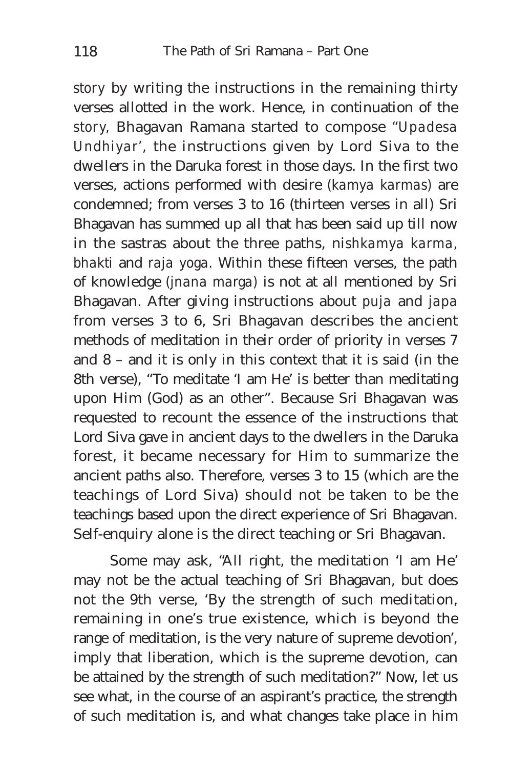*story* by writing the instructions in the remaining thirty verses allotted in the work. Hence, in continuation of the *story*, Bhagavan Ramana started to compose "*Upadesa Undhiyar*', the instructions given by Lord Siva to the dwellers in the Daruka forest in those days. In the first two verses, actions performed with desire (*kamya karmas*) are condemned; from verses 3 to 16 (thirteen verses in all) Sri Bhagavan has summed up all that has been said up till now in the sastras about the three paths, n*ishkamya karma*, *bhakti* and *raja yoga*. Within these fifteen verses, the path of knowledge (*jnana marga*) is not at all mentioned by Sri Bhagavan. After giving instructions about *puja* and *japa* from verses 3 to 6, Sri Bhagavan describes the ancient methods of meditation in their order of priority in verses 7 and 8 – and it is only in this context that it is said (in the 8th verse), "To meditate 'I am He' is better than meditating upon Him (God) as an other". Because Sri Bhagavan was requested to recount the essence of the instructions that Lord Siva gave in ancient days to the dwellers in the Daruka forest, it became necessary for Him to summarize the ancient paths also. Therefore, verses 3 to 15 (which are the teachings of Lord Siva) should not be taken to be the teachings based upon the direct experience of Sri Bhagavan. Self-enquiry alone is the direct teaching or Sri Bhagavan.

Some may ask, "All right, the meditation 'I am He' may not be the actual teaching of Sri Bhagavan, but does not the 9th verse, 'By the strength of such meditation, remaining in one's true existence, which is beyond the range of meditation, is the very nature of supreme devotion', imply that liberation, which is the supreme devotion, can be attained by the strength of such meditation?" Now, let us see what, in the course of an aspirant's practice, the strength of such meditation is, and what changes take place in him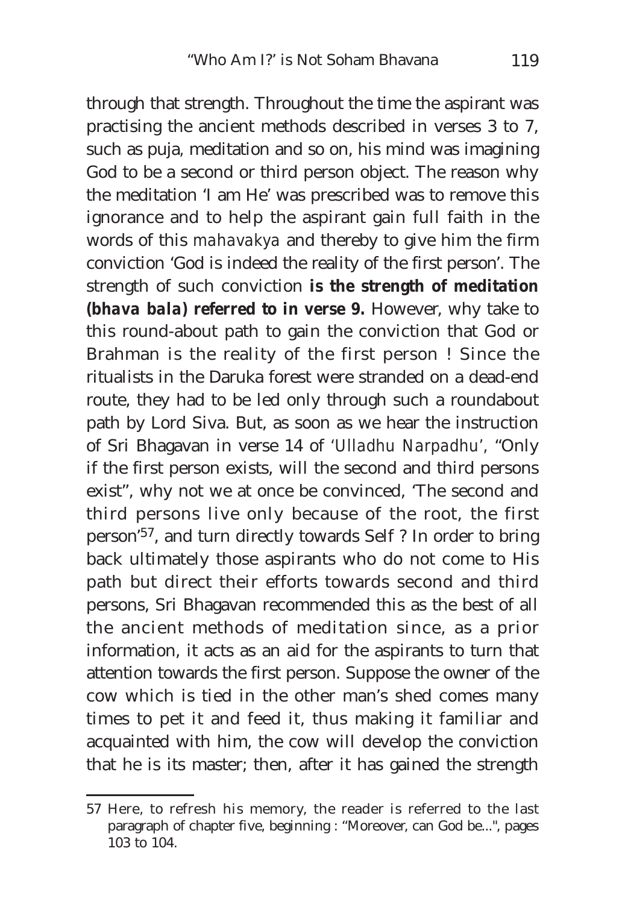through that strength. Throughout the time the aspirant was practising the ancient methods described in verses 3 to 7, such as puja, meditation and so on, his mind was imagining God to be a second or third person object. The reason why the meditation 'I am He' was prescribed was to remove this ignorance and to help the aspirant gain full faith in the words of this *mahavakya* and thereby to give him the firm conviction 'God is indeed the reality of the first person'. The strength of such conviction **is the strength of meditation (*bhava bala*) referred to in verse 9.** However, why take to this round-about path to gain the conviction that God or Brahman is the reality of the first person ! Since the ritualists in the Daruka forest were stranded on a dead-end route, they had to be led only through such a roundabout path by Lord Siva. But, as soon as we hear the instruction of Sri Bhagavan in verse 14 of '*Ulladhu Narpadhu*', "Only if the first person exists, will the second and third persons exist", why not we at once be convinced, 'The second and third persons live only because of the root, the first person'[57], and turn directly towards Self ? In order to bring back ultimately those aspirants who do not come to His path but direct their efforts towards second and third persons, Sri Bhagavan recommended this as the best of all the ancient methods of meditation since, as a prior information, it acts as an aid for the aspirants to turn that attention towards the first person. Suppose the owner of the cow which is tied in the other man's shed comes many times to pet it and feed it, thus making it familiar and acquainted with him, the cow will develop the conviction that he is its master; then, after it has gained the strength

---

57 Here, to refresh his memory, the reader is referred to the last paragraph of chapter five, beginning : "Moreover, can God be...", pages 103 to 104.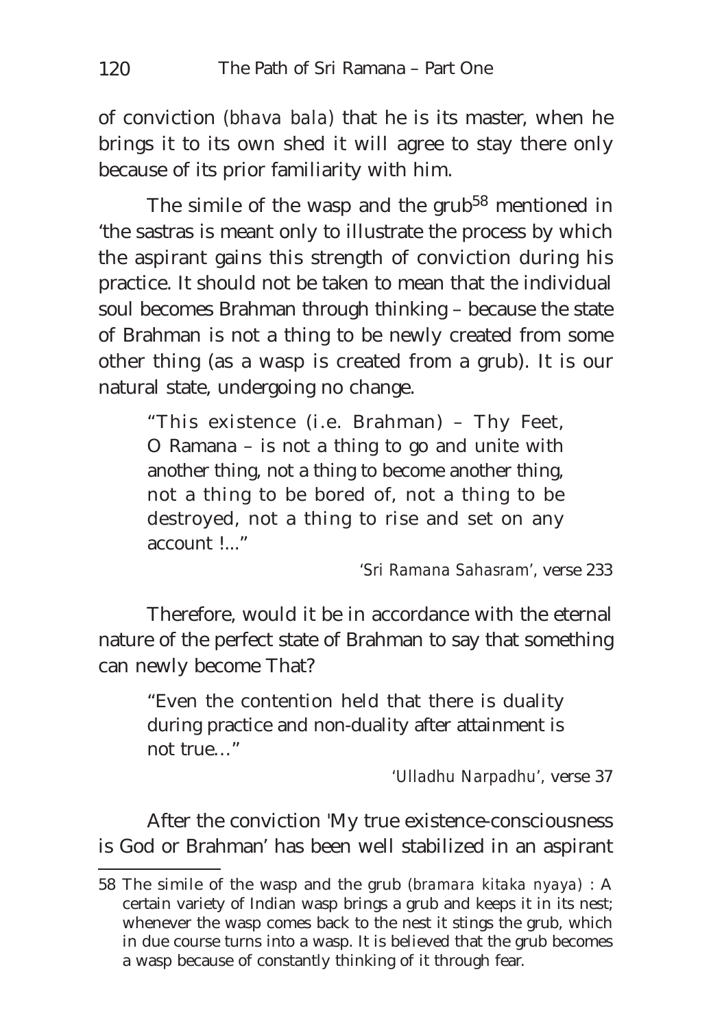of conviction (*bhava bala*) that he is its master, when he brings it to its own shed it will agree to stay there only because of its prior familiarity with him.

The simile of the wasp and the grub[58] mentioned in 'the sastras is meant only to illustrate the process by which the aspirant gains this strength of conviction during his practice. It should not be taken to mean that the individual soul becomes Brahman through thinking – because the state of Brahman is not a thing to be newly created from some other thing (as a wasp is created from a grub). It is our natural state, undergoing no change.

> "This existence (i.e. Brahman) – Thy Feet, O Ramana – is not a thing to go and unite with another thing, not a thing to become another thing, not a thing to be bored of, not a thing to be destroyed, not a thing to rise and set on any account !..."
>
> '*Sri Ramana Sahasram*', verse 233

Therefore, would it be in accordance with the eternal nature of the perfect state of Brahman to say that something can newly become That?

> "Even the contention held that there is duality during practice and non-duality after attainment is not true…"
>
> '*Ulladhu Narpadhu*', verse 37

After the conviction 'My true existence-consciousness is God or Brahman' has been well stabilized in an aspirant

---

58 The simile of the wasp and the grub (*bramara kitaka nyaya*) : A certain variety of Indian wasp brings a grub and keeps it in its nest; whenever the wasp comes back to the nest it stings the grub, which in due course turns into a wasp. It is believed that the grub becomes a wasp because of constantly thinking of it through fear.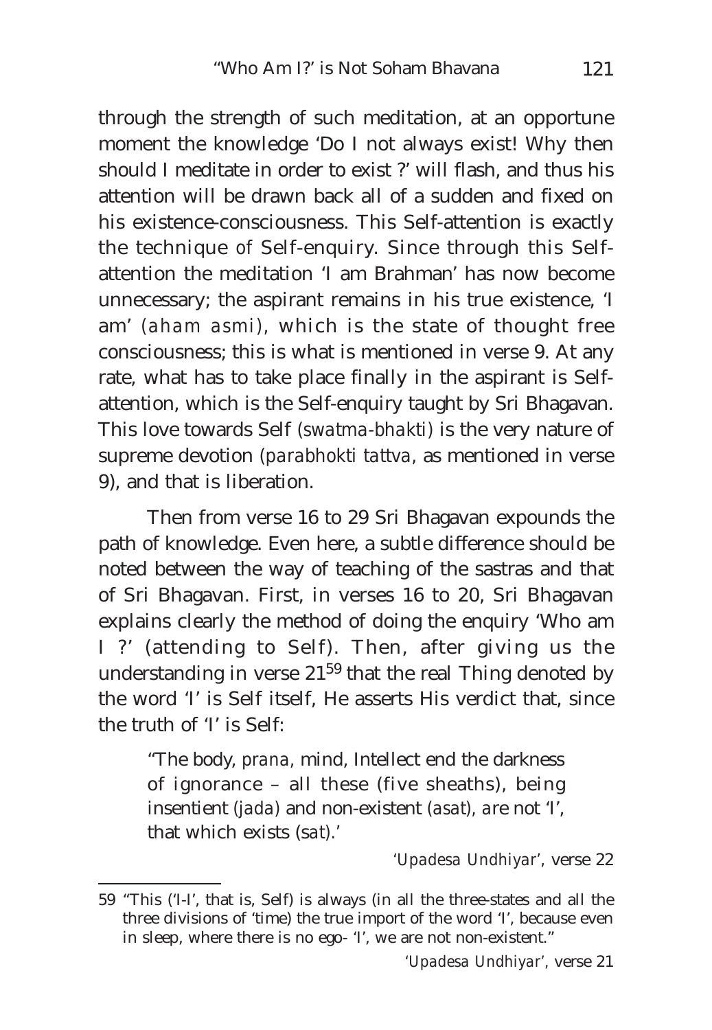through the strength of such meditation, at an opportune moment the knowledge 'Do I not always exist! Why then should I meditate in order to exist ?' will flash, and thus his attention will be drawn back all of a sudden and fixed on his existence-consciousness. This Self-attention is exactly the technique of Self-enquiry. Since through this Self-attention the meditation 'I am Brahman' has now become unnecessary; the aspirant remains in his true existence, 'I am' *(aham asmi)*, which is the state of thought free consciousness; this is what is mentioned in verse 9. At any rate, what has to take place finally in the aspirant is Self-attention, which is the Self-enquiry taught by Sri Bhagavan. This love towards Self *(swatma-bhakti)* is the very nature of supreme devotion *(parabhokti tattva*, as mentioned in verse 9), and that is liberation.

Then from verse 16 to 29 Sri Bhagavan expounds the path of knowledge. Even here, a subtle difference should be noted between the way of teaching of the sastras and that of Sri Bhagavan. First, in verses 16 to 20, Sri Bhagavan explains clearly the method of doing the enquiry 'Who am I ?' (attending to Self). Then, after giving us the understanding in verse 21[59] that the real Thing denoted by the word 'I' is Self itself, He asserts His verdict that, since the truth of 'I' is Self:

> "The body, *prana*, mind, Intellect end the darkness of ignorance – all these (five sheaths), being insentient *(jada)* and non-existent *(asat)*, are not 'I', that which exists *(sat)*.'
>
> *'Upadesa Undhiyar'*, verse 22

---

59 "This ('I-I', that is, Self) is always (in all the three-states and all the three divisions of 'time) the true import of the word 'I', because even in sleep, where there is no ego- 'I', we are not non-existent."

*'Upadesa Undhiyar'*, verse 21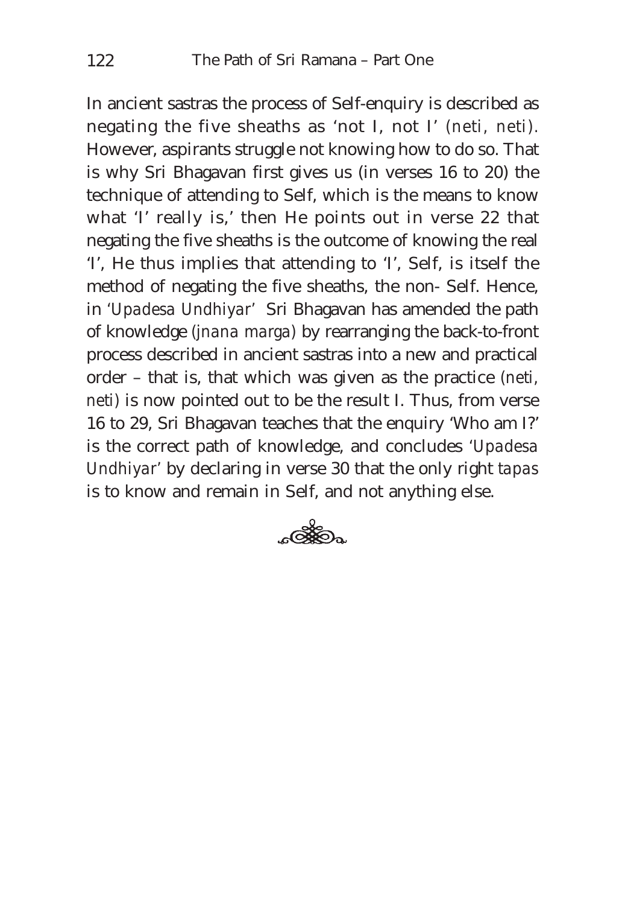In ancient sastras the process of Self-enquiry is described as negating the five sheaths as 'not I, not I' *(neti, neti)*. However, aspirants struggle not knowing how to do so. That is why Sri Bhagavan first gives us (in verses 16 to 20) the technique of attending to Self, which is the means to know what 'I' really is,' then He points out in verse 22 that negating the five sheaths is the outcome of knowing the real 'I', He thus implies that attending to 'I', Self, is itself the method of negating the five sheaths, the non- Self. Hence, in *'Upadesa Undhiyar'* Sri Bhagavan has amended the path of knowledge *(jnana marga)* by rearranging the back-to-front process described in ancient sastras into a new and practical order – that is, that which was given as the practice *(neti, neti)* is now pointed out to be the result I. Thus, from verse 16 to 29, Sri Bhagavan teaches that the enquiry 'Who am I?' is the correct path of knowledge, and concludes *'Upadesa Undhiyar'* by declaring in verse 30 that the only right *tapas* is to know and remain in Self, and not anything else.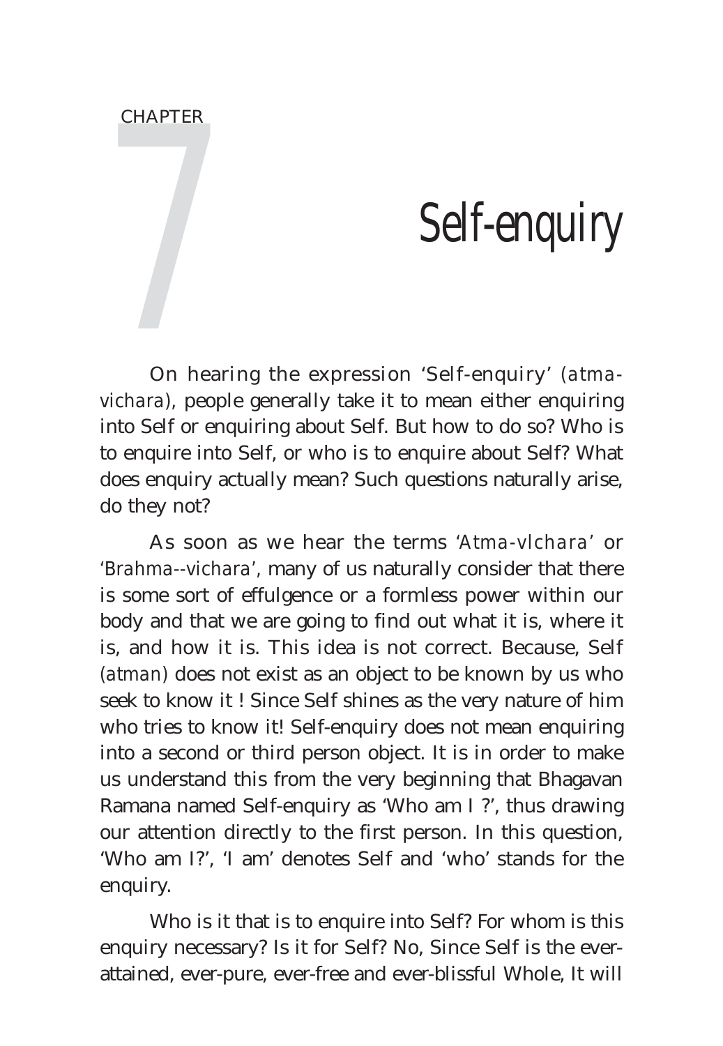CHAPTER 7

# Self-enquiry

On hearing the expression 'Self-enquiry' *(atma-vichara)*, people generally take it to mean either enquiring into Self or enquiring about Self. But how to do so? Who is to enquire into Self, or who is to enquire about Self? What does enquiry actually mean? Such questions naturally arise, do they not?

As soon as we hear the terms '*Atma-vlchara*' or '*Brahma--vichara*', many of us naturally consider that there is some sort of effulgence or a formless power within our body and that we are going to find out what it is, where it is, and how it is. This idea is not correct. Because, Self *(atman)* does not exist as an object to be known by us who seek to know it ! Since Self shines as the very nature of him who tries to know it! Self-enquiry does not mean enquiring into a second or third person object. It is in order to make us understand this from the very beginning that Bhagavan Ramana named Self-enquiry as 'Who am I ?', thus drawing our attention directly to the first person. In this question, 'Who am I?', 'I am' denotes Self and 'who' stands for the enquiry.

Who is it that is to enquire into Self? For whom is this enquiry necessary? Is it for Self? No, Since Self is the ever-attained, ever-pure, ever-free and ever-blissful Whole, It will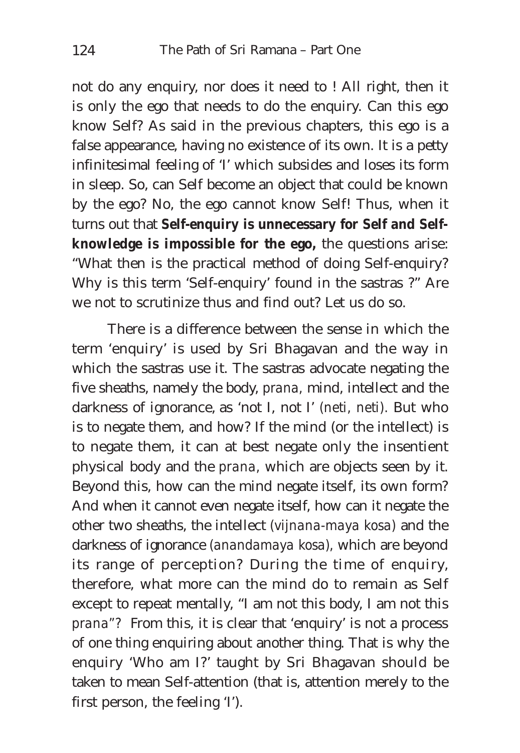not do any enquiry, nor does it need to ! All right, then it is only the ego that needs to do the enquiry. Can this ego know Self? As said in the previous chapters, this ego is a false appearance, having no existence of its own. It is a petty infinitesimal feeling of 'I' which subsides and loses its form in sleep. So, can Self become an object that could be known by the ego? No, the ego cannot know Self! Thus, when it turns out that **Self-enquiry is unnecessary for Self and Self-knowledge is impossible for the ego,** the questions arise: "What then is the practical method of doing Self-enquiry? Why is this term 'Self-enquiry' found in the sastras ?" Are we not to scrutinize thus and find out? Let us do so.

There is a difference between the sense in which the term 'enquiry' is used by Sri Bhagavan and the way in which the sastras use it. The sastras advocate negating the five sheaths, namely the body, *prana*, mind, intellect and the darkness of ignorance, as 'not I, not I' *(neti, neti)*. But who is to negate them, and how? If the mind (or the intellect) is to negate them, it can at best negate only the insentient physical body and the *prana*, which are objects seen by it. Beyond this, how can the mind negate itself, its own form? And when it cannot even negate itself, how can it negate the other two sheaths, the intellect *(vijnana-maya kosa)* and the darkness of ignorance *(anandamaya kosa)*, which are beyond its range of perception? During the time of enquiry, therefore, what more can the mind do to remain as Self except to repeat mentally, "I am not this body, I am not this *prana*"? From this, it is clear that 'enquiry' is not a process of one thing enquiring about another thing. That is why the enquiry 'Who am I?' taught by Sri Bhagavan should be taken to mean Self-attention (that is, attention merely to the first person, the feeling 'I').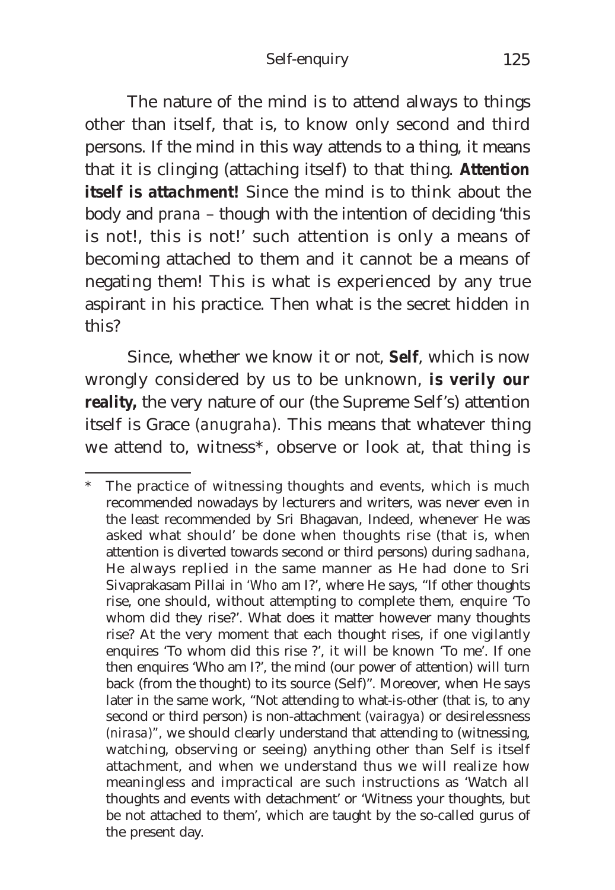The nature of the mind is to attend always to things other than itself, that is, to know only second and third persons. If the mind in this way attends to a thing, it means that it is clinging (attaching itself) to that thing. **Attention itself is attachment!** Since the mind is to think about the body and *prana* – though with the intention of deciding 'this is not!, this is not!' such attention is only a means of becoming attached to them and it cannot be a means of negating them! This is what is experienced by any true aspirant in his practice. Then what is the secret hidden in this?

Since, whether we know it or not, **Self**, which is now wrongly considered by us to be unknown, **is verily our reality,** the very nature of our (the Supreme Self's) attention itself is Grace *(anugraha)*. This means that whatever thing we attend to, witness*, observe or look at, that thing is

---

\* The practice of witnessing thoughts and events, which is much recommended nowadays by lecturers and writers, was never even in the least recommended by Sri Bhagavan, Indeed, whenever He was asked what should' be done when thoughts rise (that is, when attention is diverted towards second or third persons) during *sadhana*, He always replied in the same manner as He had done to Sri Sivaprakasam Pillai in '*Who* am I?', where He says, "If other thoughts rise, one should, without attempting to complete them, enquire 'To whom did they rise?'. What does it matter however many thoughts rise? At the very moment that each thought rises, if one vigilantly enquires 'To whom did this rise ?', it will be known 'To me'. If one then enquires 'Who am I?', the mind (our power of attention) will turn back (from the thought) to its source (Self)". Moreover, when He says later in the same work, "Not attending to what-is-other (that is, to any second or third person) is non-attachment *(vairagya)* or desirelessness *(nirasa)*", we should clearly understand that attending to (witnessing, watching, observing or seeing) anything other than Self is itself attachment, and when we understand thus we will realize how meaningless and impractical are such instructions as 'Watch all thoughts and events with detachment' or 'Witness your thoughts, but be not attached to them', which are taught by the so-called gurus of the present day.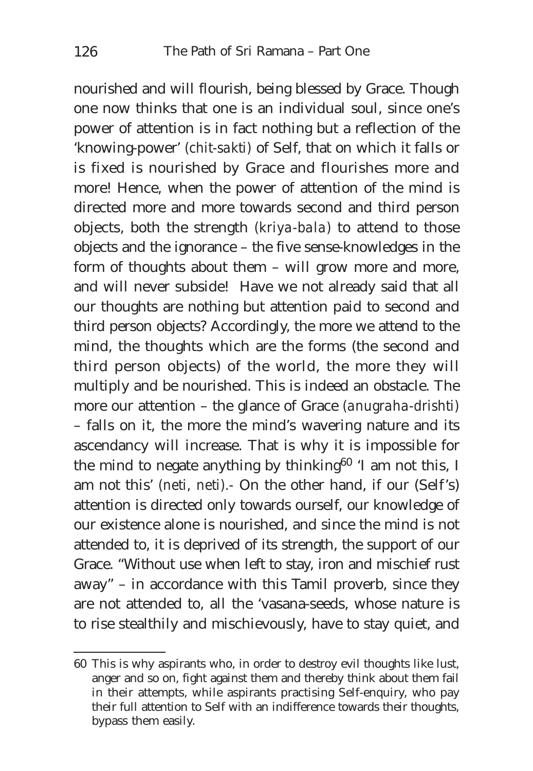nourished and will flourish, being blessed by Grace. Though one now thinks that one is an individual soul, since one's power of attention is in fact nothing but a reflection of the 'knowing-power' (*chit-sakti*) of Self, that on which it falls or is fixed is nourished by Grace and flourishes more and more! Hence, when the power of attention of the mind is directed more and more towards second and third person objects, both the strength (*kriya-bala*) to attend to those objects and the ignorance – the five sense-knowledges in the form of thoughts about them – will grow more and more, and will never subside! Have we not already said that all our thoughts are nothing but attention paid to second and third person objects? Accordingly, the more we attend to the mind, the thoughts which are the forms (the second and third person objects) of the world, the more they will multiply and be nourished. This is indeed an obstacle. The more our attention – the glance of Grace (*anugraha-drishti*) – falls on it, the more the mind's wavering nature and its ascendancy will increase. That is why it is impossible for the mind to negate anything by thinking[60] 'I am not this, I am not this' (*neti, neti*).- On the other hand, if our (Self's) attention is directed only towards ourself, our knowledge of our existence alone is nourished, and since the mind is not attended to, it is deprived of its strength, the support of our Grace. "Without use when left to stay, iron and mischief rust away" – in accordance with this Tamil proverb, since they are not attended to, all the 'vasana-seeds, whose nature is to rise stealthily and mischievously, have to stay quiet, and

---

60 This is why aspirants who, in order to destroy evil thoughts like lust, anger and so on, fight against them and thereby think about them fail in their attempts, while aspirants practising Self-enquiry, who pay their full attention to Self with an indifference towards their thoughts, bypass them easily.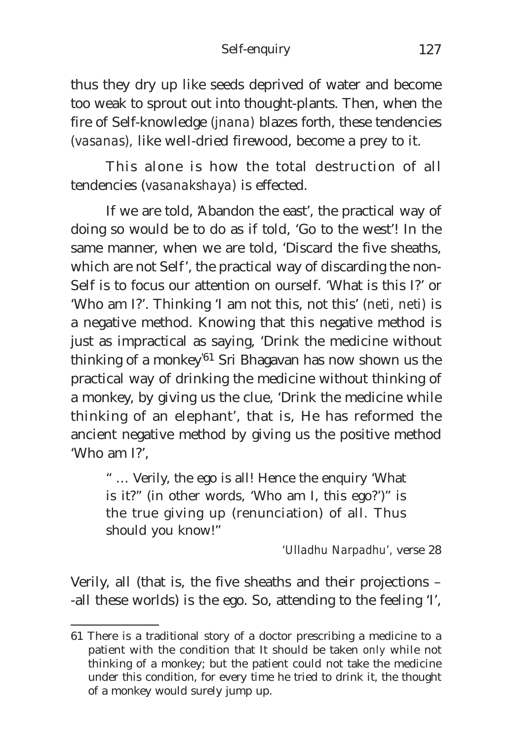thus they dry up like seeds deprived of water and become too weak to sprout out into thought-plants. Then, when the fire of Self-knowledge (*jnana*) blazes forth, these tendencies (*vasanas*), like well-dried firewood, become a prey to it.

This alone is how the total destruction of all tendencies (*vasanakshaya*) is effected.

If we are told, 'Abandon the east', the practical way of doing so would be to do as if told, 'Go to the west'! In the same manner, when we are told, 'Discard the five sheaths, which are not Self', the practical way of discarding the non-Self is to focus our attention on ourself. 'What is this I?' or 'Who am I?'. Thinking 'I am not this, not this' (*neti, neti*) is a negative method. Knowing that this negative method is just as impractical as saying, 'Drink the medicine without thinking of a monkey'[61] Sri Bhagavan has now shown us the practical way of drinking the medicine without thinking of a monkey, by giving us the clue, 'Drink the medicine while thinking of an elephant', that is, He has reformed the ancient negative method by giving us the positive method 'Who am I?',

> " … Verily, the ego is all! Hence the enquiry 'What is it?" (in other words, 'Who am I, this ego?')" is the true giving up (renunciation) of all. Thus should you know!"
>
> *'Ulladhu Narpadhu'*, verse 28

Verily, all (that is, the five sheaths and their projections – -all these worlds) is the ego. So, attending to the feeling 'I',

---

61 There is a traditional story of a doctor prescribing a medicine to a patient with the condition that It should be taken *only* while not thinking of a monkey; but the patient could not take the medicine under this condition, for every time he tried to drink it, the thought of a monkey would surely jump up.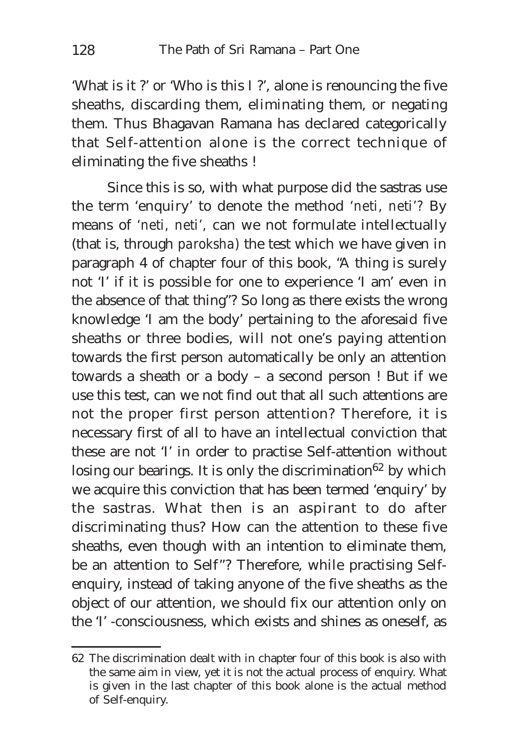'What is it ?' or 'Who is this I ?', alone is renouncing the five sheaths, discarding them, eliminating them, or negating them. Thus Bhagavan Ramana has declared categorically that Self-attention alone is the correct technique of eliminating the five sheaths !

Since this is so, with what purpose did the sastras use the term 'enquiry' to denote the method '*neti, neti*'? By means of '*neti, neti*', can we not formulate intellectually (that is, through *paroksha*) the test which we have given in paragraph 4 of chapter four of this book, "A thing is surely not 'I' if it is possible for one to experience 'I am' even in the absence of that thing"? So long as there exists the wrong knowledge 'I am the body' pertaining to the aforesaid five sheaths or three bodies, will not one's paying attention towards the first person automatically be only an attention towards a sheath or a body – a second person ! But if we use this test, can we not find out that all such attentions are not the proper first person attention? Therefore, it is necessary first of all to have an intellectual conviction that these are not 'I' in order to practise Self-attention without losing our bearings. It is only the discrimination[62] by which we acquire this conviction that has been termed 'enquiry' by the sastras. What then is an aspirant to do after discriminating thus? How can the attention to these five sheaths, even though with an intention to eliminate them, be an attention to Self"? Therefore, while practising Self-enquiry, instead of taking anyone of the five sheaths as the object of our attention, we should fix our attention only on the 'I' -consciousness, which exists and shines as oneself, as

62 The discrimination dealt with in chapter four of this book is also with the same aim in view, yet it is not the actual process of enquiry. What is given in the last chapter of this book alone is the actual method of Self-enquiry.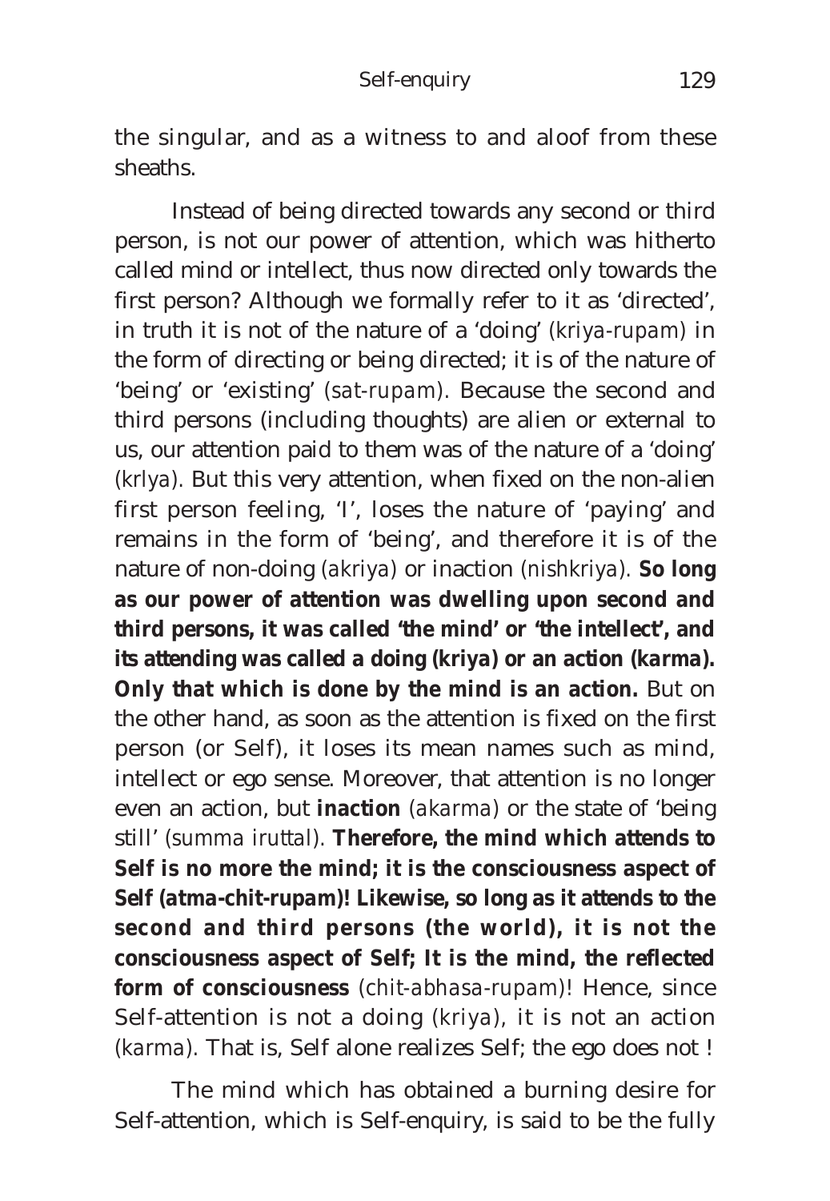the singular, and as a witness to and aloof from these sheaths.

Instead of being directed towards any second or third person, is not our power of attention, which was hitherto called mind or intellect, thus now directed only towards the first person? Although we formally refer to it as 'directed', in truth it is not of the nature of a 'doing' (*kriya-rupam*) in the form of directing or being directed; it is of the nature of 'being' or 'existing' (*sat-rupam*). Because the second and third persons (including thoughts) are alien or external to us, our attention paid to them was of the nature of a 'doing' (*krlya*). But this very attention, when fixed on the non-alien first person feeling, 'I', loses the nature of 'paying' and remains in the form of 'being', and therefore it is of the nature of non-doing (*akriya*) or inaction (*nishkriya*). **So long as our power of attention was dwelling upon second and third persons, it was called 'the mind' or 'the intellect', and its attending was called a doing (kriya) or an action (karma). Only that which is done by the mind is an action.** But on the other hand, as soon as the attention is fixed on the first person (or Self), it loses its mean names such as mind, intellect or ego sense. Moreover, that attention is no longer even an action, but **inaction** (*akarma*) or the state of 'being still' (*summa iruttal*). **Therefore, the mind which attends to Self is no more the mind; it is the consciousness aspect of Self (atma-chit-rupam)! Likewise, so long as it attends to the second and third persons (the world), it is not the consciousness aspect of Self; It is the mind, the reflected form of consciousness** (*chit-abhasa-rupam*)! Hence, since Self-attention is not a doing (*kriya*), it is not an action (*karma*). That is, Self alone realizes Self; the ego does not !

The mind which has obtained a burning desire for Self-attention, which is Self-enquiry, is said to be the fully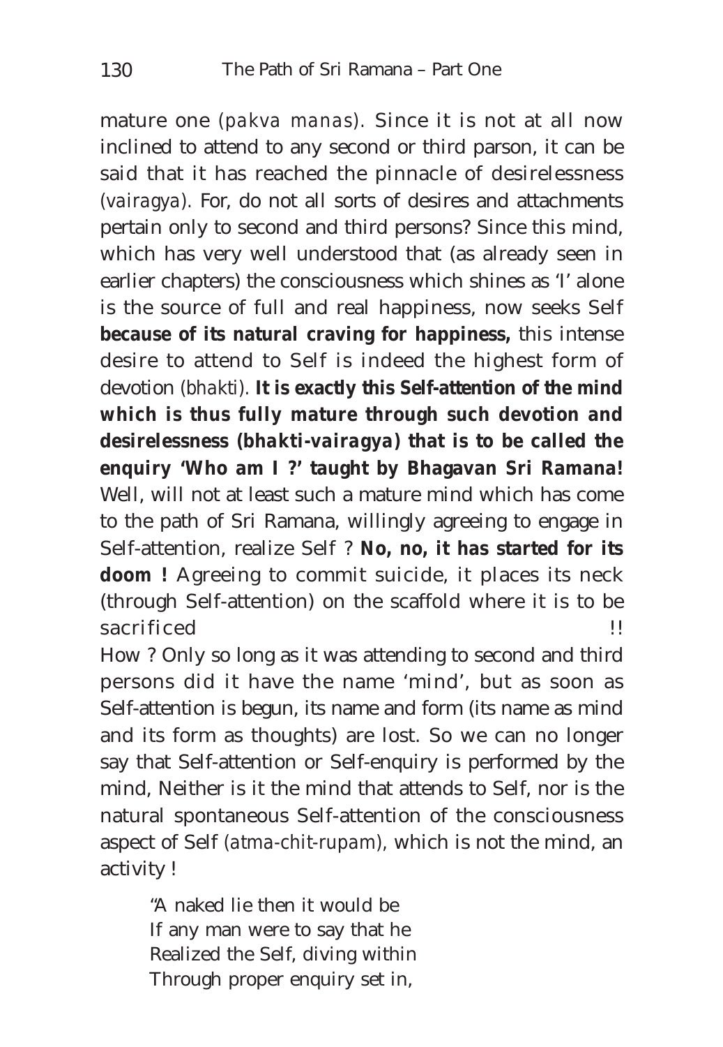mature one (*pakva manas*). Since it is not at all now inclined to attend to any second or third parson, it can be said that it has reached the pinnacle of desirelessness (*vairagya*). For, do not all sorts of desires and attachments pertain only to second and third persons? Since this mind, which has very well understood that (as already seen in earlier chapters) the consciousness which shines as 'I' alone is the source of full and real happiness, now seeks Self **because of its natural craving for happiness,** this intense desire to attend to Self is indeed the highest form of devotion (*bhakti*). **It is exactly this Self-attention of the mind which is thus fully mature through such devotion and desirelessness (bhakti-vairagya) that is to be called the enquiry 'Who am I ?' taught by Bhagavan Sri Ramana!** Well, will not at least such a mature mind which has come to the path of Sri Ramana, willingly agreeing to engage in Self-attention, realize Self ? **No, no, it has started for its doom !** Agreeing to commit suicide, it places its neck (through Self-attention) on the scaffold where it is to be sacrificed !!

How ? Only so long as it was attending to second and third persons did it have the name 'mind', but as soon as Self-attention is begun, its name and form (its name as mind and its form as thoughts) are lost. So we can no longer say that Self-attention or Self-enquiry is performed by the mind, Neither is it the mind that attends to Self, nor is the natural spontaneous Self-attention of the consciousness aspect of Self (*atma-chit-rupam*), which is not the mind, an activity !

> "A naked lie then it would be
> If any man were to say that he
> Realized the Self, diving within
> Through proper enquiry set in,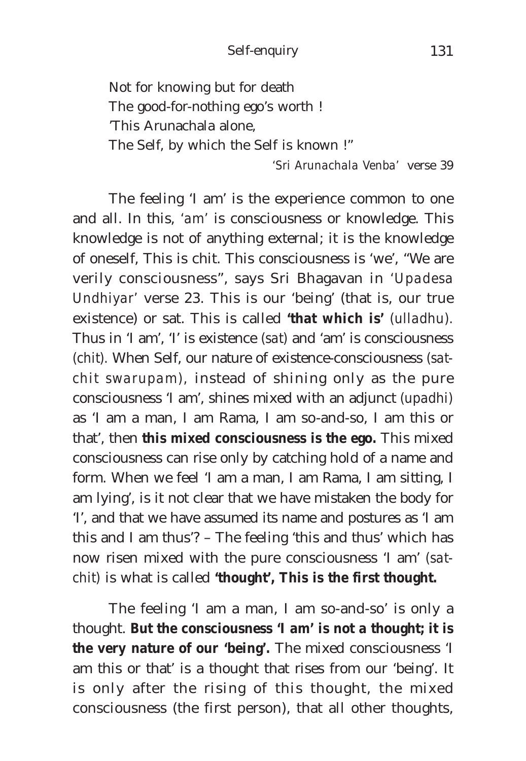Not for knowing but for death
The good-for-nothing ego's worth !
'This Arunachala alone,
The Self, by which the Self is known !"

*'Sri Arunachala Venba'* verse 39

The feeling 'I am' is the experience common to one and all. In this, '*am*' is consciousness or knowledge. This knowledge is not of anything external; it is the knowledge of oneself, This is chit. This consciousness is 'we', "We are verily consciousness", says Sri Bhagavan in '*Upadesa Undhiyar*' verse 23. This is our 'being' (that is, our true existence) or sat. This is called **'that which is'** *(ulladhu)*. Thus in 'I am', 'I' is existence *(sat)* and 'am' is consciousness *(chit)*. When Self, our nature of existence-consciousness *(sat-chit swarupam)*, instead of shining only as the pure consciousness 'I am', shines mixed with an adjunct *(upadhi)* as 'I am a man, I am Rama, I am so-and-so, I am this or that', then **this mixed consciousness is the ego.** This mixed consciousness can rise only by catching hold of a name and form. When we feel 'I am a man, I am Rama, I am sitting, I am lying', is it not clear that we have mistaken the body for 'I', and that we have assumed its name and postures as 'I am this and I am thus'? – The feeling 'this and thus' which has now risen mixed with the pure consciousness 'I am' *(sat-chit)* is what is called **'thought', This is the first thought.**

The feeling 'I am a man, I am so-and-so' is only a thought. **But the consciousness 'I am' is not a thought; it is the very nature of our 'being'.** The mixed consciousness 'I am this or that' is a thought that rises from our 'being'. It is only after the rising of this thought, the mixed consciousness (the first person), that all other thoughts,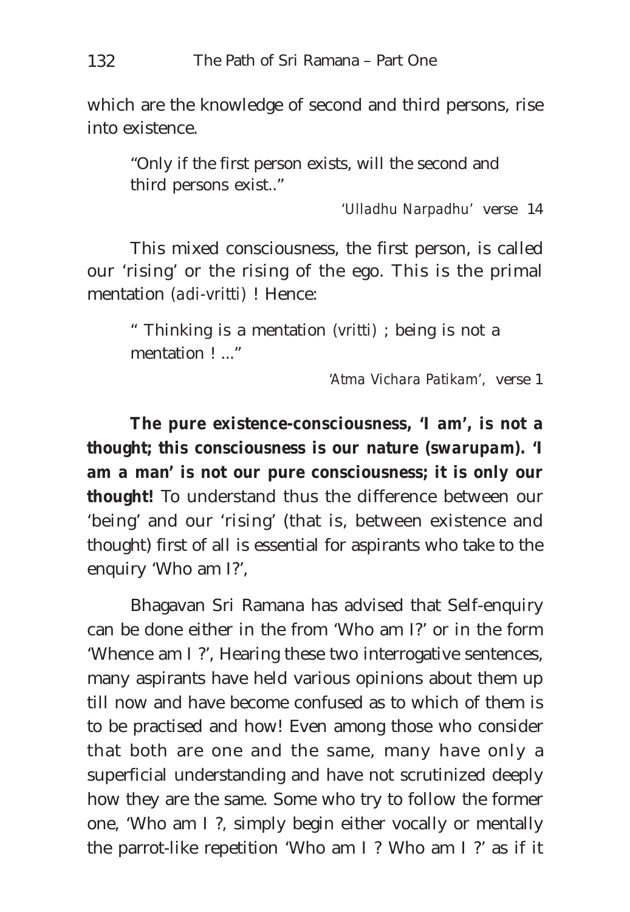which are the knowledge of second and third persons, rise into existence.

> "Only if the first person exists, will the second and third persons exist.."
>
> *'Ulladhu Narpadhu'* verse 14

This mixed consciousness, the first person, is called our 'rising' or the rising of the ego. This is the primal mentation (*adi-vritti*) ! Hence:

> " Thinking is a mentation (*vritti*) ; being is not a mentation ! ..."
>
> *'Atma Vichara Patikam'*, verse 1

**The pure existence-consciousness, 'I am', is not a thought; this consciousness is our nature (*swarupam*). 'I am a man' is not our pure consciousness; it is only our thought!** To understand thus the difference between our 'being' and our 'rising' (that is, between existence and thought) first of all is essential for aspirants who take to the enquiry 'Who am I?',

Bhagavan Sri Ramana has advised that Self-enquiry can be done either in the from 'Who am I?' or in the form 'Whence am I ?', Hearing these two interrogative sentences, many aspirants have held various opinions about them up till now and have become confused as to which of them is to be practised and how! Even among those who consider that both are one and the same, many have only a superficial understanding and have not scrutinized deeply how they are the same. Some who try to follow the former one, 'Who am I ?, simply begin either vocally or mentally the parrot-like repetition 'Who am I ? Who am I ?' as if it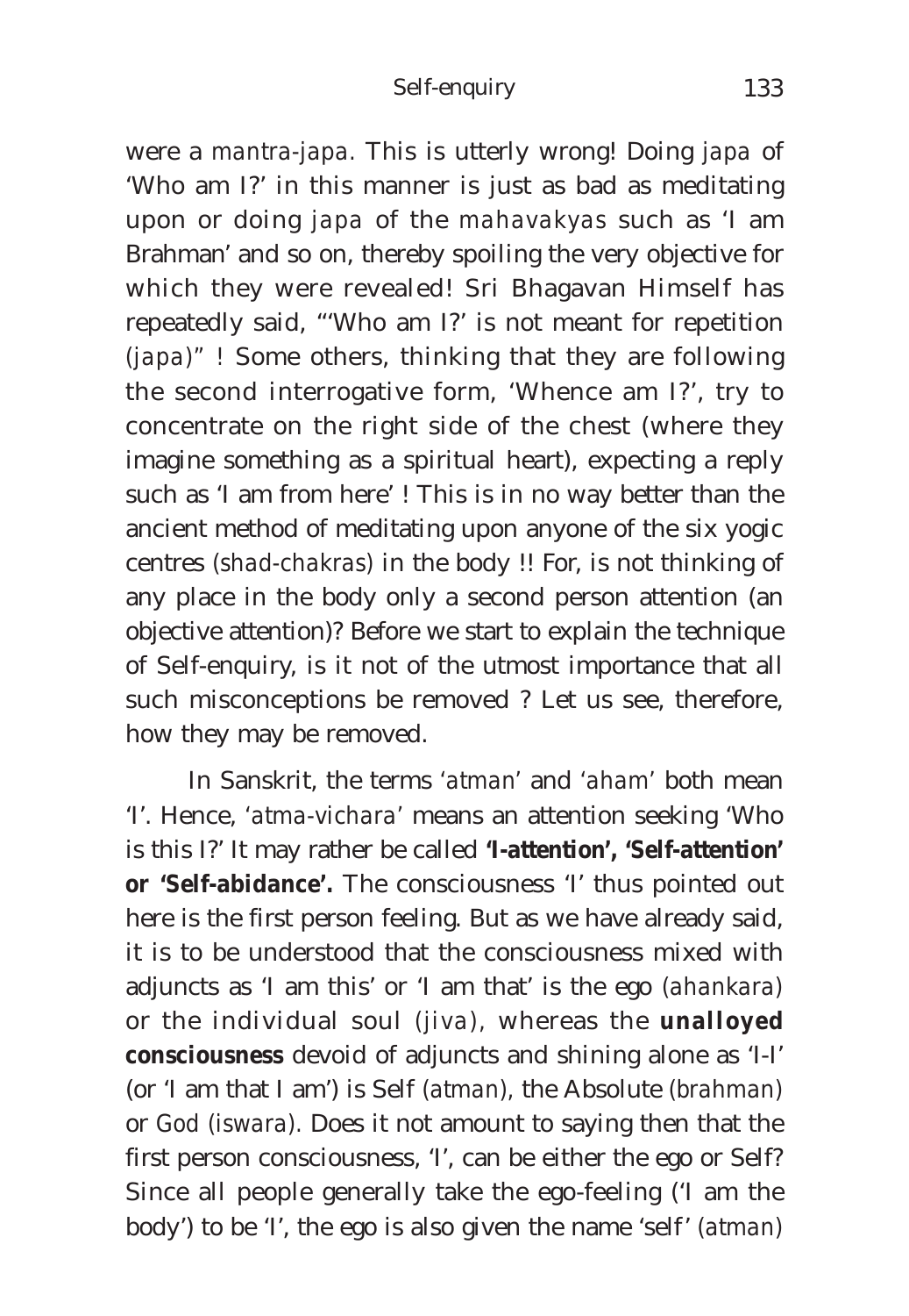were a *mantra-japa*. This is utterly wrong! Doing *japa* of 'Who am I?' in this manner is just as bad as meditating upon or doing *japa* of the *mahavakyas* such as 'I am Brahman' and so on, thereby spoiling the very objective for which they were revealed! Sri Bhagavan Himself has repeatedly said, "'Who am I?' is not meant for repetition (*japa*)" ! Some others, thinking that they are following the second interrogative form, 'Whence am I?', try to concentrate on the right side of the chest (where they imagine something as a spiritual heart), expecting a reply such as 'I am from here' ! This is in no way better than the ancient method of meditating upon anyone of the six yogic centres (*shad-chakras*) in the body !! For, is not thinking of any place in the body only a second person attention (an objective attention)? Before we start to explain the technique of Self-enquiry, is it not of the utmost importance that all such misconceptions be removed ? Let us see, therefore, how they may be removed.

In Sanskrit, the terms '*atman*' and '*aham*' both mean 'I'. Hence, '*atma-vichara*' means an attention seeking 'Who is this I?' It may rather be called **'I-attention', 'Self-attention' or 'Self-abidance'.** The consciousness 'I' thus pointed out here is the first person feeling. But as we have already said, it is to be understood that the consciousness mixed with adjuncts as 'I am this' or 'I am that' is the ego (*ahankara*) or the individual soul (*jiva*), whereas the **unalloyed consciousness** devoid of adjuncts and shining alone as 'I-I' (or 'I am that I am') is Self (*atman*), the Absolute (*brahman*) or God (*iswara*). Does it not amount to saying then that the first person consciousness, 'I', can be either the ego or Self? Since all people generally take the ego-feeling ('I am the body') to be 'I', the ego is also given the name 'self' (*atman*)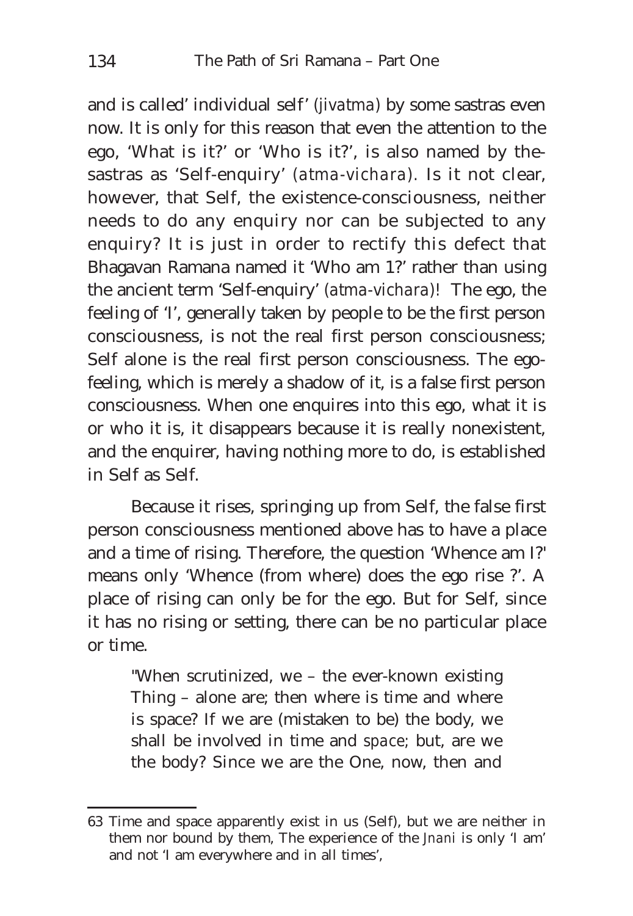and is called' individual self' *(jivatma)* by some sastras even now. It is only for this reason that even the attention to the ego, 'What is it?' or 'Who is it?', is also named by the-sastras as 'Self-enquiry' *(atma-vichara).* Is it not clear, however, that Self, the existence-consciousness, neither needs to do any enquiry nor can be subjected to any enquiry? It is just in order to rectify this defect that Bhagavan Ramana named it 'Who am 1?' rather than using the ancient term 'Self-enquiry' *(atma-vichara)!* The ego, the feeling of 'I', generally taken by people to be the first person consciousness, is not the real first person consciousness; Self alone is the real first person consciousness. The ego-feeling, which is merely a shadow of it, is a false first person consciousness. When one enquires into this ego, what it is or who it is, it disappears because it is really nonexistent, and the enquirer, having nothing more to do, is established in Self as Self.

Because it rises, springing up from Self, the false first person consciousness mentioned above has to have a place and a time of rising. Therefore, the question 'Whence am I?' means only 'Whence (from where) does the ego rise ?'. A place of rising can only be for the ego. But for Self, since it has no rising or setting, there can be no particular place or time.

> "When scrutinized, we – the ever-known existing Thing – alone are; then where is time and where is space? If we are (mistaken to be) the body, we shall be involved in time and *space;* but, are we the body? Since we are the One, now, then and

---

63 Time and space apparently exist in us (Self), but we are neither in them nor bound by them, The experience of the *Jnani* is only 'I am' and not 'I am everywhere and in all times',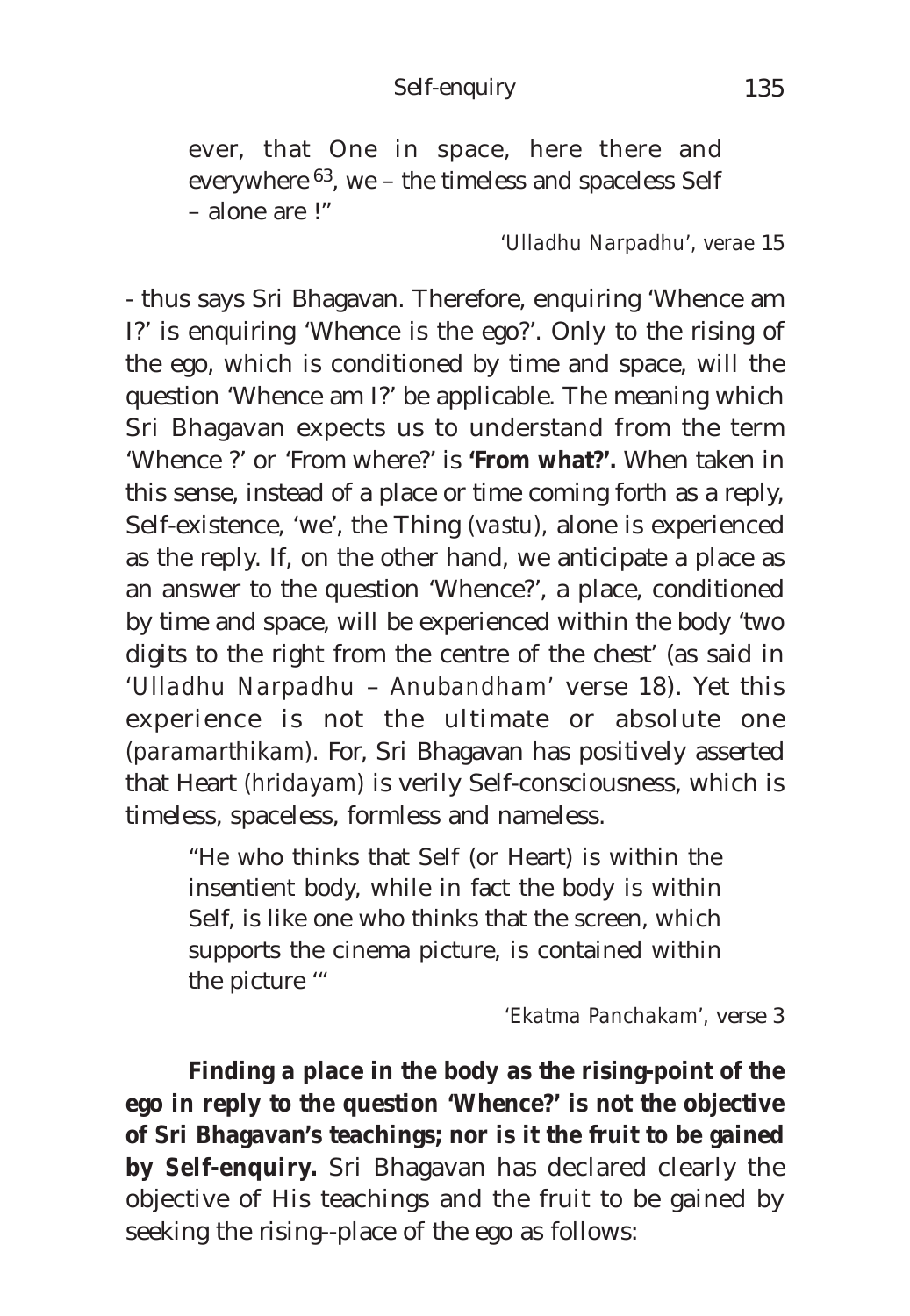> ever, that One in space, here there and everywhere [63], we – the timeless and spaceless Self – alone are !"
>
> *'Ulladhu Narpadhu'*, verae 15

- thus says Sri Bhagavan. Therefore, enquiring 'Whence am I?' is enquiring 'Whence is the ego?'. Only to the rising of the ego, which is conditioned by time and space, will the question 'Whence am I?' be applicable. The meaning which Sri Bhagavan expects us to understand from the term 'Whence ?' or 'From where?' is **'From what?'.** When taken in this sense, instead of a place or time coming forth as a reply, Self-existence, 'we', the Thing *(vastu),* alone is experienced as the reply. If, on the other hand, we anticipate a place as an answer to the question 'Whence?', a place, conditioned by time and space, will be experienced within the body 'two digits to the right from the centre of the chest' (as said in *'Ulladhu Narpadhu – Anubandham'* verse 18). Yet this experience is not the ultimate or absolute one *(paramarthikam).* For, Sri Bhagavan has positively asserted that Heart *(hridayam)* is verily Self-consciousness, which is timeless, spaceless, formless and nameless.

> "He who thinks that Self (or Heart) is within the insentient body, while in fact the body is within Self, is like one who thinks that the screen, which supports the cinema picture, is contained within the picture '"
>
> *'Ekatma Panchakam'*, verse 3

**Finding a place in the body as the rising-point of the ego in reply to the question 'Whence?' is not the objective of Sri Bhagavan's teachings; nor is it the fruit to be gained by Self-enquiry.** Sri Bhagavan has declared clearly the objective of His teachings and the fruit to be gained by seeking the rising--place of the ego as follows: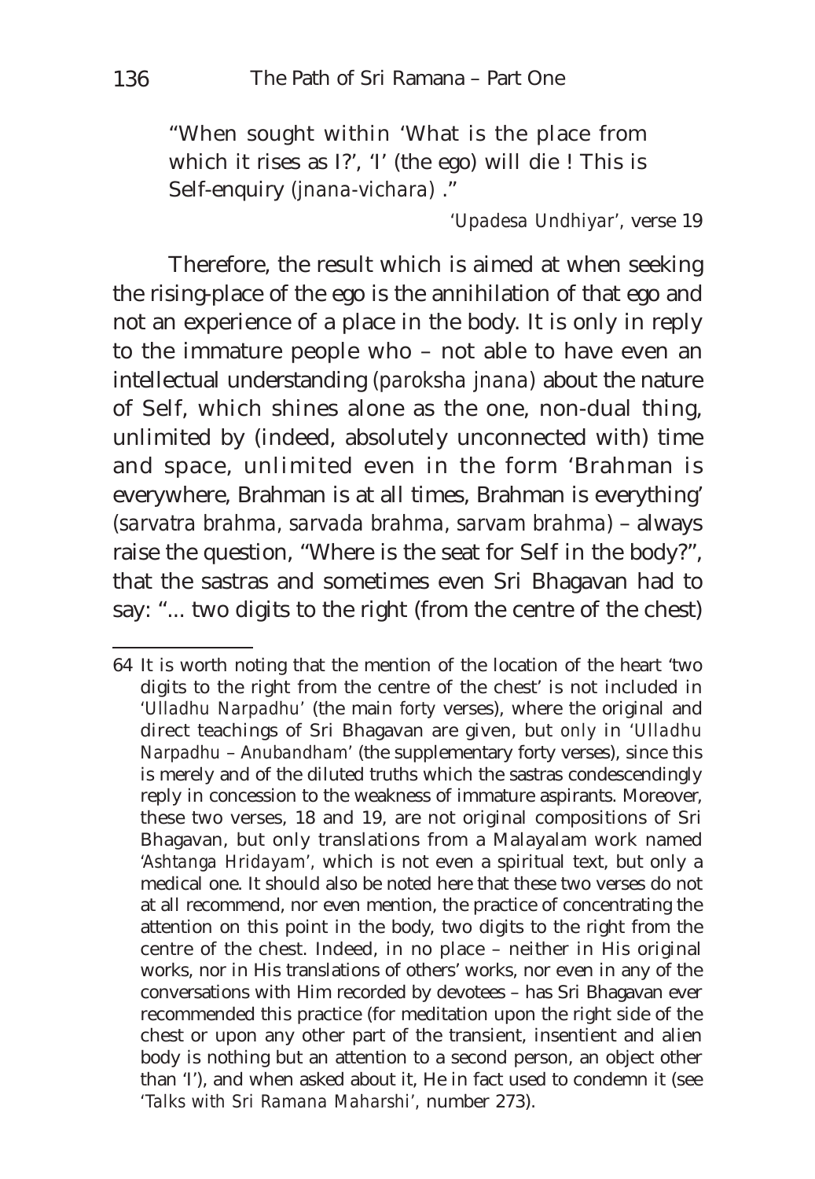"When sought within 'What is the place from which it rises as I?', 'I' (the ego) will die ! This is Self-enquiry *(jnana-vichara)* ."

*'Upadesa Undhiyar'*, verse 19

Therefore, the result which is aimed at when seeking the rising-place of the ego is the annihilation of that ego and not an experience of a place in the body. It is only in reply to the immature people who – not able to have even an intellectual understanding *(paroksha jnana)* about the nature of Self, which shines alone as the one, non-dual thing, unlimited by (indeed, absolutely unconnected with) time and space, unlimited even in the form 'Brahman is everywhere, Brahman is at all times, Brahman is everything' *(sarvatra brahma, sarvada brahma, sarvam brahma)* – always raise the question, "Where is the seat for Self in the body?", that the sastras and sometimes even Sri Bhagavan had to say: "... two digits to the right (from the centre of the chest)

---

64 It is worth noting that the mention of the location of the heart 'two digits to the right from the centre of the chest' is not included in *'Ulladhu Narpadhu'* (the main *forty* verses), where the original and direct teachings of Sri Bhagavan are given, but *only* in *'Ulladhu Narpadhu – Anubandham'* (the supplementary forty verses), since this is merely and of the diluted truths which the sastras condescendingly reply in concession to the weakness of immature aspirants. Moreover, these two verses, 18 and 19, are not original compositions of Sri Bhagavan, but only translations from a Malayalam work named *'Ashtanga Hridayam'*, which is not even a spiritual text, but only a medical one. It should also be noted here that these two verses do not at all recommend, nor even mention, the practice of concentrating the attention on this point in the body, two digits to the right from the centre of the chest. Indeed, in no place – neither in His original works, nor in His translations of others' works, nor even in any of the conversations with Him recorded by devotees – has Sri Bhagavan ever recommended this practice (for meditation upon the right side of the chest or upon any other part of the transient, insentient and alien body is nothing but an attention to a second person, an object other than 'I'), and when asked about it, He in fact used to condemn it (see *'Talks with Sri Ramana Maharshi'*, number 273).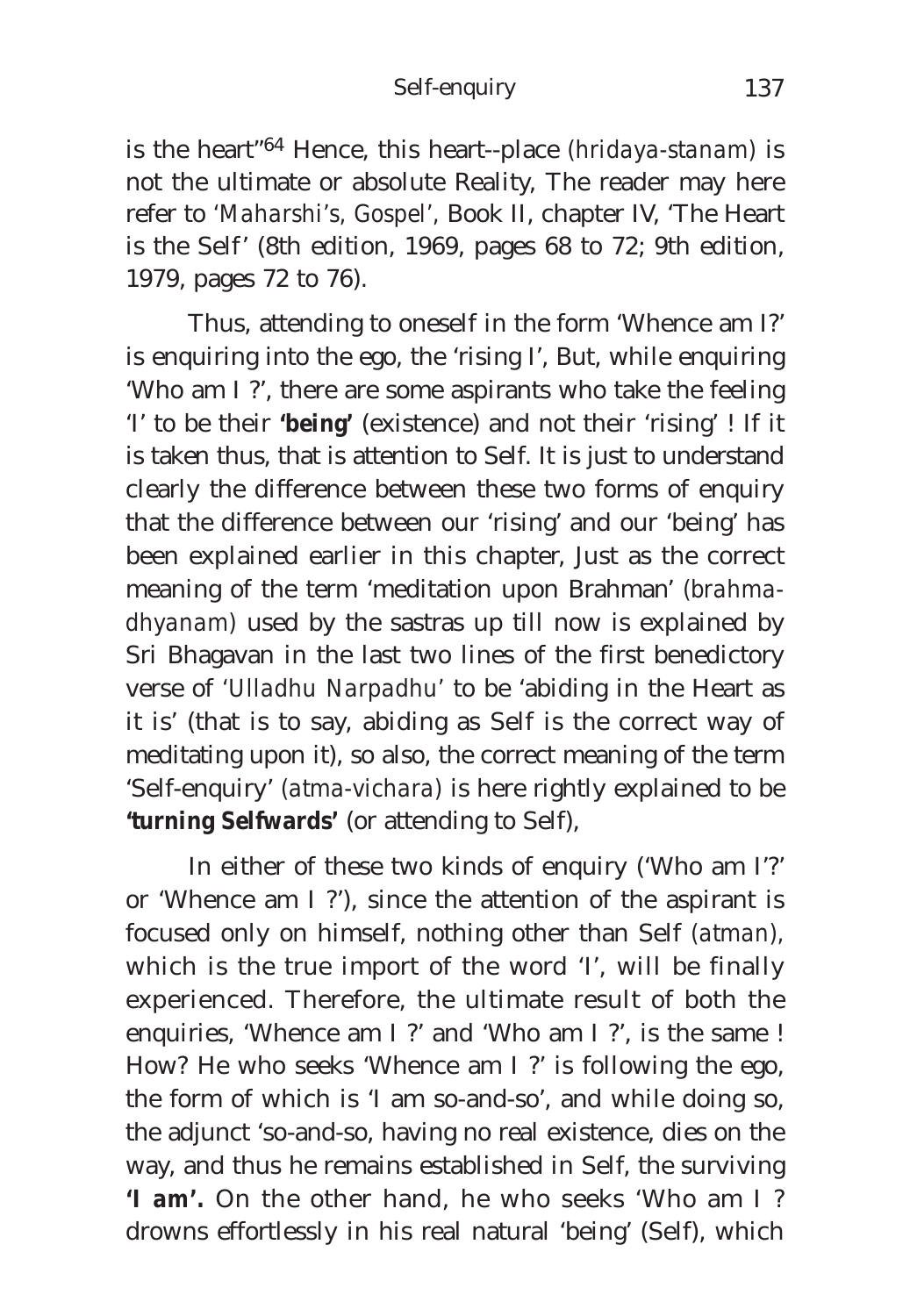is the heart"[64] Hence, this heart--place *(hridaya-stanam)* is not the ultimate or absolute Reality, The reader may here refer to *'Maharshi's, Gospel'*, Book II, chapter IV, 'The Heart is the Self' (8th edition, 1969, pages 68 to 72; 9th edition, 1979, pages 72 to 76).

Thus, attending to oneself in the form 'Whence am I?' is enquiring into the ego, the 'rising I', But, while enquiring 'Who am I ?', there are some aspirants who take the feeling 'I' to be their **'being'** (existence) and not their 'rising' ! If it is taken thus, that is attention to Self. It is just to understand clearly the difference between these two forms of enquiry that the difference between our 'rising' and our 'being' has been explained earlier in this chapter, Just as the correct meaning of the term 'meditation upon Brahman' *(brahma-dhyanam)* used by the sastras up till now is explained by Sri Bhagavan in the last two lines of the first benedictory verse of *'Ulladhu Narpadhu'* to be 'abiding in the Heart as it is' (that is to say, abiding as Self is the correct way of meditating upon it), so also, the correct meaning of the term 'Self-enquiry' *(atma-vichara)* is here rightly explained to be **'turning Selfwards'** (or attending to Self),

In either of these two kinds of enquiry ('Who am I'?' or 'Whence am I ?'), since the attention of the aspirant is focused only on himself, nothing other than Self *(atman)*, which is the true import of the word 'I', will be finally experienced. Therefore, the ultimate result of both the enquiries, 'Whence am I ?' and 'Who am I ?', is the same ! How? He who seeks 'Whence am I ?' is following the ego, the form of which is 'I am so-and-so', and while doing so, the adjunct 'so-and-so, having no real existence, dies on the way, and thus he remains established in Self, the surviving **'I am'.** On the other hand, he who seeks 'Who am I ? drowns effortlessly in his real natural 'being' (Self), which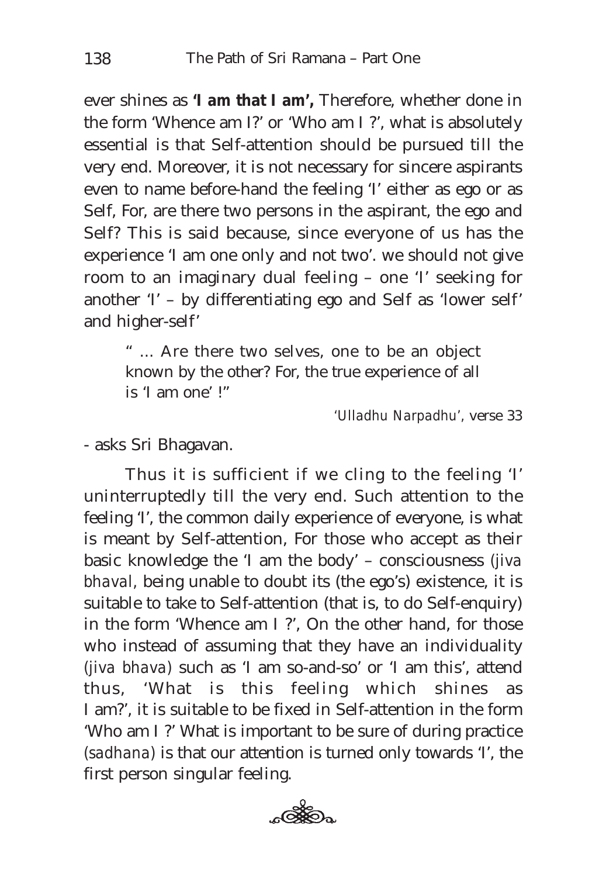ever shines as **'I am that I am',** Therefore, whether done in the form 'Whence am I?' or 'Who am I ?', what is absolutely essential is that Self-attention should be pursued till the very end. Moreover, it is not necessary for sincere aspirants even to name before-hand the feeling 'I' either as ego or as Self, For, are there two persons in the aspirant, the ego and Self? This is said because, since everyone of us has the experience 'I am one only and not two'. we should not give room to an imaginary dual feeling – one 'I' seeking for another 'I' – by differentiating ego and Self as 'lower self' and higher-self'

> " ... Are there two selves, one to be an object known by the other? For, the true experience of all is 'I am one' !"
>
> *'Ulladhu Narpadhu'*, verse 33

- asks Sri Bhagavan.

Thus it is sufficient if we cling to the feeling 'I' uninterruptedly till the very end. Such attention to the feeling 'I', the common daily experience of everyone, is what is meant by Self-attention, For those who accept as their basic knowledge the 'I am the body' – consciousness *(jiva bhaval*, being unable to doubt its (the ego's) existence, it is suitable to take to Self-attention (that is, to do Self-enquiry) in the form 'Whence am I ?', On the other hand, for those who instead of assuming that they have an individuality *(jiva bhava)* such as 'I am so-and-so' or 'I am this', attend thus, 'What is this feeling which shines as I am?', it is suitable to be fixed in Self-attention in the form 'Who am I ?' What is important to be sure of during practice *(sadhana)* is that our attention is turned only towards 'I', the first person singular feeling.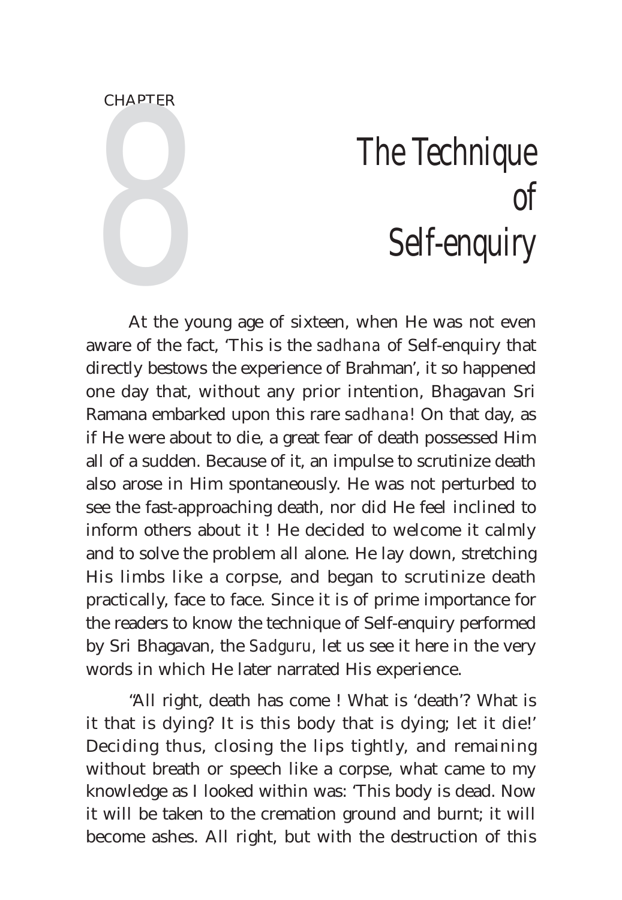CHAPTER 8

# The Technique of Self-enquiry

At the young age of sixteen, when He was not even aware of the fact, 'This is the *sadhana* of Self-enquiry that directly bestows the experience of Brahman', it so happened one day that, without any prior intention, Bhagavan Sri Ramana embarked upon this rare *sadhana*! On that day, as if He were about to die, a great fear of death possessed Him all of a sudden. Because of it, an impulse to scrutinize death also arose in Him spontaneously. He was not perturbed to see the fast-approaching death, nor did He feel inclined to inform others about it ! He decided to welcome it calmly and to solve the problem all alone. He lay down, stretching His limbs like a corpse, and began to scrutinize death practically, face to face. Since it is of prime importance for the readers to know the technique of Self-enquiry performed by Sri Bhagavan, the *Sadguru*, let us see it here in the very words in which He later narrated His experience.

"All right, death has come ! What is 'death'? What is it that is dying? It is this body that is dying; let it die!' Deciding thus, closing the lips tightly, and remaining without breath or speech like a corpse, what came to my knowledge as I looked within was: 'This body is dead. Now it will be taken to the cremation ground and burnt; it will become ashes. All right, but with the destruction of this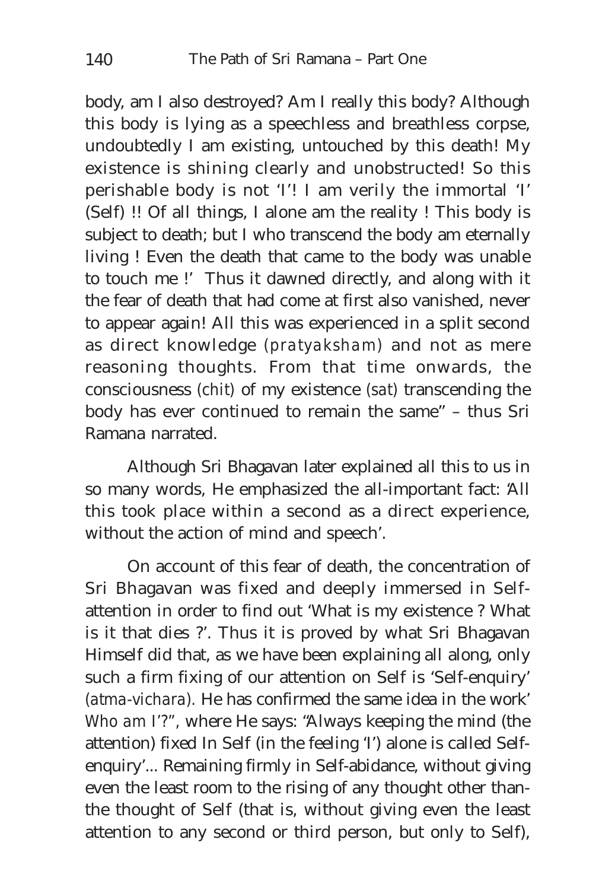body, am I also destroyed? Am I really this body? Although this body is lying as a speechless and breathless corpse, undoubtedly I am existing, untouched by this death! My existence is shining clearly and unobstructed! So this perishable body is not 'I'! I am verily the immortal 'I' (Self) !! Of all things, I alone am the reality ! This body is subject to death; but I who transcend the body am eternally living ! Even the death that came to the body was unable to touch me !' Thus it dawned directly, and along with it the fear of death that had come at first also vanished, never to appear again! All this was experienced in a split second as direct knowledge *(pratyaksham)* and not as mere reasoning thoughts. From that time onwards, the consciousness *(chit)* of my existence *(sat)* transcending the body has ever continued to remain the same" – thus Sri Ramana narrated.

Although Sri Bhagavan later explained all this to us in so many words, He emphasized the all-important fact: 'All this took place within a second as a direct experience, without the action of mind and speech'.

On account of this fear of death, the concentration of Sri Bhagavan was fixed and deeply immersed in Self-attention in order to find out 'What is my existence ? What is it that dies ?'. Thus it is proved by what Sri Bhagavan Himself did that, as we have been explaining all along, only such a firm fixing of our attention on Self is 'Self-enquiry' *(atma-vichara)*. He has confirmed the same idea in the work' *Who am I'?*", where He says: "Always keeping the mind (the attention) fixed In Self (in the feeling 'I') alone is called Self-enquiry'... Remaining firmly in Self-abidance, without giving even the least room to the rising of any thought other thanthe thought of Self (that is, without giving even the least attention to any second or third person, but only to Self),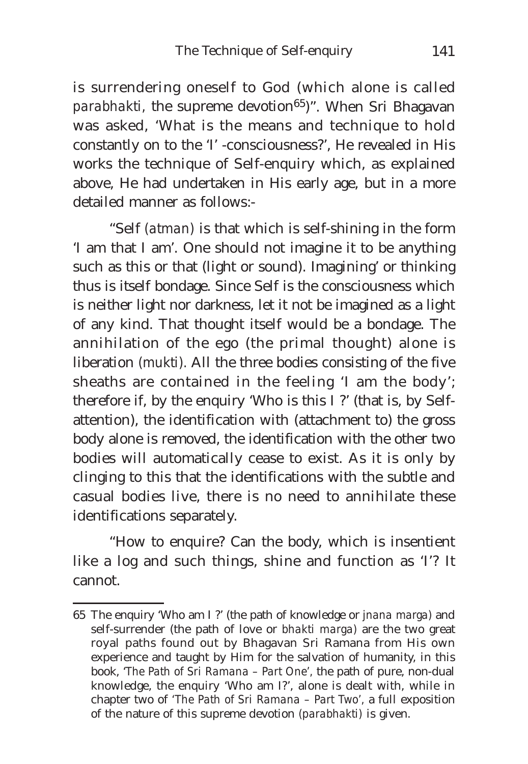is surrendering oneself to God (which alone is called *parabhakti*, the supreme devotion[65])". When Sri Bhagavan was asked, 'What is the means and technique to hold constantly on to the 'I' -consciousness?', He revealed in His works the technique of Self-enquiry which, as explained above, He had undertaken in His early age, but in a more detailed manner as follows:-

"Self *(atman)* is that which is self-shining in the form 'I am that I am'. One should not imagine it to be anything such as this or that (light or sound). Imagining' or thinking thus is itself bondage. Since Self is the consciousness which is neither light nor darkness, let it not be imagined as a light of any kind. That thought itself would be a bondage. The annihilation of the ego (the primal thought) alone is liberation *(mukti)*. All the three bodies consisting of the five sheaths are contained in the feeling 'I am the body'; therefore if, by the enquiry 'Who is this I ?' (that is, by Self-attention), the identification with (attachment to) the gross body alone is removed, the identification with the other two bodies will automatically cease to exist. As it is only by clinging to this that the identifications with the subtle and casual bodies live, there is no need to annihilate these identifications separately.

"How to enquire? Can the body, which is insentient like a log and such things, shine and function as 'I'? It cannot.

---

65 The enquiry 'Who am I ?' (the path of knowledge or *jnana marga*) and self-surrender (the path of love or *bhakti marga*) are the two great royal paths found out by Bhagavan Sri Ramana from His own experience and taught by Him for the salvation of humanity, in this book, '*The Path of Sri Ramana – Part One*', the path of pure, non-dual knowledge, the enquiry 'Who am I?', alone is dealt with, while in chapter two of '*The Path of Sri Ramana – Part Two*', a full exposition of the nature of this supreme devotion *(parabhakti)* is given.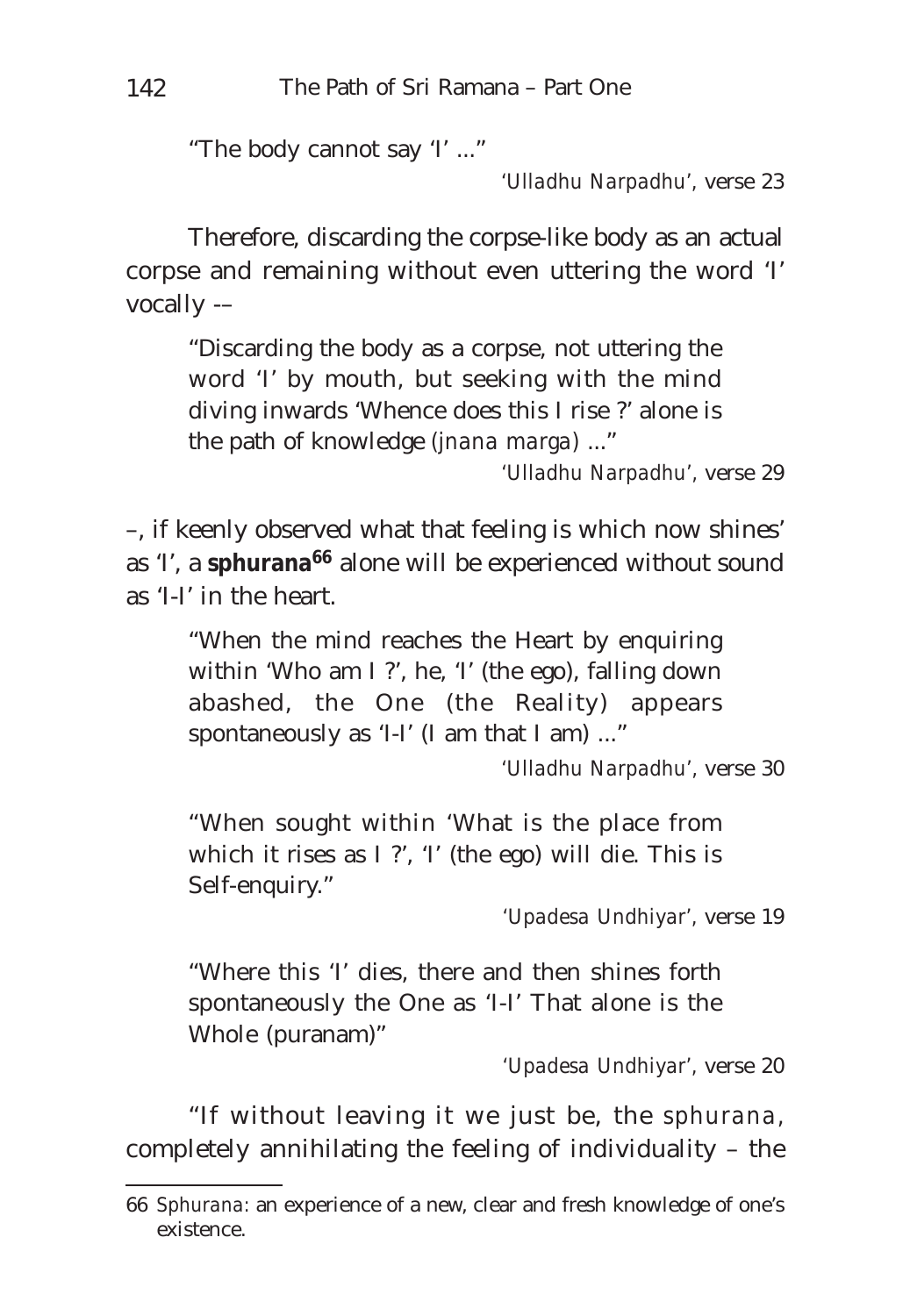> "The body cannot say 'I' ..."
>
> *'Ulladhu Narpadhu'*, verse 23

Therefore, discarding the corpse-like body as an actual corpse and remaining without even uttering the word 'I' vocally –-

> "Discarding the body as a corpse, not uttering the word 'I' by mouth, but seeking with the mind diving inwards 'Whence does this I rise ?' alone is the path of knowledge *(jnana marga)* ..."
>
> *'Ulladhu Narpadhu'*, verse 29

–, if keenly observed what that feeling is which now shines' as 'I', a **sphurana**[66] alone will be experienced without sound as 'I-I' in the heart.

> "When the mind reaches the Heart by enquiring within 'Who am I ?', he, 'I' (the ego), falling down abashed, the One (the Reality) appears spontaneously as 'I-I' (I am that I am) ..."
>
> *'Ulladhu Narpadhu'*, verse 30

> "When sought within 'What is the place from which it rises as I ?', 'I' (the ego) will die. This is Self-enquiry."
>
> *'Upadesa Undhiyar'*, verse 19

> "Where this 'I' dies, there and then shines forth spontaneously the One as 'I-I' That alone is the Whole (puranam)"
>
> *'Upadesa Undhiyar'*, verse 20

"If without leaving it we just be, the *sphurana*, completely annihilating the feeling of individuality – the

---

66 *Sphurana*: an experience of a new, clear and fresh knowledge of one's existence.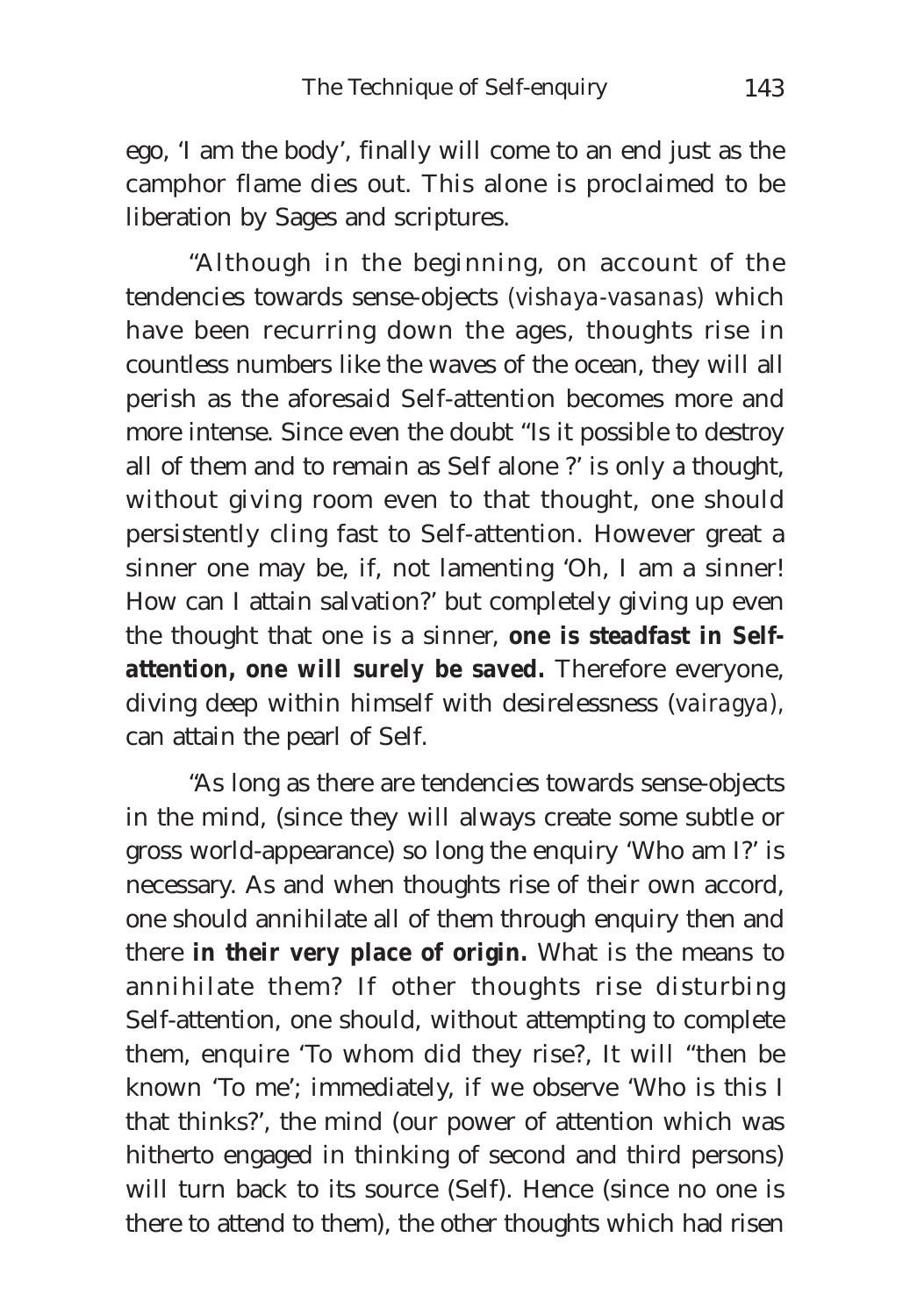ego, 'I am the body', finally will come to an end just as the camphor flame dies out. This alone is proclaimed to be liberation by Sages and scriptures.

"Although in the beginning, on account of the tendencies towards sense-objects (*vishaya-vasanas*) which have been recurring down the ages, thoughts rise in countless numbers like the waves of the ocean, they will all perish as the aforesaid Self-attention becomes more and more intense. Since even the doubt "Is it possible to destroy all of them and to remain as Self alone ?' is only a thought, without giving room even to that thought, one should persistently cling fast to Self-attention. However great a sinner one may be, if, not lamenting 'Oh, I am a sinner! How can I attain salvation?' but completely giving up even the thought that one is a sinner, **one is steadfast in Self-attention, one will surely be saved.** Therefore everyone, diving deep within himself with desirelessness (*vairagya*), can attain the pearl of Self.

"As long as there are tendencies towards sense-objects in the mind, (since they will always create some subtle or gross world-appearance) so long the enquiry 'Who am I?' is necessary. As and when thoughts rise of their own accord, one should annihilate all of them through enquiry then and there **in their very place of origin.** What is the means to annihilate them? If other thoughts rise disturbing Self-attention, one should, without attempting to complete them, enquire 'To whom did they rise?, It will "then be known 'To me'; immediately, if we observe 'Who is this I that thinks?', the mind (our power of attention which was hitherto engaged in thinking of second and third persons) will turn back to its source (Self). Hence (since no one is there to attend to them), the other thoughts which had risen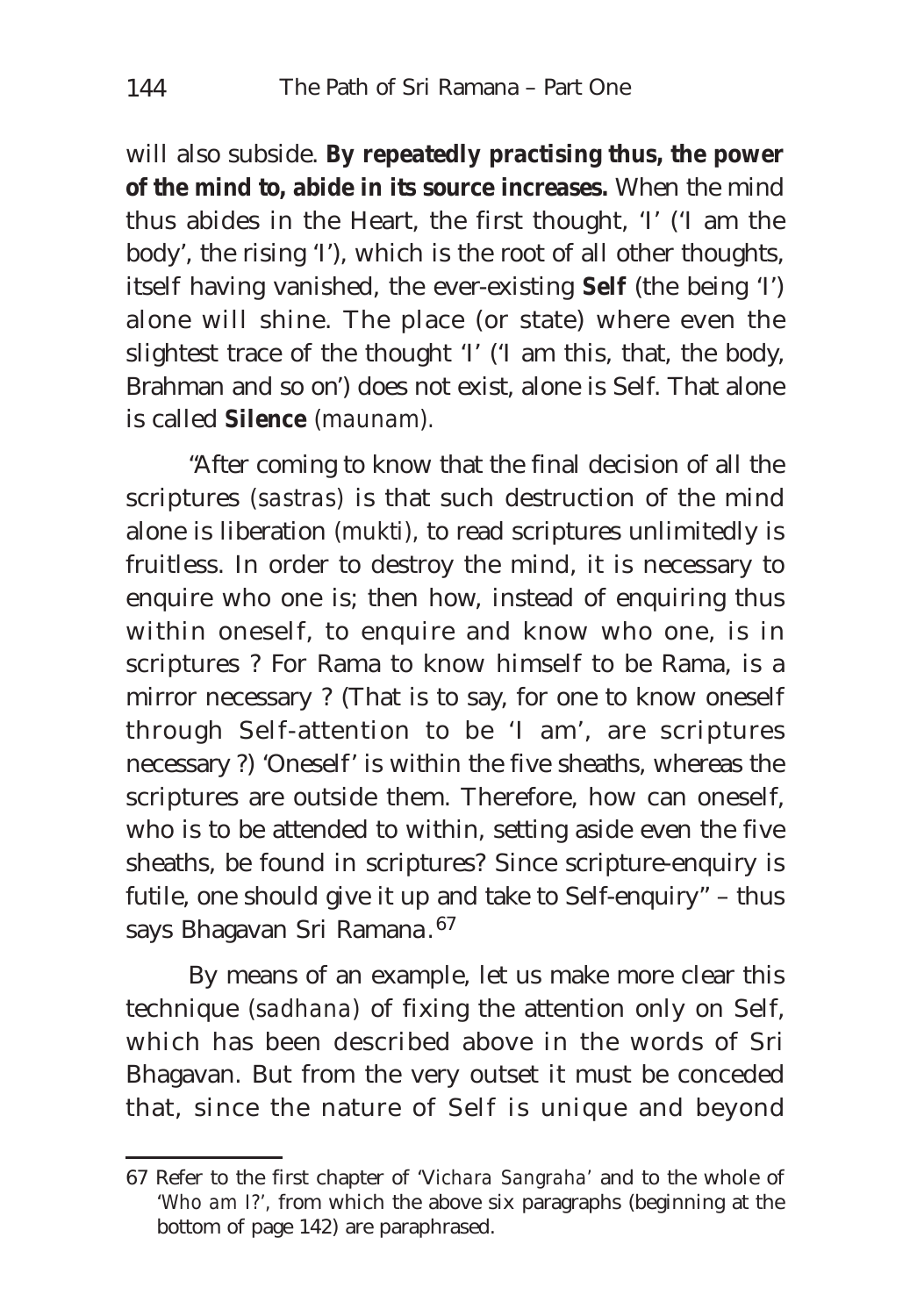will also subside. **By repeatedly practising thus, the power of the mind to, abide in its source increases.** When the mind thus abides in the Heart, the first thought, 'I' ('I am the body', the rising 'I'), which is the root of all other thoughts, itself having vanished, the ever-existing **Self** (the being 'I') alone will shine. The place (or state) where even the slightest trace of the thought 'I' ('I am this, that, the body, Brahman and so on') does not exist, alone is Self. That alone is called **Silence** (*maunam*).

"After coming to know that the final decision of all the scriptures (*sastras*) is that such destruction of the mind alone is liberation (*mukti*), to read scriptures unlimitedly is fruitless. In order to destroy the mind, it is necessary to enquire who one is; then how, instead of enquiring thus within oneself, to enquire and know who one, is in scriptures ? For Rama to know himself to be Rama, is a mirror necessary ? (That is to say, for one to know oneself through Self-attention to be 'I am', are scriptures necessary ?) 'Oneself' is within the five sheaths, whereas the scriptures are outside them. Therefore, how can oneself, who is to be attended to within, setting aside even the five sheaths, be found in scriptures? Since scripture-enquiry is futile, one should give it up and take to Self-enquiry" – thus says Bhagavan Sri Ramana.[67]

By means of an example, let us make more clear this technique (*sadhana*) of fixing the attention only on Self, which has been described above in the words of Sri Bhagavan. But from the very outset it must be conceded that, since the nature of Self is unique and beyond

---

67 Refer to the first chapter of '*Vichara Sangraha*' and to the whole of '*Who am I?*', from which the above six paragraphs (beginning at the bottom of page 142) are paraphrased.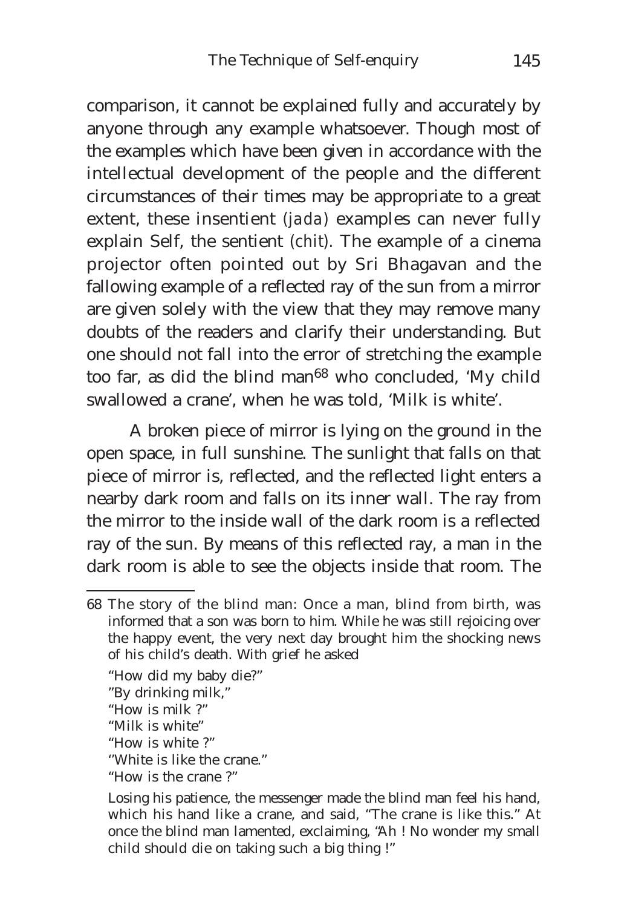comparison, it cannot be explained fully and accurately by anyone through any example whatsoever. Though most of the examples which have been given in accordance with the intellectual development of the people and the different circumstances of their times may be appropriate to a great extent, these insentient *(jada)* examples can never fully explain Self, the sentient *(chit)*. The example of a cinema projector often pointed out by Sri Bhagavan and the fallowing example of a reflected ray of the sun from a mirror are given solely with the view that they may remove many doubts of the readers and clarify their understanding. But one should not fall into the error of stretching the example too far, as did the blind man[68] who concluded, 'My child swallowed a crane', when he was told, 'Milk is white'.

A broken piece of mirror is lying on the ground in the open space, in full sunshine. The sunlight that falls on that piece of mirror is, reflected, and the reflected light enters a nearby dark room and falls on its inner wall. The ray from the mirror to the inside wall of the dark room is a reflected ray of the sun. By means of this reflected ray, a man in the dark room is able to see the objects inside that room. The

---

68 The story of the blind man: Once a man, blind from birth, was informed that a son was born to him. While he was still rejoicing over the happy event, the very next day brought him the shocking news of his child's death. With grief he asked

"How did my baby die?"
"By drinking milk,"
"How is milk ?"
"Milk is white"
"How is white ?"
"White is like the crane."
"How is the crane ?"

Losing his patience, the messenger made the blind man feel his hand, which his hand like a crane, and said, "The crane is like this." At once the blind man lamented, exclaiming, "Ah ! No wonder my small child should die on taking such a big thing !"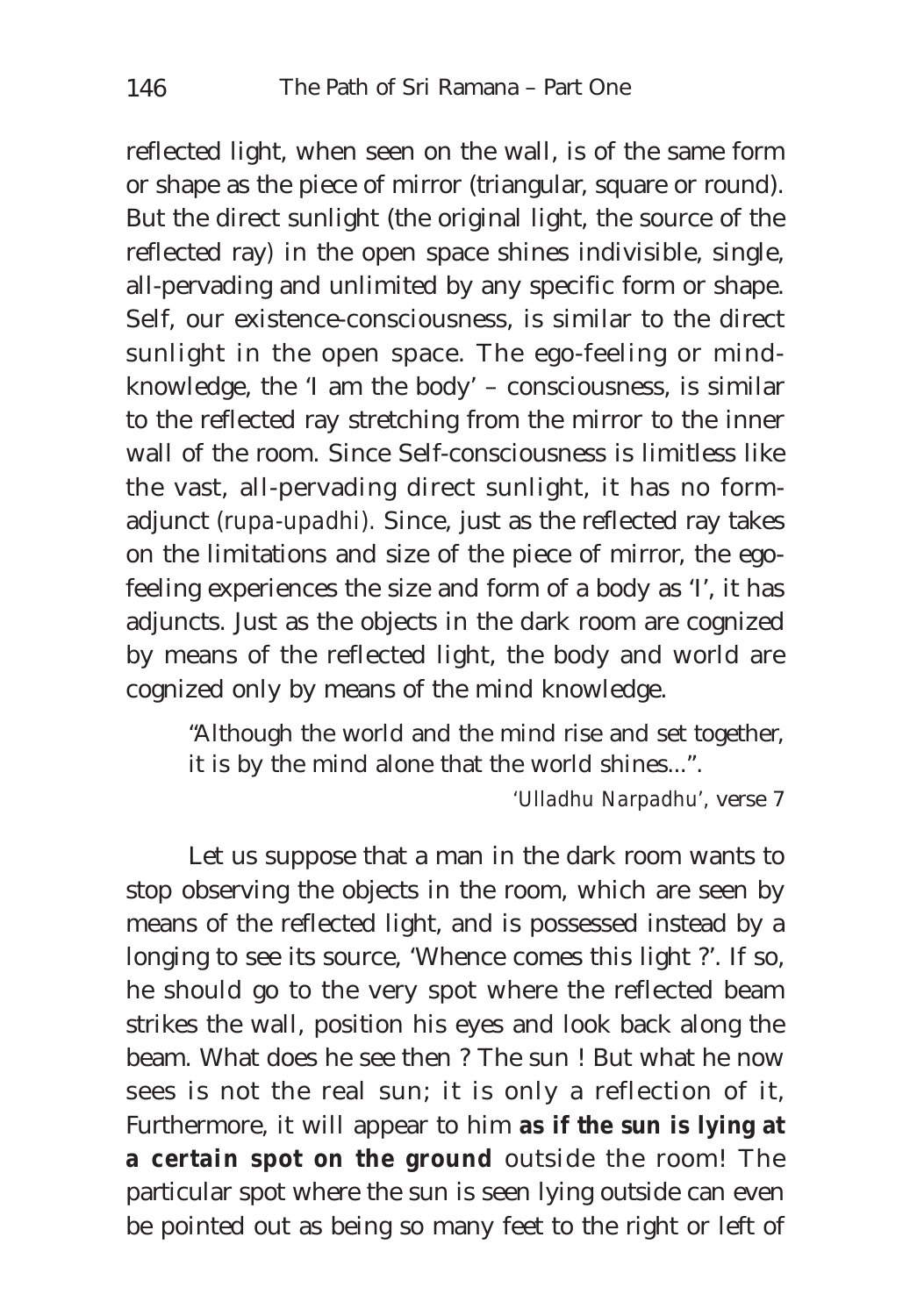reflected light, when seen on the wall, is of the same form or shape as the piece of mirror (triangular, square or round). But the direct sunlight (the original light, the source of the reflected ray) in the open space shines indivisible, single, all-pervading and unlimited by any specific form or shape. Self, our existence-consciousness, is similar to the direct sunlight in the open space. The ego-feeling or mind-knowledge, the 'I am the body' – consciousness, is similar to the reflected ray stretching from the mirror to the inner wall of the room. Since Self-consciousness is limitless like the vast, all-pervading direct sunlight, it has no form-adjunct *(rupa-upadhi)*. Since, just as the reflected ray takes on the limitations and size of the piece of mirror, the ego-feeling experiences the size and form of a body as 'I', it has adjuncts. Just as the objects in the dark room are cognized by means of the reflected light, the body and world are cognized only by means of the mind knowledge.

> "Although the world and the mind rise and set together, it is by the mind alone that the world shines...".
>
> *'Ulladhu Narpadhu'*, verse 7

Let us suppose that a man in the dark room wants to stop observing the objects in the room, which are seen by means of the reflected light, and is possessed instead by a longing to see its source, 'Whence comes this light ?'. If so, he should go to the very spot where the reflected beam strikes the wall, position his eyes and look back along the beam. What does he see then ? The sun ! But what he now sees is not the real sun; it is only a reflection of it, Furthermore, it will appear to him **as if the sun is lying at a certain spot on the ground** outside the room! The particular spot where the sun is seen lying outside can even be pointed out as being so many feet to the right or left of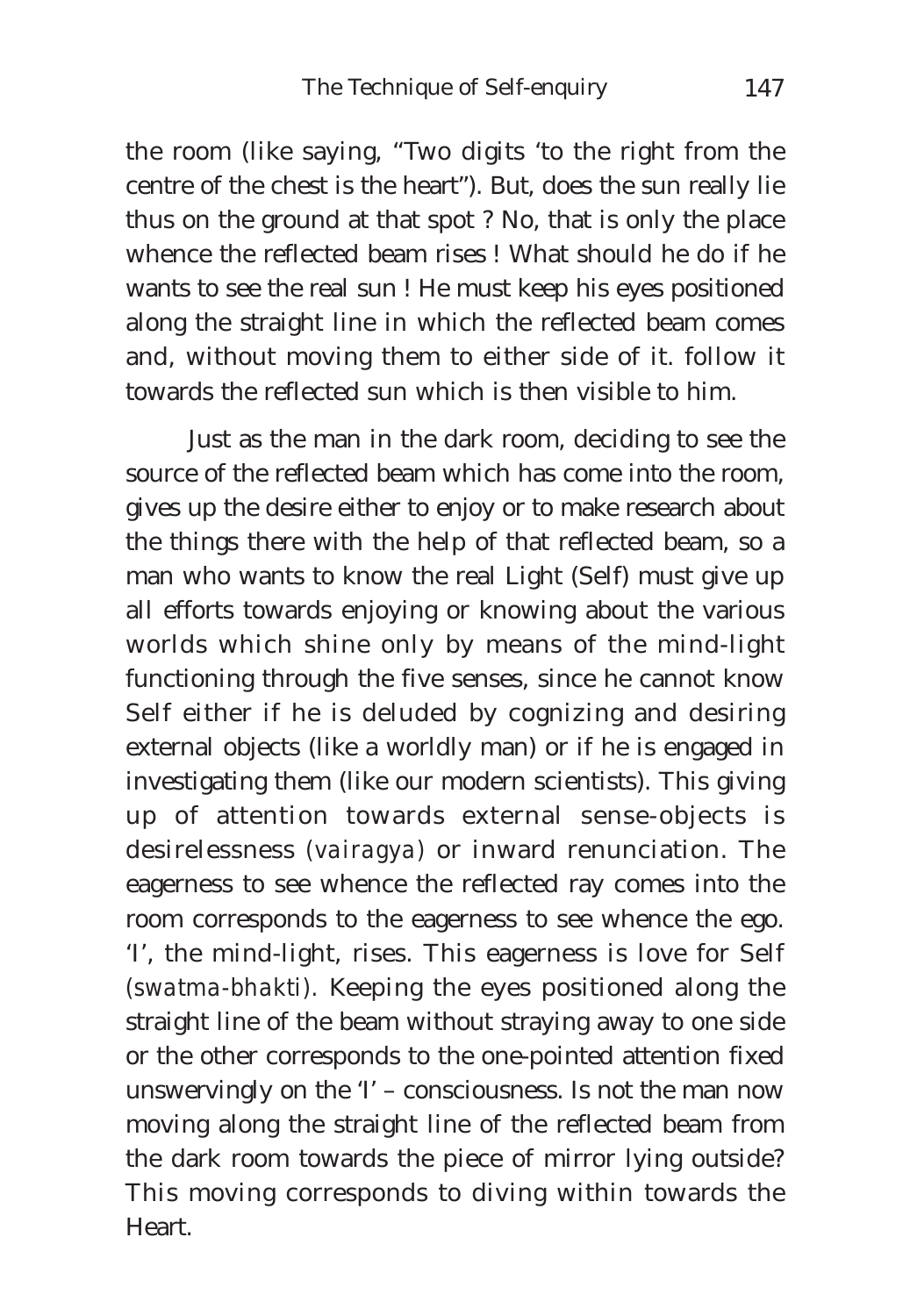the room (like saying, "Two digits 'to the right from the centre of the chest is the heart"). But, does the sun really lie thus on the ground at that spot ? No, that is only the place whence the reflected beam rises ! What should he do if he wants to see the real sun ! He must keep his eyes positioned along the straight line in which the reflected beam comes and, without moving them to either side of it. follow it towards the reflected sun which is then visible to him.

Just as the man in the dark room, deciding to see the source of the reflected beam which has come into the room, gives up the desire either to enjoy or to make research about the things there with the help of that reflected beam, so a man who wants to know the real Light (Self) must give up all efforts towards enjoying or knowing about the various worlds which shine only by means of the mind-light functioning through the five senses, since he cannot know Self either if he is deluded by cognizing and desiring external objects (like a worldly man) or if he is engaged in investigating them (like our modern scientists). This giving up of attention towards external sense-objects is desirelessness (*vairagya*) or inward renunciation. The eagerness to see whence the reflected ray comes into the room corresponds to the eagerness to see whence the ego. 'I', the mind-light, rises. This eagerness is love for Self (*swatma-bhakti*). Keeping the eyes positioned along the straight line of the beam without straying away to one side or the other corresponds to the one-pointed attention fixed unswervingly on the 'I' – consciousness. Is not the man now moving along the straight line of the reflected beam from the dark room towards the piece of mirror lying outside? This moving corresponds to diving within towards the Heart.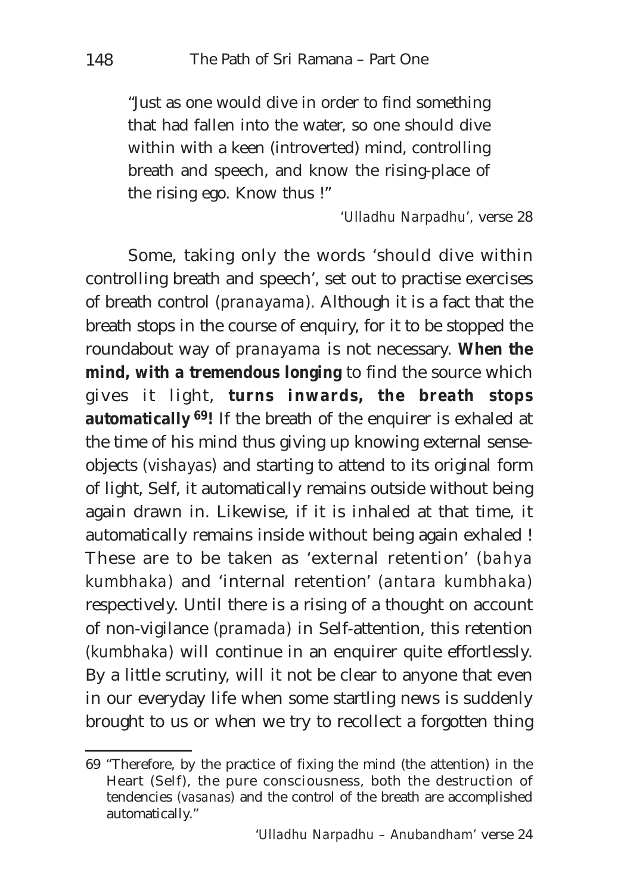"Just as one would dive in order to find something that had fallen into the water, so one should dive within with a keen (introverted) mind, controlling breath and speech, and know the rising-place of the rising ego. Know thus !"

*'Ulladhu Narpadhu'*, verse 28

Some, taking only the words 'should dive within controlling breath and speech', set out to practise exercises of breath control (*pranayama*). Although it is a fact that the breath stops in the course of enquiry, for it to be stopped the roundabout way of *pranayama* is not necessary. **When the mind, with a tremendous longing** to find the source which gives it light, **turns inwards, the breath stops automatically [69]!** If the breath of the enquirer is exhaled at the time of his mind thus giving up knowing external sense-objects (*vishayas*) and starting to attend to its original form of light, Self, it automatically remains outside without being again drawn in. Likewise, if it is inhaled at that time, it automatically remains inside without being again exhaled ! These are to be taken as 'external retention' (*bahya kumbhaka*) and 'internal retention' (*antara kumbhaka*) respectively. Until there is a rising of a thought on account of non-vigilance (*pramada*) in Self-attention, this retention (*kumbhaka*) will continue in an enquirer quite effortlessly. By a little scrutiny, will it not be clear to anyone that even in our everyday life when some startling news is suddenly brought to us or when we try to recollect a forgotten thing

---

69 "Therefore, by the practice of fixing the mind (the attention) in the Heart (Self), the pure consciousness, both the destruction of tendencies (*vasanas*) and the control of the breath are accomplished automatically."

*'Ulladhu Narpadhu – Anubandham'* verse 24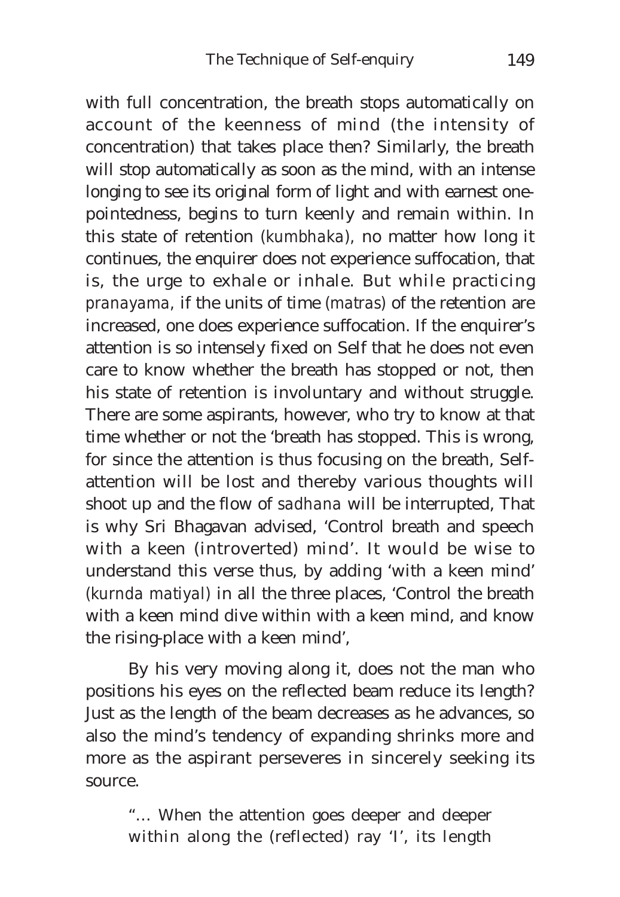with full concentration, the breath stops automatically on account of the keenness of mind (the intensity of concentration) that takes place then? Similarly, the breath will stop automatically as soon as the mind, with an intense longing to see its original form of light and with earnest one-pointedness, begins to turn keenly and remain within. In this state of retention *(kumbhaka)*, no matter how long it continues, the enquirer does not experience suffocation, that is, the urge to exhale or inhale. But while practicing *pranayama*, if the units of time *(matras)* of the retention are increased, one does experience suffocation. If the enquirer's attention is so intensely fixed on Self that he does not even care to know whether the breath has stopped or not, then his state of retention is involuntary and without struggle. There are some aspirants, however, who try to know at that time whether or not the 'breath has stopped. This is wrong, for since the attention is thus focusing on the breath, Self-attention will be lost and thereby various thoughts will shoot up and the flow of *sadhana* will be interrupted, That is why Sri Bhagavan advised, 'Control breath and speech with a keen (introverted) mind'. It would be wise to understand this verse thus, by adding 'with a keen mind' *(kurnda matiyal)* in all the three places, 'Control the breath with a keen mind dive within with a keen mind, and know the rising-place with a keen mind',

By his very moving along it, does not the man who positions his eyes on the reflected beam reduce its length? Just as the length of the beam decreases as he advances, so also the mind's tendency of expanding shrinks more and more as the aspirant perseveres in sincerely seeking its source.

> "... When the attention goes deeper and deeper within along the (reflected) ray 'I', its length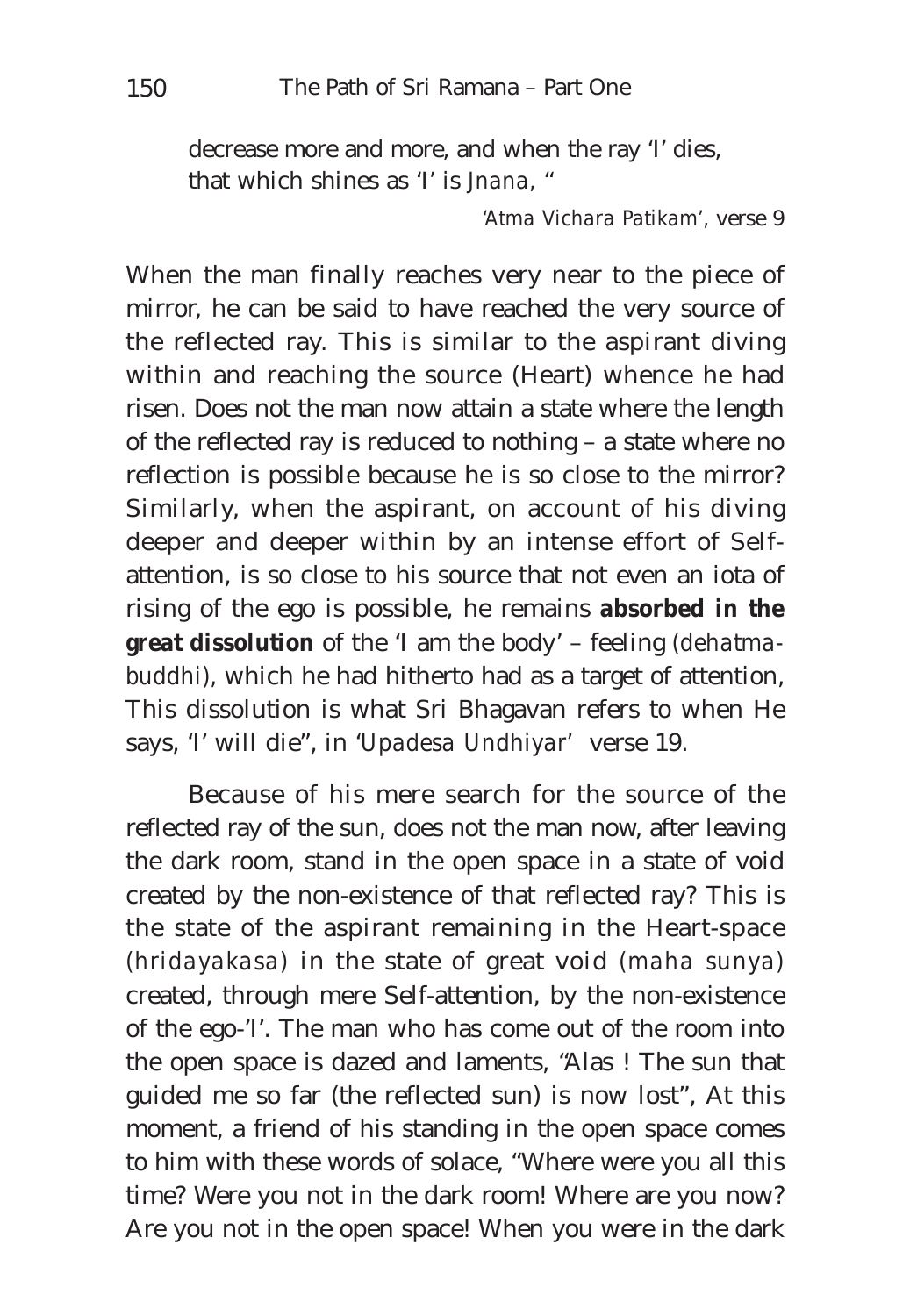> decrease more and more, and when the ray 'I' dies, that which shines as 'I' is *Jnana*, "
>
> *'Atma Vichara Patikam'*, verse 9

When the man finally reaches very near to the piece of mirror, he can be said to have reached the very source of the reflected ray. This is similar to the aspirant diving within and reaching the source (Heart) whence he had risen. Does not the man now attain a state where the length of the reflected ray is reduced to nothing – a state where no reflection is possible because he is so close to the mirror? Similarly, when the aspirant, on account of his diving deeper and deeper within by an intense effort of Self-attention, is so close to his source that not even an iota of rising of the ego is possible, he remains **absorbed in the great dissolution** of the 'I am the body' – feeling *(dehatma-buddhi)*, which he had hitherto had as a target of attention, This dissolution is what Sri Bhagavan refers to when He says, 'I' will die", in *'Upadesa Undhiyar'* verse 19.

Because of his mere search for the source of the reflected ray of the sun, does not the man now, after leaving the dark room, stand in the open space in a state of void created by the non-existence of that reflected ray? This is the state of the aspirant remaining in the Heart-space *(hridayakasa)* in the state of great void *(maha sunya)* created, through mere Self-attention, by the non-existence of the ego-'I'. The man who has come out of the room into the open space is dazed and laments, "Alas ! The sun that guided me so far (the reflected sun) is now lost", At this moment, a friend of his standing in the open space comes to him with these words of solace, "Where were you all this time? Were you not in the dark room! Where are you now? Are you not in the open space! When you were in the dark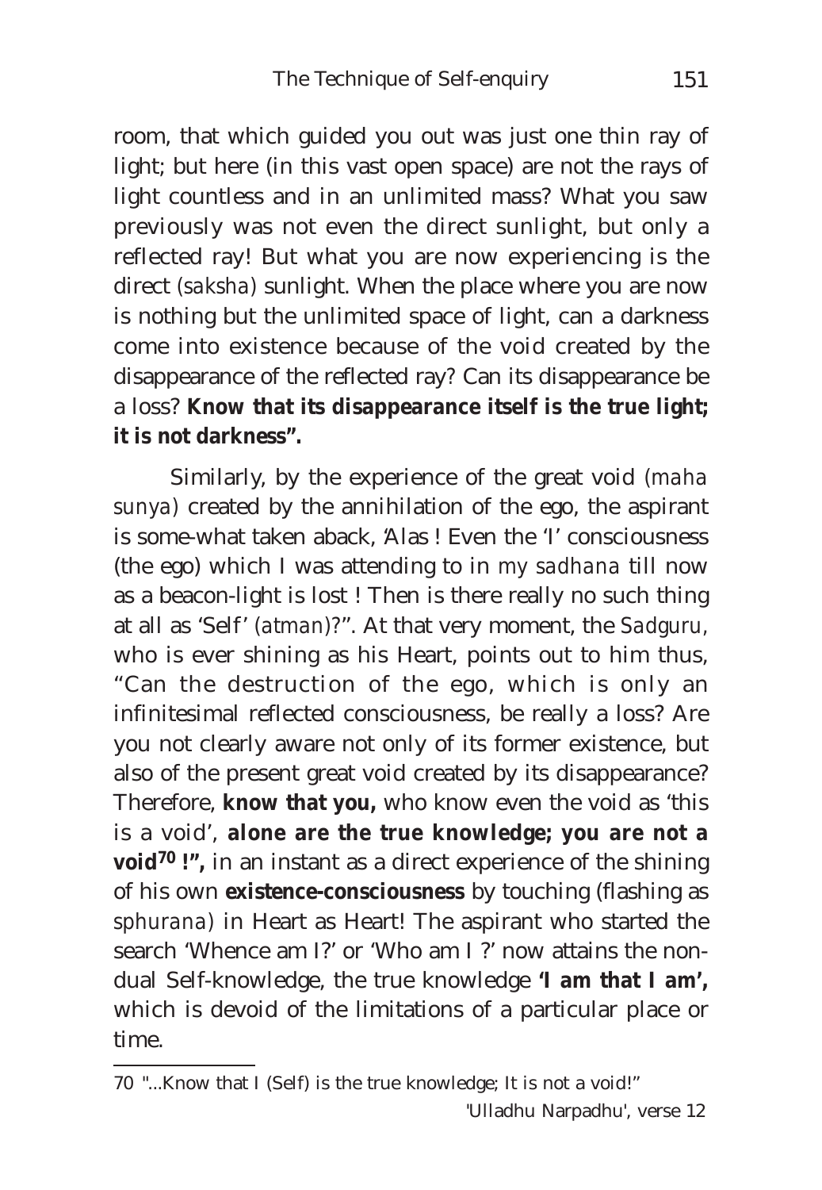room, that which guided you out was just one thin ray of light; but here (in this vast open space) are not the rays of light countless and in an unlimited mass? What you saw previously was not even the direct sunlight, but only a reflected ray! But what you are now experiencing is the direct (*saksha*) sunlight. When the place where you are now is nothing but the unlimited space of light, can a darkness come into existence because of the void created by the disappearance of the reflected ray? Can its disappearance be a loss? **Know that its disappearance itself is the true light; it is not darkness".**

Similarly, by the experience of the great void (*maha sunya*) created by the annihilation of the ego, the aspirant is some-what taken aback, 'Alas ! Even the 'I' consciousness (the ego) which I was attending to in *my sadhana* till now as a beacon-light is lost ! Then is there really no such thing at all as 'Self' (*atman*)?". At that very moment, the *Sadguru*, who is ever shining as his Heart, points out to him thus, "Can the destruction of the ego, which is only an infinitesimal reflected consciousness, be really a loss? Are you not clearly aware not only of its former existence, but also of the present great void created by its disappearance? Therefore, **know that you,** who know even the void as 'this is a void', **alone are the true knowledge; you are not a void[70] !",** in an instant as a direct experience of the shining of his own **existence-consciousness** by touching (flashing as *sphurana*) in Heart as Heart! The aspirant who started the search 'Whence am I?' or 'Who am I ?' now attains the non-dual Self-knowledge, the true knowledge **'I am that I am',** which is devoid of the limitations of a particular place or time.

---

70 "...Know that I (Self) is the true knowledge; It is not a void!"

'Ulladhu Narpadhu', verse 12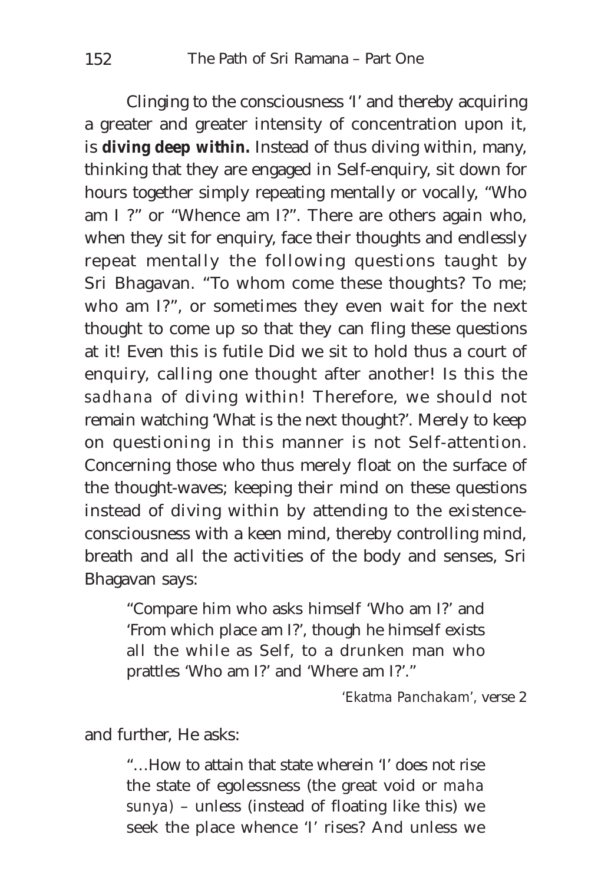Clinging to the consciousness 'I' and thereby acquiring a greater and greater intensity of concentration upon it, is **diving deep within.** Instead of thus diving within, many, thinking that they are engaged in Self-enquiry, sit down for hours together simply repeating mentally or vocally, "Who am I ?" or "Whence am I?". There are others again who, when they sit for enquiry, face their thoughts and endlessly repeat mentally the following questions taught by Sri Bhagavan. "To whom come these thoughts? To me; who am I?", or sometimes they even wait for the next thought to come up so that they can fling these questions at it! Even this is futile Did we sit to hold thus a court of enquiry, calling one thought after another! Is this the *sadhana* of diving within! Therefore, we should not remain watching 'What is the next thought?'. Merely to keep on questioning in this manner is not Self-attention. Concerning those who thus merely float on the surface of the thought-waves; keeping their mind on these questions instead of diving within by attending to the existence-consciousness with a keen mind, thereby controlling mind, breath and all the activities of the body and senses, Sri Bhagavan says:

> "Compare him who asks himself 'Who am I?' and 'From which place am I?', though he himself exists all the while as Self, to a drunken man who prattles 'Who am I?' and 'Where am I?'."
>
> *'Ekatma Panchakam'*, verse 2

and further, He asks:

> "…How to attain that state wherein 'I' does not rise the state of egolessness (the great void or *maha sunya*) – unless (instead of floating like this) we seek the place whence 'I' rises? And unless we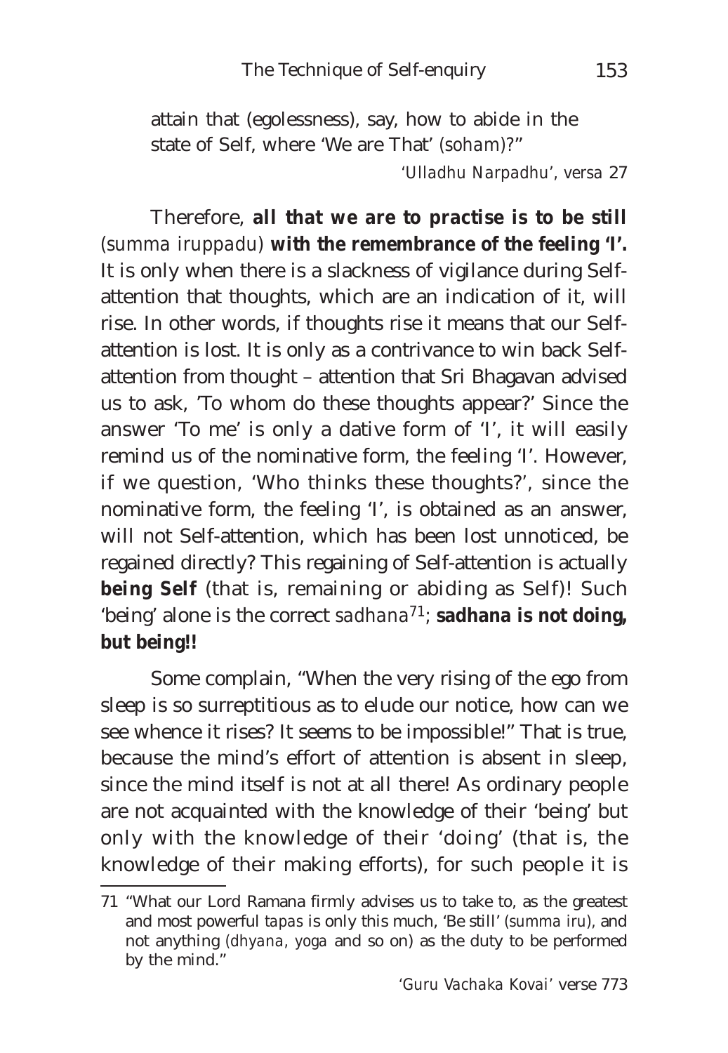attain that (egolessness), say, how to abide in the state of Self, where 'We are That' (*soham*)?"

*'Ulladhu Narpadhu', versa* 27

Therefore, **all that we are to practise is to be still** (*summa iruppadu*) **with the remembrance of the feeling 'I'.** It is only when there is a slackness of vigilance during Self-attention that thoughts, which are an indication of it, will rise. In other words, if thoughts rise it means that our Self-attention is lost. It is only as a contrivance to win back Self-attention from thought – attention that Sri Bhagavan advised us to ask, 'To whom do these thoughts appear?' Since the answer 'To me' is only a dative form of 'I', it will easily remind us of the nominative form, the feeling 'I'. However, if we question, 'Who thinks these thoughts?', since the nominative form, the feeling 'I', is obtained as an answer, will not Self-attention, which has been lost unnoticed, be regained directly? This regaining of Self-attention is actually **being Self** (that is, remaining or abiding as Self)! Such 'being' alone is the correct *sadhana*[71]; **sadhana is not doing, but being!!**

Some complain, "When the very rising of the ego from sleep is so surreptitious as to elude our notice, how can we see whence it rises? It seems to be impossible!" That is true, because the mind's effort of attention is absent in sleep, since the mind itself is not at all there! As ordinary people are not acquainted with the knowledge of their 'being' but only with the knowledge of their 'doing' (that is, the knowledge of their making efforts), for such people it is

---

71 "What our Lord Ramana firmly advises us to take to, as the greatest and most powerful *tapas* is only this much, 'Be still' (*summa iru*), and not anything (*dhyana*, *yoga* and so on) as the duty to be performed by the mind."

*'Guru Vachaka Kovai'* verse 773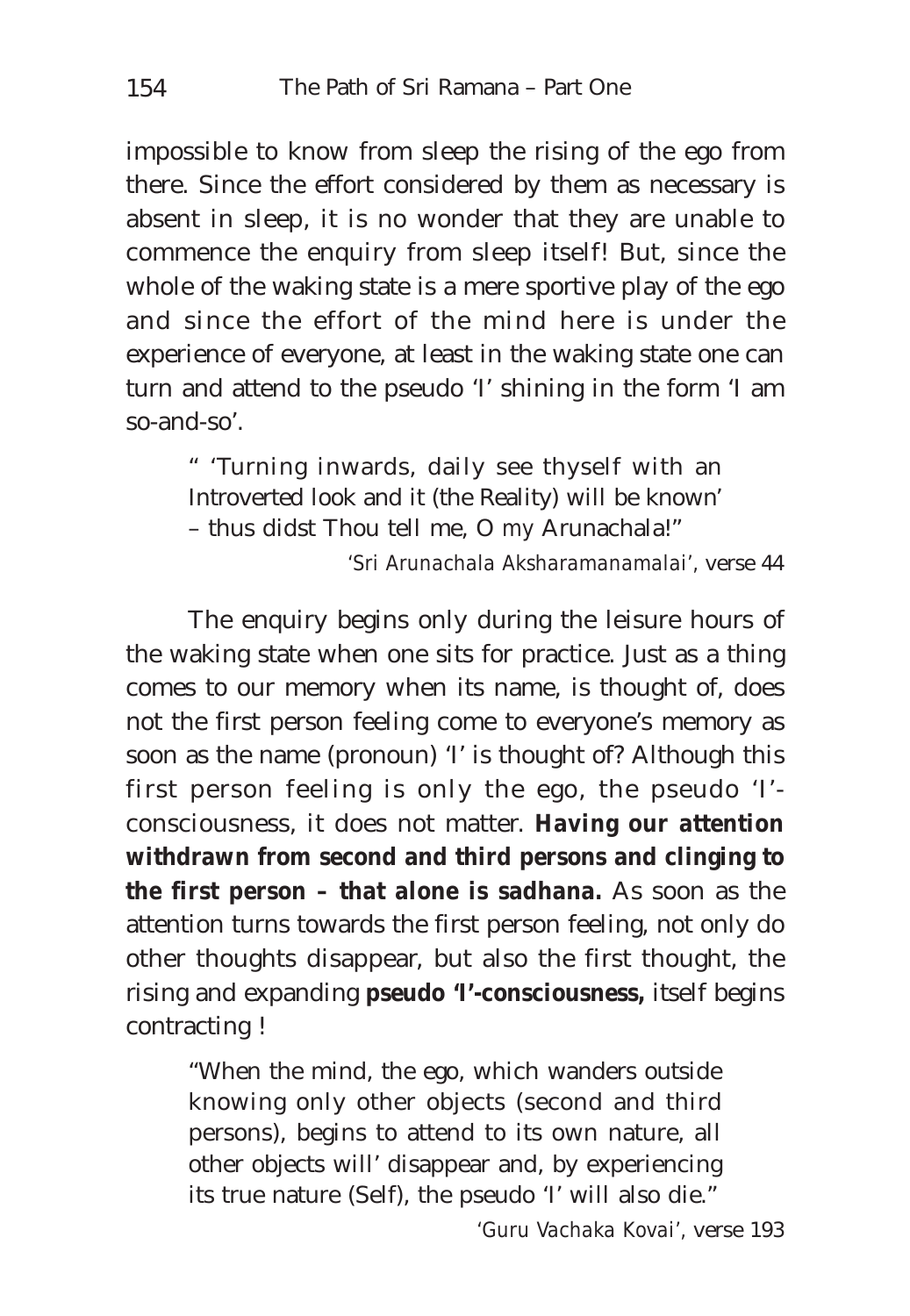impossible to know from sleep the rising of the ego from there. Since the effort considered by them as necessary is absent in sleep, it is no wonder that they are unable to commence the enquiry from sleep itself! But, since the whole of the waking state is a mere sportive play of the ego and since the effort of the mind here is under the experience of everyone, at least in the waking state one can turn and attend to the pseudo 'I' shining in the form 'I am so-and-so'.

> " 'Turning inwards, daily see thyself with an Introverted look and it (the Reality) will be known' – thus didst Thou tell me, O my Arunachala!"
>
> *'Sri Arunachala Aksharamanamalai'*, verse 44

The enquiry begins only during the leisure hours of the waking state when one sits for practice. Just as a thing comes to our memory when its name, is thought of, does not the first person feeling come to everyone's memory as soon as the name (pronoun) 'I' is thought of? Although this first person feeling is only the ego, the pseudo 'I'-consciousness, it does not matter. **Having our attention withdrawn from second and third persons and clinging to the first person – that alone is sadhana.** As soon as the attention turns towards the first person feeling, not only do other thoughts disappear, but also the first thought, the rising and expanding **pseudo 'I'-consciousness,** itself begins contracting !

> "When the mind, the ego, which wanders outside knowing only other objects (second and third persons), begins to attend to its own nature, all other objects will' disappear and, by experiencing its true nature (Self), the pseudo 'I' will also die."
>
> *'Guru Vachaka Kovai'*, verse 193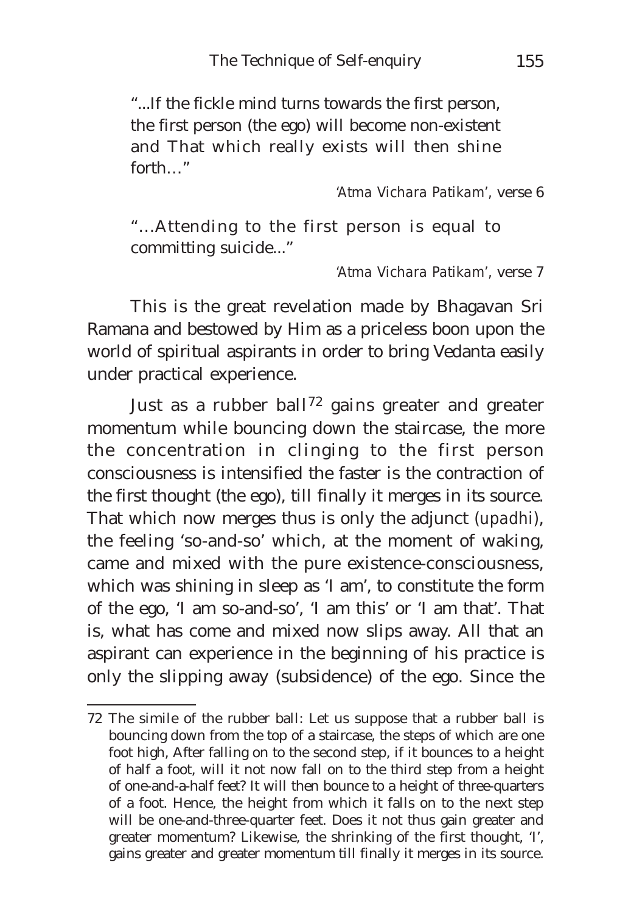> "...If the fickle mind turns towards the first person, the first person (the ego) will become non-existent and That which really exists will then shine forth…"
>
> *'Atma Vichara Patikam'*, verse 6

> "…Attending to the first person is equal to committing suicide..."
>
> *'Atma Vichara Patikam'*, verse 7

This is the great revelation made by Bhagavan Sri Ramana and bestowed by Him as a priceless boon upon the world of spiritual aspirants in order to bring Vedanta easily under practical experience.

Just as a rubber ball[72] gains greater and greater momentum while bouncing down the staircase, the more the concentration in clinging to the first person consciousness is intensified the faster is the contraction of the first thought (the ego), till finally it merges in its source. That which now merges thus is only the adjunct (*upadhi*), the feeling 'so-and-so' which, at the moment of waking, came and mixed with the pure existence-consciousness, which was shining in sleep as 'I am', to constitute the form of the ego, 'I am so-and-so', 'I am this' or 'I am that'. That is, what has come and mixed now slips away. All that an aspirant can experience in the beginning of his practice is only the slipping away (subsidence) of the ego. Since the

---

72 The simile of the rubber ball: Let us suppose that a rubber ball is bouncing down from the top of a staircase, the steps of which are one foot high, After falling on to the second step, if it bounces to a height of half a foot, will it not now fall on to the third step from a height of one-and-a-half feet? It will then bounce to a height of three-quarters of a foot. Hence, the height from which it falls on to the next step will be one-and-three-quarter feet. Does it not thus gain greater and greater momentum? Likewise, the shrinking of the first thought, 'I', gains greater and greater momentum till finally it merges in its source.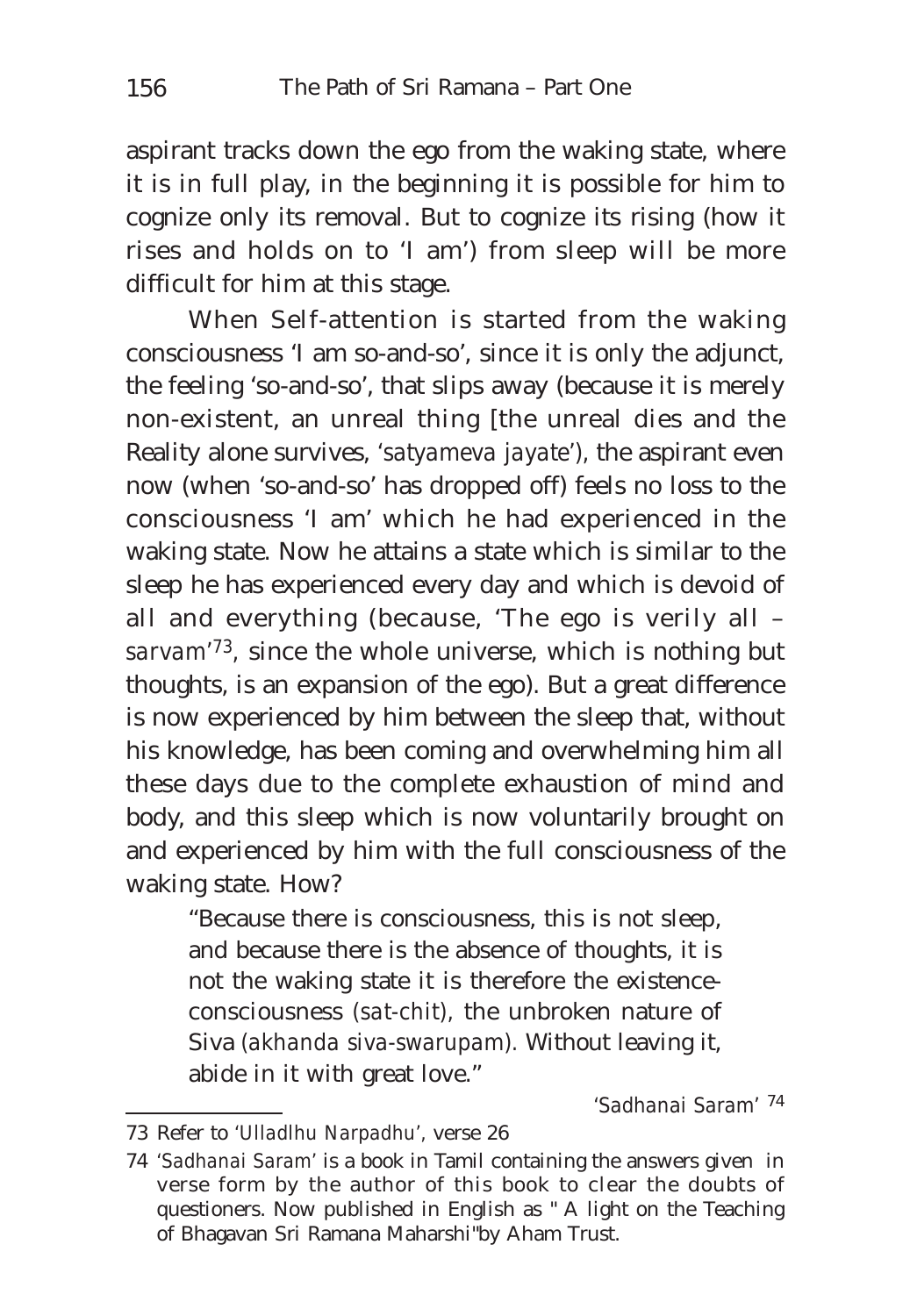aspirant tracks down the ego from the waking state, where it is in full play, in the beginning it is possible for him to cognize only its removal. But to cognize its rising (how it rises and holds on to 'I am') from sleep will be more difficult for him at this stage.

When Self-attention is started from the waking consciousness 'I am so-and-so', since it is only the adjunct, the feeling 'so-and-so', that slips away (because it is merely non-existent, an unreal thing [the unreal dies and the Reality alone survives, '*satyameva jayate*'), the aspirant even now (when 'so-and-so' has dropped off) feels no loss to the consciousness 'I am' which he had experienced in the waking state. Now he attains a state which is similar to the sleep he has experienced every day and which is devoid of all and everything (because, 'The ego is verily all – *sarvam*'[73], since the whole universe, which is nothing but thoughts, is an expansion of the ego). But a great difference is now experienced by him between the sleep that, without his knowledge, has been coming and overwhelming him all these days due to the complete exhaustion of mind and body, and this sleep which is now voluntarily brought on and experienced by him with the full consciousness of the waking state. How?

> "Because there is consciousness, this is not sleep, and because there is the absence of thoughts, it is not the waking state it is therefore the existence-consciousness (*sat-chit*), the unbroken nature of Siva (*akhanda siva-swarupam*). Without leaving it, abide in it with great love."
>
> '*Sadhanai Saram*' [74]

---

73 Refer to '*Ulladlhu Narpadhu*', verse 26

74 '*Sadhanai Saram*' is a book in Tamil containing the answers given in verse form by the author of this book to clear the doubts of questioners. Now published in English as " A light on the Teaching of Bhagavan Sri Ramana Maharshi"by Aham Trust.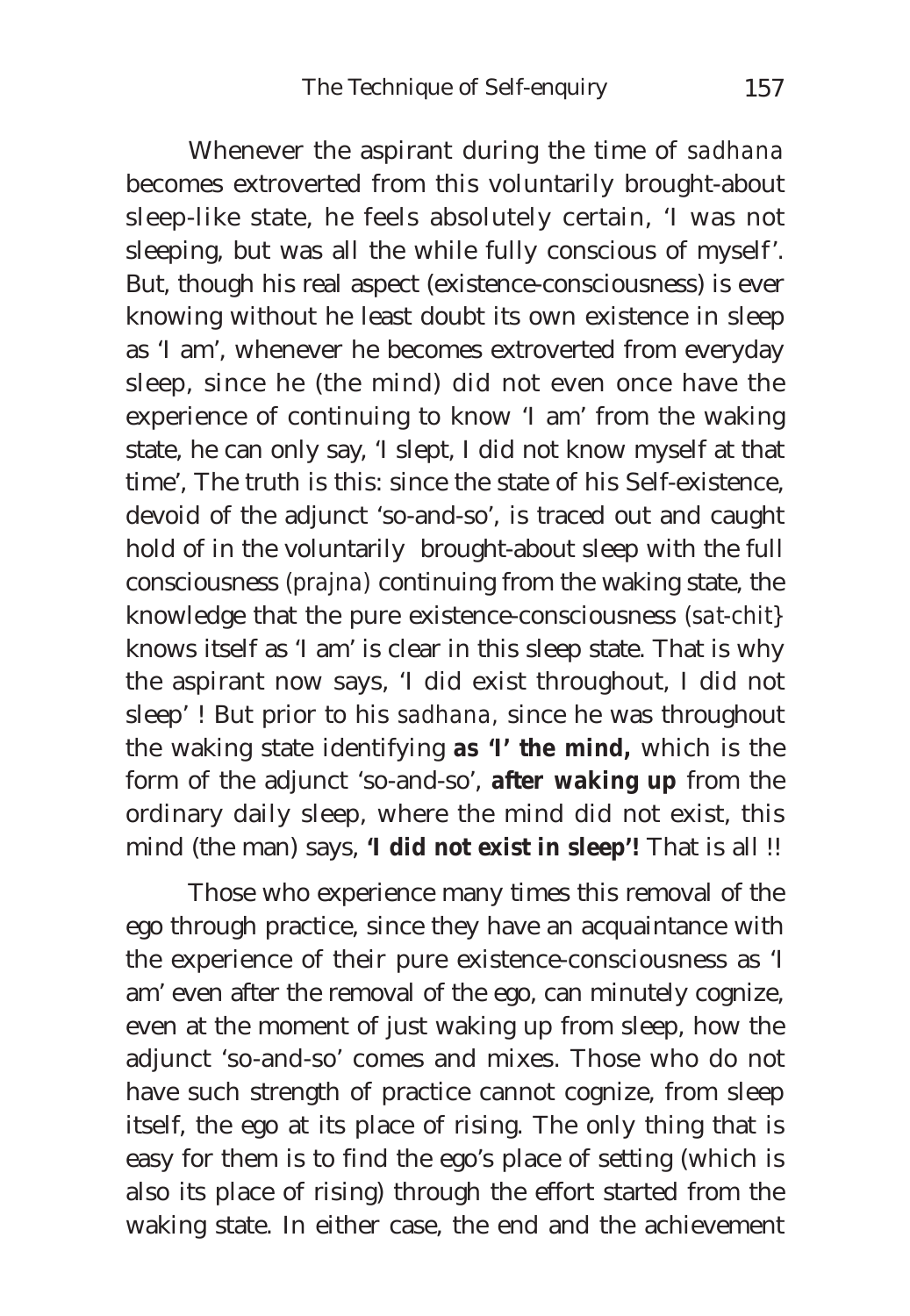Whenever the aspirant during the time of *sadhana* becomes extroverted from this voluntarily brought-about sleep-like state, he feels absolutely certain, 'I was not sleeping, but was all the while fully conscious of myself'. But, though his real aspect (existence-consciousness) is ever knowing without he least doubt its own existence in sleep as 'I am', whenever he becomes extroverted from everyday sleep, since he (the mind) did not even once have the experience of continuing to know 'I am' from the waking state, he can only say, 'I slept, I did not know myself at that time', The truth is this: since the state of his Self-existence, devoid of the adjunct 'so-and-so', is traced out and caught hold of in the voluntarily brought-about sleep with the full consciousness (*prajna*) continuing from the waking state, the knowledge that the pure existence-consciousness (*sat-chit*} knows itself as 'I am' is clear in this sleep state. That is why the aspirant now says, 'I did exist throughout, I did not sleep' ! But prior to his *sadhana*, since he was throughout the waking state identifying **as 'I' the mind,** which is the form of the adjunct 'so-and-so', **after waking up** from the ordinary daily sleep, where the mind did not exist, this mind (the man) says, **'I did not exist in sleep'!** That is all !!

Those who experience many times this removal of the ego through practice, since they have an acquaintance with the experience of their pure existence-consciousness as 'I am' even after the removal of the ego, can minutely cognize, even at the moment of just waking up from sleep, how the adjunct 'so-and-so' comes and mixes. Those who do not have such strength of practice cannot cognize, from sleep itself, the ego at its place of rising. The only thing that is easy for them is to find the ego's place of setting (which is also its place of rising) through the effort started from the waking state. In either case, the end and the achievement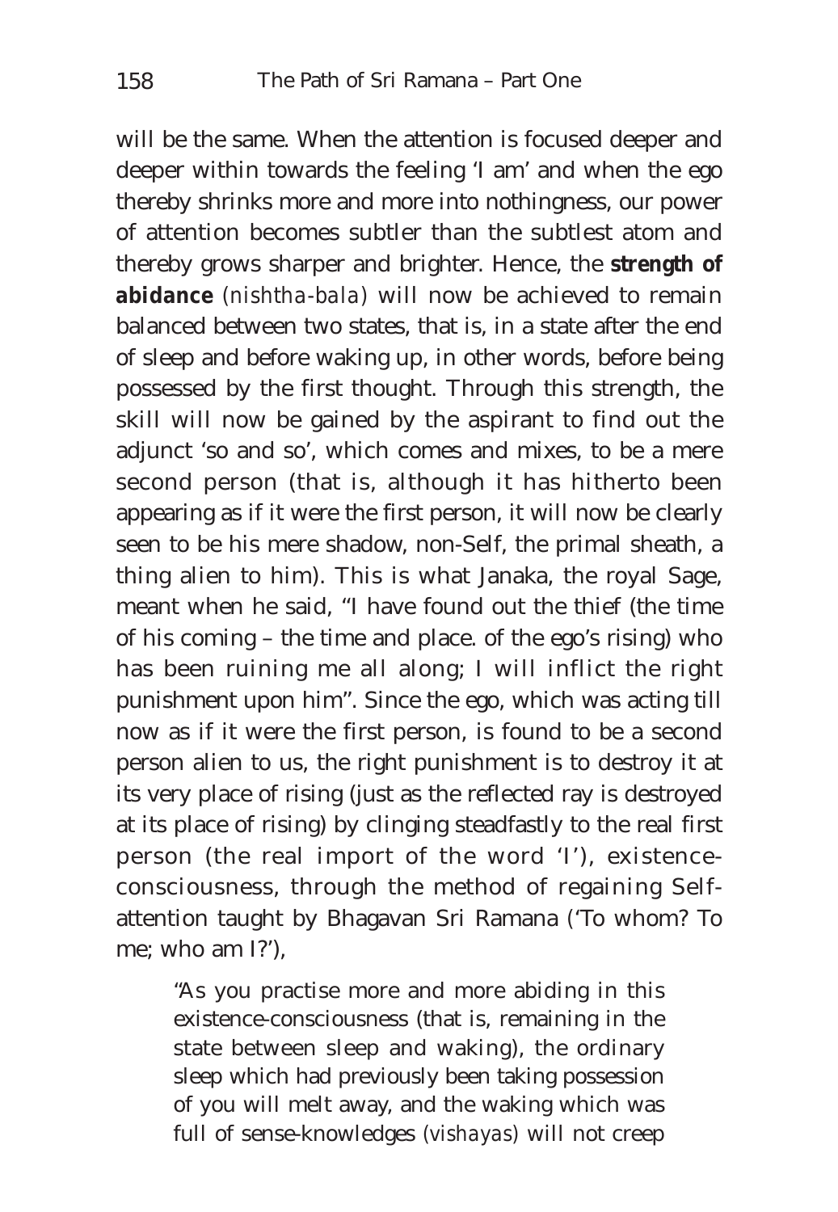will be the same. When the attention is focused deeper and deeper within towards the feeling 'I am' and when the ego thereby shrinks more and more into nothingness, our power of attention becomes subtler than the subtlest atom and thereby grows sharper and brighter. Hence, the **strength of abidance** (*nishtha-bala*) will now be achieved to remain balanced between two states, that is, in a state after the end of sleep and before waking up, in other words, before being possessed by the first thought. Through this strength, the skill will now be gained by the aspirant to find out the adjunct 'so and so', which comes and mixes, to be a mere second person (that is, although it has hitherto been appearing as if it were the first person, it will now be clearly seen to be his mere shadow, non-Self, the primal sheath, a thing alien to him). This is what Janaka, the royal Sage, meant when he said, "I have found out the thief (the time of his coming – the time and place. of the ego's rising) who has been ruining me all along; I will inflict the right punishment upon him". Since the ego, which was acting till now as if it were the first person, is found to be a second person alien to us, the right punishment is to destroy it at its very place of rising (just as the reflected ray is destroyed at its place of rising) by clinging steadfastly to the real first person (the real import of the word 'I'), existence-consciousness, through the method of regaining Self-attention taught by Bhagavan Sri Ramana ('To whom? To me; who am I?'),

> "As you practise more and more abiding in this existence-consciousness (that is, remaining in the state between sleep and waking), the ordinary sleep which had previously been taking possession of you will melt away, and the waking which was full of sense-knowledges (*vishayas*) will not creep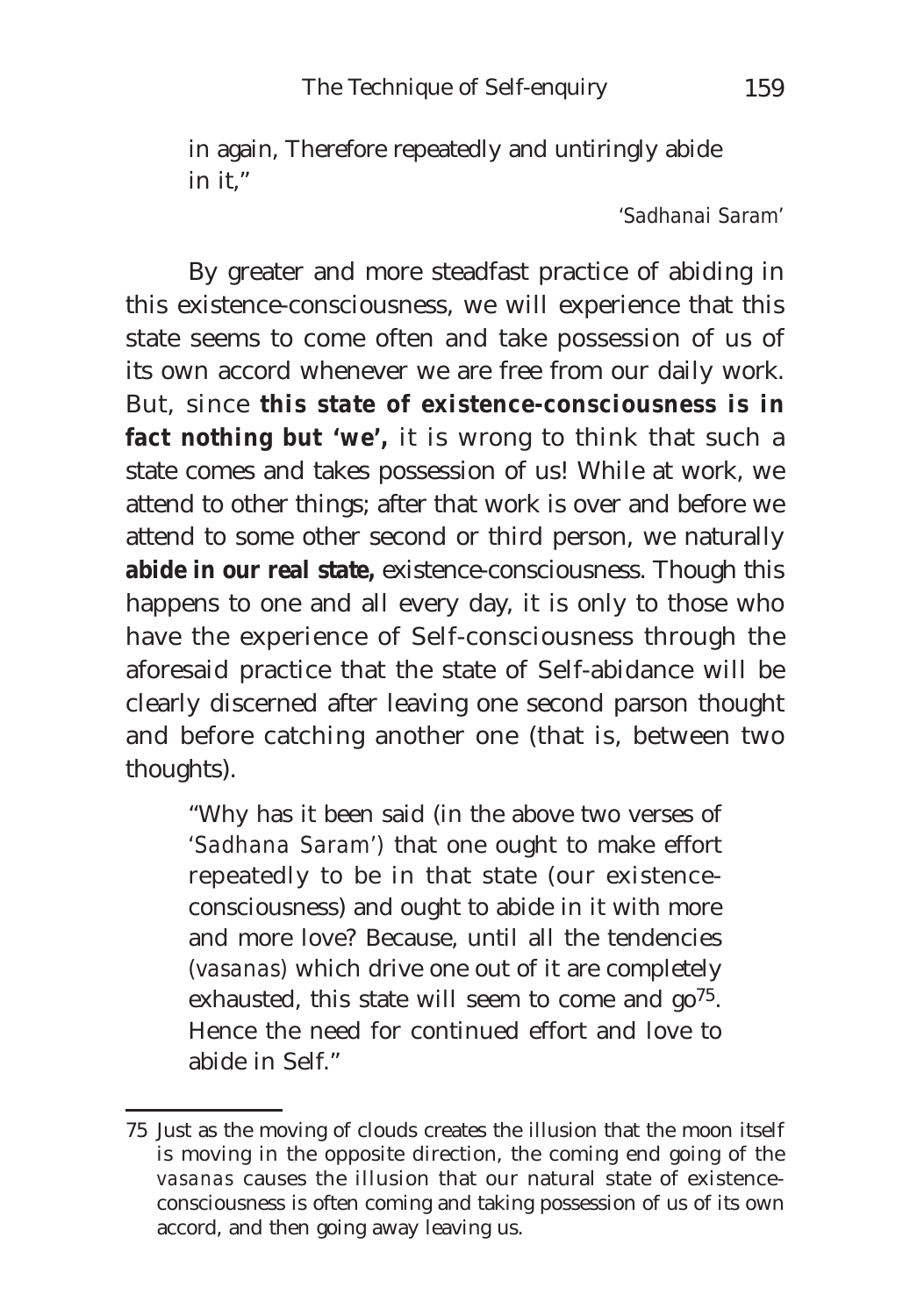> in again, Therefore repeatedly and untiringly abide in it,"
>
> *'Sadhanai Saram'*

By greater and more steadfast practice of abiding in this existence-consciousness, we will experience that this state seems to come often and take possession of us of its own accord whenever we are free from our daily work. But, since **this state of existence-consciousness is in fact nothing but 'we',** it is wrong to think that such a state comes and takes possession of us! While at work, we attend to other things; after that work is over and before we attend to some other second or third person, we naturally **abide in our real state,** existence-consciousness. Though this happens to one and all every day, it is only to those who have the experience of Self-consciousness through the aforesaid practice that the state of Self-abidance will be clearly discerned after leaving one second parson thought and before catching another one (that is, between two thoughts).

> "Why has it been said (in the above two verses of *'Sadhana Saram'*) that one ought to make effort repeatedly to be in that state (our existence-consciousness) and ought to abide in it with more and more love? Because, until all the tendencies (*vasanas*) which drive one out of it are completely exhausted, this state will seem to come and go[75]. Hence the need for continued effort and love to abide in Self."

---

75 Just as the moving of clouds creates the illusion that the moon itself is moving in the opposite direction, the coming end going of the *vasanas* causes the illusion that our natural state of existence-consciousness is often coming and taking possession of us of its own accord, and then going away leaving us.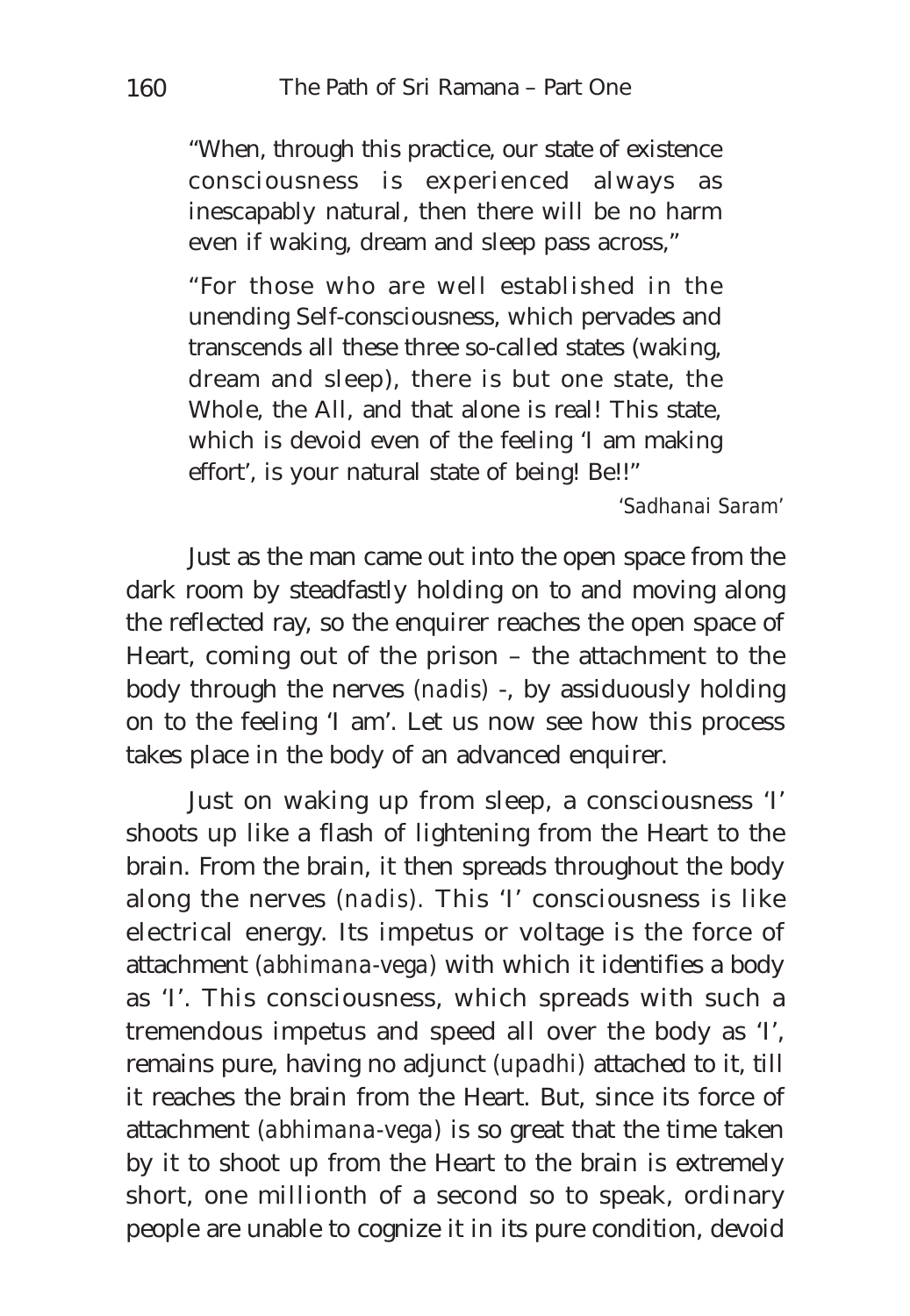> "When, through this practice, our state of existence consciousness is experienced always as inescapably natural, then there will be no harm even if waking, dream and sleep pass across,"
>
> "For those who are well established in the unending Self-consciousness, which pervades and transcends all these three so-called states (waking, dream and sleep), there is but one state, the Whole, the All, and that alone is real! This state, which is devoid even of the feeling 'I am making effort', is your natural state of being! Be!!"
>
> *'Sadhanai Saram'*

Just as the man came out into the open space from the dark room by steadfastly holding on to and moving along the reflected ray, so the enquirer reaches the open space of Heart, coming out of the prison – the attachment to the body through the nerves (*nadis*) -, by assiduously holding on to the feeling 'I am'. Let us now see how this process takes place in the body of an advanced enquirer.

Just on waking up from sleep, a consciousness 'I' shoots up like a flash of lightening from the Heart to the brain. From the brain, it then spreads throughout the body along the nerves (*nadis*). This 'I' consciousness is like electrical energy. Its impetus or voltage is the force of attachment (*abhimana-vega*) with which it identifies a body as 'I'. This consciousness, which spreads with such a tremendous impetus and speed all over the body as 'I', remains pure, having no adjunct (*upadhi*) attached to it, till it reaches the brain from the Heart. But, since its force of attachment (*abhimana-vega*) is so great that the time taken by it to shoot up from the Heart to the brain is extremely short, one millionth of a second so to speak, ordinary people are unable to cognize it in its pure condition, devoid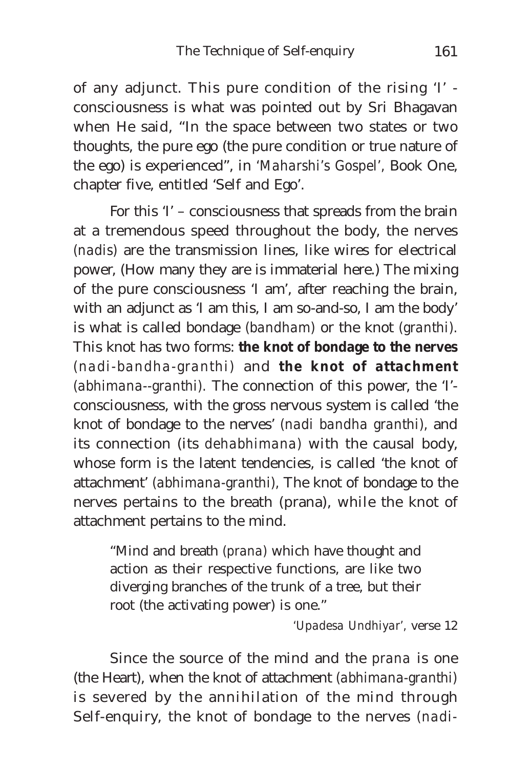of any adjunct. This pure condition of the rising 'I' - consciousness is what was pointed out by Sri Bhagavan when He said, "In the space between two states or two thoughts, the pure ego (the pure condition or true nature of the ego) is experienced", in *'Maharshi's Gospel'*, Book One, chapter five, entitled 'Self and Ego'.

For this 'I' – consciousness that spreads from the brain at a tremendous speed throughout the body, the nerves *(nadis)* are the transmission lines, like wires for electrical power, (How many they are is immaterial here.) The mixing of the pure consciousness 'I am', after reaching the brain, with an adjunct as 'I am this, I am so-and-so, I am the body' is what is called bondage *(bandham)* or the knot *(granthi)*. This knot has two forms: **the knot of bondage to the nerves** *(nadi-bandha-granthi)* and **the knot of attachment** *(abhimana--granthi)*. The connection of this power, the 'I'-consciousness, with the gross nervous system is called 'the knot of bondage to the nerves' *(nadi bandha granthi)*, and its connection (its *dehabhimana)* with the causal body, whose form is the latent tendencies, is called 'the knot of attachment' *(abhimana-granthi)*, The knot of bondage to the nerves pertains to the breath (prana), while the knot of attachment pertains to the mind.

> "Mind and breath *(prana)* which have thought and action as their respective functions, are like two diverging branches of the trunk of a tree, but their root (the activating power) is one."
>
> *'Upadesa Undhiyar'*, verse 12

Since the source of the mind and the *prana* is one (the Heart), when the knot of attachment *(abhimana-granthi)* is severed by the annihilation of the mind through Self-enquiry, the knot of bondage to the nerves *(nadi-*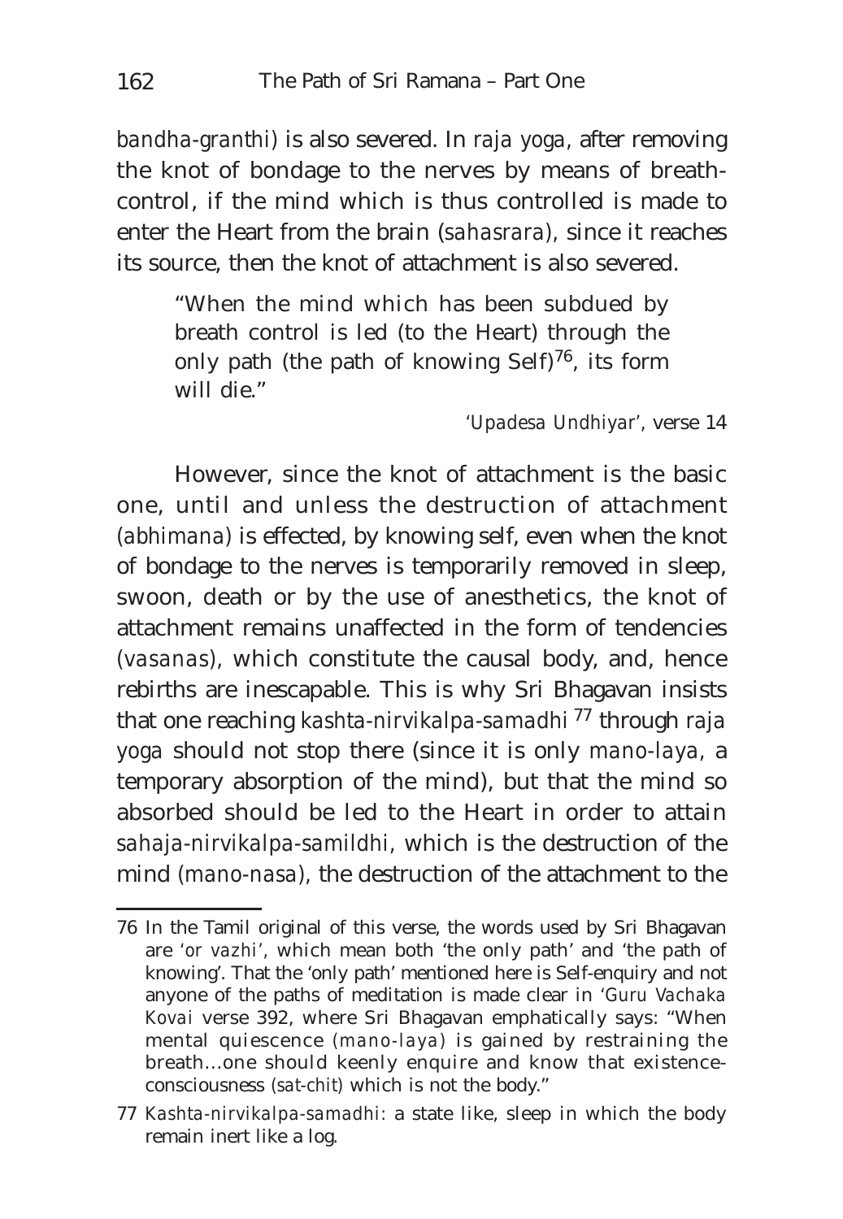*bandha-granthi)* is also severed. In *raja yoga*, after removing the knot of bondage to the nerves by means of breath-control, if the mind which is thus controlled is made to enter the Heart from the brain (*sahasrara*), since it reaches its source, then the knot of attachment is also severed.

> "When the mind which has been subdued by breath control is led (to the Heart) through the only path (the path of knowing Self)[76], its form will die."
>
> *'Upadesa Undhiyar'*, verse 14

However, since the knot of attachment is the basic one, until and unless the destruction of attachment (*abhimana*) is effected, by knowing self, even when the knot of bondage to the nerves is temporarily removed in sleep, swoon, death or by the use of anesthetics, the knot of attachment remains unaffected in the form of tendencies (*vasanas*), which constitute the causal body, and, hence rebirths are inescapable. This is why Sri Bhagavan insists that one reaching *kashta-nirvikalpa-samadhi* [77] through *raja yoga* should not stop there (since it is only *mano-laya*, a temporary absorption of the mind), but that the mind so absorbed should be led to the Heart in order to attain *sahaja-nirvikalpa-samildhi*, which is the destruction of the mind (*mano-nasa*), the destruction of the attachment to the

---

76 In the Tamil original of this verse, the words used by Sri Bhagavan are '*or vazhi*', which mean both 'the only path' and 'the path of knowing'. That the 'only path' mentioned here is Self-enquiry and not anyone of the paths of meditation is made clear in '*Guru Vachaka Kovai* verse 392, where Sri Bhagavan emphatically says: "When mental quiescence (*mano-laya*) is gained by restraining the breath…one should keenly enquire and know that existence-consciousness (*sat-chit*) which is not the body."

77 *Kashta-nirvikalpa-samadhi*: a state like, sleep in which the body remain inert like a log.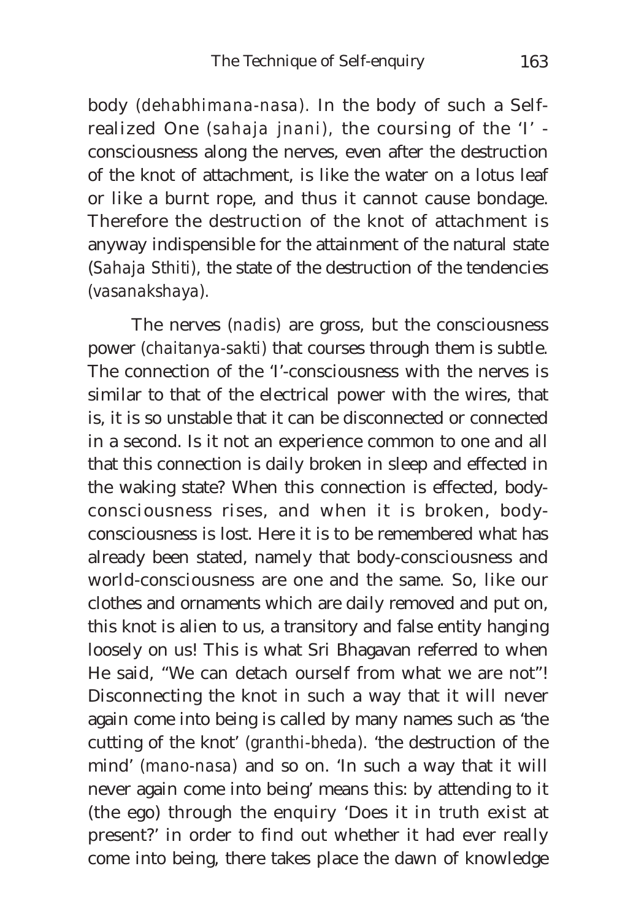body (*dehabhimana-nasa*). In the body of such a Self-realized One (*sahaja jnani*), the coursing of the 'I' - consciousness along the nerves, even after the destruction of the knot of attachment, is like the water on a lotus leaf or like a burnt rope, and thus it cannot cause bondage. Therefore the destruction of the knot of attachment is anyway indispensible for the attainment of the natural state (*Sahaja Sthiti*), the state of the destruction of the tendencies (*vasanakshaya*).

The nerves (*nadis*) are gross, but the consciousness power (*chaitanya-sakti*) that courses through them is subtle. The connection of the 'I'-consciousness with the nerves is similar to that of the electrical power with the wires, that is, it is so unstable that it can be disconnected or connected in a second. Is it not an experience common to one and all that this connection is daily broken in sleep and effected in the waking state? When this connection is effected, body-consciousness rises, and when it is broken, body-consciousness is lost. Here it is to be remembered what has already been stated, namely that body-consciousness and world-consciousness are one and the same. So, like our clothes and ornaments which are daily removed and put on, this knot is alien to us, a transitory and false entity hanging loosely on us! This is what Sri Bhagavan referred to when He said, "We can detach ourself from what we are not"! Disconnecting the knot in such a way that it will never again come into being is called by many names such as 'the cutting of the knot' (*granthi-bheda*). 'the destruction of the mind' (*mano-nasa*) and so on. 'In such a way that it will never again come into being' means this: by attending to it (the ego) through the enquiry 'Does it in truth exist at present?' in order to find out whether it had ever really come into being, there takes place the dawn of knowledge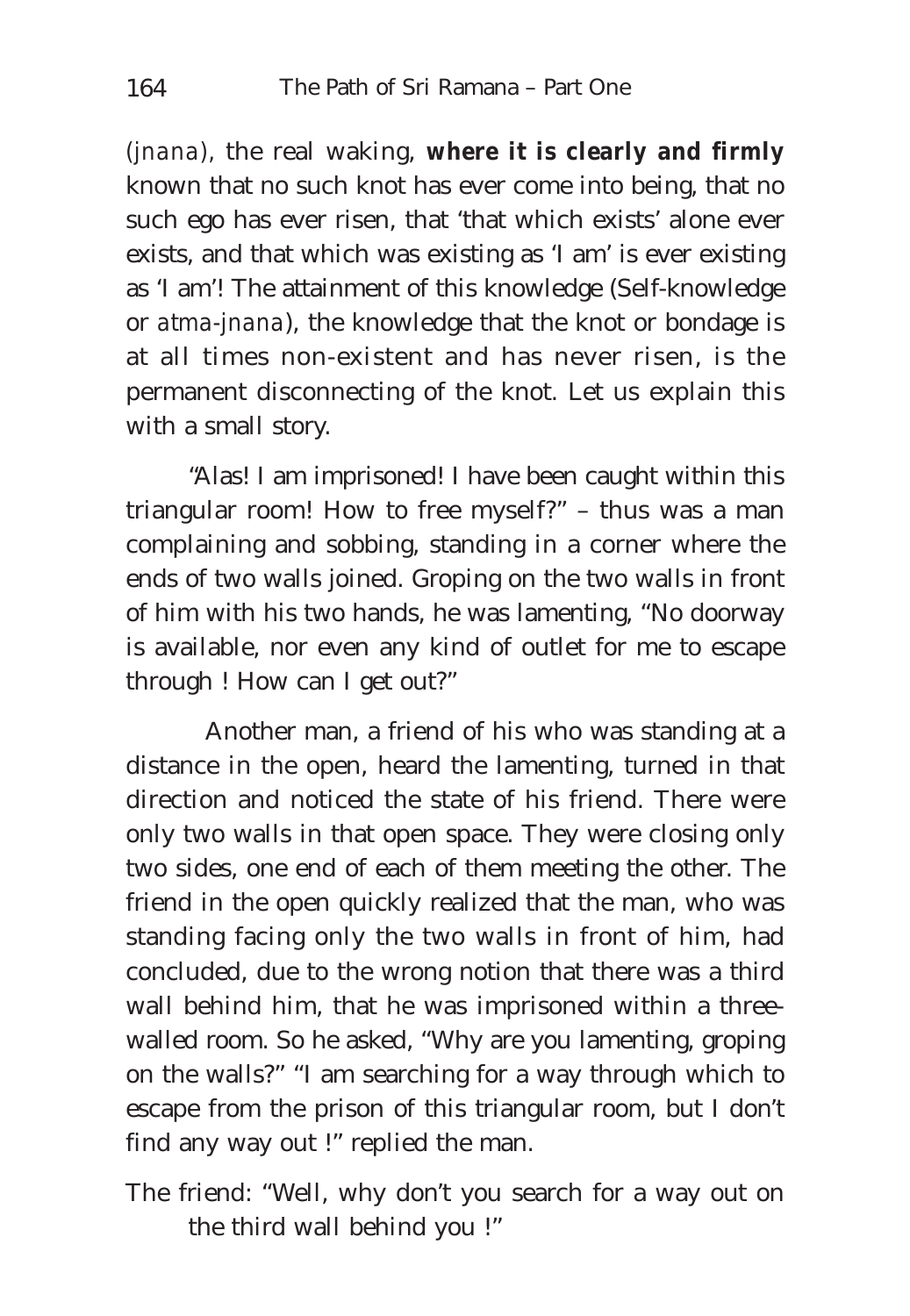(*jnana*), the real waking, **where it is clearly and firmly** known that no such knot has ever come into being, that no such ego has ever risen, that 'that which exists' alone ever exists, and that which was existing as 'I am' is ever existing as 'I am'! The attainment of this knowledge (Self-knowledge or *atma-jnana*), the knowledge that the knot or bondage is at all times non-existent and has never risen, is the permanent disconnecting of the knot. Let us explain this with a small story.

"Alas! I am imprisoned! I have been caught within this triangular room! How to free myself?" – thus was a man complaining and sobbing, standing in a corner where the ends of two walls joined. Groping on the two walls in front of him with his two hands, he was lamenting, "No doorway is available, nor even any kind of outlet for me to escape through ! How can I get out?"

Another man, a friend of his who was standing at a distance in the open, heard the lamenting, turned in that direction and noticed the state of his friend. There were only two walls in that open space. They were closing only two sides, one end of each of them meeting the other. The friend in the open quickly realized that the man, who was standing facing only the two walls in front of him, had concluded, due to the wrong notion that there was a third wall behind him, that he was imprisoned within a three-walled room. So he asked, "Why are you lamenting, groping on the walls?" "I am searching for a way through which to escape from the prison of this triangular room, but I don't find any way out !" replied the man.

The friend: "Well, why don't you search for a way out on the third wall behind you !"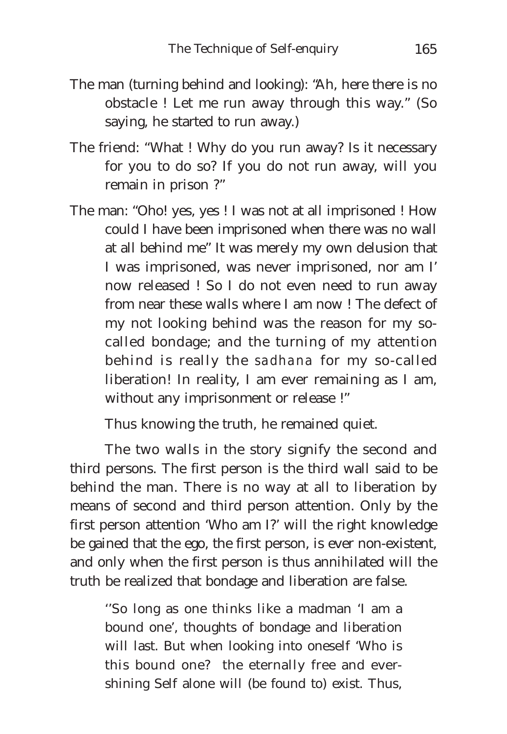The man (turning behind and looking): "Ah, here there is no obstacle ! Let me run away through this way." (So saying, he started to run away.)

The friend: "What ! Why do you run away? Is it necessary for you to do so? If you do not run away, will you remain in prison ?"

The man: "Oho! yes, yes ! I was not at all imprisoned ! How could I have been imprisoned when there was no wall at all behind me" It was merely my own delusion that I was imprisoned, was never imprisoned, nor am I' now released ! So I do not even need to run away from near these walls where I am now ! The defect of my not looking behind was the reason for my so-called bondage; and the turning of my attention behind is really the *sadhana* for my so-called liberation! In reality, I am ever remaining as I am, without any imprisonment or release !"

Thus knowing the truth, he remained quiet.

The two walls in the story signify the second and third persons. The first person is the third wall said to be behind the man. There is no way at all to liberation by means of second and third person attention. Only by the first person attention 'Who am I?' will the right knowledge be gained that the ego, the first person, is ever non-existent, and only when the first person is thus annihilated will the truth be realized that bondage and liberation are false.

> ''So long as one thinks like a madman 'I am a bound one', thoughts of bondage and liberation will last. But when looking into oneself 'Who is this bound one? the eternally free and ever-shining Self alone will (be found to) exist. Thus,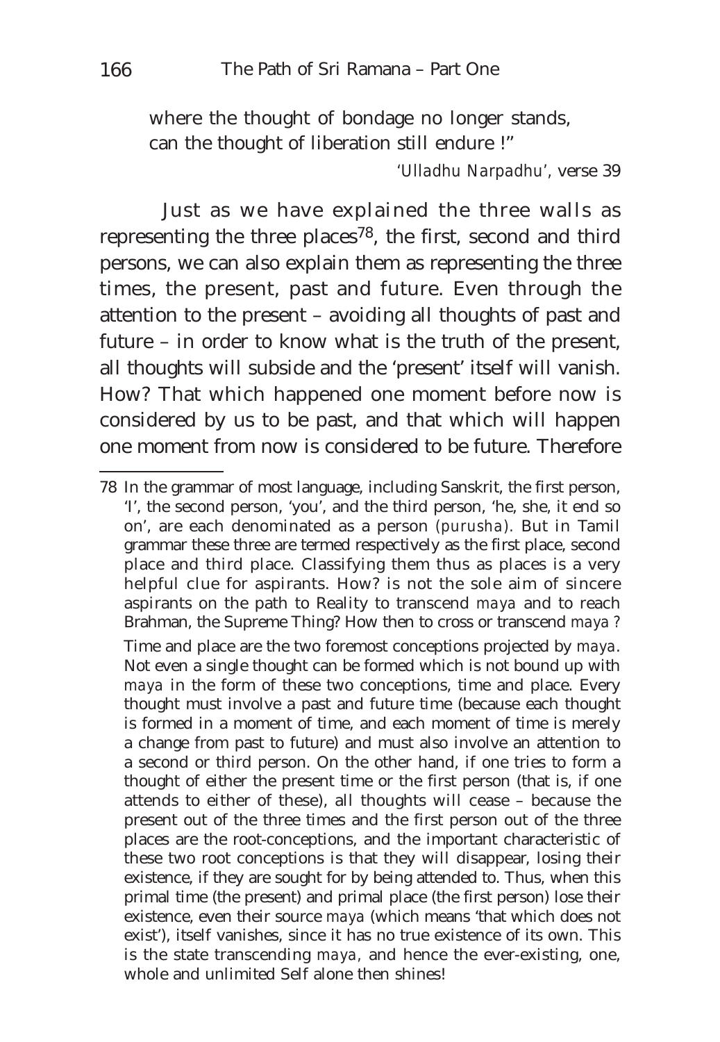where the thought of bondage no longer stands,
can the thought of liberation still endure !"

*'Ulladhu Narpadhu'*, verse 39

Just as we have explained the three walls as representing the three places[78], the first, second and third persons, we can also explain them as representing the three times, the present, past and future. Even through the attention to the present – avoiding all thoughts of past and future – in order to know what is the truth of the present, all thoughts will subside and the 'present' itself will vanish. How? That which happened one moment before now is considered by us to be past, and that which will happen one moment from now is considered to be future. Therefore

---

78 In the grammar of most language, including Sanskrit, the first person, 'I', the second person, 'you', and the third person, 'he, she, it end so on', are each denominated as a person (*purusha*). But in Tamil grammar these three are termed respectively as the first place, second place and third place. Classifying them thus as places is a very helpful clue for aspirants. How? is not the sole aim of sincere aspirants on the path to Reality to transcend *maya* and to reach Brahman, the Supreme Thing? How then to cross or transcend *maya* ?

Time and place are the two foremost conceptions projected by *maya*. Not even a single thought can be formed which is not bound up with *maya* in the form of these two conceptions, time and place. Every thought must involve a past and future time (because each thought is formed in a moment of time, and each moment of time is merely a change from past to future) and must also involve an attention to a second or third person. On the other hand, if one tries to form a thought of either the present time or the first person (that is, if one attends to either of these), all thoughts will cease – because the present out of the three times and the first person out of the three places are the root-conceptions, and the important characteristic of these two root conceptions is that they will disappear, losing their existence, if they are sought for by being attended to. Thus, when this primal time (the present) and primal place (the first person) lose their existence, even their source *maya* (which means 'that which does not exist'), itself vanishes, since it has no true existence of its own. This is the state transcending *maya*, and hence the ever-existing, one, whole and unlimited Self alone then shines!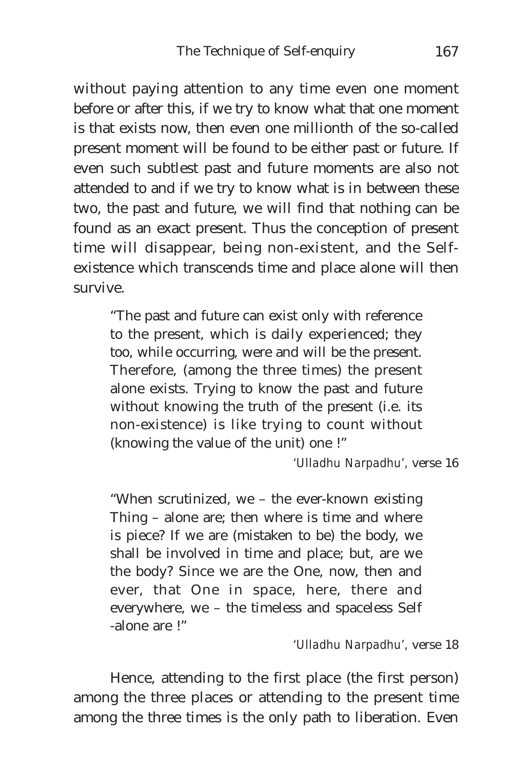without paying attention to any time even one moment before or after this, if we try to know what that one moment is that exists now, then even one millionth of the so-called present moment will be found to be either past or future. If even such subtlest past and future moments are also not attended to and if we try to know what is in between these two, the past and future, we will find that nothing can be found as an exact present. Thus the conception of present time will disappear, being non-existent, and the Self-existence which transcends time and place alone will then survive.

> "The past and future can exist only with reference to the present, which is daily experienced; they too, while occurring, were and will be the present. Therefore, (among the three times) the present alone exists. Trying to know the past and future without knowing the truth of the present (i.e. its non-existence) is like trying to count without (knowing the value of the unit) one !"
>
> *'Ulladhu Narpadhu'*, verse 16

> "When scrutinized, we – the ever-known existing Thing – alone are; then where is time and where is piece? If we are (mistaken to be) the body, we shall be involved in time and place; but, are we the body? Since we are the One, now, then and ever, that One in space, here, there and everywhere, we – the timeless and spaceless Self -alone are !"
>
> *'Ulladhu Narpadhu'*, verse 18

Hence, attending to the first place (the first person) among the three places or attending to the present time among the three times is the only path to liberation. Even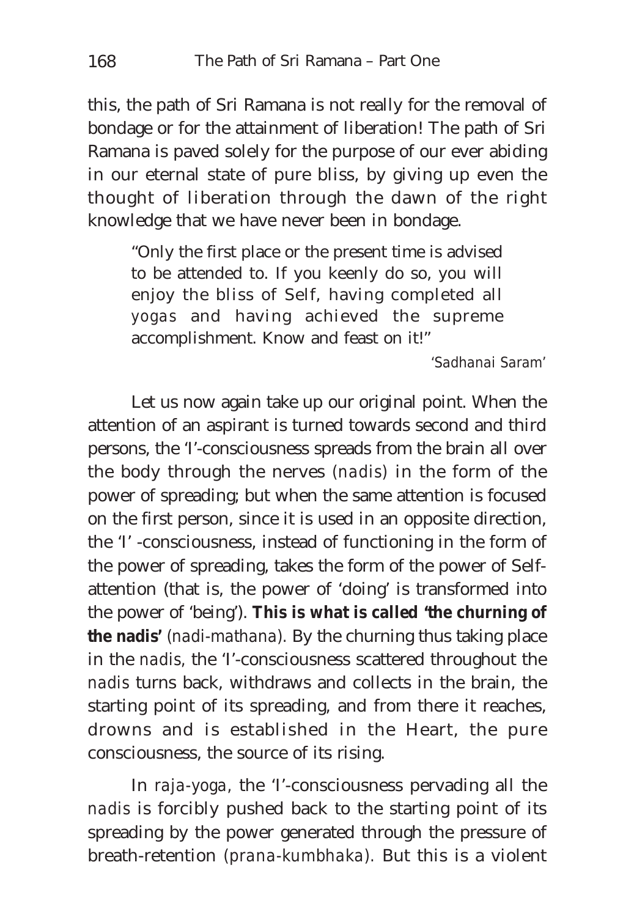this, the path of Sri Ramana is not really for the removal of bondage or for the attainment of liberation! The path of Sri Ramana is paved solely for the purpose of our ever abiding in our eternal state of pure bliss, by giving up even the thought of liberation through the dawn of the right knowledge that we have never been in bondage.

> "Only the first place or the present time is advised to be attended to. If you keenly do so, you will enjoy the bliss of Self, having completed all *yogas* and having achieved the supreme accomplishment. Know and feast on it!"
>
> *'Sadhanai Saram'*

Let us now again take up our original point. When the attention of an aspirant is turned towards second and third persons, the 'I'-consciousness spreads from the brain all over the body through the nerves (*nadis*) in the form of the power of spreading; but when the same attention is focused on the first person, since it is used in an opposite direction, the 'I' -consciousness, instead of functioning in the form of the power of spreading, takes the form of the power of Self-attention (that is, the power of 'doing' is transformed into the power of 'being'). **This is what is called 'the churning of the nadis'** (*nadi-mathana*). By the churning thus taking place in the *nadis*, the 'I'-consciousness scattered throughout the *nadis* turns back, withdraws and collects in the brain, the starting point of its spreading, and from there it reaches, drowns and is established in the Heart, the pure consciousness, the source of its rising.

In *raja-yoga*, the 'I'-consciousness pervading all the *nadis* is forcibly pushed back to the starting point of its spreading by the power generated through the pressure of breath-retention (*prana-kumbhaka*). But this is a violent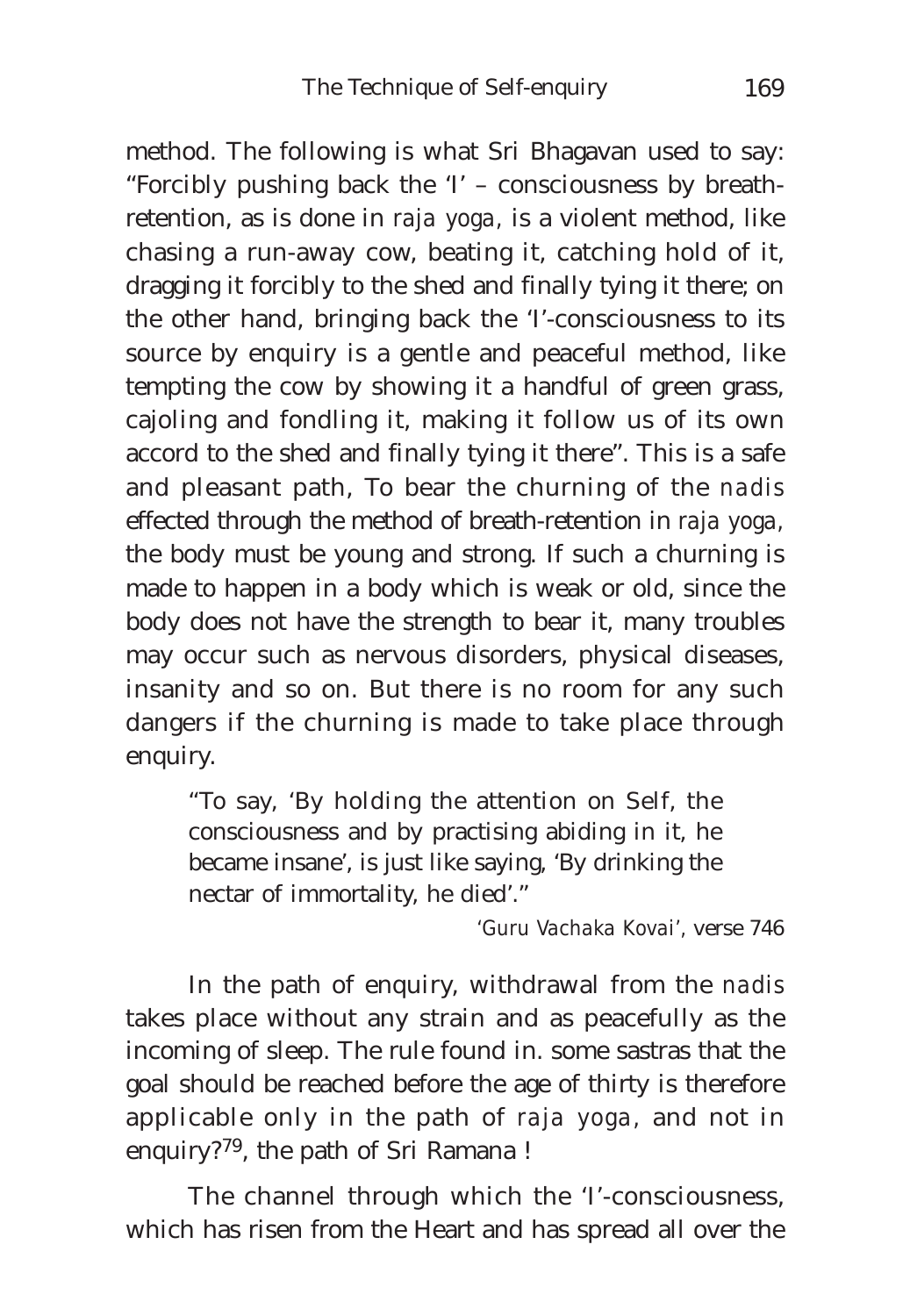method. The following is what Sri Bhagavan used to say: "Forcibly pushing back the 'I' – consciousness by breath-retention, as is done in *raja yoga,* is a violent method, like chasing a run-away cow, beating it, catching hold of it, dragging it forcibly to the shed and finally tying it there; on the other hand, bringing back the 'I'-consciousness to its source by enquiry is a gentle and peaceful method, like tempting the cow by showing it a handful of green grass, cajoling and fondling it, making it follow us of its own accord to the shed and finally tying it there". This is a safe and pleasant path, To bear the churning of the *nadis* effected through the method of breath-retention in *raja yoga*, the body must be young and strong. If such a churning is made to happen in a body which is weak or old, since the body does not have the strength to bear it, many troubles may occur such as nervous disorders, physical diseases, insanity and so on. But there is no room for any such dangers if the churning is made to take place through enquiry.

> "To say, 'By holding the attention on Self, the consciousness and by practising abiding in it, he became insane', is just like saying, 'By drinking the nectar of immortality, he died'."
>
> *'Guru Vachaka Kovai'*, verse 746

In the path of enquiry, withdrawal from the *nadis* takes place without any strain and as peacefully as the incoming of sleep. The rule found in. some sastras that the goal should be reached before the age of thirty is therefore applicable only in the path of *raja yoga*, and not in enquiry?[79], the path of Sri Ramana !

The channel through which the 'I'-consciousness, which has risen from the Heart and has spread all over the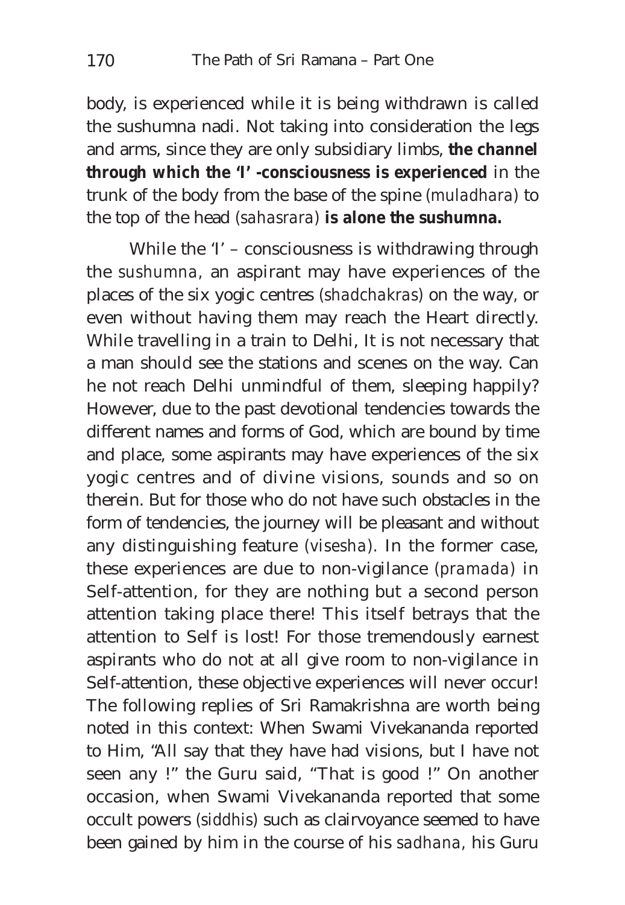body, is experienced while it is being withdrawn is called the sushumna nadi. Not taking into consideration the legs and arms, since they are only subsidiary limbs, **the channel through which the 'I' -consciousness is experienced** in the trunk of the body from the base of the spine (*muladhara*) to the top of the head (*sahasrara*) **is alone the sushumna.**

While the 'I' – consciousness is withdrawing through the *sushumna*, an aspirant may have experiences of the places of the six yogic centres (*shadchakras*) on the way, or even without having them may reach the Heart directly. While travelling in a train to Delhi, It is not necessary that a man should see the stations and scenes on the way. Can he not reach Delhi unmindful of them, sleeping happily? However, due to the past devotional tendencies towards the different names and forms of God, which are bound by time and place, some aspirants may have experiences of the six yogic centres and of divine visions, sounds and so on therein. But for those who do not have such obstacles in the form of tendencies, the journey will be pleasant and without any distinguishing feature (*visesha*). In the former case, these experiences are due to non-vigilance (*pramada*) in Self-attention, for they are nothing but a second person attention taking place there! This itself betrays that the attention to Self is lost! For those tremendously earnest aspirants who do not at all give room to non-vigilance in Self-attention, these objective experiences will never occur! The following replies of Sri Ramakrishna are worth being noted in this context: When Swami Vivekananda reported to Him, "All say that they have had visions, but I have not seen any !" the Guru said, "That is good !" On another occasion, when Swami Vivekananda reported that some occult powers (*siddhis*) such as clairvoyance seemed to have been gained by him in the course of his *sadhana*, his Guru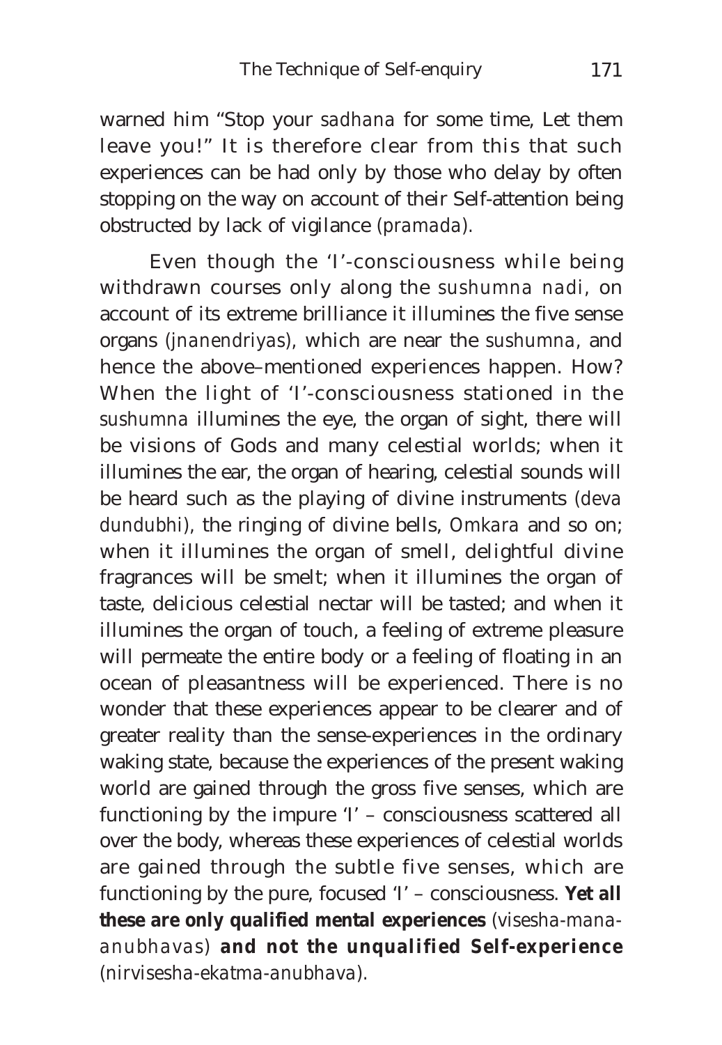warned him "Stop your *sadhana* for some time, Let them leave you!" It is therefore clear from this that such experiences can be had only by those who delay by often stopping on the way on account of their Self-attention being obstructed by lack of vigilance (*pramada*).

Even though the 'I'-consciousness while being withdrawn courses only along the *sushumna nadi*, on account of its extreme brilliance it illumines the five sense organs (*jnanendriyas*), which are near the *sushumna*, and hence the above–mentioned experiences happen. How? When the light of 'I'-consciousness stationed in the *sushumna* illumines the eye, the organ of sight, there will be visions of Gods and many celestial worlds; when it illumines the ear, the organ of hearing, celestial sounds will be heard such as the playing of divine instruments (*deva dundubhi*), the ringing of divine bells, *Omkara* and so on; when it illumines the organ of smell, delightful divine fragrances will be smelt; when it illumines the organ of taste, delicious celestial nectar will be tasted; and when it illumines the organ of touch, a feeling of extreme pleasure will permeate the entire body or a feeling of floating in an ocean of pleasantness will be experienced. There is no wonder that these experiences appear to be clearer and of greater reality than the sense-experiences in the ordinary waking state, because the experiences of the present waking world are gained through the gross five senses, which are functioning by the impure 'I' – consciousness scattered all over the body, whereas these experiences of celestial worlds are gained through the subtle five senses, which are functioning by the pure, focused 'I' – consciousness. **Yet all these are only qualified mental experiences** (*visesha-mana-anubhavas*) **and not the unqualified Self-experience** (*nirvisesha-ekatma-anubhava*).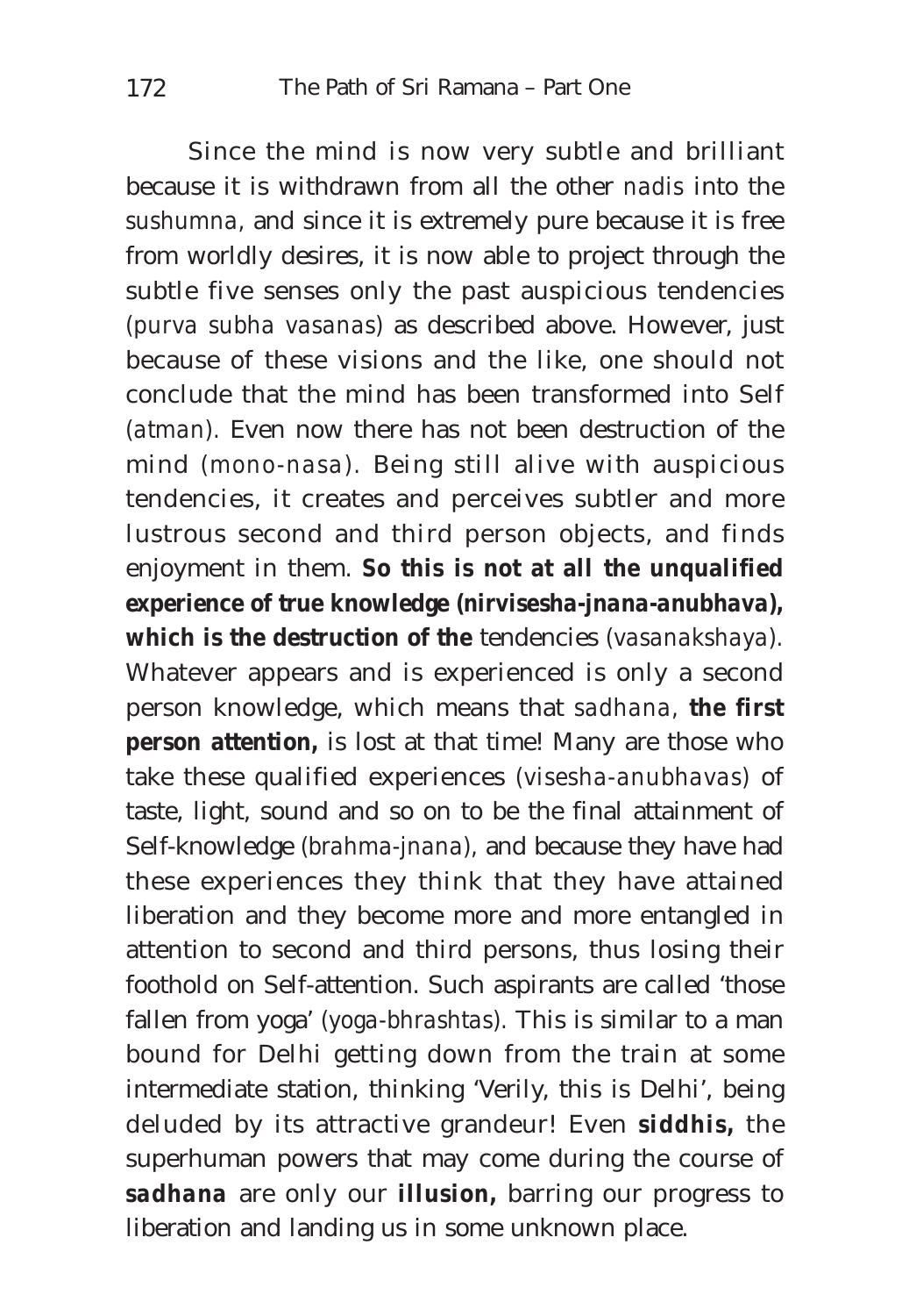Since the mind is now very subtle and brilliant because it is withdrawn from all the other *nadis* into the *sushumna*, and since it is extremely pure because it is free from worldly desires, it is now able to project through the subtle five senses only the past auspicious tendencies (*purva subha vasanas*) as described above. However, just because of these visions and the like, one should not conclude that the mind has been transformed into Self (*atman*). Even now there has not been destruction of the mind (*mono-nasa*). Being still alive with auspicious tendencies, it creates and perceives subtler and more lustrous second and third person objects, and finds enjoyment in them. **So this is not at all the unqualified experience of true knowledge (nirvisesha-jnana-anubhava), which is the destruction of the** tendencies (*vasanakshaya*). Whatever appears and is experienced is only a second person knowledge, which means that *sadhana*, **the first person attention,** is lost at that time! Many are those who take these qualified experiences (*visesha-anubhavas*) of taste, light, sound and so on to be the final attainment of Self-knowledge (*brahma-jnana*), and because they have had these experiences they think that they have attained liberation and they become more and more entangled in attention to second and third persons, thus losing their foothold on Self-attention. Such aspirants are called 'those fallen from yoga' (*yoga-bhrashtas*). This is similar to a man bound for Delhi getting down from the train at some intermediate station, thinking 'Verily, this is Delhi', being deluded by its attractive grandeur! Even **siddhis,** the superhuman powers that may come during the course of **sadhana** are only our **illusion,** barring our progress to liberation and landing us in some unknown place.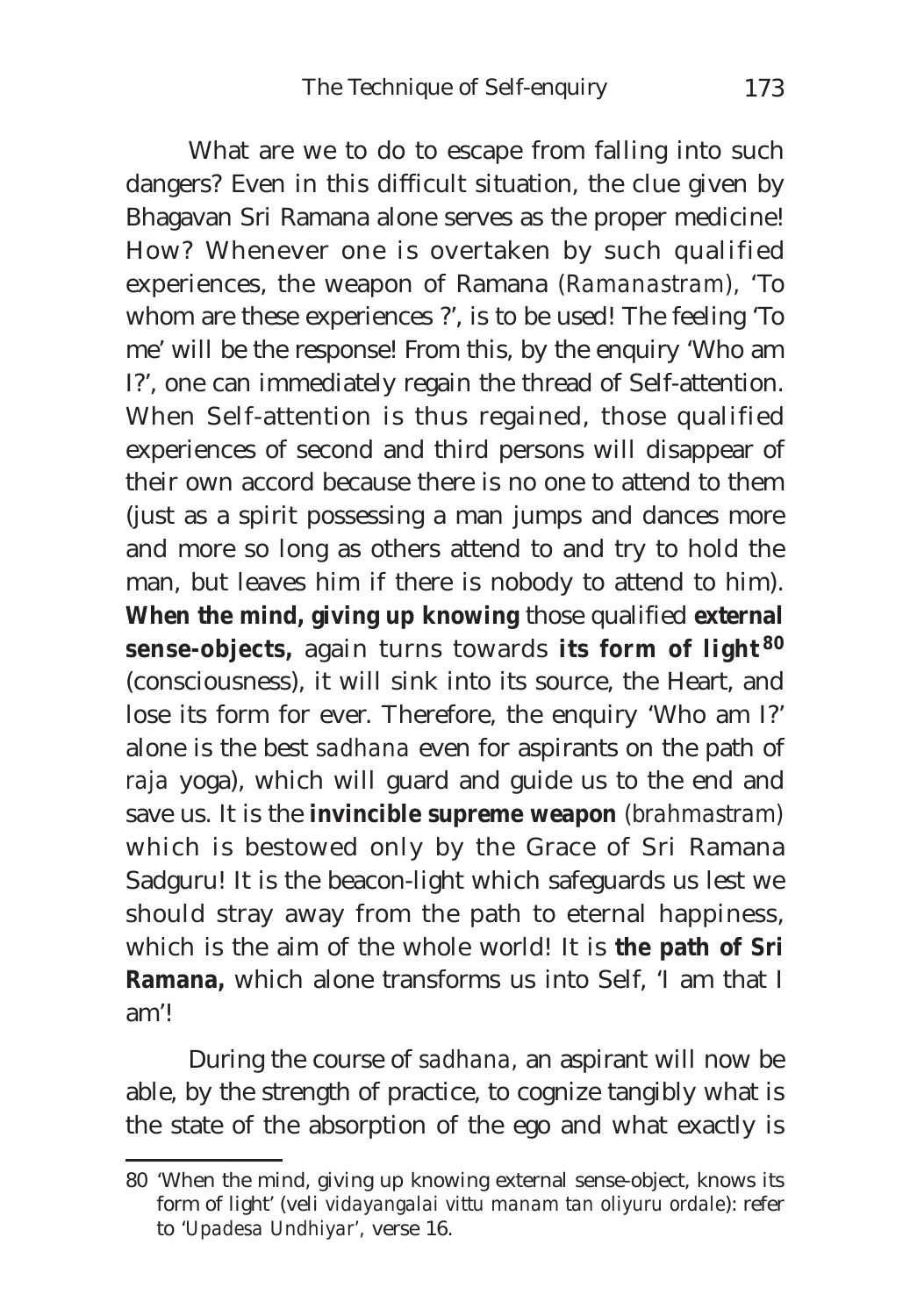What are we to do to escape from falling into such dangers? Even in this difficult situation, the clue given by Bhagavan Sri Ramana alone serves as the proper medicine! How? Whenever one is overtaken by such qualified experiences, the weapon of Ramana (*Ramanastram*), 'To whom are these experiences ?', is to be used! The feeling 'To me' will be the response! From this, by the enquiry 'Who am I?', one can immediately regain the thread of Self-attention. When Self-attention is thus regained, those qualified experiences of second and third persons will disappear of their own accord because there is no one to attend to them (just as a spirit possessing a man jumps and dances more and more so long as others attend to and try to hold the man, but leaves him if there is nobody to attend to him). **When the mind, giving up knowing** those qualified **external sense-objects,** again turns towards **its form of light**[80] (consciousness), it will sink into its source, the Heart, and lose its form for ever. Therefore, the enquiry 'Who am I?' alone is the best *sadhana* even for aspirants on the path of *raja* yoga), which will guard and guide us to the end and save us. It is the **invincible supreme weapon** (*brahmastram*) which is bestowed only by the Grace of Sri Ramana Sadguru! It is the beacon-light which safeguards us lest we should stray away from the path to eternal happiness, which is the aim of the whole world! It is **the path of Sri Ramana,** which alone transforms us into Self, 'I am that I am'!

During the course of *sadhana*, an aspirant will now be able, by the strength of practice, to cognize tangibly what is the state of the absorption of the ego and what exactly is

---

80 'When the mind, giving up knowing external sense-object, knows its form of light' (veli *vidayangalai vittu manam tan oliyuru ordale*): refer to '*Upadesa Undhiyar*', verse 16.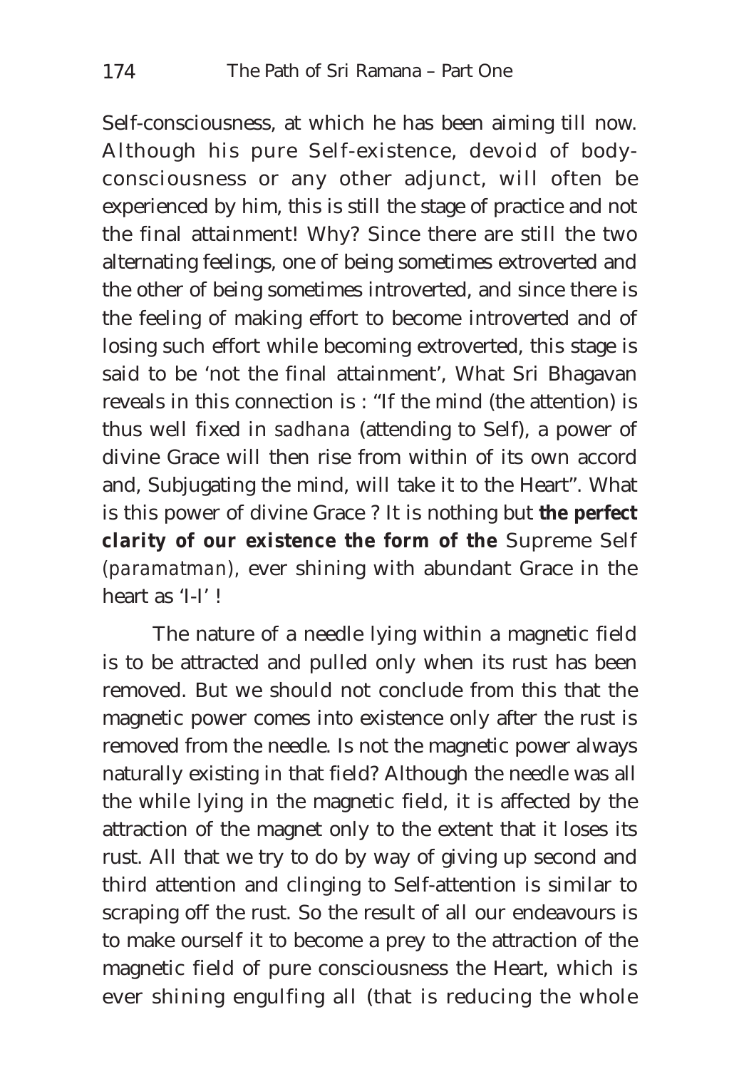Self-consciousness, at which he has been aiming till now. Although his pure Self-existence, devoid of body-consciousness or any other adjunct, will often be experienced by him, this is still the stage of practice and not the final attainment! Why? Since there are still the two alternating feelings, one of being sometimes extroverted and the other of being sometimes introverted, and since there is the feeling of making effort to become introverted and of losing such effort while becoming extroverted, this stage is said to be 'not the final attainment', What Sri Bhagavan reveals in this connection is : "If the mind (the attention) is thus well fixed in *sadhana* (attending to Self), a power of divine Grace will then rise from within of its own accord and, Subjugating the mind, will take it to the Heart". What is this power of divine Grace ? It is nothing but **the perfect clarity of our existence the form of the** Supreme Self (*paramatman*), ever shining with abundant Grace in the heart as 'I-I' !

The nature of a needle lying within a magnetic field is to be attracted and pulled only when its rust has been removed. But we should not conclude from this that the magnetic power comes into existence only after the rust is removed from the needle. Is not the magnetic power always naturally existing in that field? Although the needle was all the while lying in the magnetic field, it is affected by the attraction of the magnet only to the extent that it loses its rust. All that we try to do by way of giving up second and third attention and clinging to Self-attention is similar to scraping off the rust. So the result of all our endeavours is to make ourself it to become a prey to the attraction of the magnetic field of pure consciousness the Heart, which is ever shining engulfing all (that is reducing the whole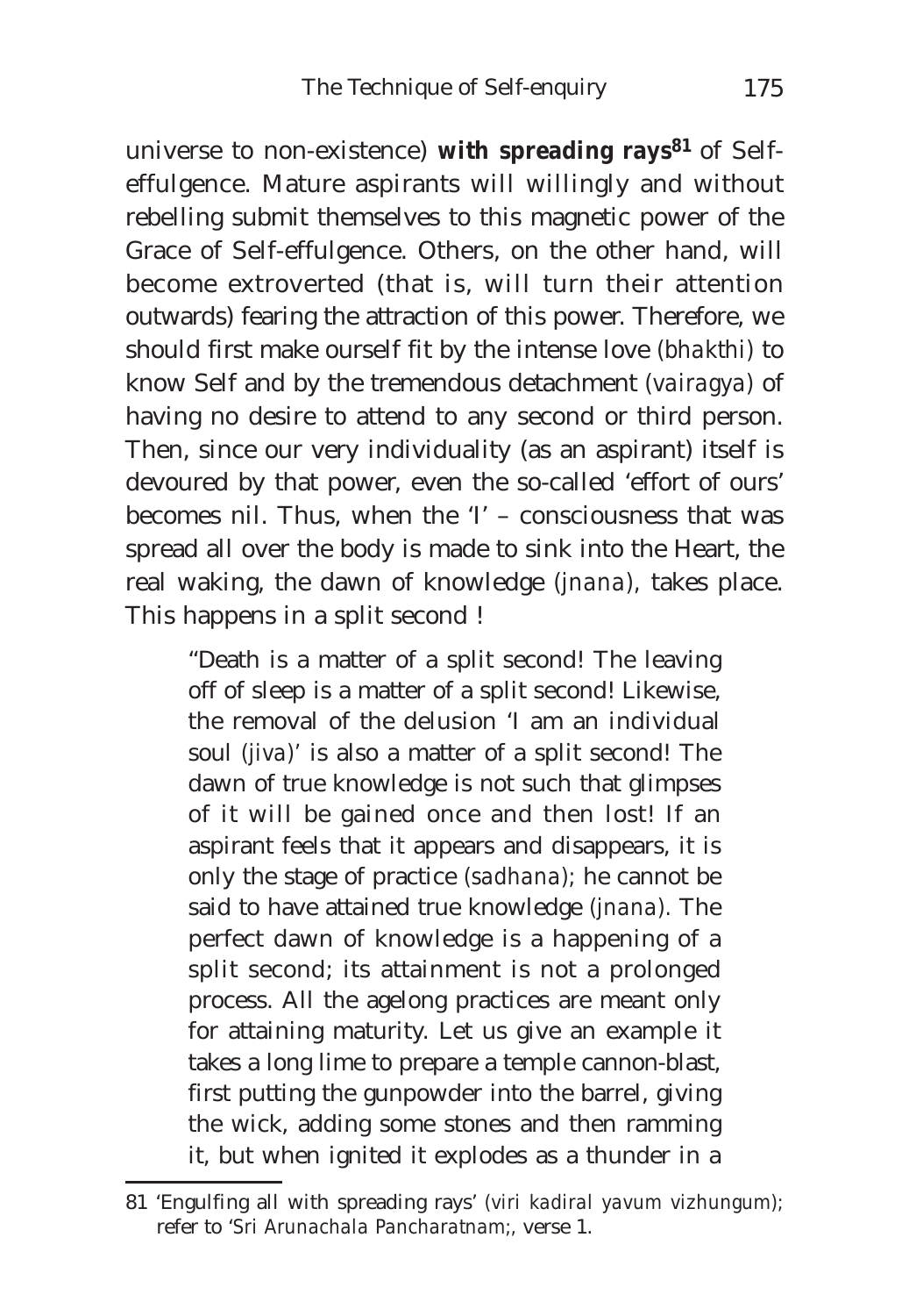universe to non-existence) **with spreading rays**[81] of Self-effulgence. Mature aspirants will willingly and without rebelling submit themselves to this magnetic power of the Grace of Self-effulgence. Others, on the other hand, will become extroverted (that is, will turn their attention outwards) fearing the attraction of this power. Therefore, we should first make ourself fit by the intense love *(bhakthi)* to know Self and by the tremendous detachment *(vairagya)* of having no desire to attend to any second or third person. Then, since our very individuality (as an aspirant) itself is devoured by that power, even the so-called 'effort of ours' becomes nil. Thus, when the 'I' – consciousness that was spread all over the body is made to sink into the Heart, the real waking, the dawn of knowledge *(jnana)*, takes place. This happens in a split second !

> "Death is a matter of a split second! The leaving off of sleep is a matter of a split second! Likewise, the removal of the delusion 'I am an individual soul *(jiva)*' is also a matter of a split second! The dawn of true knowledge is not such that glimpses of it will be gained once and then lost! If an aspirant feels that it appears and disappears, it is only the stage of practice *(sadhana)*; he cannot be said to have attained true knowledge *(jnana)*. The perfect dawn of knowledge is a happening of a split second; its attainment is not a prolonged process. All the agelong practices are meant only for attaining maturity. Let us give an example it takes a long lime to prepare a temple cannon-blast, first putting the gunpowder into the barrel, giving the wick, adding some stones and then ramming it, but when ignited it explodes as a thunder in a

---

81 'Engulfing all with spreading rays' *(viri kadiral yavum vizhungum)*; refer to '*Sri Arunachala Pancharatnam*;, verse 1.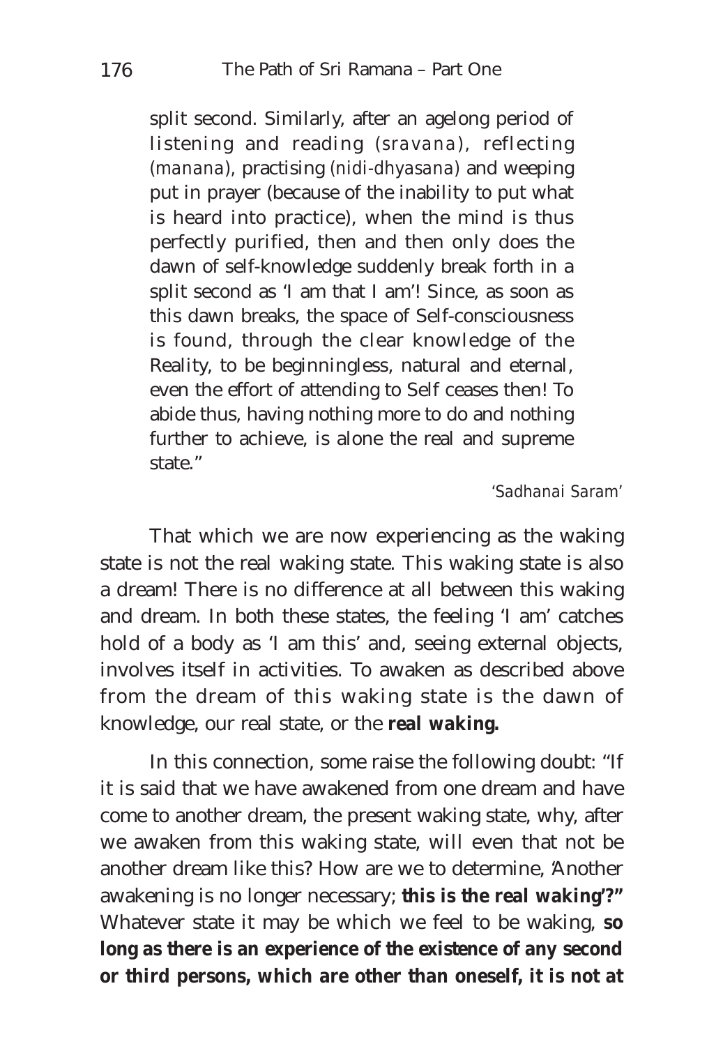split second. Similarly, after an agelong period of listening and reading (*sravana*), reflecting (*manana*), practising (*nidi-dhyasana*) and weeping put in prayer (because of the inability to put what is heard into practice), when the mind is thus perfectly purified, then and then only does the dawn of self-knowledge suddenly break forth in a split second as 'I am that I am'! Since, as soon as this dawn breaks, the space of Self-consciousness is found, through the clear knowledge of the Reality, to be beginningless, natural and eternal, even the effort of attending to Self ceases then! To abide thus, having nothing more to do and nothing further to achieve, is alone the real and supreme state."

*'Sadhanai Saram'*

That which we are now experiencing as the waking state is not the real waking state. This waking state is also a dream! There is no difference at all between this waking and dream. In both these states, the feeling 'I am' catches hold of a body as 'I am this' and, seeing external objects, involves itself in activities. To awaken as described above from the dream of this waking state is the dawn of knowledge, our real state, or the **real waking.**

In this connection, some raise the following doubt: "If it is said that we have awakened from one dream and have come to another dream, the present waking state, why, after we awaken from this waking state, will even that not be another dream like this? How are we to determine, 'Another awakening is no longer necessary; **this is the real waking'?"** Whatever state it may be which we feel to be waking, **so long as there is an experience of the existence of any second or third persons, which are other than oneself, it is not at**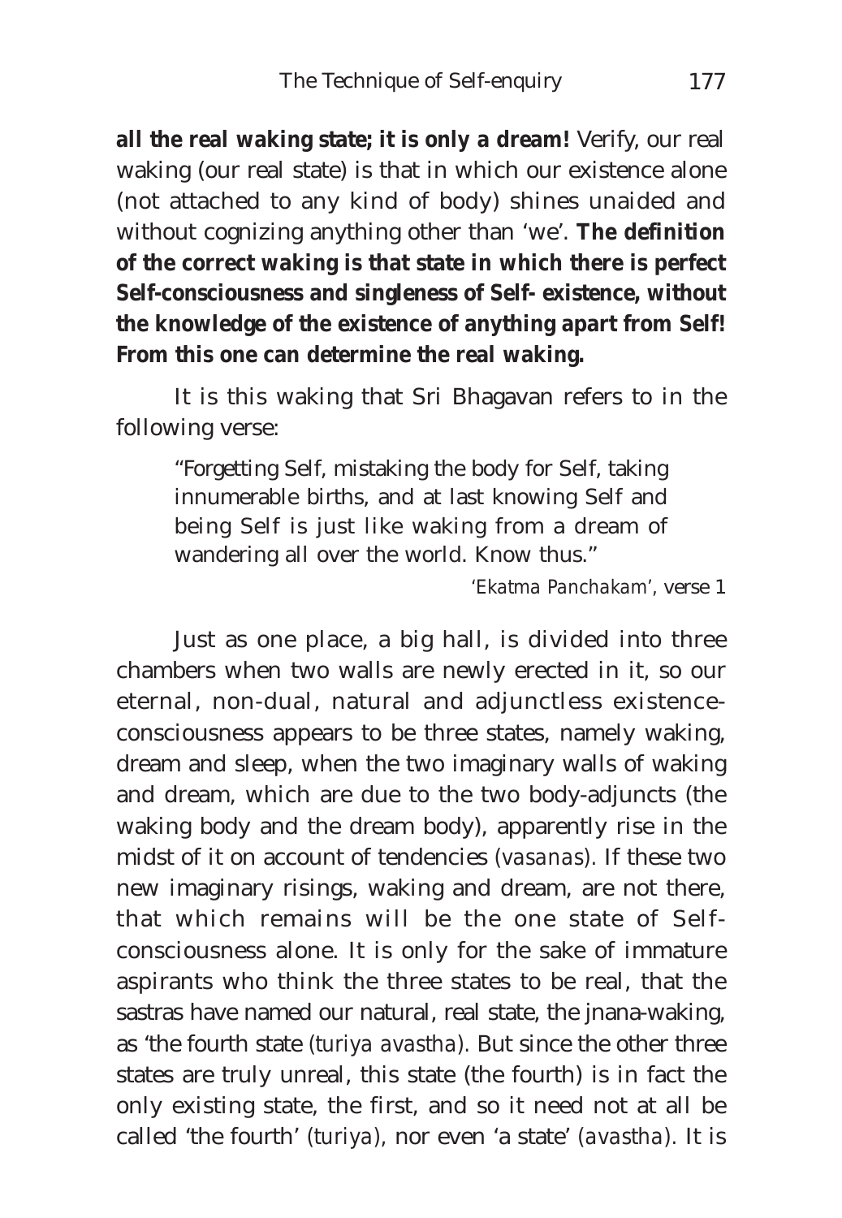**all the real waking state; it is only a dream!** Verify, our real waking (our real state) is that in which our existence alone (not attached to any kind of body) shines unaided and without cognizing anything other than 'we'. **The definition of the correct waking is that state in which there is perfect Self-consciousness and singleness of Self- existence, without the knowledge of the existence of anything apart from Self! From this one can determine the real waking.**

It is this waking that Sri Bhagavan refers to in the following verse:

> "Forgetting Self, mistaking the body for Self, taking innumerable births, and at last knowing Self and being Self is just like waking from a dream of wandering all over the world. Know thus."
>
> *'Ekatma Panchakam'*, verse 1

Just as one place, a big hall, is divided into three chambers when two walls are newly erected in it, so our eternal, non-dual, natural and adjunctless existence-consciousness appears to be three states, namely waking, dream and sleep, when the two imaginary walls of waking and dream, which are due to the two body-adjuncts (the waking body and the dream body), apparently rise in the midst of it on account of tendencies *(vasanas)*. If these two new imaginary risings, waking and dream, are not there, that which remains will be the one state of Self-consciousness alone. It is only for the sake of immature aspirants who think the three states to be real, that the sastras have named our natural, real state, the jnana-waking, as 'the fourth state *(turiya avastha)*. But since the other three states are truly unreal, this state (the fourth) is in fact the only existing state, the first, and so it need not at all be called 'the fourth' *(turiya)*, nor even 'a state' *(avastha)*. It is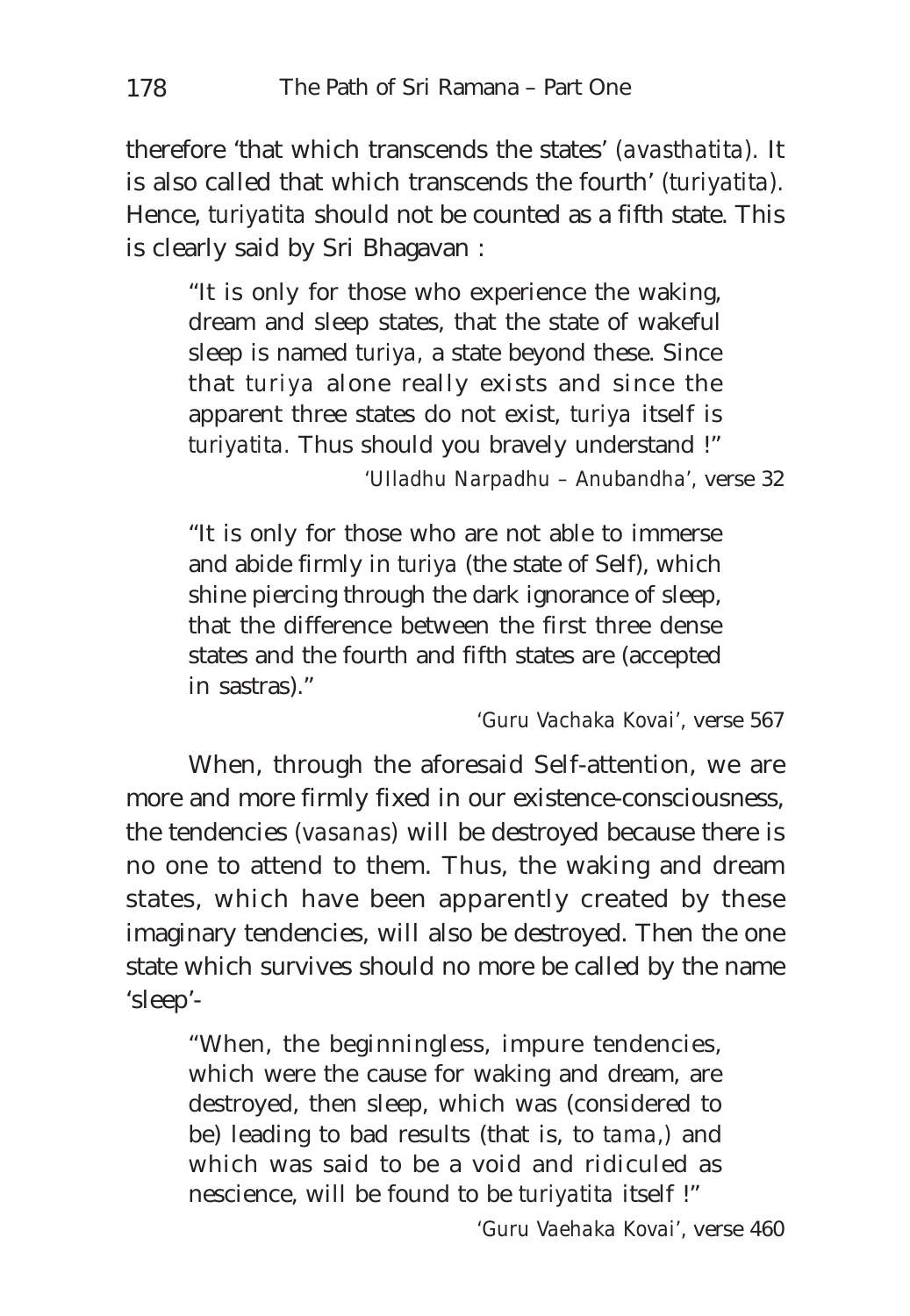therefore 'that which transcends the states' (*avasthatita*). It is also called that which transcends the fourth' (*turiyatita*). Hence, *turiyatita* should not be counted as a fifth state. This is clearly said by Sri Bhagavan :

> "It is only for those who experience the waking, dream and sleep states, that the state of wakeful sleep is named *turiya*, a state beyond these. Since that *turiya* alone really exists and since the apparent three states do not exist, *turiya* itself is *turiyatita*. Thus should you bravely understand !"
>
> *'Ulladhu Narpadhu – Anubandha'*, verse 32

> "It is only for those who are not able to immerse and abide firmly in *turiya* (the state of Self), which shine piercing through the dark ignorance of sleep, that the difference between the first three dense states and the fourth and fifth states are (accepted in sastras)."
>
> *'Guru Vachaka Kovai'*, verse 567

When, through the aforesaid Self-attention, we are more and more firmly fixed in our existence-consciousness, the tendencies (*vasanas*) will be destroyed because there is no one to attend to them. Thus, the waking and dream states, which have been apparently created by these imaginary tendencies, will also be destroyed. Then the one state which survives should no more be called by the name 'sleep'-

> "When, the beginningless, impure tendencies, which were the cause for waking and dream, are destroyed, then sleep, which was (considered to be) leading to bad results (that is, to *tama*,) and which was said to be a void and ridiculed as nescience, will be found to be *turiyatita* itself !"
>
> *'Guru Vaehaka Kovai'*, verse 460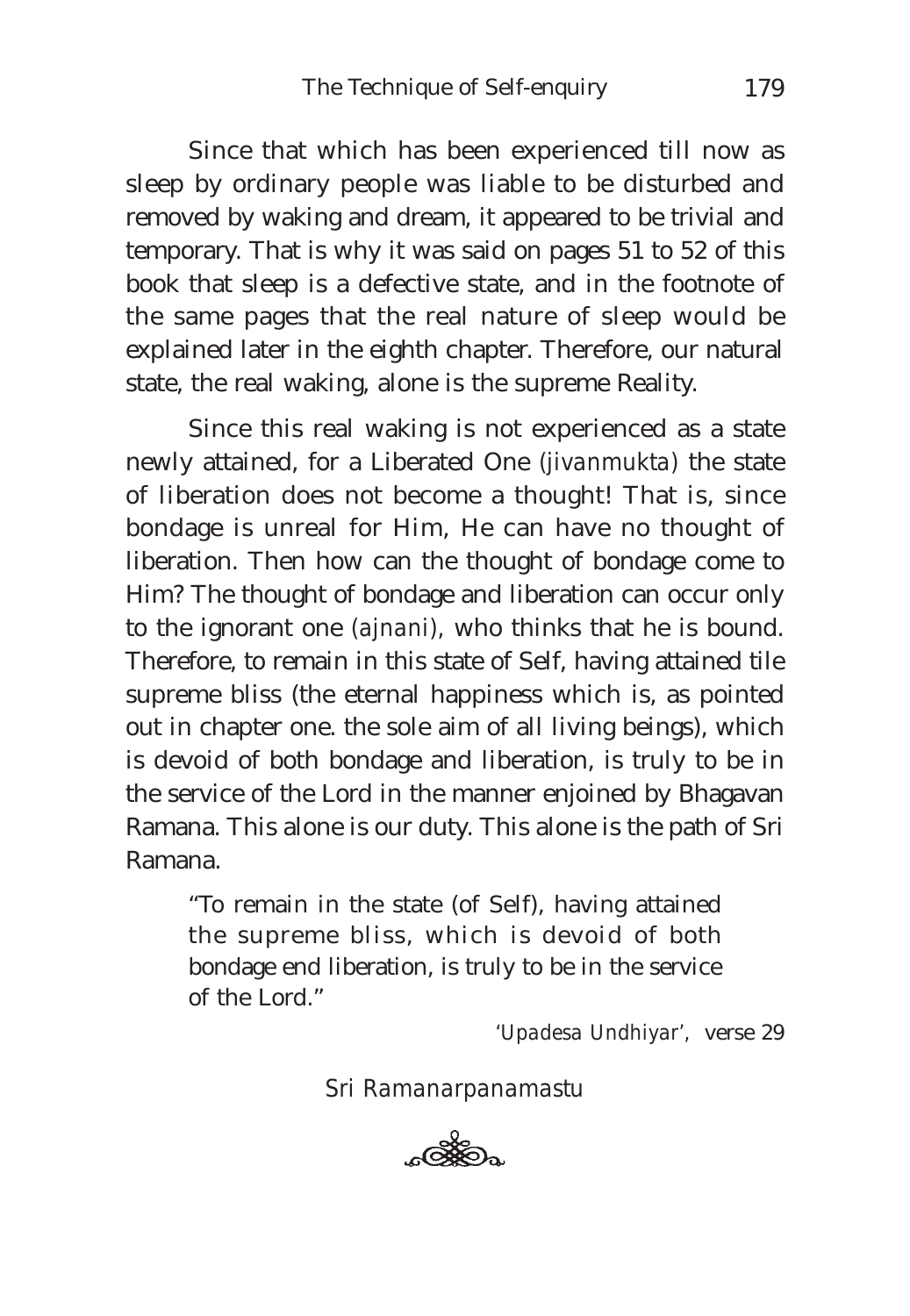Since that which has been experienced till now as sleep by ordinary people was liable to be disturbed and removed by waking and dream, it appeared to be trivial and temporary. That is why it was said on pages 51 to 52 of this book that sleep is a defective state, and in the footnote of the same pages that the real nature of sleep would be explained later in the eighth chapter. Therefore, our natural state, the real waking, alone is the supreme Reality.

Since this real waking is not experienced as a state newly attained, for a Liberated One *(jivanmukta)* the state of liberation does not become a thought! That is, since bondage is unreal for Him, He can have no thought of liberation. Then how can the thought of bondage come to Him? The thought of bondage and liberation can occur only to the ignorant one *(ajnani)*, who thinks that he is bound. Therefore, to remain in this state of Self, having attained tile supreme bliss (the eternal happiness which is, as pointed out in chapter one. the sole aim of all living beings), which is devoid of both bondage and liberation, is truly to be in the service of the Lord in the manner enjoined by Bhagavan Ramana. This alone is our duty. This alone is the path of Sri Ramana.

> "To remain in the state (of Self), having attained the supreme bliss, which is devoid of both bondage end liberation, is truly to be in the service of the Lord."
>
> *'Upadesa Undhiyar'*, verse 29

*Sri Ramanarpanamastu*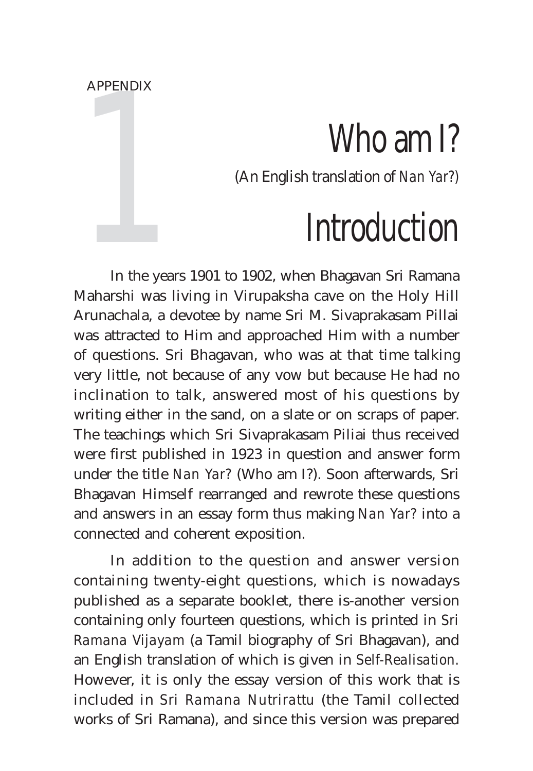APPENDIX 1

# Who am I?

(An English translation of *Nan Yar?*)

## Introduction

In the years 1901 to 1902, when Bhagavan Sri Ramana Maharshi was living in Virupaksha cave on the Holy Hill Arunachala, a devotee by name Sri M. Sivaprakasam Pillai was attracted to Him and approached Him with a number of questions. Sri Bhagavan, who was at that time talking very little, not because of any vow but because He had no inclination to talk, answered most of his questions by writing either in the sand, on a slate or on scraps of paper. The teachings which Sri Sivaprakasam Piliai thus received were first published in 1923 in question and answer form under the title *Nan Yar?* (Who am I?). Soon afterwards, Sri Bhagavan Himself rearranged and rewrote these questions and answers in an essay form thus making *Nan Yar?* into a connected and coherent exposition.

In addition to the question and answer version containing twenty-eight questions, which is nowadays published as a separate booklet, there is-another version containing only fourteen questions, which is printed in *Sri Ramana Vijayam* (a Tamil biography of Sri Bhagavan), and an English translation of which is given in *Self-Realisation.* However, it is only the essay version of this work that is included in *Sri Ramana Nutrirattu* (the Tamil collected works of Sri Ramana), and since this version was prepared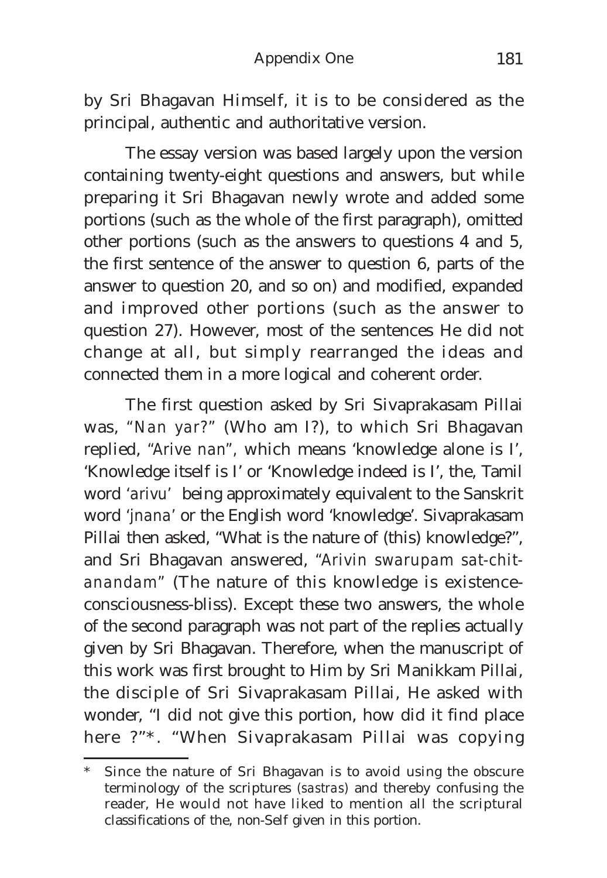by Sri Bhagavan Himself, it is to be considered as the principal, authentic and authoritative version.

The essay version was based largely upon the version containing twenty-eight questions and answers, but while preparing it Sri Bhagavan newly wrote and added some portions (such as the whole of the first paragraph), omitted other portions (such as the answers to questions 4 and 5, the first sentence of the answer to question 6, parts of the answer to question 20, and so on) and modified, expanded and improved other portions (such as the answer to question 27). However, most of the sentences He did not change at all, but simply rearranged the ideas and connected them in a more logical and coherent order.

The first question asked by Sri Sivaprakasam Pillai was, "*Nan yar*?" (Who am I?), to which Sri Bhagavan replied, "*Arive nan*", which means 'knowledge alone is I', 'Knowledge itself is I' or 'Knowledge indeed is I', the, Tamil word '*arivu*' being approximately equivalent to the Sanskrit word '*jnana*' or the English word 'knowledge'. Sivaprakasam Pillai then asked, "What is the nature of (this) knowledge?", and Sri Bhagavan answered, "*Arivin swarupam sat-chit-anandam*" (The nature of this knowledge is existence-consciousness-bliss). Except these two answers, the whole of the second paragraph was not part of the replies actually given by Sri Bhagavan. Therefore, when the manuscript of this work was first brought to Him by Sri Manikkam Pillai, the disciple of Sri Sivaprakasam Pillai, He asked with wonder, "I did not give this portion, how did it find place here ?"\*. "When Sivaprakasam Pillai was copying

---

\* Since the nature of Sri Bhagavan is to avoid using the obscure terminology of the scriptures (*sastras*) and thereby confusing the reader, He would not have liked to mention all the scriptural classifications of the, non-Self given in this portion.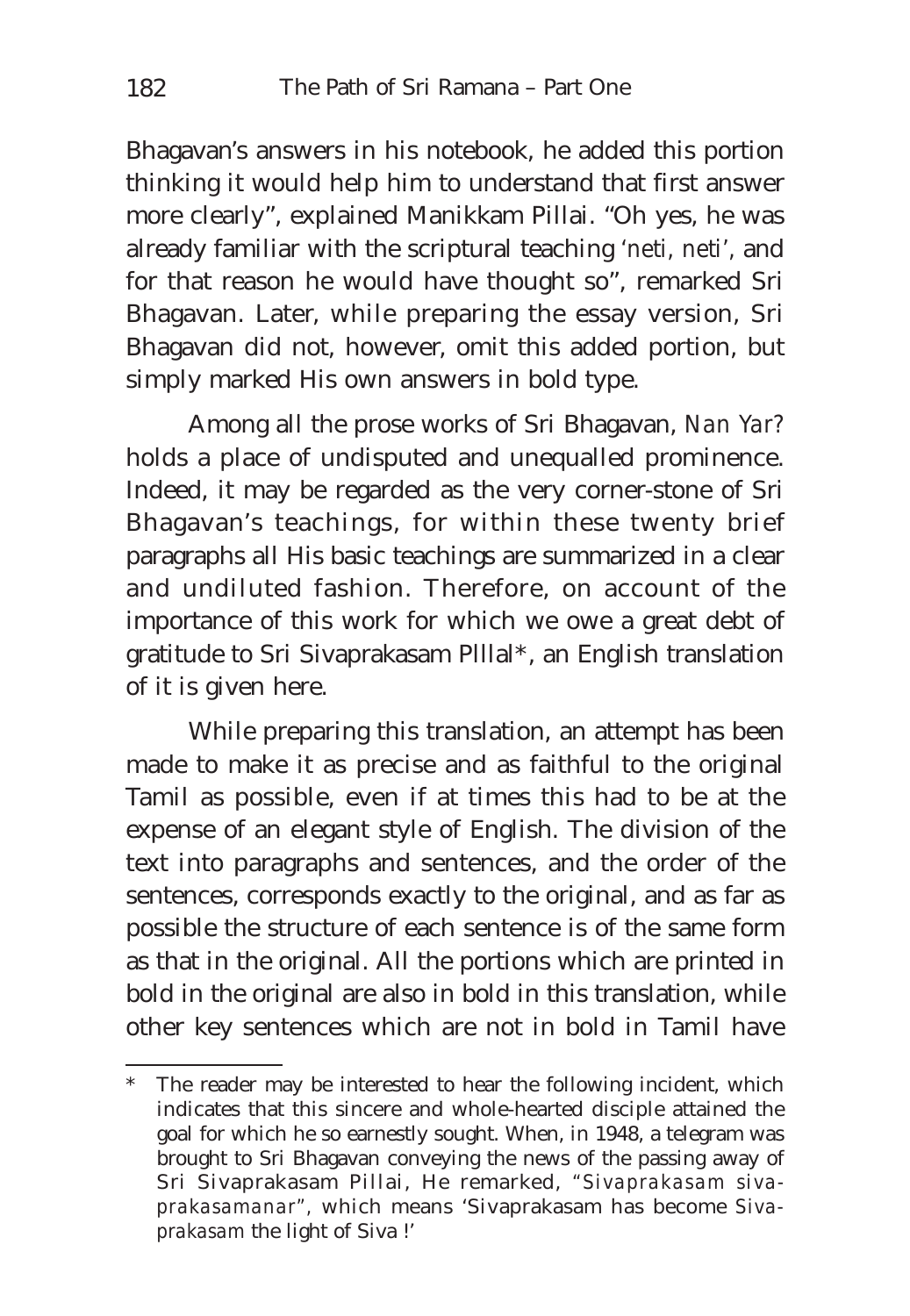Bhagavan's answers in his notebook, he added this portion thinking it would help him to understand that first answer more clearly", explained Manikkam Pillai. "Oh yes, he was already familiar with the scriptural teaching '*neti, neti*', and for that reason he would have thought so", remarked Sri Bhagavan. Later, while preparing the essay version, Sri Bhagavan did not, however, omit this added portion, but simply marked His own answers in bold type.

Among all the prose works of Sri Bhagavan, *Nan Yar?* holds a place of undisputed and unequalled prominence. Indeed, it may be regarded as the very corner-stone of Sri Bhagavan's teachings, for within these twenty brief paragraphs all His basic teachings are summarized in a clear and undiluted fashion. Therefore, on account of the importance of this work for which we owe a great debt of gratitude to Sri Sivaprakasam PIllal*, an English translation of it is given here.

While preparing this translation, an attempt has been made to make it as precise and as faithful to the original Tamil as possible, even if at times this had to be at the expense of an elegant style of English. The division of the text into paragraphs and sentences, and the order of the sentences, corresponds exactly to the original, and as far as possible the structure of each sentence is of the same form as that in the original. All the portions which are printed in bold in the original are also in bold in this translation, while other key sentences which are not in bold in Tamil have

---

\* The reader may be interested to hear the following incident, which indicates that this sincere and whole-hearted disciple attained the goal for which he so earnestly sought. When, in 1948, a telegram was brought to Sri Bhagavan conveying the news of the passing away of Sri Sivaprakasam Pillai, He remarked, "*Sivaprakasam sivaprakasamanar*", which means 'Sivaprakasam has become *Sivaprakasam* the light of Siva !'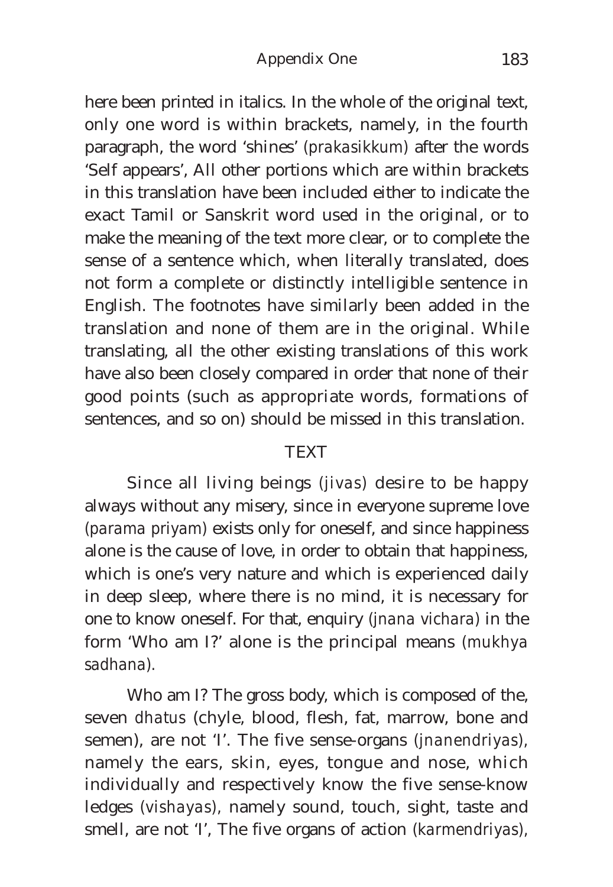here been printed in italics. In the whole of the original text, only one word is within brackets, namely, in the fourth paragraph, the word 'shines' (*prakasikkum*) after the words 'Self appears', All other portions which are within brackets in this translation have been included either to indicate the exact Tamil or Sanskrit word used in the original, or to make the meaning of the text more clear, or to complete the sense of a sentence which, when literally translated, does not form a complete or distinctly intelligible sentence in English. The footnotes have similarly been added in the translation and none of them are in the original. While translating, all the other existing translations of this work have also been closely compared in order that none of their good points (such as appropriate words, formations of sentences, and so on) should be missed in this translation.

## TEXT

Since all living beings (*jivas*) desire to be happy always without any misery, since in everyone supreme love (*parama priyam*) exists only for oneself, and since happiness alone is the cause of love, in order to obtain that happiness, which is one's very nature and which is experienced daily in deep sleep, where there is no mind, it is necessary for one to know oneself. For that, enquiry (*jnana vichara*) in the form 'Who am I?' alone is the principal means (*mukhya sadhana*).

Who am I? The gross body, which is composed of the, seven *dhatus* (chyle, blood, flesh, fat, marrow, bone and semen), are not 'I'. The five sense-organs (*jnanendriyas*), namely the ears, skin, eyes, tongue and nose, which individually and respectively know the five sense-know ledges (*vishayas*), namely sound, touch, sight, taste and smell, are not 'I', The five organs of action (*karmendriyas*),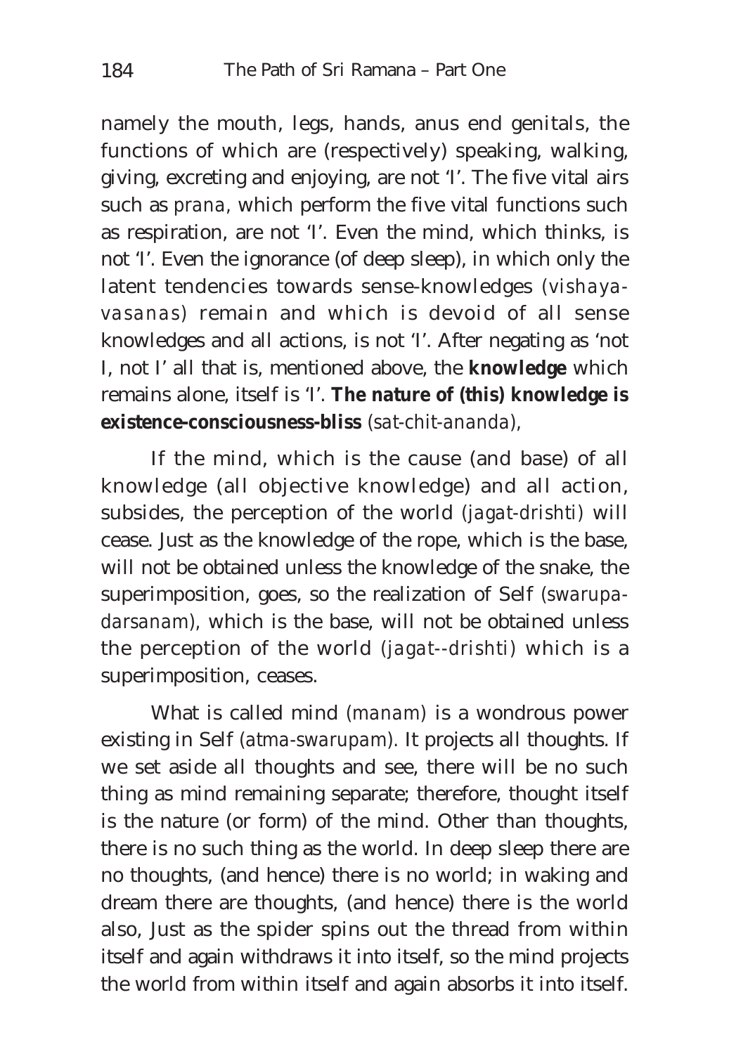namely the mouth, legs, hands, anus end genitals, the functions of which are (respectively) speaking, walking, giving, excreting and enjoying, are not 'I'. The five vital airs such as *prana*, which perform the five vital functions such as respiration, are not 'I'. Even the mind, which thinks, is not 'I'. Even the ignorance (of deep sleep), in which only the latent tendencies towards sense-knowledges (*vishaya-vasanas*) remain and which is devoid of all sense knowledges and all actions, is not 'I'. After negating as 'not I, not I' all that is, mentioned above, the **knowledge** which remains alone, itself is 'I'. **The nature of (this) knowledge is existence-consciousness-bliss** (*sat-chit-ananda*),

If the mind, which is the cause (and base) of all knowledge (all objective knowledge) and all action, subsides, the perception of the world (*jagat-drishti*) will cease. Just as the knowledge of the rope, which is the base, will not be obtained unless the knowledge of the snake, the superimposition, goes, so the realization of Self (*swarupa-darsanam*), which is the base, will not be obtained unless the perception of the world (*jagat--drishti*) which is a superimposition, ceases.

What is called mind (*manam*) is a wondrous power existing in Self (*atma-swarupam*). It projects all thoughts. If we set aside all thoughts and see, there will be no such thing as mind remaining separate; therefore, thought itself is the nature (or form) of the mind. Other than thoughts, there is no such thing as the world. In deep sleep there are no thoughts, (and hence) there is no world; in waking and dream there are thoughts, (and hence) there is the world also, Just as the spider spins out the thread from within itself and again withdraws it into itself, so the mind projects the world from within itself and again absorbs it into itself.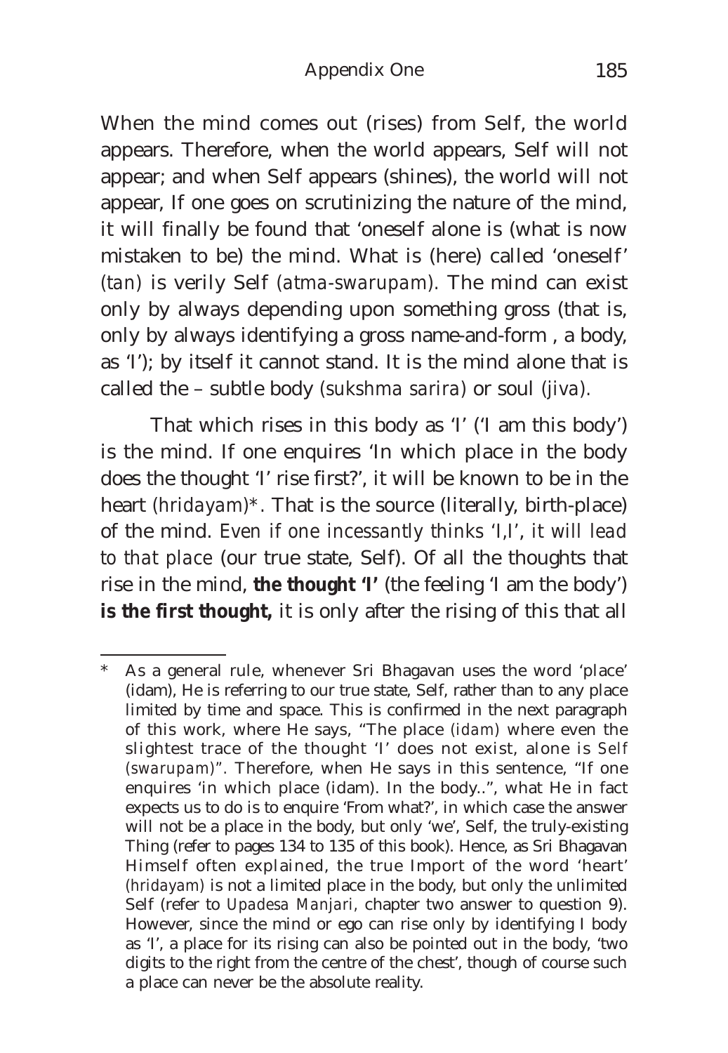When the mind comes out (rises) from Self, the world appears. Therefore, when the world appears, Self will not appear; and when Self appears (shines), the world will not appear, If one goes on scrutinizing the nature of the mind, it will finally be found that 'oneself alone is (what is now mistaken to be) the mind. What is (here) called 'oneself' (*tan*) is verily Self (*atma-swarupam*). The mind can exist only by always depending upon something gross (that is, only by always identifying a gross name-and-form , a body, as 'I'); by itself it cannot stand. It is the mind alone that is called the – subtle body (*sukshma sarira*) or soul (*jiva*).

That which rises in this body as 'I' ('I am this body') is the mind. If one enquires 'In which place in the body does the thought 'I' rise first?', it will be known to be in the heart (*hridayam*)*. That is the source (literally, birth-place) of the mind. *Even if one incessantly thinks 'I,I', it will lead to that place* (our true state, Self). Of all the thoughts that rise in the mind, **the thought 'I'** (the feeling 'I am the body') **is the first thought,** it is only after the rising of this that all

---

* As a general rule, whenever Sri Bhagavan uses the word 'place' (idam), He is referring to our true state, Self, rather than to any place limited by time and space. This is confirmed in the next paragraph of this work, where He says, "The place (*idam*) where even the slightest trace of the thought 'I' does not exist, alone is *Self* (*swarupam*)". Therefore, when He says in this sentence, "If one enquires 'in which place (idam). In the body..", what He in fact expects us to do is to enquire 'From what?', in which case the answer will not be a place in the body, but only 'we', Self, the truly-existing Thing (refer to pages 134 to 135 of this book). Hence, as Sri Bhagavan Himself often explained, the true Import of the word 'heart' (*hridayam*) is not a limited place in the body, but only the unlimited Self (refer to *Upadesa Manjari*, chapter two answer to question 9). However, since the mind or ego can rise only by identifying I body as 'I', a place for its rising can also be pointed out in the body, 'two digits to the right from the centre of the chest', though of course such a place can never be the absolute reality.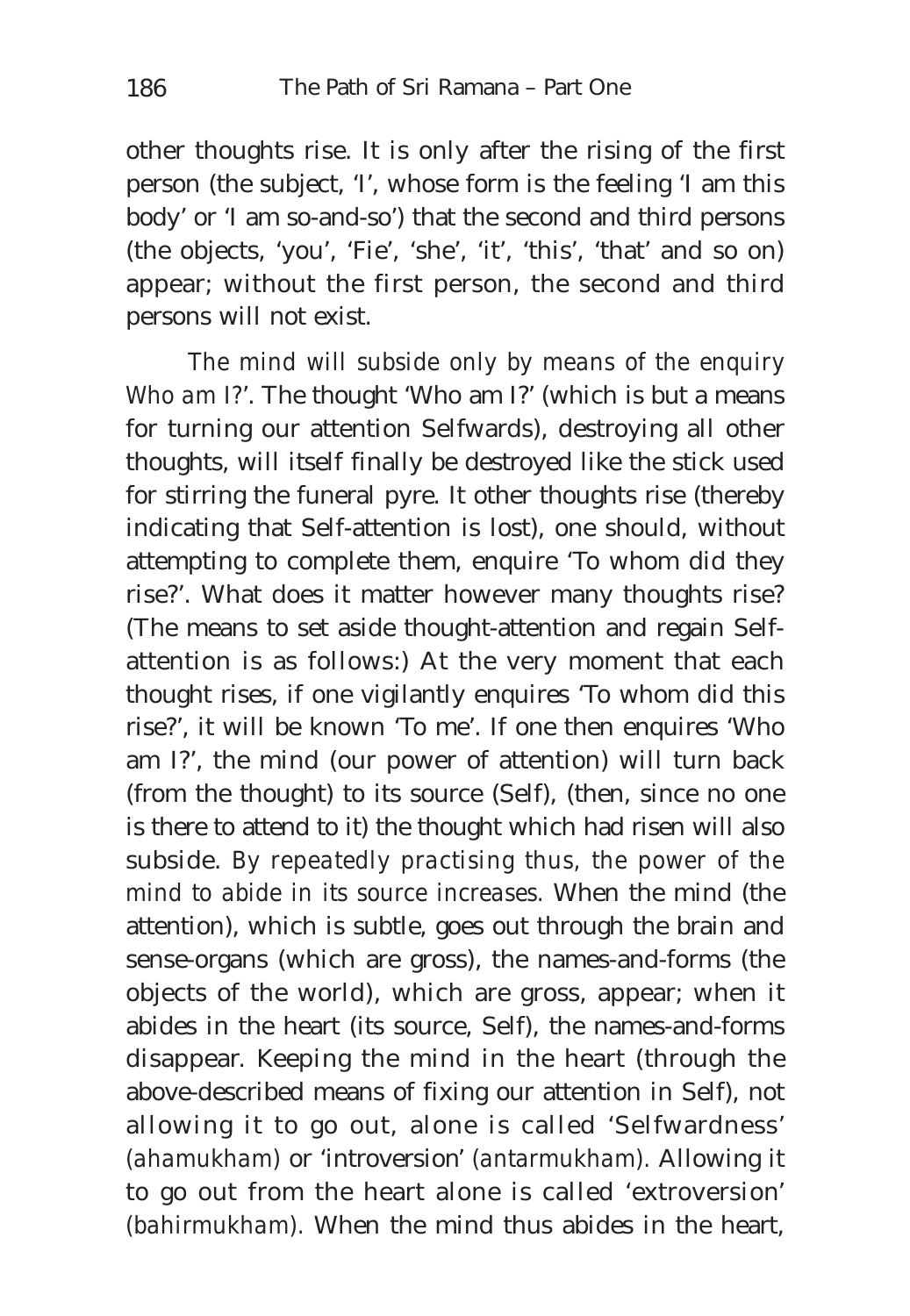other thoughts rise. It is only after the rising of the first person (the subject, 'I', whose form is the feeling 'I am this body' or 'I am so-and-so') that the second and third persons (the objects, 'you', 'Fie', 'she', 'it', 'this', 'that' and so on) appear; without the first person, the second and third persons will not exist.

*The mind will subside only by means of the enquiry Who am I?*'. The thought 'Who am I?' (which is but a means for turning our attention Selfwards), destroying all other thoughts, will itself finally be destroyed like the stick used for stirring the funeral pyre. It other thoughts rise (thereby indicating that Self-attention is lost), one should, without attempting to complete them, enquire 'To whom did they rise?'. What does it matter however many thoughts rise? (The means to set aside thought-attention and regain Self-attention is as follows:) At the very moment that each thought rises, if one vigilantly enquires 'To whom did this rise?', it will be known 'To me'. If one then enquires 'Who am I?', the mind (our power of attention) will turn back (from the thought) to its source (Self), (then, since no one is there to attend to it) the thought which had risen will also subside. *By repeatedly practising thus, the power of the mind to abide in its source increases.* When the mind (the attention), which is subtle, goes out through the brain and sense-organs (which are gross), the names-and-forms (the objects of the world), which are gross, appear; when it abides in the heart (its source, Self), the names-and-forms disappear. Keeping the mind in the heart (through the above-described means of fixing our attention in Self), not allowing it to go out, alone is called 'Selfwardness' (*ahamukham*) or 'introversion' (*antarmukham*). Allowing it to go out from the heart alone is called 'extroversion' (*bahirmukham*). When the mind thus abides in the heart,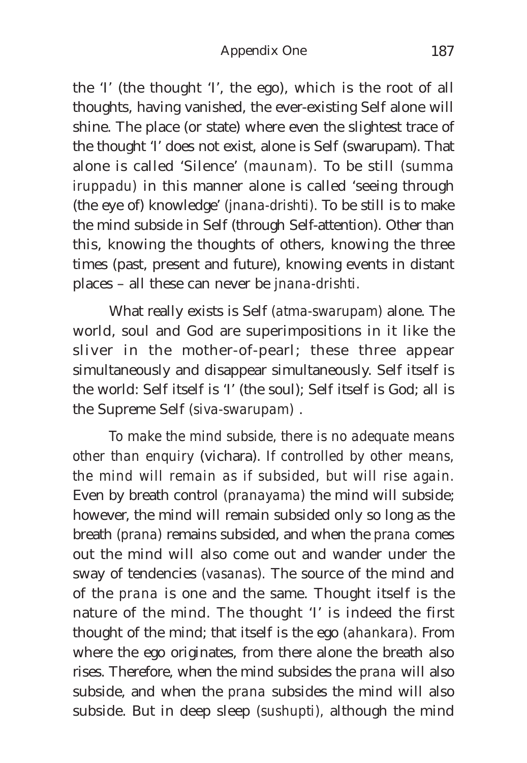the 'I' (the thought 'I', the ego), which is the root of all thoughts, having vanished, the ever-existing Self alone will shine. The place (or state) where even the slightest trace of the thought 'I' does not exist, alone is Self (swarupam). That alone is called 'Silence' *(maunam)*. To be still *(summa iruppadu)* in this manner alone is called 'seeing through (the eye of) knowledge' *(jnana-drishti)*. To be still is to make the mind subside in Self (through Self-attention). Other than this, knowing the thoughts of others, knowing the three times (past, present and future), knowing events in distant places – all these can never be *jnana-drishti*.

What really exists is Self *(atma-swarupam)* alone. The world, soul and God are superimpositions in it like the sliver in the mother-of-pearl; these three appear simultaneously and disappear simultaneously. Self itself is the world: Self itself is 'I' (the soul); Self itself is God; all is the Supreme Self *(siva-swarupam)* .

*To make the mind subside, there is no adequate means other than enquiry* (vichara). *If controlled by other means, the mind will remain as if subsided, but will rise again.* Even by breath control *(pranayama)* the mind will subside; however, the mind will remain subsided only so long as the breath *(prana)* remains subsided, and when the *prana* comes out the mind will also come out and wander under the sway of tendencies *(vasanas)*. The source of the mind and of the *prana* is one and the same. Thought itself is the nature of the mind. The thought 'I' is indeed the first thought of the mind; that itself is the ego *(ahankara)*. From where the ego originates, from there alone the breath also rises. Therefore, when the mind subsides the *prana* will also subside, and when the *prana* subsides the mind will also subside. But in deep sleep *(sushupti)*, although the mind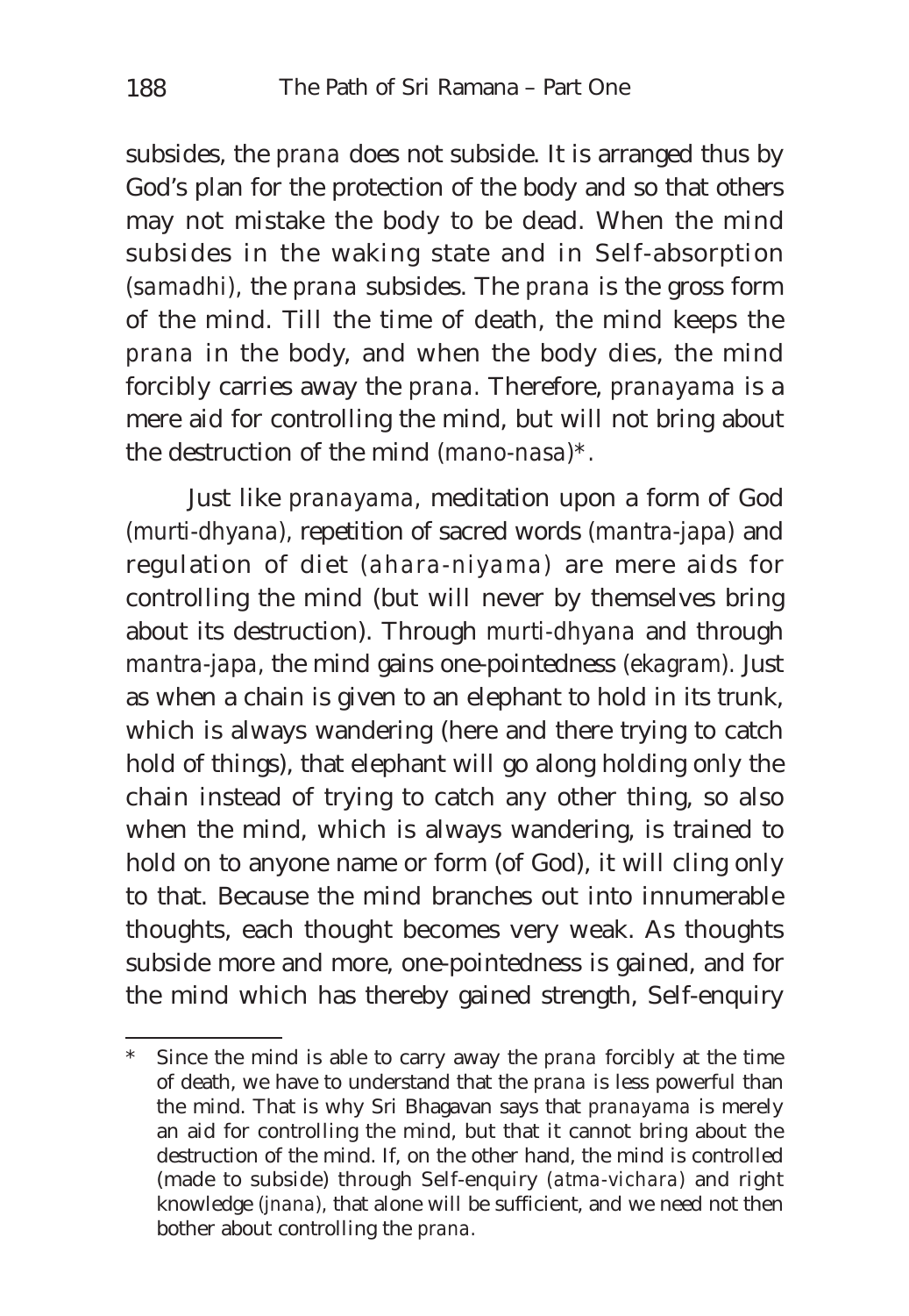subsides, the *prana* does not subside. It is arranged thus by God's plan for the protection of the body and so that others may not mistake the body to be dead. When the mind subsides in the waking state and in Self-absorption (*samadhi*), the *prana* subsides. The *prana* is the gross form of the mind. Till the time of death, the mind keeps the *prana* in the body, and when the body dies, the mind forcibly carries away the *prana*. Therefore, *pranayama* is a mere aid for controlling the mind, but will not bring about the destruction of the mind (*mano-nasa*)*.

Just like *pranayama*, meditation upon a form of God (*murti-dhyana*), repetition of sacred words (*mantra-japa*) and regulation of diet (*ahara-niyama*) are mere aids for controlling the mind (but will never by themselves bring about its destruction). Through *murti-dhyana* and through *mantra-japa*, the mind gains one-pointedness (*ekagram*). Just as when a chain is given to an elephant to hold in its trunk, which is always wandering (here and there trying to catch hold of things), that elephant will go along holding only the chain instead of trying to catch any other thing, so also when the mind, which is always wandering, is trained to hold on to anyone name or form (of God), it will cling only to that. Because the mind branches out into innumerable thoughts, each thought becomes very weak. As thoughts subside more and more, one-pointedness is gained, and for the mind which has thereby gained strength, Self-enquiry

---

\* Since the mind is able to carry away the *prana* forcibly at the time of death, we have to understand that the *prana* is less powerful than the mind. That is why Sri Bhagavan says that *pranayama* is merely an aid for controlling the mind, but that it cannot bring about the destruction of the mind. If, on the other hand, the mind is controlled (made to subside) through Self-enquiry (*atma-vichara*) and right knowledge (*jnana*), that alone will be sufficient, and we need not then bother about controlling the *prana*.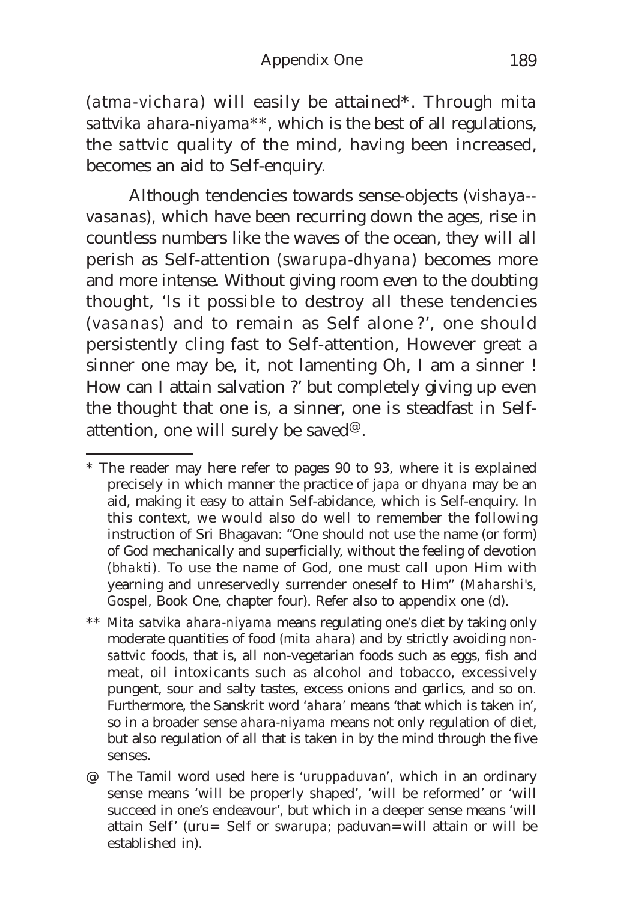(*atma-vichara*) will easily be attained*. Through *mita sattvika ahara-niyama***, which is the best of all regulations, the *sattvic* quality of the mind, having been increased, becomes an aid to Self-enquiry.

Although tendencies towards sense-objects (*vishaya--vasanas*), which have been recurring down the ages, rise in countless numbers like the waves of the ocean, they will all perish as Self-attention (*swarupa-dhyana*) becomes more and more intense. Without giving room even to the doubting thought, 'Is it possible to destroy all these tendencies (*vasanas*) and to remain as Self alone?', one should persistently cling fast to Self-attention, However great a sinner one may be, it, not lamenting Oh, I am a sinner ! How can I attain salvation ?' but completely giving up even the thought that one is, a sinner, one is steadfast in Self-attention, one will surely be saved@.

---

\* The reader may here refer to pages 90 to 93, where it is explained precisely in which manner the practice of *japa* or *dhyana* may be an aid, making it easy to attain Self-abidance, which is Self-enquiry. In this context, we would also do well to remember the following instruction of Sri Bhagavan: "One should not use the name (or form) of God mechanically and superficially, without the feeling of devotion (*bhakti*). To use the name of God, one must call upon Him with yearning and unreservedly surrender oneself to Him" (*Maharshi's, Gospel*, Book One, chapter four). Refer also to appendix one (d).

** *Mita satvika ahara-niyama* means regulating one's diet by taking only moderate quantities of food (*mita ahara*) and by strictly avoiding *non-sattvic* foods, that is, all non-vegetarian foods such as eggs, fish and meat, oil intoxicants such as alcohol and tobacco, excessively pungent, sour and salty tastes, excess onions and garlics, and so on. Furthermore, the Sanskrit word '*ahara*' means 'that which is taken in', so in a broader sense *ahara-niyama* means not only regulation of diet, but also regulation of all that is taken in by the mind through the five senses.

@ The Tamil word used here is '*uruppaduvan*', which in an ordinary sense means 'will be properly shaped', 'will be reformed' or 'will succeed in one's endeavour', but which in a deeper sense means 'will attain Self' (uru= Self or *swarupa*; paduvan=will attain or will be established in).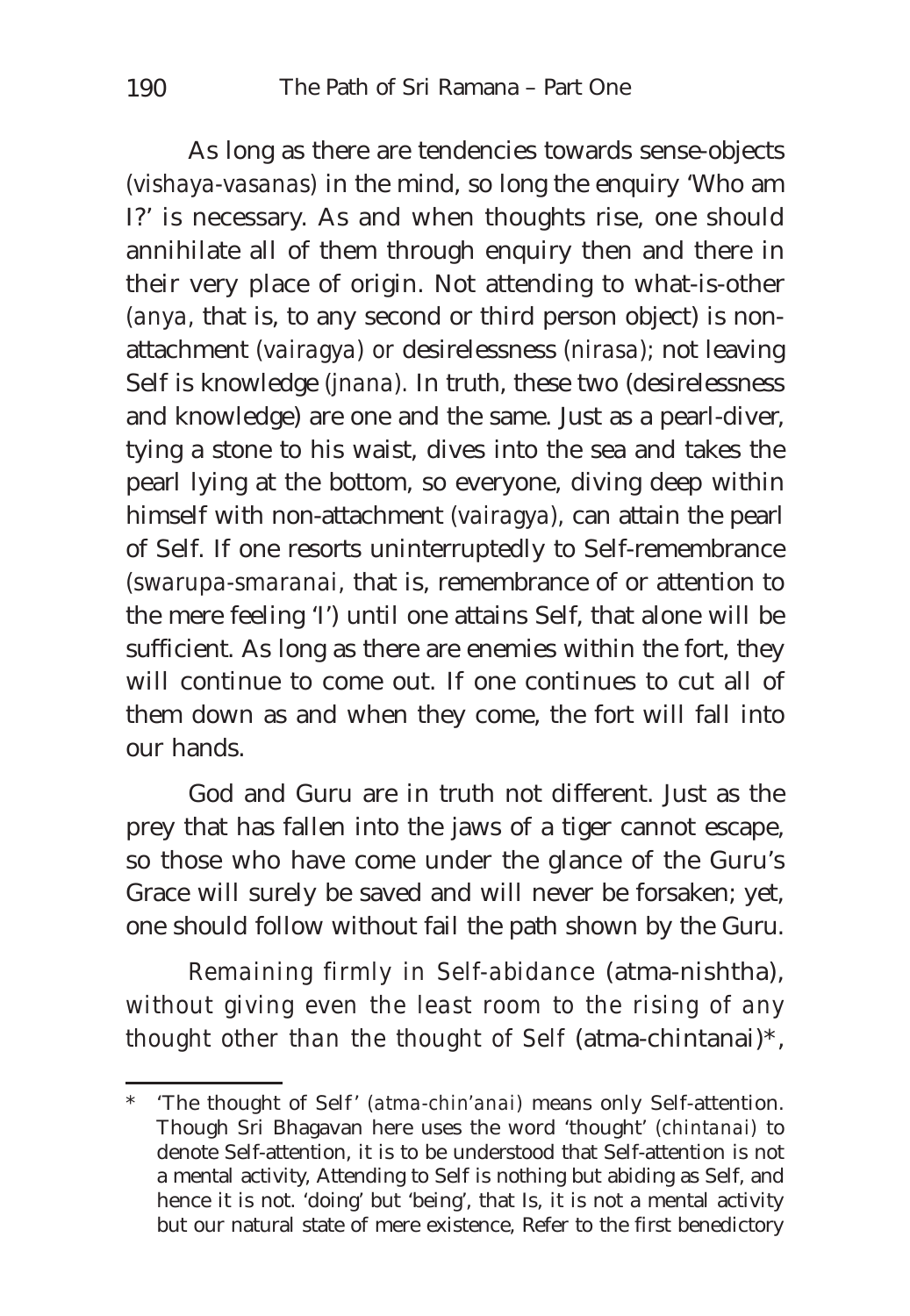As long as there are tendencies towards sense-objects (*vishaya-vasanas*) in the mind, so long the enquiry 'Who am I?' is necessary. As and when thoughts rise, one should annihilate all of them through enquiry then and there in their very place of origin. Not attending to what-is-other (*anya*, that is, to any second or third person object) is non-attachment (*vairagya*) or desirelessness (*nirasa*); not leaving Self is knowledge (*jnana*). In truth, these two (desirelessness and knowledge) are one and the same. Just as a pearl-diver, tying a stone to his waist, dives into the sea and takes the pearl lying at the bottom, so everyone, diving deep within himself with non-attachment (*vairagya*), can attain the pearl of Self. If one resorts uninterruptedly to Self-remembrance (*swarupa-smaranai*, that is, remembrance of or attention to the mere feeling 'I') until one attains Self, that alone will be sufficient. As long as there are enemies within the fort, they will continue to come out. If one continues to cut all of them down as and when they come, the fort will fall into our hands.

God and Guru are in truth not different. Just as the prey that has fallen into the jaws of a tiger cannot escape, so those who have come under the glance of the Guru's Grace will surely be saved and will never be forsaken; yet, one should follow without fail the path shown by the Guru.

*Remaining firmly in Self-abidance* (atma-nishtha), *without giving even the least room to the rising of any thought other than the thought of Self* (atma-chintanai)*,

---

\* 'The thought of Self' (*atma-chin'anai*) means only Self-attention. Though Sri Bhagavan here uses the word 'thought' (*chintanai*) to denote Self-attention, it is to be understood that Self-attention is not a mental activity, Attending to Self is nothing but abiding as Self, and hence it is not. 'doing' but 'being', that Is, it is not a mental activity but our natural state of mere existence, Refer to the first benedictory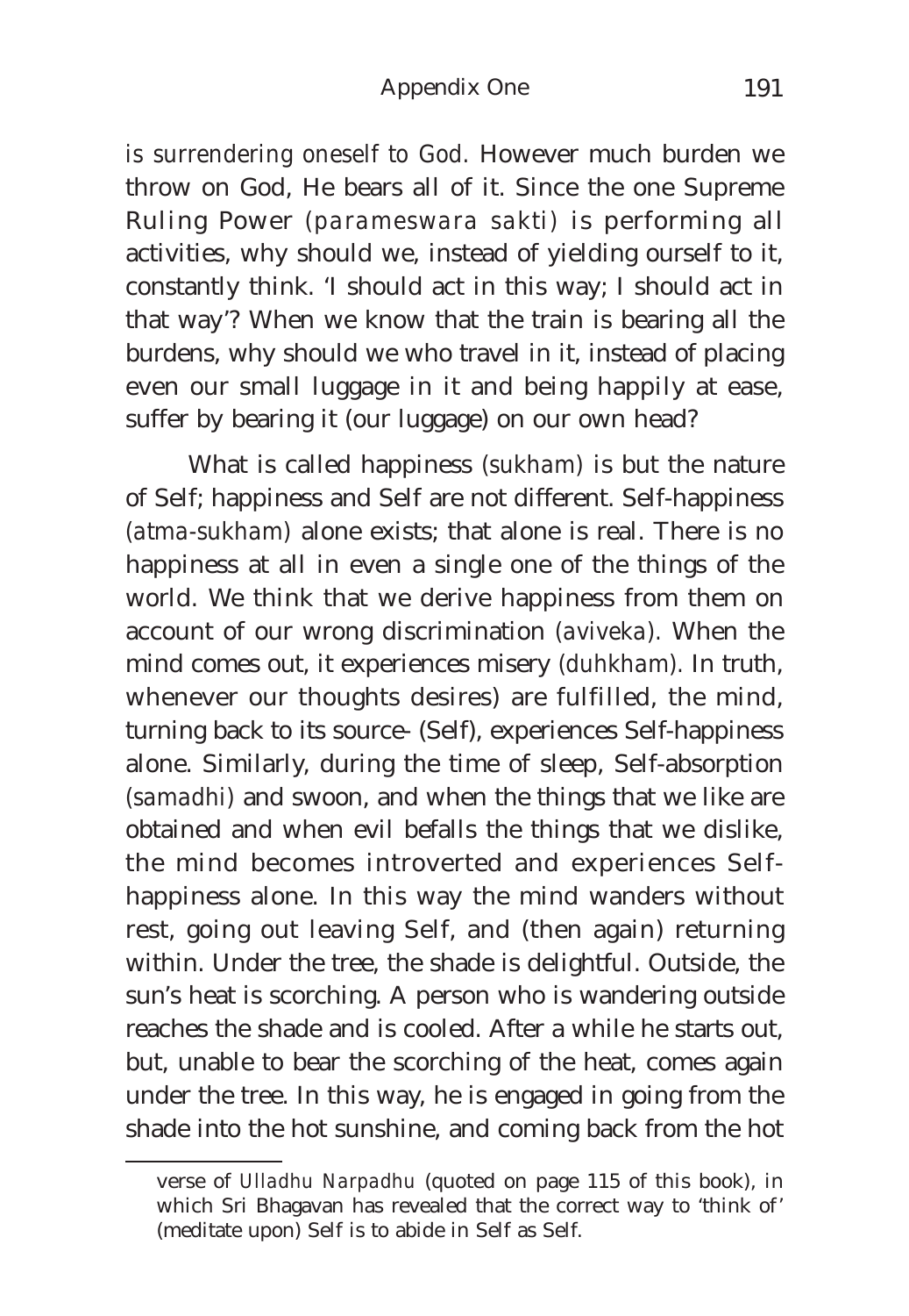*is surrendering oneself to God*. However much burden we throw on God, He bears all of it. Since the one Supreme Ruling Power *(parameswara sakti)* is performing all activities, why should we, instead of yielding ourself to it, constantly think. 'I should act in this way; I should act in that way'? When we know that the train is bearing all the burdens, why should we who travel in it, instead of placing even our small luggage in it and being happily at ease, suffer by bearing it (our luggage) on our own head?

What is called happiness *(sukham)* is but the nature of Self; happiness and Self are not different. Self-happiness *(atma-sukham)* alone exists; that alone is real. There is no happiness at all in even a single one of the things of the world. We think that we derive happiness from them on account of our wrong discrimination *(aviveka)*. When the mind comes out, it experiences misery *(duhkham)*. In truth, whenever our thoughts desires) are fulfilled, the mind, turning back to its source- (Self), experiences Self-happiness alone. Similarly, during the time of sleep, Self-absorption *(samadhi)* and swoon, and when the things that we like are obtained and when evil befalls the things that we dislike, the mind becomes introverted and experiences Self-happiness alone. In this way the mind wanders without rest, going out leaving Self, and (then again) returning within. Under the tree, the shade is delightful. Outside, the sun's heat is scorching. A person who is wandering outside reaches the shade and is cooled. After a while he starts out, but, unable to bear the scorching of the heat, comes again under the tree. In this way, he is engaged in going from the shade into the hot sunshine, and coming back from the hot

---

verse of *Ulladhu Narpadhu* (quoted on page 115 of this book), in which Sri Bhagavan has revealed that the correct way to 'think of' (meditate upon) Self is to abide in Self as Self.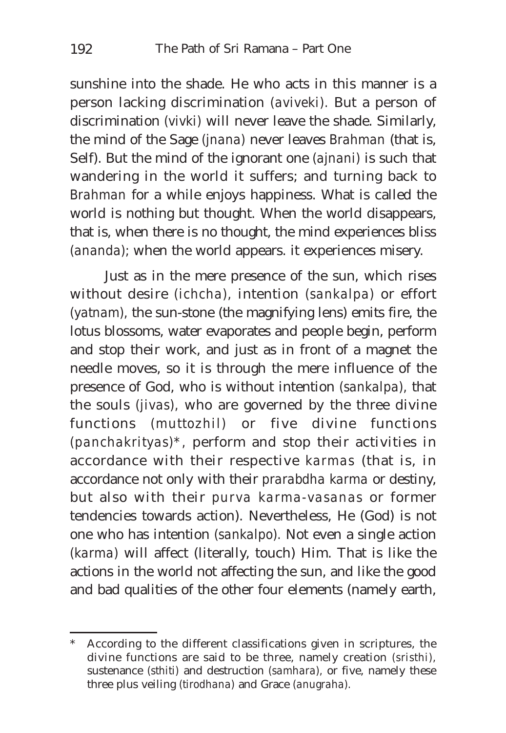sunshine into the shade. He who acts in this manner is a person lacking discrimination (*aviveki*). But a person of discrimination (*vivki*) will never leave the shade. Similarly, the mind of the Sage (*jnana*) never leaves *Brahman* (that is, Self). But the mind of the ignorant one (*ajnani*) is such that wandering in the world it suffers; and turning back to *Brahman* for a while enjoys happiness. What is called the world is nothing but thought. When the world disappears, that is, when there is no thought, the mind experiences bliss (*ananda*); when the world appears. it experiences misery.

Just as in the mere presence of the sun, which rises without desire (*ichcha*), intention (*sankalpa*) or effort (*yatnam*), the sun-stone (the magnifying lens) emits fire, the lotus blossoms, water evaporates and people begin, perform and stop their work, and just as in front of a magnet the needle moves, so it is through the mere influence of the presence of God, who is without intention (*sankalpa*), that the souls (*jivas*), who are governed by the three divine functions (*muttozhil*) or five divine functions (*panchakrityas*)*, perform and stop their activities in accordance with their respective *karmas* (that is, in accordance not only with their *prarabdha karma* or destiny, but also with their *purva karma-vasanas* or former tendencies towards action). Nevertheless, He (God) is not one who has intention (*sankalpo*). Not even a single action (*karma*) will affect (literally, touch) Him. That is like the actions in the world not affecting the sun, and like the good and bad qualities of the other four elements (namely earth,

---

\* According to the different classifications given in scriptures, the divine functions are said to be three, namely creation (*sristhi*), sustenance (*sthiti*) and destruction (*samhara*), or five, namely these three plus veiling (*tirodhana*) and Grace (*anugraha*).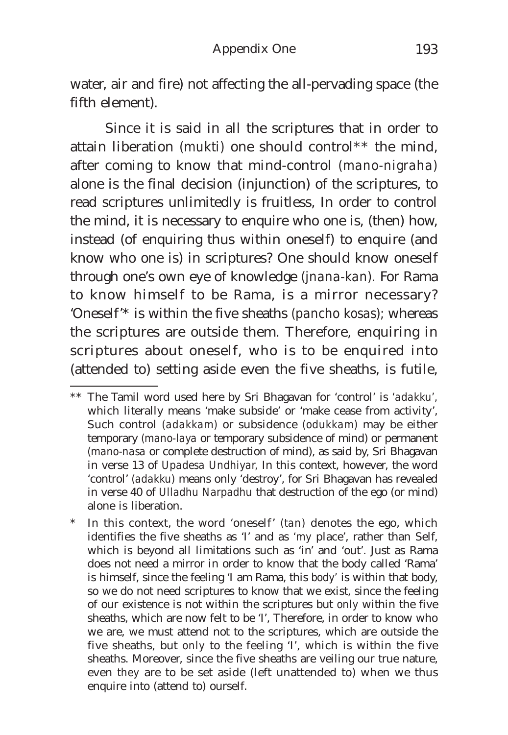water, air and fire) not affecting the all-pervading space (the fifth element).

Since it is said in all the scriptures that in order to attain liberation (*mukti*) one should control** the mind, after coming to know that mind-control (*mano-nigraha*) alone is the final decision (injunction) of the scriptures, to read scriptures unlimitedly is fruitless, In order to control the mind, it is necessary to enquire who one is, (then) how, instead (of enquiring thus within oneself) to enquire (and know who one is) in scriptures? One should know oneself through one's own eye of knowledge (*jnana-kan*). For Rama to know himself to be Rama, is a mirror necessary? 'Oneself'* is within the five sheaths (*pancho kosas*); whereas the scriptures are outside them. Therefore, enquiring in scriptures about oneself, who is to be enquired into (attended to) setting aside even the five sheaths, is futile,

---

** The Tamil word used here by Sri Bhagavan for 'control' is '*adakku*', which literally means 'make subside' or 'make cease from activity', Such control (*adakkam*) or subsidence (*odukkam*) may be either temporary (*mano-laya* or temporary subsidence of mind) or permanent (*mano-nasa* or complete destruction of mind), as said by, Sri Bhagavan in verse 13 of *Upadesa Undhiyar*, In this context, however, the word 'control' (*adakku*) means only 'destroy', for Sri Bhagavan has revealed in verse 40 of *Ulladhu Narpadhu* that destruction of the ego (or mind) alone is liberation.

* In this context, the word 'oneself' (*tan*) denotes the ego, which identifies the five sheaths as 'I' and as '*my* place', rather than Self, which is beyond all limitations such as 'in' and 'out'. Just as Rama does not need a mirror in order to know that the body called 'Rama' is himself, since the feeling 'I am Rama, this *body*' is within that body, so we do not need scriptures to know that we exist, since the feeling of our existence is not within the scriptures but *only* within the five sheaths, which are now felt to be 'I', Therefore, in order to know who we are, we must attend not to the scriptures, which are outside the five sheaths, but *only* to the feeling 'I', which is within the five sheaths. Moreover, since the five sheaths are veiling our true nature, even *they* are to be set aside (left unattended to) when we thus enquire into (attend to) ourself.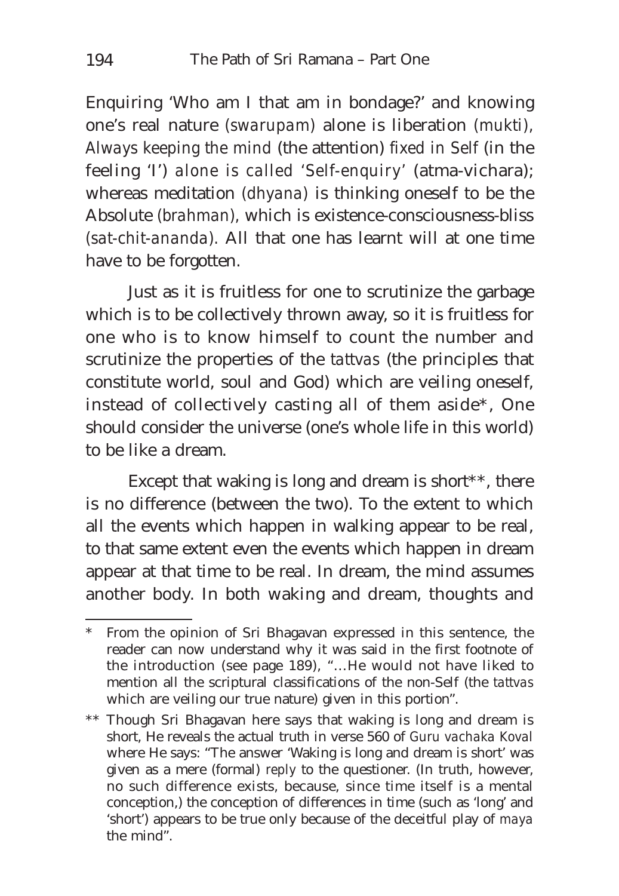Enquiring 'Who am I that am in bondage?' and knowing one's real nature (*swarupam*) alone is liberation (*mukti*), *Always keeping the mind* (the attention) *fixed in Self* (in the feeling 'I') *alone is called 'Self-enquiry'* (atma-vichara); whereas meditation (*dhyana*) is thinking oneself to be the Absolute (*brahman*), which is existence-consciousness-bliss (*sat-chit-ananda*). All that one has learnt will at one time have to be forgotten.

Just as it is fruitless for one to scrutinize the garbage which is to be collectively thrown away, so it is fruitless for one who is to know himself to count the number and scrutinize the properties of the *tattvas* (the principles that constitute world, soul and God) which are veiling oneself, instead of collectively casting all of them aside*, One should consider the universe (one's whole life in this world) to be like a dream.

Except that waking is long and dream is short**, there is no difference (between the two). To the extent to which all the events which happen in walking appear to be real, to that same extent even the events which happen in dream appear at that time to be real. In dream, the mind assumes another body. In both waking and dream, thoughts and

---

\* From the opinion of Sri Bhagavan expressed in this sentence, the reader can now understand why it was said in the first footnote of the introduction (see page 189), "…He would not have liked to mention all the scriptural classifications of the non-Self (the *tattvas* which are veiling our true nature) given in this portion".

\*\* Though Sri Bhagavan here says that waking is long and dream is short, He reveals the actual truth in verse 560 of *Guru vachaka Koval* where He says: "The answer 'Waking is long and dream is short' was given as a mere (formal) *reply* to the questioner. (In truth, however, no such difference exists, because, since time itself is a mental conception,) the conception of differences in time (such as 'long' and 'short') appears to be true only because of the deceitful play of *maya* the mind".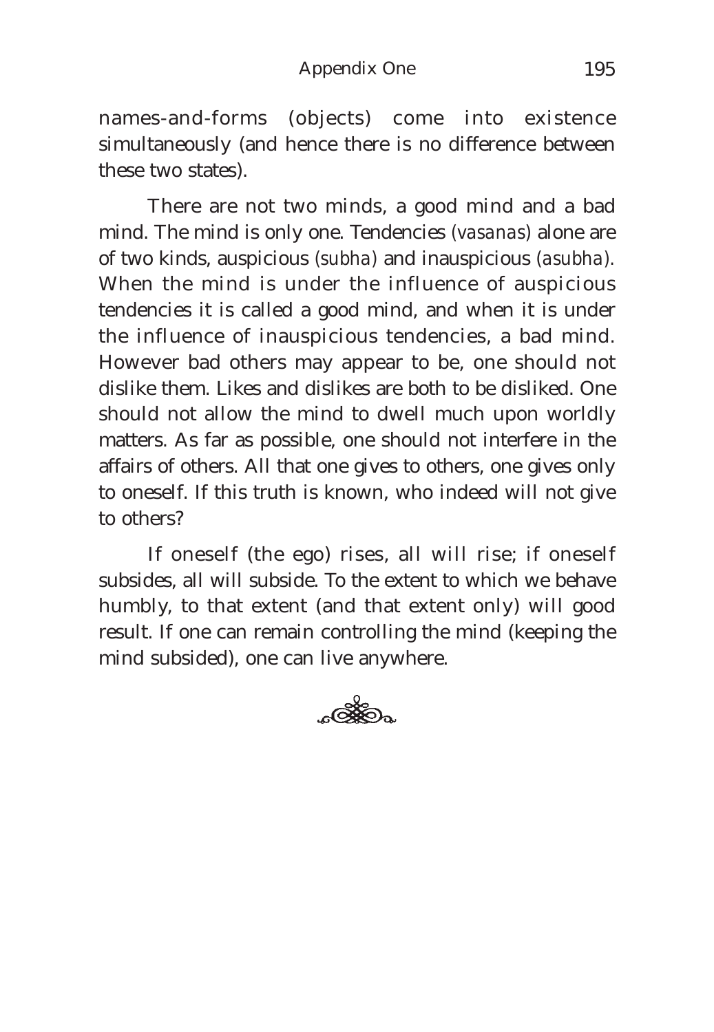names-and-forms (objects) come into existence simultaneously (and hence there is no difference between these two states).

There are not two minds, a good mind and a bad mind. The mind is only one. Tendencies (*vasanas*) alone are of two kinds, auspicious (*subha*) and inauspicious (*asubha*). When the mind is under the influence of auspicious tendencies it is called a good mind, and when it is under the influence of inauspicious tendencies, a bad mind. However bad others may appear to be, one should not dislike them. Likes and dislikes are both to be disliked. One should not allow the mind to dwell much upon worldly matters. As far as possible, one should not interfere in the affairs of others. All that one gives to others, one gives only to oneself. If this truth is known, who indeed will not give to others?

If oneself (the ego) rises, all will rise; if oneself subsides, all will subside. To the extent to which we behave humbly, to that extent (and that extent only) will good result. If one can remain controlling the mind (keeping the mind subsided), one can live anywhere.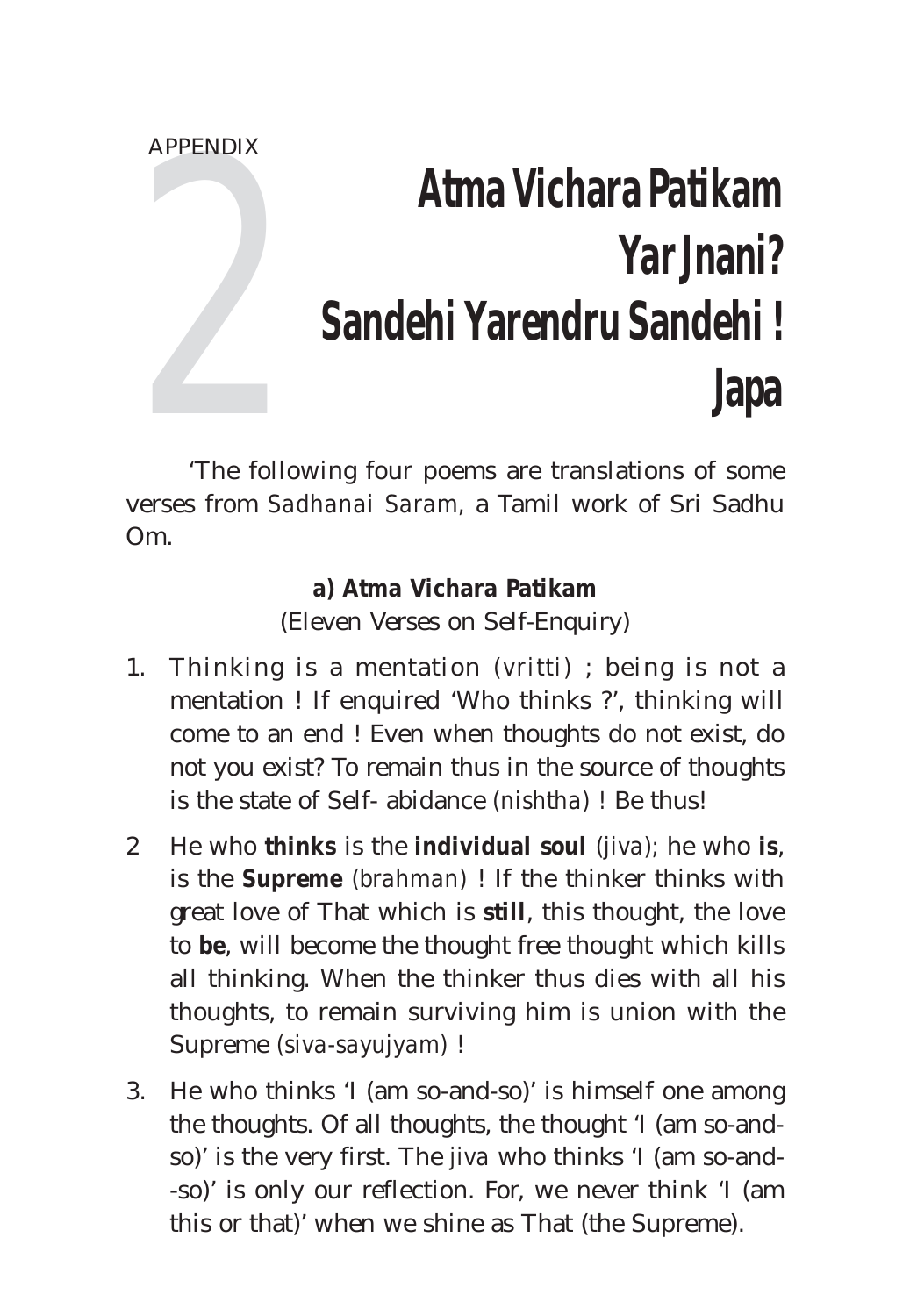APPENDIX 2

# Atma Vichara Patikam
# Yar Jnani?
# Sandehi Yarendru Sandehi !
# Japa

'The following four poems are translations of some verses from *Sadhanai Saram*, a Tamil work of Sri Sadhu Om.

### a) Atma Vichara Patikam

(Eleven Verses on Self-Enquiry)

1. Thinking is a mentation (*vritti*) ; being is not a mentation ! If enquired 'Who thinks ?', thinking will come to an end ! Even when thoughts do not exist, do not you exist? To remain thus in the source of thoughts is the state of Self- abidance (*nishtha*) ! Be thus!

2. He who **thinks** is the **individual soul** (*jiva*); he who **is**, is the **Supreme** (*brahman*) ! If the thinker thinks with great love of That which is **still**, this thought, the love to **be**, will become the thought free thought which kills all thinking. When the thinker thus dies with all his thoughts, to remain surviving him is union with the Supreme (*siva-sayujyam*) !

3. He who thinks 'I (am so-and-so)' is himself one among the thoughts. Of all thoughts, the thought 'I (am so-and-so)' is the very first. The *jiva* who thinks 'I (am so-and--so)' is only our reflection. For, we never think 'I (am this or that)' when we shine as That (the Supreme).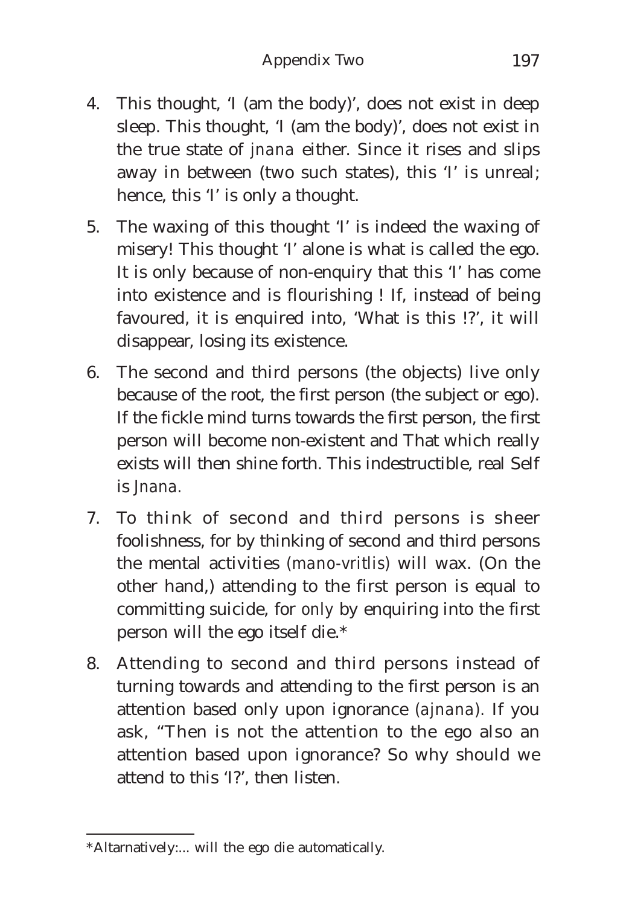4. This thought, 'I (am the body)', does not exist in deep sleep. This thought, 'I (am the body)', does not exist in the true state of *jnana* either. Since it rises and slips away in between (two such states), this 'I' is unreal; hence, this 'I' is only a thought.

5. The waxing of this thought 'I' is indeed the waxing of misery! This thought 'I' alone is what is called the ego. It is only because of non-enquiry that this 'I' has come into existence and is flourishing ! If, instead of being favoured, it is enquired into, 'What is this !?', it will disappear, losing its existence.

6. The second and third persons (the objects) live only because of the root, the first person (the subject or ego). If the fickle mind turns towards the first person, the first person will become non-existent and That which really exists will then shine forth. This indestructible, real Self is *Jnana*.

7. To think of second and third persons is sheer foolishness, for by thinking of second and third persons the mental activities (*mano-vritlis*) will wax. (On the other hand,) attending to the first person is equal to committing suicide, for *only* by enquiring into the first person will the ego itself die.*

8. Attending to second and third persons instead of turning towards and attending to the first person is an attention based only upon ignorance (*ajnana*). If you ask, "Then is not the attention to the ego also an attention based upon ignorance? So why should we attend to this 'I?', then listen.

---

*Altarnatively:... will the ego die automatically.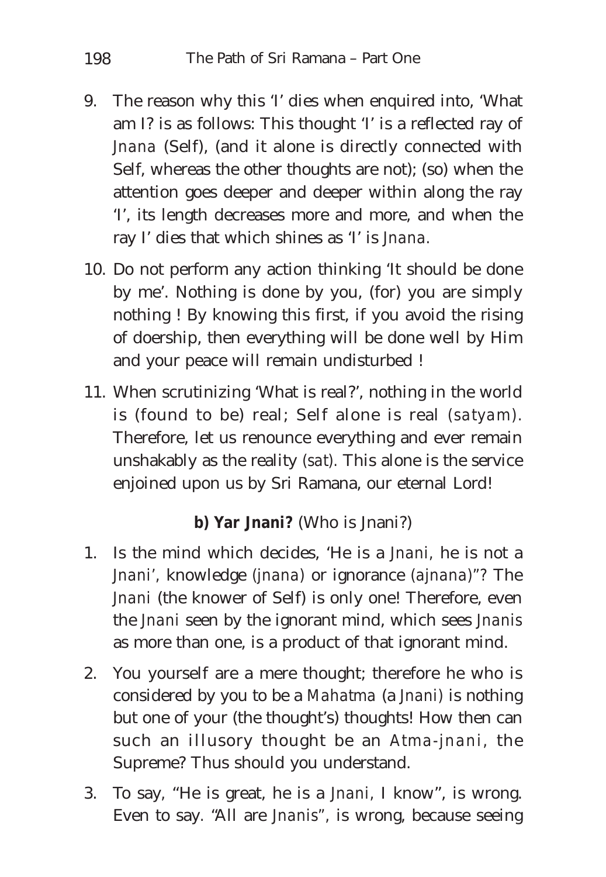9. The reason why this 'I' dies when enquired into, 'What am I? is as follows: This thought 'I' is a reflected ray of *Jnana* (Self), (and it alone is directly connected with Self, whereas the other thoughts are not); (so) when the attention goes deeper and deeper within along the ray 'I', its length decreases more and more, and when the ray I' dies that which shines as 'I' is *Jnana*.

10. Do not perform any action thinking 'It should be done by me'. Nothing is done by you, (for) you are simply nothing ! By knowing this first, if you avoid the rising of doership, then everything will be done well by Him and your peace will remain undisturbed !

11. When scrutinizing 'What is real?', nothing in the world is (found to be) real; Self alone is real *(satyam)*. Therefore, let us renounce everything and ever remain unshakably as the reality *(sat)*. This alone is the service enjoined upon us by Sri Ramana, our eternal Lord!

**b) Yar Jnani?** (Who is Jnani?)

1. Is the mind which decides, 'He is a *Jnani*, he is not a *Jnani*', knowledge *(jnana)* or ignorance *(ajnana)*"? The *Jnani* (the knower of Self) is only one! Therefore, even the *Jnani* seen by the ignorant mind, which sees *Jnanis* as more than one, is a product of that ignorant mind.

2. You yourself are a mere thought; therefore he who is considered by you to be a *Mahatma* (a *Jnani*) is nothing but one of your (the thought's) thoughts! How then can such an illusory thought be an *Atma-jnani*, the Supreme? Thus should you understand.

3. To say, "He is great, he is a *Jnani*, I know", is wrong. Even to say. "All are *Jnanis*", is wrong, because seeing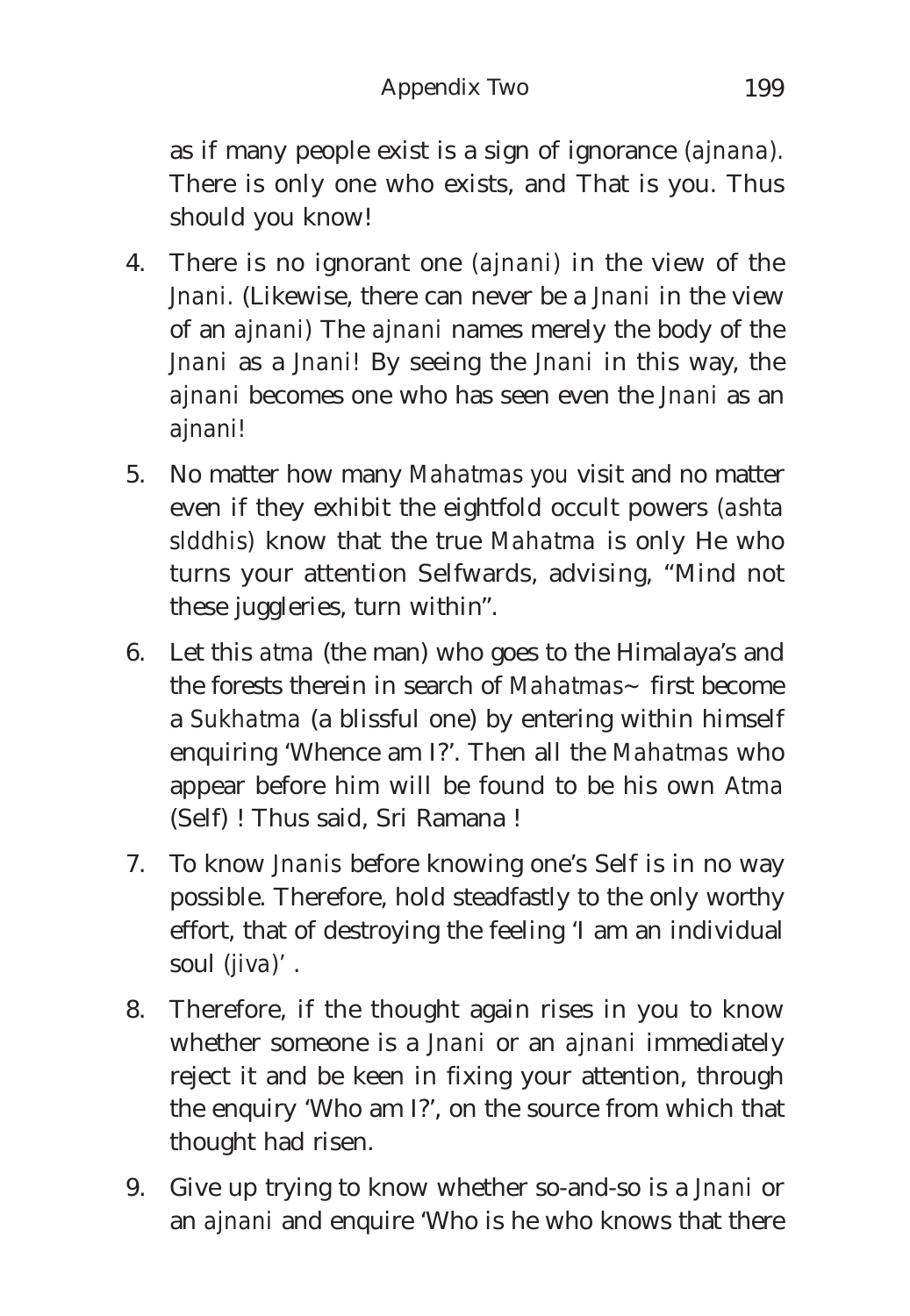as if many people exist is a sign of ignorance (*ajnana*). There is only one who exists, and That is you. Thus should you know!

4. There is no ignorant one (*ajnani*) in the view of the *Jnani*. (Likewise, there can never be a *Jnani* in the view of an *ajnani*) The *ajnani* names merely the body of the *Jnani* as a *Jnani*! By seeing the *Jnani* in this way, the *ajnani* becomes one who has seen even the *Jnani* as an *ajnani*!

5. No matter how many *Mahatmas you* visit and no matter even if they exhibit the eightfold occult powers (*ashta slddhis*) know that the true *Mahatma* is only He who turns your attention Selfwards, advising, "Mind not these juggleries, turn within".

6. Let this *atma* (the man) who goes to the Himalaya's and the forests therein in search of *Mahatmas*~ first become a *Sukhatma* (a blissful one) by entering within himself enquiring 'Whence am I?'. Then all the *Mahatmas* who appear before him will be found to be his own *Atma* (Self) ! Thus said, Sri Ramana !

7. To know *Jnanis* before knowing one's Self is in no way possible. Therefore, hold steadfastly to the only worthy effort, that of destroying the feeling 'I am an individual soul (*jiva*)' .

8. Therefore, if the thought again rises in you to know whether someone is a *Jnani* or an *ajnani* immediately reject it and be keen in fixing your attention, through the enquiry 'Who am I?', on the source from which that thought had risen.

9. Give up trying to know whether so-and-so is a *Jnani* or an *ajnani* and enquire 'Who is he who knows that there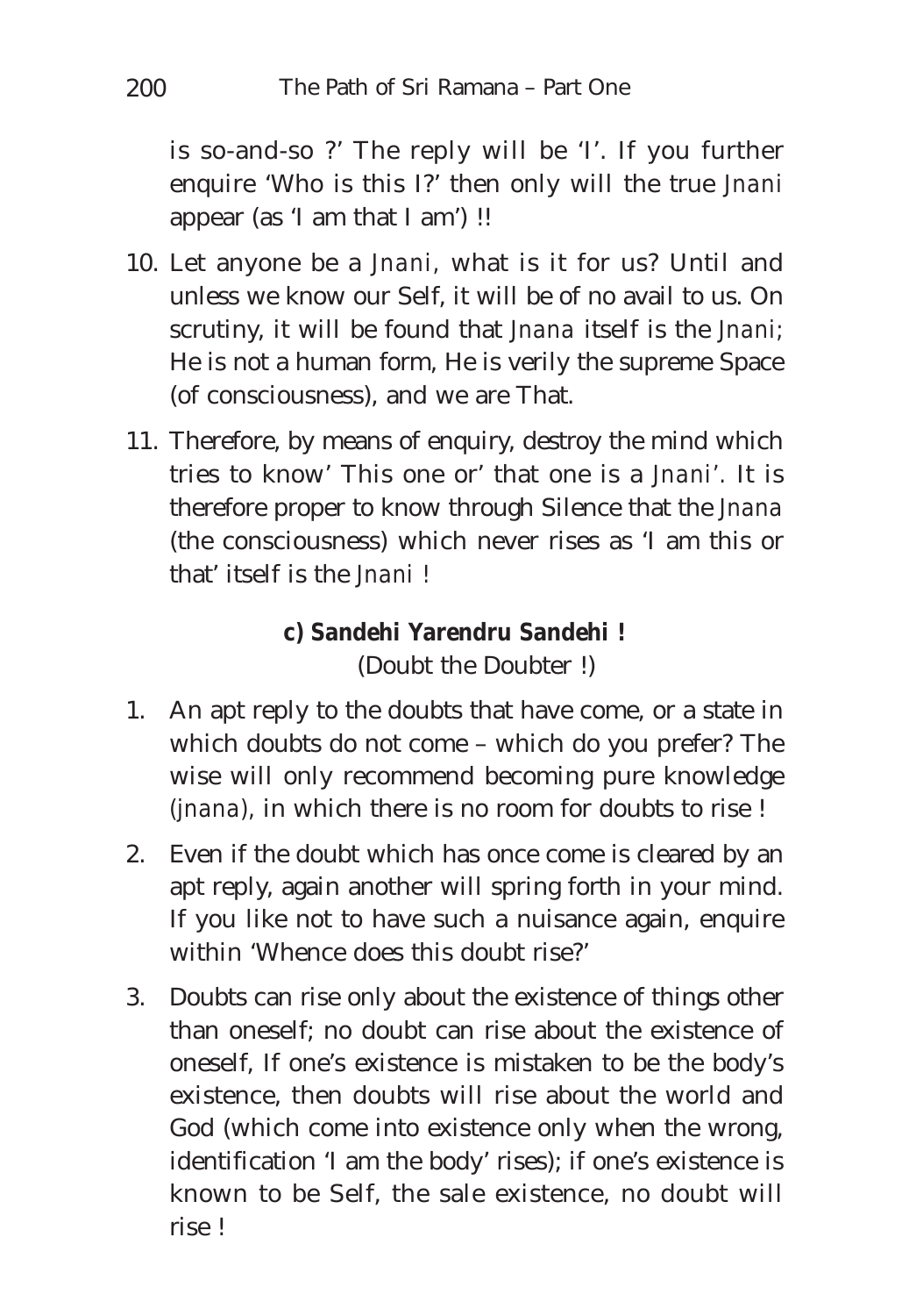is so-and-so ?' The reply will be 'I'. If you further enquire 'Who is this I?' then only will the true *Jnani* appear (as 'I am that I am') !!

10. Let anyone be a *Jnani*, what is it for us? Until and unless we know our Self, it will be of no avail to us. On scrutiny, it will be found that *Jnana* itself is the *Jnani*; He is not a human form, He is verily the supreme Space (of consciousness), and we are That.

11. Therefore, by means of enquiry, destroy the mind which tries to know' This one or' that one is a *Jnani'*. It is therefore proper to know through Silence that the *Jnana* (the consciousness) which never rises as 'I am this or that' itself is the *Jnani* !

### c) Sandehi Yarendru Sandehi !
(Doubt the Doubter !)

1. An apt reply to the doubts that have come, or a state in which doubts do not come – which do you prefer? The wise will only recommend becoming pure knowledge (*jnana*), in which there is no room for doubts to rise !

2. Even if the doubt which has once come is cleared by an apt reply, again another will spring forth in your mind. If you like not to have such a nuisance again, enquire within 'Whence does this doubt rise?'

3. Doubts can rise only about the existence of things other than oneself; no doubt can rise about the existence of oneself, If one's existence is mistaken to be the body's existence, then doubts will rise about the world and God (which come into existence only when the wrong, identification 'I am the body' rises); if one's existence is known to be Self, the sale existence, no doubt will rise !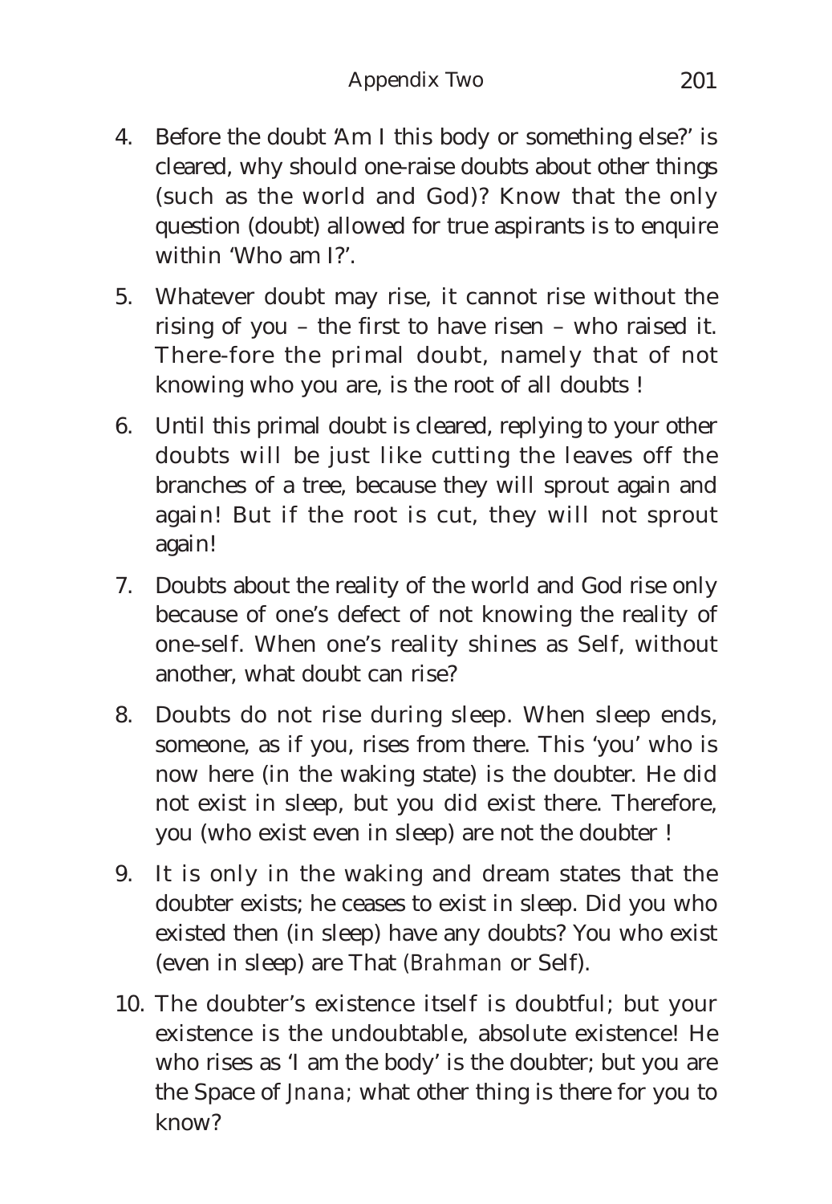4. Before the doubt 'Am I this body or something else?' is cleared, why should one-raise doubts about other things (such as the world and God)? Know that the only question (doubt) allowed for true aspirants is to enquire within 'Who am I?'.

5. Whatever doubt may rise, it cannot rise without the rising of you – the first to have risen – who raised it. There-fore the primal doubt, namely that of not knowing who you are, is the root of all doubts !

6. Until this primal doubt is cleared, replying to your other doubts will be just like cutting the leaves off the branches of a tree, because they will sprout again and again! But if the root is cut, they will not sprout again!

7. Doubts about the reality of the world and God rise only because of one's defect of not knowing the reality of one-self. When one's reality shines as Self, without another, what doubt can rise?

8. Doubts do not rise during sleep. When sleep ends, someone, as if you, rises from there. This 'you' who is now here (in the waking state) is the doubter. He did not exist in sleep, but you did exist there. Therefore, you (who exist even in sleep) are not the doubter !

9. It is only in the waking and dream states that the doubter exists; he ceases to exist in sleep. Did you who existed then (in sleep) have any doubts? You who exist (even in sleep) are That (*Brahman* or Self).

10. The doubter's existence itself is doubtful; but your existence is the undoubtable, absolute existence! He who rises as 'I am the body' is the doubter; but you are the Space of *Jnana*; what other thing is there for you to know?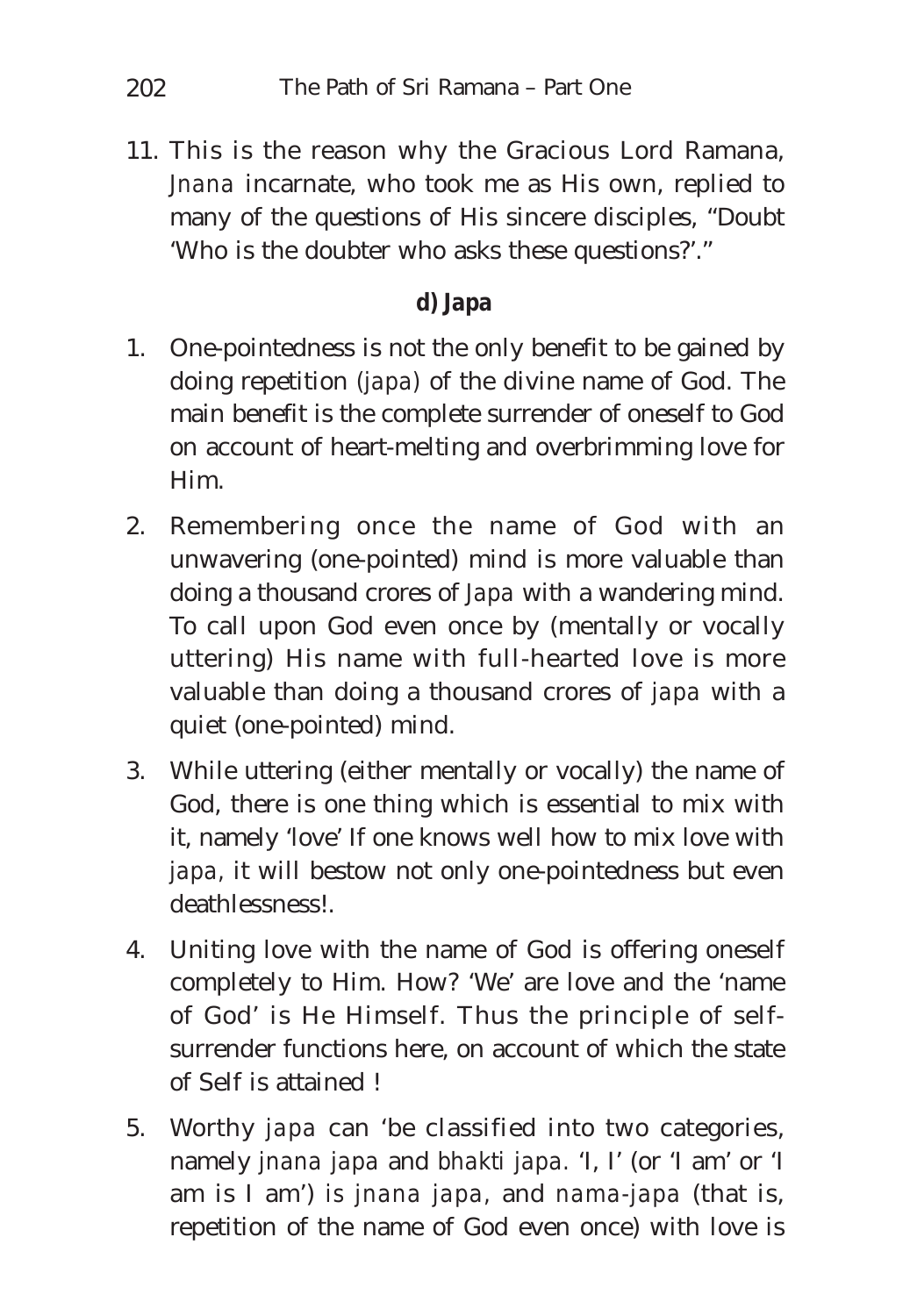11. This is the reason why the Gracious Lord Ramana, *Jnana* incarnate, who took me as His own, replied to many of the questions of His sincere disciples, "Doubt 'Who is the doubter who asks these questions?'."

### d) Japa

1. One-pointedness is not the only benefit to be gained by doing repetition (*japa*) of the divine name of God. The main benefit is the complete surrender of oneself to God on account of heart-melting and overbrimming love for Him.

2. Remembering once the name of God with an unwavering (one-pointed) mind is more valuable than doing a thousand crores of *Japa* with a wandering mind. To call upon God even once by (mentally or vocally uttering) His name with full-hearted love is more valuable than doing a thousand crores of *japa* with a quiet (one-pointed) mind.

3. While uttering (either mentally or vocally) the name of God, there is one thing which is essential to mix with it, namely 'love' If one knows well how to mix love with *japa*, it will bestow not only one-pointedness but even deathlessness!.

4. Uniting love with the name of God is offering oneself completely to Him. How? 'We' are love and the 'name of God' is He Himself. Thus the principle of self-surrender functions here, on account of which the state of Self is attained !

5. Worthy *japa* can 'be classified into two categories, namely *jnana japa* and *bhakti japa*. 'I, I' (or 'I am' or 'I am is I am') is *jnana japa*, and *nama-japa* (that is, repetition of the name of God even once) with love is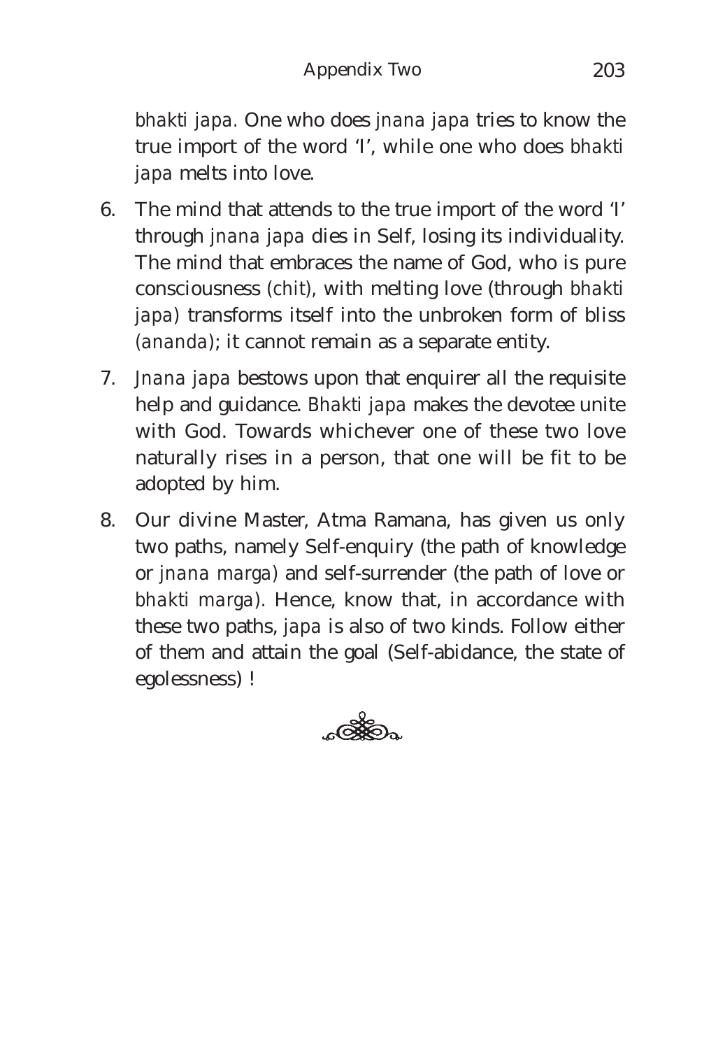*bhakti japa*. One who does *jnana japa* tries to know the true import of the word 'I', while one who does *bhakti japa* melts into love.

6. The mind that attends to the true import of the word 'I' through *jnana japa* dies in Self, losing its individuality. The mind that embraces the name of God, who is pure consciousness *(chit)*, with melting love (through *bhakti japa)* transforms itself into the unbroken form of bliss *(ananda)*; it cannot remain as a separate entity.

7. *Jnana japa* bestows upon that enquirer all the requisite help and guidance. *Bhakti japa* makes the devotee unite with God. Towards whichever one of these two love naturally rises in a person, that one will be fit to be adopted by him.

8. Our divine Master, Atma Ramana, has given us only two paths, namely Self-enquiry (the path of knowledge or *jnana marga)* and self-surrender (the path of love or *bhakti marga)*. Hence, know that, in accordance with these two paths, *japa* is also of two kinds. Follow either of them and attain the goal (Self-abidance, the state of egolessness) !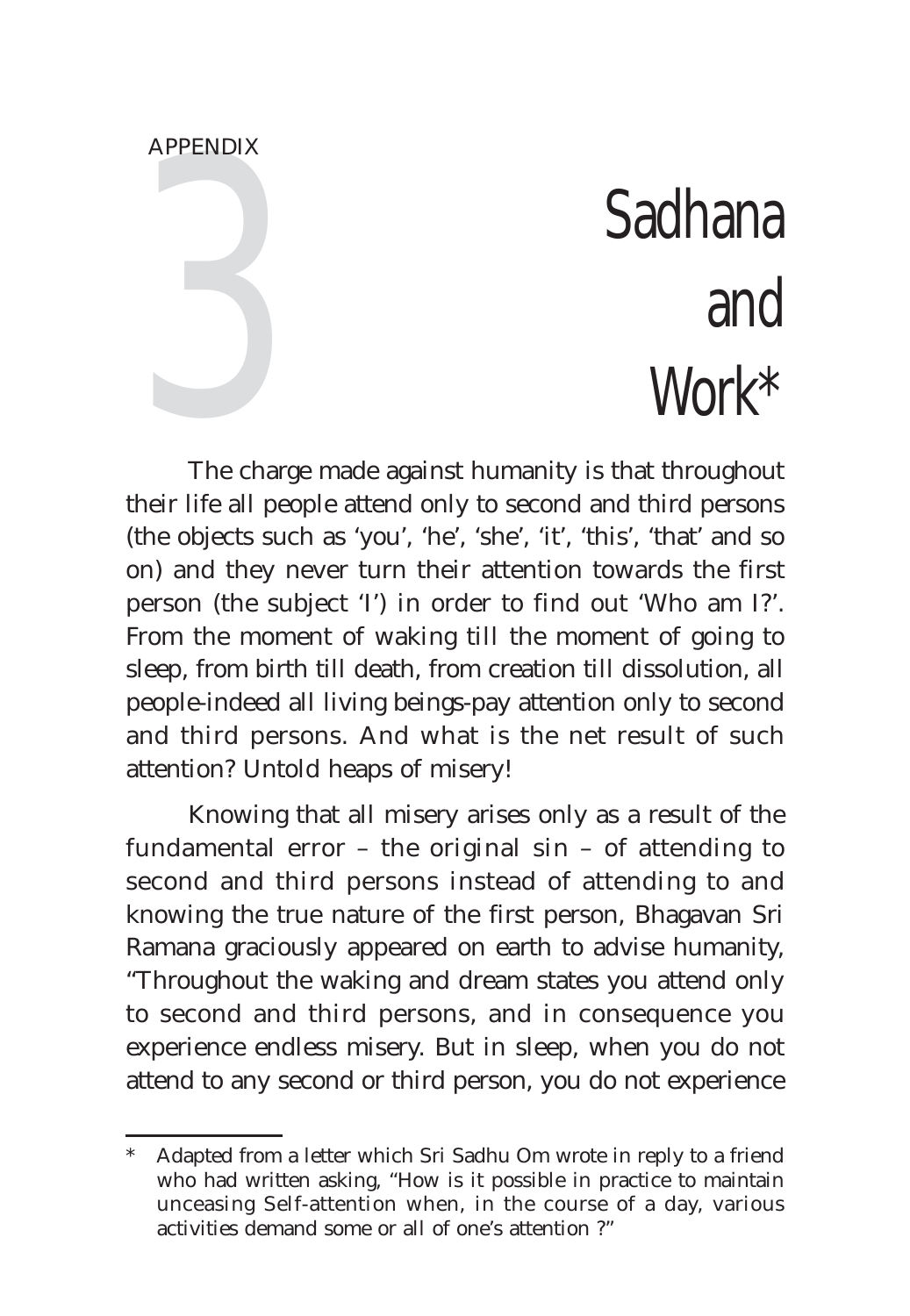APPENDIX 3

# Sadhana and Work*

The charge made against humanity is that throughout their life all people attend only to second and third persons (the objects such as 'you', 'he', 'she', 'it', 'this', 'that' and so on) and they never turn their attention towards the first person (the subject 'I') in order to find out 'Who am I?'. From the moment of waking till the moment of going to sleep, from birth till death, from creation till dissolution, all people-indeed all living beings-pay attention only to second and third persons. And what is the net result of such attention? Untold heaps of misery!

Knowing that all misery arises only as a result of the fundamental error – the original sin – of attending to second and third persons instead of attending to and knowing the true nature of the first person, Bhagavan Sri Ramana graciously appeared on earth to advise humanity, "Throughout the waking and dream states you attend only to second and third persons, and in consequence you experience endless misery. But in sleep, when you do not attend to any second or third person, you do not experience

---

\* Adapted from a letter which Sri Sadhu Om wrote in reply to a friend who had written asking, "How is it possible in practice to maintain unceasing Self-attention when, in the course of a day, various activities demand some or all of one's attention ?"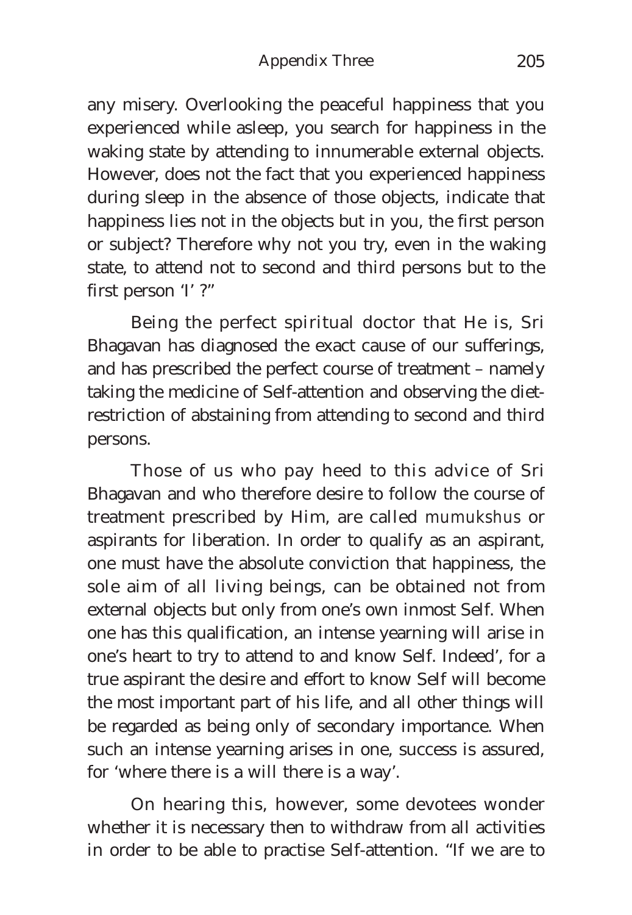any misery. Overlooking the peaceful happiness that you experienced while asleep, you search for happiness in the waking state by attending to innumerable external objects. However, does not the fact that you experienced happiness during sleep in the absence of those objects, indicate that happiness lies not in the objects but in you, the first person or subject? Therefore why not you try, even in the waking state, to attend not to second and third persons but to the first person 'I' ?"

Being the perfect spiritual doctor that He is, Sri Bhagavan has diagnosed the exact cause of our sufferings, and has prescribed the perfect course of treatment – namely taking the medicine of Self-attention and observing the diet-restriction of abstaining from attending to second and third persons.

Those of us who pay heed to this advice of Sri Bhagavan and who therefore desire to follow the course of treatment prescribed by Him, are called *mumukshus* or aspirants for liberation. In order to qualify as an aspirant, one must have the absolute conviction that happiness, the sole aim of all living beings, can be obtained not from external objects but only from one's own inmost Self. When one has this qualification, an intense yearning will arise in one's heart to try to attend to and know Self. Indeed', for a true aspirant the desire and effort to know Self will become the most important part of his life, and all other things will be regarded as being only of secondary importance. When such an intense yearning arises in one, success is assured, for 'where there is a will there is a way'.

On hearing this, however, some devotees wonder whether it is necessary then to withdraw from all activities in order to be able to practise Self-attention. "If we are to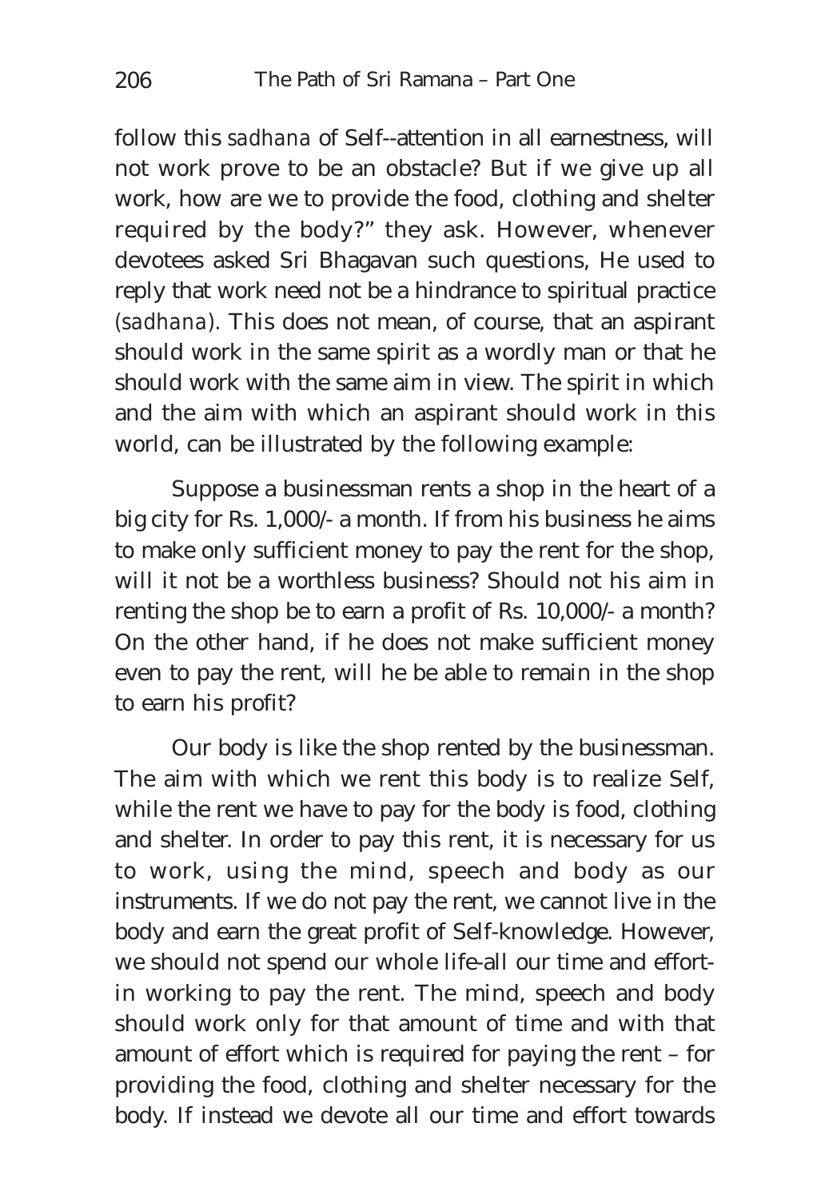follow this *sadhana* of Self--attention in all earnestness, will not work prove to be an obstacle? But if we give up all work, how are we to provide the food, clothing and shelter required by the body?" they ask. However, whenever devotees asked Sri Bhagavan such questions, He used to reply that work need not be a hindrance to spiritual practice (*sadhana*). This does not mean, of course, that an aspirant should work in the same spirit as a wordly man or that he should work with the same aim in view. The spirit in which and the aim with which an aspirant should work in this world, can be illustrated by the following example:

Suppose a businessman rents a shop in the heart of a big city for Rs. 1,000/- a month. If from his business he aims to make only sufficient money to pay the rent for the shop, will it not be a worthless business? Should not his aim in renting the shop be to earn a profit of Rs. 10,000/- a month? On the other hand, if he does not make sufficient money even to pay the rent, will he be able to remain in the shop to earn his profit?

Our body is like the shop rented by the businessman. The aim with which we rent this body is to realize Self, while the rent we have to pay for the body is food, clothing and shelter. In order to pay this rent, it is necessary for us to work, using the mind, speech and body as our instruments. If we do not pay the rent, we cannot live in the body and earn the great profit of Self-knowledge. However, we should not spend our whole life-all our time and effort-in working to pay the rent. The mind, speech and body should work only for that amount of time and with that amount of effort which is required for paying the rent – for providing the food, clothing and shelter necessary for the body. If instead we devote all our time and effort towards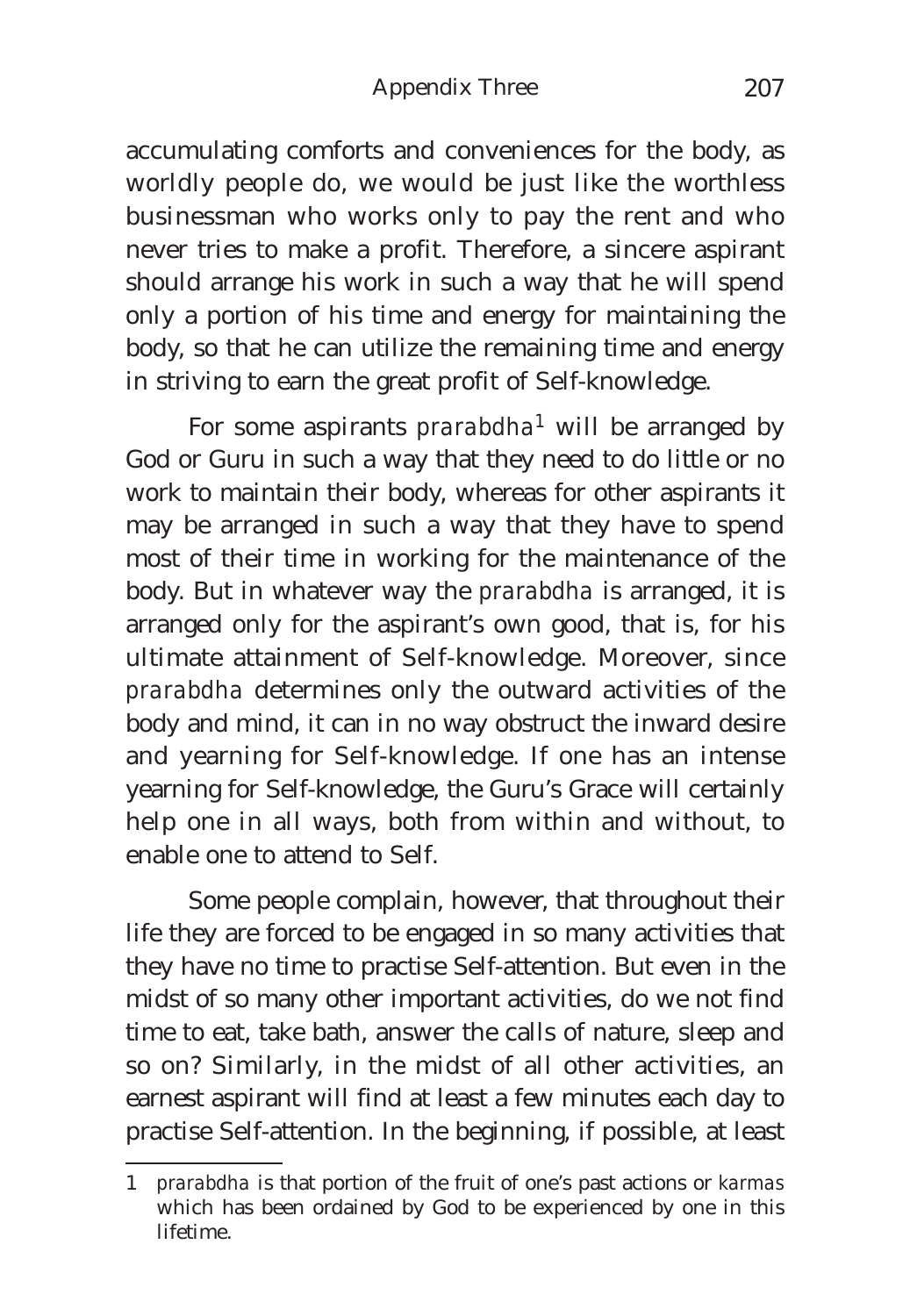accumulating comforts and conveniences for the body, as worldly people do, we would be just like the worthless businessman who works only to pay the rent and who never tries to make a profit. Therefore, a sincere aspirant should arrange his work in such a way that he will spend only a portion of his time and energy for maintaining the body, so that he can utilize the remaining time and energy in striving to earn the great profit of Self-knowledge.

For some aspirants *prarabdha*[1] will be arranged by God or Guru in such a way that they need to do little or no work to maintain their body, whereas for other aspirants it may be arranged in such a way that they have to spend most of their time in working for the maintenance of the body. But in whatever way the *prarabdha* is arranged, it is arranged only for the aspirant's own good, that is, for his ultimate attainment of Self-knowledge. Moreover, since *prarabdha* determines only the outward activities of the body and mind, it can in no way obstruct the inward desire and yearning for Self-knowledge. If one has an intense yearning for Self-knowledge, the Guru's Grace will certainly help one in all ways, both from within and without, to enable one to attend to Self.

Some people complain, however, that throughout their life they are forced to be engaged in so many activities that they have no time to practise Self-attention. But even in the midst of so many other important activities, do we not find time to eat, take bath, answer the calls of nature, sleep and so on? Similarly, in the midst of all other activities, an earnest aspirant will find at least a few minutes each day to practise Self-attention. In the beginning, if possible, at least

---

1 *prarabdha* is that portion of the fruit of one's past actions or *karmas* which has been ordained by God to be experienced by one in this lifetime.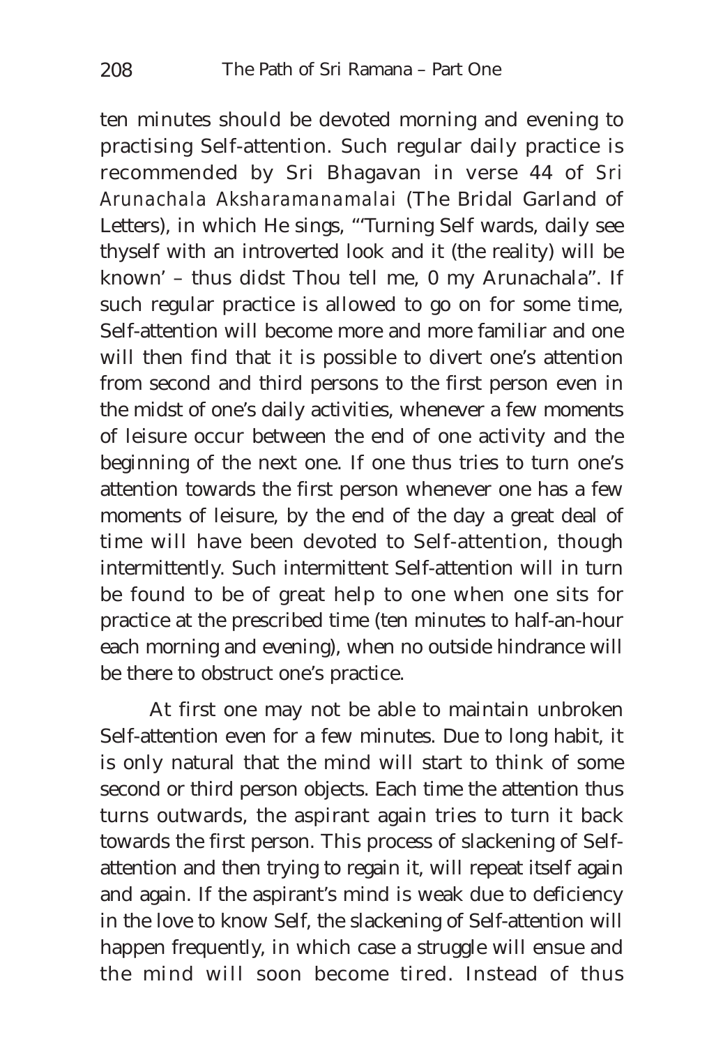ten minutes should be devoted morning and evening to practising Self-attention. Such regular daily practice is recommended by Sri Bhagavan in verse 44 of *Sri Arunachala Aksharamanamalai* (The Bridal Garland of Letters), in which He sings, "'Turning Self wards, daily see thyself with an introverted look and it (the reality) will be known' – thus didst Thou tell me, 0 my Arunachala". If such regular practice is allowed to go on for some time, Self-attention will become more and more familiar and one will then find that it is possible to divert one's attention from second and third persons to the first person even in the midst of one's daily activities, whenever a few moments of leisure occur between the end of one activity and the beginning of the next one. If one thus tries to turn one's attention towards the first person whenever one has a few moments of leisure, by the end of the day a great deal of time will have been devoted to Self-attention, though intermittently. Such intermittent Self-attention will in turn be found to be of great help to one when one sits for practice at the prescribed time (ten minutes to half-an-hour each morning and evening), when no outside hindrance will be there to obstruct one's practice.

At first one may not be able to maintain unbroken Self-attention even for a few minutes. Due to long habit, it is only natural that the mind will start to think of some second or third person objects. Each time the attention thus turns outwards, the aspirant again tries to turn it back towards the first person. This process of slackening of Self-attention and then trying to regain it, will repeat itself again and again. If the aspirant's mind is weak due to deficiency in the love to know Self, the slackening of Self-attention will happen frequently, in which case a struggle will ensue and the mind will soon become tired. Instead of thus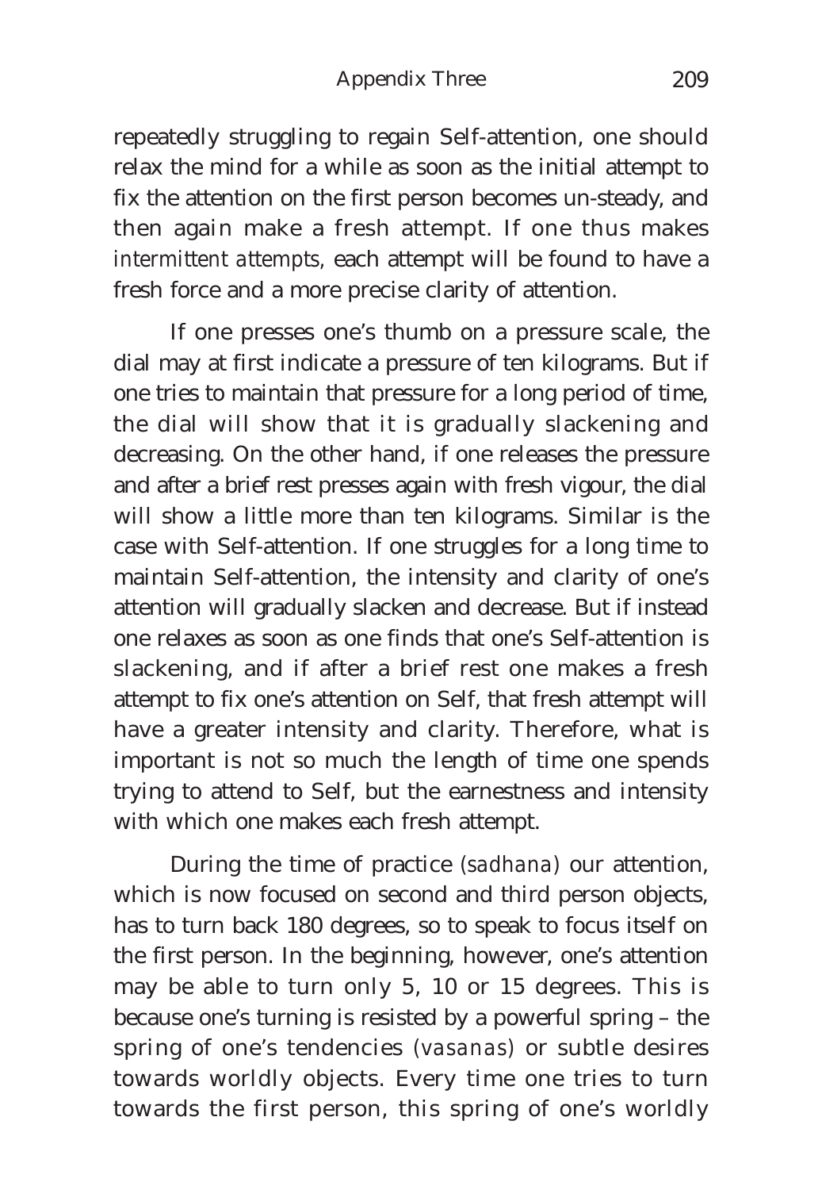repeatedly struggling to regain Self-attention, one should relax the mind for a while as soon as the initial attempt to fix the attention on the first person becomes un-steady, and then again make a fresh attempt. If one thus makes *intermittent attempts*, each attempt will be found to have a fresh force and a more precise clarity of attention.

If one presses one's thumb on a pressure scale, the dial may at first indicate a pressure of ten kilograms. But if one tries to maintain that pressure for a long period of time, the dial will show that it is gradually slackening and decreasing. On the other hand, if one releases the pressure and after a brief rest presses again with fresh vigour, the dial will show a little more than ten kilograms. Similar is the case with Self-attention. If one struggles for a long time to maintain Self-attention, the intensity and clarity of one's attention will gradually slacken and decrease. But if instead one relaxes as soon as one finds that one's Self-attention is slackening, and if after a brief rest one makes a fresh attempt to fix one's attention on Self, that fresh attempt will have a greater intensity and clarity. Therefore, what is important is not so much the length of time one spends trying to attend to Self, but the earnestness and intensity with which one makes each fresh attempt.

During the time of practice (*sadhana*) our attention, which is now focused on second and third person objects, has to turn back 180 degrees, so to speak to focus itself on the first person. In the beginning, however, one's attention may be able to turn only 5, 10 or 15 degrees. This is because one's turning is resisted by a powerful spring – the spring of one's tendencies (*vasanas*) or subtle desires towards worldly objects. Every time one tries to turn towards the first person, this spring of one's worldly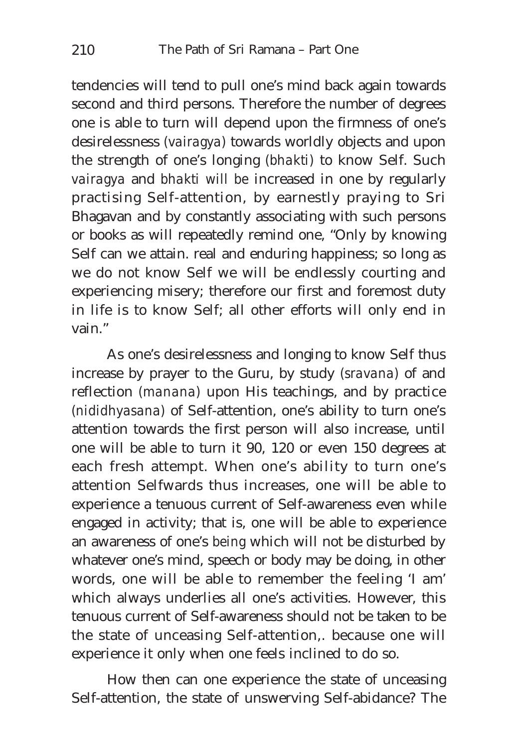tendencies will tend to pull one's mind back again towards second and third persons. Therefore the number of degrees one is able to turn will depend upon the firmness of one's desirelessness (*vairagya*) towards worldly objects and upon the strength of one's longing (*bhakti*) to know Self. Such *vairagya* and *bhakti will be* increased in one by regularly practising Self-attention, by earnestly praying to Sri Bhagavan and by constantly associating with such persons or books as will repeatedly remind one, "Only by knowing Self can we attain. real and enduring happiness; so long as we do not know Self we will be endlessly courting and experiencing misery; therefore our first and foremost duty in life is to know Self; all other efforts will only end in vain."

As one's desirelessness and longing to know Self thus increase by prayer to the Guru, by study (*sravana*) of and reflection (*manana*) upon His teachings, and by practice (*nididhyasana*) of Self-attention, one's ability to turn one's attention towards the first person will also increase, until one will be able to turn it 90, 120 or even 150 degrees at each fresh attempt. When one's ability to turn one's attention Selfwards thus increases, one will be able to experience a tenuous current of Self-awareness even while engaged in activity; that is, one will be able to experience an awareness of one's *being* which will not be disturbed by whatever one's mind, speech or body may be doing, in other words, one will be able to remember the feeling 'I am' which always underlies all one's activities. However, this tenuous current of Self-awareness should not be taken to be the state of unceasing Self-attention,. because one will experience it only when one feels inclined to do so.

How then can one experience the state of unceasing Self-attention, the state of unswerving Self-abidance? The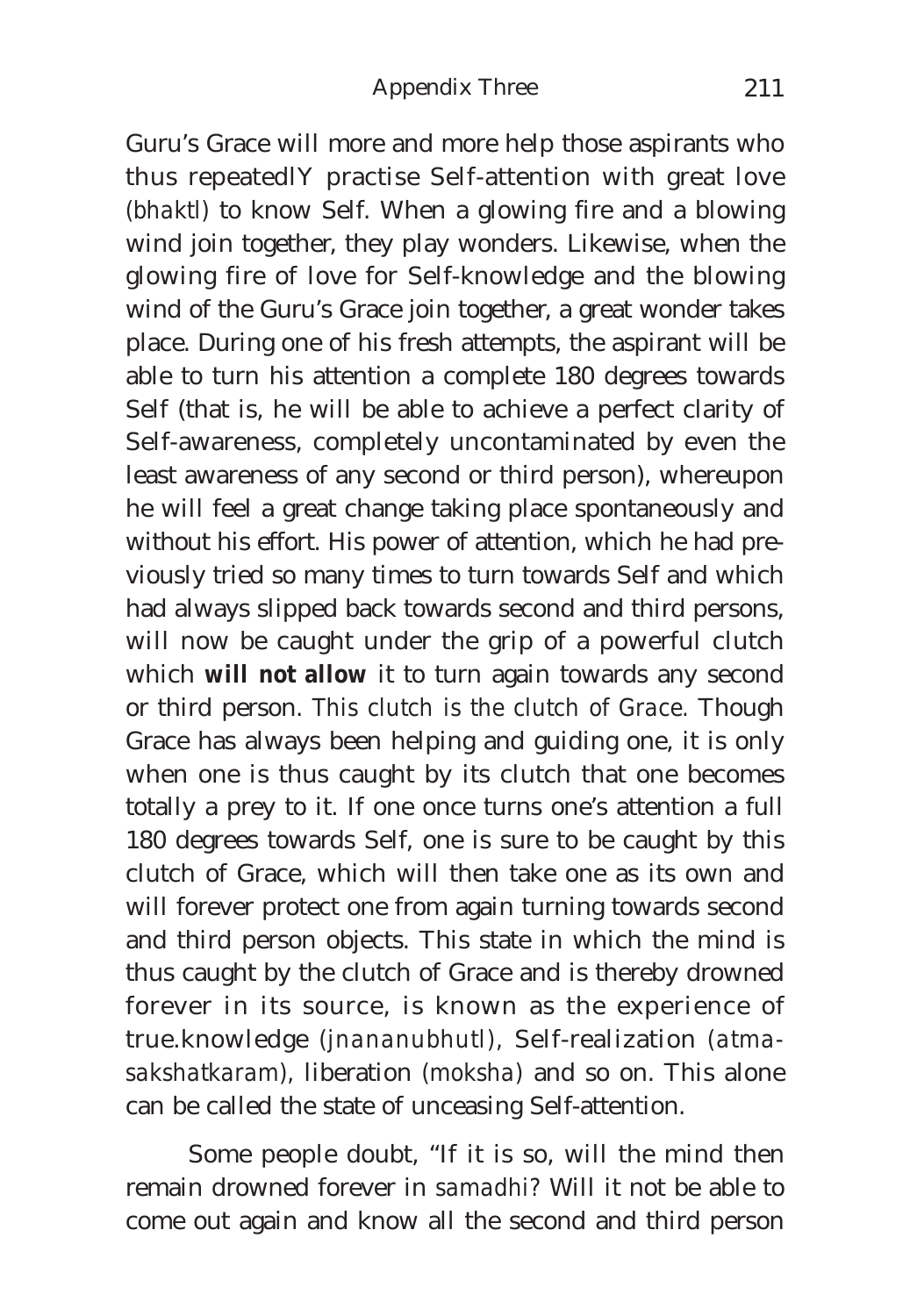Guru's Grace will more and more help those aspirants who thus repeatedlY practise Self-attention with great love *(bhaktl)* to know Self. When a glowing fire and a blowing wind join together, they play wonders. Likewise, when the glowing fire of love for Self-knowledge and the blowing wind of the Guru's Grace join together, a great wonder takes place. During one of his fresh attempts, the aspirant will be able to turn his attention a complete 180 degrees towards Self (that is, he will be able to achieve a perfect clarity of Self-awareness, completely uncontaminated by even the least awareness of any second or third person), whereupon he will feel a great change taking place spontaneously and without his effort. His power of attention, which he had previously tried so many times to turn towards Self and which had always slipped back towards second and third persons, will now be caught under the grip of a powerful clutch which **will not allow** it to turn again towards any second or third person. *This clutch is the clutch of Grace.* Though Grace has always been helping and guiding one, it is only when one is thus caught by its clutch that one becomes totally a prey to it. If one once turns one's attention a full 180 degrees towards Self, one is sure to be caught by this clutch of Grace, which will then take one as its own and will forever protect one from again turning towards second and third person objects. This state in which the mind is thus caught by the clutch of Grace and is thereby drowned forever in its source, is known as the experience of true.knowledge *(jnananubhutl)*, Self-realization *(atma-sakshatkaram)*, liberation *(moksha)* and so on. This alone can be called the state of unceasing Self-attention.

Some people doubt, "If it is so, will the mind then remain drowned forever in *samadhi*? Will it not be able to come out again and know all the second and third person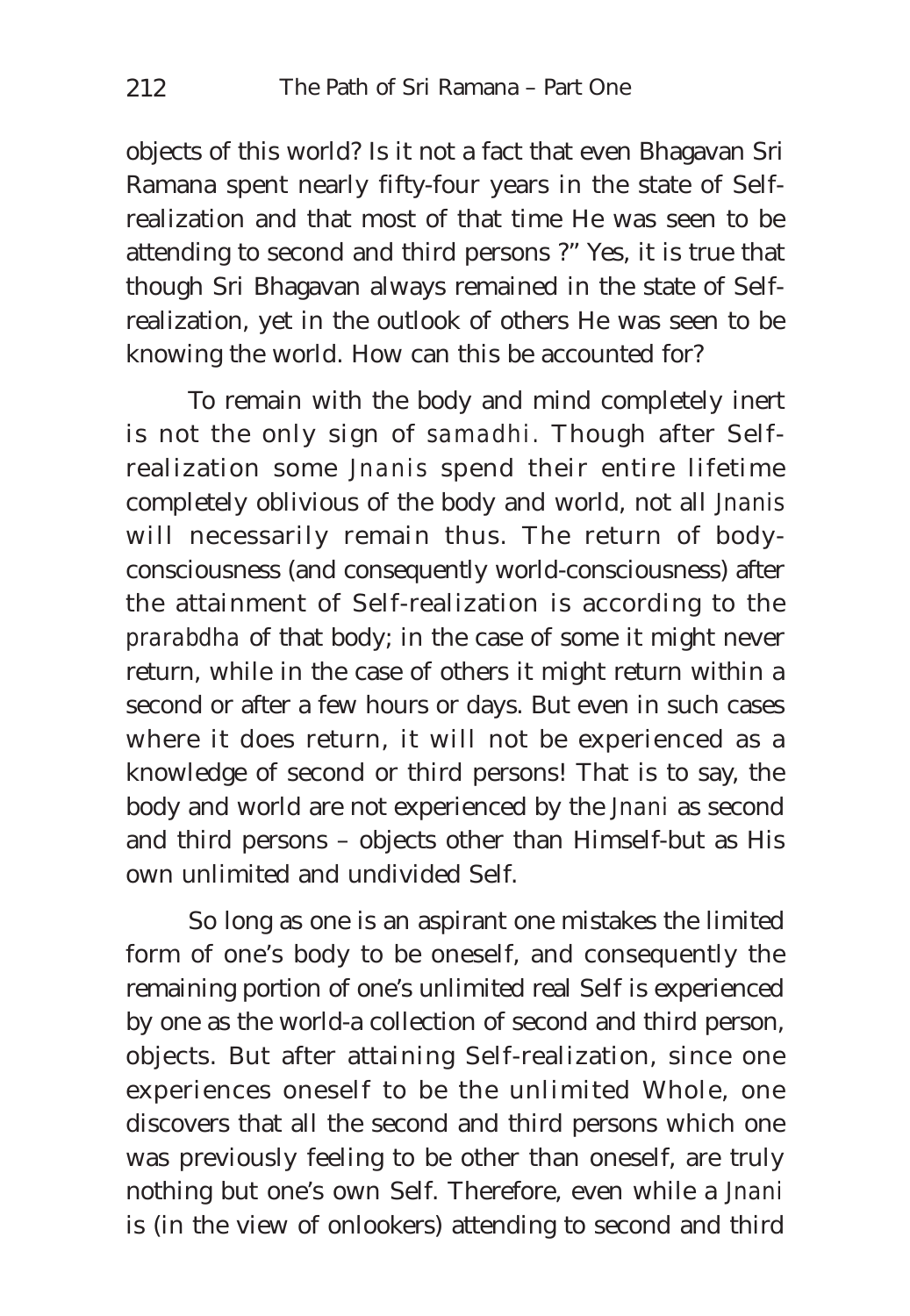objects of this world? Is it not a fact that even Bhagavan Sri Ramana spent nearly fifty-four years in the state of Self-realization and that most of that time He was seen to be attending to second and third persons ?" Yes, it is true that though Sri Bhagavan always remained in the state of Self-realization, yet in the outlook of others He was seen to be knowing the world. How can this be accounted for?

To remain with the body and mind completely inert is not the only sign of *samadhi*. Though after Self-realization some *Jnanis* spend their entire lifetime completely oblivious of the body and world, not all *Jnanis* will necessarily remain thus. The return of body-consciousness (and consequently world-consciousness) after the attainment of Self-realization is according to the *prarabdha* of that body; in the case of some it might never return, while in the case of others it might return within a second or after a few hours or days. But even in such cases where it does return, it will not be experienced as a knowledge of second or third persons! That is to say, the body and world are not experienced by the *Jnani* as second and third persons – objects other than Himself-but as His own unlimited and undivided Self.

So long as one is an aspirant one mistakes the limited form of one's body to be oneself, and consequently the remaining portion of one's unlimited real Self is experienced by one as the world-a collection of second and third person, objects. But after attaining Self-realization, since one experiences oneself to be the unlimited Whole, one discovers that all the second and third persons which one was previously feeling to be other than oneself, are truly nothing but one's own Self. Therefore, even while a *Jnani* is (in the view of onlookers) attending to second and third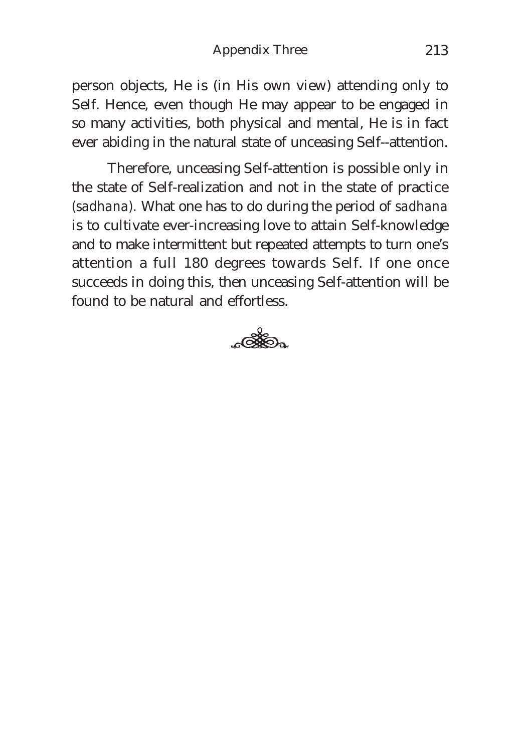person objects, He is (in His own view) attending only to Self. Hence, even though He may appear to be engaged in so many activities, both physical and mental, He is in fact ever abiding in the natural state of unceasing Self--attention.

Therefore, unceasing Self-attention is possible only in the state of Self-realization and not in the state of practice (*sadhana*). What one has to do during the period of *sadhana* is to cultivate ever-increasing love to attain Self-knowledge and to make intermittent but repeated attempts to turn one's attention a full 180 degrees towards Self. If one once succeeds in doing this, then unceasing Self-attention will be found to be natural and effortless.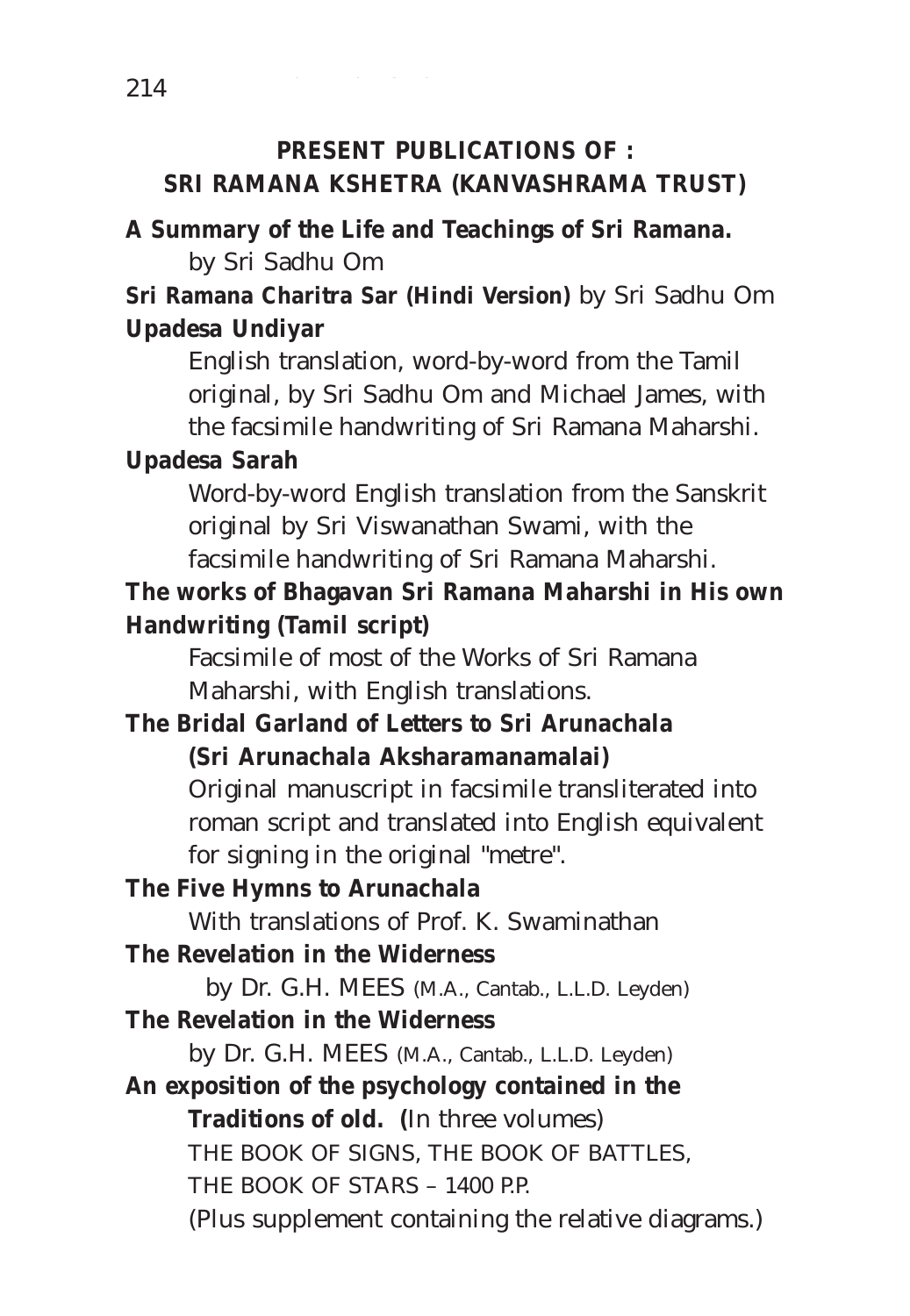## PRESENT PUBLICATIONS OF : SRI RAMANA KSHETRA (KANVASHRAMA TRUST)

**A Summary of the Life and Teachings of Sri Ramana.**
by Sri Sadhu Om

**Sri Ramana Charitra Sar (Hindi Version)** by Sri Sadhu Om

**Upadesa Undiyar**
English translation, word-by-word from the Tamil original, by Sri Sadhu Om and Michael James, with the facsimile handwriting of Sri Ramana Maharshi.

**Upadesa Sarah**
Word-by-word English translation from the Sanskrit original by Sri Viswanathan Swami, with the facsimile handwriting of Sri Ramana Maharshi.

**The works of Bhagavan Sri Ramana Maharshi in His own Handwriting (Tamil script)**
Facsimile of most of the Works of Sri Ramana Maharshi, with English translations.

**The Bridal Garland of Letters to Sri Arunachala (Sri Arunachala Aksharamanamalai)**
Original manuscript in facsimile transliterated into roman script and translated into English equivalent for signing in the original "metre".

**The Five Hymns to Arunachala**
With translations of Prof. K. Swaminathan

**The Revelation in the Widerness**
by Dr. G.H. MEES (M.A., Cantab., L.L.D. Leyden)

**The Revelation in the Widerness**
by Dr. G.H. MEES (M.A., Cantab., L.L.D. Leyden)

**An exposition of the psychology contained in the Traditions of old. (**In three volumes)
THE BOOK OF SIGNS, THE BOOK OF BATTLES, THE BOOK OF STARS – 1400 P.P.
(Plus supplement containing the relative diagrams.)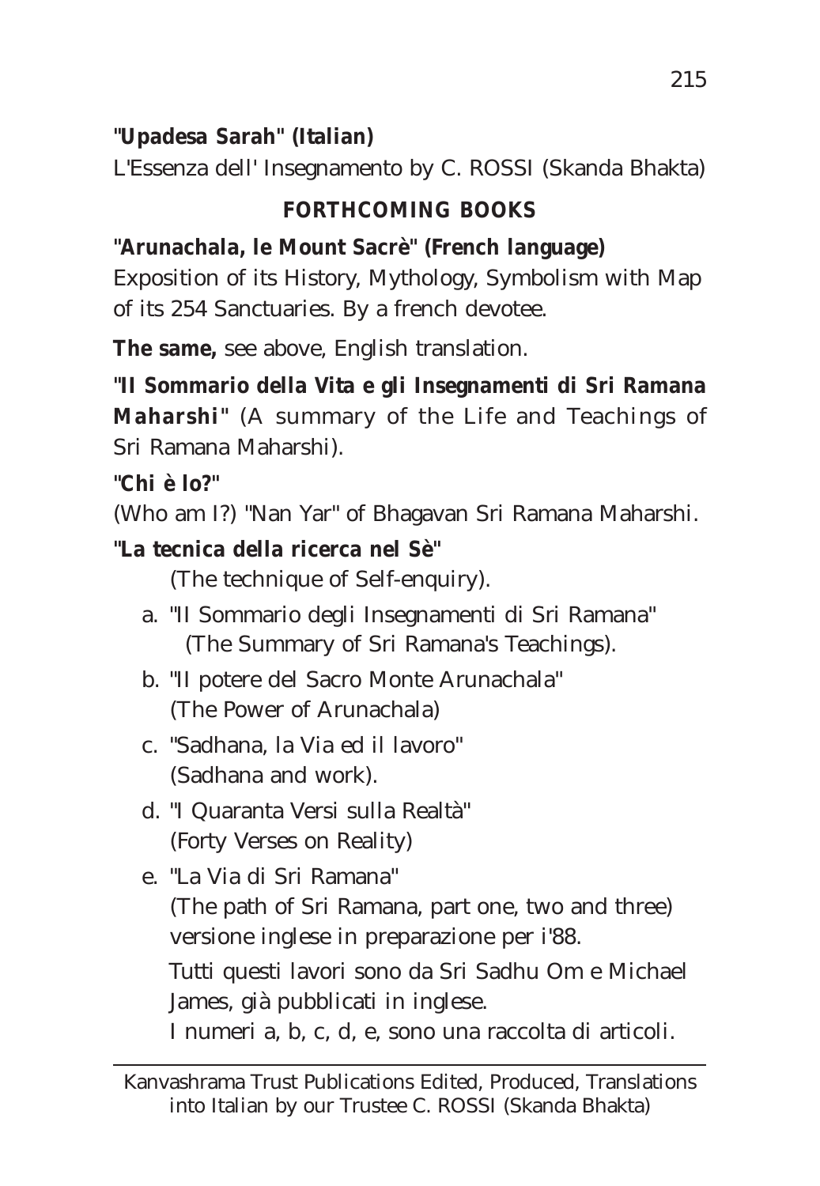**"Upadesa Sarah" (Italian)**

L'Essenza dell' Insegnamento by C. ROSSI (Skanda Bhakta)

## FORTHCOMING BOOKS

**"Arunachala, le Mount Sacrè" (French language)**

Exposition of its History, Mythology, Symbolism with Map of its 254 Sanctuaries. By a french devotee.

**The same,** see above, English translation.

**"Il Sommario della Vita e gli Insegnamenti di Sri Ramana Maharshi"** (A summary of the Life and Teachings of Sri Ramana Maharshi).

**"Chi è Io?"**

(Who am I?) "Nan Yar" of Bhagavan Sri Ramana Maharshi.

**"La tecnica della ricerca nel Sè"**

(The technique of Self-enquiry).

a. "Il Sommario degli Insegnamenti di Sri Ramana" (The Summary of Sri Ramana's Teachings).

b. "Il potere del Sacro Monte Arunachala" (The Power of Arunachala)

c. "Sadhana, la Via ed il lavoro" (Sadhana and work).

d. "I Quaranta Versi sulla Realtà" (Forty Verses on Reality)

e. "La Via di Sri Ramana" (The path of Sri Ramana, part one, two and three) versione inglese in preparazione per i'88.

Tutti questi lavori sono da Sri Sadhu Om e Michael James, già pubblicati in inglese.

I numeri a, b, c, d, e, sono una raccolta di articoli.

---

Kanvashrama Trust Publications Edited, Produced, Translations into Italian by our Trustee C. ROSSI (Skanda Bhakta)